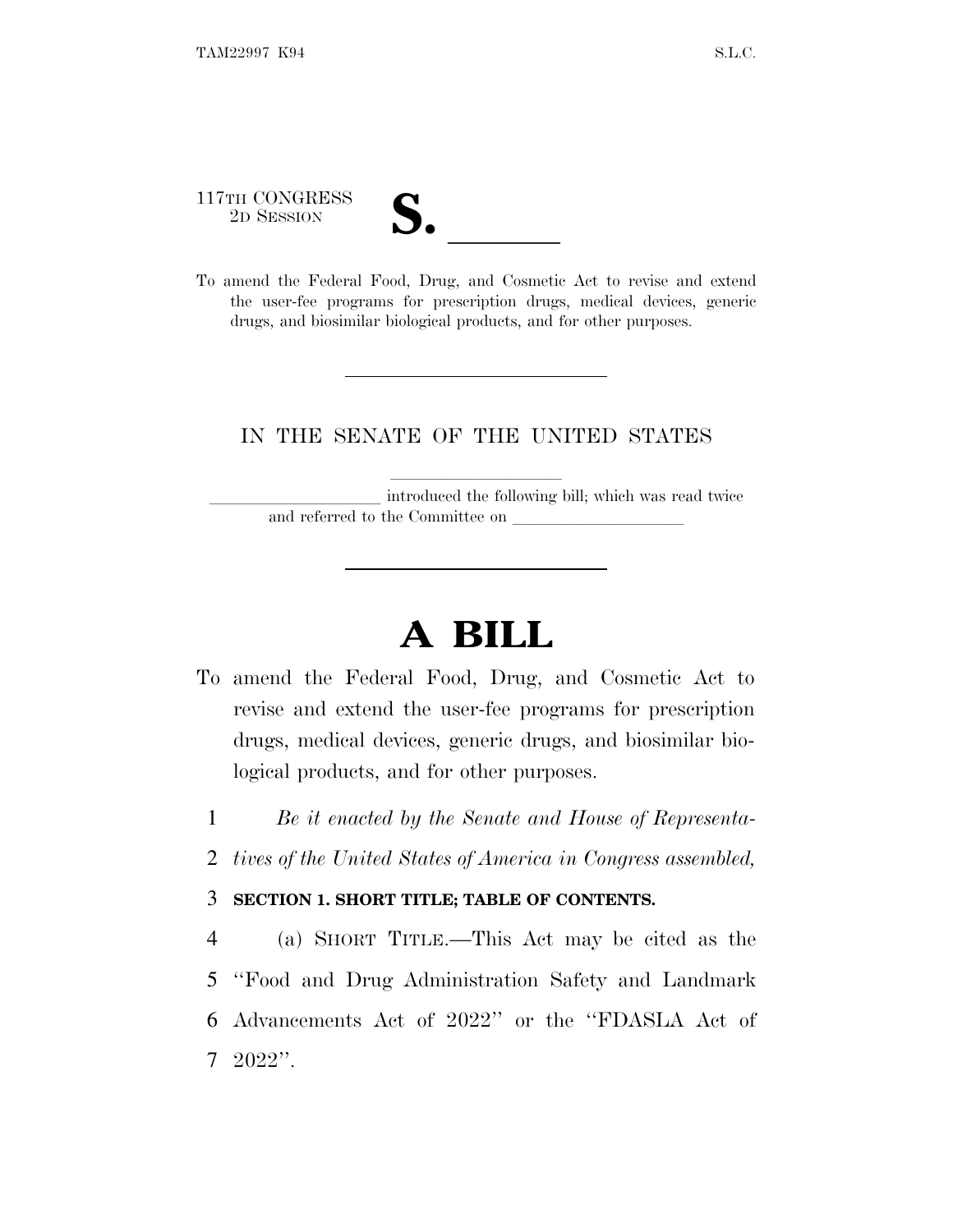117TH CONGRESS
2D SESSION

# S. ______

To amend the Federal Food, Drug, and Cosmetic Act to revise and extend the user-fee programs for prescription drugs, medical devices, generic drugs, and biosimilar biological products, and for other purposes.

---

IN THE SENATE OF THE UNITED STATES

______________________ introduced the following bill; which was read twice and referred to the Committee on ______________________

---

# A BILL

To amend the Federal Food, Drug, and Cosmetic Act to revise and extend the user-fee programs for prescription drugs, medical devices, generic drugs, and biosimilar biological products, and for other purposes.

1 *Be it enacted by the Senate and House of Representa-*
2 *tives of the United States of America in Congress assembled,*

3 **SECTION 1. SHORT TITLE; TABLE OF CONTENTS.**

4 (a) SHORT TITLE.—This Act may be cited as the
5 ''Food and Drug Administration Safety and Landmark
6 Advancements Act of 2022'' or the ''FDASLA Act of
7 2022''.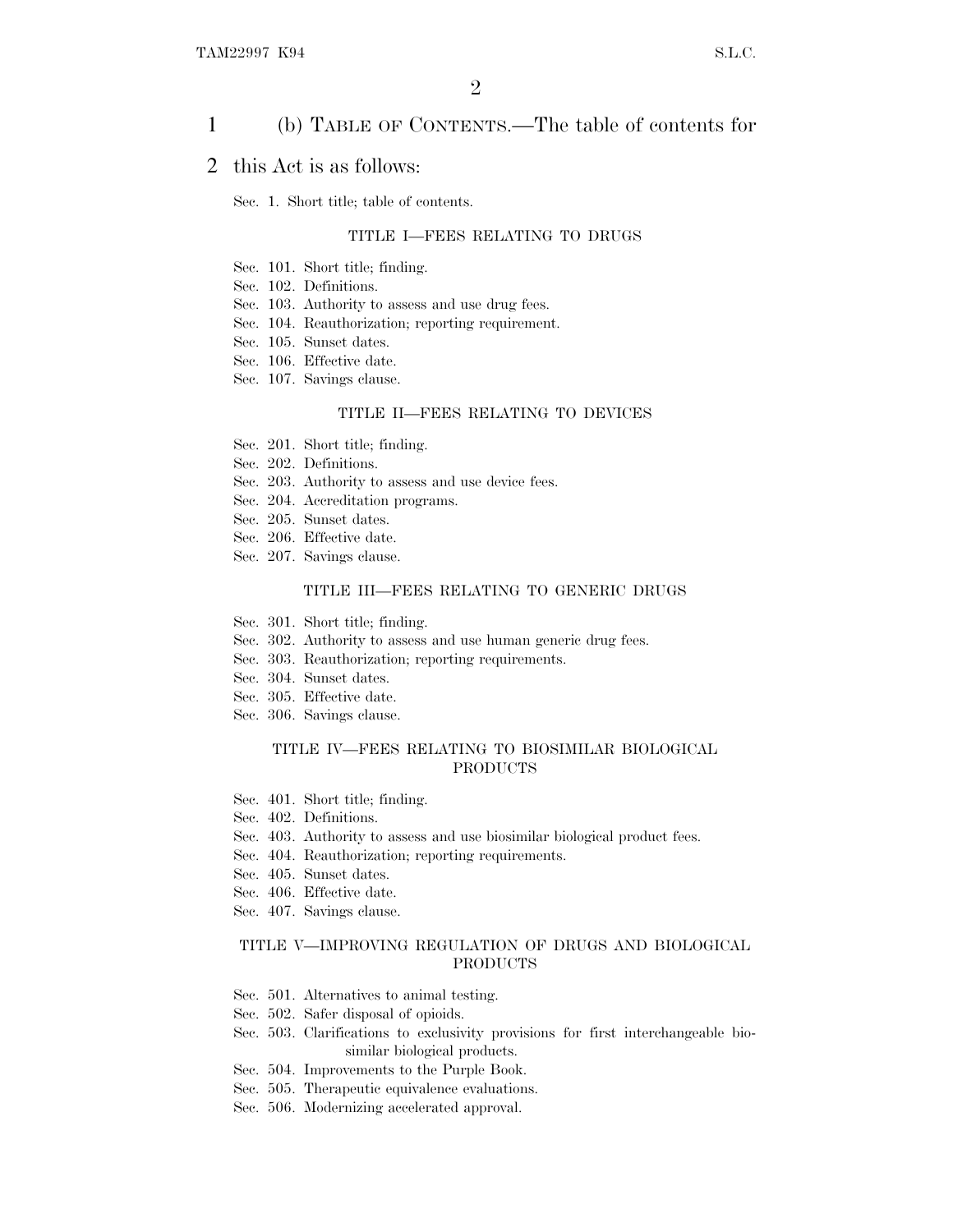(b) TABLE OF CONTENTS.—The table of contents for this Act is as follows:

Sec. 1. Short title; table of contents.

TITLE I—FEES RELATING TO DRUGS

Sec. 101. Short title; finding.
Sec. 102. Definitions.
Sec. 103. Authority to assess and use drug fees.
Sec. 104. Reauthorization; reporting requirement.
Sec. 105. Sunset dates.
Sec. 106. Effective date.
Sec. 107. Savings clause.

TITLE II—FEES RELATING TO DEVICES

Sec. 201. Short title; finding.
Sec. 202. Definitions.
Sec. 203. Authority to assess and use device fees.
Sec. 204. Accreditation programs.
Sec. 205. Sunset dates.
Sec. 206. Effective date.
Sec. 207. Savings clause.

TITLE III—FEES RELATING TO GENERIC DRUGS

Sec. 301. Short title; finding.
Sec. 302. Authority to assess and use human generic drug fees.
Sec. 303. Reauthorization; reporting requirements.
Sec. 304. Sunset dates.
Sec. 305. Effective date.
Sec. 306. Savings clause.

TITLE IV—FEES RELATING TO BIOSIMILAR BIOLOGICAL PRODUCTS

Sec. 401. Short title; finding.
Sec. 402. Definitions.
Sec. 403. Authority to assess and use biosimilar biological product fees.
Sec. 404. Reauthorization; reporting requirements.
Sec. 405. Sunset dates.
Sec. 406. Effective date.
Sec. 407. Savings clause.

TITLE V—IMPROVING REGULATION OF DRUGS AND BIOLOGICAL PRODUCTS

Sec. 501. Alternatives to animal testing.
Sec. 502. Safer disposal of opioids.
Sec. 503. Clarifications to exclusivity provisions for first interchangeable biosimilar biological products.
Sec. 504. Improvements to the Purple Book.
Sec. 505. Therapeutic equivalence evaluations.
Sec. 506. Modernizing accelerated approval.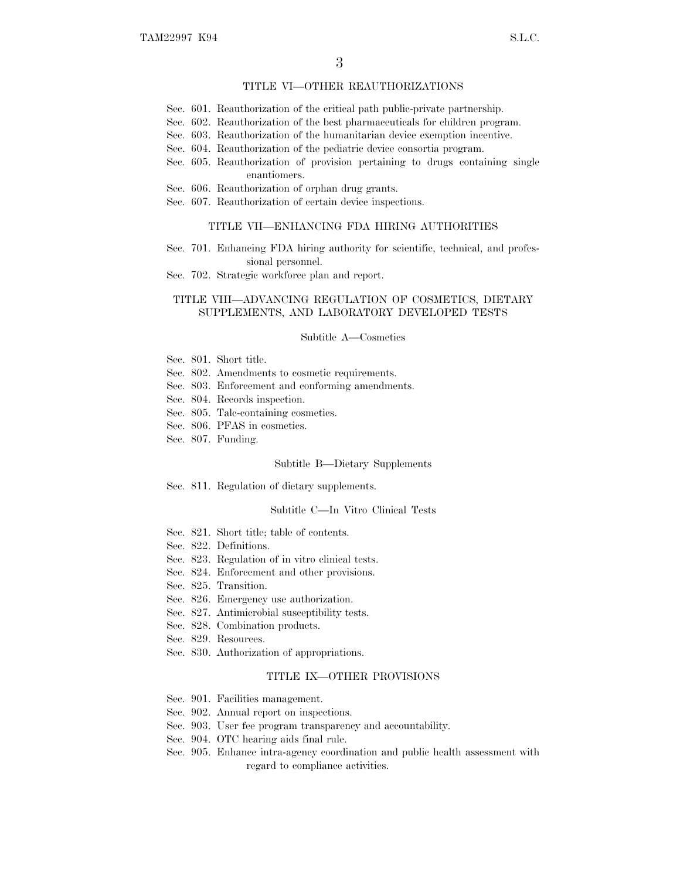## TITLE VI—OTHER REAUTHORIZATIONS

Sec. 601. Reauthorization of the critical path public-private partnership.
Sec. 602. Reauthorization of the best pharmaceuticals for children program.
Sec. 603. Reauthorization of the humanitarian device exemption incentive.
Sec. 604. Reauthorization of the pediatric device consortia program.
Sec. 605. Reauthorization of provision pertaining to drugs containing single enantiomers.
Sec. 606. Reauthorization of orphan drug grants.
Sec. 607. Reauthorization of certain device inspections.

## TITLE VII—ENHANCING FDA HIRING AUTHORITIES

Sec. 701. Enhancing FDA hiring authority for scientific, technical, and professional personnel.
Sec. 702. Strategic workforce plan and report.

## TITLE VIII—ADVANCING REGULATION OF COSMETICS, DIETARY SUPPLEMENTS, AND LABORATORY DEVELOPED TESTS

### Subtitle A—Cosmetics

Sec. 801. Short title.
Sec. 802. Amendments to cosmetic requirements.
Sec. 803. Enforcement and conforming amendments.
Sec. 804. Records inspection.
Sec. 805. Talc-containing cosmetics.
Sec. 806. PFAS in cosmetics.
Sec. 807. Funding.

### Subtitle B—Dietary Supplements

Sec. 811. Regulation of dietary supplements.

### Subtitle C—In Vitro Clinical Tests

Sec. 821. Short title; table of contents.
Sec. 822. Definitions.
Sec. 823. Regulation of in vitro clinical tests.
Sec. 824. Enforcement and other provisions.
Sec. 825. Transition.
Sec. 826. Emergency use authorization.
Sec. 827. Antimicrobial susceptibility tests.
Sec. 828. Combination products.
Sec. 829. Resources.
Sec. 830. Authorization of appropriations.

## TITLE IX—OTHER PROVISIONS

Sec. 901. Facilities management.
Sec. 902. Annual report on inspections.
Sec. 903. User fee program transparency and accountability.
Sec. 904. OTC hearing aids final rule.
Sec. 905. Enhance intra-agency coordination and public health assessment with regard to compliance activities.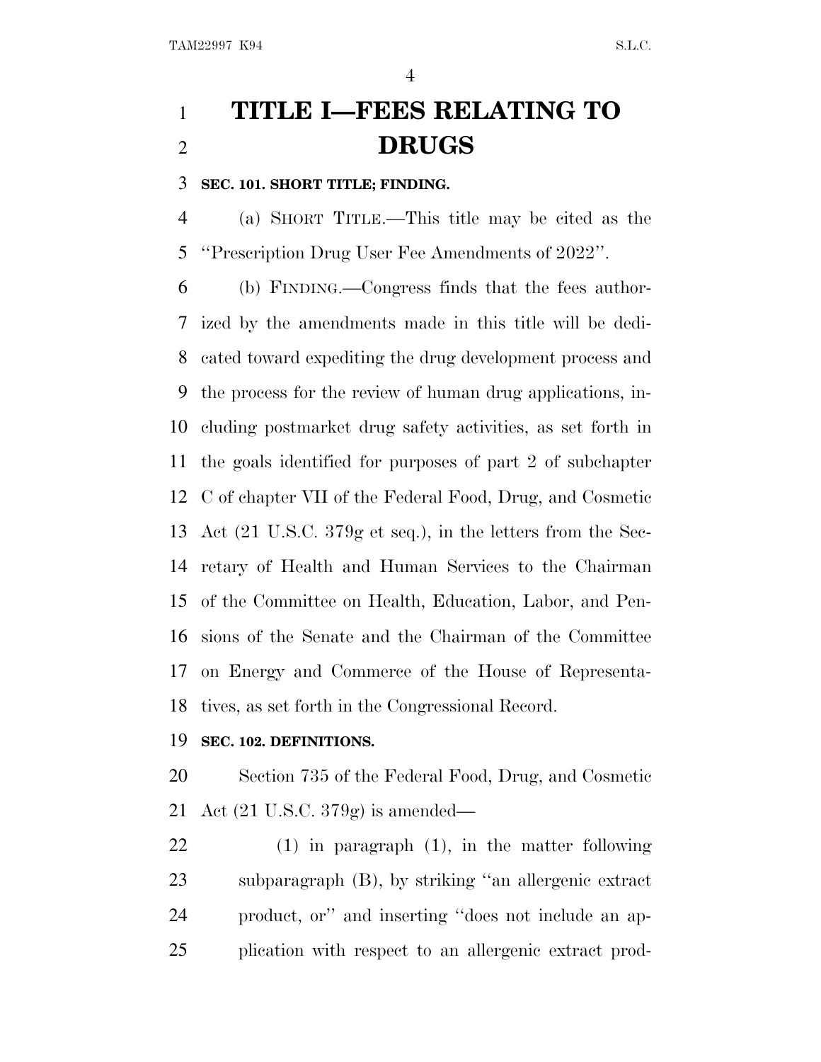# TITLE I—FEES RELATING TO DRUGS

**SEC. 101. SHORT TITLE; FINDING.**

(a) SHORT TITLE.—This title may be cited as the ''Prescription Drug User Fee Amendments of 2022''.

(b) FINDING.—Congress finds that the fees authorized by the amendments made in this title will be dedicated toward expediting the drug development process and the process for the review of human drug applications, including postmarket drug safety activities, as set forth in the goals identified for purposes of part 2 of subchapter C of chapter VII of the Federal Food, Drug, and Cosmetic Act (21 U.S.C. 379g et seq.), in the letters from the Secretary of Health and Human Services to the Chairman of the Committee on Health, Education, Labor, and Pensions of the Senate and the Chairman of the Committee on Energy and Commerce of the House of Representatives, as set forth in the Congressional Record.

**SEC. 102. DEFINITIONS.**

Section 735 of the Federal Food, Drug, and Cosmetic Act (21 U.S.C. 379g) is amended—

(1) in paragraph (1), in the matter following subparagraph (B), by striking ''an allergenic extract product, or'' and inserting ''does not include an application with respect to an allergenic extract prod-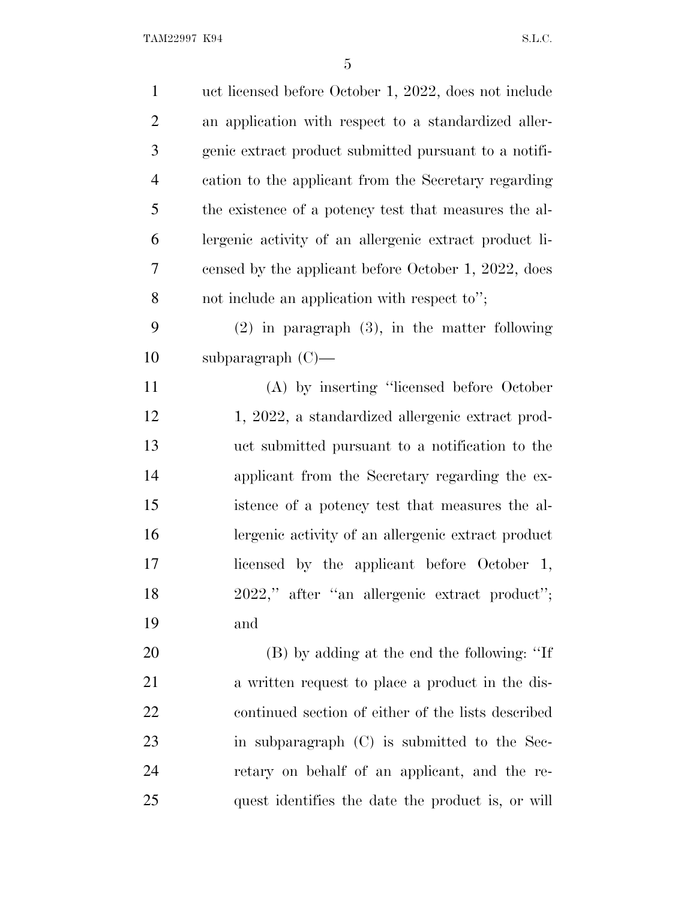uct licensed before October 1, 2022, does not include an application with respect to a standardized allergenic extract product submitted pursuant to a notification to the applicant from the Secretary regarding the existence of a potency test that measures the allergenic activity of an allergenic extract product licensed by the applicant before October 1, 2022, does not include an application with respect to'';

(2) in paragraph (3), in the matter following subparagraph (C)—

(A) by inserting ''licensed before October 1, 2022, a standardized allergenic extract product submitted pursuant to a notification to the applicant from the Secretary regarding the existence of a potency test that measures the allergenic activity of an allergenic extract product licensed by the applicant before October 1, 2022,'' after ''an allergenic extract product''; and

(B) by adding at the end the following: ''If a written request to place a product in the discontinued section of either of the lists described in subparagraph (C) is submitted to the Secretary on behalf of an applicant, and the request identifies the date the product is, or will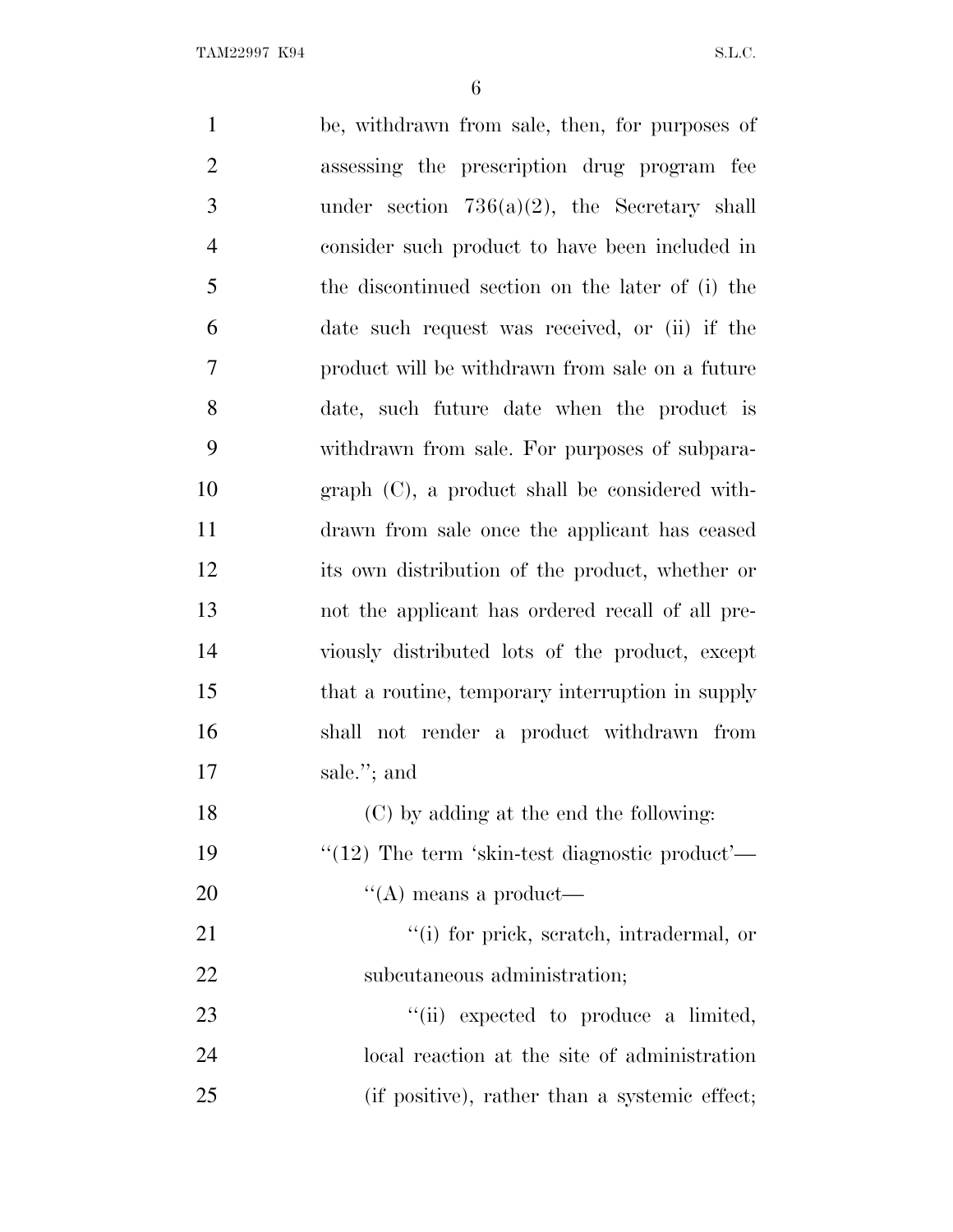be, withdrawn from sale, then, for purposes of assessing the prescription drug program fee under section 736(a)(2), the Secretary shall consider such product to have been included in the discontinued section on the later of (i) the date such request was received, or (ii) if the product will be withdrawn from sale on a future date, such future date when the product is withdrawn from sale. For purposes of subparagraph (C), a product shall be considered withdrawn from sale once the applicant has ceased its own distribution of the product, whether or not the applicant has ordered recall of all previously distributed lots of the product, except that a routine, temporary interruption in supply shall not render a product withdrawn from sale.''; and

(C) by adding at the end the following:

''(12) The term 'skin-test diagnostic product'—

''(A) means a product—

''(i) for prick, scratch, intradermal, or subcutaneous administration;

''(ii) expected to produce a limited, local reaction at the site of administration (if positive), rather than a systemic effect;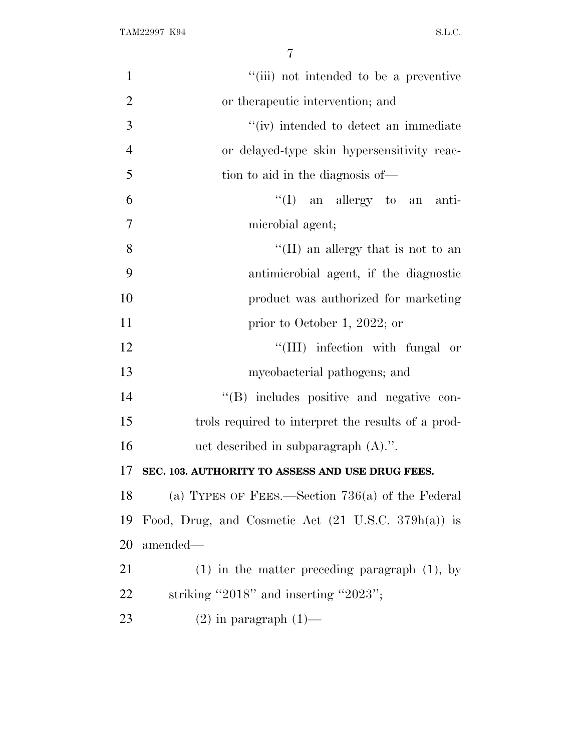"(iii) not intended to be a preventive or therapeutic intervention; and

"(iv) intended to detect an immediate or delayed-type skin hypersensitivity reaction to aid in the diagnosis of—

"(I) an allergy to an antimicrobial agent;

"(II) an allergy that is not to an antimicrobial agent, if the diagnostic product was authorized for marketing prior to October 1, 2022; or

"(III) infection with fungal or mycobacterial pathogens; and

"(B) includes positive and negative controls required to interpret the results of a product described in subparagraph (A).".

**SEC. 103. AUTHORITY TO ASSESS AND USE DRUG FEES.**

(a) TYPES OF FEES.—Section 736(a) of the Federal Food, Drug, and Cosmetic Act (21 U.S.C. 379h(a)) is amended—

(1) in the matter preceding paragraph (1), by striking "2018" and inserting "2023";

(2) in paragraph (1)—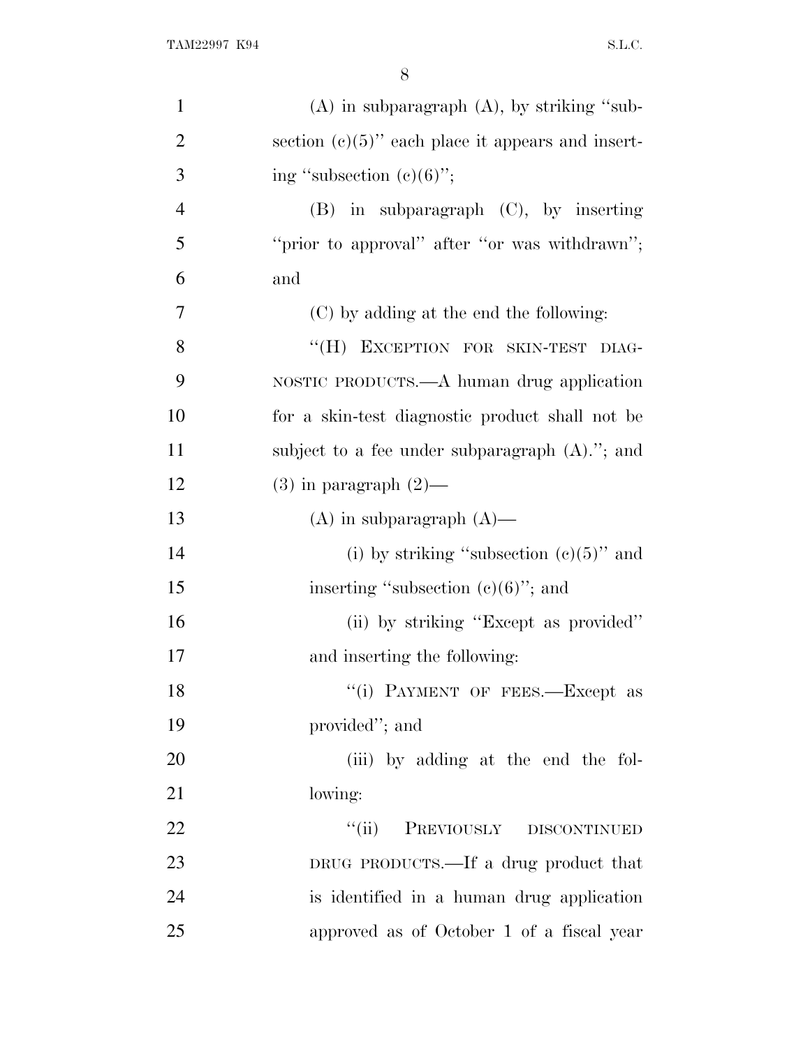(A) in subparagraph (A), by striking "subsection (c)(5)" each place it appears and inserting "subsection (c)(6)";

(B) in subparagraph (C), by inserting "prior to approval" after "or was withdrawn"; and

(C) by adding at the end the following:

"(H) EXCEPTION FOR SKIN-TEST DIAGNOSTIC PRODUCTS.—A human drug application for a skin-test diagnostic product shall not be subject to a fee under subparagraph (A)."; and

(3) in paragraph (2)—

(A) in subparagraph (A)—

(i) by striking "subsection (c)(5)" and inserting "subsection (c)(6)"; and

(ii) by striking "Except as provided" and inserting the following:

"(i) PAYMENT OF FEES.—Except as provided"; and

(iii) by adding at the end the following:

"(ii) PREVIOUSLY DISCONTINUED DRUG PRODUCTS.—If a drug product that is identified in a human drug application approved as of October 1 of a fiscal year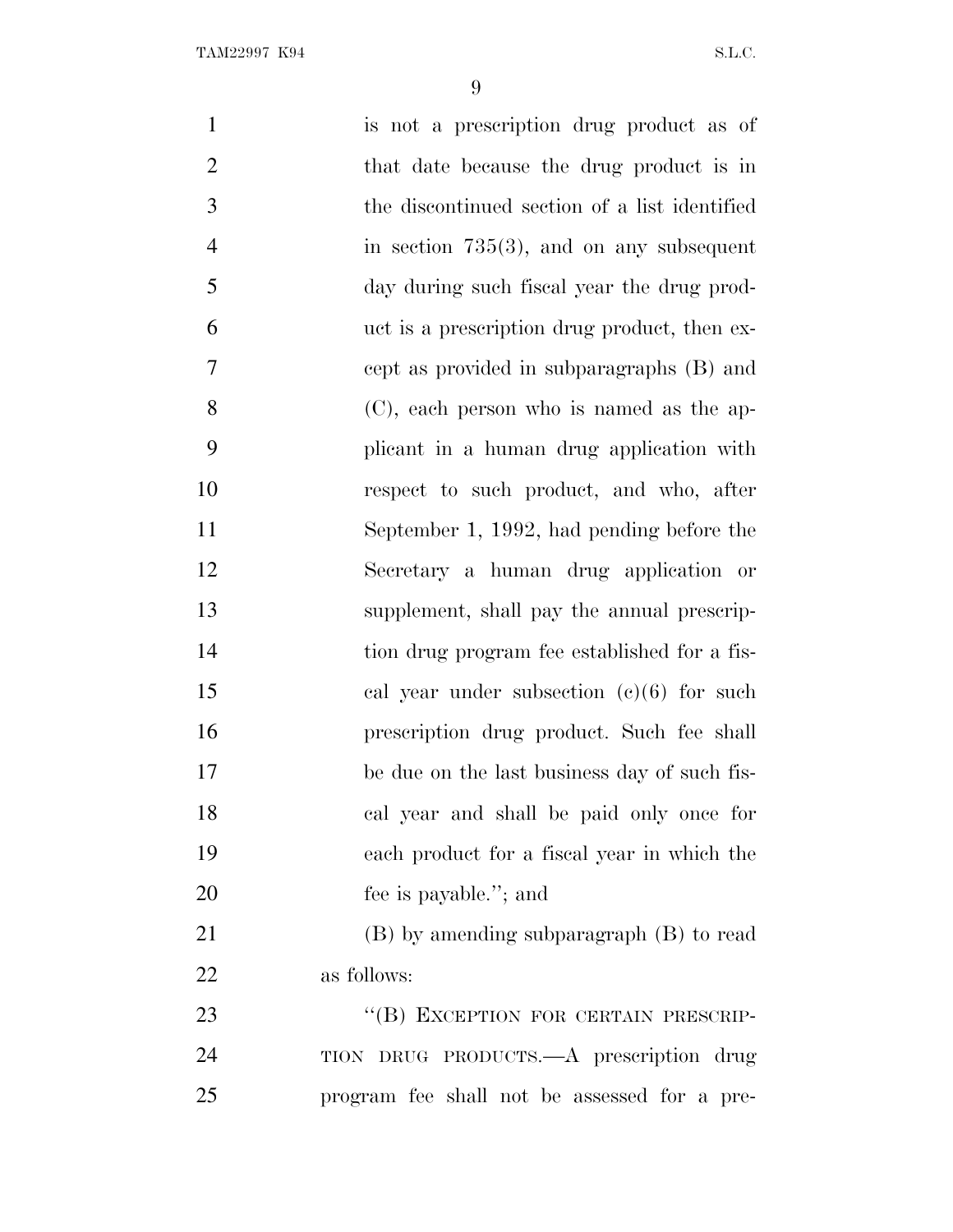is not a prescription drug product as of that date because the drug product is in the discontinued section of a list identified in section 735(3), and on any subsequent day during such fiscal year the drug product is a prescription drug product, then except as provided in subparagraphs (B) and (C), each person who is named as the applicant in a human drug application with respect to such product, and who, after September 1, 1992, had pending before the Secretary a human drug application or supplement, shall pay the annual prescription drug program fee established for a fiscal year under subsection (c)(6) for such prescription drug product. Such fee shall be due on the last business day of such fiscal year and shall be paid only once for each product for a fiscal year in which the fee is payable.''; and

(B) by amending subparagraph (B) to read as follows:

''(B) EXCEPTION FOR CERTAIN PRESCRIPTION DRUG PRODUCTS.—A prescription drug program fee shall not be assessed for a pre-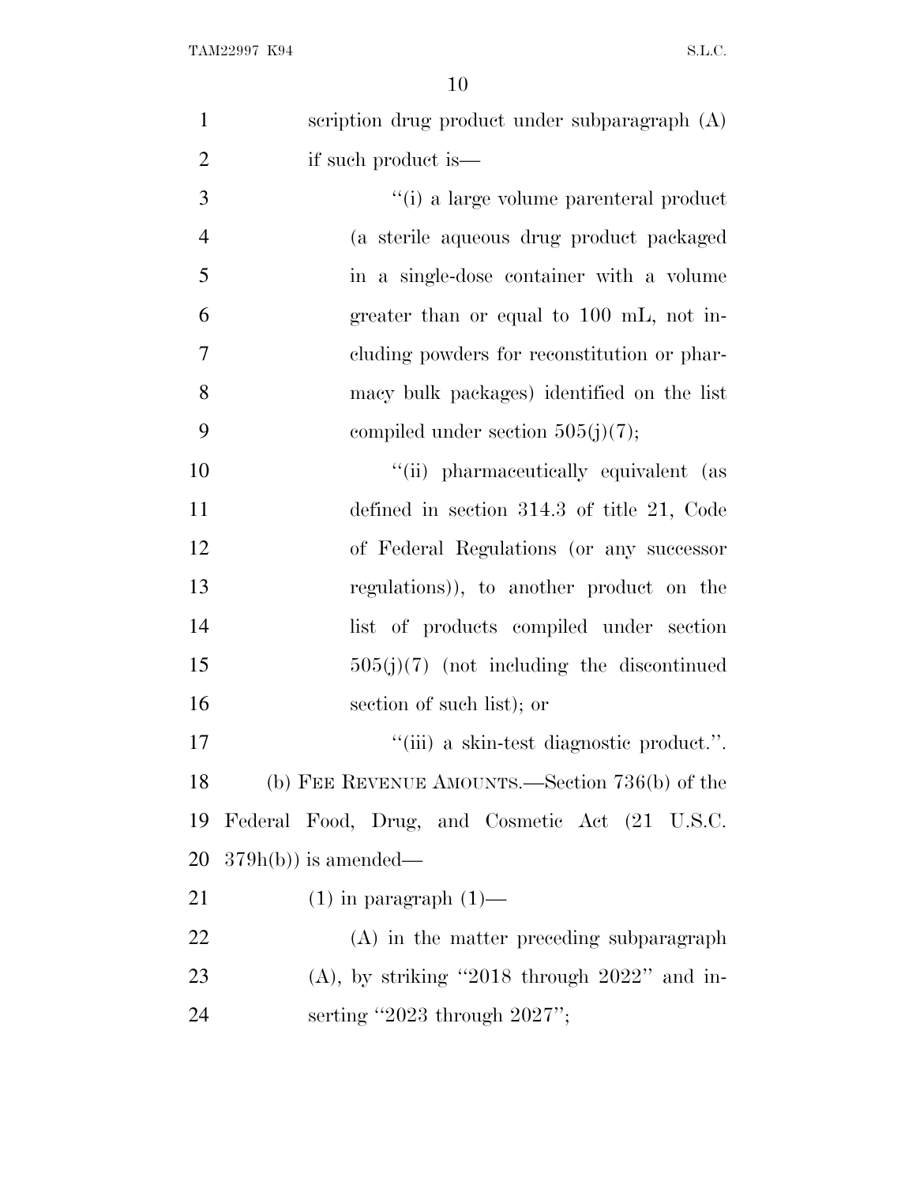scription drug product under subparagraph (A) if such product is—

"(i) a large volume parenteral product (a sterile aqueous drug product packaged in a single-dose container with a volume greater than or equal to 100 mL, not including powders for reconstitution or pharmacy bulk packages) identified on the list compiled under section 505(j)(7);

"(ii) pharmaceutically equivalent (as defined in section 314.3 of title 21, Code of Federal Regulations (or any successor regulations)), to another product on the list of products compiled under section 505(j)(7) (not including the discontinued section of such list); or

"(iii) a skin-test diagnostic product.".

(b) FEE REVENUE AMOUNTS.—Section 736(b) of the Federal Food, Drug, and Cosmetic Act (21 U.S.C. 379h(b)) is amended—

(1) in paragraph (1)—

(A) in the matter preceding subparagraph (A), by striking "2018 through 2022" and inserting "2023 through 2027";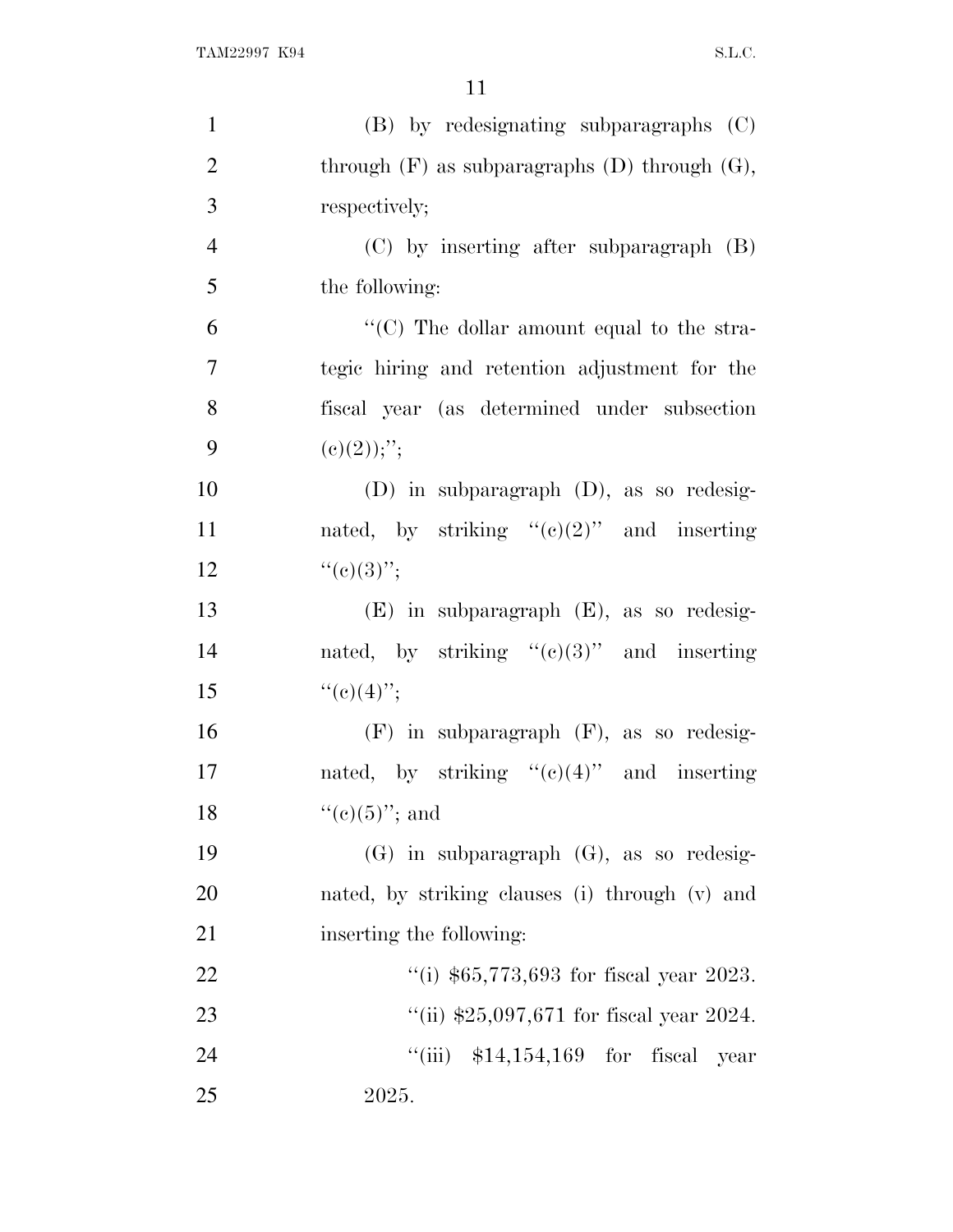(B) by redesignating subparagraphs (C) through (F) as subparagraphs (D) through (G), respectively;

(C) by inserting after subparagraph (B) the following:

"(C) The dollar amount equal to the strategic hiring and retention adjustment for the fiscal year (as determined under subsection (c)(2));";

(D) in subparagraph (D), as so redesignated, by striking "(c)(2)" and inserting "(c)(3)";

(E) in subparagraph (E), as so redesignated, by striking "(c)(3)" and inserting "(c)(4)";

(F) in subparagraph (F), as so redesignated, by striking "(c)(4)" and inserting "(c)(5)"; and

(G) in subparagraph (G), as so redesignated, by striking clauses (i) through (v) and inserting the following:

"(i) $65,773,693 for fiscal year 2023.

"(ii) $25,097,671 for fiscal year 2024.

"(iii) $14,154,169 for fiscal year 2025.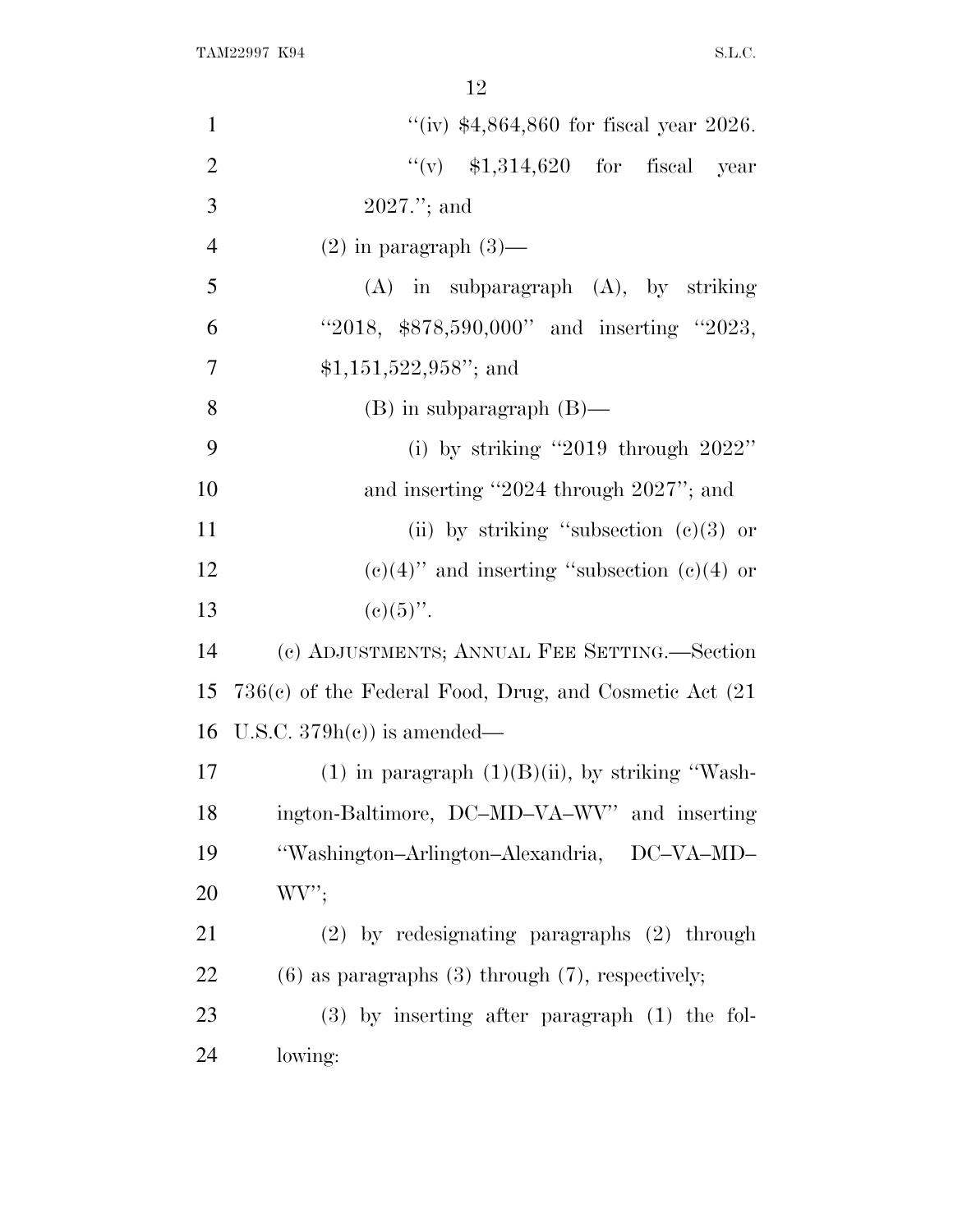"(iv) $4,864,860 for fiscal year 2026.

"(v) $1,314,620 for fiscal year 2027."; and

(2) in paragraph (3)—

(A) in subparagraph (A), by striking "2018, $878,590,000" and inserting "2023, $1,151,522,958"; and

(B) in subparagraph (B)—

(i) by striking "2019 through 2022" and inserting "2024 through 2027"; and

(ii) by striking "subsection (c)(3) or (c)(4)" and inserting "subsection (c)(4) or (c)(5)".

(c) ADJUSTMENTS; ANNUAL FEE SETTING.—Section 736(c) of the Federal Food, Drug, and Cosmetic Act (21 U.S.C. 379h(c)) is amended—

(1) in paragraph (1)(B)(ii), by striking "Washington-Baltimore, DC–MD–VA–WV" and inserting "Washington–Arlington–Alexandria, DC–VA–MD–WV";

(2) by redesignating paragraphs (2) through (6) as paragraphs (3) through (7), respectively;

(3) by inserting after paragraph (1) the following: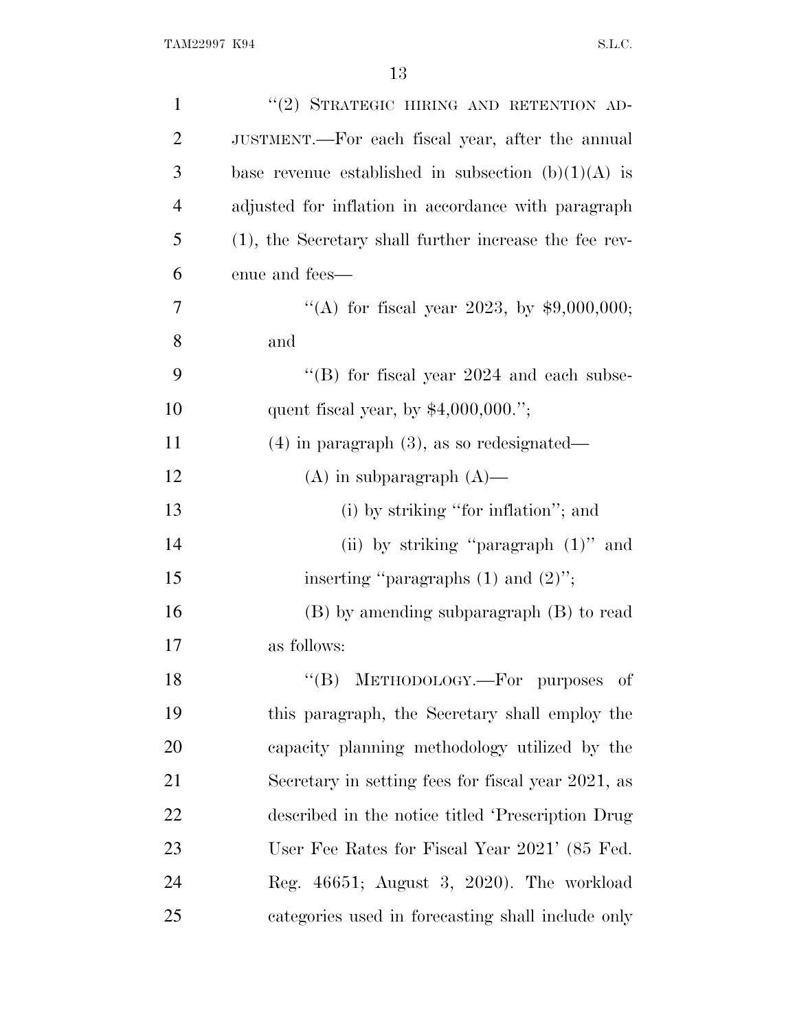"(2) STRATEGIC HIRING AND RETENTION ADJUSTMENT.—For each fiscal year, after the annual base revenue established in subsection (b)(1)(A) is adjusted for inflation in accordance with paragraph (1), the Secretary shall further increase the fee revenue and fees—

"(A) for fiscal year 2023, by $9,000,000; and

"(B) for fiscal year 2024 and each subsequent fiscal year, by $4,000,000.";

(4) in paragraph (3), as so redesignated—

(A) in subparagraph (A)—

(i) by striking "for inflation"; and

(ii) by striking "paragraph (1)" and inserting "paragraphs (1) and (2)";

(B) by amending subparagraph (B) to read as follows:

"(B) METHODOLOGY.—For purposes of this paragraph, the Secretary shall employ the capacity planning methodology utilized by the Secretary in setting fees for fiscal year 2021, as described in the notice titled 'Prescription Drug User Fee Rates for Fiscal Year 2021' (85 Fed. Reg. 46651; August 3, 2020). The workload categories used in forecasting shall include only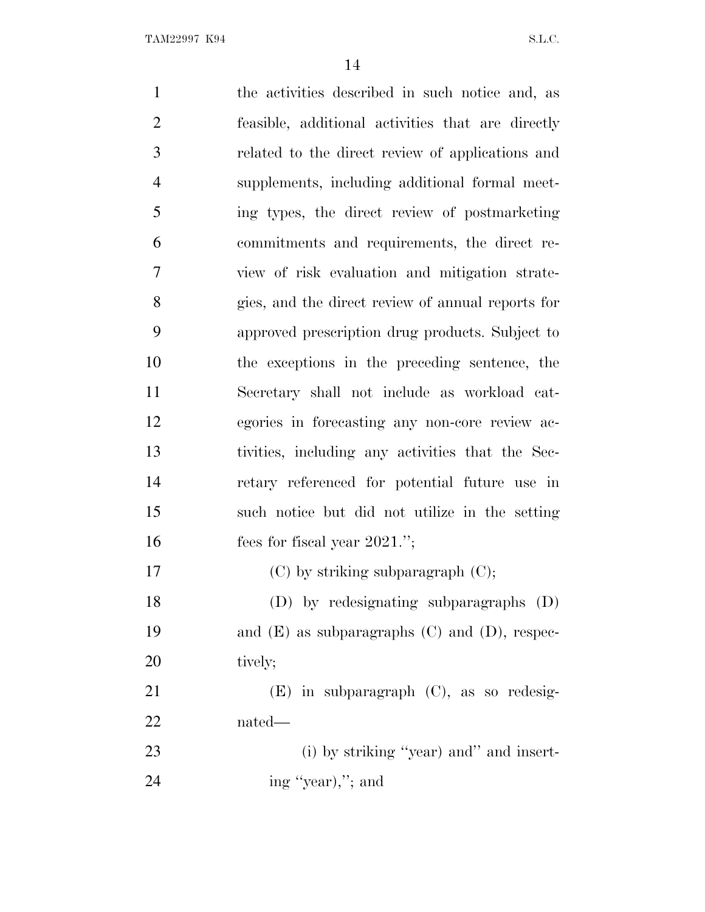the activities described in such notice and, as feasible, additional activities that are directly related to the direct review of applications and supplements, including additional formal meeting types, the direct review of postmarketing commitments and requirements, the direct review of risk evaluation and mitigation strategies, and the direct review of annual reports for approved prescription drug products. Subject to the exceptions in the preceding sentence, the Secretary shall not include as workload categories in forecasting any non-core review activities, including any activities that the Secretary referenced for potential future use in such notice but did not utilize in the setting fees for fiscal year 2021.'';

(C) by striking subparagraph (C);

(D) by redesignating subparagraphs (D) and (E) as subparagraphs (C) and (D), respectively;

(E) in subparagraph (C), as so redesignated—

(i) by striking ''year) and'' and inserting ''year),''; and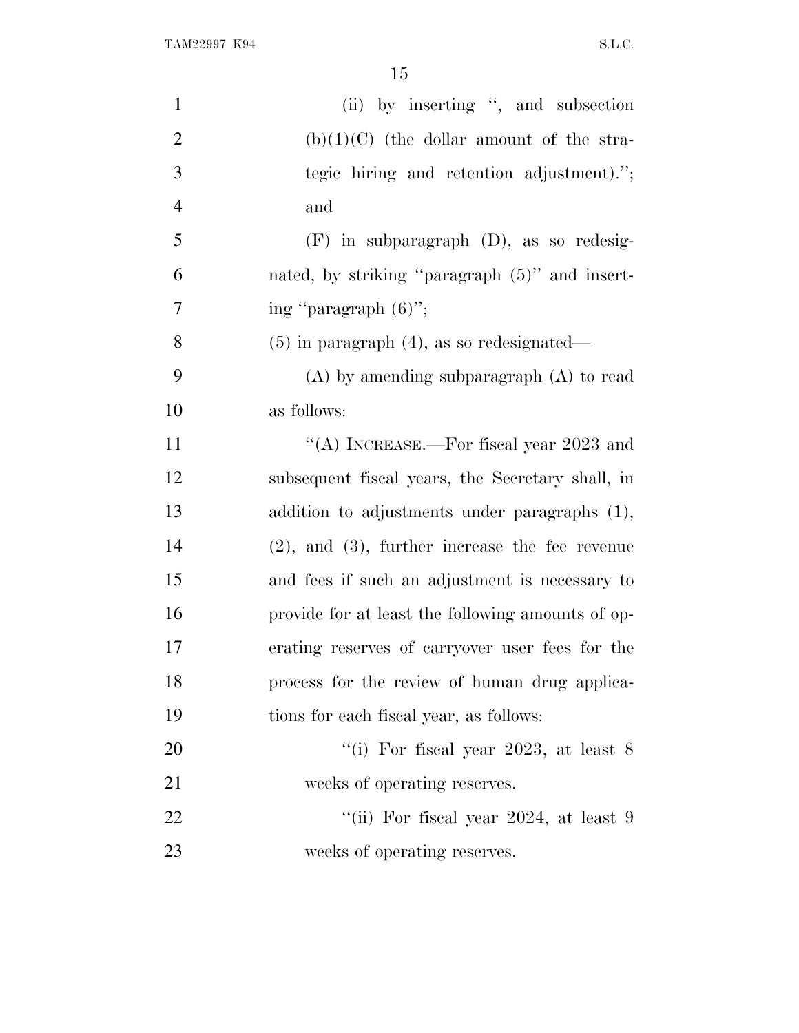(ii) by inserting ", and subsection (b)(1)(C) (the dollar amount of the strategic hiring and retention adjustment)."; and

(F) in subparagraph (D), as so redesignated, by striking "paragraph (5)" and inserting "paragraph (6)";

(5) in paragraph (4), as so redesignated—

(A) by amending subparagraph (A) to read as follows:

"(A) INCREASE.—For fiscal year 2023 and subsequent fiscal years, the Secretary shall, in addition to adjustments under paragraphs (1), (2), and (3), further increase the fee revenue and fees if such an adjustment is necessary to provide for at least the following amounts of operating reserves of carryover user fees for the process for the review of human drug applications for each fiscal year, as follows:

"(i) For fiscal year 2023, at least 8 weeks of operating reserves.

"(ii) For fiscal year 2024, at least 9 weeks of operating reserves.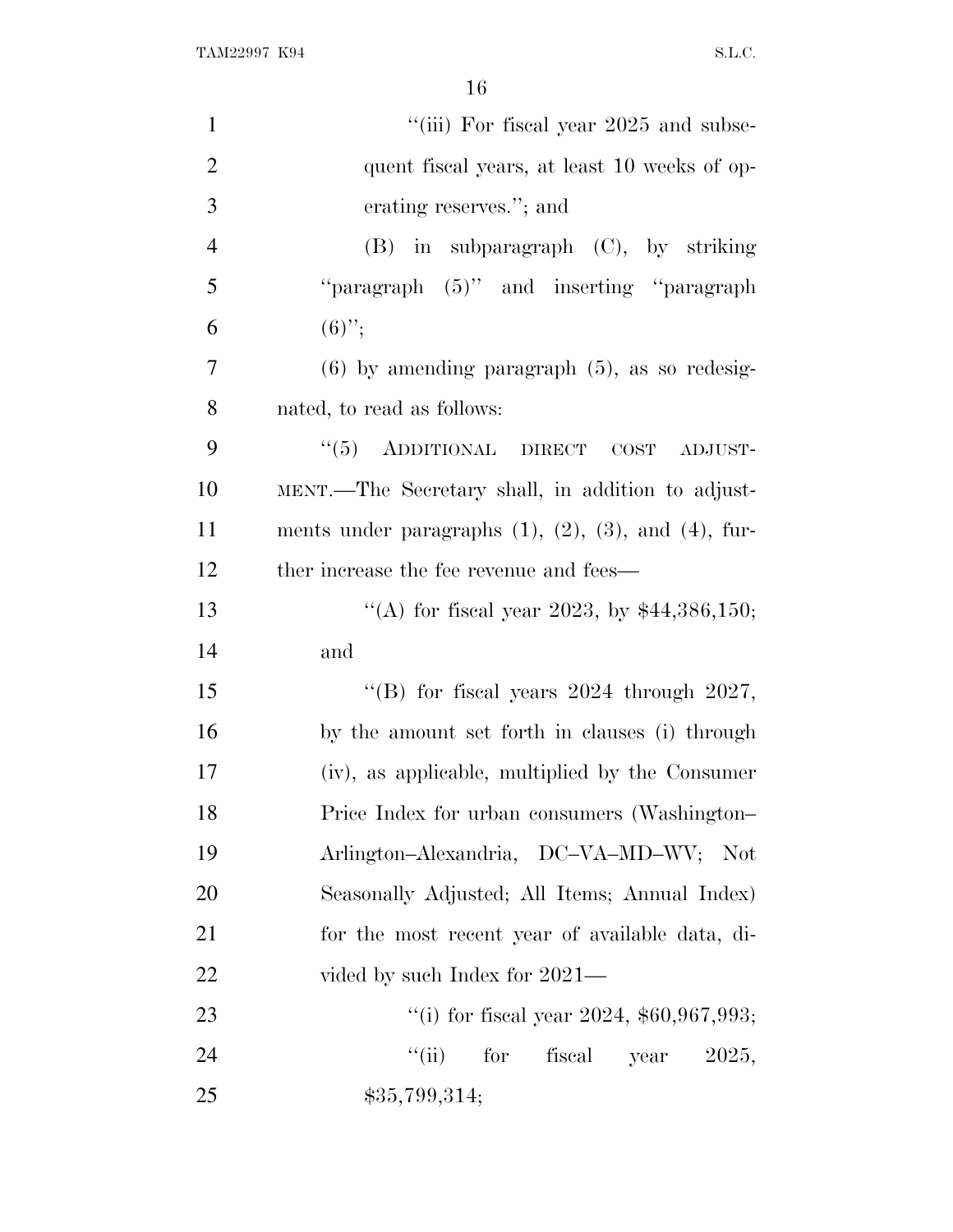"(iii) For fiscal year 2025 and subsequent fiscal years, at least 10 weeks of operating reserves."; and

(B) in subparagraph (C), by striking "paragraph (5)" and inserting "paragraph (6)";

(6) by amending paragraph (5), as so redesignated, to read as follows:

"(5) ADDITIONAL DIRECT COST ADJUSTMENT.—The Secretary shall, in addition to adjustments under paragraphs (1), (2), (3), and (4), further increase the fee revenue and fees—

"(A) for fiscal year 2023, by $44,386,150; and

"(B) for fiscal years 2024 through 2027, by the amount set forth in clauses (i) through (iv), as applicable, multiplied by the Consumer Price Index for urban consumers (Washington–Arlington–Alexandria, DC–VA–MD–WV; Not Seasonally Adjusted; All Items; Annual Index) for the most recent year of available data, divided by such Index for 2021—

"(i) for fiscal year 2024, $60,967,993;

"(ii) for fiscal year 2025, $35,799,314;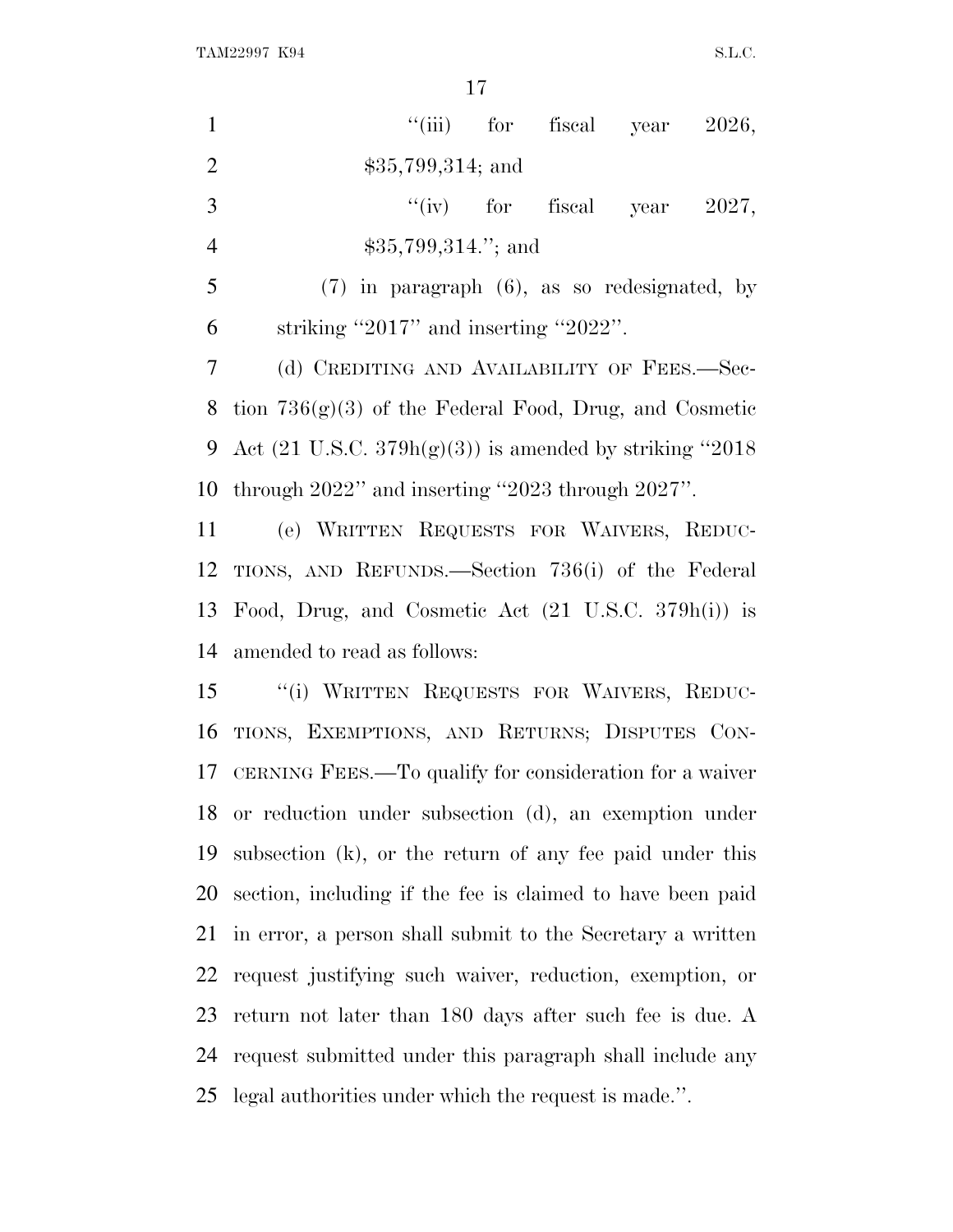"(iii) for fiscal year 2026, $35,799,314; and

"(iv) for fiscal year 2027, $35,799,314."; and

(7) in paragraph (6), as so redesignated, by striking "2017" and inserting "2022".

(d) CREDITING AND AVAILABILITY OF FEES.—Section 736(g)(3) of the Federal Food, Drug, and Cosmetic Act (21 U.S.C. 379h(g)(3)) is amended by striking "2018 through 2022" and inserting "2023 through 2027".

(e) WRITTEN REQUESTS FOR WAIVERS, REDUCTIONS, AND REFUNDS.—Section 736(i) of the Federal Food, Drug, and Cosmetic Act (21 U.S.C. 379h(i)) is amended to read as follows:

"(i) WRITTEN REQUESTS FOR WAIVERS, REDUCTIONS, EXEMPTIONS, AND RETURNS; DISPUTES CONCERNING FEES.—To qualify for consideration for a waiver or reduction under subsection (d), an exemption under subsection (k), or the return of any fee paid under this section, including if the fee is claimed to have been paid in error, a person shall submit to the Secretary a written request justifying such waiver, reduction, exemption, or return not later than 180 days after such fee is due. A request submitted under this paragraph shall include any legal authorities under which the request is made.".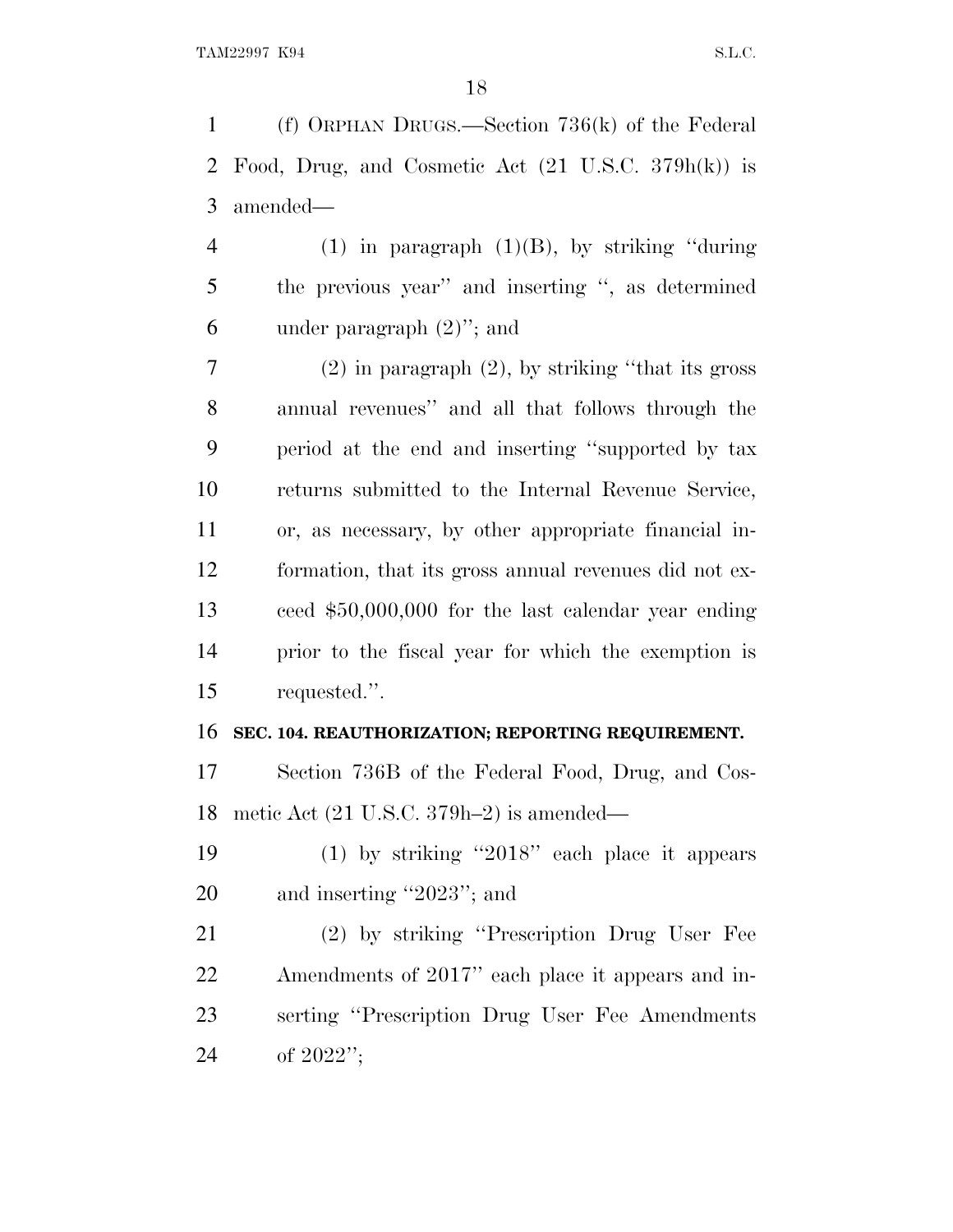(f) ORPHAN DRUGS.—Section 736(k) of the Federal Food, Drug, and Cosmetic Act (21 U.S.C. 379h(k)) is amended—

(1) in paragraph (1)(B), by striking "during the previous year" and inserting ", as determined under paragraph (2)"; and

(2) in paragraph (2), by striking "that its gross annual revenues" and all that follows through the period at the end and inserting "supported by tax returns submitted to the Internal Revenue Service, or, as necessary, by other appropriate financial information, that its gross annual revenues did not exceed $50,000,000 for the last calendar year ending prior to the fiscal year for which the exemption is requested.".

**SEC. 104. REAUTHORIZATION; REPORTING REQUIREMENT.**

Section 736B of the Federal Food, Drug, and Cosmetic Act (21 U.S.C. 379h–2) is amended—

(1) by striking "2018" each place it appears and inserting "2023"; and

(2) by striking "Prescription Drug User Fee Amendments of 2017" each place it appears and inserting "Prescription Drug User Fee Amendments of 2022";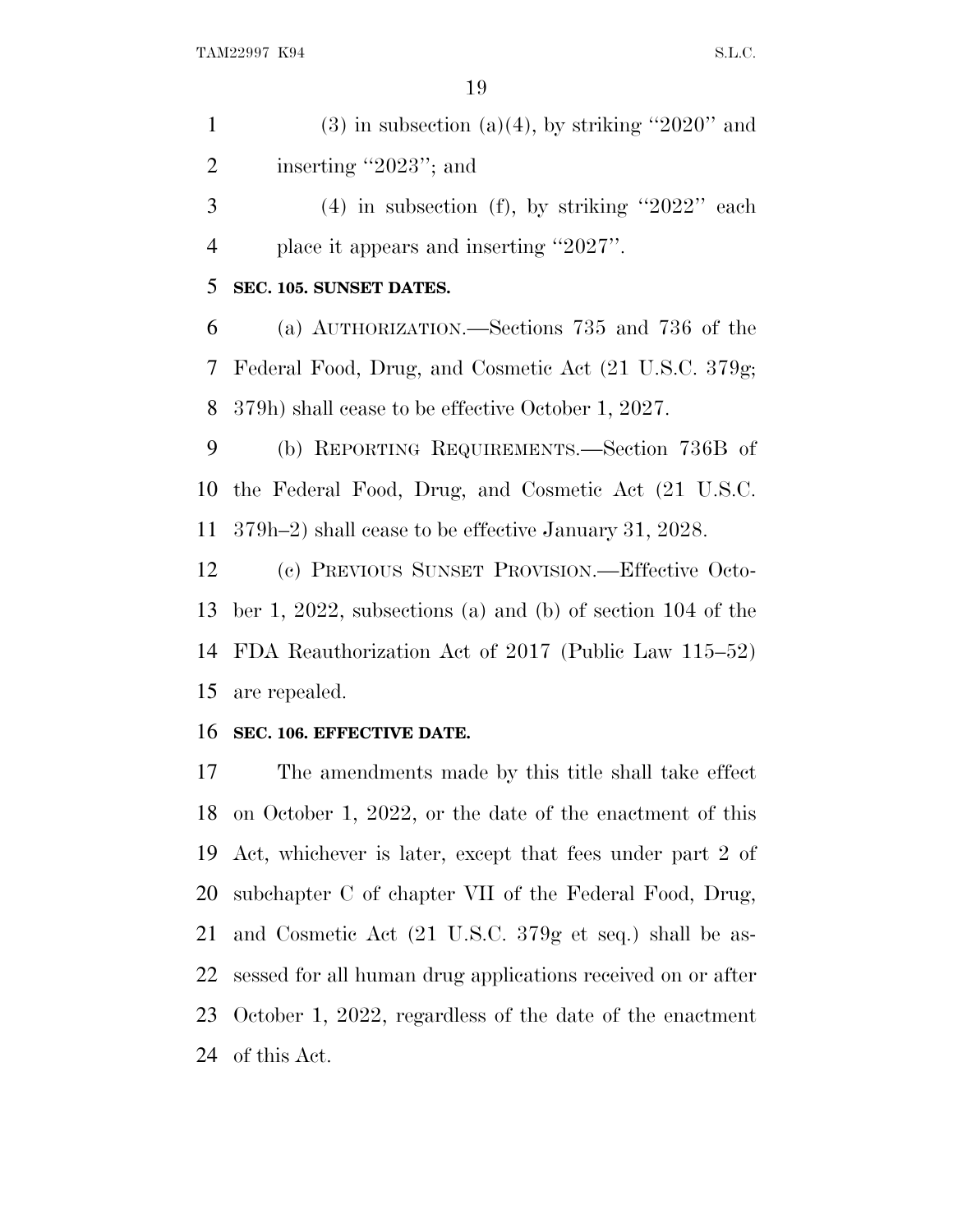(3) in subsection (a)(4), by striking "2020" and inserting "2023"; and

(4) in subsection (f), by striking "2022" each place it appears and inserting "2027".

**SEC. 105. SUNSET DATES.**

(a) AUTHORIZATION.—Sections 735 and 736 of the Federal Food, Drug, and Cosmetic Act (21 U.S.C. 379g; 379h) shall cease to be effective October 1, 2027.

(b) REPORTING REQUIREMENTS.—Section 736B of the Federal Food, Drug, and Cosmetic Act (21 U.S.C. 379h–2) shall cease to be effective January 31, 2028.

(c) PREVIOUS SUNSET PROVISION.—Effective October 1, 2022, subsections (a) and (b) of section 104 of the FDA Reauthorization Act of 2017 (Public Law 115–52) are repealed.

**SEC. 106. EFFECTIVE DATE.**

The amendments made by this title shall take effect on October 1, 2022, or the date of the enactment of this Act, whichever is later, except that fees under part 2 of subchapter C of chapter VII of the Federal Food, Drug, and Cosmetic Act (21 U.S.C. 379g et seq.) shall be assessed for all human drug applications received on or after October 1, 2022, regardless of the date of the enactment of this Act.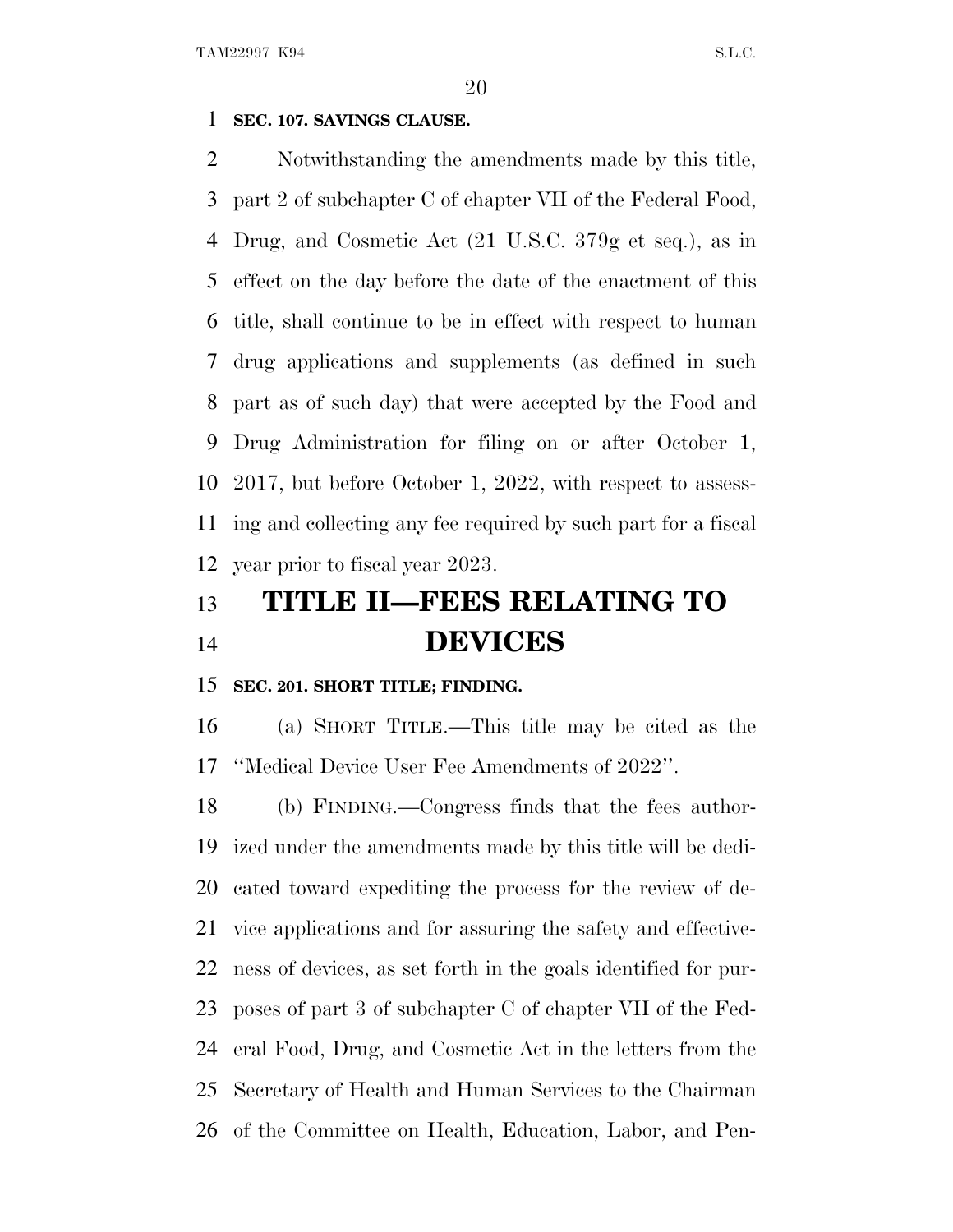**SEC. 107. SAVINGS CLAUSE.**

Notwithstanding the amendments made by this title, part 2 of subchapter C of chapter VII of the Federal Food, Drug, and Cosmetic Act (21 U.S.C. 379g et seq.), as in effect on the day before the date of the enactment of this title, shall continue to be in effect with respect to human drug applications and supplements (as defined in such part as of such day) that were accepted by the Food and Drug Administration for filing on or after October 1, 2017, but before October 1, 2022, with respect to assessing and collecting any fee required by such part for a fiscal year prior to fiscal year 2023.

# TITLE II—FEES RELATING TO DEVICES

**SEC. 201. SHORT TITLE; FINDING.**

(a) SHORT TITLE.—This title may be cited as the ''Medical Device User Fee Amendments of 2022''.

(b) FINDING.—Congress finds that the fees authorized under the amendments made by this title will be dedicated toward expediting the process for the review of device applications and for assuring the safety and effectiveness of devices, as set forth in the goals identified for purposes of part 3 of subchapter C of chapter VII of the Federal Food, Drug, and Cosmetic Act in the letters from the Secretary of Health and Human Services to the Chairman of the Committee on Health, Education, Labor, and Pen-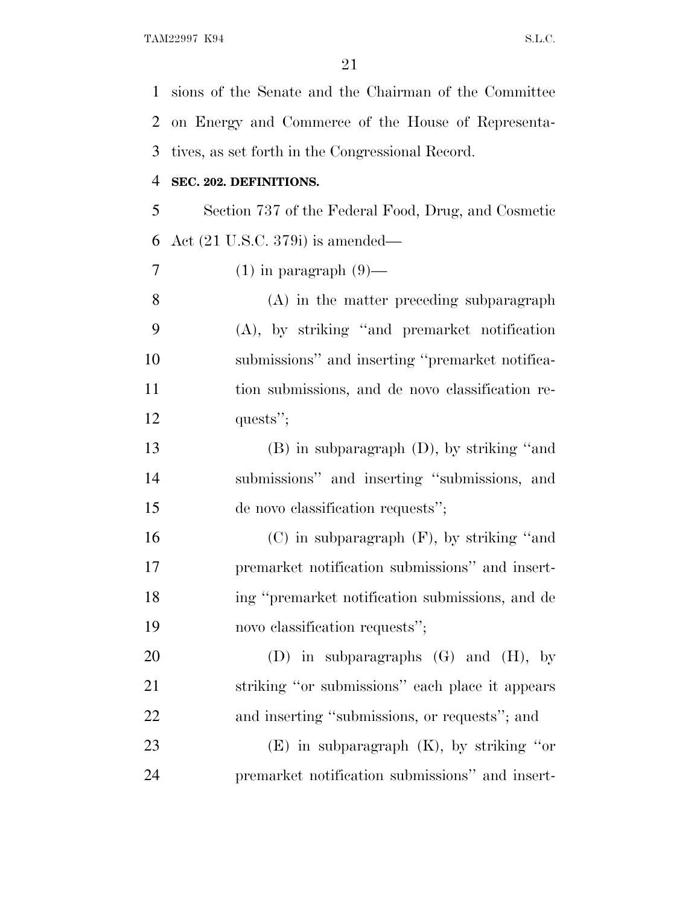sions of the Senate and the Chairman of the Committee on Energy and Commerce of the House of Representatives, as set forth in the Congressional Record.

**SEC. 202. DEFINITIONS.**

Section 737 of the Federal Food, Drug, and Cosmetic Act (21 U.S.C. 379i) is amended—

(1) in paragraph (9)—

(A) in the matter preceding subparagraph (A), by striking "and premarket notification submissions" and inserting "premarket notification submissions, and de novo classification requests";

(B) in subparagraph (D), by striking "and submissions" and inserting "submissions, and de novo classification requests";

(C) in subparagraph (F), by striking "and premarket notification submissions" and inserting "premarket notification submissions, and de novo classification requests";

(D) in subparagraphs (G) and (H), by striking "or submissions" each place it appears and inserting "submissions, or requests"; and

(E) in subparagraph (K), by striking "or premarket notification submissions" and insert-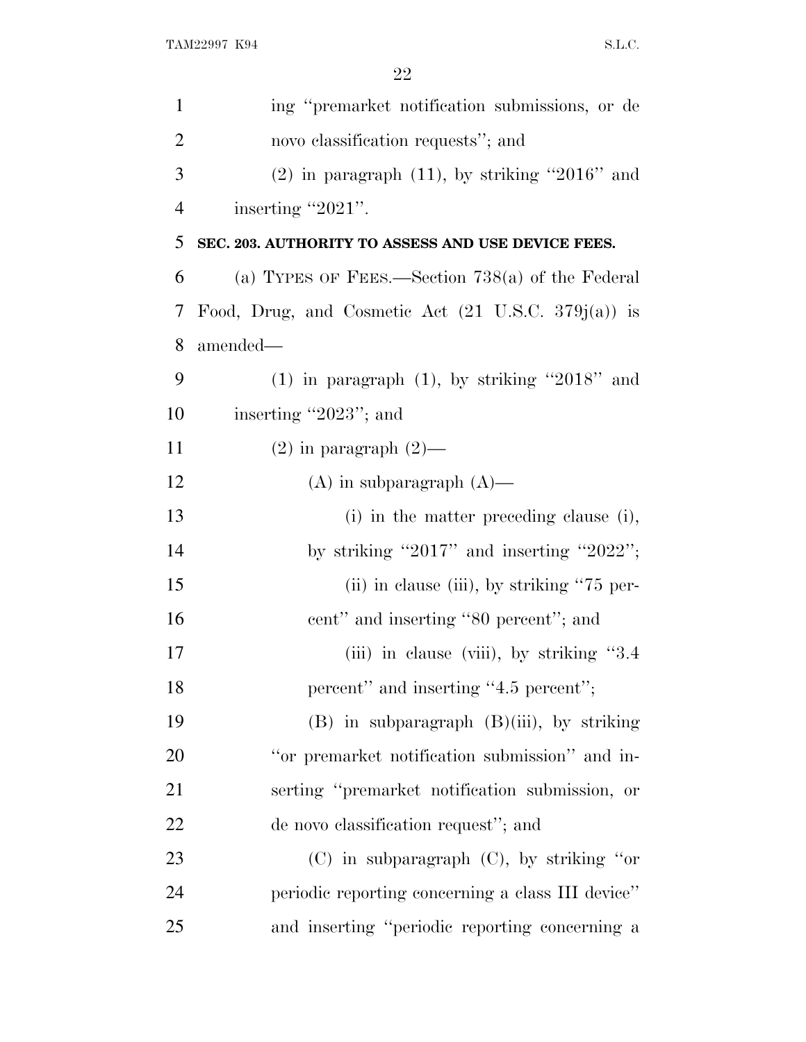ing "premarket notification submissions, or de novo classification requests"; and

(2) in paragraph (11), by striking "2016" and inserting "2021".

**SEC. 203. AUTHORITY TO ASSESS AND USE DEVICE FEES.**

(a) TYPES OF FEES.—Section 738(a) of the Federal Food, Drug, and Cosmetic Act (21 U.S.C. 379j(a)) is amended—

(1) in paragraph (1), by striking "2018" and inserting "2023"; and

(2) in paragraph (2)—

(A) in subparagraph (A)—

(i) in the matter preceding clause (i), by striking "2017" and inserting "2022";

(ii) in clause (iii), by striking "75 percent" and inserting "80 percent"; and

(iii) in clause (viii), by striking "3.4 percent" and inserting "4.5 percent";

(B) in subparagraph (B)(iii), by striking "or premarket notification submission" and inserting "premarket notification submission, or de novo classification request"; and

(C) in subparagraph (C), by striking "or periodic reporting concerning a class III device" and inserting "periodic reporting concerning a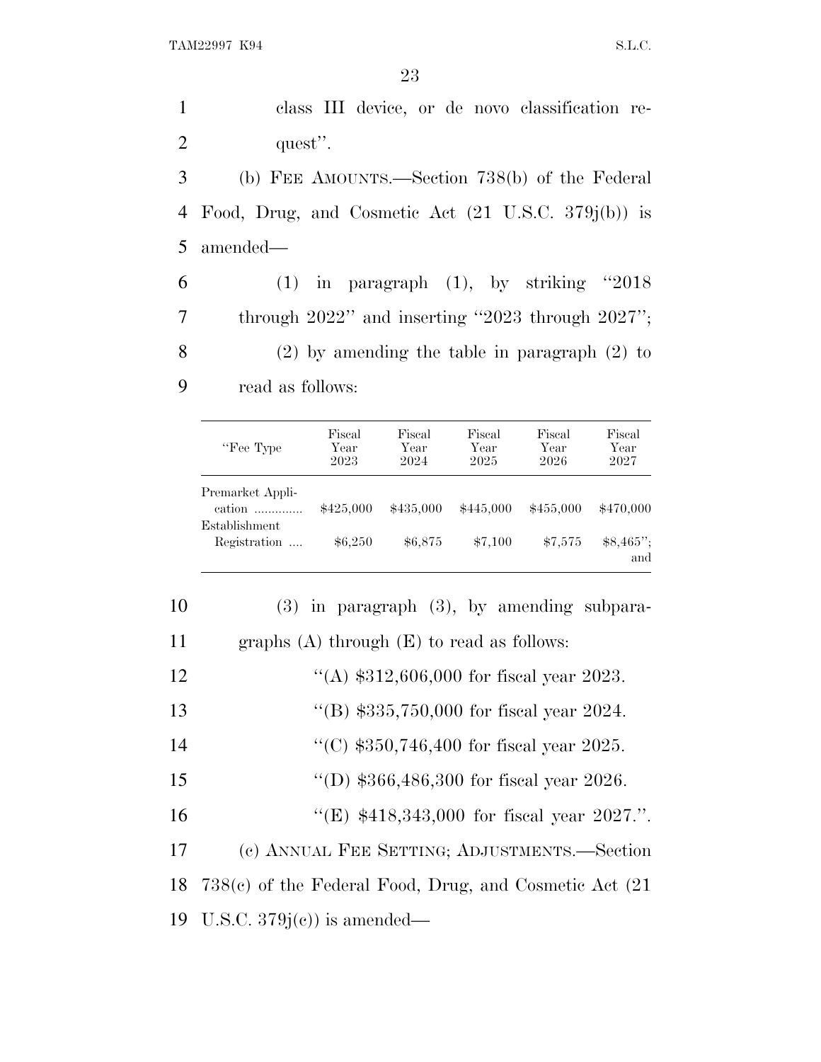class III device, or de novo classification request''.

(b) FEE AMOUNTS.—Section 738(b) of the Federal Food, Drug, and Cosmetic Act (21 U.S.C. 379j(b)) is amended—

(1) in paragraph (1), by striking ''2018 through 2022'' and inserting ''2023 through 2027'';

(2) by amending the table in paragraph (2) to read as follows:

| ''Fee Type | Fiscal Year 2023 | Fiscal Year 2024 | Fiscal Year 2025 | Fiscal Year 2026 | Fiscal Year 2027 |
|---|---|---|---|---|---|
| Premarket Application ............. | $425,000 | $435,000 | $445,000 | $455,000 | $470,000 |
| Establishment Registration .... | $6,250 | $6,875 | $7,100 | $7,575 | $8,465''; and |

(3) in paragraph (3), by amending subparagraphs (A) through (E) to read as follows:

''(A) $312,606,000 for fiscal year 2023.

''(B) $335,750,000 for fiscal year 2024.

''(C) $350,746,400 for fiscal year 2025.

''(D) $366,486,300 for fiscal year 2026.

''(E) $418,343,000 for fiscal year 2027.''.

(c) ANNUAL FEE SETTING; ADJUSTMENTS.—Section 738(c) of the Federal Food, Drug, and Cosmetic Act (21 U.S.C. 379j(c)) is amended—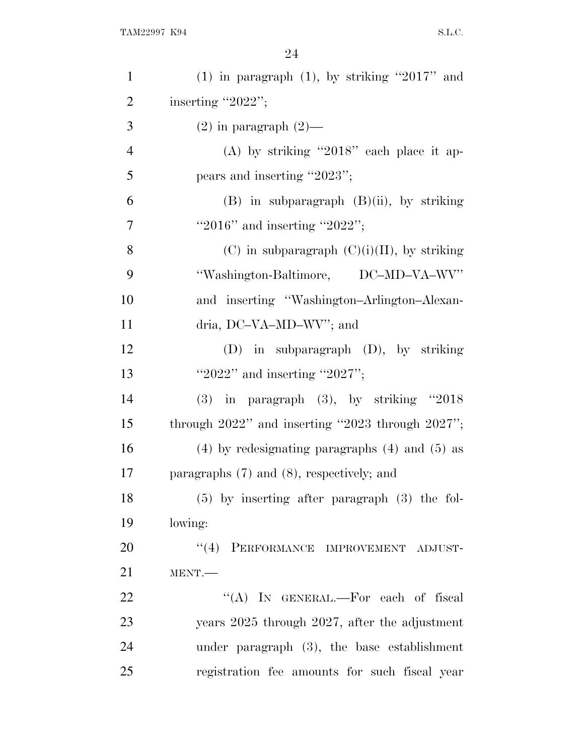(1) in paragraph (1), by striking "2017" and inserting "2022";

(2) in paragraph (2)—

(A) by striking "2018" each place it appears and inserting "2023";

(B) in subparagraph (B)(ii), by striking "2016" and inserting "2022";

(C) in subparagraph (C)(i)(II), by striking "Washington-Baltimore, DC–MD–VA–WV" and inserting "Washington–Arlington–Alexandria, DC–VA–MD–WV"; and

(D) in subparagraph (D), by striking "2022" and inserting "2027";

(3) in paragraph (3), by striking "2018 through 2022" and inserting "2023 through 2027";

(4) by redesignating paragraphs (4) and (5) as paragraphs (7) and (8), respectively; and

(5) by inserting after paragraph (3) the following:

"(4) PERFORMANCE IMPROVEMENT ADJUSTMENT.—

"(A) IN GENERAL.—For each of fiscal years 2025 through 2027, after the adjustment under paragraph (3), the base establishment registration fee amounts for such fiscal year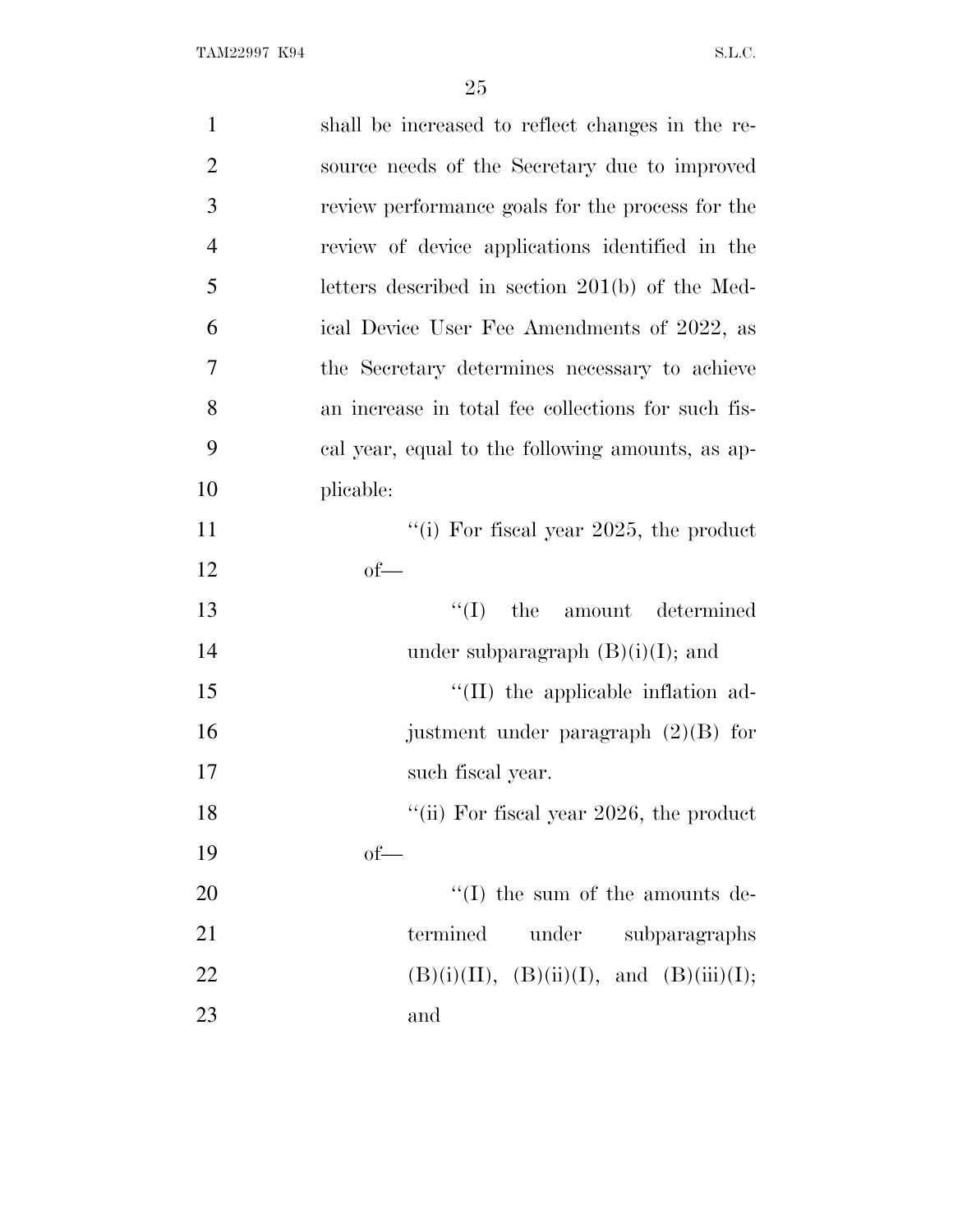shall be increased to reflect changes in the resource needs of the Secretary due to improved review performance goals for the process for the review of device applications identified in the letters described in section 201(b) of the Medical Device User Fee Amendments of 2022, as the Secretary determines necessary to achieve an increase in total fee collections for such fiscal year, equal to the following amounts, as applicable:

''(i) For fiscal year 2025, the product of—

''(I) the amount determined under subparagraph (B)(i)(I); and

''(II) the applicable inflation adjustment under paragraph (2)(B) for such fiscal year.

''(ii) For fiscal year 2026, the product of—

''(I) the sum of the amounts determined under subparagraphs (B)(i)(II), (B)(ii)(I), and (B)(iii)(I); and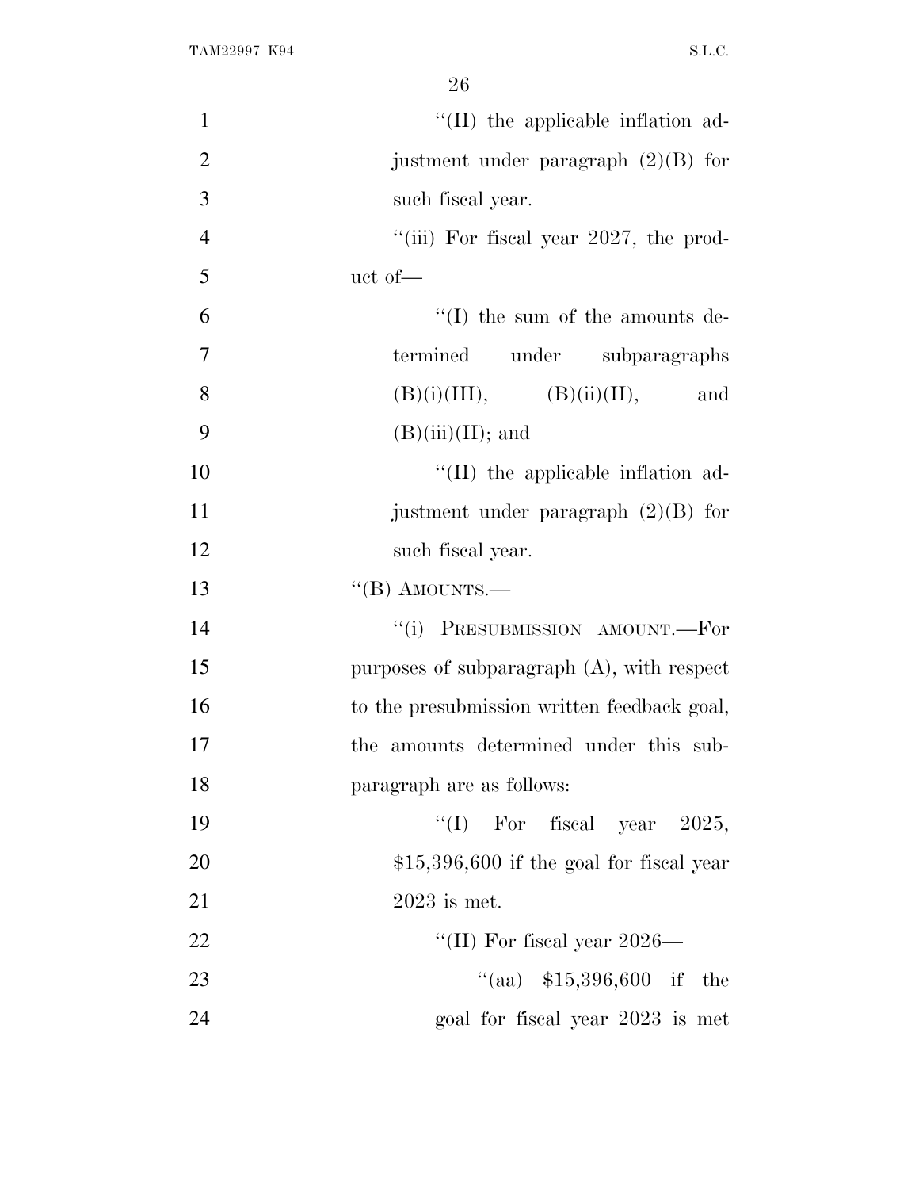''(II) the applicable inflation adjustment under paragraph (2)(B) for such fiscal year.

''(iii) For fiscal year 2027, the product of—

''(I) the sum of the amounts determined under subparagraphs (B)(i)(III), (B)(ii)(II), and (B)(iii)(II); and

''(II) the applicable inflation adjustment under paragraph (2)(B) for such fiscal year.

''(B) AMOUNTS.—

''(i) PRESUBMISSION AMOUNT.—For purposes of subparagraph (A), with respect to the presubmission written feedback goal, the amounts determined under this subparagraph are as follows:

''(I) For fiscal year 2025, $15,396,600 if the goal for fiscal year 2023 is met.

''(II) For fiscal year 2026—

''(aa) $15,396,600 if the goal for fiscal year 2023 is met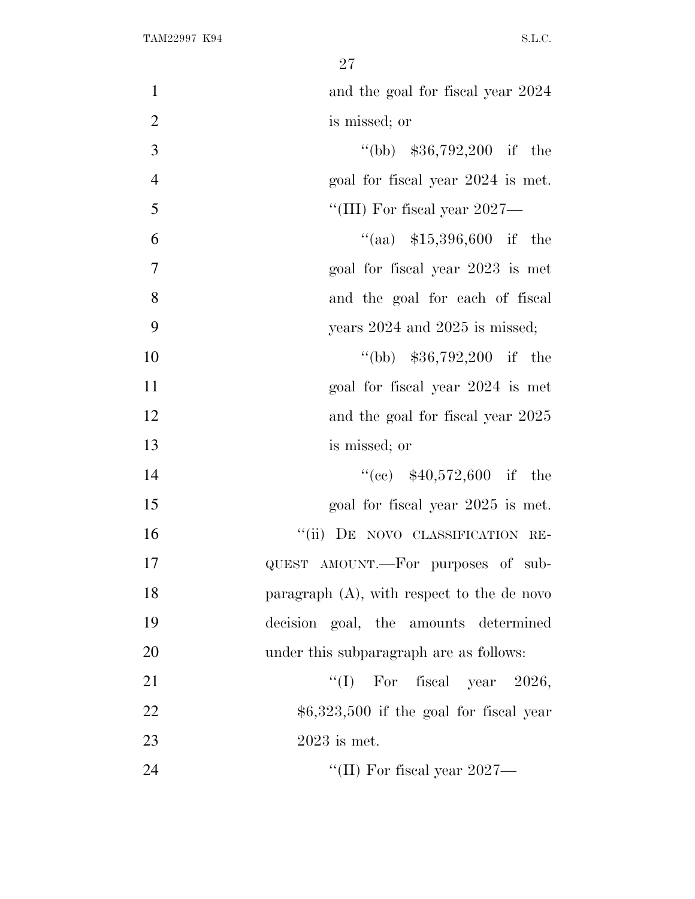and the goal for fiscal year 2024 is missed; or

''(bb) $36,792,200 if the goal for fiscal year 2024 is met.

''(III) For fiscal year 2027—

''(aa) $15,396,600 if the goal for fiscal year 2023 is met and the goal for each of fiscal years 2024 and 2025 is missed;

''(bb) $36,792,200 if the goal for fiscal year 2024 is met and the goal for fiscal year 2025 is missed; or

''(cc) $40,572,600 if the goal for fiscal year 2025 is met.

''(ii) DE NOVO CLASSIFICATION REQUEST AMOUNT.—For purposes of subparagraph (A), with respect to the de novo decision goal, the amounts determined under this subparagraph are as follows:

''(I) For fiscal year 2026, $6,323,500 if the goal for fiscal year 2023 is met.

''(II) For fiscal year 2027—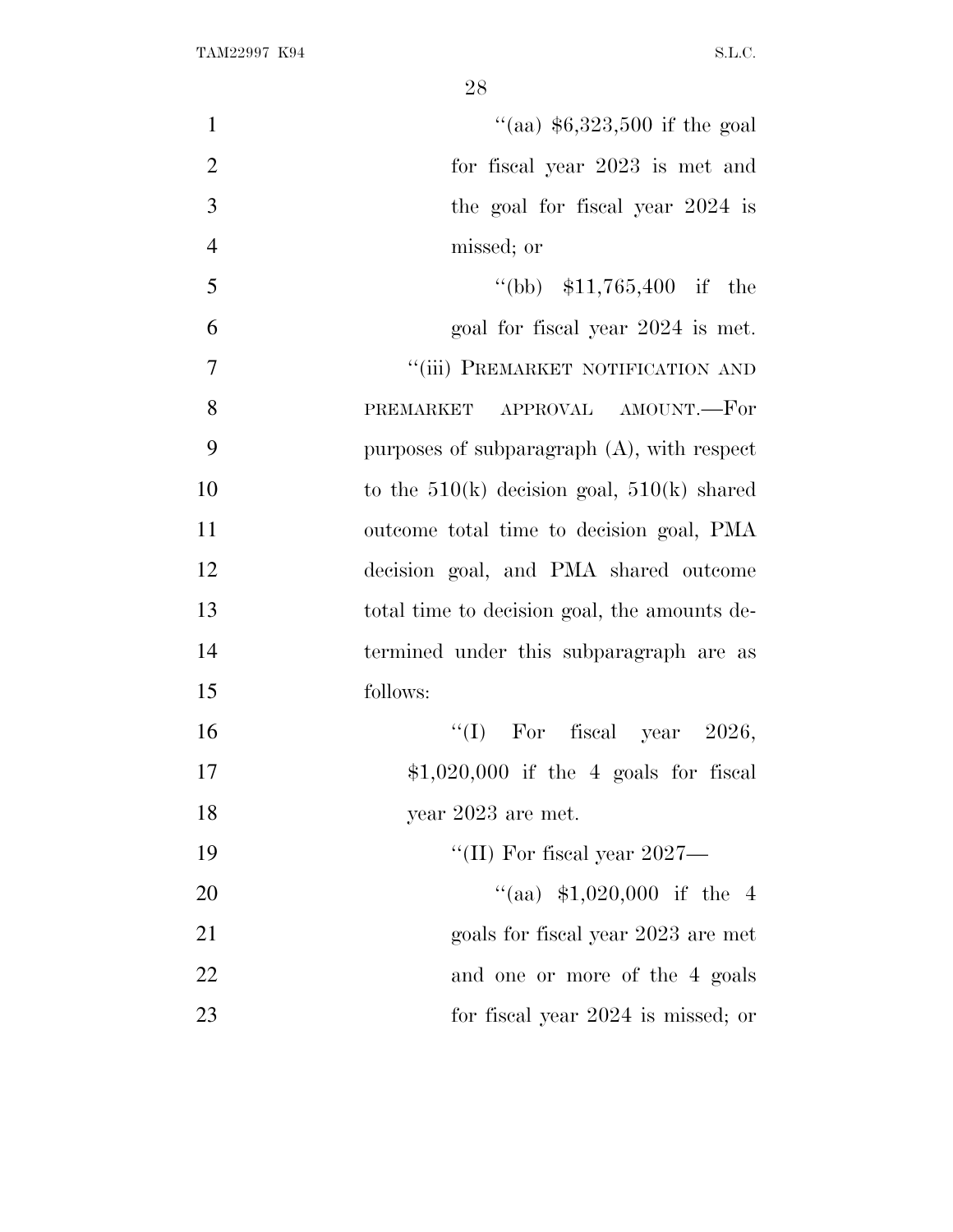"(aa) $6,323,500 if the goal for fiscal year 2023 is met and the goal for fiscal year 2024 is missed; or

"(bb) $11,765,400 if the goal for fiscal year 2024 is met.

"(iii) PREMARKET NOTIFICATION AND PREMARKET APPROVAL AMOUNT.—For purposes of subparagraph (A), with respect to the 510(k) decision goal, 510(k) shared outcome total time to decision goal, PMA decision goal, and PMA shared outcome total time to decision goal, the amounts determined under this subparagraph are as follows:

"(I) For fiscal year 2026, $1,020,000 if the 4 goals for fiscal year 2023 are met.

"(II) For fiscal year 2027—

"(aa) $1,020,000 if the 4 goals for fiscal year 2023 are met and one or more of the 4 goals for fiscal year 2024 is missed; or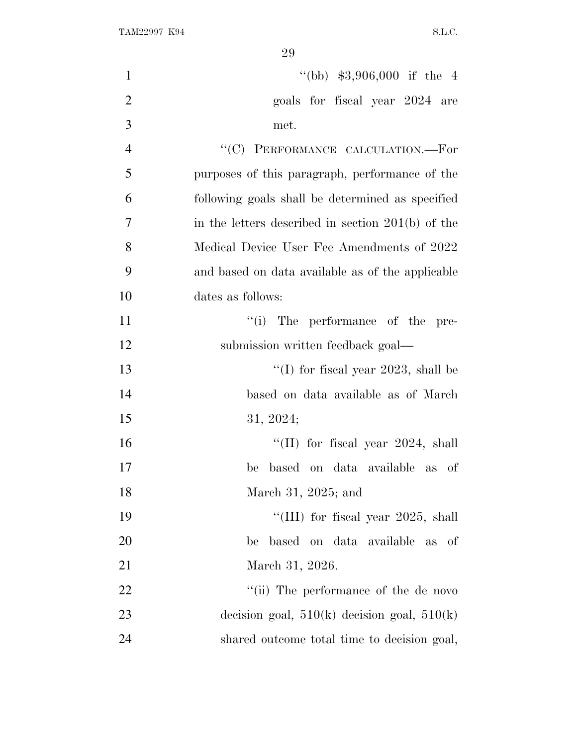''(bb) $3,906,000 if the 4 goals for fiscal year 2024 are met.

''(C) PERFORMANCE CALCULATION.—For purposes of this paragraph, performance of the following goals shall be determined as specified in the letters described in section 201(b) of the Medical Device User Fee Amendments of 2022 and based on data available as of the applicable dates as follows:

''(i) The performance of the pre-submission written feedback goal—

''(I) for fiscal year 2023, shall be based on data available as of March 31, 2024;

''(II) for fiscal year 2024, shall be based on data available as of March 31, 2025; and

''(III) for fiscal year 2025, shall be based on data available as of March 31, 2026.

''(ii) The performance of the de novo decision goal, 510(k) decision goal, 510(k) shared outcome total time to decision goal,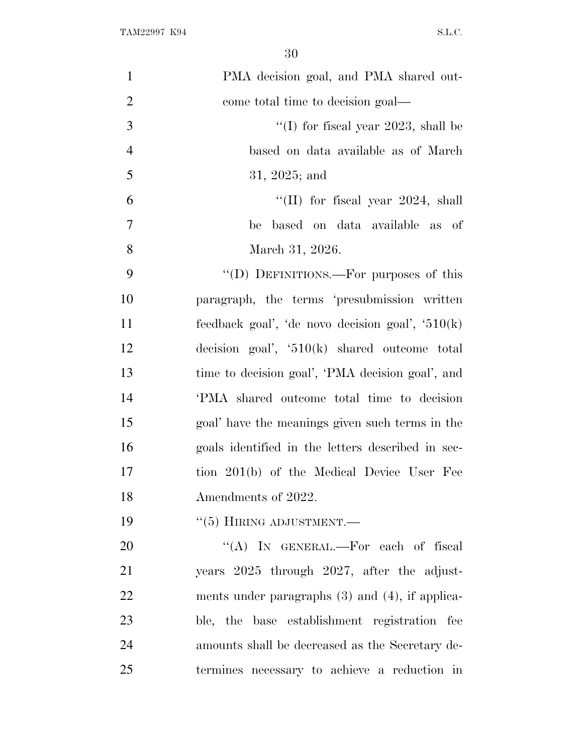PMA decision goal, and PMA shared outcome total time to decision goal—

''(I) for fiscal year 2023, shall be based on data available as of March 31, 2025; and

''(II) for fiscal year 2024, shall be based on data available as of March 31, 2026.

''(D) DEFINITIONS.—For purposes of this paragraph, the terms 'presubmission written feedback goal', 'de novo decision goal', '510(k) decision goal', '510(k) shared outcome total time to decision goal', 'PMA decision goal', and 'PMA shared outcome total time to decision goal' have the meanings given such terms in the goals identified in the letters described in section 201(b) of the Medical Device User Fee Amendments of 2022.

''(5) HIRING ADJUSTMENT.—

''(A) IN GENERAL.—For each of fiscal years 2025 through 2027, after the adjustments under paragraphs (3) and (4), if applicable, the base establishment registration fee amounts shall be decreased as the Secretary determines necessary to achieve a reduction in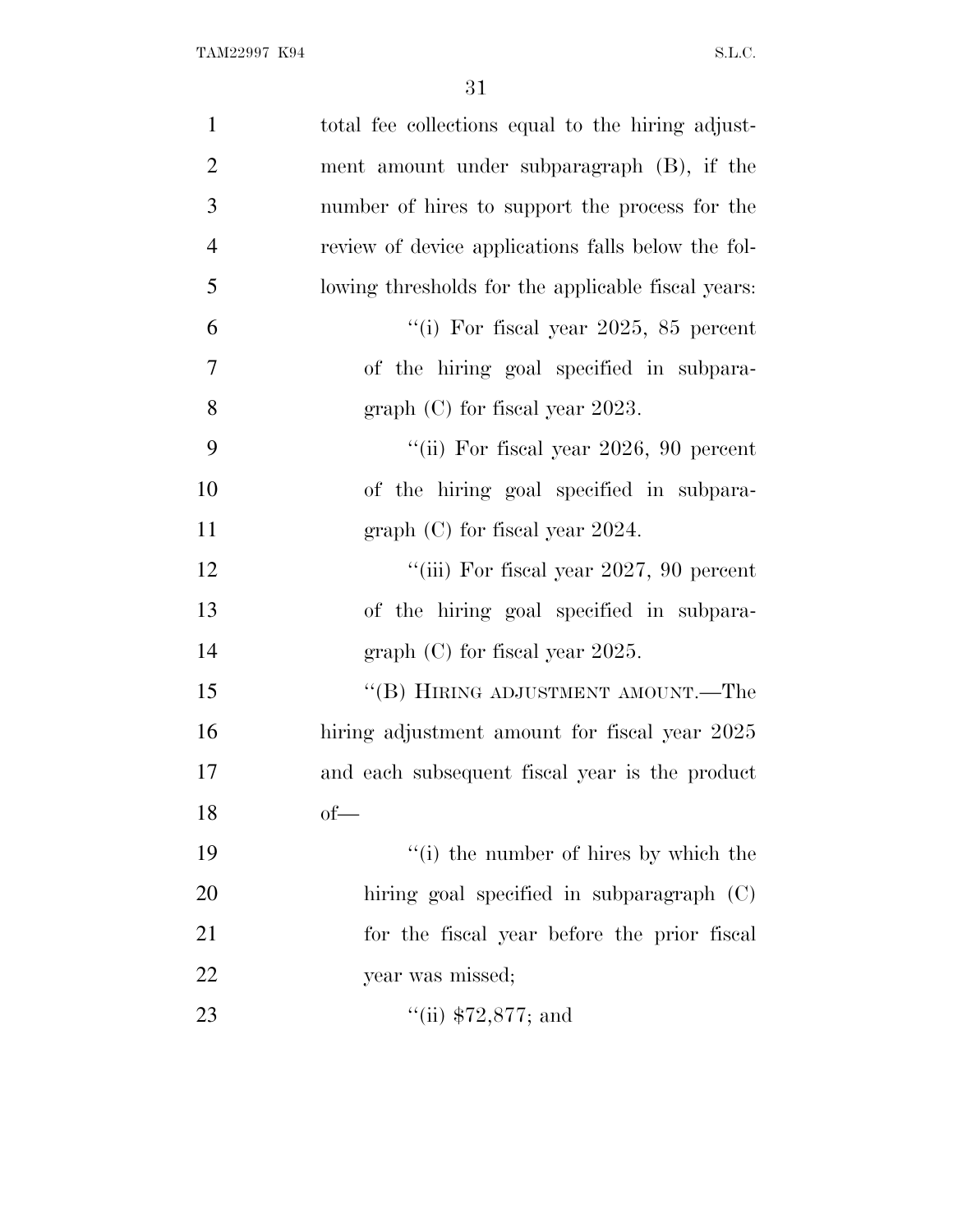total fee collections equal to the hiring adjustment amount under subparagraph (B), if the number of hires to support the process for the review of device applications falls below the following thresholds for the applicable fiscal years:

"(i) For fiscal year 2025, 85 percent of the hiring goal specified in subparagraph (C) for fiscal year 2023.

"(ii) For fiscal year 2026, 90 percent of the hiring goal specified in subparagraph (C) for fiscal year 2024.

"(iii) For fiscal year 2027, 90 percent of the hiring goal specified in subparagraph (C) for fiscal year 2025.

"(B) HIRING ADJUSTMENT AMOUNT.—The hiring adjustment amount for fiscal year 2025 and each subsequent fiscal year is the product of—

"(i) the number of hires by which the hiring goal specified in subparagraph (C) for the fiscal year before the prior fiscal year was missed;

"(ii) $72,877; and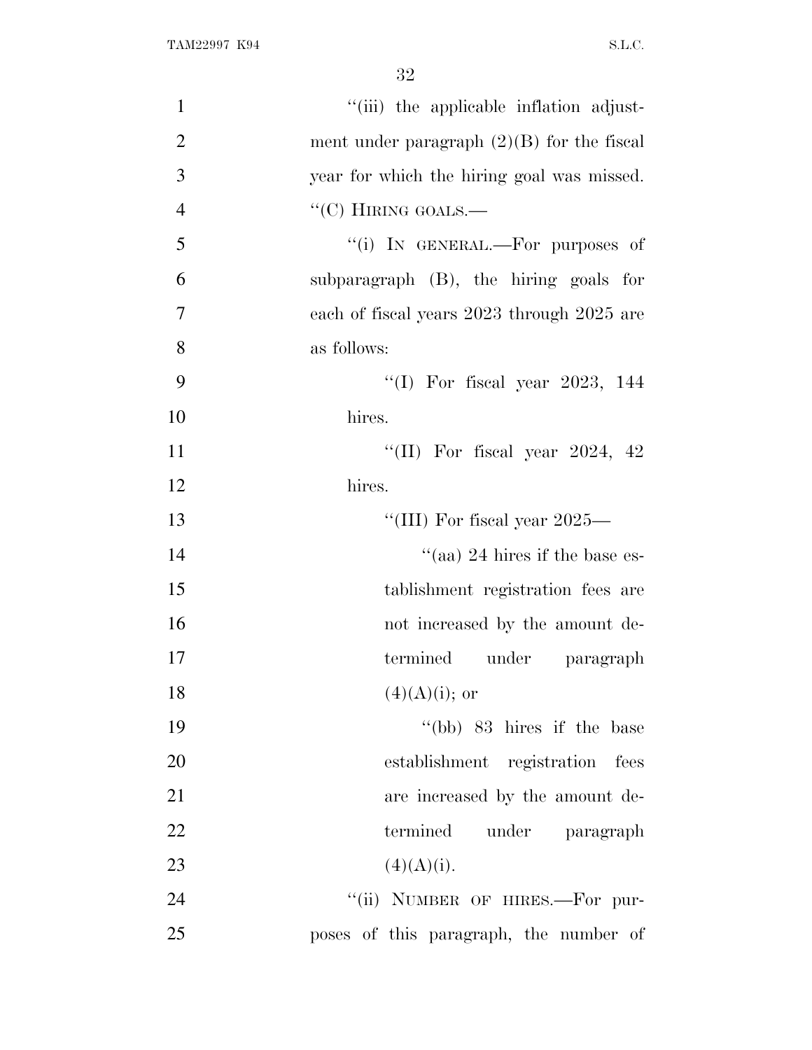"(iii) the applicable inflation adjustment under paragraph (2)(B) for the fiscal year for which the hiring goal was missed.

"(C) HIRING GOALS.—

"(i) IN GENERAL.—For purposes of subparagraph (B), the hiring goals for each of fiscal years 2023 through 2025 are as follows:

"(I) For fiscal year 2023, 144 hires.

"(II) For fiscal year 2024, 42 hires.

"(III) For fiscal year 2025—

"(aa) 24 hires if the base establishment registration fees are not increased by the amount determined under paragraph (4)(A)(i); or

"(bb) 83 hires if the base establishment registration fees are increased by the amount determined under paragraph (4)(A)(i).

"(ii) NUMBER OF HIRES.—For purposes of this paragraph, the number of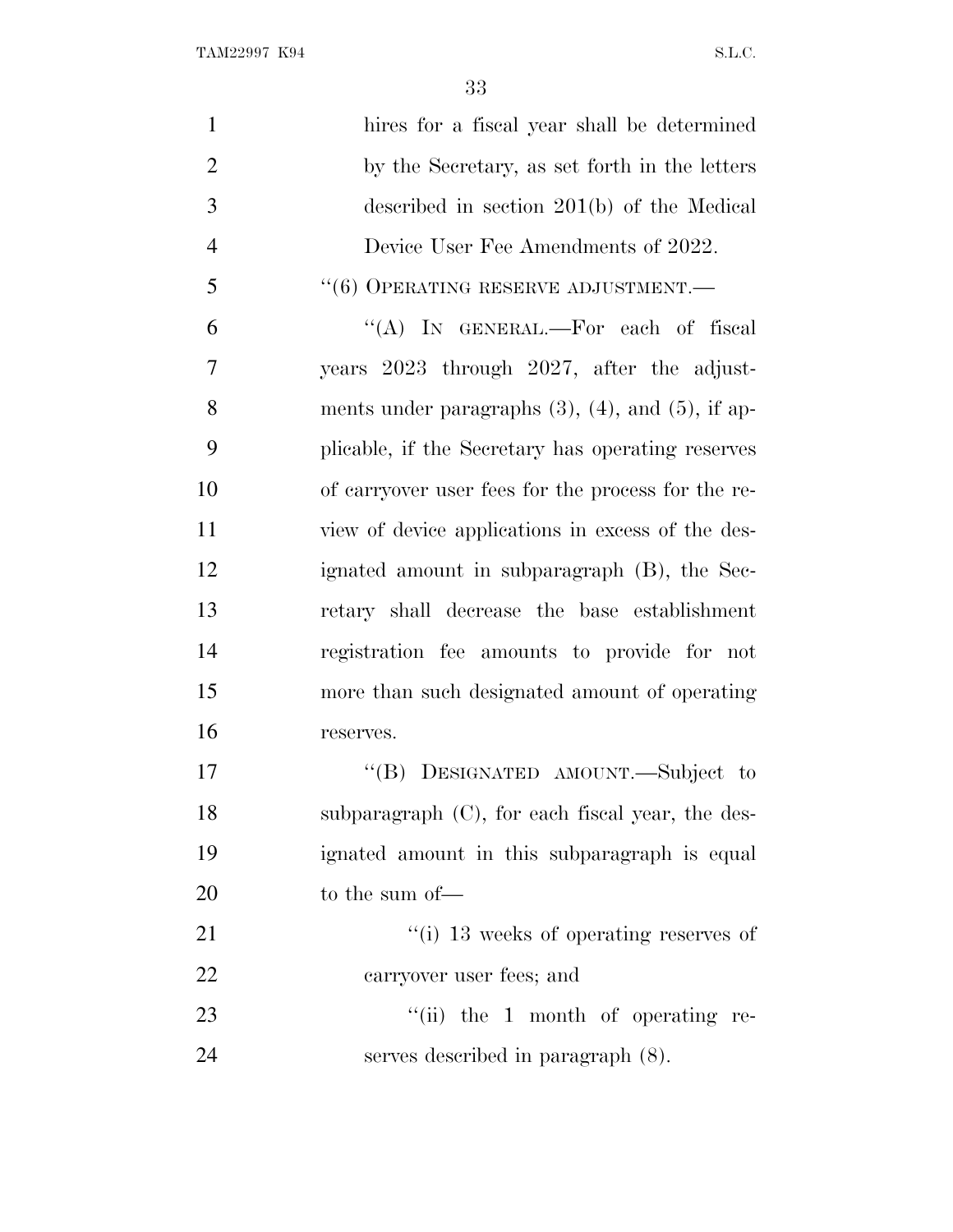hires for a fiscal year shall be determined by the Secretary, as set forth in the letters described in section 201(b) of the Medical Device User Fee Amendments of 2022.

''(6) OPERATING RESERVE ADJUSTMENT.—

''(A) IN GENERAL.—For each of fiscal years 2023 through 2027, after the adjustments under paragraphs (3), (4), and (5), if applicable, if the Secretary has operating reserves of carryover user fees for the process for the review of device applications in excess of the designated amount in subparagraph (B), the Secretary shall decrease the base establishment registration fee amounts to provide for not more than such designated amount of operating reserves.

''(B) DESIGNATED AMOUNT.—Subject to subparagraph (C), for each fiscal year, the designated amount in this subparagraph is equal to the sum of—

''(i) 13 weeks of operating reserves of carryover user fees; and

''(ii) the 1 month of operating reserves described in paragraph (8).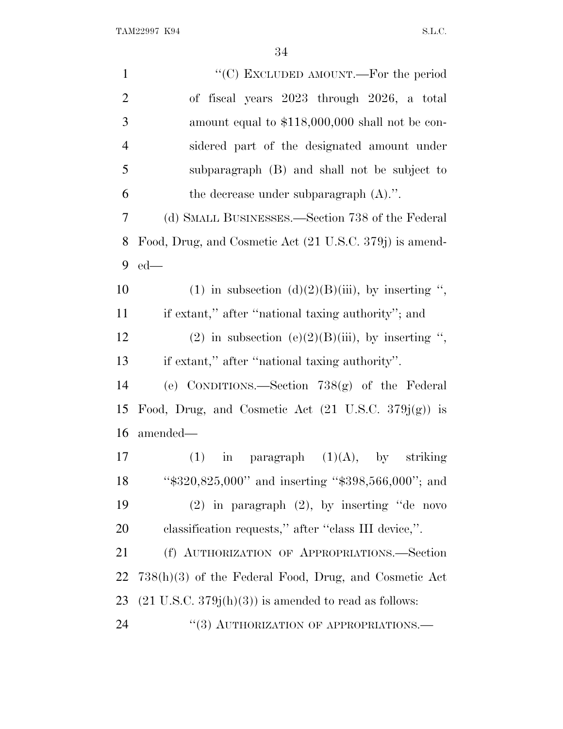"(C) EXCLUDED AMOUNT.—For the period of fiscal years 2023 through 2026, a total amount equal to $118,000,000 shall not be considered part of the designated amount under subparagraph (B) and shall not be subject to the decrease under subparagraph (A).".

(d) SMALL BUSINESSES.—Section 738 of the Federal Food, Drug, and Cosmetic Act (21 U.S.C. 379j) is amended—

(1) in subsection (d)(2)(B)(iii), by inserting ", if extant," after "national taxing authority"; and

(2) in subsection (e)(2)(B)(iii), by inserting ", if extant," after "national taxing authority".

(e) CONDITIONS.—Section 738(g) of the Federal Food, Drug, and Cosmetic Act (21 U.S.C. 379j(g)) is amended—

(1) in paragraph (1)(A), by striking "$320,825,000" and inserting "$398,566,000"; and

(2) in paragraph (2), by inserting "de novo classification requests," after "class III device,".

(f) AUTHORIZATION OF APPROPRIATIONS.—Section 738(h)(3) of the Federal Food, Drug, and Cosmetic Act (21 U.S.C. 379j(h)(3)) is amended to read as follows:

"(3) AUTHORIZATION OF APPROPRIATIONS.—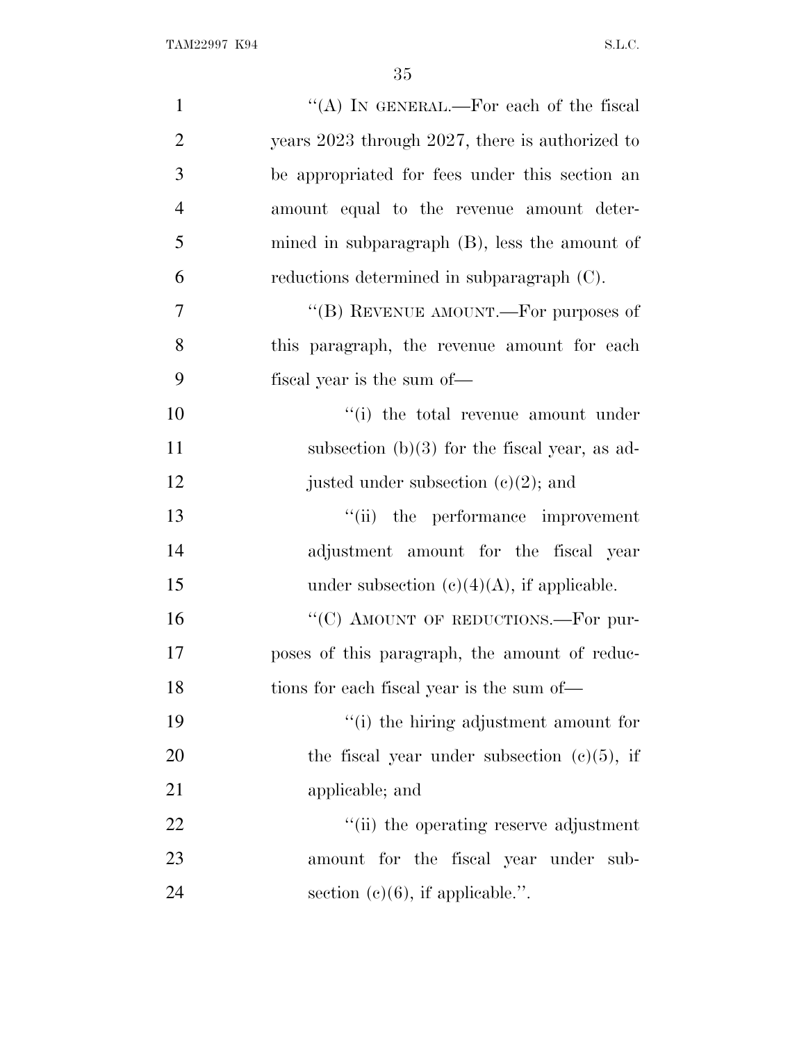"(A) IN GENERAL.—For each of the fiscal years 2023 through 2027, there is authorized to be appropriated for fees under this section an amount equal to the revenue amount determined in subparagraph (B), less the amount of reductions determined in subparagraph (C).

"(B) REVENUE AMOUNT.—For purposes of this paragraph, the revenue amount for each fiscal year is the sum of—

"(i) the total revenue amount under subsection (b)(3) for the fiscal year, as adjusted under subsection (c)(2); and

"(ii) the performance improvement adjustment amount for the fiscal year under subsection (c)(4)(A), if applicable.

"(C) AMOUNT OF REDUCTIONS.—For purposes of this paragraph, the amount of reductions for each fiscal year is the sum of—

"(i) the hiring adjustment amount for the fiscal year under subsection (c)(5), if applicable; and

"(ii) the operating reserve adjustment amount for the fiscal year under subsection (c)(6), if applicable.".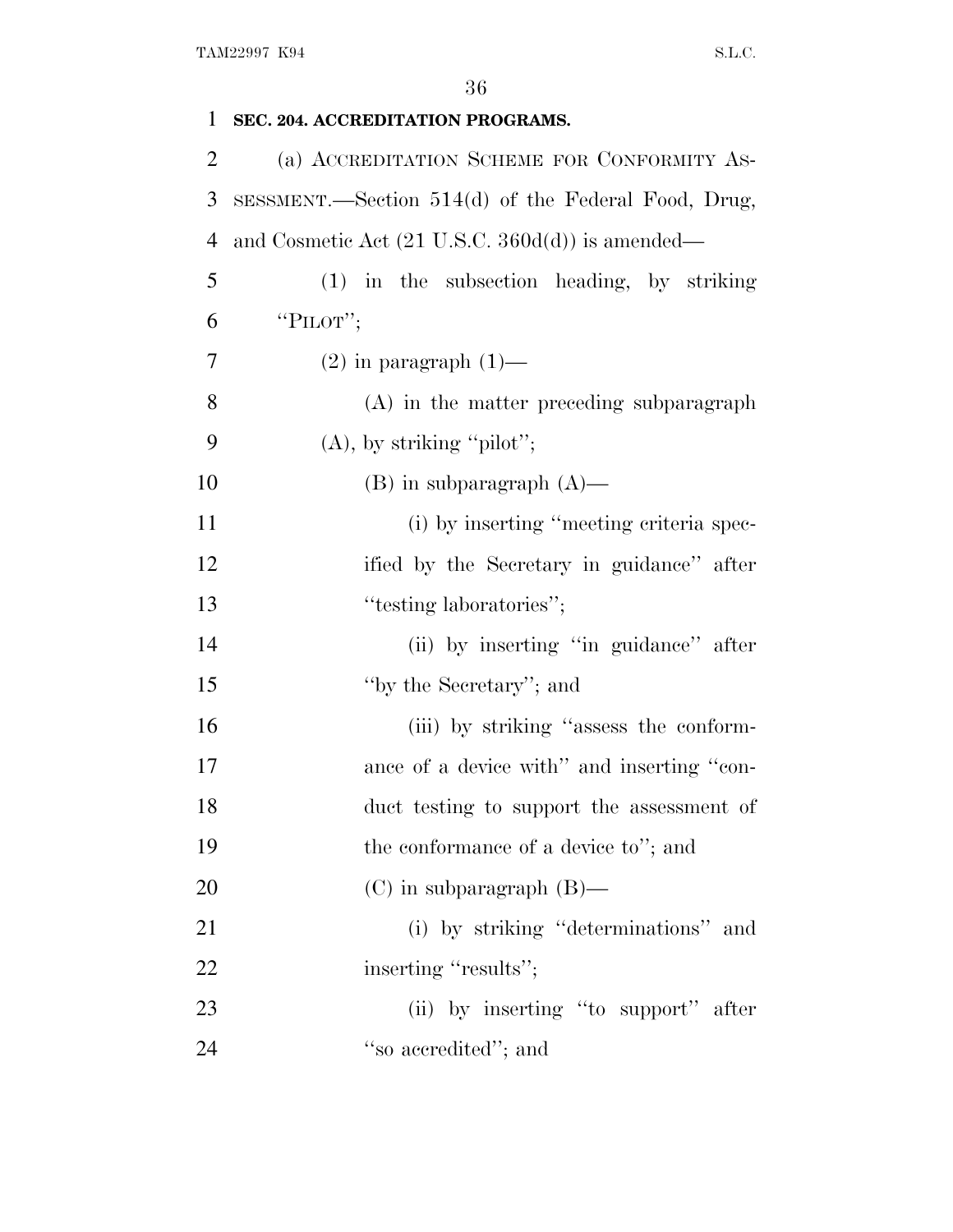**SEC. 204. ACCREDITATION PROGRAMS.**

(a) ACCREDITATION SCHEME FOR CONFORMITY ASSESSMENT.—Section 514(d) of the Federal Food, Drug, and Cosmetic Act (21 U.S.C. 360d(d)) is amended—

(1) in the subsection heading, by striking "PILOT";

(2) in paragraph (1)—

(A) in the matter preceding subparagraph (A), by striking "pilot";

(B) in subparagraph (A)—

(i) by inserting "meeting criteria specified by the Secretary in guidance" after "testing laboratories";

(ii) by inserting "in guidance" after "by the Secretary"; and

(iii) by striking "assess the conformance of a device with" and inserting "conduct testing to support the assessment of the conformance of a device to"; and

(C) in subparagraph (B)—

(i) by striking "determinations" and inserting "results";

(ii) by inserting "to support" after "so accredited"; and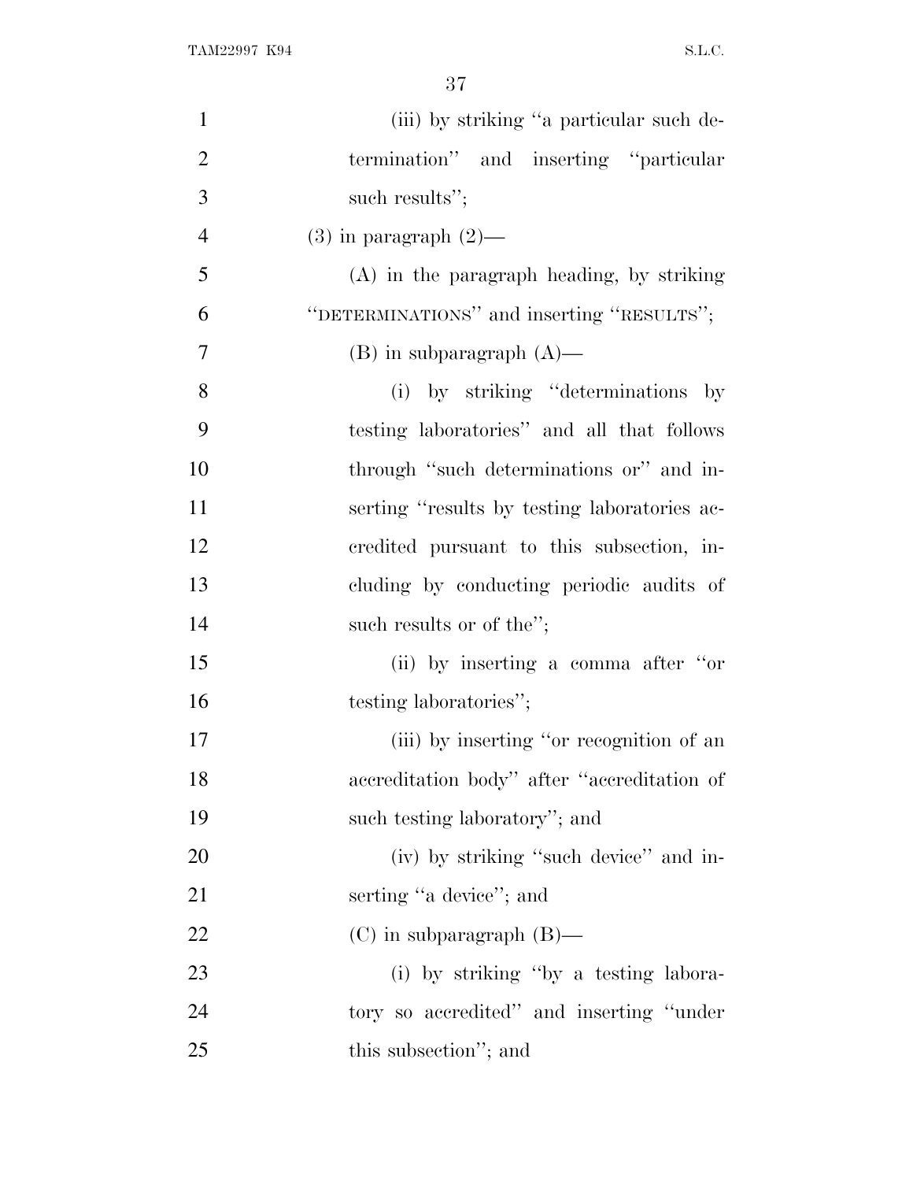(iii) by striking "a particular such determination" and inserting "particular such results";

(3) in paragraph (2)—

(A) in the paragraph heading, by striking "DETERMINATIONS" and inserting "RESULTS";

(B) in subparagraph (A)—

(i) by striking "determinations by testing laboratories" and all that follows through "such determinations or" and inserting "results by testing laboratories accredited pursuant to this subsection, including by conducting periodic audits of such results or of the";

(ii) by inserting a comma after "or testing laboratories";

(iii) by inserting "or recognition of an accreditation body" after "accreditation of such testing laboratory"; and

(iv) by striking "such device" and inserting "a device"; and

(C) in subparagraph (B)—

(i) by striking "by a testing laboratory so accredited" and inserting "under this subsection"; and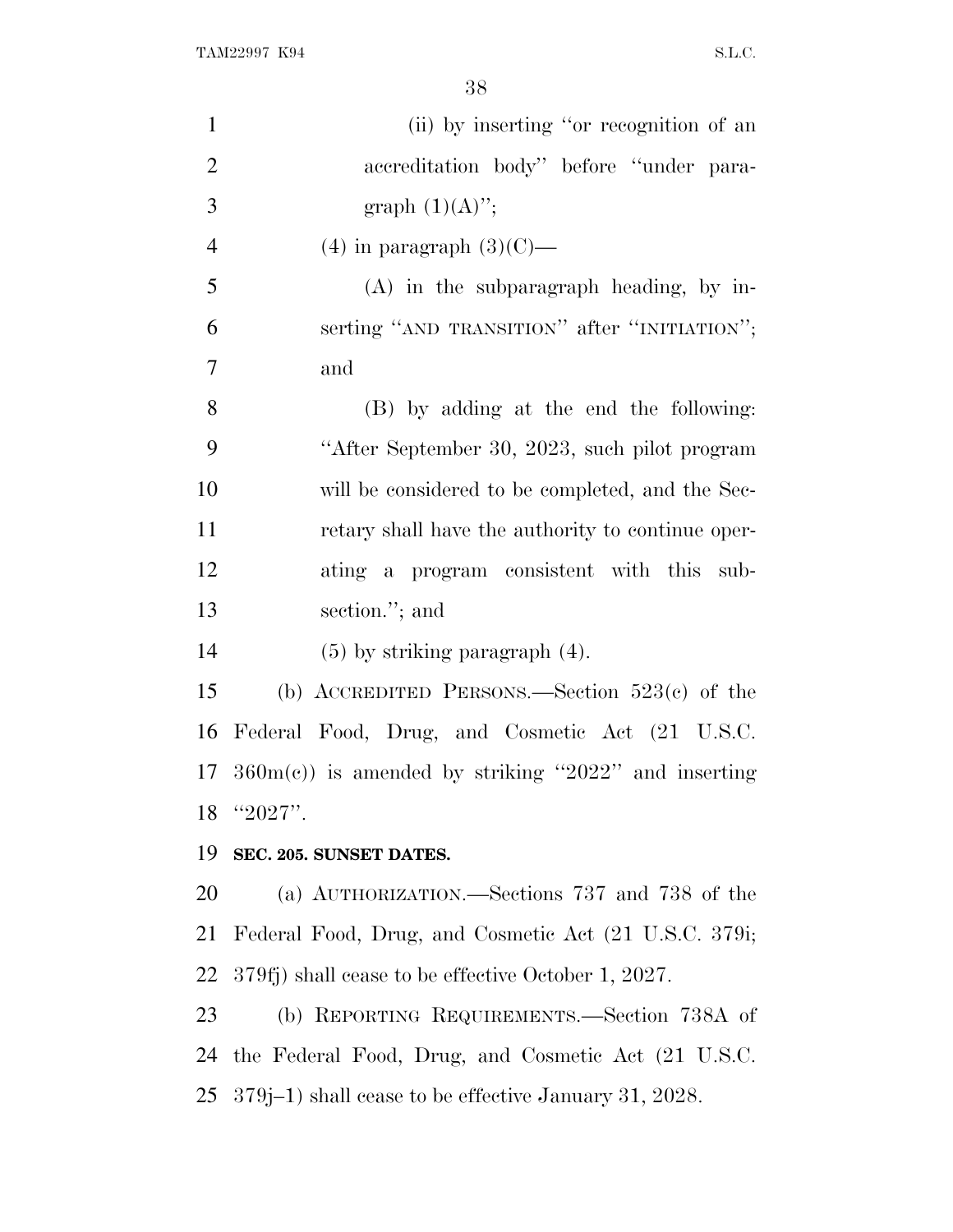(ii) by inserting "or recognition of an accreditation body" before "under paragraph (1)(A)";

(4) in paragraph (3)(C)—

(A) in the subparagraph heading, by inserting "AND TRANSITION" after "INITIATION"; and

(B) by adding at the end the following: "After September 30, 2023, such pilot program will be considered to be completed, and the Secretary shall have the authority to continue operating a program consistent with this subsection."; and

(5) by striking paragraph (4).

(b) ACCREDITED PERSONS.—Section 523(c) of the Federal Food, Drug, and Cosmetic Act (21 U.S.C. 360m(c)) is amended by striking "2022" and inserting "2027".

**SEC. 205. SUNSET DATES.**

(a) AUTHORIZATION.—Sections 737 and 738 of the Federal Food, Drug, and Cosmetic Act (21 U.S.C. 379i; 379fj) shall cease to be effective October 1, 2027.

(b) REPORTING REQUIREMENTS.—Section 738A of the Federal Food, Drug, and Cosmetic Act (21 U.S.C. 379j–1) shall cease to be effective January 31, 2028.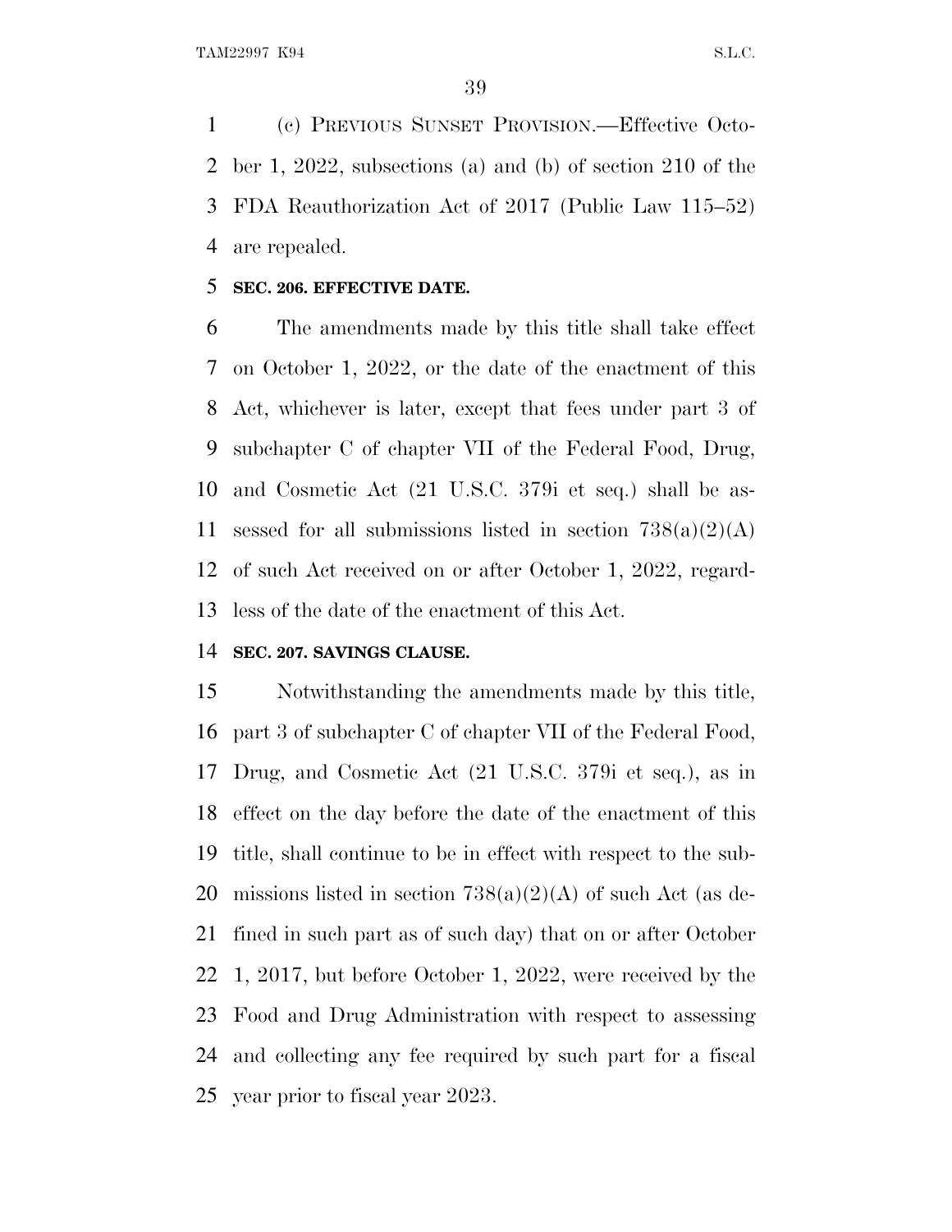(c) PREVIOUS SUNSET PROVISION.—Effective October 1, 2022, subsections (a) and (b) of section 210 of the FDA Reauthorization Act of 2017 (Public Law 115–52) are repealed.

### SEC. 206. EFFECTIVE DATE.

The amendments made by this title shall take effect on October 1, 2022, or the date of the enactment of this Act, whichever is later, except that fees under part 3 of subchapter C of chapter VII of the Federal Food, Drug, and Cosmetic Act (21 U.S.C. 379i et seq.) shall be assessed for all submissions listed in section 738(a)(2)(A) of such Act received on or after October 1, 2022, regardless of the date of the enactment of this Act.

### SEC. 207. SAVINGS CLAUSE.

Notwithstanding the amendments made by this title, part 3 of subchapter C of chapter VII of the Federal Food, Drug, and Cosmetic Act (21 U.S.C. 379i et seq.), as in effect on the day before the date of the enactment of this title, shall continue to be in effect with respect to the submissions listed in section 738(a)(2)(A) of such Act (as defined in such part as of such day) that on or after October 1, 2017, but before October 1, 2022, were received by the Food and Drug Administration with respect to assessing and collecting any fee required by such part for a fiscal year prior to fiscal year 2023.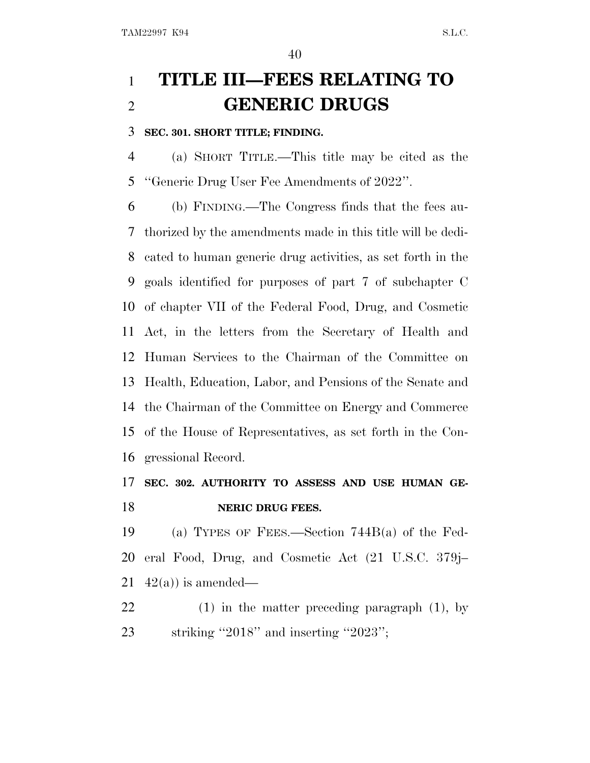# TITLE III—FEES RELATING TO GENERIC DRUGS

**SEC. 301. SHORT TITLE; FINDING.**

(a) SHORT TITLE.—This title may be cited as the ''Generic Drug User Fee Amendments of 2022''.

(b) FINDING.—The Congress finds that the fees authorized by the amendments made in this title will be dedicated to human generic drug activities, as set forth in the goals identified for purposes of part 7 of subchapter C of chapter VII of the Federal Food, Drug, and Cosmetic Act, in the letters from the Secretary of Health and Human Services to the Chairman of the Committee on Health, Education, Labor, and Pensions of the Senate and the Chairman of the Committee on Energy and Commerce of the House of Representatives, as set forth in the Congressional Record.

**SEC. 302. AUTHORITY TO ASSESS AND USE HUMAN GENERIC DRUG FEES.**

(a) TYPES OF FEES.—Section 744B(a) of the Federal Food, Drug, and Cosmetic Act (21 U.S.C. 379j–42(a)) is amended—

(1) in the matter preceding paragraph (1), by striking ''2018'' and inserting ''2023'';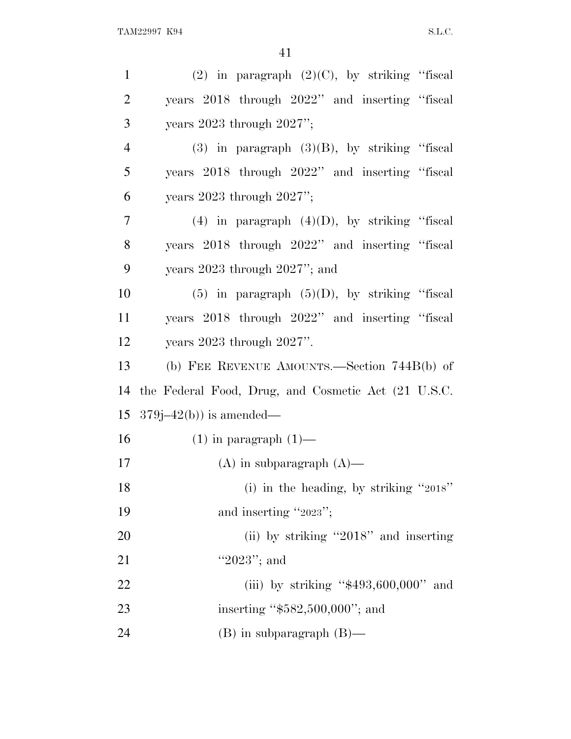(2) in paragraph (2)(C), by striking "fiscal years 2018 through 2022" and inserting "fiscal years 2023 through 2027";

(3) in paragraph (3)(B), by striking "fiscal years 2018 through 2022" and inserting "fiscal years 2023 through 2027";

(4) in paragraph (4)(D), by striking "fiscal years 2018 through 2022" and inserting "fiscal years 2023 through 2027"; and

(5) in paragraph (5)(D), by striking "fiscal years 2018 through 2022" and inserting "fiscal years 2023 through 2027".

(b) FEE REVENUE AMOUNTS.—Section 744B(b) of the Federal Food, Drug, and Cosmetic Act (21 U.S.C. 379j–42(b)) is amended—

(1) in paragraph (1)—

(A) in subparagraph (A)—

(i) in the heading, by striking "2018" and inserting "2023";

(ii) by striking "2018" and inserting "2023"; and

(iii) by striking "$493,600,000" and inserting "$582,500,000"; and

(B) in subparagraph (B)—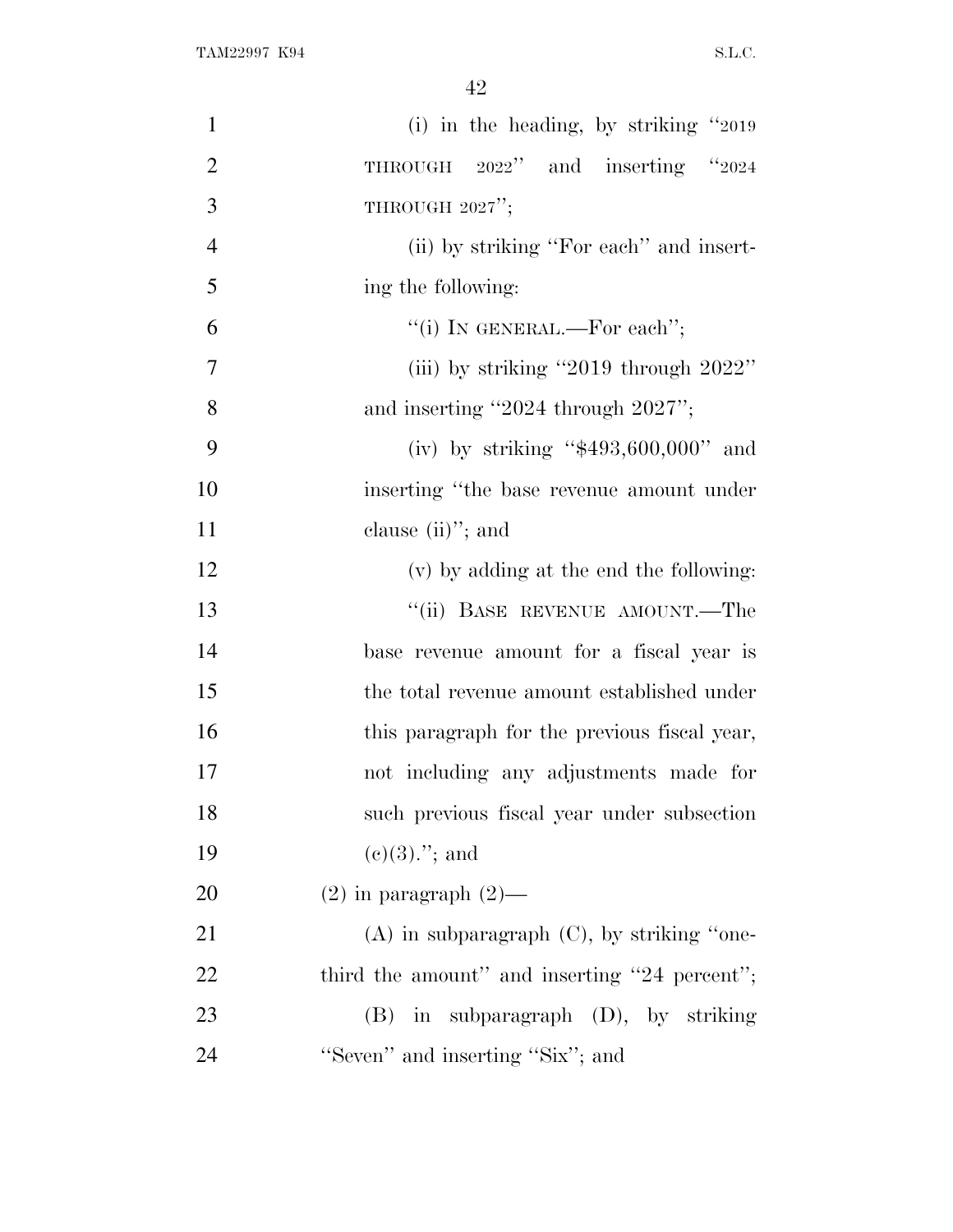(i) in the heading, by striking "2019 THROUGH 2022" and inserting "2024 THROUGH 2027";

(ii) by striking "For each" and inserting the following:

"(i) IN GENERAL.—For each";

(iii) by striking "2019 through 2022" and inserting "2024 through 2027";

(iv) by striking "$493,600,000" and inserting "the base revenue amount under clause (ii)"; and

(v) by adding at the end the following:

"(ii) BASE REVENUE AMOUNT.—The base revenue amount for a fiscal year is the total revenue amount established under this paragraph for the previous fiscal year, not including any adjustments made for such previous fiscal year under subsection (c)(3)."; and

(2) in paragraph (2)—

(A) in subparagraph (C), by striking "one-third the amount" and inserting "24 percent";

(B) in subparagraph (D), by striking "Seven" and inserting "Six"; and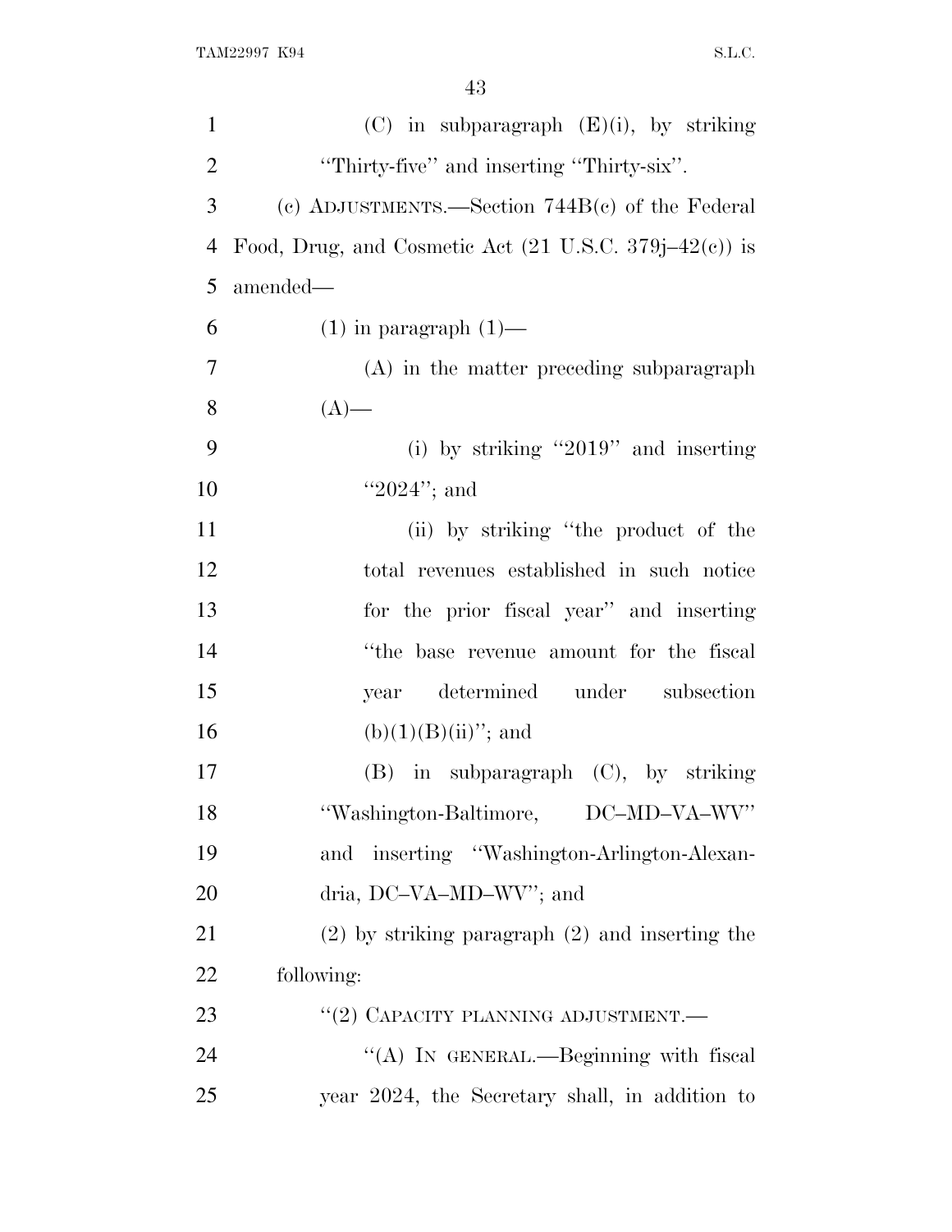(C) in subparagraph (E)(i), by striking "Thirty-five" and inserting "Thirty-six".

(c) ADJUSTMENTS.—Section 744B(c) of the Federal Food, Drug, and Cosmetic Act (21 U.S.C. 379j–42(c)) is amended—

(1) in paragraph (1)—

(A) in the matter preceding subparagraph (A)—

(i) by striking "2019" and inserting "2024"; and

(ii) by striking "the product of the total revenues established in such notice for the prior fiscal year" and inserting "the base revenue amount for the fiscal year determined under subsection (b)(1)(B)(ii)"; and

(B) in subparagraph (C), by striking "Washington-Baltimore, DC–MD–VA–WV" and inserting "Washington-Arlington-Alexandria, DC–VA–MD–WV"; and

(2) by striking paragraph (2) and inserting the following:

"(2) CAPACITY PLANNING ADJUSTMENT.—

"(A) IN GENERAL.—Beginning with fiscal year 2024, the Secretary shall, in addition to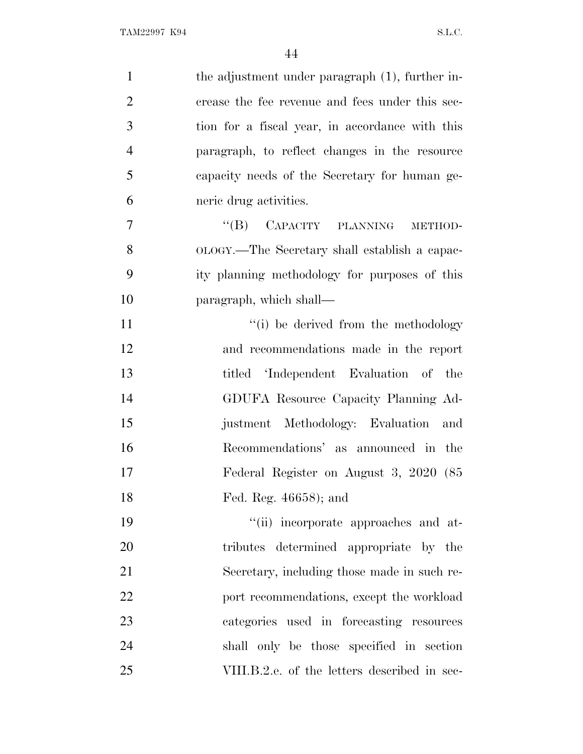the adjustment under paragraph (1), further increase the fee revenue and fees under this section for a fiscal year, in accordance with this paragraph, to reflect changes in the resource capacity needs of the Secretary for human generic drug activities.

"(B) CAPACITY PLANNING METHODOLOGY.—The Secretary shall establish a capacity planning methodology for purposes of this paragraph, which shall—

"(i) be derived from the methodology and recommendations made in the report titled 'Independent Evaluation of the GDUFA Resource Capacity Planning Adjustment Methodology: Evaluation and Recommendations' as announced in the Federal Register on August 3, 2020 (85 Fed. Reg. 46658); and

"(ii) incorporate approaches and attributes determined appropriate by the Secretary, including those made in such report recommendations, except the workload categories used in forecasting resources shall only be those specified in section VIII.B.2.e. of the letters described in sec-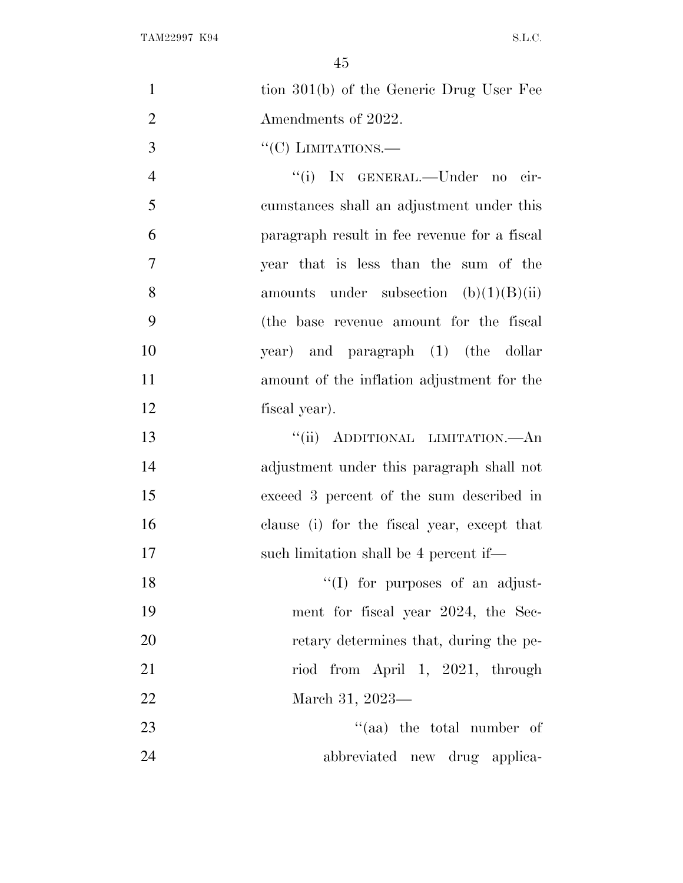tion 301(b) of the Generic Drug User Fee Amendments of 2022.

"(C) LIMITATIONS.—

"(i) IN GENERAL.—Under no circumstances shall an adjustment under this paragraph result in fee revenue for a fiscal year that is less than the sum of the amounts under subsection (b)(1)(B)(ii) (the base revenue amount for the fiscal year) and paragraph (1) (the dollar amount of the inflation adjustment for the fiscal year).

"(ii) ADDITIONAL LIMITATION.—An adjustment under this paragraph shall not exceed 3 percent of the sum described in clause (i) for the fiscal year, except that such limitation shall be 4 percent if—

"(I) for purposes of an adjustment for fiscal year 2024, the Secretary determines that, during the period from April 1, 2021, through March 31, 2023—

"(aa) the total number of abbreviated new drug applica-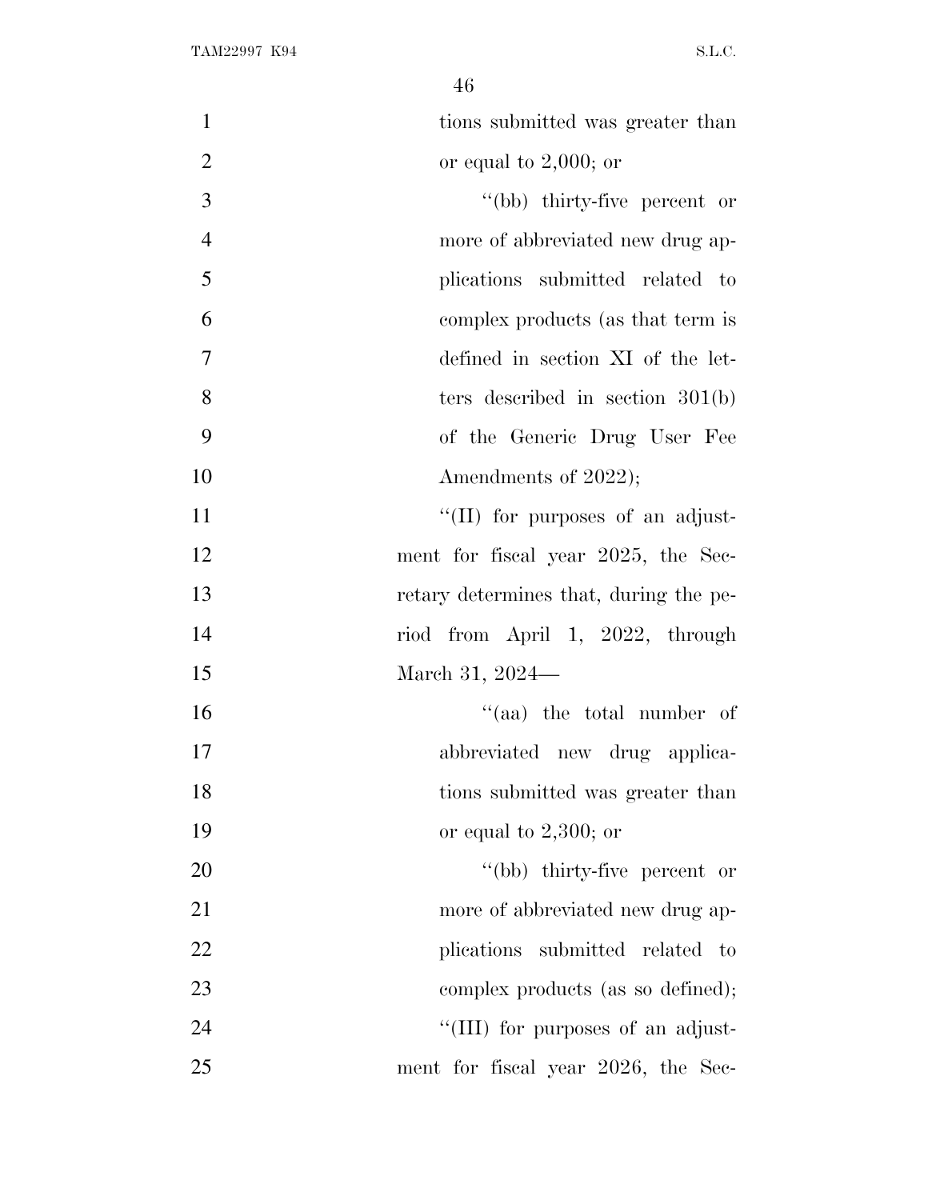tions submitted was greater than or equal to 2,000; or

''(bb) thirty-five percent or more of abbreviated new drug applications submitted related to complex products (as that term is defined in section XI of the letters described in section 301(b) of the Generic Drug User Fee Amendments of 2022);

''(II) for purposes of an adjustment for fiscal year 2025, the Secretary determines that, during the period from April 1, 2022, through March 31, 2024—

''(aa) the total number of abbreviated new drug applications submitted was greater than or equal to 2,300; or

''(bb) thirty-five percent or more of abbreviated new drug applications submitted related to complex products (as so defined);

''(III) for purposes of an adjustment for fiscal year 2026, the Sec-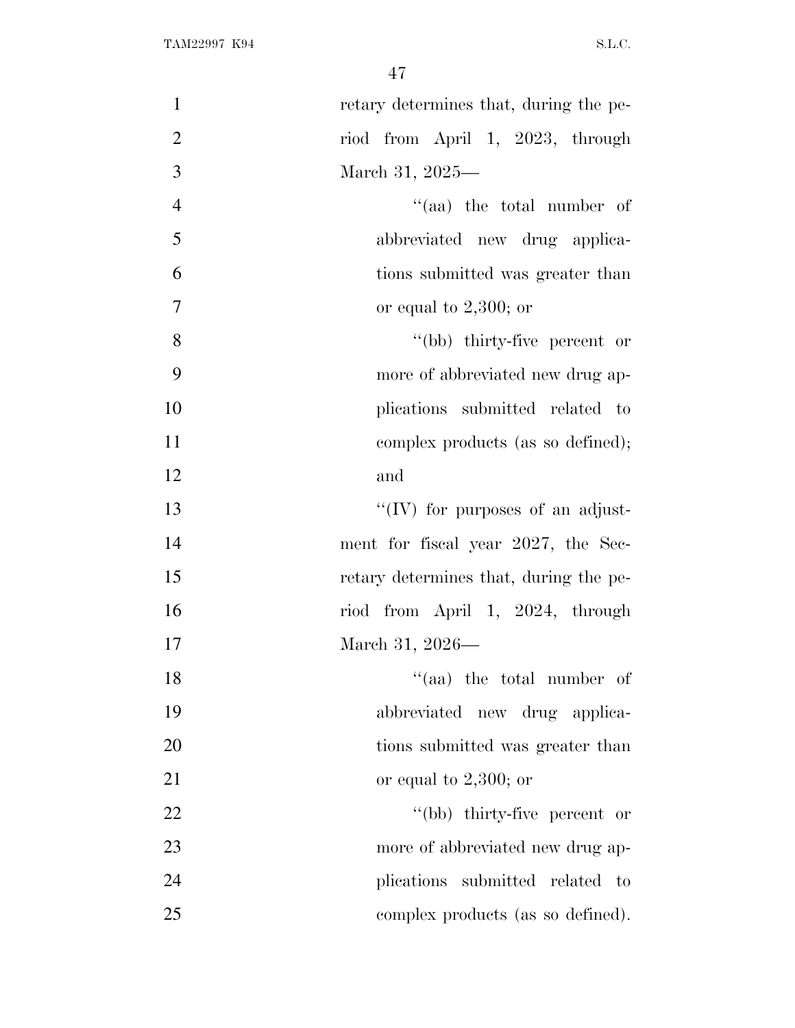retary determines that, during the period from April 1, 2023, through March 31, 2025—

"(aa) the total number of abbreviated new drug applications submitted was greater than or equal to 2,300; or

"(bb) thirty-five percent or more of abbreviated new drug applications submitted related to complex products (as so defined); and

"(IV) for purposes of an adjustment for fiscal year 2027, the Secretary determines that, during the period from April 1, 2024, through March 31, 2026—

"(aa) the total number of abbreviated new drug applications submitted was greater than or equal to 2,300; or

"(bb) thirty-five percent or more of abbreviated new drug applications submitted related to complex products (as so defined).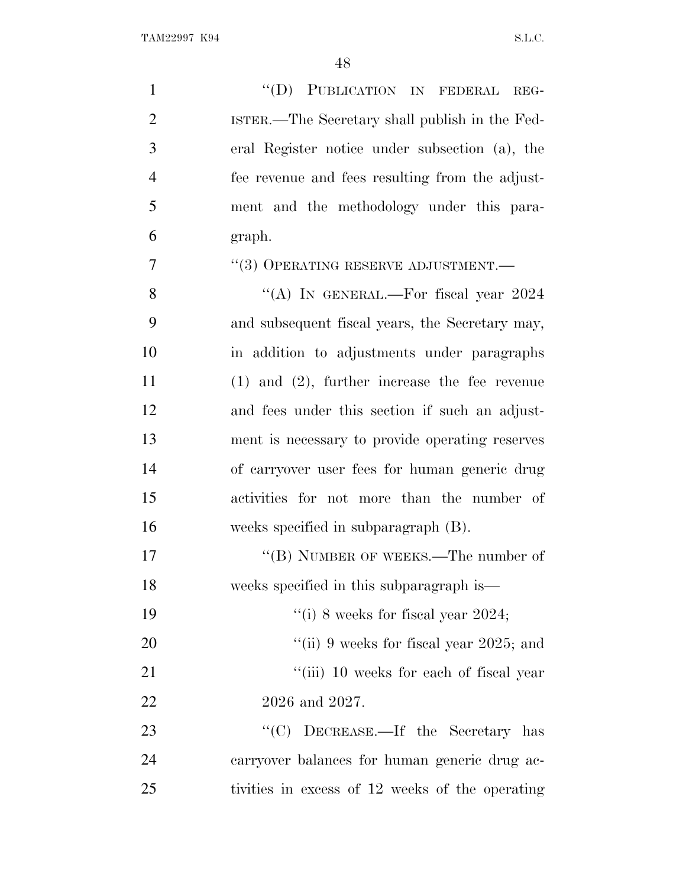"(D) PUBLICATION IN FEDERAL REGISTER.—The Secretary shall publish in the Federal Register notice under subsection (a), the fee revenue and fees resulting from the adjustment and the methodology under this paragraph.

"(3) OPERATING RESERVE ADJUSTMENT.—

"(A) IN GENERAL.—For fiscal year 2024 and subsequent fiscal years, the Secretary may, in addition to adjustments under paragraphs (1) and (2), further increase the fee revenue and fees under this section if such an adjustment is necessary to provide operating reserves of carryover user fees for human generic drug activities for not more than the number of weeks specified in subparagraph (B).

"(B) NUMBER OF WEEKS.—The number of weeks specified in this subparagraph is—

"(i) 8 weeks for fiscal year 2024;

"(ii) 9 weeks for fiscal year 2025; and

"(iii) 10 weeks for each of fiscal year 2026 and 2027.

"(C) DECREASE.—If the Secretary has carryover balances for human generic drug activities in excess of 12 weeks of the operating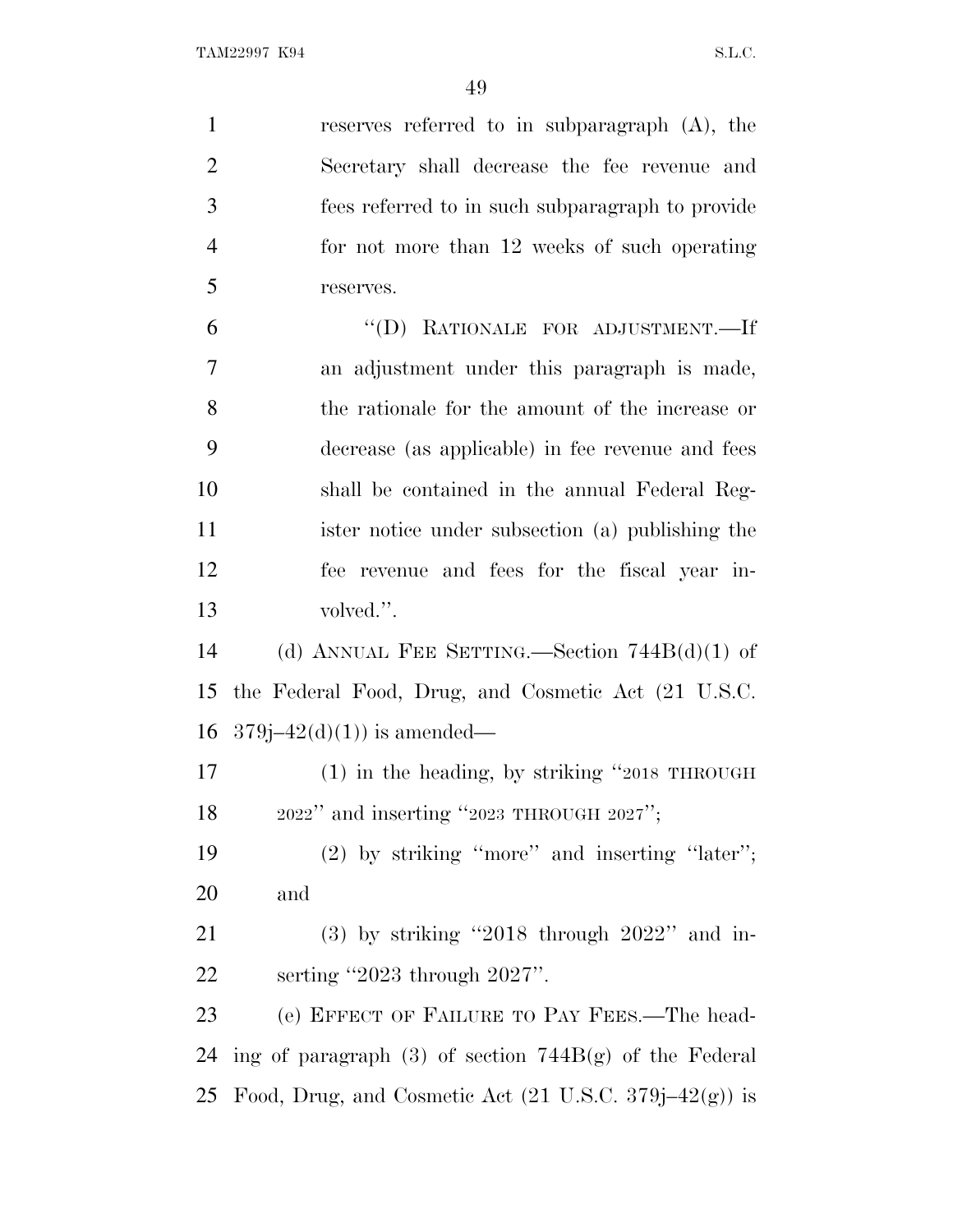reserves referred to in subparagraph (A), the Secretary shall decrease the fee revenue and fees referred to in such subparagraph to provide for not more than 12 weeks of such operating reserves.

"(D) RATIONALE FOR ADJUSTMENT.—If an adjustment under this paragraph is made, the rationale for the amount of the increase or decrease (as applicable) in fee revenue and fees shall be contained in the annual Federal Register notice under subsection (a) publishing the fee revenue and fees for the fiscal year involved.".

(d) ANNUAL FEE SETTING.—Section 744B(d)(1) of the Federal Food, Drug, and Cosmetic Act (21 U.S.C. 379j–42(d)(1)) is amended—

(1) in the heading, by striking "2018 THROUGH 2022" and inserting "2023 THROUGH 2027";

(2) by striking "more" and inserting "later"; and

(3) by striking "2018 through 2022" and inserting "2023 through 2027".

(e) EFFECT OF FAILURE TO PAY FEES.—The heading of paragraph (3) of section 744B(g) of the Federal Food, Drug, and Cosmetic Act (21 U.S.C. 379j–42(g)) is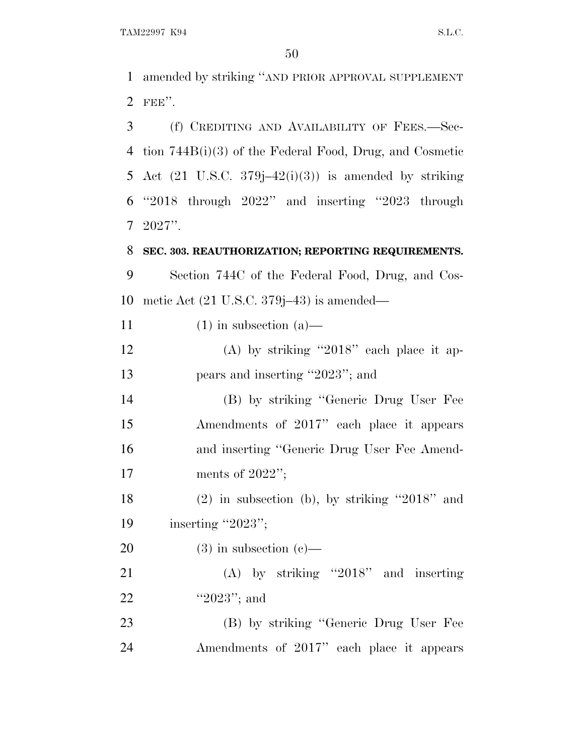amended by striking ''AND PRIOR APPROVAL SUPPLEMENT FEE''.

(f) CREDITING AND AVAILABILITY OF FEES.—Section 744B(i)(3) of the Federal Food, Drug, and Cosmetic Act (21 U.S.C. 379j–42(i)(3)) is amended by striking ''2018 through 2022'' and inserting ''2023 through 2027''.

**SEC. 303. REAUTHORIZATION; REPORTING REQUIREMENTS.**

Section 744C of the Federal Food, Drug, and Cosmetic Act (21 U.S.C. 379j–43) is amended—

(1) in subsection (a)—

(A) by striking ''2018'' each place it appears and inserting ''2023''; and

(B) by striking ''Generic Drug User Fee Amendments of 2017'' each place it appears and inserting ''Generic Drug User Fee Amendments of 2022'';

(2) in subsection (b), by striking ''2018'' and inserting ''2023'';

(3) in subsection (c)—

(A) by striking ''2018'' and inserting ''2023''; and

(B) by striking ''Generic Drug User Fee Amendments of 2017'' each place it appears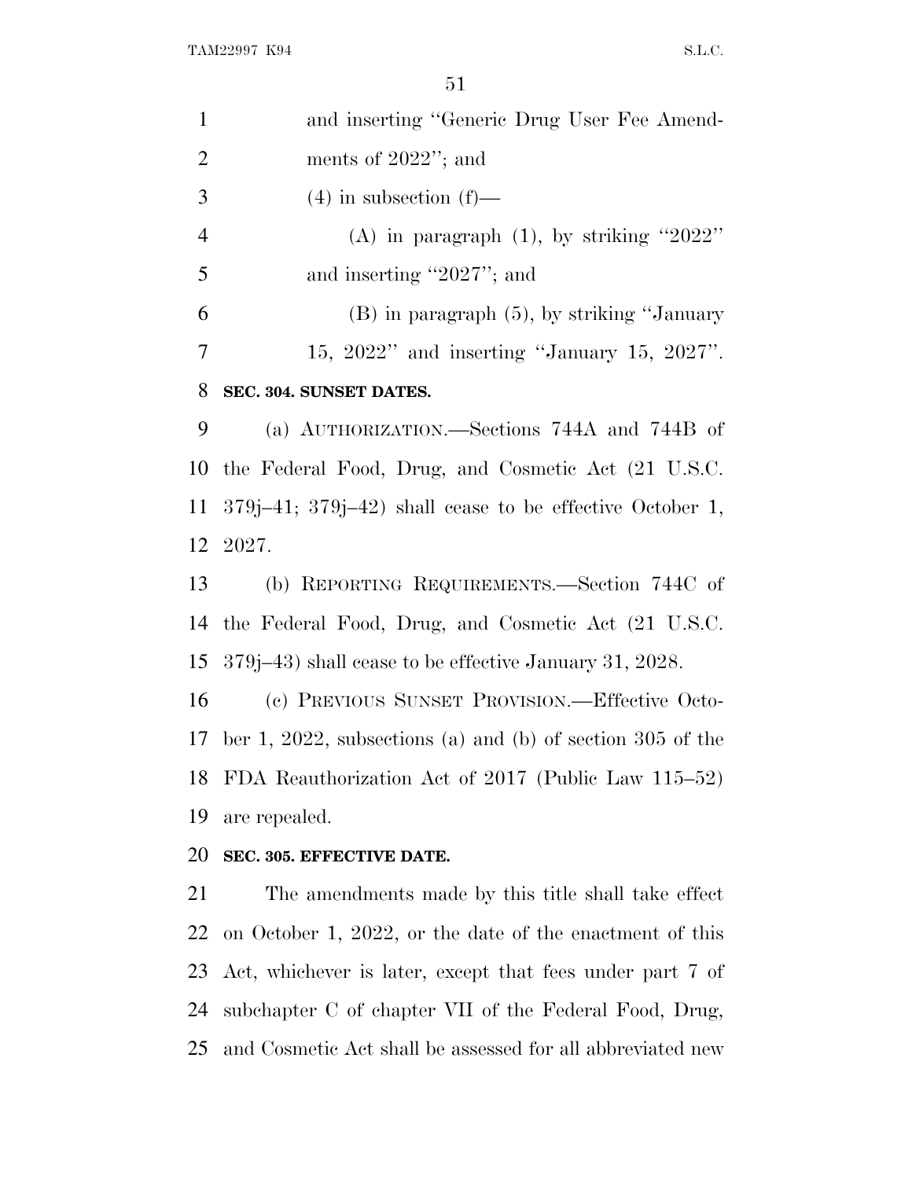and inserting "Generic Drug User Fee Amendments of 2022"; and

(4) in subsection (f)—

(A) in paragraph (1), by striking "2022" and inserting "2027"; and

(B) in paragraph (5), by striking "January 15, 2022" and inserting "January 15, 2027".

**SEC. 304. SUNSET DATES.**

(a) AUTHORIZATION.—Sections 744A and 744B of the Federal Food, Drug, and Cosmetic Act (21 U.S.C. 379j–41; 379j–42) shall cease to be effective October 1, 2027.

(b) REPORTING REQUIREMENTS.—Section 744C of the Federal Food, Drug, and Cosmetic Act (21 U.S.C. 379j–43) shall cease to be effective January 31, 2028.

(c) PREVIOUS SUNSET PROVISION.—Effective October 1, 2022, subsections (a) and (b) of section 305 of the FDA Reauthorization Act of 2017 (Public Law 115–52) are repealed.

**SEC. 305. EFFECTIVE DATE.**

The amendments made by this title shall take effect on October 1, 2022, or the date of the enactment of this Act, whichever is later, except that fees under part 7 of subchapter C of chapter VII of the Federal Food, Drug, and Cosmetic Act shall be assessed for all abbreviated new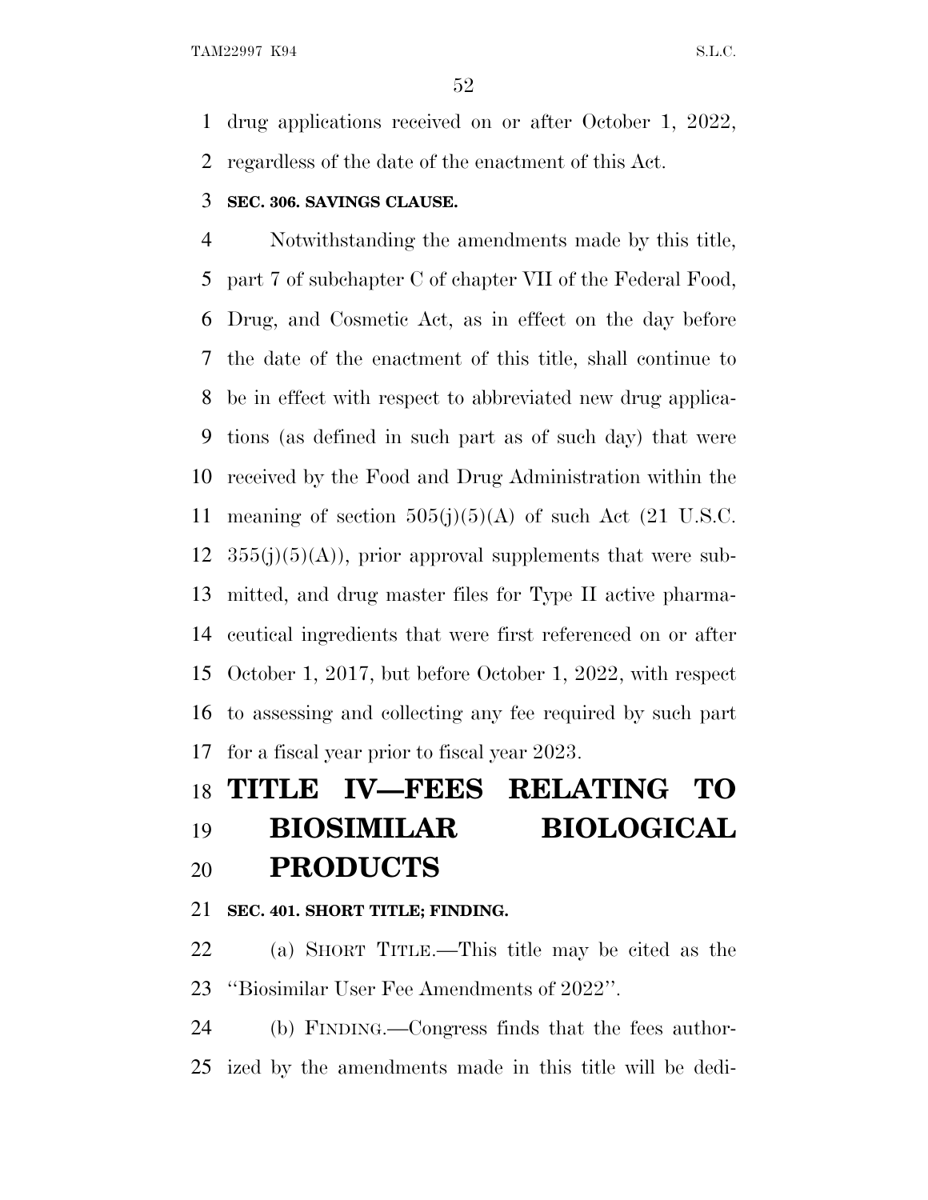drug applications received on or after October 1, 2022, regardless of the date of the enactment of this Act.

**SEC. 306. SAVINGS CLAUSE.**

Notwithstanding the amendments made by this title, part 7 of subchapter C of chapter VII of the Federal Food, Drug, and Cosmetic Act, as in effect on the day before the date of the enactment of this title, shall continue to be in effect with respect to abbreviated new drug applications (as defined in such part as of such day) that were received by the Food and Drug Administration within the meaning of section 505(j)(5)(A) of such Act (21 U.S.C. 355(j)(5)(A)), prior approval supplements that were submitted, and drug master files for Type II active pharmaceutical ingredients that were first referenced on or after October 1, 2017, but before October 1, 2022, with respect to assessing and collecting any fee required by such part for a fiscal year prior to fiscal year 2023.

# TITLE IV—FEES RELATING TO BIOSIMILAR BIOLOGICAL PRODUCTS

**SEC. 401. SHORT TITLE; FINDING.**

(a) SHORT TITLE.—This title may be cited as the ''Biosimilar User Fee Amendments of 2022''.

(b) FINDING.—Congress finds that the fees authorized by the amendments made in this title will be dedi-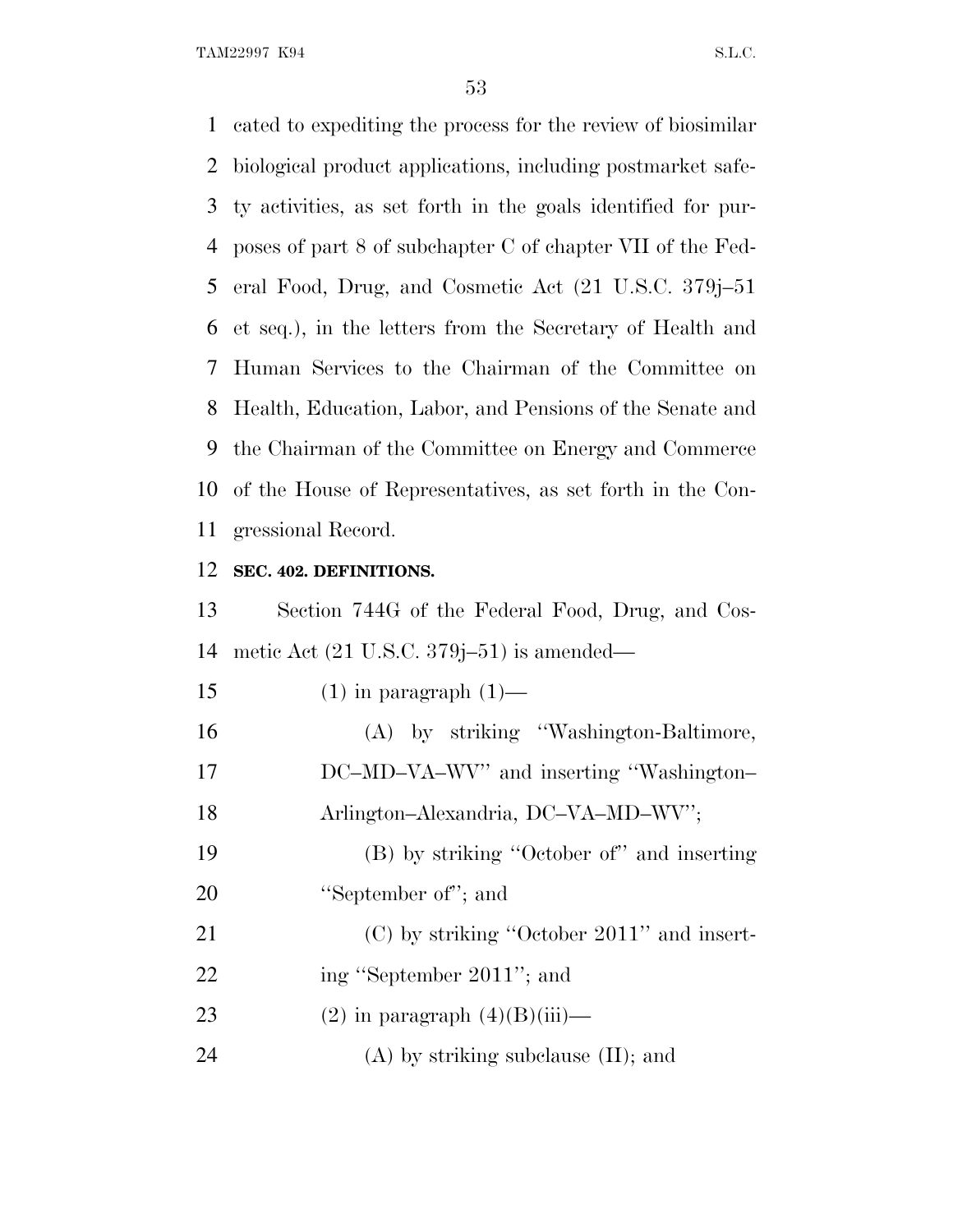cated to expediting the process for the review of biosimilar biological product applications, including postmarket safety activities, as set forth in the goals identified for purposes of part 8 of subchapter C of chapter VII of the Federal Food, Drug, and Cosmetic Act (21 U.S.C. 379j–51 et seq.), in the letters from the Secretary of Health and Human Services to the Chairman of the Committee on Health, Education, Labor, and Pensions of the Senate and the Chairman of the Committee on Energy and Commerce of the House of Representatives, as set forth in the Congressional Record.

**SEC. 402. DEFINITIONS.**

Section 744G of the Federal Food, Drug, and Cosmetic Act (21 U.S.C. 379j–51) is amended—

(1) in paragraph (1)—

(A) by striking "Washington-Baltimore, DC–MD–VA–WV" and inserting "Washington–Arlington–Alexandria, DC–VA–MD–WV";

(B) by striking "October of" and inserting "September of"; and

(C) by striking "October 2011" and inserting "September 2011"; and

(2) in paragraph (4)(B)(iii)—

(A) by striking subclause (II); and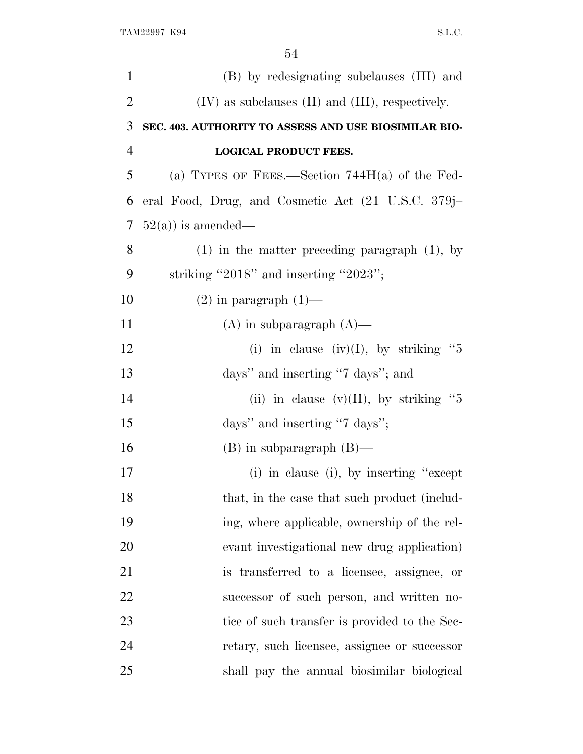(B) by redesignating subclauses (III) and (IV) as subclauses (II) and (III), respectively.

**SEC. 403. AUTHORITY TO ASSESS AND USE BIOSIMILAR BIOLOGICAL PRODUCT FEES.**

(a) TYPES OF FEES.—Section 744H(a) of the Federal Food, Drug, and Cosmetic Act (21 U.S.C. 379j–52(a)) is amended—

(1) in the matter preceding paragraph (1), by striking "2018" and inserting "2023";

(2) in paragraph (1)—

(A) in subparagraph (A)—

(i) in clause (iv)(I), by striking "5 days" and inserting "7 days"; and

(ii) in clause (v)(II), by striking "5 days" and inserting "7 days";

(B) in subparagraph (B)—

(i) in clause (i), by inserting "except that, in the case that such product (including, where applicable, ownership of the relevant investigational new drug application) is transferred to a licensee, assignee, or successor of such person, and written notice of such transfer is provided to the Secretary, such licensee, assignee or successor shall pay the annual biosimilar biological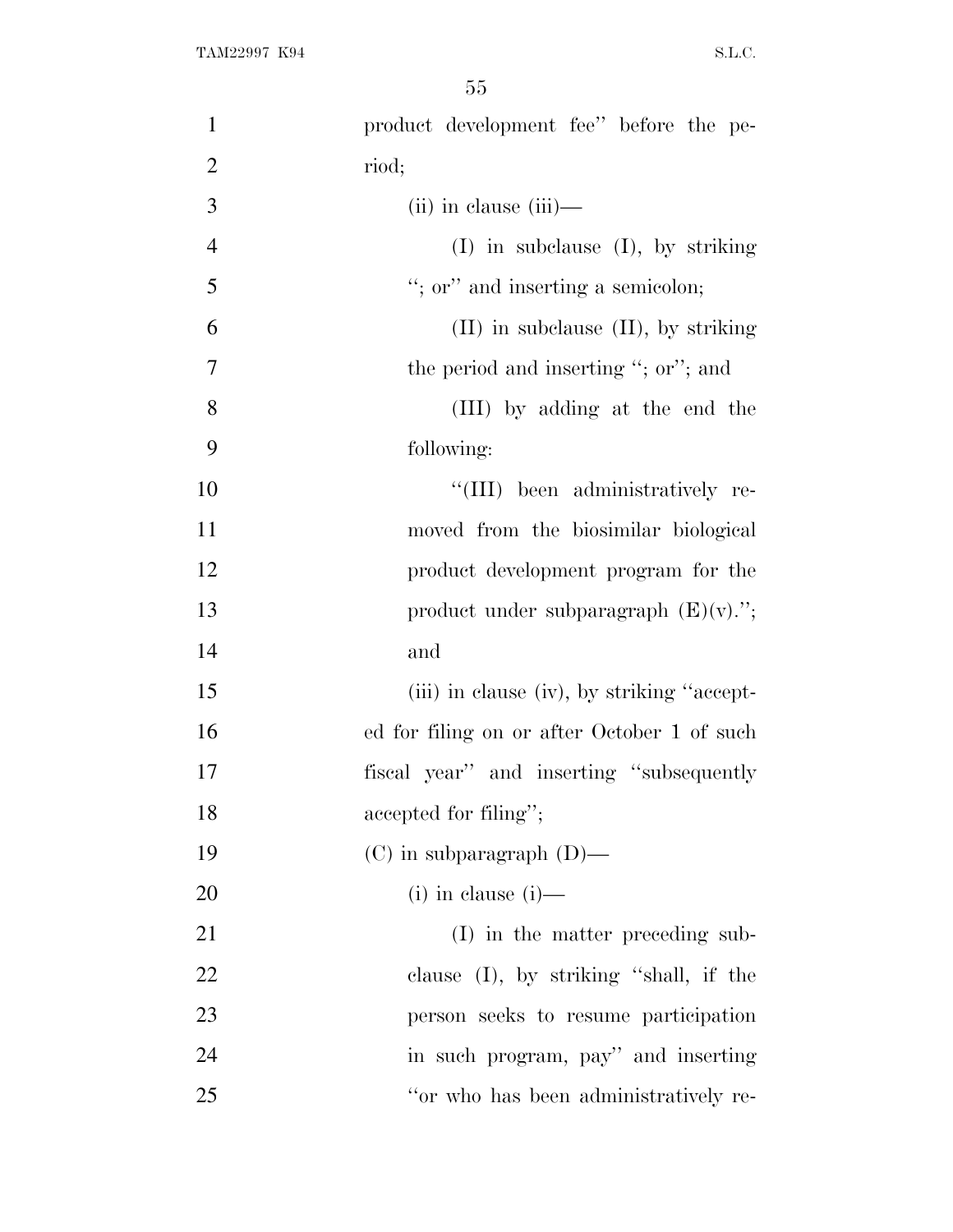product development fee'' before the period;

(ii) in clause (iii)—

(I) in subclause (I), by striking ''; or'' and inserting a semicolon;

(II) in subclause (II), by striking the period and inserting ''; or''; and

(III) by adding at the end the following:

''(III) been administratively removed from the biosimilar biological product development program for the product under subparagraph (E)(v).''; and

(iii) in clause (iv), by striking ''accepted for filing on or after October 1 of such fiscal year'' and inserting ''subsequently accepted for filing'';

(C) in subparagraph (D)—

(i) in clause (i)—

(I) in the matter preceding subclause (I), by striking ''shall, if the person seeks to resume participation in such program, pay'' and inserting ''or who has been administratively re-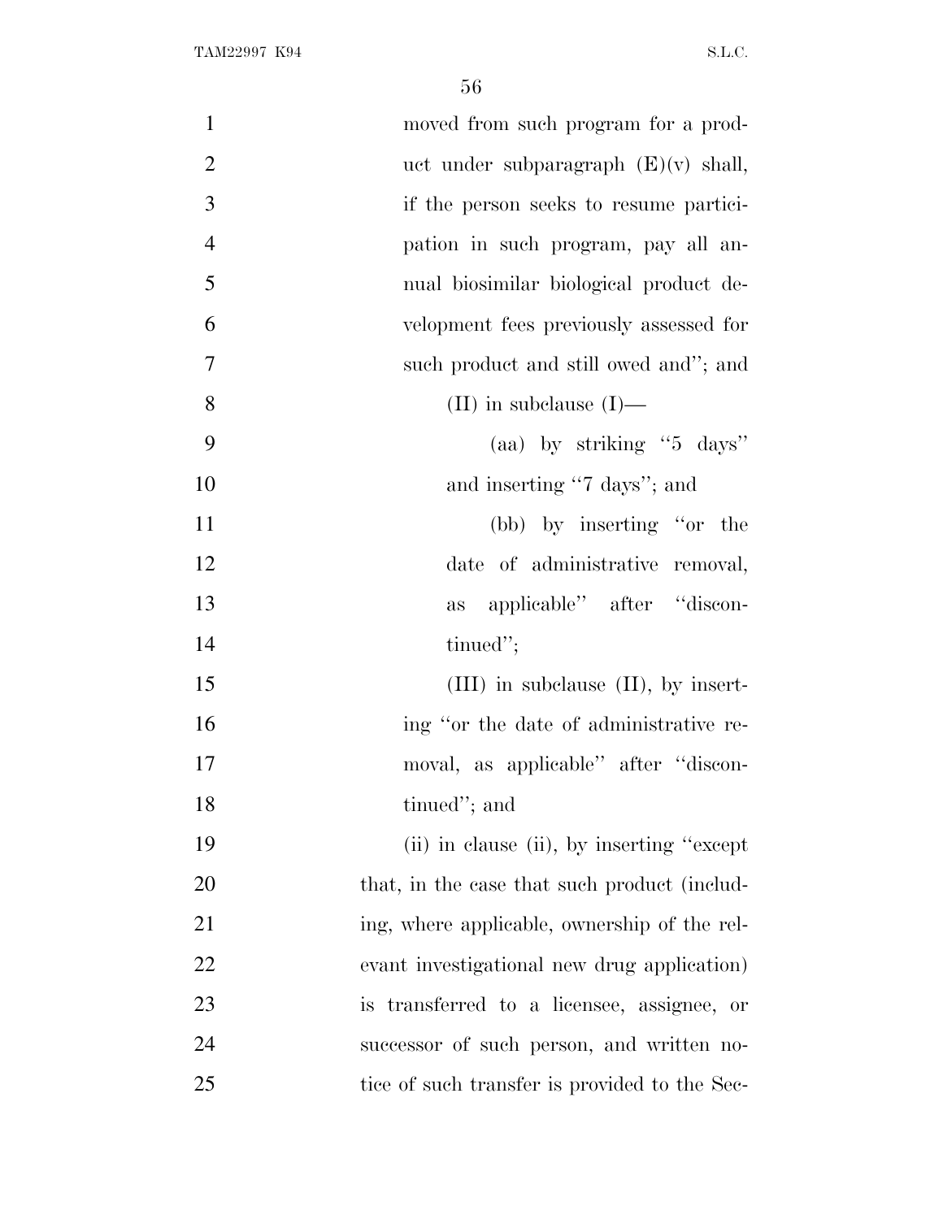moved from such program for a product under subparagraph (E)(v) shall, if the person seeks to resume participation in such program, pay all annual biosimilar biological product development fees previously assessed for such product and still owed and''; and

(II) in subclause (I)—

(aa) by striking ''5 days'' and inserting ''7 days''; and

(bb) by inserting ''or the date of administrative removal, as applicable'' after ''discontinued'';

(III) in subclause (II), by inserting ''or the date of administrative removal, as applicable'' after ''discontinued''; and

(ii) in clause (ii), by inserting ''except that, in the case that such product (including, where applicable, ownership of the relevant investigational new drug application) is transferred to a licensee, assignee, or successor of such person, and written notice of such transfer is provided to the Sec-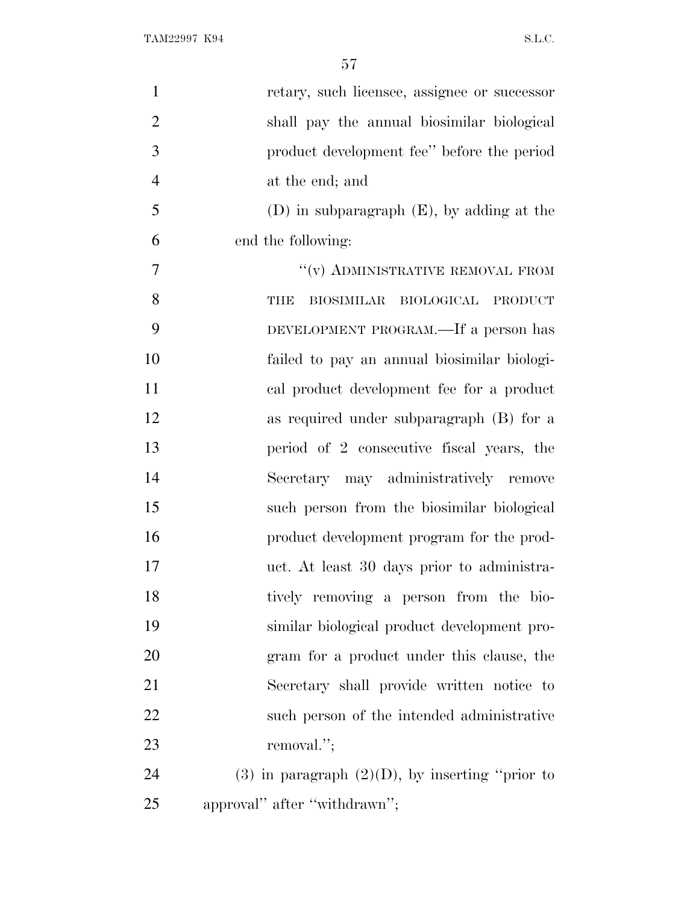retary, such licensee, assignee or successor shall pay the annual biosimilar biological product development fee'' before the period at the end; and

(D) in subparagraph (E), by adding at the end the following:

''(v) ADMINISTRATIVE REMOVAL FROM THE BIOSIMILAR BIOLOGICAL PRODUCT DEVELOPMENT PROGRAM.—If a person has failed to pay an annual biosimilar biological product development fee for a product as required under subparagraph (B) for a period of 2 consecutive fiscal years, the Secretary may administratively remove such person from the biosimilar biological product development program for the product. At least 30 days prior to administratively removing a person from the biosimilar biological product development program for a product under this clause, the Secretary shall provide written notice to such person of the intended administrative removal.'';

(3) in paragraph (2)(D), by inserting ''prior to approval'' after ''withdrawn'';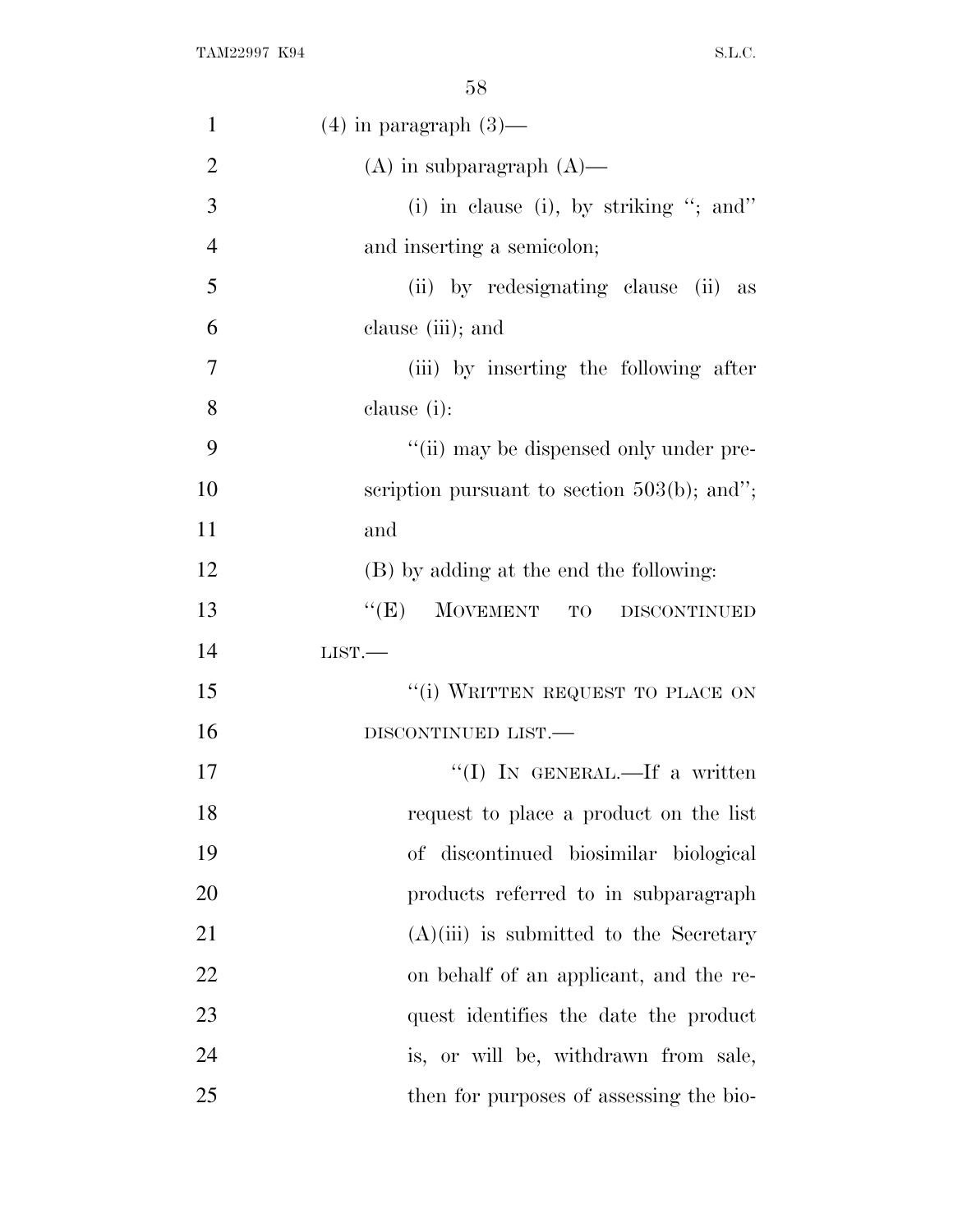(4) in paragraph (3)—

(A) in subparagraph (A)—

(i) in clause (i), by striking "; and" and inserting a semicolon;

(ii) by redesignating clause (ii) as clause (iii); and

(iii) by inserting the following after clause (i):

"(ii) may be dispensed only under prescription pursuant to section 503(b); and"; and

(B) by adding at the end the following:

"(E) MOVEMENT TO DISCONTINUED LIST.—

"(i) WRITTEN REQUEST TO PLACE ON DISCONTINUED LIST.—

"(I) IN GENERAL.—If a written request to place a product on the list of discontinued biosimilar biological products referred to in subparagraph (A)(iii) is submitted to the Secretary on behalf of an applicant, and the request identifies the date the product is, or will be, withdrawn from sale, then for purposes of assessing the bio-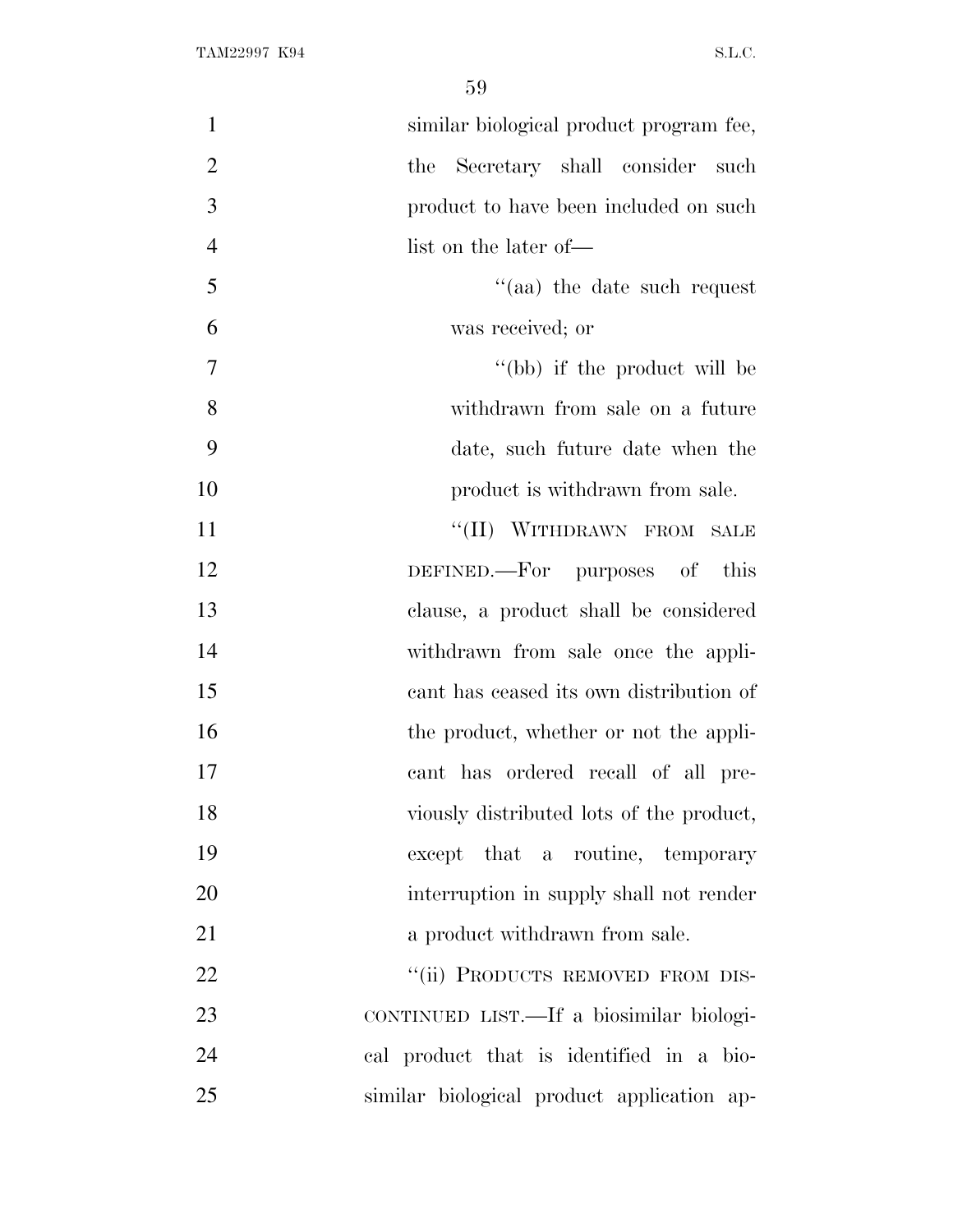similar biological product program fee, the Secretary shall consider such product to have been included on such list on the later of—

''(aa) the date such request was received; or

''(bb) if the product will be withdrawn from sale on a future date, such future date when the product is withdrawn from sale.

''(II) WITHDRAWN FROM SALE DEFINED.—For purposes of this clause, a product shall be considered withdrawn from sale once the applicant has ceased its own distribution of the product, whether or not the applicant has ordered recall of all previously distributed lots of the product, except that a routine, temporary interruption in supply shall not render a product withdrawn from sale.

''(ii) PRODUCTS REMOVED FROM DISCONTINUED LIST.—If a biosimilar biological product that is identified in a biosimilar biological product application ap-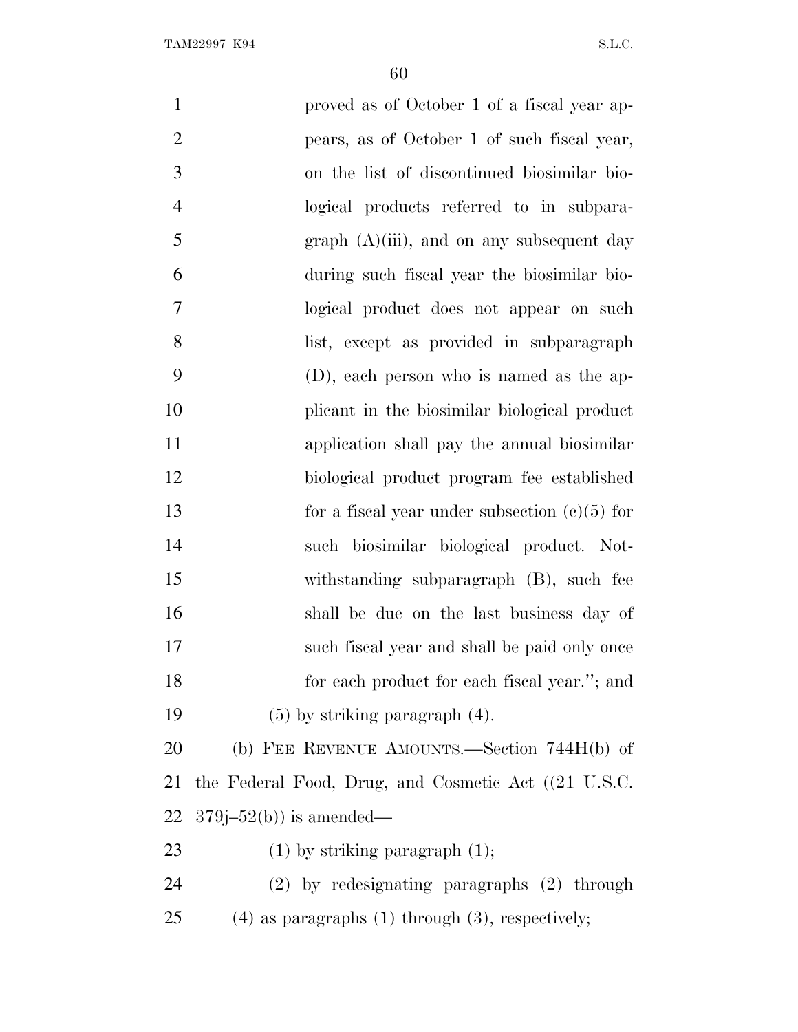proved as of October 1 of a fiscal year appears, as of October 1 of such fiscal year, on the list of discontinued biosimilar biological products referred to in subparagraph (A)(iii), and on any subsequent day during such fiscal year the biosimilar biological product does not appear on such list, except as provided in subparagraph (D), each person who is named as the applicant in the biosimilar biological product application shall pay the annual biosimilar biological product program fee established for a fiscal year under subsection (c)(5) for such biosimilar biological product. Notwithstanding subparagraph (B), such fee shall be due on the last business day of such fiscal year and shall be paid only once for each product for each fiscal year.''; and

(5) by striking paragraph (4).

(b) FEE REVENUE AMOUNTS.—Section 744H(b) of the Federal Food, Drug, and Cosmetic Act ((21 U.S.C. 379j–52(b)) is amended—

(1) by striking paragraph (1);

(2) by redesignating paragraphs (2) through (4) as paragraphs (1) through (3), respectively;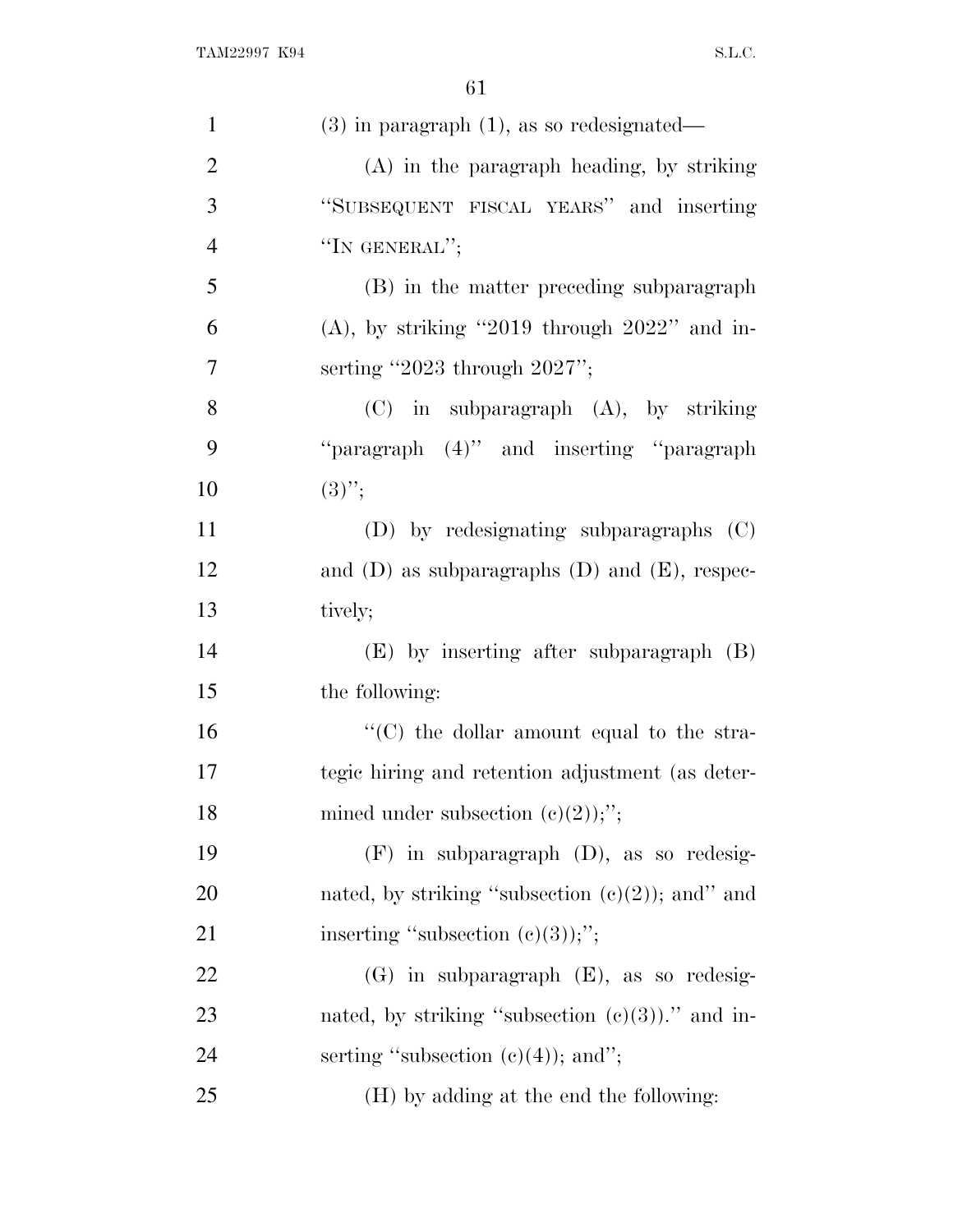(3) in paragraph (1), as so redesignated—

(A) in the paragraph heading, by striking "SUBSEQUENT FISCAL YEARS" and inserting "IN GENERAL";

(B) in the matter preceding subparagraph (A), by striking "2019 through 2022" and inserting "2023 through 2027";

(C) in subparagraph (A), by striking "paragraph (4)" and inserting "paragraph (3)";

(D) by redesignating subparagraphs (C) and (D) as subparagraphs (D) and (E), respectively;

(E) by inserting after subparagraph (B) the following:

"(C) the dollar amount equal to the strategic hiring and retention adjustment (as determined under subsection (c)(2));";

(F) in subparagraph (D), as so redesignated, by striking "subsection (c)(2)); and" and inserting "subsection (c)(3));";

(G) in subparagraph (E), as so redesignated, by striking "subsection (c)(3))." and inserting "subsection (c)(4)); and";

(H) by adding at the end the following: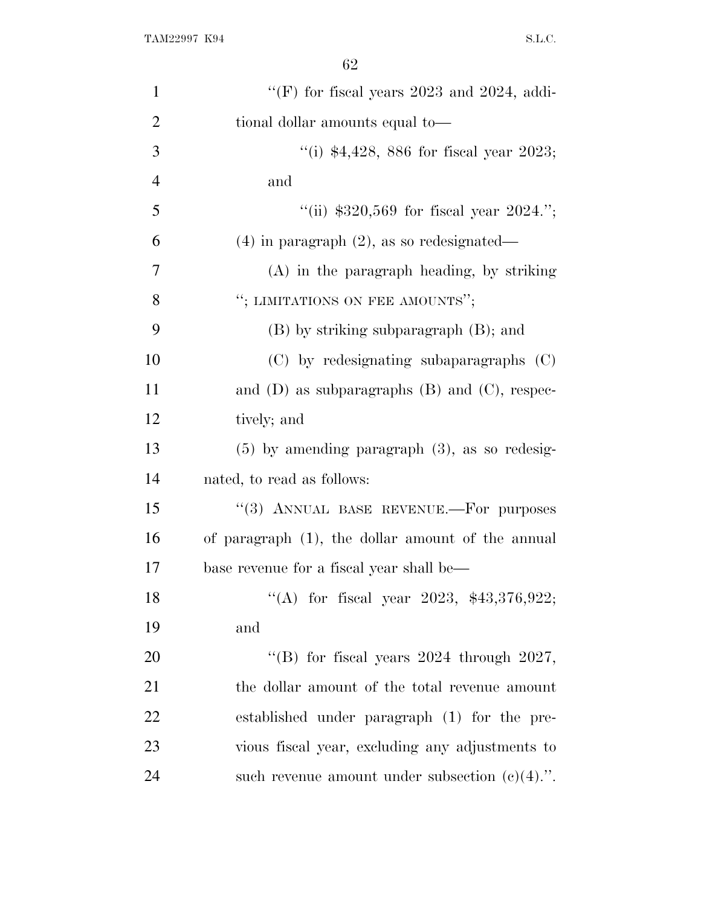''(F) for fiscal years 2023 and 2024, additional dollar amounts equal to—

''(i) $4,428, 886 for fiscal year 2023; and

''(ii) $320,569 for fiscal year 2024.'';

(4) in paragraph (2), as so redesignated—

(A) in the paragraph heading, by striking ''; LIMITATIONS ON FEE AMOUNTS'';

(B) by striking subparagraph (B); and

(C) by redesignating subaparagraphs (C) and (D) as subparagraphs (B) and (C), respectively; and

(5) by amending paragraph (3), as so redesignated, to read as follows:

''(3) ANNUAL BASE REVENUE.—For purposes of paragraph (1), the dollar amount of the annual base revenue for a fiscal year shall be—

''(A) for fiscal year 2023, $43,376,922; and

''(B) for fiscal years 2024 through 2027, the dollar amount of the total revenue amount established under paragraph (1) for the previous fiscal year, excluding any adjustments to such revenue amount under subsection (c)(4).''.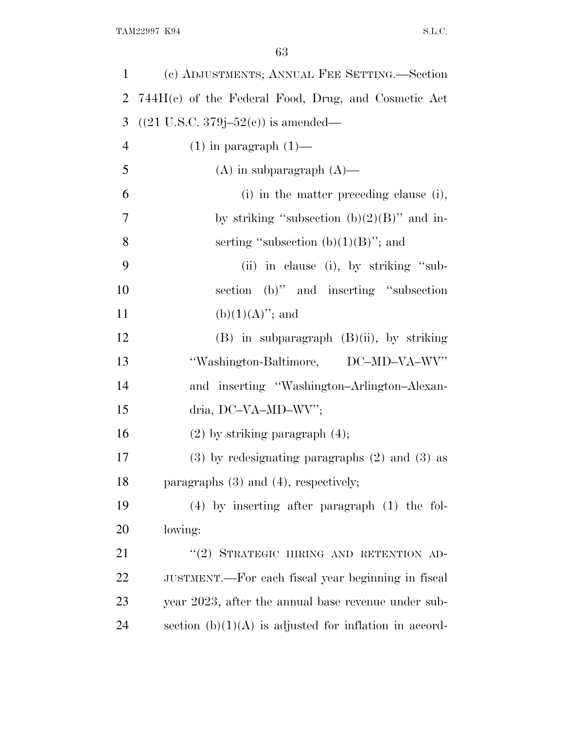(c) ADJUSTMENTS; ANNUAL FEE SETTING.—Section 744H(c) of the Federal Food, Drug, and Cosmetic Act ((21 U.S.C. 379j–52(c)) is amended—

(1) in paragraph (1)—

(A) in subparagraph (A)—

(i) in the matter preceding clause (i), by striking "subsection (b)(2)(B)" and inserting "subsection (b)(1)(B)"; and

(ii) in clause (i), by striking "subsection (b)" and inserting "subsection (b)(1)(A)"; and

(B) in subparagraph (B)(ii), by striking "Washington-Baltimore, DC–MD–VA–WV" and inserting "Washington–Arlington–Alexandria, DC–VA–MD–WV";

(2) by striking paragraph (4);

(3) by redesignating paragraphs (2) and (3) as paragraphs (3) and (4), respectively;

(4) by inserting after paragraph (1) the following:

"(2) STRATEGIC HIRING AND RETENTION ADJUSTMENT.—For each fiscal year beginning in fiscal year 2023, after the annual base revenue under subsection (b)(1)(A) is adjusted for inflation in accord-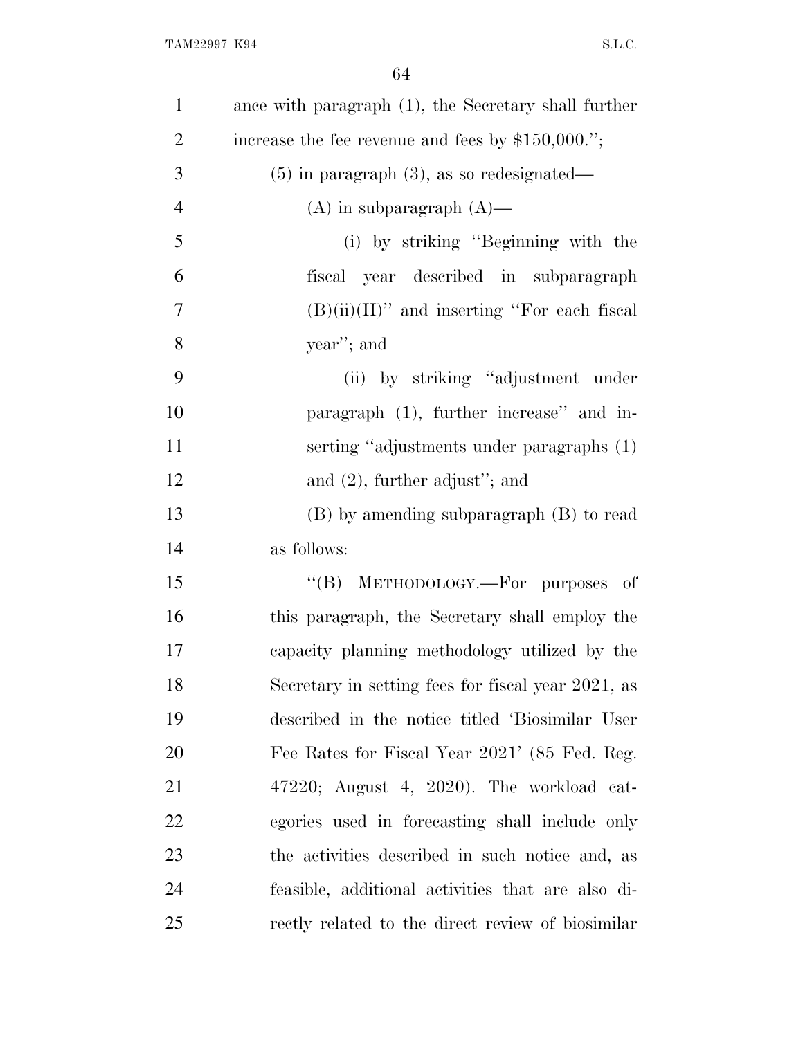ance with paragraph (1), the Secretary shall further increase the fee revenue and fees by $150,000.'';

(5) in paragraph (3), as so redesignated—

(A) in subparagraph (A)—

(i) by striking ''Beginning with the fiscal year described in subparagraph (B)(ii)(II)'' and inserting ''For each fiscal year''; and

(ii) by striking ''adjustment under paragraph (1), further increase'' and inserting ''adjustments under paragraphs (1) and (2), further adjust''; and

(B) by amending subparagraph (B) to read as follows:

''(B) METHODOLOGY.—For purposes of this paragraph, the Secretary shall employ the capacity planning methodology utilized by the Secretary in setting fees for fiscal year 2021, as described in the notice titled 'Biosimilar User Fee Rates for Fiscal Year 2021' (85 Fed. Reg. 47220; August 4, 2020). The workload categories used in forecasting shall include only the activities described in such notice and, as feasible, additional activities that are also directly related to the direct review of biosimilar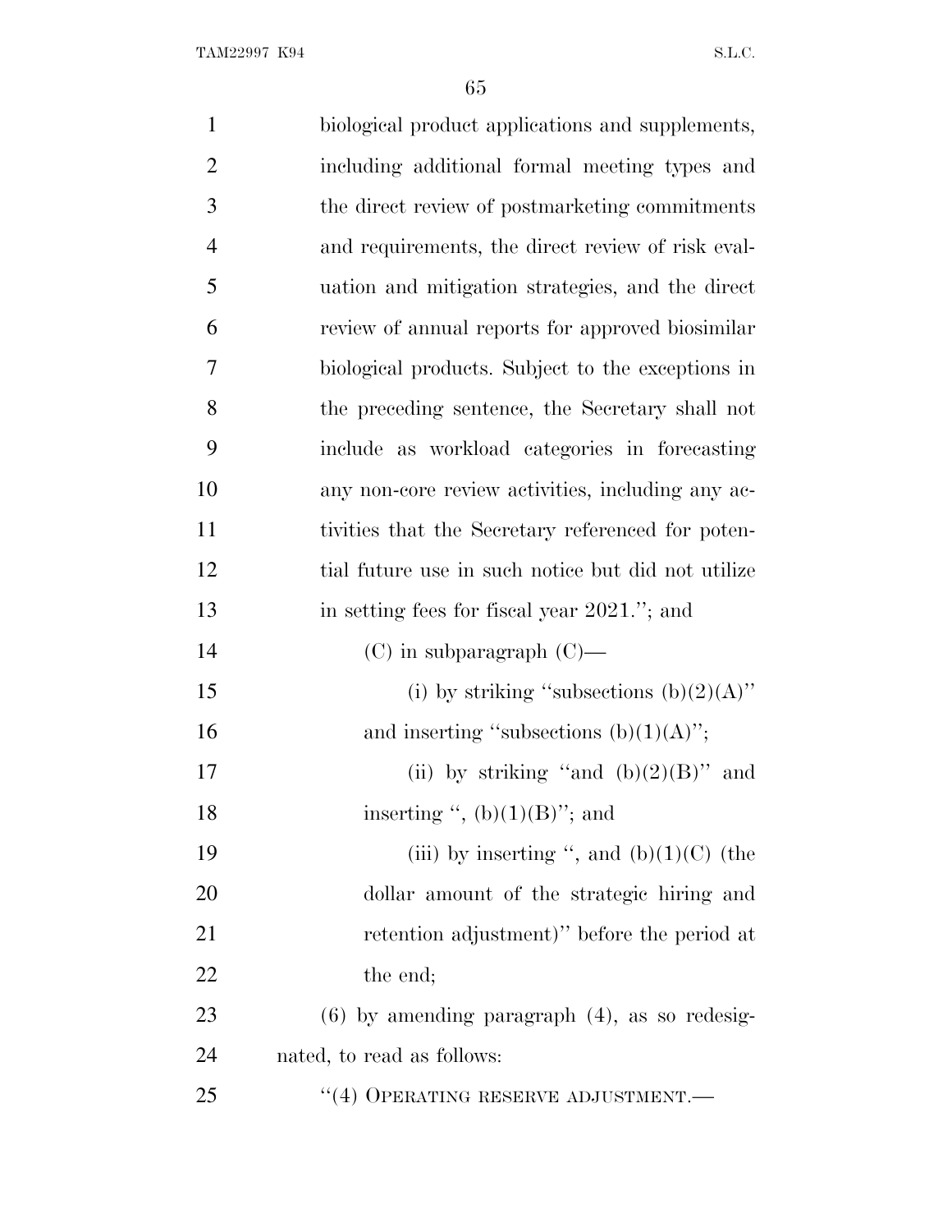biological product applications and supplements, including additional formal meeting types and the direct review of postmarketing commitments and requirements, the direct review of risk evaluation and mitigation strategies, and the direct review of annual reports for approved biosimilar biological products. Subject to the exceptions in the preceding sentence, the Secretary shall not include as workload categories in forecasting any non-core review activities, including any activities that the Secretary referenced for potential future use in such notice but did not utilize in setting fees for fiscal year 2021.''; and

(C) in subparagraph (C)—

(i) by striking ''subsections (b)(2)(A)'' and inserting ''subsections (b)(1)(A)'';

(ii) by striking ''and (b)(2)(B)'' and inserting '', (b)(1)(B)''; and

(iii) by inserting '', and (b)(1)(C) (the dollar amount of the strategic hiring and retention adjustment)'' before the period at the end;

(6) by amending paragraph (4), as so redesignated, to read as follows:

''(4) OPERATING RESERVE ADJUSTMENT.—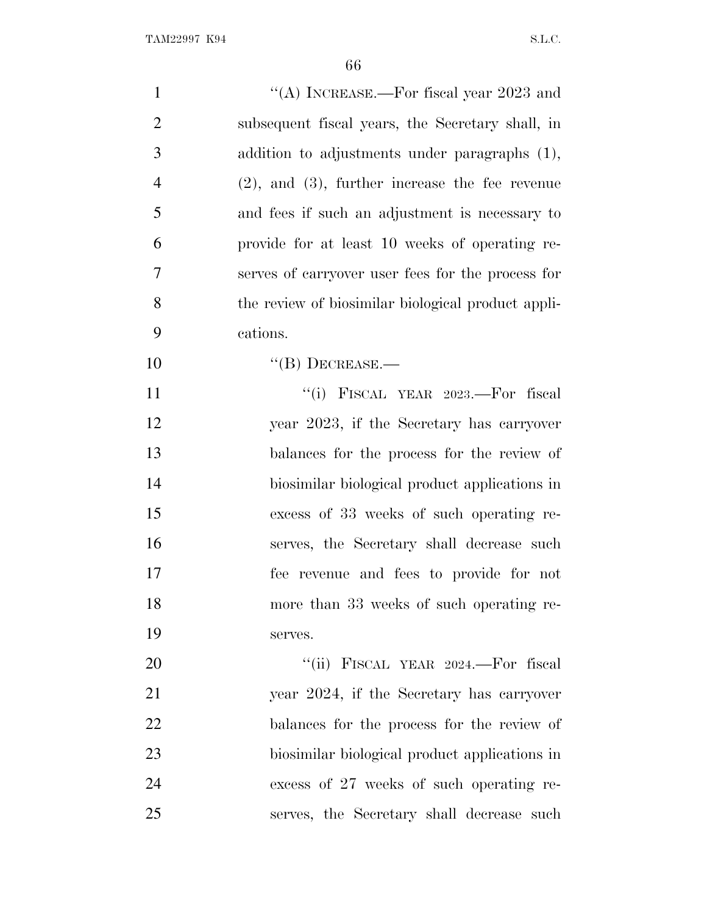"(A) INCREASE.—For fiscal year 2023 and subsequent fiscal years, the Secretary shall, in addition to adjustments under paragraphs (1), (2), and (3), further increase the fee revenue and fees if such an adjustment is necessary to provide for at least 10 weeks of operating reserves of carryover user fees for the process for the review of biosimilar biological product applications.

"(B) DECREASE.—

"(i) FISCAL YEAR 2023.—For fiscal year 2023, if the Secretary has carryover balances for the process for the review of biosimilar biological product applications in excess of 33 weeks of such operating reserves, the Secretary shall decrease such fee revenue and fees to provide for not more than 33 weeks of such operating reserves.

"(ii) FISCAL YEAR 2024.—For fiscal year 2024, if the Secretary has carryover balances for the process for the review of biosimilar biological product applications in excess of 27 weeks of such operating reserves, the Secretary shall decrease such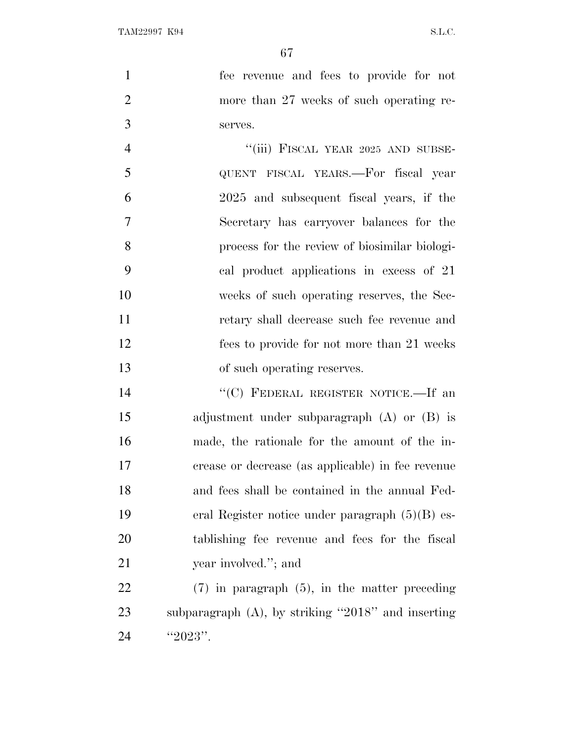fee revenue and fees to provide for not more than 27 weeks of such operating reserves.

"(iii) FISCAL YEAR 2025 AND SUBSEQUENT FISCAL YEARS.—For fiscal year 2025 and subsequent fiscal years, if the Secretary has carryover balances for the process for the review of biosimilar biological product applications in excess of 21 weeks of such operating reserves, the Secretary shall decrease such fee revenue and fees to provide for not more than 21 weeks of such operating reserves.

"(C) FEDERAL REGISTER NOTICE.—If an adjustment under subparagraph (A) or (B) is made, the rationale for the amount of the increase or decrease (as applicable) in fee revenue and fees shall be contained in the annual Federal Register notice under paragraph (5)(B) establishing fee revenue and fees for the fiscal year involved."; and

(7) in paragraph (5), in the matter preceding subparagraph (A), by striking "2018" and inserting "2023".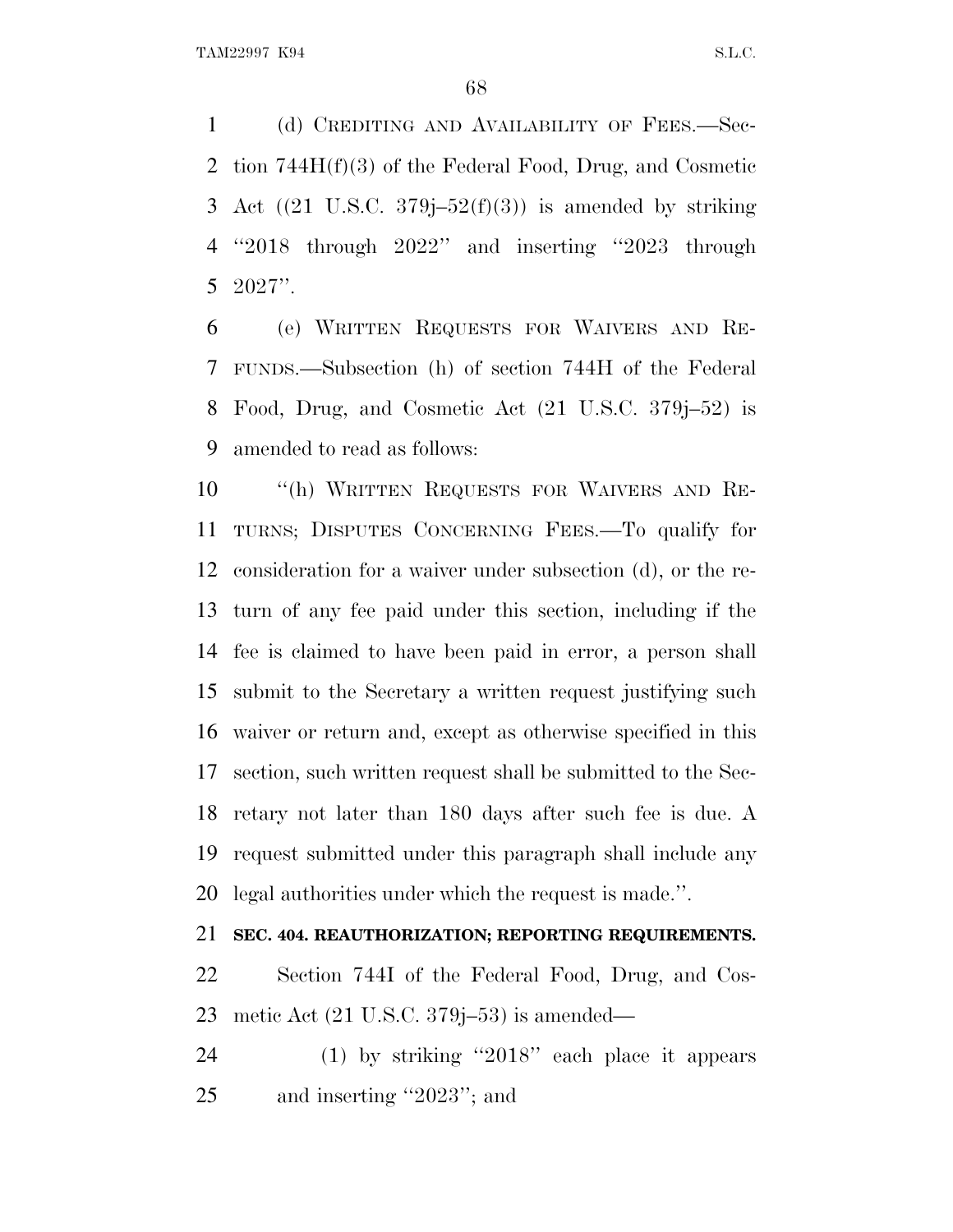(d) CREDITING AND AVAILABILITY OF FEES.—Section 744H(f)(3) of the Federal Food, Drug, and Cosmetic Act ((21 U.S.C. 379j–52(f)(3)) is amended by striking ''2018 through 2022'' and inserting ''2023 through 2027''.

(e) WRITTEN REQUESTS FOR WAIVERS AND REFUNDS.—Subsection (h) of section 744H of the Federal Food, Drug, and Cosmetic Act (21 U.S.C. 379j–52) is amended to read as follows:

''(h) WRITTEN REQUESTS FOR WAIVERS AND RETURNS; DISPUTES CONCERNING FEES.—To qualify for consideration for a waiver under subsection (d), or the return of any fee paid under this section, including if the fee is claimed to have been paid in error, a person shall submit to the Secretary a written request justifying such waiver or return and, except as otherwise specified in this section, such written request shall be submitted to the Secretary not later than 180 days after such fee is due. A request submitted under this paragraph shall include any legal authorities under which the request is made.''.

**SEC. 404. REAUTHORIZATION; REPORTING REQUIREMENTS.**

Section 744I of the Federal Food, Drug, and Cosmetic Act (21 U.S.C. 379j–53) is amended—

(1) by striking ''2018'' each place it appears and inserting ''2023''; and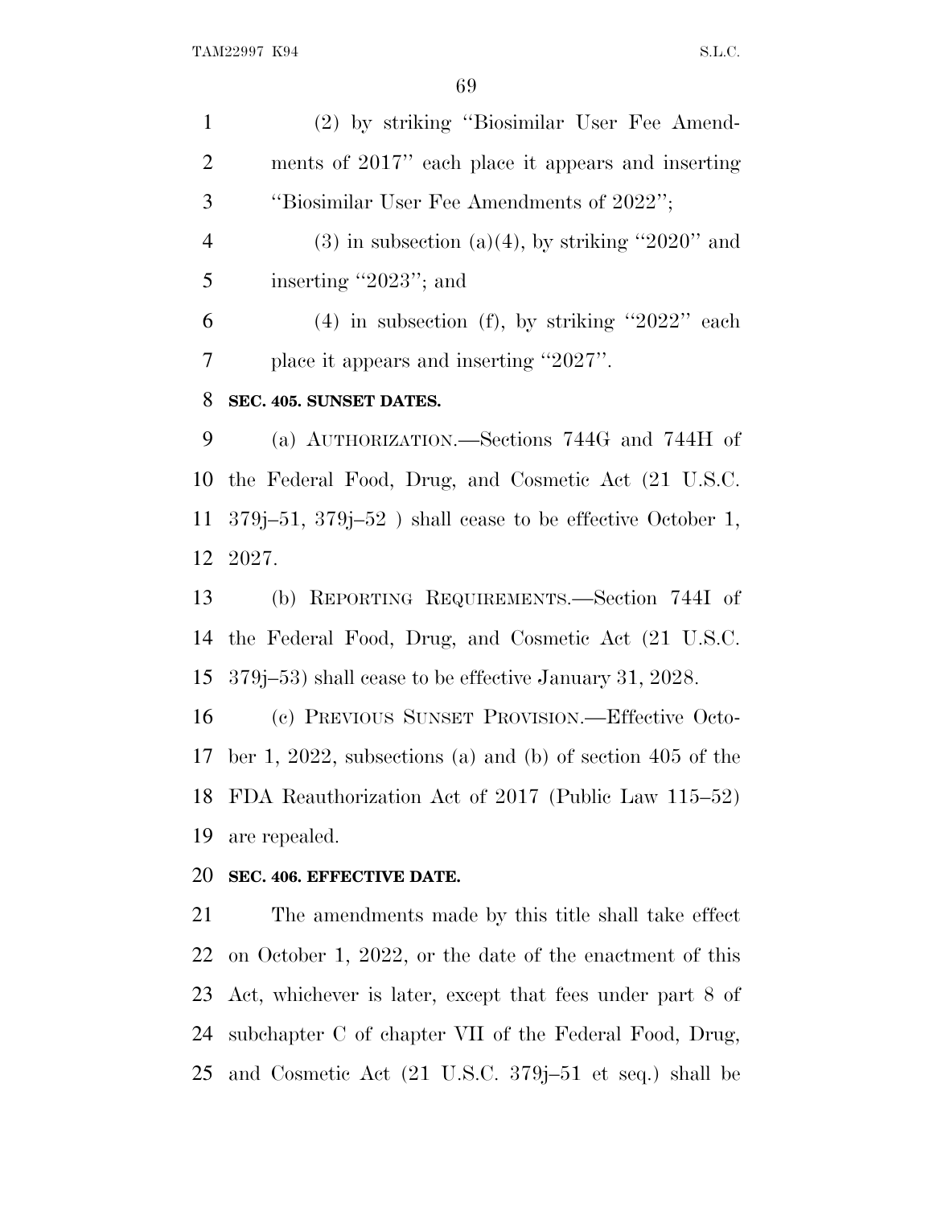(2) by striking ''Biosimilar User Fee Amendments of 2017'' each place it appears and inserting ''Biosimilar User Fee Amendments of 2022'';

(3) in subsection (a)(4), by striking ''2020'' and inserting ''2023''; and

(4) in subsection (f), by striking ''2022'' each place it appears and inserting ''2027''.

**SEC. 405. SUNSET DATES.**

(a) AUTHORIZATION.—Sections 744G and 744H of the Federal Food, Drug, and Cosmetic Act (21 U.S.C. 379j–51, 379j–52 ) shall cease to be effective October 1, 2027.

(b) REPORTING REQUIREMENTS.—Section 744I of the Federal Food, Drug, and Cosmetic Act (21 U.S.C. 379j–53) shall cease to be effective January 31, 2028.

(c) PREVIOUS SUNSET PROVISION.—Effective October 1, 2022, subsections (a) and (b) of section 405 of the FDA Reauthorization Act of 2017 (Public Law 115–52) are repealed.

**SEC. 406. EFFECTIVE DATE.**

The amendments made by this title shall take effect on October 1, 2022, or the date of the enactment of this Act, whichever is later, except that fees under part 8 of subchapter C of chapter VII of the Federal Food, Drug, and Cosmetic Act (21 U.S.C. 379j–51 et seq.) shall be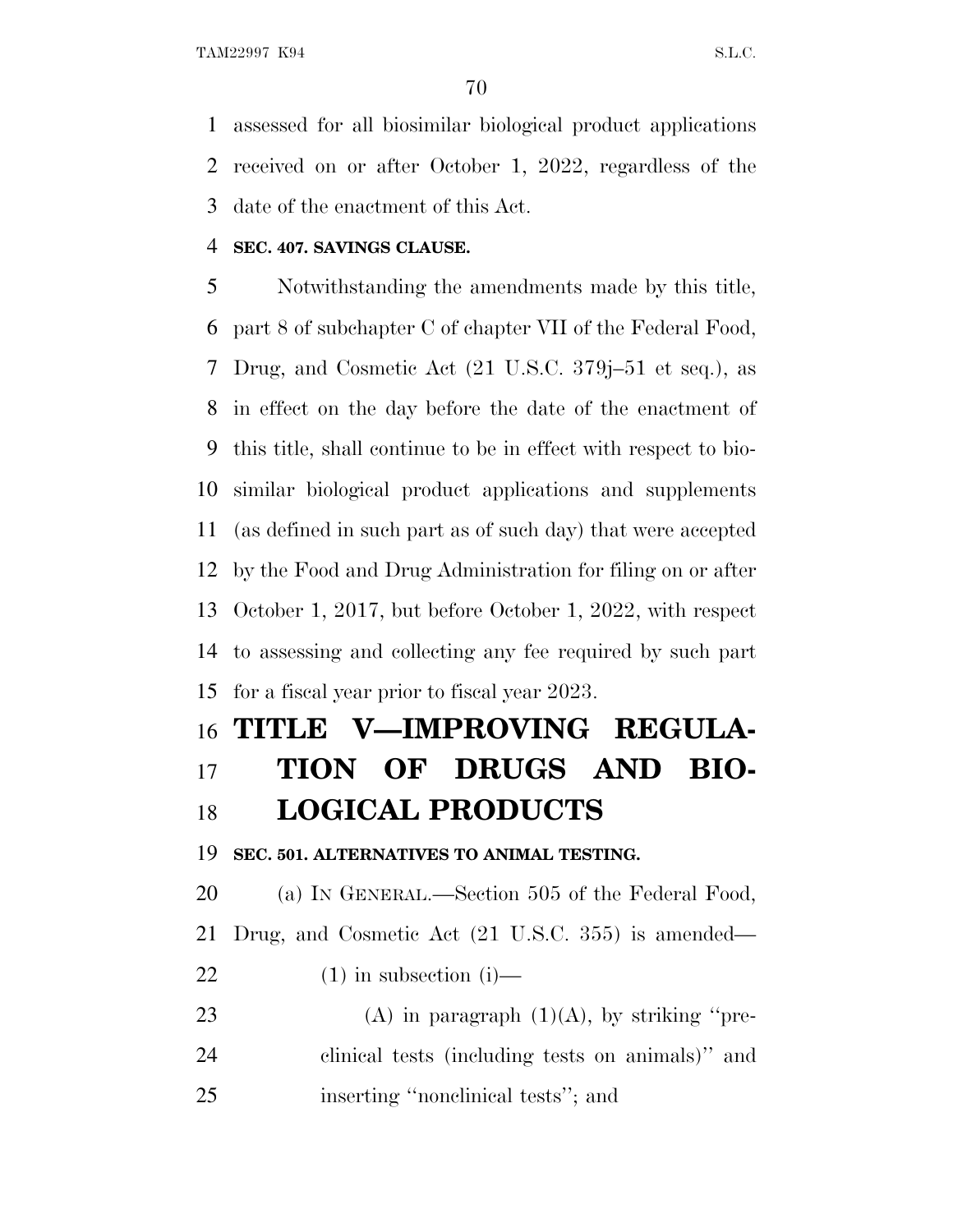assessed for all biosimilar biological product applications received on or after October 1, 2022, regardless of the date of the enactment of this Act.

**SEC. 407. SAVINGS CLAUSE.**

Notwithstanding the amendments made by this title, part 8 of subchapter C of chapter VII of the Federal Food, Drug, and Cosmetic Act (21 U.S.C. 379j–51 et seq.), as in effect on the day before the date of the enactment of this title, shall continue to be in effect with respect to biosimilar biological product applications and supplements (as defined in such part as of such day) that were accepted by the Food and Drug Administration for filing on or after October 1, 2017, but before October 1, 2022, with respect to assessing and collecting any fee required by such part for a fiscal year prior to fiscal year 2023.

# TITLE V—IMPROVING REGULATION OF DRUGS AND BIOLOGICAL PRODUCTS

**SEC. 501. ALTERNATIVES TO ANIMAL TESTING.**

(a) IN GENERAL.—Section 505 of the Federal Food, Drug, and Cosmetic Act (21 U.S.C. 355) is amended—

(1) in subsection (i)—

(A) in paragraph (1)(A), by striking ''preclinical tests (including tests on animals)'' and inserting ''nonclinical tests''; and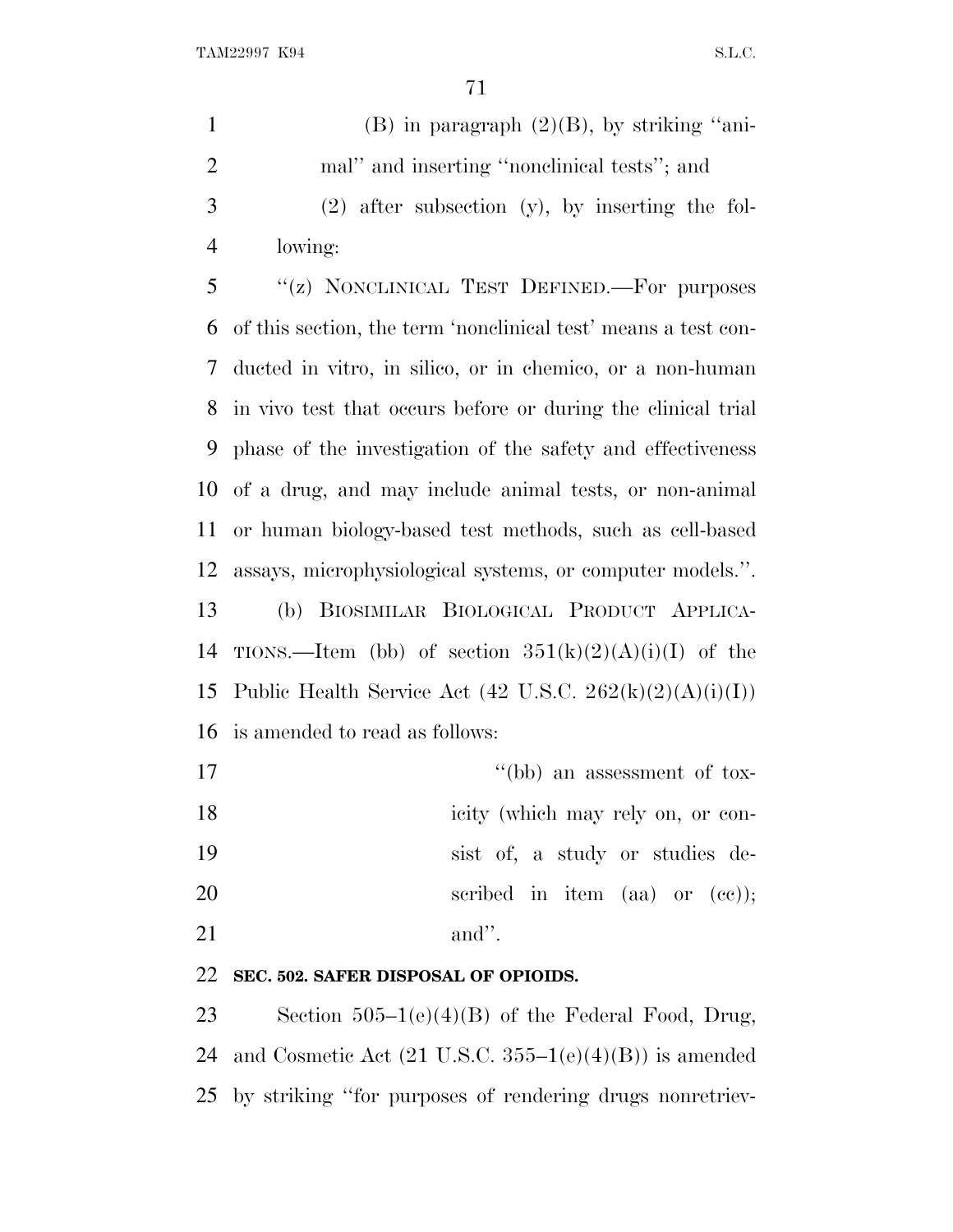(B) in paragraph (2)(B), by striking ''animal'' and inserting ''nonclinical tests''; and

(2) after subsection (y), by inserting the following:

''(z) NONCLINICAL TEST DEFINED.—For purposes of this section, the term 'nonclinical test' means a test conducted in vitro, in silico, or in chemico, or a non-human in vivo test that occurs before or during the clinical trial phase of the investigation of the safety and effectiveness of a drug, and may include animal tests, or non-animal or human biology-based test methods, such as cell-based assays, microphysiological systems, or computer models.''.

(b) BIOSIMILAR BIOLOGICAL PRODUCT APPLICATIONS.—Item (bb) of section 351(k)(2)(A)(i)(I) of the Public Health Service Act (42 U.S.C. 262(k)(2)(A)(i)(I)) is amended to read as follows:

''(bb) an assessment of toxicity (which may rely on, or consist of, a study or studies described in item (aa) or (cc)); and''.

**SEC. 502. SAFER DISPOSAL OF OPIOIDS.**

Section 505–1(e)(4)(B) of the Federal Food, Drug, and Cosmetic Act (21 U.S.C. 355–1(e)(4)(B)) is amended by striking ''for purposes of rendering drugs nonretriev-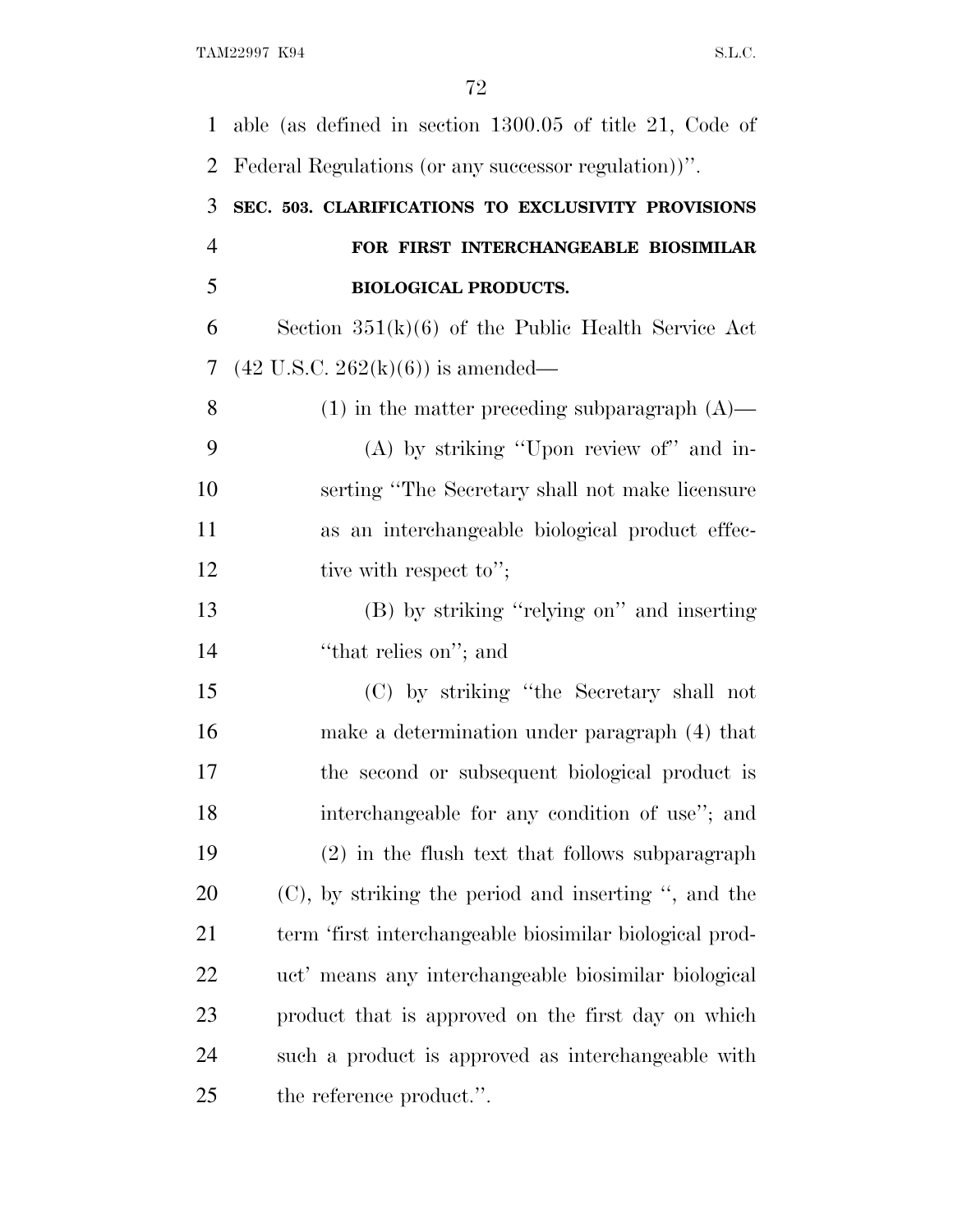able (as defined in section 1300.05 of title 21, Code of Federal Regulations (or any successor regulation))''.

**SEC. 503. CLARIFICATIONS TO EXCLUSIVITY PROVISIONS FOR FIRST INTERCHANGEABLE BIOSIMILAR BIOLOGICAL PRODUCTS.**

Section 351(k)(6) of the Public Health Service Act (42 U.S.C. 262(k)(6)) is amended—

(1) in the matter preceding subparagraph (A)—

(A) by striking ''Upon review of'' and inserting ''The Secretary shall not make licensure as an interchangeable biological product effective with respect to'';

(B) by striking ''relying on'' and inserting ''that relies on''; and

(C) by striking ''the Secretary shall not make a determination under paragraph (4) that the second or subsequent biological product is interchangeable for any condition of use''; and

(2) in the flush text that follows subparagraph (C), by striking the period and inserting '', and the term 'first interchangeable biosimilar biological product' means any interchangeable biosimilar biological product that is approved on the first day on which such a product is approved as interchangeable with the reference product.''.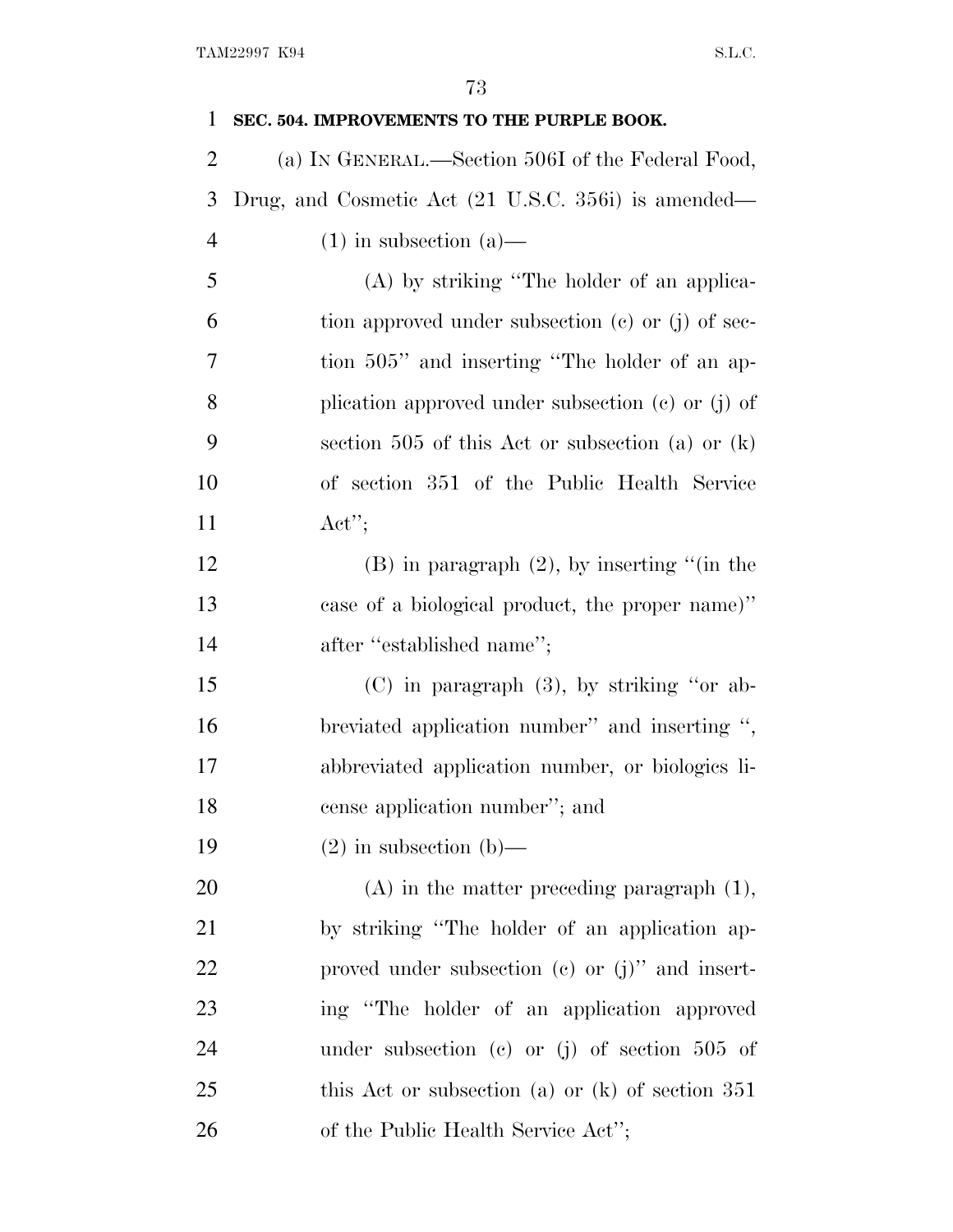**SEC. 504. IMPROVEMENTS TO THE PURPLE BOOK.**

(a) IN GENERAL.—Section 506I of the Federal Food, Drug, and Cosmetic Act (21 U.S.C. 356i) is amended—

(1) in subsection (a)—

(A) by striking "The holder of an application approved under subsection (c) or (j) of section 505" and inserting "The holder of an application approved under subsection (c) or (j) of section 505 of this Act or subsection (a) or (k) of section 351 of the Public Health Service Act";

(B) in paragraph (2), by inserting "(in the case of a biological product, the proper name)" after "established name";

(C) in paragraph (3), by striking "or abbreviated application number" and inserting ", abbreviated application number, or biologics license application number"; and

(2) in subsection (b)—

(A) in the matter preceding paragraph (1), by striking "The holder of an application approved under subsection (c) or (j)" and inserting "The holder of an application approved under subsection (c) or (j) of section 505 of this Act or subsection (a) or (k) of section 351 of the Public Health Service Act";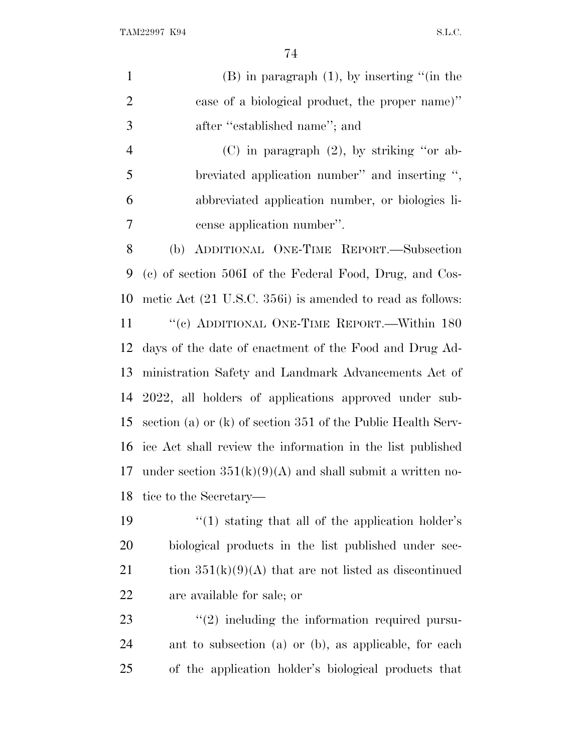(B) in paragraph (1), by inserting "(in the case of a biological product, the proper name)" after "established name"; and

(C) in paragraph (2), by striking "or abbreviated application number" and inserting ", abbreviated application number, or biologics license application number".

(b) ADDITIONAL ONE-TIME REPORT.—Subsection (c) of section 506I of the Federal Food, Drug, and Cosmetic Act (21 U.S.C. 356i) is amended to read as follows:

"(c) ADDITIONAL ONE-TIME REPORT.—Within 180 days of the date of enactment of the Food and Drug Administration Safety and Landmark Advancements Act of 2022, all holders of applications approved under subsection (a) or (k) of section 351 of the Public Health Service Act shall review the information in the list published under section 351(k)(9)(A) and shall submit a written notice to the Secretary—

"(1) stating that all of the application holder's biological products in the list published under section 351(k)(9)(A) that are not listed as discontinued are available for sale; or

"(2) including the information required pursuant to subsection (a) or (b), as applicable, for each of the application holder's biological products that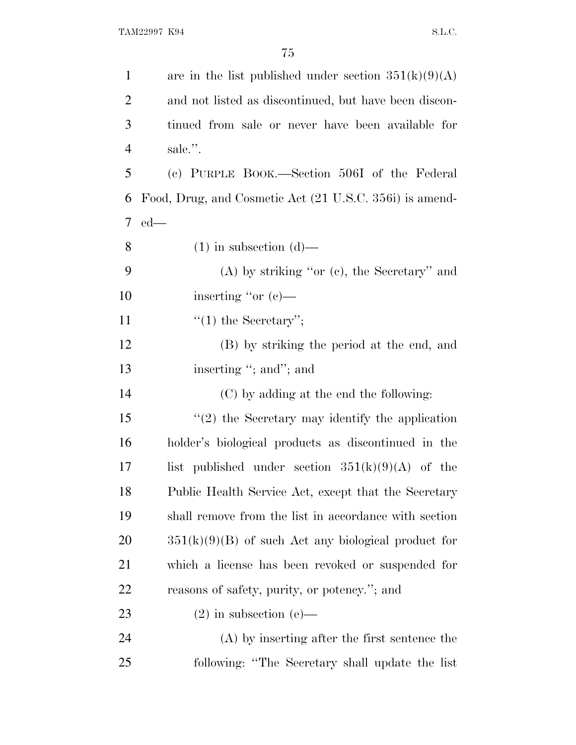are in the list published under section 351(k)(9)(A) and not listed as discontinued, but have been discontinued from sale or never have been available for sale.''.

(c) PURPLE BOOK.—Section 506I of the Federal Food, Drug, and Cosmetic Act (21 U.S.C. 356i) is amended—

(1) in subsection (d)—

(A) by striking ''or (c), the Secretary'' and inserting ''or (c)—

''(1) the Secretary'';

(B) by striking the period at the end, and inserting ''; and''; and

(C) by adding at the end the following:

''(2) the Secretary may identify the application holder's biological products as discontinued in the list published under section 351(k)(9)(A) of the Public Health Service Act, except that the Secretary shall remove from the list in accordance with section 351(k)(9)(B) of such Act any biological product for which a license has been revoked or suspended for reasons of safety, purity, or potency.''; and

(2) in subsection (e)—

(A) by inserting after the first sentence the following: ''The Secretary shall update the list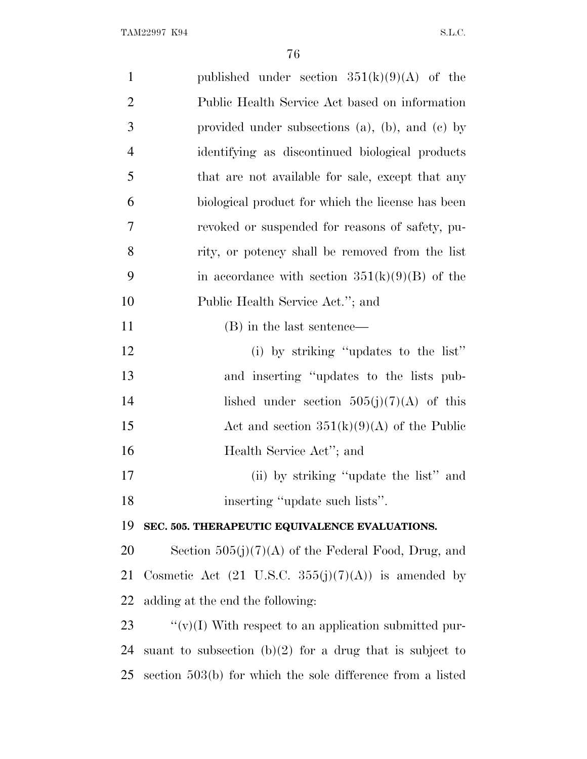published under section 351(k)(9)(A) of the Public Health Service Act based on information provided under subsections (a), (b), and (c) by identifying as discontinued biological products that are not available for sale, except that any biological product for which the license has been revoked or suspended for reasons of safety, purity, or potency shall be removed from the list in accordance with section 351(k)(9)(B) of the Public Health Service Act.''; and

(B) in the last sentence—

(i) by striking ''updates to the list'' and inserting ''updates to the lists published under section 505(j)(7)(A) of this Act and section 351(k)(9)(A) of the Public Health Service Act''; and

(ii) by striking ''update the list'' and inserting ''update such lists''.

**SEC. 505. THERAPEUTIC EQUIVALENCE EVALUATIONS.**

Section 505(j)(7)(A) of the Federal Food, Drug, and Cosmetic Act (21 U.S.C. 355(j)(7)(A)) is amended by adding at the end the following:

''(v)(I) With respect to an application submitted pursuant to subsection (b)(2) for a drug that is subject to section 503(b) for which the sole difference from a listed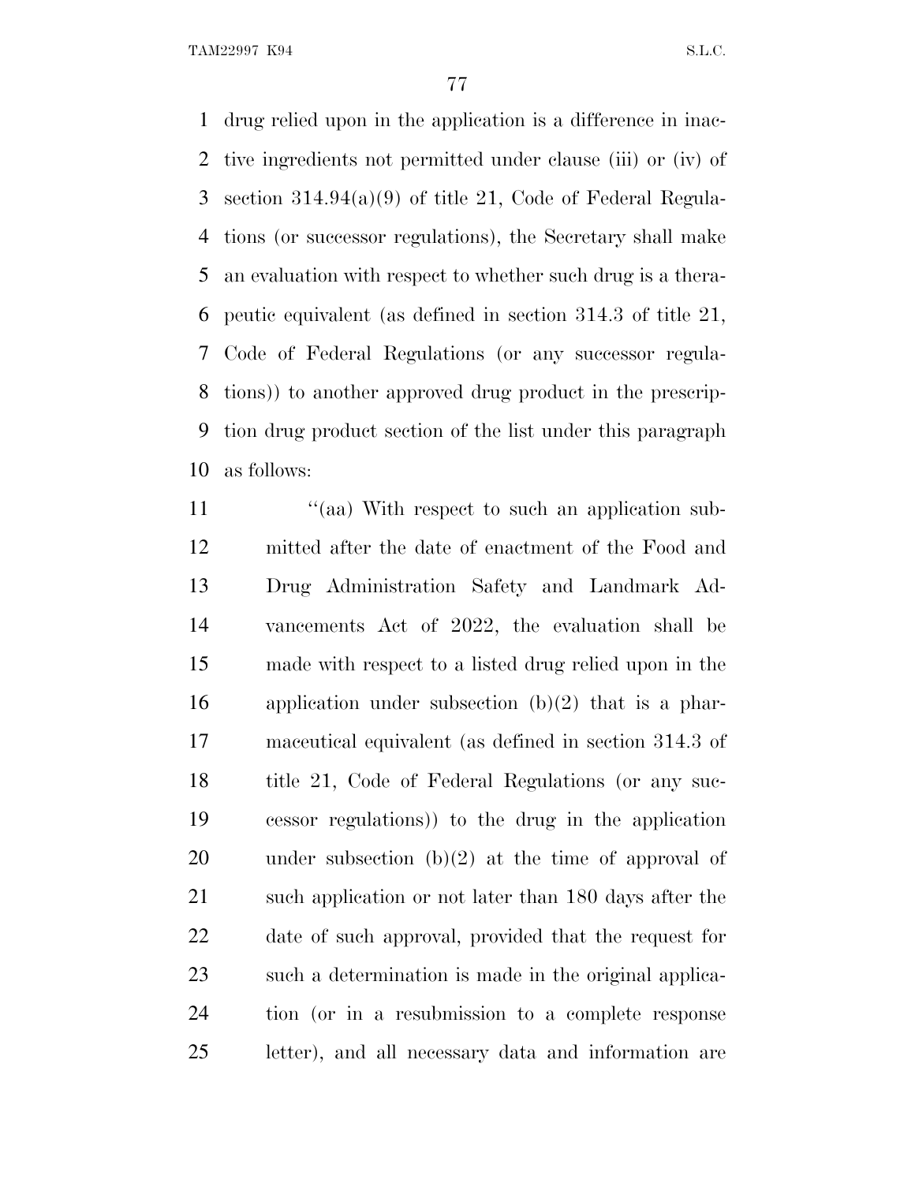drug relied upon in the application is a difference in inactive ingredients not permitted under clause (iii) or (iv) of section 314.94(a)(9) of title 21, Code of Federal Regulations (or successor regulations), the Secretary shall make an evaluation with respect to whether such drug is a therapeutic equivalent (as defined in section 314.3 of title 21, Code of Federal Regulations (or any successor regulations)) to another approved drug product in the prescription drug product section of the list under this paragraph as follows:

''(aa) With respect to such an application submitted after the date of enactment of the Food and Drug Administration Safety and Landmark Advancements Act of 2022, the evaluation shall be made with respect to a listed drug relied upon in the application under subsection (b)(2) that is a pharmaceutical equivalent (as defined in section 314.3 of title 21, Code of Federal Regulations (or any successor regulations)) to the drug in the application under subsection (b)(2) at the time of approval of such application or not later than 180 days after the date of such approval, provided that the request for such a determination is made in the original application (or in a resubmission to a complete response letter), and all necessary data and information are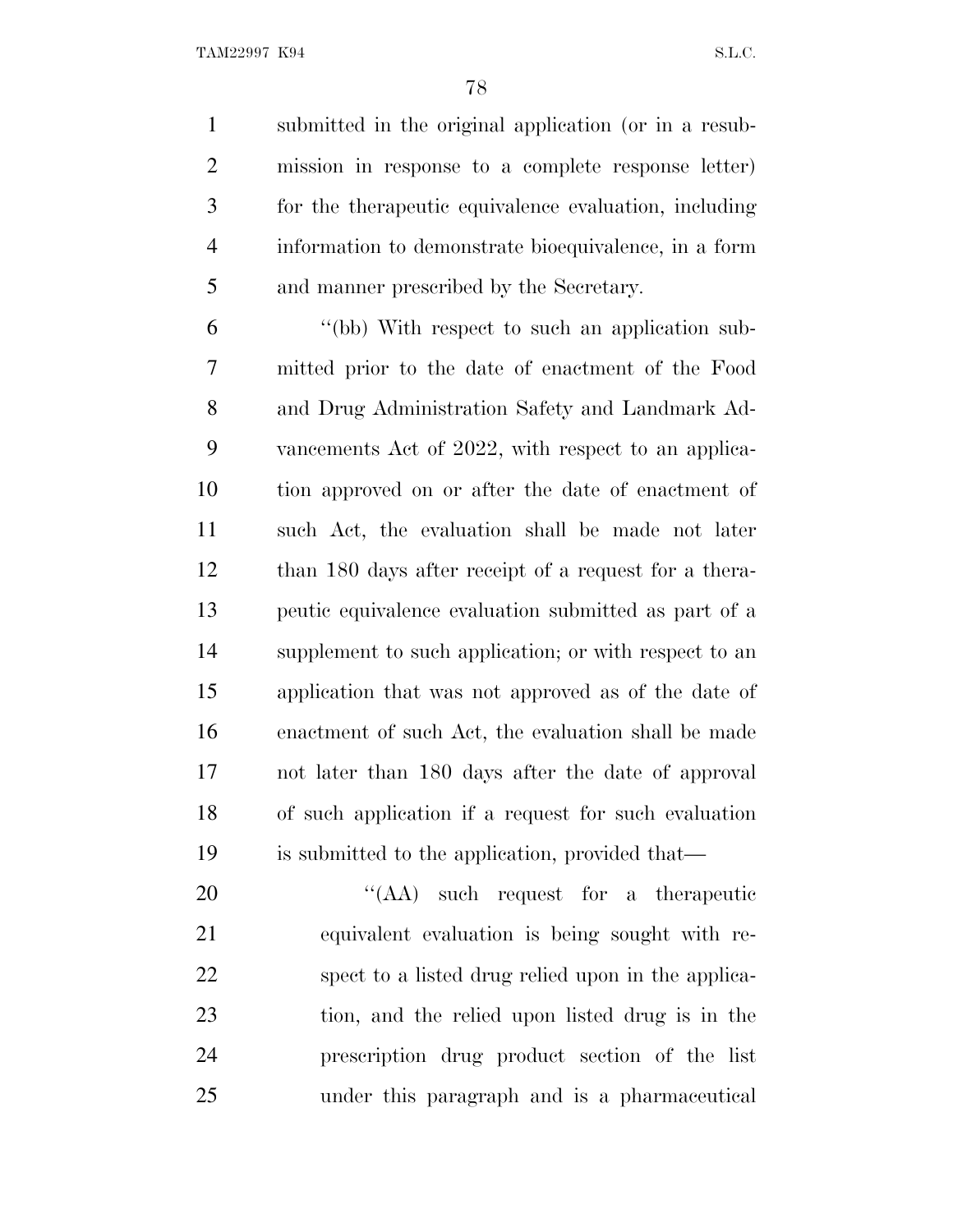submitted in the original application (or in a resubmission in response to a complete response letter) for the therapeutic equivalence evaluation, including information to demonstrate bioequivalence, in a form and manner prescribed by the Secretary.

''(bb) With respect to such an application submitted prior to the date of enactment of the Food and Drug Administration Safety and Landmark Advancements Act of 2022, with respect to an application approved on or after the date of enactment of such Act, the evaluation shall be made not later than 180 days after receipt of a request for a therapeutic equivalence evaluation submitted as part of a supplement to such application; or with respect to an application that was not approved as of the date of enactment of such Act, the evaluation shall be made not later than 180 days after the date of approval of such application if a request for such evaluation is submitted to the application, provided that—

''(AA) such request for a therapeutic equivalent evaluation is being sought with respect to a listed drug relied upon in the application, and the relied upon listed drug is in the prescription drug product section of the list under this paragraph and is a pharmaceutical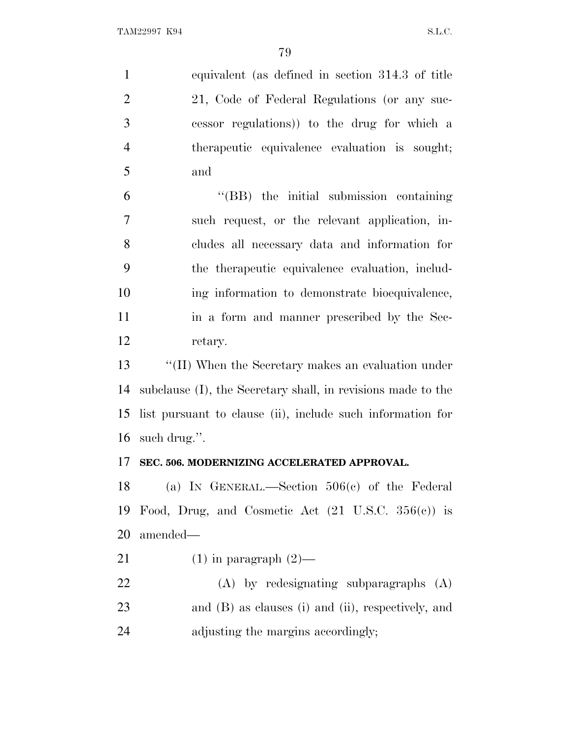equivalent (as defined in section 314.3 of title 21, Code of Federal Regulations (or any successor regulations)) to the drug for which a therapeutic equivalence evaluation is sought; and

"(BB) the initial submission containing such request, or the relevant application, includes all necessary data and information for the therapeutic equivalence evaluation, including information to demonstrate bioequivalence, in a form and manner prescribed by the Secretary.

"(II) When the Secretary makes an evaluation under subclause (I), the Secretary shall, in revisions made to the list pursuant to clause (ii), include such information for such drug.".

**SEC. 506. MODERNIZING ACCELERATED APPROVAL.**

(a) IN GENERAL.—Section 506(c) of the Federal Food, Drug, and Cosmetic Act (21 U.S.C. 356(c)) is amended—

(1) in paragraph (2)—

(A) by redesignating subparagraphs (A) and (B) as clauses (i) and (ii), respectively, and adjusting the margins accordingly;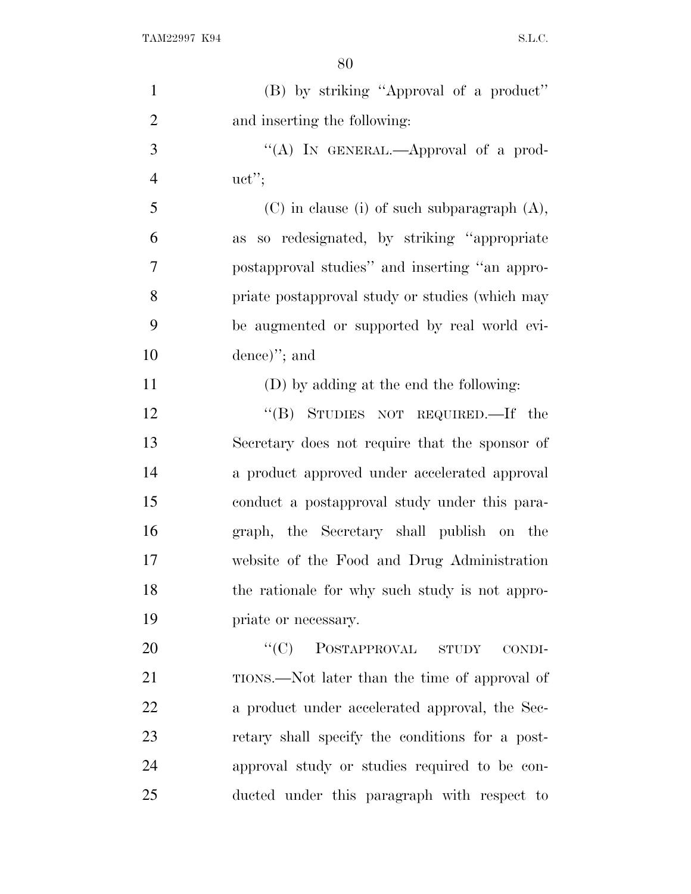(B) by striking "Approval of a product" and inserting the following:

"(A) IN GENERAL.—Approval of a product";

(C) in clause (i) of such subparagraph (A), as so redesignated, by striking "appropriate postapproval studies" and inserting "an appropriate postapproval study or studies (which may be augmented or supported by real world evidence)"; and

(D) by adding at the end the following:

"(B) STUDIES NOT REQUIRED.—If the Secretary does not require that the sponsor of a product approved under accelerated approval conduct a postapproval study under this paragraph, the Secretary shall publish on the website of the Food and Drug Administration the rationale for why such study is not appropriate or necessary.

"(C) POSTAPPROVAL STUDY CONDITIONS.—Not later than the time of approval of a product under accelerated approval, the Secretary shall specify the conditions for a postapproval study or studies required to be conducted under this paragraph with respect to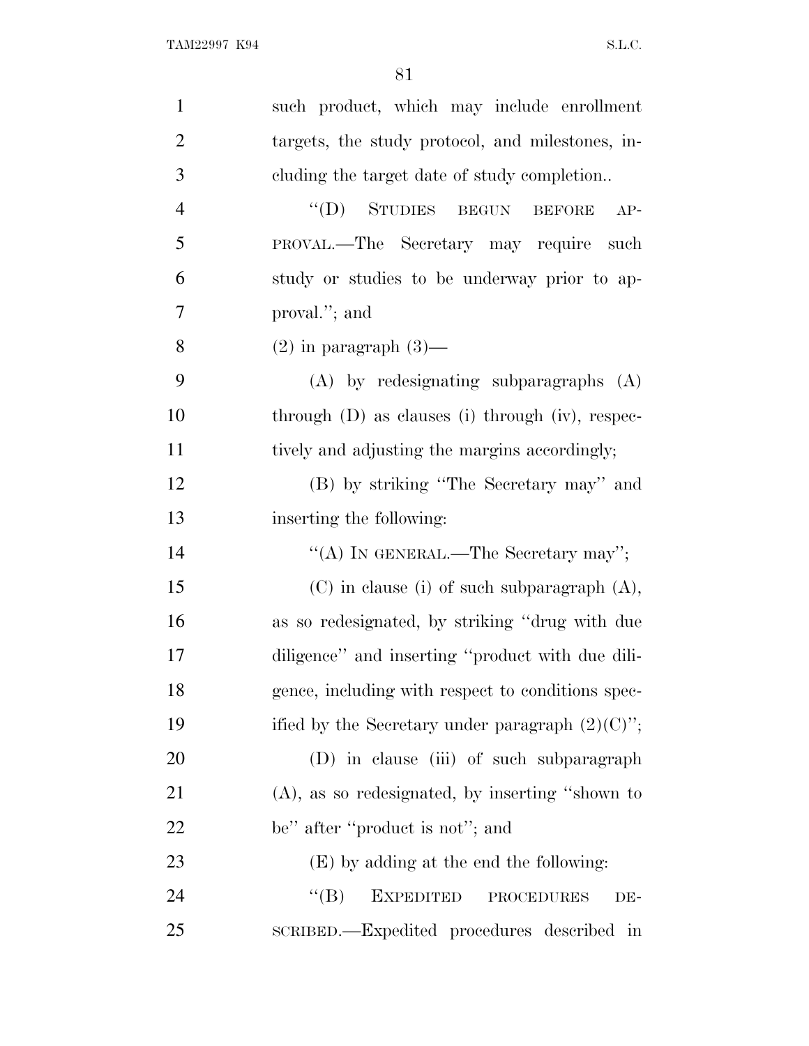such product, which may include enrollment targets, the study protocol, and milestones, including the target date of study completion..

"(D) STUDIES BEGUN BEFORE APPROVAL.—The Secretary may require such study or studies to be underway prior to approval."; and

(2) in paragraph (3)—

(A) by redesignating subparagraphs (A) through (D) as clauses (i) through (iv), respectively and adjusting the margins accordingly;

(B) by striking "The Secretary may" and inserting the following:

"(A) IN GENERAL.—The Secretary may";

(C) in clause (i) of such subparagraph (A), as so redesignated, by striking "drug with due diligence" and inserting "product with due diligence, including with respect to conditions specified by the Secretary under paragraph (2)(C)";

(D) in clause (iii) of such subparagraph (A), as so redesignated, by inserting "shown to be" after "product is not"; and

(E) by adding at the end the following:

"(B) EXPEDITED PROCEDURES DESCRIBED.—Expedited procedures described in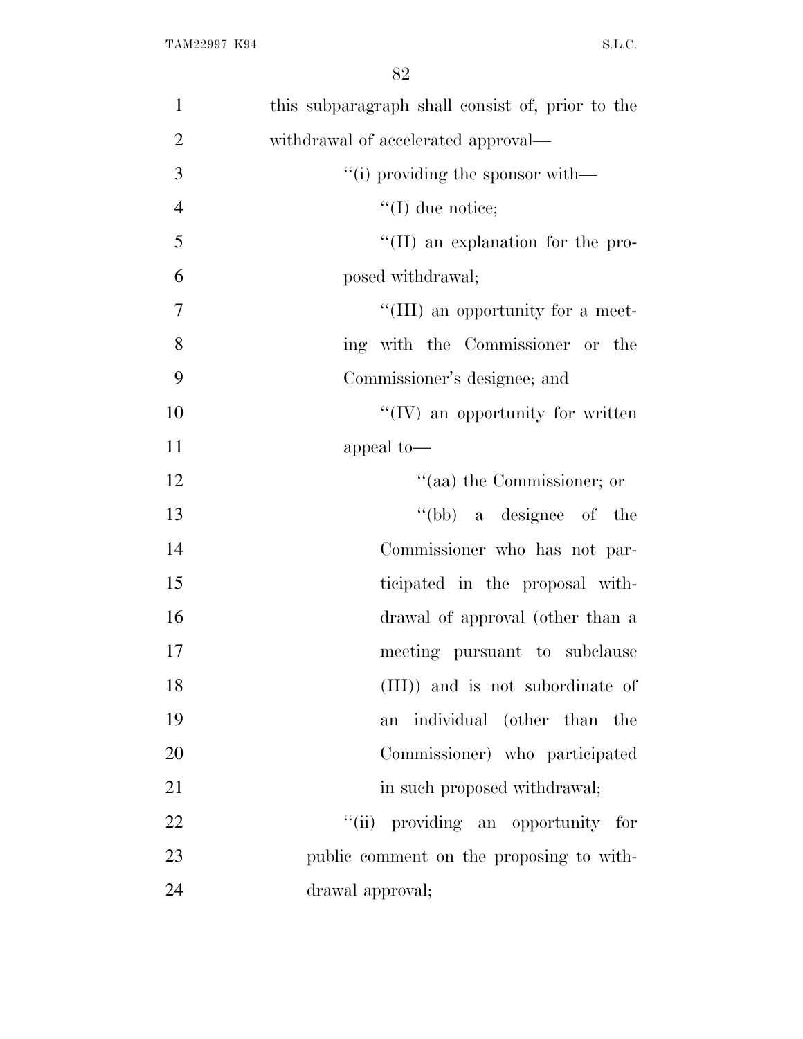this subparagraph shall consist of, prior to the withdrawal of accelerated approval—

''(i) providing the sponsor with—

''(I) due notice;

''(II) an explanation for the proposed withdrawal;

''(III) an opportunity for a meeting with the Commissioner or the Commissioner's designee; and

''(IV) an opportunity for written appeal to—

''(aa) the Commissioner; or

''(bb) a designee of the Commissioner who has not participated in the proposal withdrawal of approval (other than a meeting pursuant to subclause (III)) and is not subordinate of an individual (other than the Commissioner) who participated in such proposed withdrawal;

''(ii) providing an opportunity for public comment on the proposing to withdrawal approval;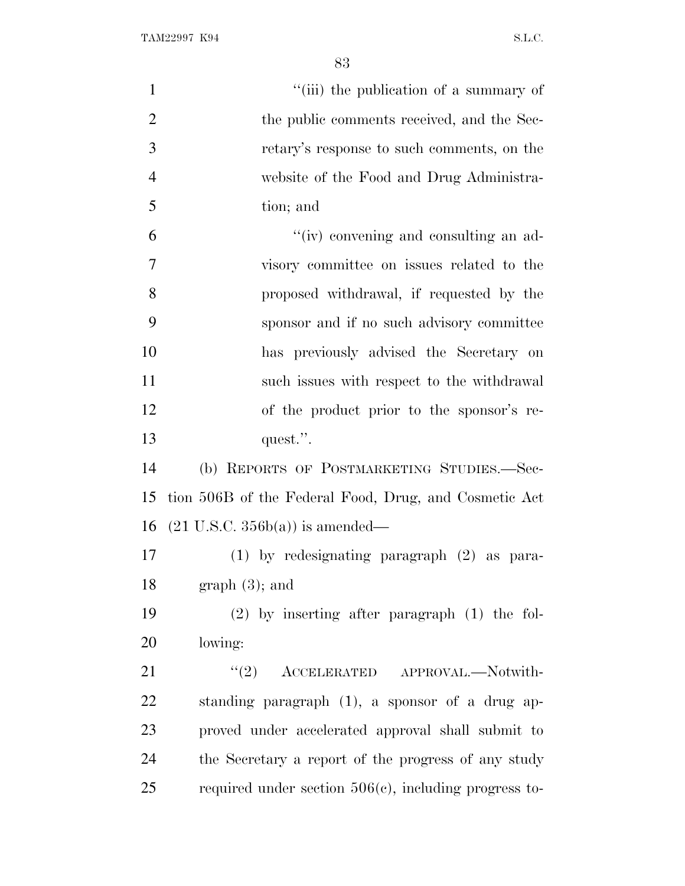"(iii) the publication of a summary of the public comments received, and the Secretary's response to such comments, on the website of the Food and Drug Administration; and

"(iv) convening and consulting an advisory committee on issues related to the proposed withdrawal, if requested by the sponsor and if no such advisory committee has previously advised the Secretary on such issues with respect to the withdrawal of the product prior to the sponsor's request.".

(b) REPORTS OF POSTMARKETING STUDIES.—Section 506B of the Federal Food, Drug, and Cosmetic Act (21 U.S.C. 356b(a)) is amended—

(1) by redesignating paragraph (2) as paragraph (3); and

(2) by inserting after paragraph (1) the following:

"(2) ACCELERATED APPROVAL.—Notwithstanding paragraph (1), a sponsor of a drug approved under accelerated approval shall submit to the Secretary a report of the progress of any study required under section 506(c), including progress to-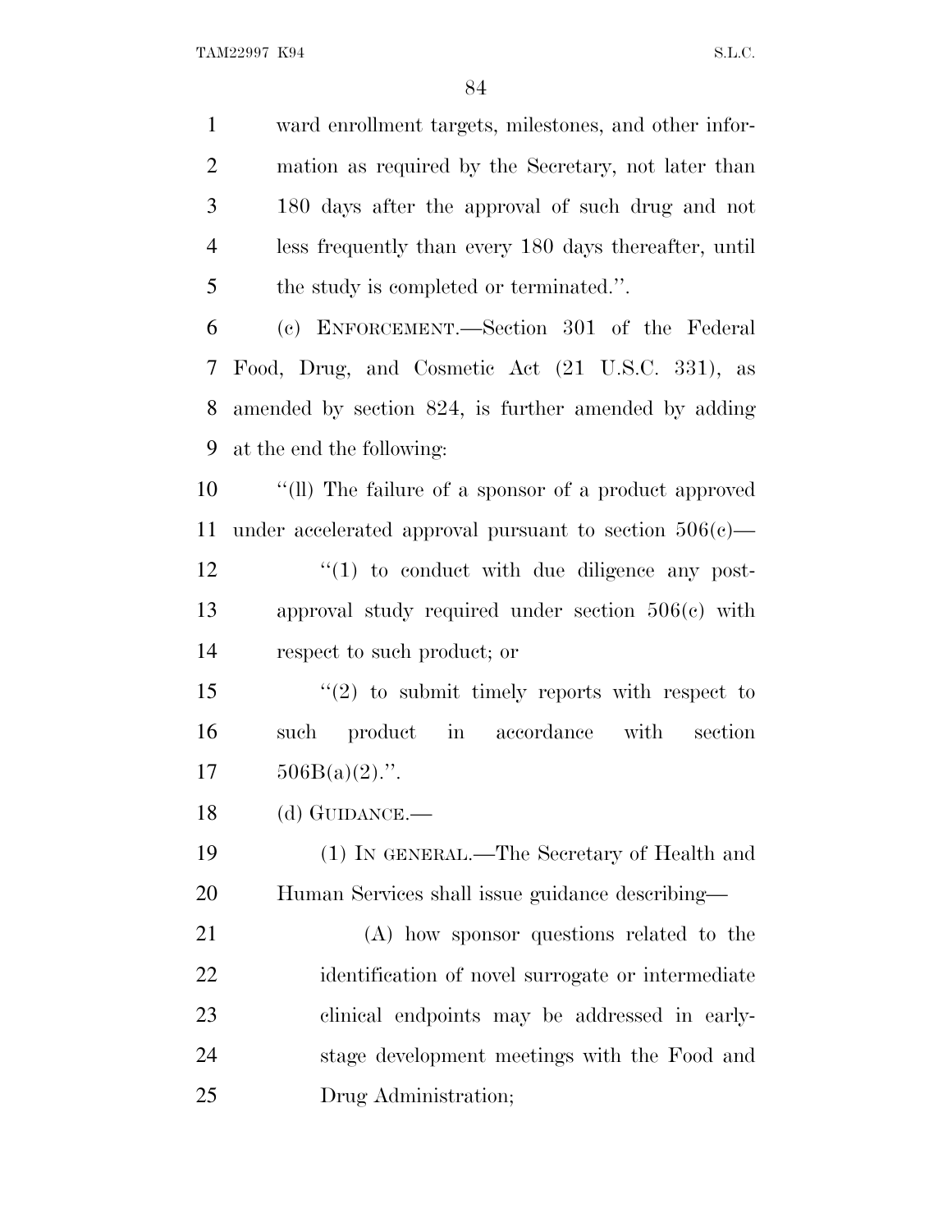ward enrollment targets, milestones, and other information as required by the Secretary, not later than 180 days after the approval of such drug and not less frequently than every 180 days thereafter, until the study is completed or terminated.''.

(c) ENFORCEMENT.—Section 301 of the Federal Food, Drug, and Cosmetic Act (21 U.S.C. 331), as amended by section 824, is further amended by adding at the end the following:

''(ll) The failure of a sponsor of a product approved under accelerated approval pursuant to section 506(c)—

''(1) to conduct with due diligence any post-approval study required under section 506(c) with respect to such product; or

''(2) to submit timely reports with respect to such product in accordance with section 506B(a)(2).''.

(d) GUIDANCE.—

(1) IN GENERAL.—The Secretary of Health and Human Services shall issue guidance describing—

(A) how sponsor questions related to the identification of novel surrogate or intermediate clinical endpoints may be addressed in early-stage development meetings with the Food and Drug Administration;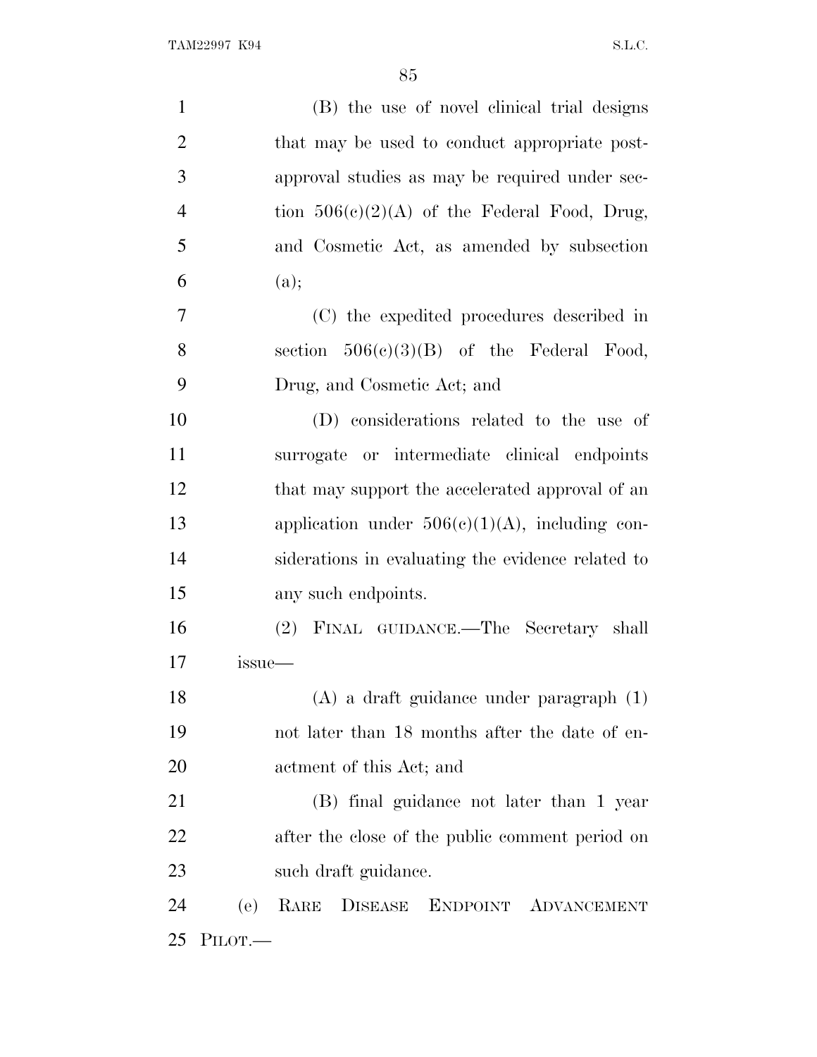(B) the use of novel clinical trial designs that may be used to conduct appropriate post-approval studies as may be required under section 506(c)(2)(A) of the Federal Food, Drug, and Cosmetic Act, as amended by subsection (a);

(C) the expedited procedures described in section 506(c)(3)(B) of the Federal Food, Drug, and Cosmetic Act; and

(D) considerations related to the use of surrogate or intermediate clinical endpoints that may support the accelerated approval of an application under 506(c)(1)(A), including considerations in evaluating the evidence related to any such endpoints.

(2) FINAL GUIDANCE.—The Secretary shall issue—

(A) a draft guidance under paragraph (1) not later than 18 months after the date of enactment of this Act; and

(B) final guidance not later than 1 year after the close of the public comment period on such draft guidance.

(e) RARE DISEASE ENDPOINT ADVANCEMENT PILOT.—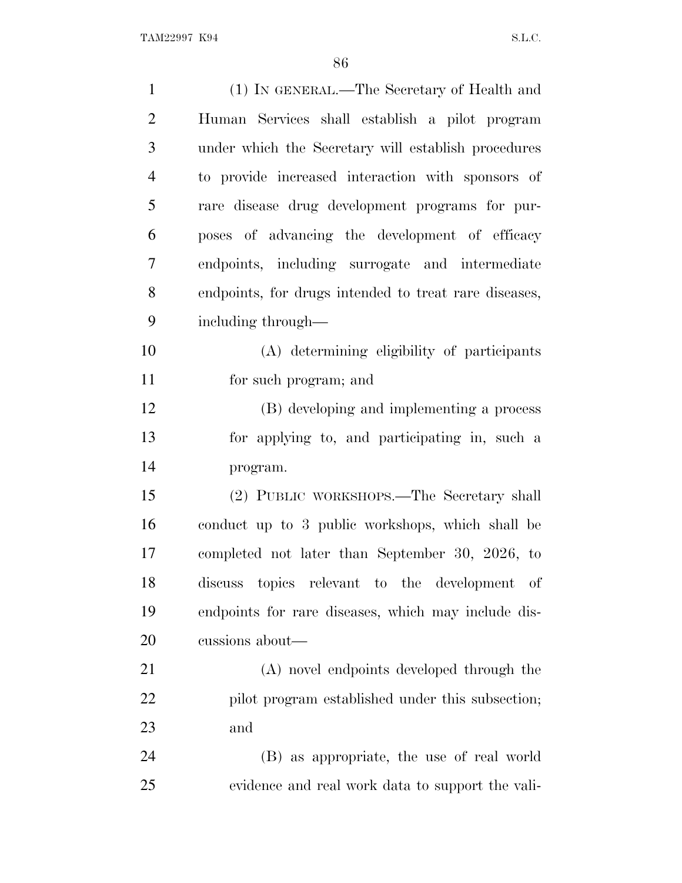(1) IN GENERAL.—The Secretary of Health and Human Services shall establish a pilot program under which the Secretary will establish procedures to provide increased interaction with sponsors of rare disease drug development programs for purposes of advancing the development of efficacy endpoints, including surrogate and intermediate endpoints, for drugs intended to treat rare diseases, including through—

(A) determining eligibility of participants for such program; and

(B) developing and implementing a process for applying to, and participating in, such a program.

(2) PUBLIC WORKSHOPS.—The Secretary shall conduct up to 3 public workshops, which shall be completed not later than September 30, 2026, to discuss topics relevant to the development of endpoints for rare diseases, which may include discussions about—

(A) novel endpoints developed through the pilot program established under this subsection; and

(B) as appropriate, the use of real world evidence and real work data to support the vali-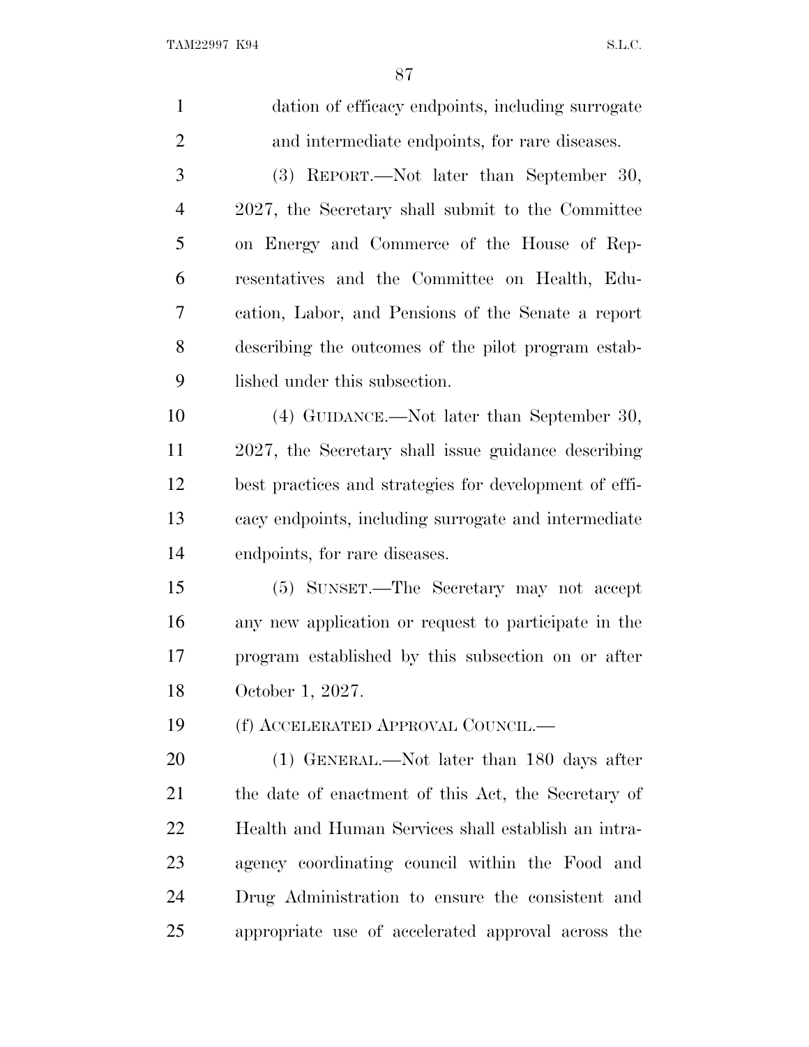dation of efficacy endpoints, including surrogate and intermediate endpoints, for rare diseases.

(3) REPORT.—Not later than September 30, 2027, the Secretary shall submit to the Committee on Energy and Commerce of the House of Representatives and the Committee on Health, Education, Labor, and Pensions of the Senate a report describing the outcomes of the pilot program established under this subsection.

(4) GUIDANCE.—Not later than September 30, 2027, the Secretary shall issue guidance describing best practices and strategies for development of efficacy endpoints, including surrogate and intermediate endpoints, for rare diseases.

(5) SUNSET.—The Secretary may not accept any new application or request to participate in the program established by this subsection on or after October 1, 2027.

(f) ACCELERATED APPROVAL COUNCIL.—

(1) GENERAL.—Not later than 180 days after the date of enactment of this Act, the Secretary of Health and Human Services shall establish an intra-agency coordinating council within the Food and Drug Administration to ensure the consistent and appropriate use of accelerated approval across the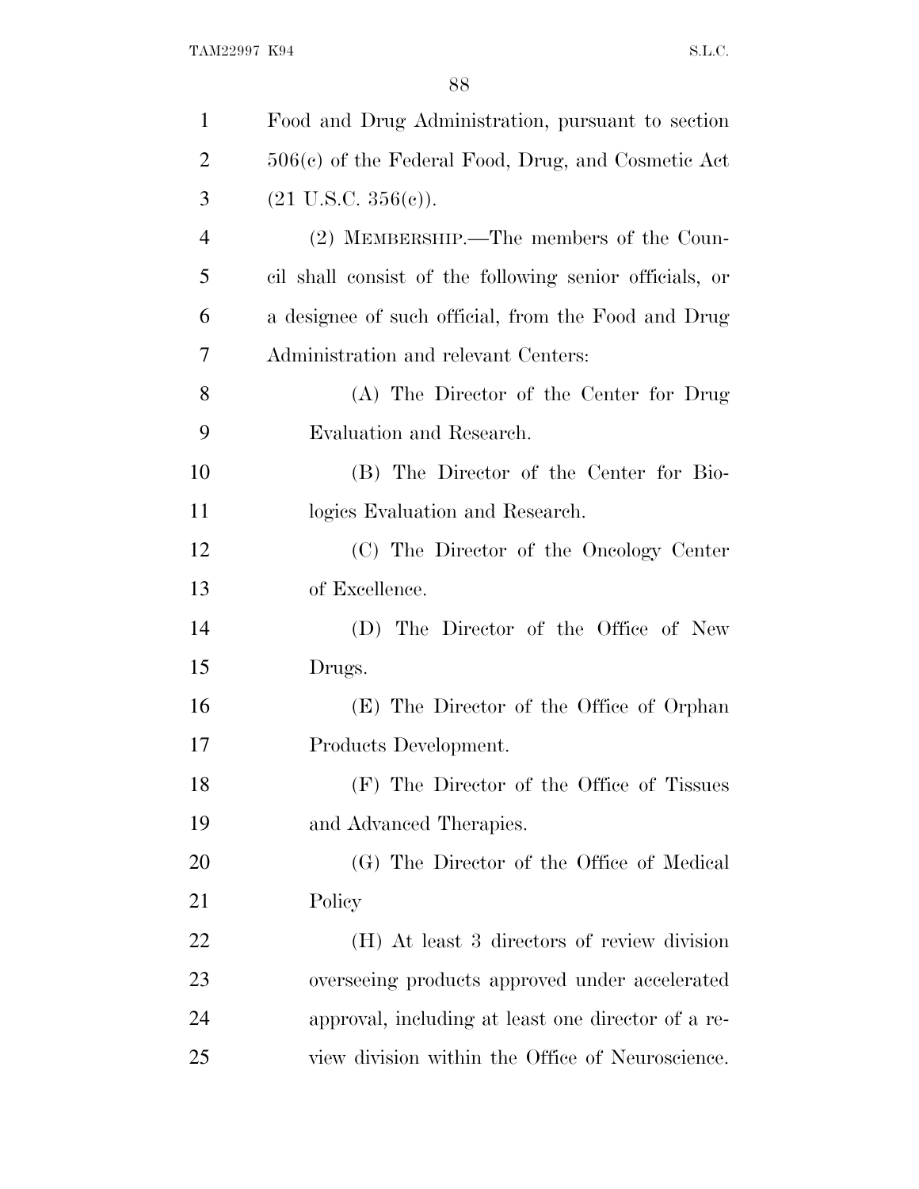Food and Drug Administration, pursuant to section 506(c) of the Federal Food, Drug, and Cosmetic Act (21 U.S.C. 356(c)).

(2) MEMBERSHIP.—The members of the Council shall consist of the following senior officials, or a designee of such official, from the Food and Drug Administration and relevant Centers:

(A) The Director of the Center for Drug Evaluation and Research.

(B) The Director of the Center for Biologics Evaluation and Research.

(C) The Director of the Oncology Center of Excellence.

(D) The Director of the Office of New Drugs.

(E) The Director of the Office of Orphan Products Development.

(F) The Director of the Office of Tissues and Advanced Therapies.

(G) The Director of the Office of Medical Policy

(H) At least 3 directors of review division overseeing products approved under accelerated approval, including at least one director of a review division within the Office of Neuroscience.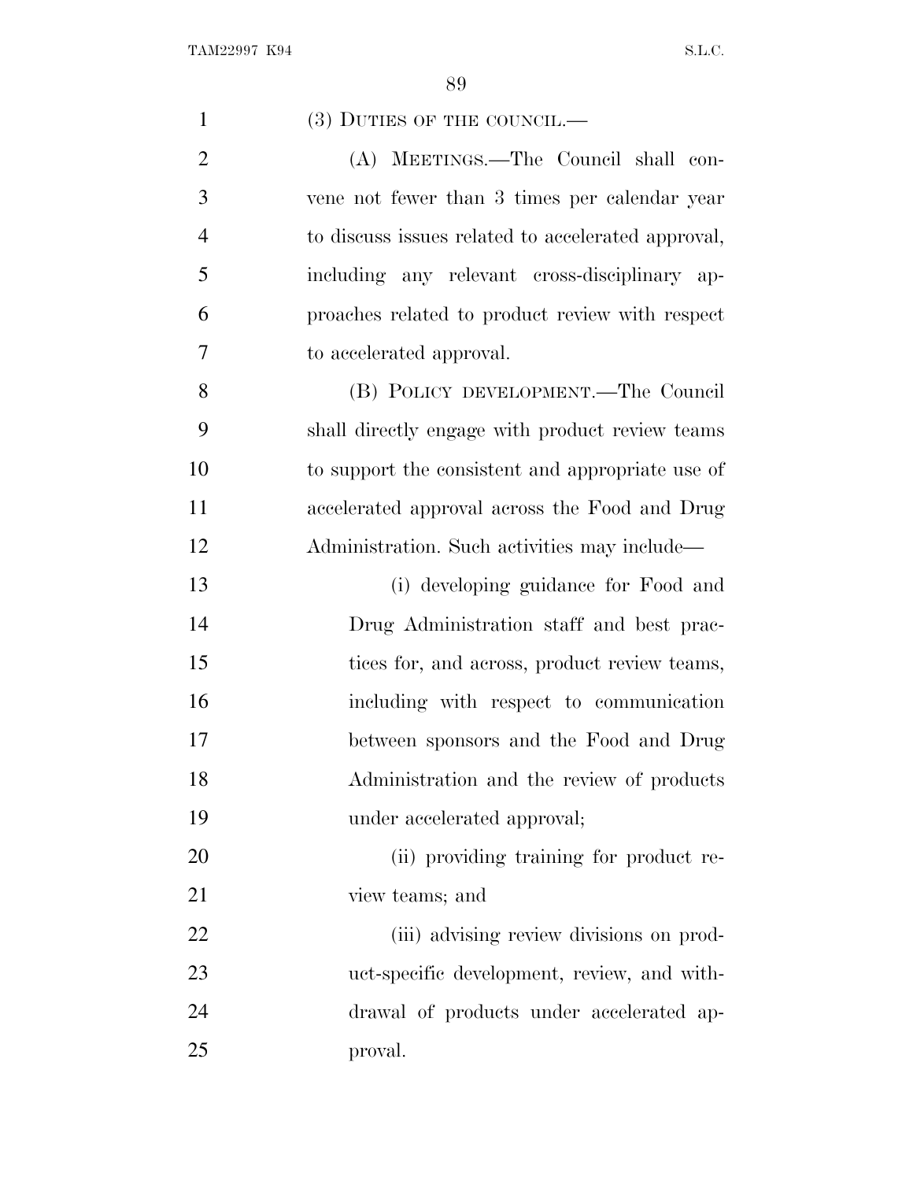(3) DUTIES OF THE COUNCIL.—

(A) MEETINGS.—The Council shall convene not fewer than 3 times per calendar year to discuss issues related to accelerated approval, including any relevant cross-disciplinary approaches related to product review with respect to accelerated approval.

(B) POLICY DEVELOPMENT.—The Council shall directly engage with product review teams to support the consistent and appropriate use of accelerated approval across the Food and Drug Administration. Such activities may include—

(i) developing guidance for Food and Drug Administration staff and best practices for, and across, product review teams, including with respect to communication between sponsors and the Food and Drug Administration and the review of products under accelerated approval;

(ii) providing training for product review teams; and

(iii) advising review divisions on product-specific development, review, and withdrawal of products under accelerated approval.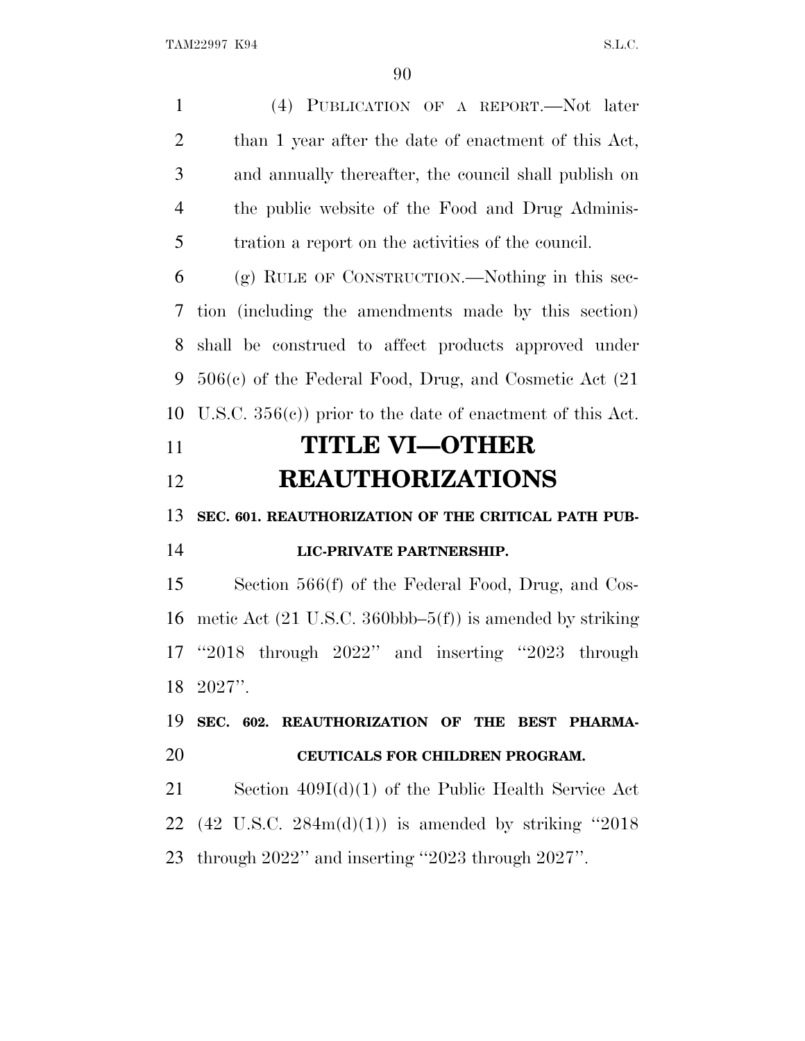(4) PUBLICATION OF A REPORT.—Not later than 1 year after the date of enactment of this Act, and annually thereafter, the council shall publish on the public website of the Food and Drug Administration a report on the activities of the council.

(g) RULE OF CONSTRUCTION.—Nothing in this section (including the amendments made by this section) shall be construed to affect products approved under 506(c) of the Federal Food, Drug, and Cosmetic Act (21 U.S.C. 356(c)) prior to the date of enactment of this Act.

# TITLE VI—OTHER REAUTHORIZATIONS

### SEC. 601. REAUTHORIZATION OF THE CRITICAL PATH PUBLIC-PRIVATE PARTNERSHIP.

Section 566(f) of the Federal Food, Drug, and Cosmetic Act (21 U.S.C. 360bbb–5(f)) is amended by striking "2018 through 2022" and inserting "2023 through 2027".

### SEC. 602. REAUTHORIZATION OF THE BEST PHARMACEUTICALS FOR CHILDREN PROGRAM.

Section 409I(d)(1) of the Public Health Service Act (42 U.S.C. 284m(d)(1)) is amended by striking "2018 through 2022" and inserting "2023 through 2027".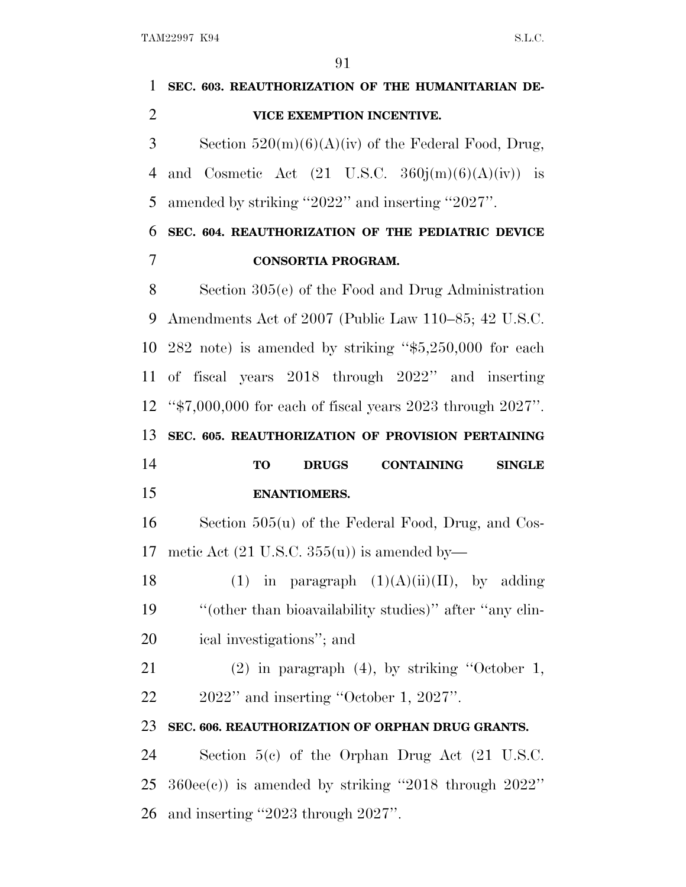**SEC. 603. REAUTHORIZATION OF THE HUMANITARIAN DEVICE EXEMPTION INCENTIVE.**

Section 520(m)(6)(A)(iv) of the Federal Food, Drug, and Cosmetic Act (21 U.S.C. 360j(m)(6)(A)(iv)) is amended by striking "2022" and inserting "2027".

**SEC. 604. REAUTHORIZATION OF THE PEDIATRIC DEVICE CONSORTIA PROGRAM.**

Section 305(e) of the Food and Drug Administration Amendments Act of 2007 (Public Law 110–85; 42 U.S.C. 282 note) is amended by striking "$5,250,000 for each of fiscal years 2018 through 2022" and inserting "$7,000,000 for each of fiscal years 2023 through 2027".

**SEC. 605. REAUTHORIZATION OF PROVISION PERTAINING TO DRUGS CONTAINING SINGLE ENANTIOMERS.**

Section 505(u) of the Federal Food, Drug, and Cosmetic Act (21 U.S.C. 355(u)) is amended by—

(1) in paragraph (1)(A)(ii)(II), by adding "(other than bioavailability studies)" after "any clinical investigations"; and

(2) in paragraph (4), by striking "October 1, 2022" and inserting "October 1, 2027".

**SEC. 606. REAUTHORIZATION OF ORPHAN DRUG GRANTS.**

Section 5(c) of the Orphan Drug Act (21 U.S.C. 360ee(c)) is amended by striking "2018 through 2022" and inserting "2023 through 2027".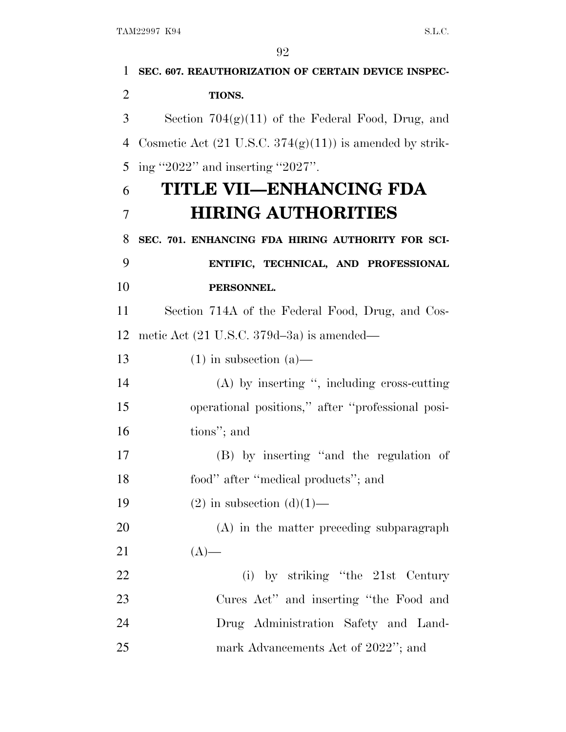**SEC. 607. REAUTHORIZATION OF CERTAIN DEVICE INSPECTIONS.**

Section 704(g)(11) of the Federal Food, Drug, and Cosmetic Act (21 U.S.C. 374(g)(11)) is amended by striking "2022" and inserting "2027".

# TITLE VII—ENHANCING FDA HIRING AUTHORITIES

**SEC. 701. ENHANCING FDA HIRING AUTHORITY FOR SCIENTIFIC, TECHNICAL, AND PROFESSIONAL PERSONNEL.**

Section 714A of the Federal Food, Drug, and Cosmetic Act (21 U.S.C. 379d–3a) is amended—

(1) in subsection (a)—

(A) by inserting ", including cross-cutting operational positions," after "professional positions"; and

(B) by inserting "and the regulation of food" after "medical products"; and

(2) in subsection (d)(1)—

(A) in the matter preceding subparagraph (A)—

(i) by striking "the 21st Century Cures Act" and inserting "the Food and Drug Administration Safety and Landmark Advancements Act of 2022"; and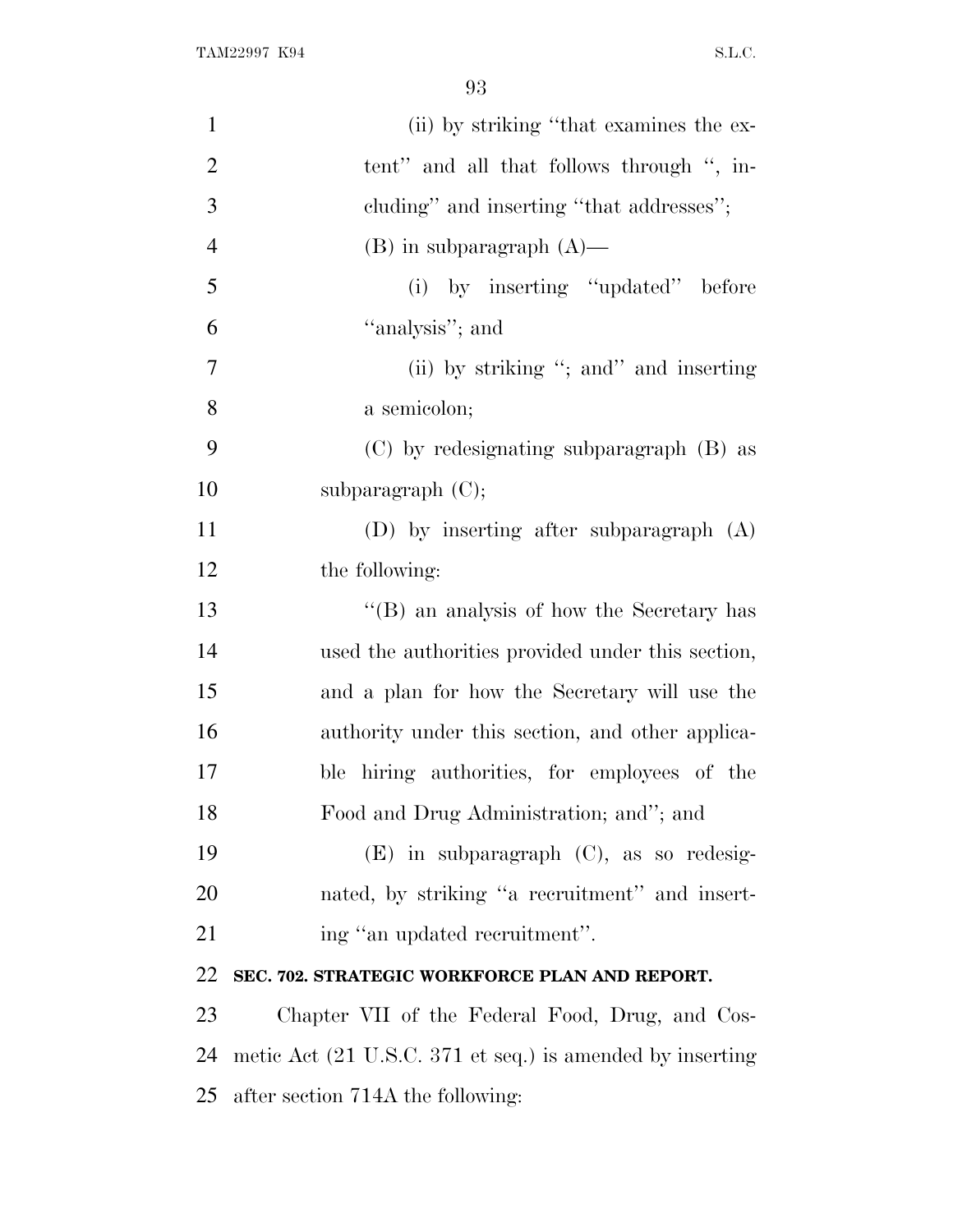(ii) by striking "that examines the extent" and all that follows through ", including" and inserting "that addresses";

(B) in subparagraph (A)—

(i) by inserting "updated" before "analysis"; and

(ii) by striking "; and" and inserting a semicolon;

(C) by redesignating subparagraph (B) as subparagraph (C);

(D) by inserting after subparagraph (A) the following:

"(B) an analysis of how the Secretary has used the authorities provided under this section, and a plan for how the Secretary will use the authority under this section, and other applicable hiring authorities, for employees of the Food and Drug Administration; and"; and

(E) in subparagraph (C), as so redesignated, by striking "a recruitment" and inserting "an updated recruitment".

**SEC. 702. STRATEGIC WORKFORCE PLAN AND REPORT.**

Chapter VII of the Federal Food, Drug, and Cosmetic Act (21 U.S.C. 371 et seq.) is amended by inserting after section 714A the following: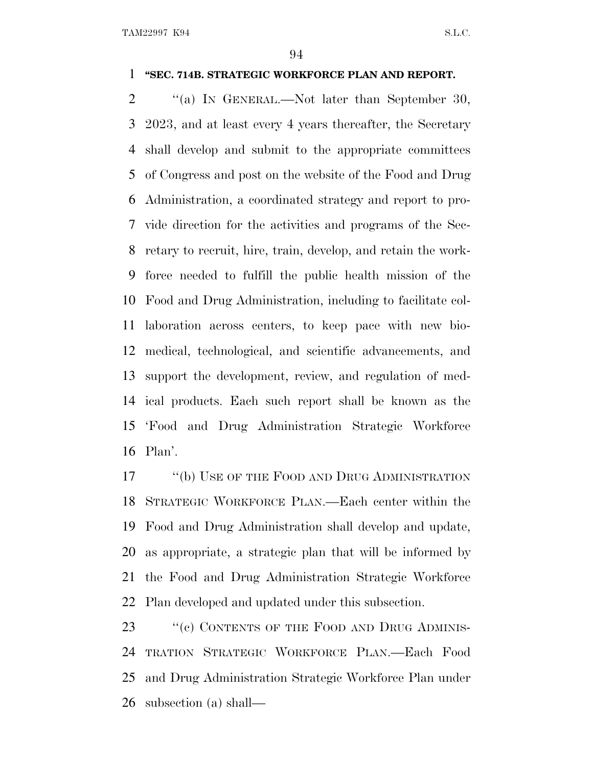**"SEC. 714B. STRATEGIC WORKFORCE PLAN AND REPORT.**

"(a) IN GENERAL.—Not later than September 30, 2023, and at least every 4 years thereafter, the Secretary shall develop and submit to the appropriate committees of Congress and post on the website of the Food and Drug Administration, a coordinated strategy and report to provide direction for the activities and programs of the Secretary to recruit, hire, train, develop, and retain the workforce needed to fulfill the public health mission of the Food and Drug Administration, including to facilitate collaboration across centers, to keep pace with new biomedical, technological, and scientific advancements, and support the development, review, and regulation of medical products. Each such report shall be known as the 'Food and Drug Administration Strategic Workforce Plan'.

"(b) USE OF THE FOOD AND DRUG ADMINISTRATION STRATEGIC WORKFORCE PLAN.—Each center within the Food and Drug Administration shall develop and update, as appropriate, a strategic plan that will be informed by the Food and Drug Administration Strategic Workforce Plan developed and updated under this subsection.

"(c) CONTENTS OF THE FOOD AND DRUG ADMINISTRATION STRATEGIC WORKFORCE PLAN.—Each Food and Drug Administration Strategic Workforce Plan under subsection (a) shall—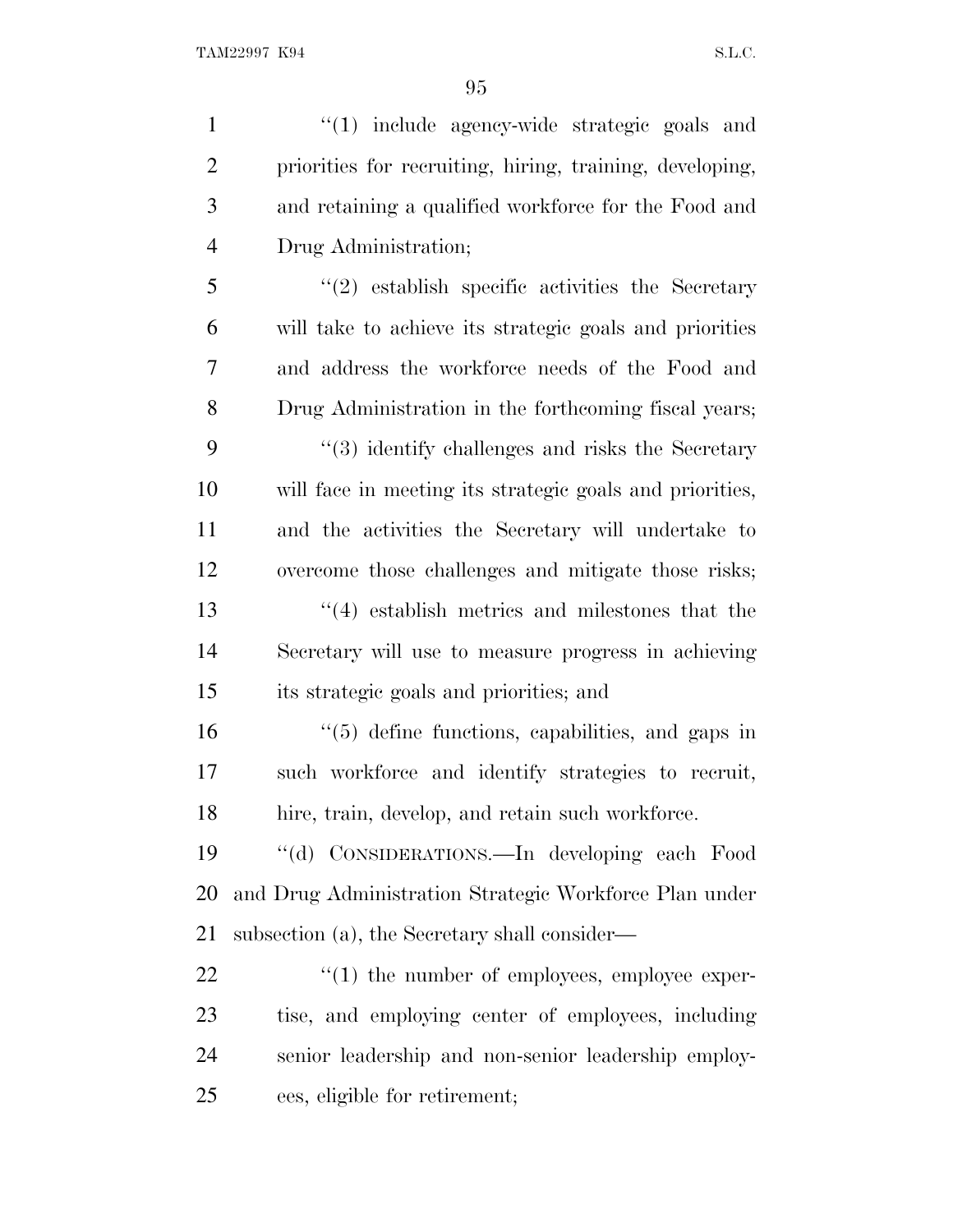''(1) include agency-wide strategic goals and priorities for recruiting, hiring, training, developing, and retaining a qualified workforce for the Food and Drug Administration;

''(2) establish specific activities the Secretary will take to achieve its strategic goals and priorities and address the workforce needs of the Food and Drug Administration in the forthcoming fiscal years;

''(3) identify challenges and risks the Secretary will face in meeting its strategic goals and priorities, and the activities the Secretary will undertake to overcome those challenges and mitigate those risks;

''(4) establish metrics and milestones that the Secretary will use to measure progress in achieving its strategic goals and priorities; and

''(5) define functions, capabilities, and gaps in such workforce and identify strategies to recruit, hire, train, develop, and retain such workforce.

''(d) CONSIDERATIONS.—In developing each Food and Drug Administration Strategic Workforce Plan under subsection (a), the Secretary shall consider—

''(1) the number of employees, employee expertise, and employing center of employees, including senior leadership and non-senior leadership employees, eligible for retirement;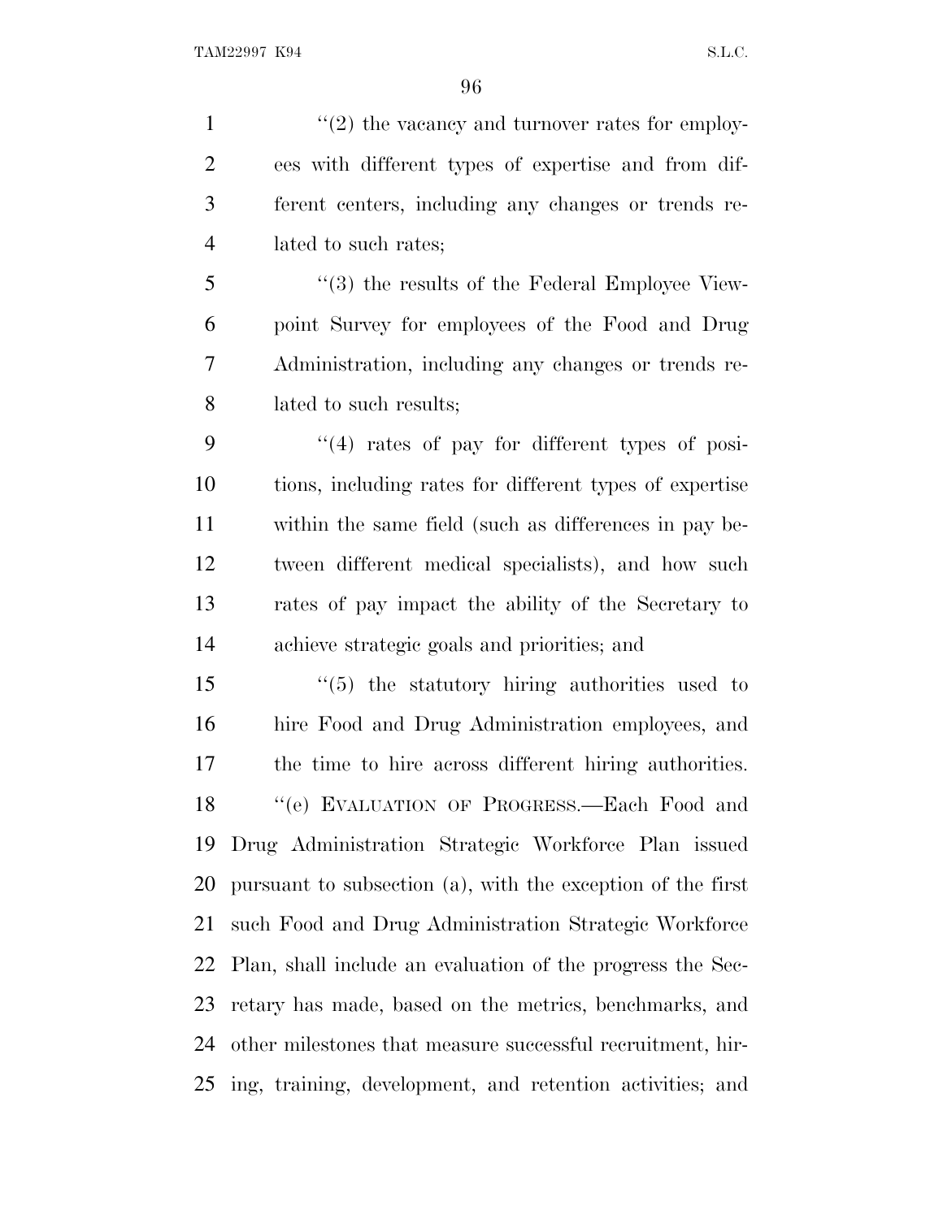"(2) the vacancy and turnover rates for employees with different types of expertise and from different centers, including any changes or trends related to such rates;

"(3) the results of the Federal Employee Viewpoint Survey for employees of the Food and Drug Administration, including any changes or trends related to such results;

"(4) rates of pay for different types of positions, including rates for different types of expertise within the same field (such as differences in pay between different medical specialists), and how such rates of pay impact the ability of the Secretary to achieve strategic goals and priorities; and

"(5) the statutory hiring authorities used to hire Food and Drug Administration employees, and the time to hire across different hiring authorities.

"(e) EVALUATION OF PROGRESS.—Each Food and Drug Administration Strategic Workforce Plan issued pursuant to subsection (a), with the exception of the first such Food and Drug Administration Strategic Workforce Plan, shall include an evaluation of the progress the Secretary has made, based on the metrics, benchmarks, and other milestones that measure successful recruitment, hiring, training, development, and retention activities; and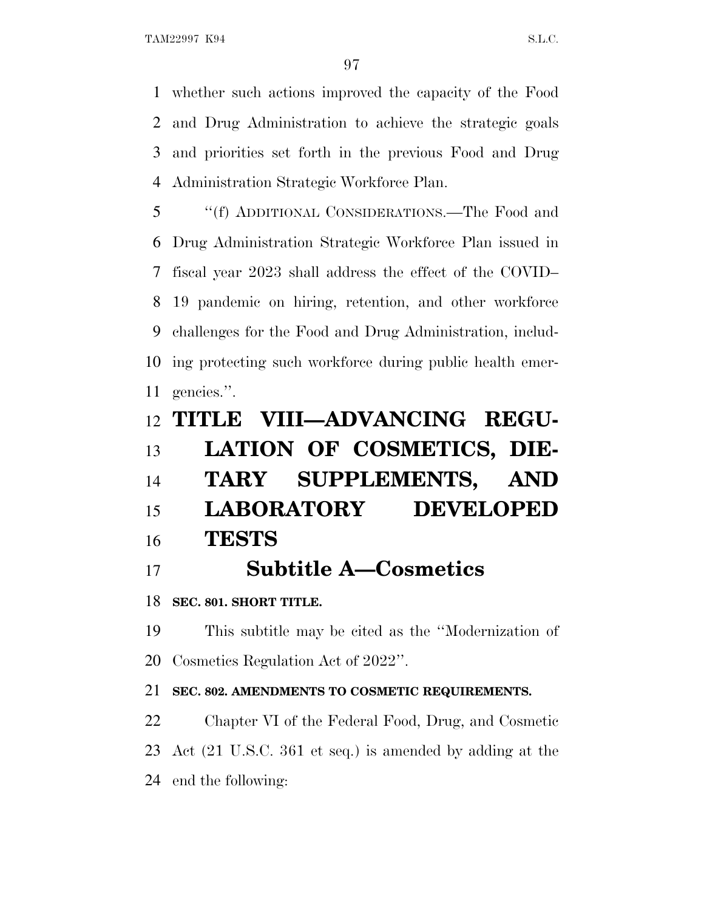whether such actions improved the capacity of the Food and Drug Administration to achieve the strategic goals and priorities set forth in the previous Food and Drug Administration Strategic Workforce Plan.

"(f) ADDITIONAL CONSIDERATIONS.—The Food and Drug Administration Strategic Workforce Plan issued in fiscal year 2023 shall address the effect of the COVID–19 pandemic on hiring, retention, and other workforce challenges for the Food and Drug Administration, including protecting such workforce during public health emergencies.".

# TITLE VIII—ADVANCING REGULATION OF COSMETICS, DIETARY SUPPLEMENTS, AND LABORATORY DEVELOPED TESTS

## Subtitle A—Cosmetics

### SEC. 801. SHORT TITLE.

This subtitle may be cited as the "Modernization of Cosmetics Regulation Act of 2022".

### SEC. 802. AMENDMENTS TO COSMETIC REQUIREMENTS.

Chapter VI of the Federal Food, Drug, and Cosmetic Act (21 U.S.C. 361 et seq.) is amended by adding at the end the following: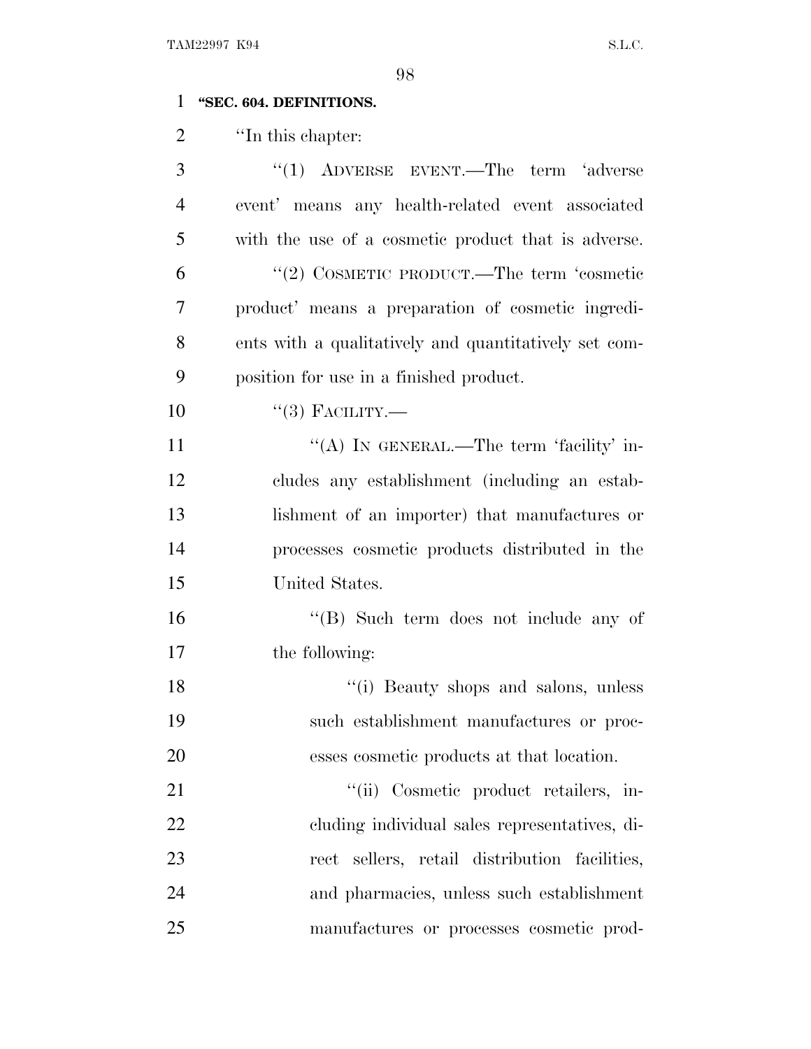**"SEC. 604. DEFINITIONS.**

"In this chapter:

"(1) ADVERSE EVENT.—The term 'adverse event' means any health-related event associated with the use of a cosmetic product that is adverse.

"(2) COSMETIC PRODUCT.—The term 'cosmetic product' means a preparation of cosmetic ingredients with a qualitatively and quantitatively set composition for use in a finished product.

"(3) FACILITY.—

"(A) IN GENERAL.—The term 'facility' includes any establishment (including an establishment of an importer) that manufactures or processes cosmetic products distributed in the United States.

"(B) Such term does not include any of the following:

"(i) Beauty shops and salons, unless such establishment manufactures or processes cosmetic products at that location.

"(ii) Cosmetic product retailers, including individual sales representatives, direct sellers, retail distribution facilities, and pharmacies, unless such establishment manufactures or processes cosmetic prod-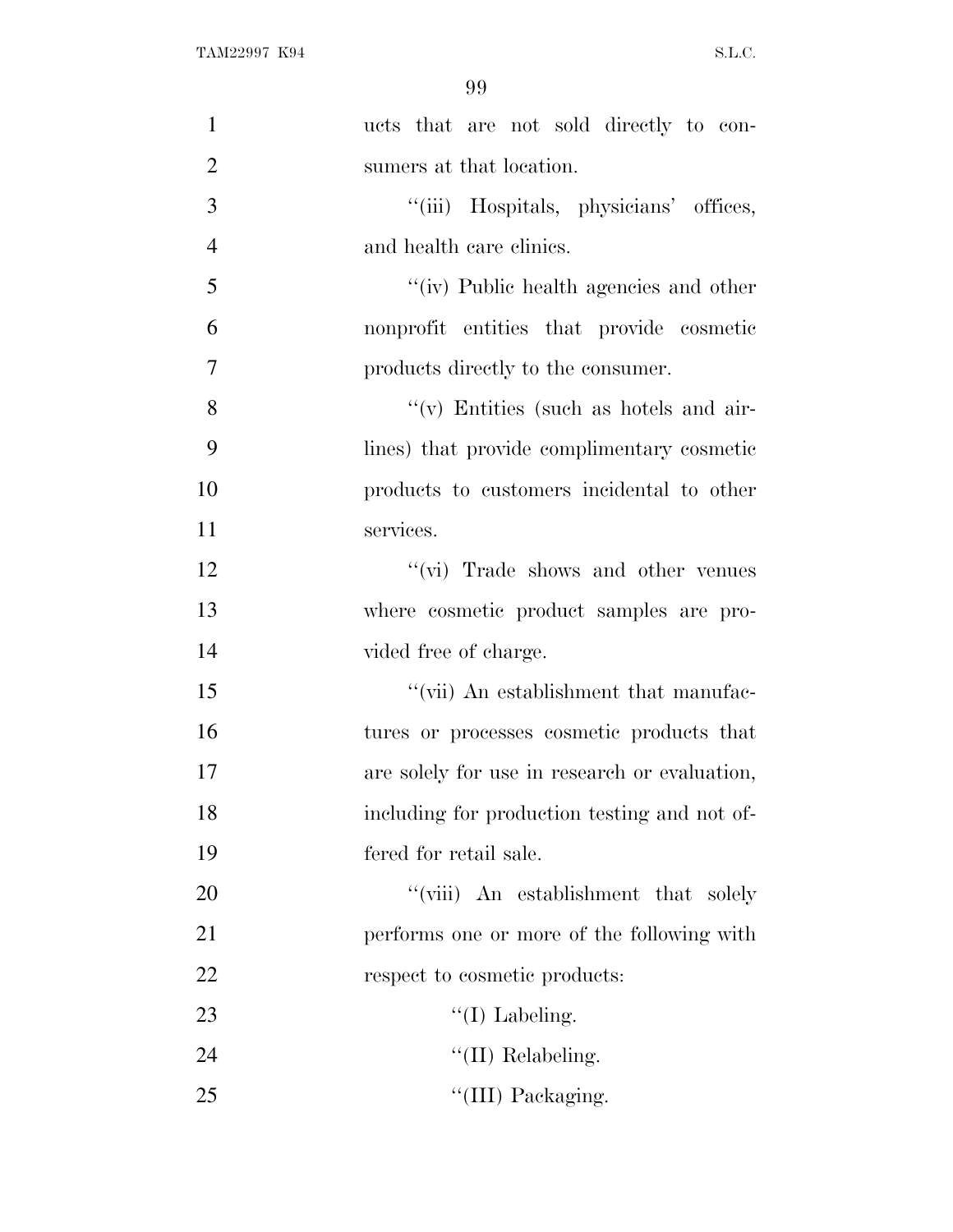ucts that are not sold directly to consumers at that location.

“(iii) Hospitals, physicians’ offices, and health care clinics.

“(iv) Public health agencies and other nonprofit entities that provide cosmetic products directly to the consumer.

“(v) Entities (such as hotels and airlines) that provide complimentary cosmetic products to customers incidental to other services.

“(vi) Trade shows and other venues where cosmetic product samples are provided free of charge.

“(vii) An establishment that manufactures or processes cosmetic products that are solely for use in research or evaluation, including for production testing and not offered for retail sale.

“(viii) An establishment that solely performs one or more of the following with respect to cosmetic products:

“(I) Labeling.

“(II) Relabeling.

“(III) Packaging.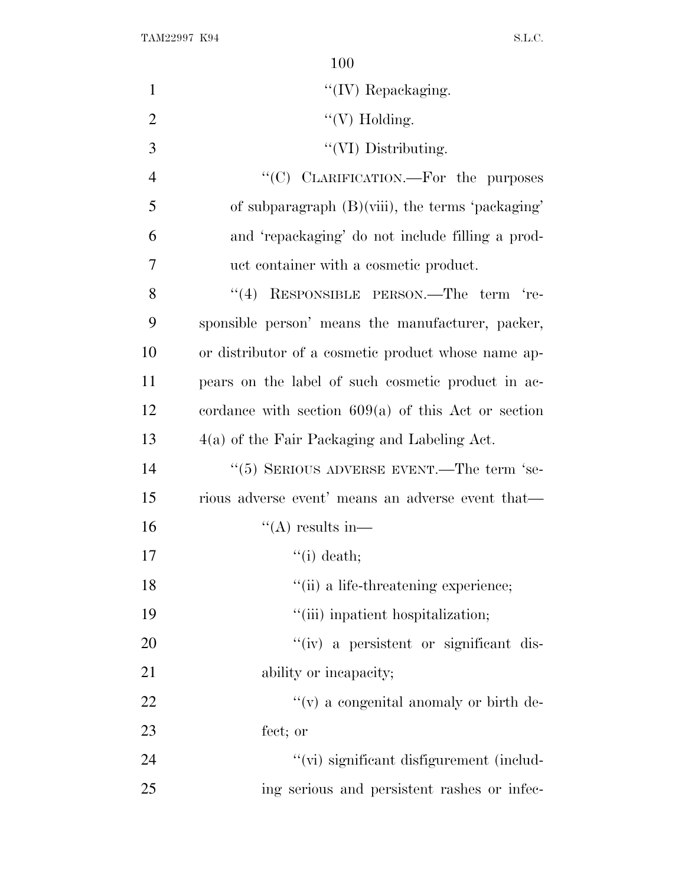"(IV) Repackaging.

"(V) Holding.

"(VI) Distributing.

"(C) CLARIFICATION.—For the purposes of subparagraph (B)(viii), the terms 'packaging' and 'repackaging' do not include filling a product container with a cosmetic product.

"(4) RESPONSIBLE PERSON.—The term 'responsible person' means the manufacturer, packer, or distributor of a cosmetic product whose name appears on the label of such cosmetic product in accordance with section 609(a) of this Act or section 4(a) of the Fair Packaging and Labeling Act.

"(5) SERIOUS ADVERSE EVENT.—The term 'serious adverse event' means an adverse event that—

"(A) results in—

"(i) death;

"(ii) a life-threatening experience;

"(iii) inpatient hospitalization;

"(iv) a persistent or significant disability or incapacity;

"(v) a congenital anomaly or birth defect; or

"(vi) significant disfigurement (including serious and persistent rashes or infec-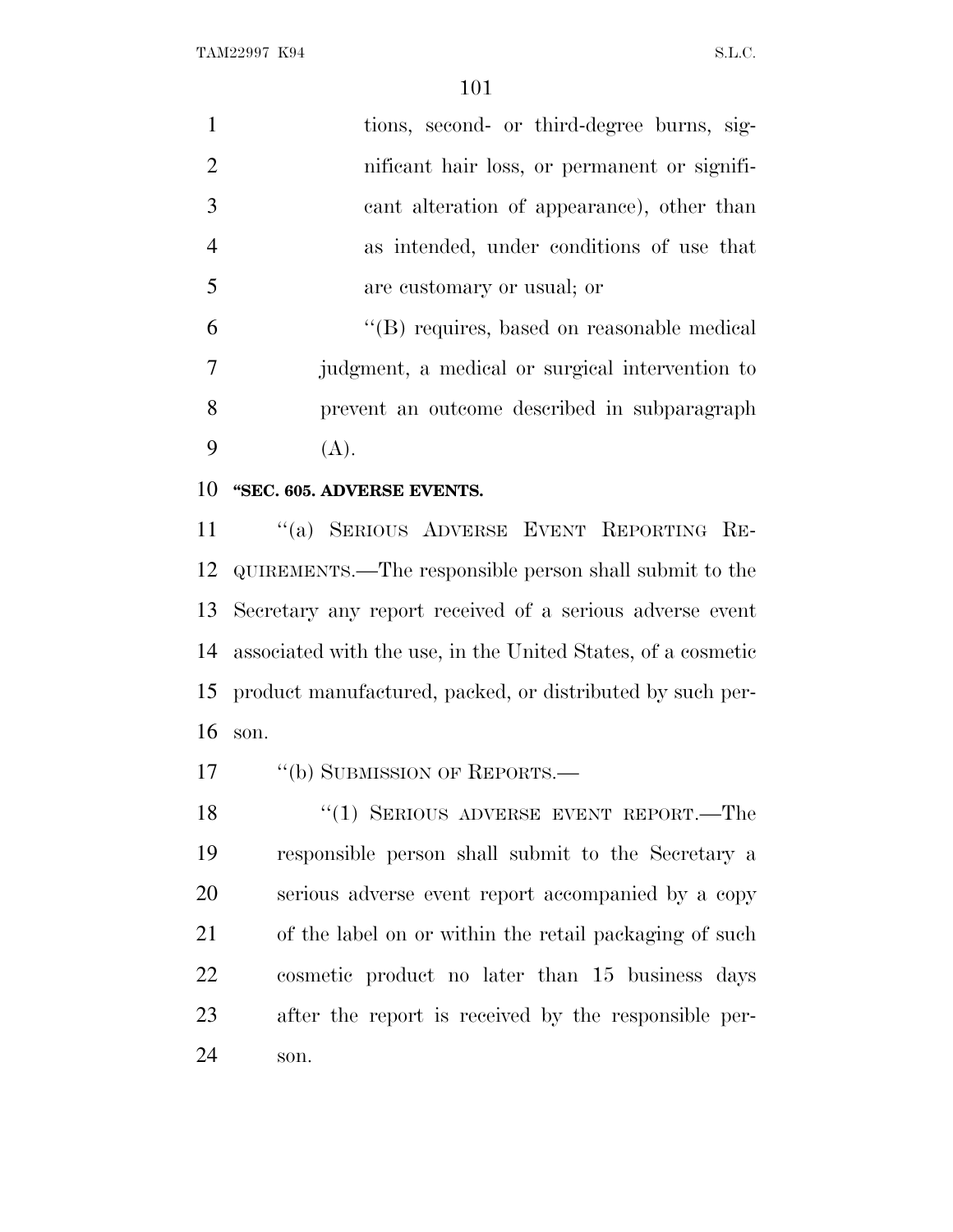tions, second- or third-degree burns, significant hair loss, or permanent or significant alteration of appearance), other than as intended, under conditions of use that are customary or usual; or

"(B) requires, based on reasonable medical judgment, a medical or surgical intervention to prevent an outcome described in subparagraph (A).

**"SEC. 605. ADVERSE EVENTS.**

"(a) SERIOUS ADVERSE EVENT REPORTING REQUIREMENTS.—The responsible person shall submit to the Secretary any report received of a serious adverse event associated with the use, in the United States, of a cosmetic product manufactured, packed, or distributed by such person.

"(b) SUBMISSION OF REPORTS.—

"(1) SERIOUS ADVERSE EVENT REPORT.—The responsible person shall submit to the Secretary a serious adverse event report accompanied by a copy of the label on or within the retail packaging of such cosmetic product no later than 15 business days after the report is received by the responsible person.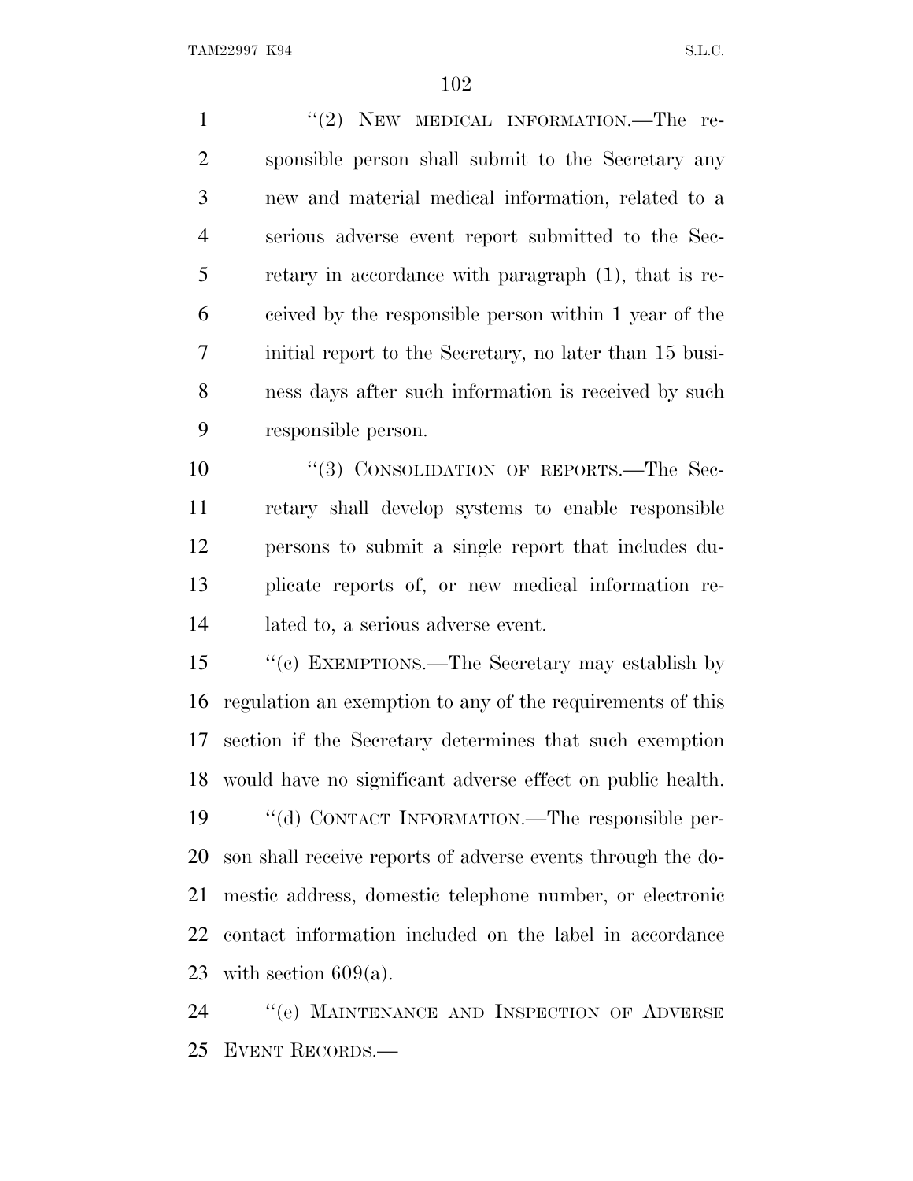"(2) NEW MEDICAL INFORMATION.—The responsible person shall submit to the Secretary any new and material medical information, related to a serious adverse event report submitted to the Secretary in accordance with paragraph (1), that is received by the responsible person within 1 year of the initial report to the Secretary, no later than 15 business days after such information is received by such responsible person.

"(3) CONSOLIDATION OF REPORTS.—The Secretary shall develop systems to enable responsible persons to submit a single report that includes duplicate reports of, or new medical information related to, a serious adverse event.

"(c) EXEMPTIONS.—The Secretary may establish by regulation an exemption to any of the requirements of this section if the Secretary determines that such exemption would have no significant adverse effect on public health.

"(d) CONTACT INFORMATION.—The responsible person shall receive reports of adverse events through the domestic address, domestic telephone number, or electronic contact information included on the label in accordance with section 609(a).

"(e) MAINTENANCE AND INSPECTION OF ADVERSE EVENT RECORDS.—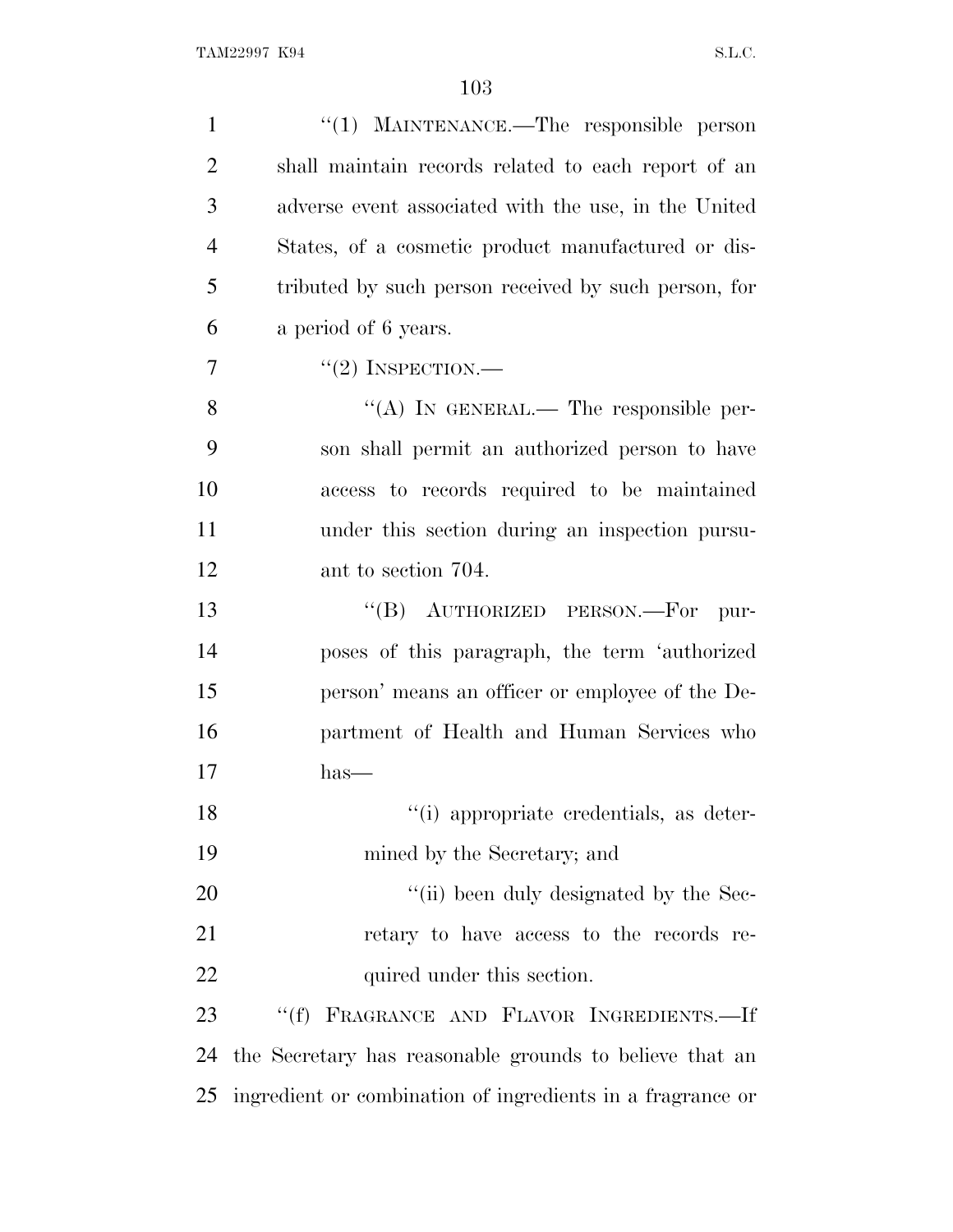"(1) MAINTENANCE.—The responsible person shall maintain records related to each report of an adverse event associated with the use, in the United States, of a cosmetic product manufactured or distributed by such person received by such person, for a period of 6 years.

"(2) INSPECTION.—

"(A) IN GENERAL.— The responsible person shall permit an authorized person to have access to records required to be maintained under this section during an inspection pursuant to section 704.

"(B) AUTHORIZED PERSON.—For purposes of this paragraph, the term 'authorized person' means an officer or employee of the Department of Health and Human Services who has—

"(i) appropriate credentials, as determined by the Secretary; and

"(ii) been duly designated by the Secretary to have access to the records required under this section.

"(f) FRAGRANCE AND FLAVOR INGREDIENTS.—If the Secretary has reasonable grounds to believe that an ingredient or combination of ingredients in a fragrance or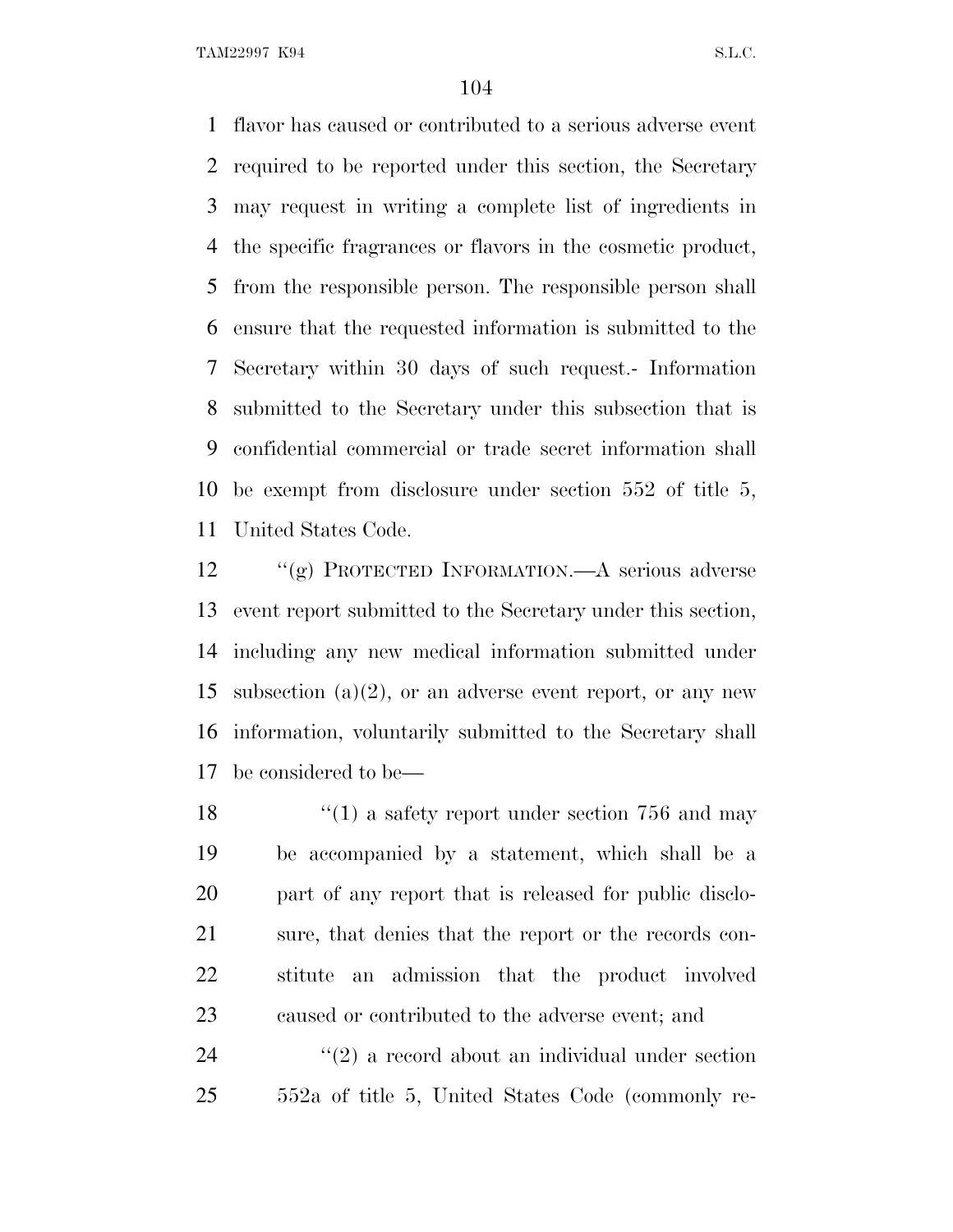flavor has caused or contributed to a serious adverse event required to be reported under this section, the Secretary may request in writing a complete list of ingredients in the specific fragrances or flavors in the cosmetic product, from the responsible person. The responsible person shall ensure that the requested information is submitted to the Secretary within 30 days of such request.- Information submitted to the Secretary under this subsection that is confidential commercial or trade secret information shall be exempt from disclosure under section 552 of title 5, United States Code.

''(g) PROTECTED INFORMATION.—A serious adverse event report submitted to the Secretary under this section, including any new medical information submitted under subsection (a)(2), or an adverse event report, or any new information, voluntarily submitted to the Secretary shall be considered to be—

''(1) a safety report under section 756 and may be accompanied by a statement, which shall be a part of any report that is released for public disclosure, that denies that the report or the records constitute an admission that the product involved caused or contributed to the adverse event; and

''(2) a record about an individual under section 552a of title 5, United States Code (commonly re-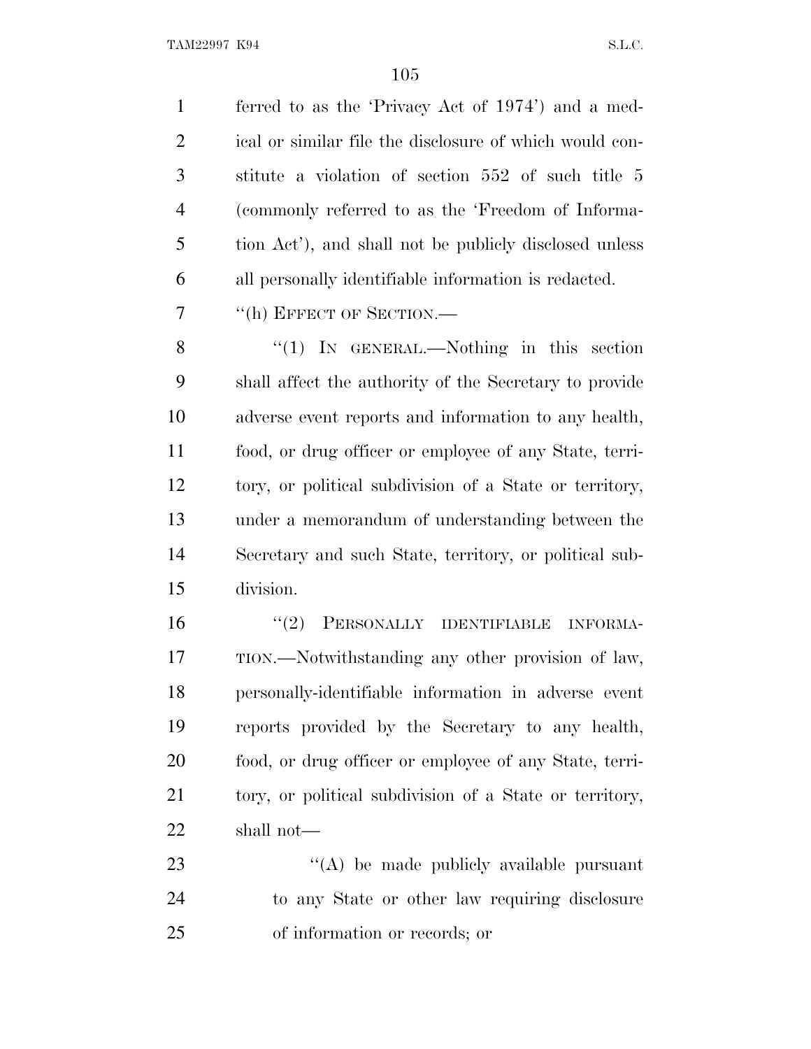ferred to as the 'Privacy Act of 1974') and a medical or similar file the disclosure of which would constitute a violation of section 552 of such title 5 (commonly referred to as the 'Freedom of Information Act'), and shall not be publicly disclosed unless all personally identifiable information is redacted.

"(h) EFFECT OF SECTION.—

"(1) IN GENERAL.—Nothing in this section shall affect the authority of the Secretary to provide adverse event reports and information to any health, food, or drug officer or employee of any State, territory, or political subdivision of a State or territory, under a memorandum of understanding between the Secretary and such State, territory, or political subdivision.

"(2) PERSONALLY IDENTIFIABLE INFORMATION.—Notwithstanding any other provision of law, personally-identifiable information in adverse event reports provided by the Secretary to any health, food, or drug officer or employee of any State, territory, or political subdivision of a State or territory, shall not—

"(A) be made publicly available pursuant to any State or other law requiring disclosure of information or records; or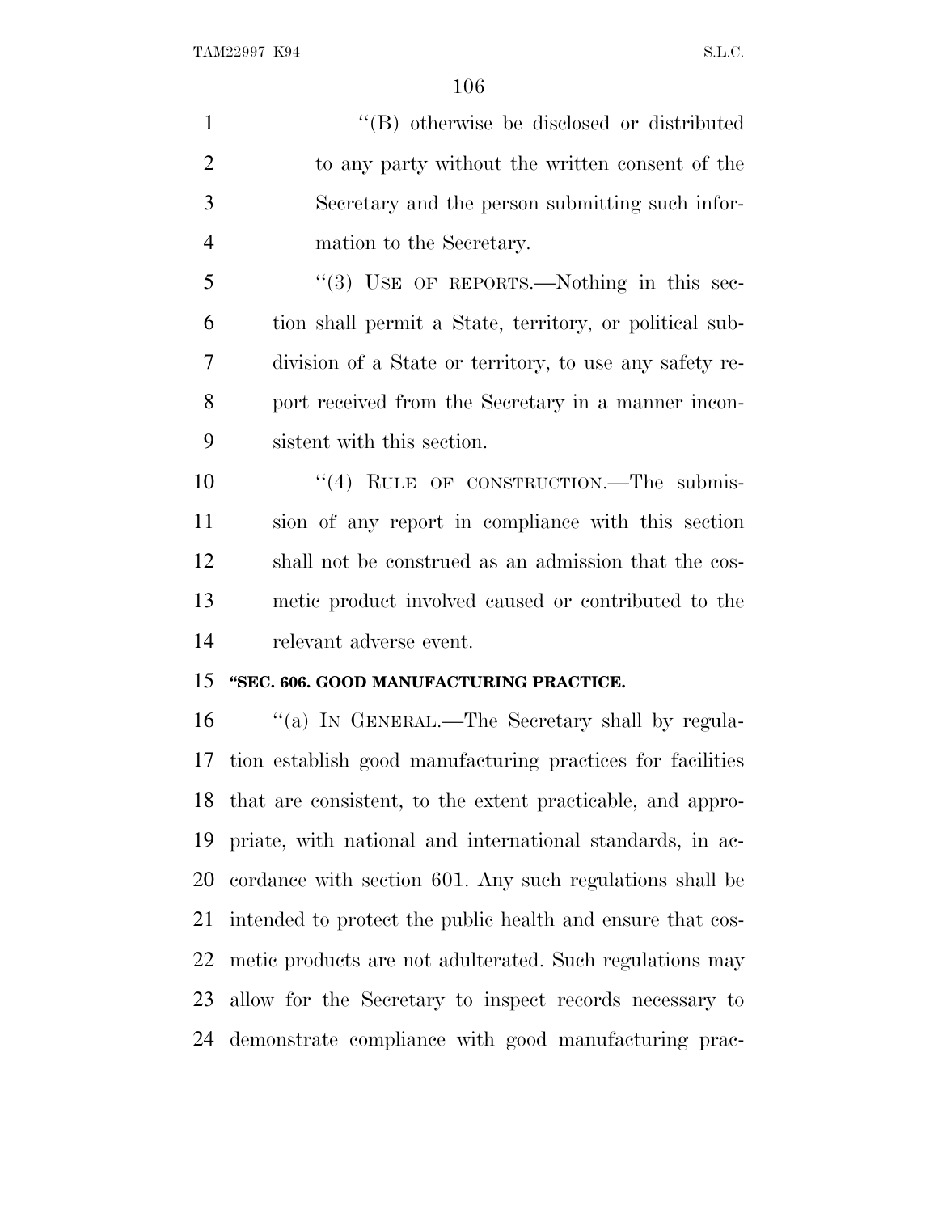''(B) otherwise be disclosed or distributed to any party without the written consent of the Secretary and the person submitting such information to the Secretary.

''(3) USE OF REPORTS.—Nothing in this section shall permit a State, territory, or political subdivision of a State or territory, to use any safety report received from the Secretary in a manner inconsistent with this section.

''(4) RULE OF CONSTRUCTION.—The submission of any report in compliance with this section shall not be construed as an admission that the cosmetic product involved caused or contributed to the relevant adverse event.

**''SEC. 606. GOOD MANUFACTURING PRACTICE.**

''(a) IN GENERAL.—The Secretary shall by regulation establish good manufacturing practices for facilities that are consistent, to the extent practicable, and appropriate, with national and international standards, in accordance with section 601. Any such regulations shall be intended to protect the public health and ensure that cosmetic products are not adulterated. Such regulations may allow for the Secretary to inspect records necessary to demonstrate compliance with good manufacturing prac-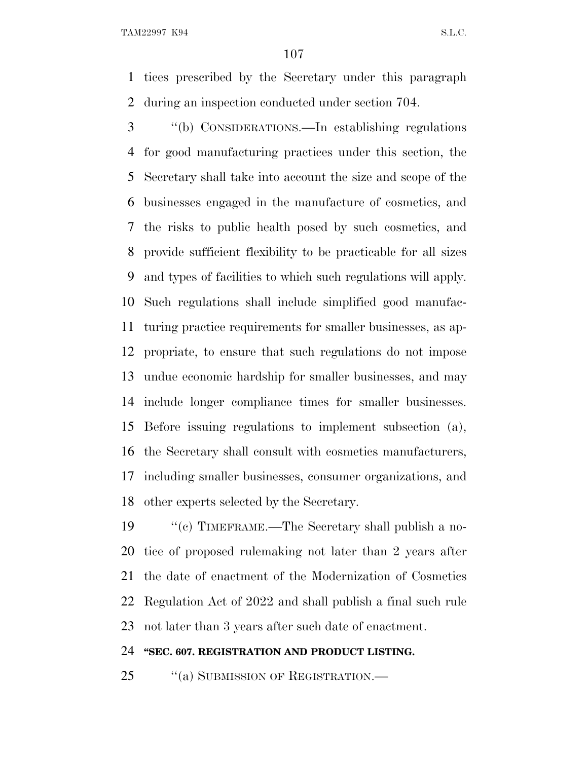tices prescribed by the Secretary under this paragraph during an inspection conducted under section 704.

"(b) CONSIDERATIONS.—In establishing regulations for good manufacturing practices under this section, the Secretary shall take into account the size and scope of the businesses engaged in the manufacture of cosmetics, and the risks to public health posed by such cosmetics, and provide sufficient flexibility to be practicable for all sizes and types of facilities to which such regulations will apply. Such regulations shall include simplified good manufacturing practice requirements for smaller businesses, as appropriate, to ensure that such regulations do not impose undue economic hardship for smaller businesses, and may include longer compliance times for smaller businesses. Before issuing regulations to implement subsection (a), the Secretary shall consult with cosmetics manufacturers, including smaller businesses, consumer organizations, and other experts selected by the Secretary.

"(c) TIMEFRAME.—The Secretary shall publish a notice of proposed rulemaking not later than 2 years after the date of enactment of the Modernization of Cosmetics Regulation Act of 2022 and shall publish a final such rule not later than 3 years after such date of enactment.

**"SEC. 607. REGISTRATION AND PRODUCT LISTING.**

"(a) SUBMISSION OF REGISTRATION.—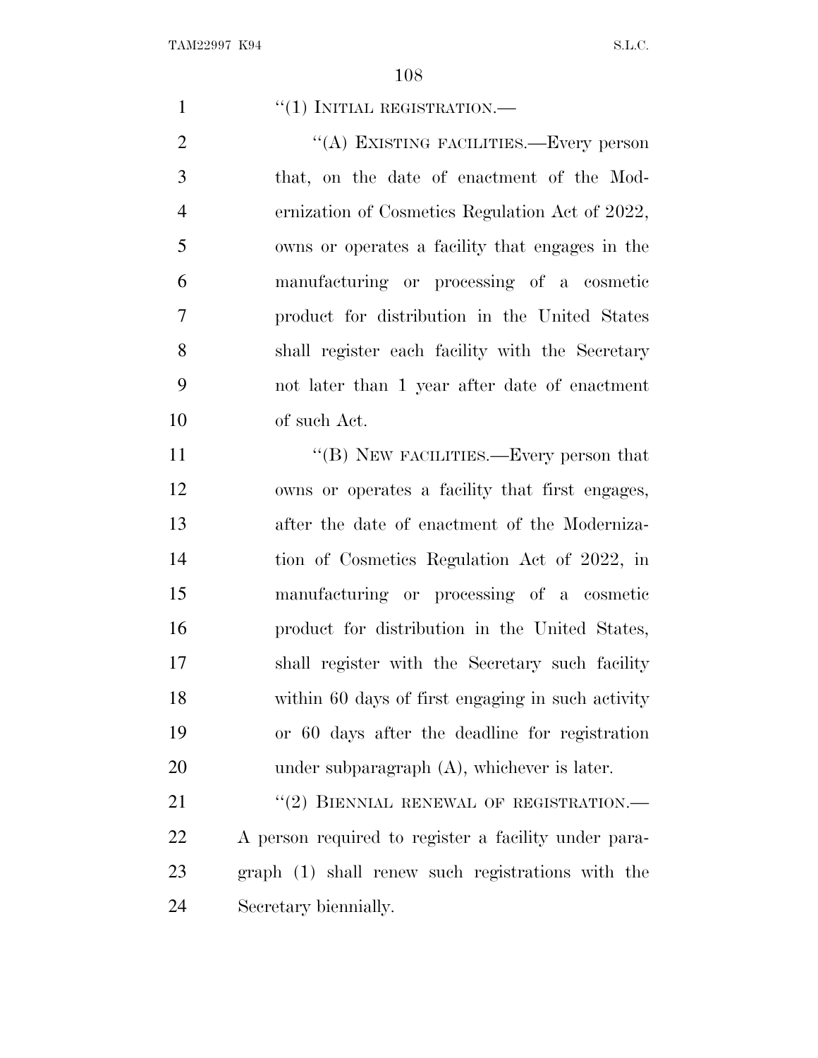"(1) INITIAL REGISTRATION.—

"(A) EXISTING FACILITIES.—Every person that, on the date of enactment of the Modernization of Cosmetics Regulation Act of 2022, owns or operates a facility that engages in the manufacturing or processing of a cosmetic product for distribution in the United States shall register each facility with the Secretary not later than 1 year after date of enactment of such Act.

"(B) NEW FACILITIES.—Every person that owns or operates a facility that first engages, after the date of enactment of the Modernization of Cosmetics Regulation Act of 2022, in manufacturing or processing of a cosmetic product for distribution in the United States, shall register with the Secretary such facility within 60 days of first engaging in such activity or 60 days after the deadline for registration under subparagraph (A), whichever is later.

"(2) BIENNIAL RENEWAL OF REGISTRATION.—A person required to register a facility under paragraph (1) shall renew such registrations with the Secretary biennially.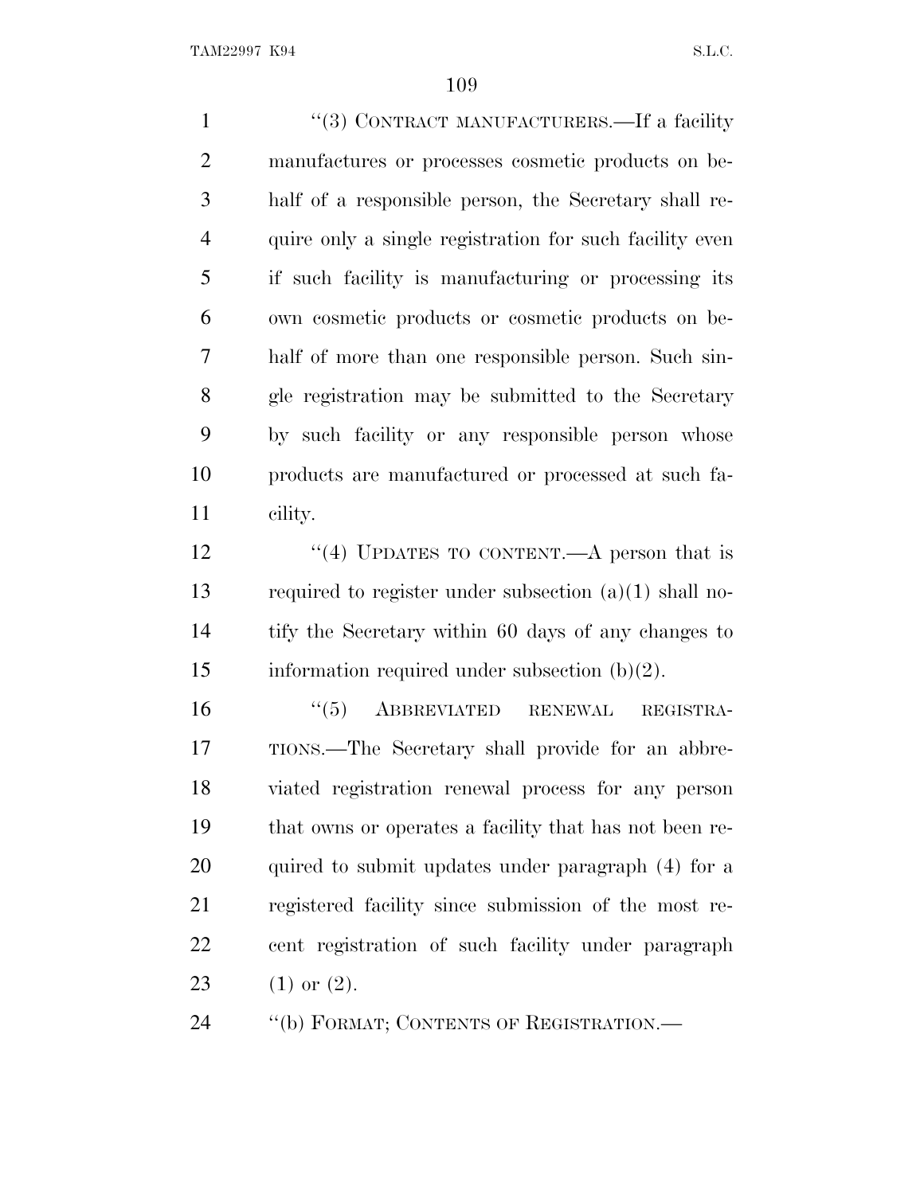"(3) CONTRACT MANUFACTURERS.—If a facility manufactures or processes cosmetic products on behalf of a responsible person, the Secretary shall require only a single registration for such facility even if such facility is manufacturing or processing its own cosmetic products or cosmetic products on behalf of more than one responsible person. Such single registration may be submitted to the Secretary by such facility or any responsible person whose products are manufactured or processed at such facility.

"(4) UPDATES TO CONTENT.—A person that is required to register under subsection (a)(1) shall notify the Secretary within 60 days of any changes to information required under subsection (b)(2).

"(5) ABBREVIATED RENEWAL REGISTRATIONS.—The Secretary shall provide for an abbreviated registration renewal process for any person that owns or operates a facility that has not been required to submit updates under paragraph (4) for a registered facility since submission of the most recent registration of such facility under paragraph (1) or (2).

"(b) FORMAT; CONTENTS OF REGISTRATION.—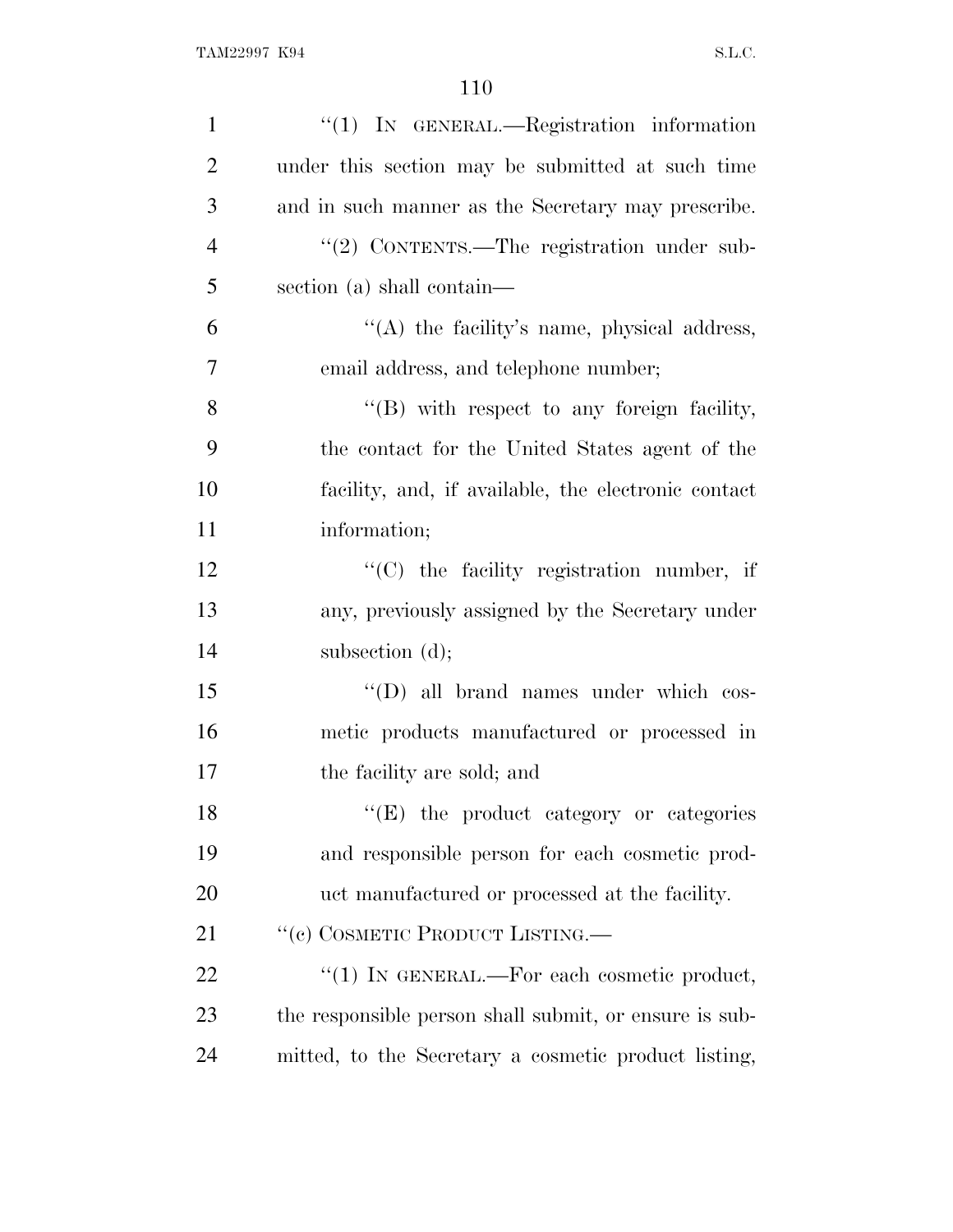"(1) IN GENERAL.—Registration information under this section may be submitted at such time and in such manner as the Secretary may prescribe.

"(2) CONTENTS.—The registration under subsection (a) shall contain—

"(A) the facility's name, physical address, email address, and telephone number;

"(B) with respect to any foreign facility, the contact for the United States agent of the facility, and, if available, the electronic contact information;

"(C) the facility registration number, if any, previously assigned by the Secretary under subsection (d);

"(D) all brand names under which cosmetic products manufactured or processed in the facility are sold; and

"(E) the product category or categories and responsible person for each cosmetic product manufactured or processed at the facility.

"(c) COSMETIC PRODUCT LISTING.—

"(1) IN GENERAL.—For each cosmetic product, the responsible person shall submit, or ensure is submitted, to the Secretary a cosmetic product listing,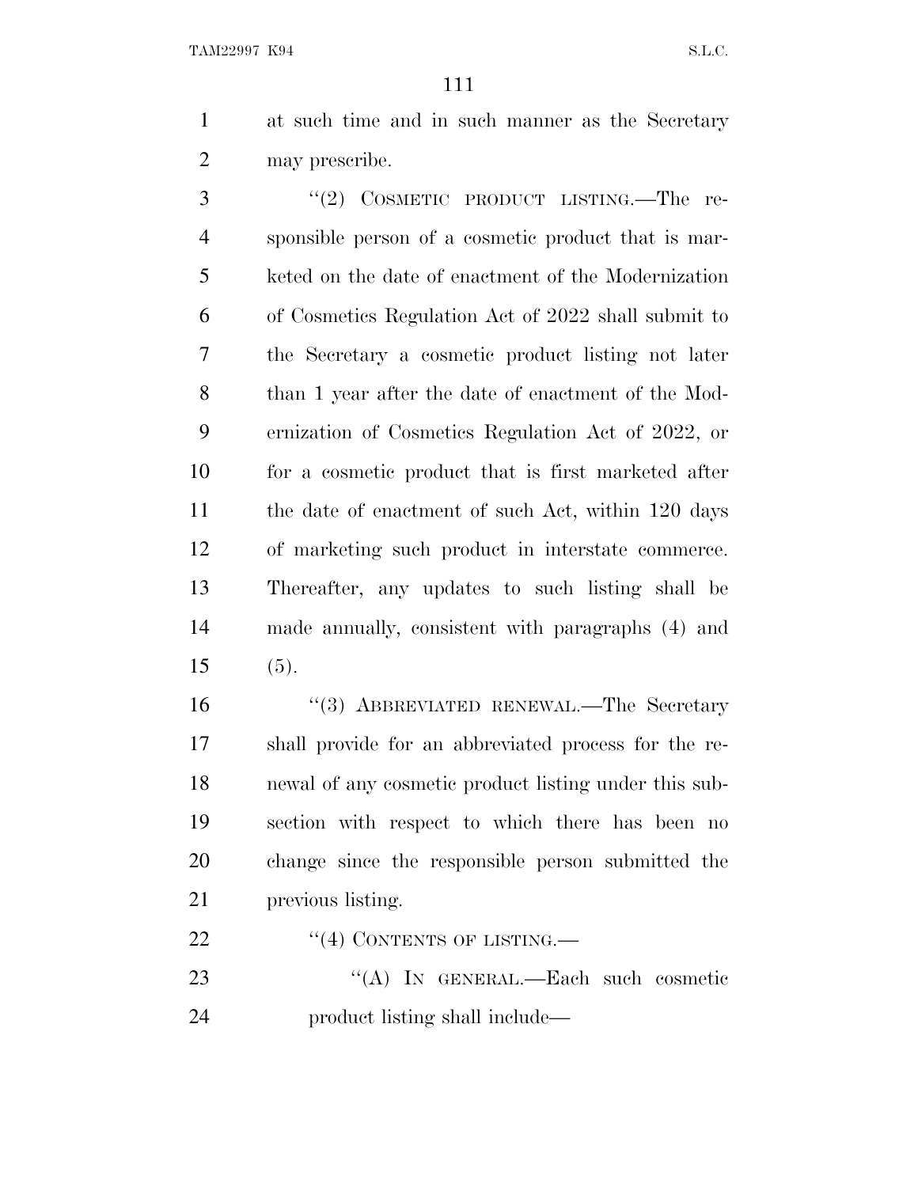at such time and in such manner as the Secretary may prescribe.

"(2) COSMETIC PRODUCT LISTING.—The responsible person of a cosmetic product that is marketed on the date of enactment of the Modernization of Cosmetics Regulation Act of 2022 shall submit to the Secretary a cosmetic product listing not later than 1 year after the date of enactment of the Modernization of Cosmetics Regulation Act of 2022, or for a cosmetic product that is first marketed after the date of enactment of such Act, within 120 days of marketing such product in interstate commerce. Thereafter, any updates to such listing shall be made annually, consistent with paragraphs (4) and (5).

"(3) ABBREVIATED RENEWAL.—The Secretary shall provide for an abbreviated process for the renewal of any cosmetic product listing under this subsection with respect to which there has been no change since the responsible person submitted the previous listing.

"(4) CONTENTS OF LISTING.—

"(A) IN GENERAL.—Each such cosmetic product listing shall include—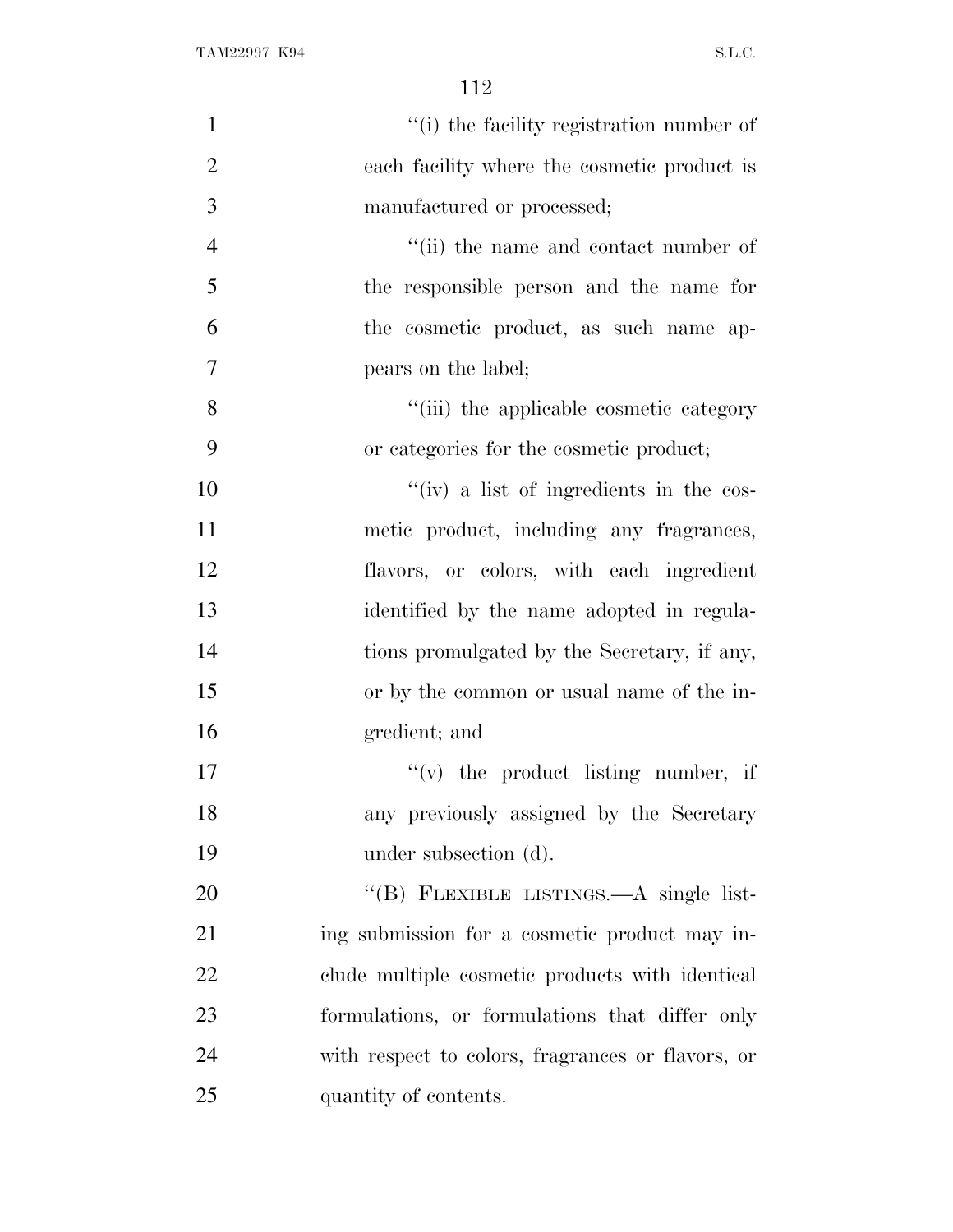''(i) the facility registration number of each facility where the cosmetic product is manufactured or processed;

''(ii) the name and contact number of the responsible person and the name for the cosmetic product, as such name appears on the label;

''(iii) the applicable cosmetic category or categories for the cosmetic product;

''(iv) a list of ingredients in the cosmetic product, including any fragrances, flavors, or colors, with each ingredient identified by the name adopted in regulations promulgated by the Secretary, if any, or by the common or usual name of the ingredient; and

''(v) the product listing number, if any previously assigned by the Secretary under subsection (d).

''(B) FLEXIBLE LISTINGS.—A single listing submission for a cosmetic product may include multiple cosmetic products with identical formulations, or formulations that differ only with respect to colors, fragrances or flavors, or quantity of contents.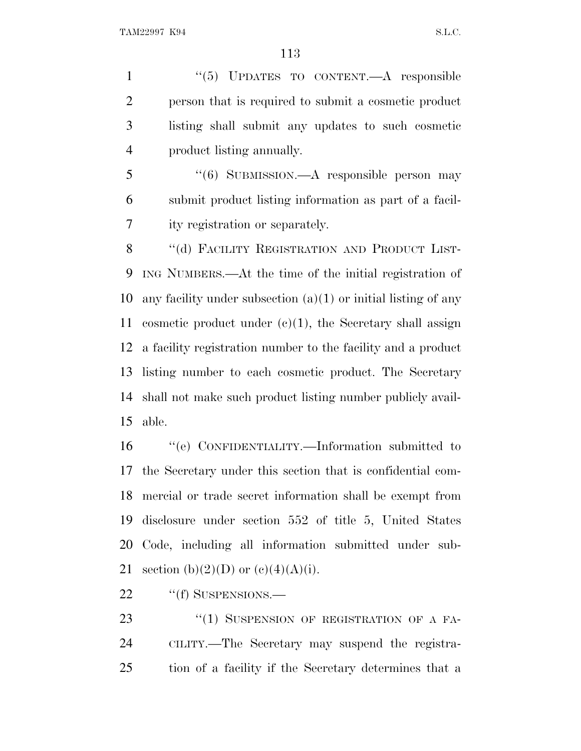"(5) UPDATES TO CONTENT.—A responsible person that is required to submit a cosmetic product listing shall submit any updates to such cosmetic product listing annually.

"(6) SUBMISSION.—A responsible person may submit product listing information as part of a facility registration or separately.

"(d) FACILITY REGISTRATION AND PRODUCT LISTING NUMBERS.—At the time of the initial registration of any facility under subsection (a)(1) or initial listing of any cosmetic product under (c)(1), the Secretary shall assign a facility registration number to the facility and a product listing number to each cosmetic product. The Secretary shall not make such product listing number publicly available.

"(e) CONFIDENTIALITY.—Information submitted to the Secretary under this section that is confidential commercial or trade secret information shall be exempt from disclosure under section 552 of title 5, United States Code, including all information submitted under subsection (b)(2)(D) or (c)(4)(A)(i).

"(f) SUSPENSIONS.—

"(1) SUSPENSION OF REGISTRATION OF A FACILITY.—The Secretary may suspend the registration of a facility if the Secretary determines that a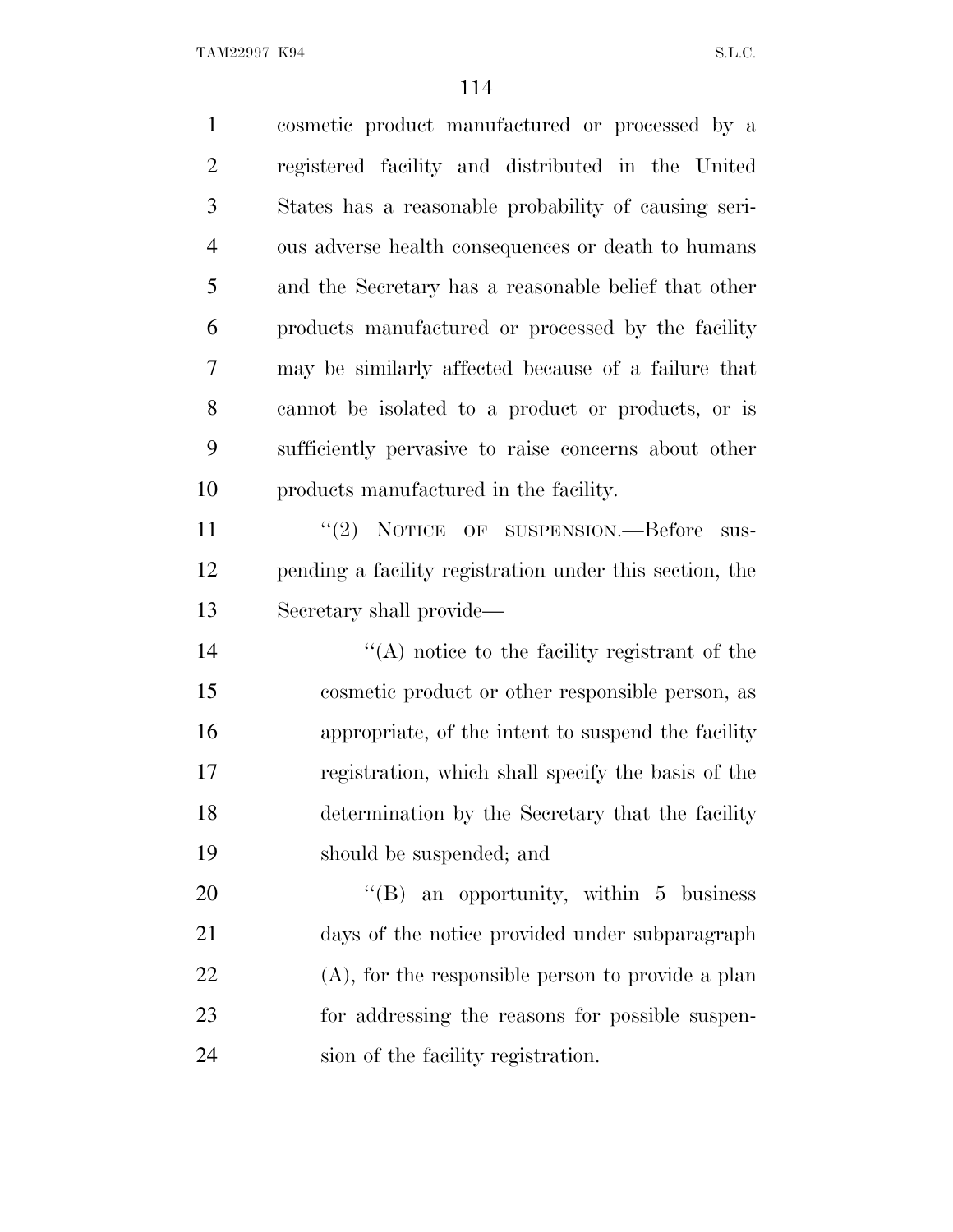cosmetic product manufactured or processed by a registered facility and distributed in the United States has a reasonable probability of causing serious adverse health consequences or death to humans and the Secretary has a reasonable belief that other products manufactured or processed by the facility may be similarly affected because of a failure that cannot be isolated to a product or products, or is sufficiently pervasive to raise concerns about other products manufactured in the facility.

"(2) NOTICE OF SUSPENSION.—Before suspending a facility registration under this section, the Secretary shall provide—

"(A) notice to the facility registrant of the cosmetic product or other responsible person, as appropriate, of the intent to suspend the facility registration, which shall specify the basis of the determination by the Secretary that the facility should be suspended; and

"(B) an opportunity, within 5 business days of the notice provided under subparagraph (A), for the responsible person to provide a plan for addressing the reasons for possible suspension of the facility registration.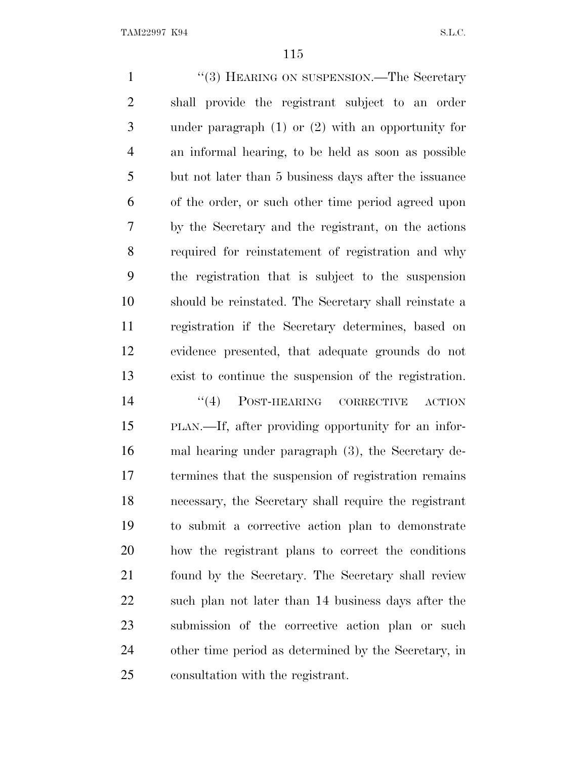"(3) HEARING ON SUSPENSION.—The Secretary shall provide the registrant subject to an order under paragraph (1) or (2) with an opportunity for an informal hearing, to be held as soon as possible but not later than 5 business days after the issuance of the order, or such other time period agreed upon by the Secretary and the registrant, on the actions required for reinstatement of registration and why the registration that is subject to the suspension should be reinstated. The Secretary shall reinstate a registration if the Secretary determines, based on evidence presented, that adequate grounds do not exist to continue the suspension of the registration.

"(4) POST-HEARING CORRECTIVE ACTION PLAN.—If, after providing opportunity for an informal hearing under paragraph (3), the Secretary determines that the suspension of registration remains necessary, the Secretary shall require the registrant to submit a corrective action plan to demonstrate how the registrant plans to correct the conditions found by the Secretary. The Secretary shall review such plan not later than 14 business days after the submission of the corrective action plan or such other time period as determined by the Secretary, in consultation with the registrant.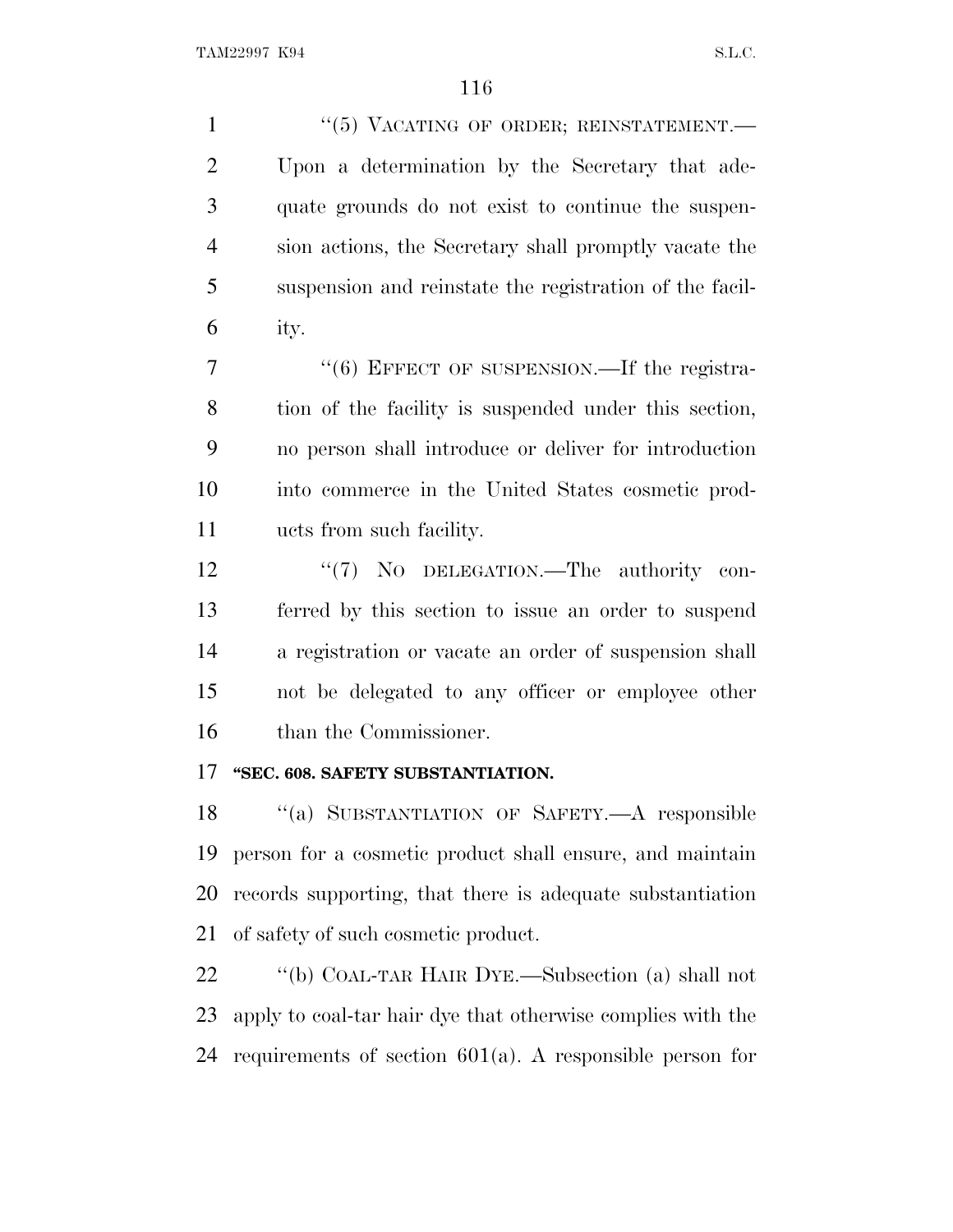"(5) VACATING OF ORDER; REINSTATEMENT.—Upon a determination by the Secretary that adequate grounds do not exist to continue the suspension actions, the Secretary shall promptly vacate the suspension and reinstate the registration of the facility.

"(6) EFFECT OF SUSPENSION.—If the registration of the facility is suspended under this section, no person shall introduce or deliver for introduction into commerce in the United States cosmetic products from such facility.

"(7) NO DELEGATION.—The authority conferred by this section to issue an order to suspend a registration or vacate an order of suspension shall not be delegated to any officer or employee other than the Commissioner.

**"SEC. 608. SAFETY SUBSTANTIATION.**

"(a) SUBSTANTIATION OF SAFETY.—A responsible person for a cosmetic product shall ensure, and maintain records supporting, that there is adequate substantiation of safety of such cosmetic product.

"(b) COAL-TAR HAIR DYE.—Subsection (a) shall not apply to coal-tar hair dye that otherwise complies with the requirements of section 601(a). A responsible person for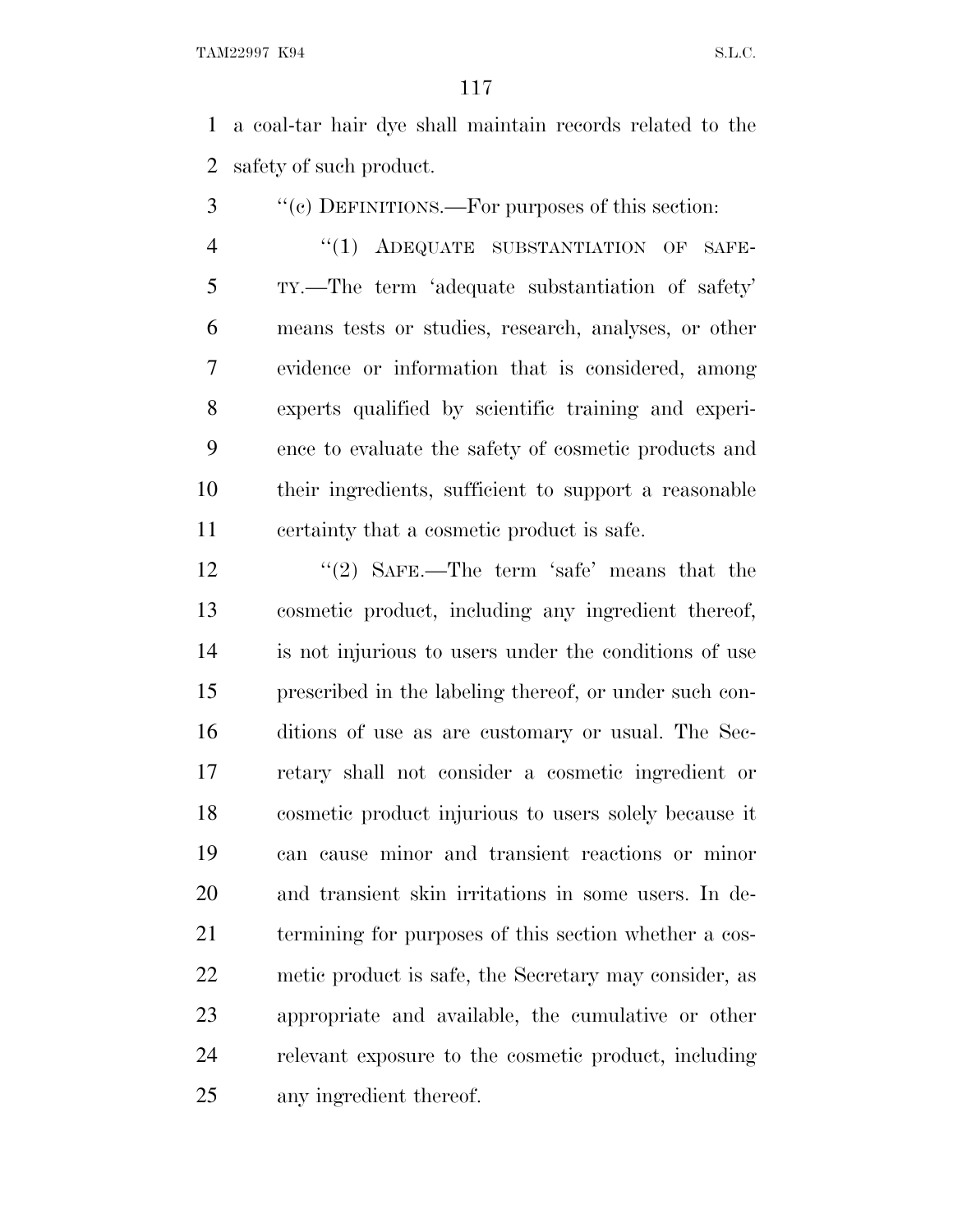a coal-tar hair dye shall maintain records related to the safety of such product.

''(c) DEFINITIONS.—For purposes of this section:

''(1) ADEQUATE SUBSTANTIATION OF SAFETY.—The term 'adequate substantiation of safety' means tests or studies, research, analyses, or other evidence or information that is considered, among experts qualified by scientific training and experience to evaluate the safety of cosmetic products and their ingredients, sufficient to support a reasonable certainty that a cosmetic product is safe.

''(2) SAFE.—The term 'safe' means that the cosmetic product, including any ingredient thereof, is not injurious to users under the conditions of use prescribed in the labeling thereof, or under such conditions of use as are customary or usual. The Secretary shall not consider a cosmetic ingredient or cosmetic product injurious to users solely because it can cause minor and transient reactions or minor and transient skin irritations in some users. In determining for purposes of this section whether a cosmetic product is safe, the Secretary may consider, as appropriate and available, the cumulative or other relevant exposure to the cosmetic product, including any ingredient thereof.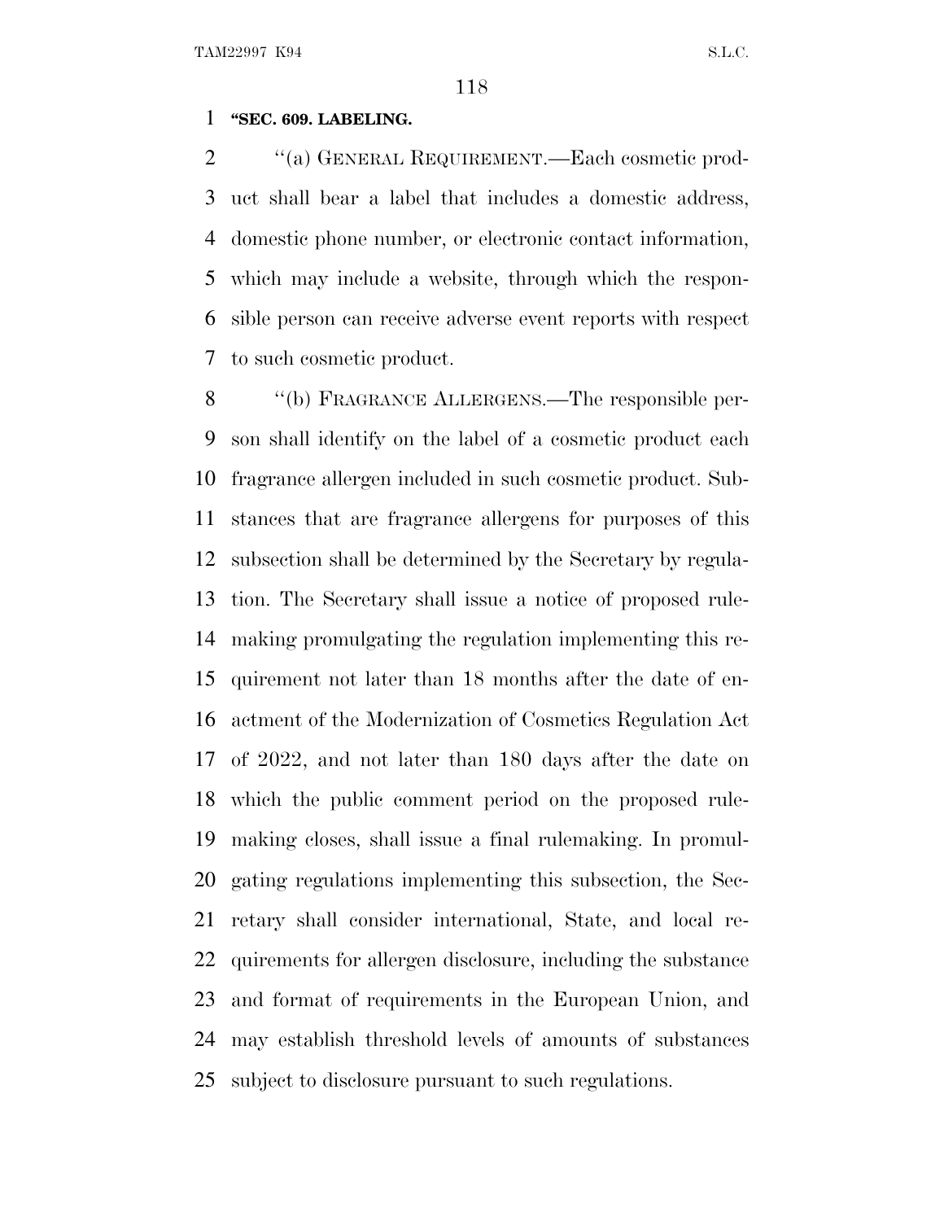**"SEC. 609. LABELING.**

"(a) GENERAL REQUIREMENT.—Each cosmetic product shall bear a label that includes a domestic address, domestic phone number, or electronic contact information, which may include a website, through which the responsible person can receive adverse event reports with respect to such cosmetic product.

"(b) FRAGRANCE ALLERGENS.—The responsible person shall identify on the label of a cosmetic product each fragrance allergen included in such cosmetic product. Substances that are fragrance allergens for purposes of this subsection shall be determined by the Secretary by regulation. The Secretary shall issue a notice of proposed rulemaking promulgating the regulation implementing this requirement not later than 18 months after the date of enactment of the Modernization of Cosmetics Regulation Act of 2022, and not later than 180 days after the date on which the public comment period on the proposed rulemaking closes, shall issue a final rulemaking. In promulgating regulations implementing this subsection, the Secretary shall consider international, State, and local requirements for allergen disclosure, including the substance and format of requirements in the European Union, and may establish threshold levels of amounts of substances subject to disclosure pursuant to such regulations.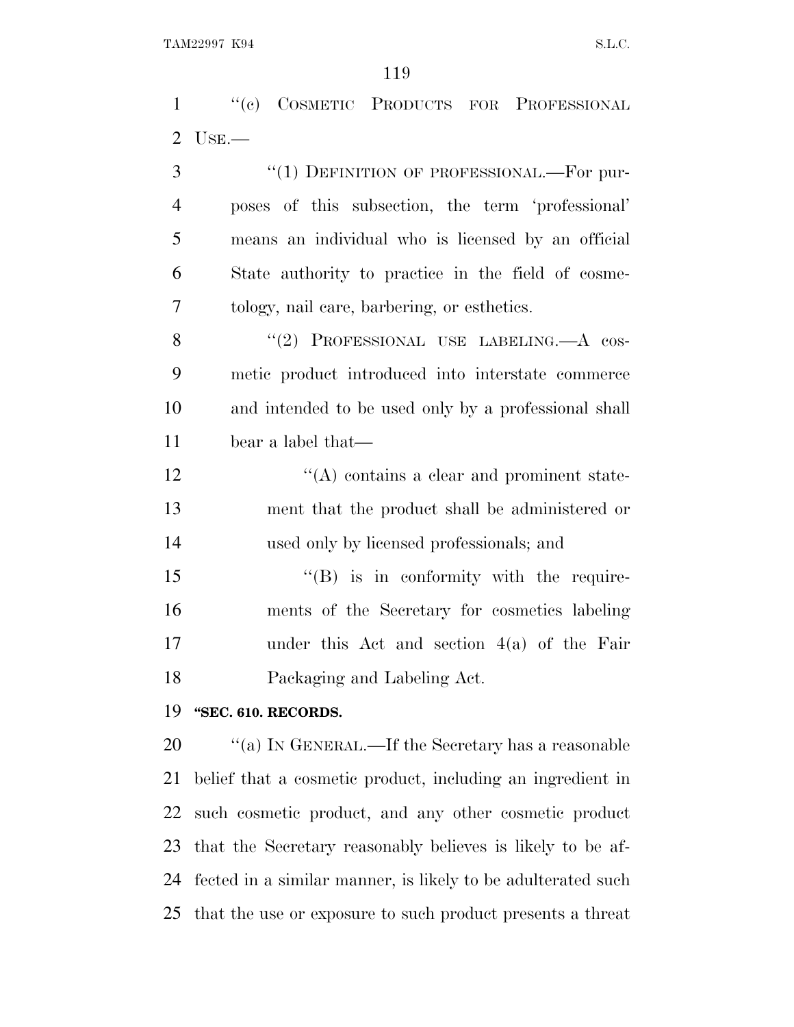"(c) COSMETIC PRODUCTS FOR PROFESSIONAL USE.—

"(1) DEFINITION OF PROFESSIONAL.—For purposes of this subsection, the term 'professional' means an individual who is licensed by an official State authority to practice in the field of cosmetology, nail care, barbering, or esthetics.

"(2) PROFESSIONAL USE LABELING.—A cosmetic product introduced into interstate commerce and intended to be used only by a professional shall bear a label that—

"(A) contains a clear and prominent statement that the product shall be administered or used only by licensed professionals; and

"(B) is in conformity with the requirements of the Secretary for cosmetics labeling under this Act and section 4(a) of the Fair Packaging and Labeling Act.

**"SEC. 610. RECORDS.**

"(a) IN GENERAL.—If the Secretary has a reasonable belief that a cosmetic product, including an ingredient in such cosmetic product, and any other cosmetic product that the Secretary reasonably believes is likely to be affected in a similar manner, is likely to be adulterated such that the use or exposure to such product presents a threat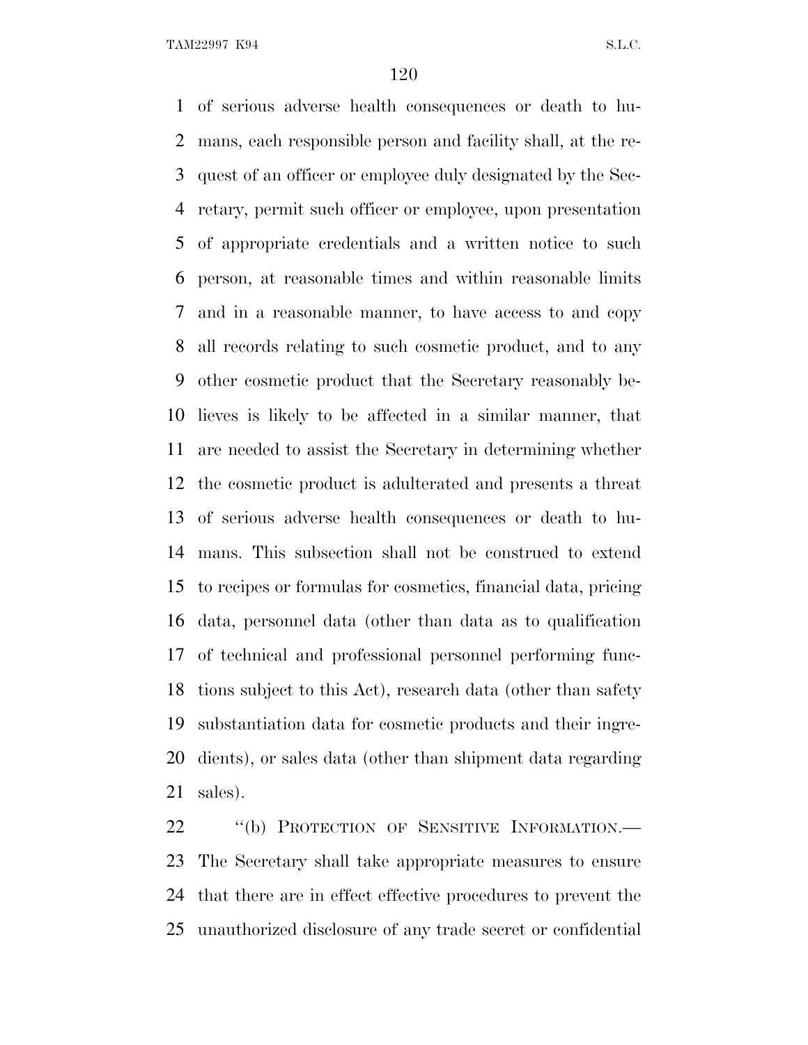of serious adverse health consequences or death to humans, each responsible person and facility shall, at the request of an officer or employee duly designated by the Secretary, permit such officer or employee, upon presentation of appropriate credentials and a written notice to such person, at reasonable times and within reasonable limits and in a reasonable manner, to have access to and copy all records relating to such cosmetic product, and to any other cosmetic product that the Secretary reasonably believes is likely to be affected in a similar manner, that are needed to assist the Secretary in determining whether the cosmetic product is adulterated and presents a threat of serious adverse health consequences or death to humans. This subsection shall not be construed to extend to recipes or formulas for cosmetics, financial data, pricing data, personnel data (other than data as to qualification of technical and professional personnel performing functions subject to this Act), research data (other than safety substantiation data for cosmetic products and their ingredients), or sales data (other than shipment data regarding sales).

"(b) PROTECTION OF SENSITIVE INFORMATION.—The Secretary shall take appropriate measures to ensure that there are in effect effective procedures to prevent the unauthorized disclosure of any trade secret or confidential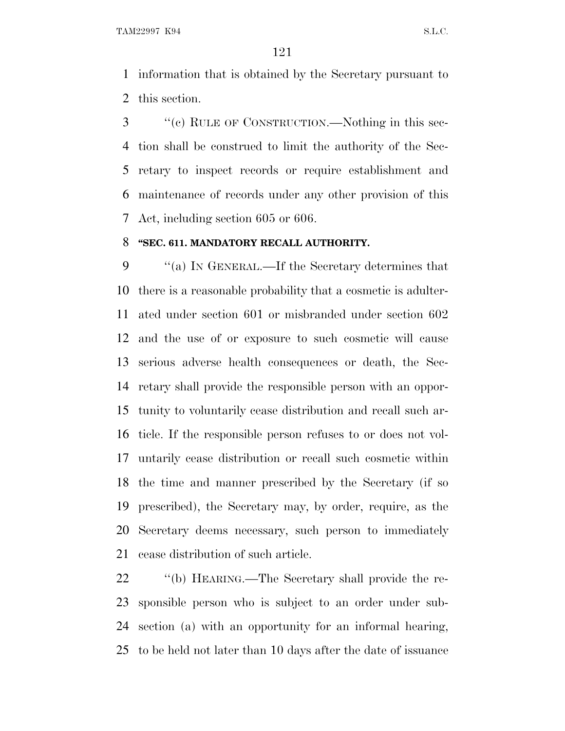information that is obtained by the Secretary pursuant to this section.

''(c) RULE OF CONSTRUCTION.—Nothing in this section shall be construed to limit the authority of the Secretary to inspect records or require establishment and maintenance of records under any other provision of this Act, including section 605 or 606.

**''SEC. 611. MANDATORY RECALL AUTHORITY.**

''(a) IN GENERAL.—If the Secretary determines that there is a reasonable probability that a cosmetic is adulterated under section 601 or misbranded under section 602 and the use of or exposure to such cosmetic will cause serious adverse health consequences or death, the Secretary shall provide the responsible person with an opportunity to voluntarily cease distribution and recall such article. If the responsible person refuses to or does not voluntarily cease distribution or recall such cosmetic within the time and manner prescribed by the Secretary (if so prescribed), the Secretary may, by order, require, as the Secretary deems necessary, such person to immediately cease distribution of such article.

''(b) HEARING.—The Secretary shall provide the responsible person who is subject to an order under subsection (a) with an opportunity for an informal hearing, to be held not later than 10 days after the date of issuance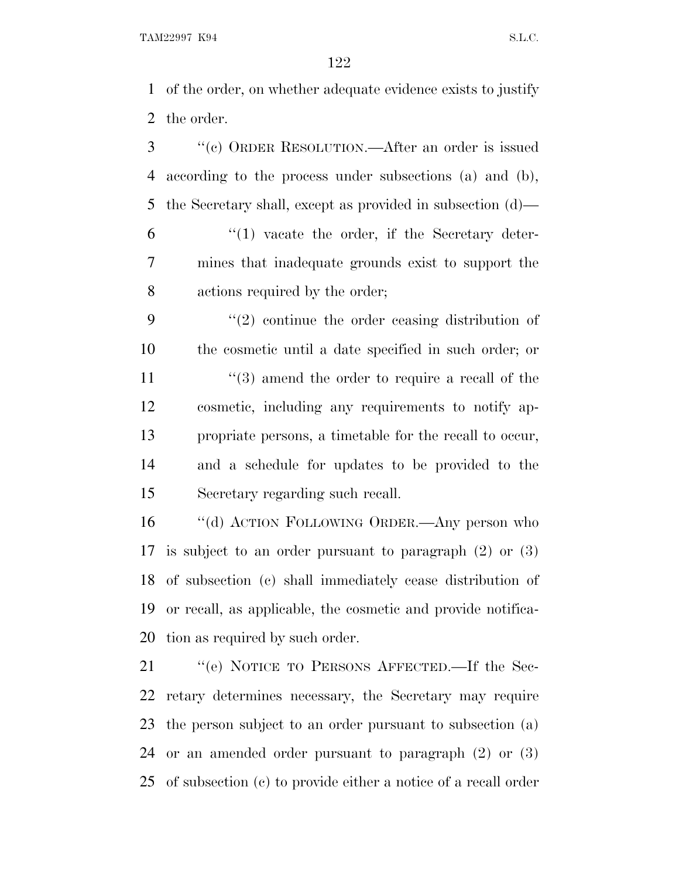of the order, on whether adequate evidence exists to justify the order.

"(c) ORDER RESOLUTION.—After an order is issued according to the process under subsections (a) and (b), the Secretary shall, except as provided in subsection (d)—

"(1) vacate the order, if the Secretary determines that inadequate grounds exist to support the actions required by the order;

"(2) continue the order ceasing distribution of the cosmetic until a date specified in such order; or

"(3) amend the order to require a recall of the cosmetic, including any requirements to notify appropriate persons, a timetable for the recall to occur, and a schedule for updates to be provided to the Secretary regarding such recall.

"(d) ACTION FOLLOWING ORDER.—Any person who is subject to an order pursuant to paragraph (2) or (3) of subsection (c) shall immediately cease distribution of or recall, as applicable, the cosmetic and provide notification as required by such order.

"(e) NOTICE TO PERSONS AFFECTED.—If the Secretary determines necessary, the Secretary may require the person subject to an order pursuant to subsection (a) or an amended order pursuant to paragraph (2) or (3) of subsection (c) to provide either a notice of a recall order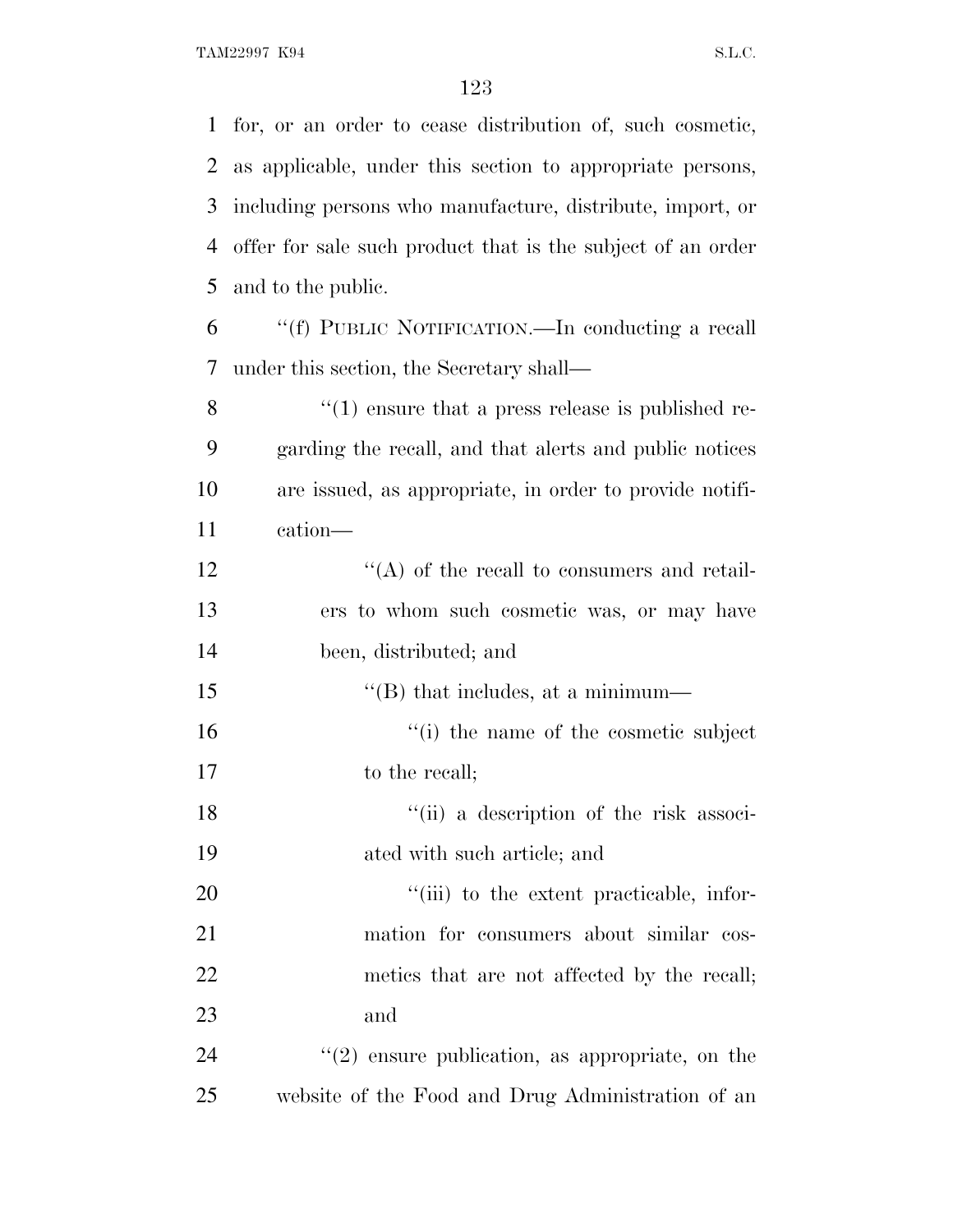for, or an order to cease distribution of, such cosmetic, as applicable, under this section to appropriate persons, including persons who manufacture, distribute, import, or offer for sale such product that is the subject of an order and to the public.

''(f) PUBLIC NOTIFICATION.—In conducting a recall under this section, the Secretary shall—

''(1) ensure that a press release is published regarding the recall, and that alerts and public notices are issued, as appropriate, in order to provide notification—

''(A) of the recall to consumers and retailers to whom such cosmetic was, or may have been, distributed; and

''(B) that includes, at a minimum—

''(i) the name of the cosmetic subject to the recall;

''(ii) a description of the risk associated with such article; and

''(iii) to the extent practicable, information for consumers about similar cosmetics that are not affected by the recall; and

''(2) ensure publication, as appropriate, on the website of the Food and Drug Administration of an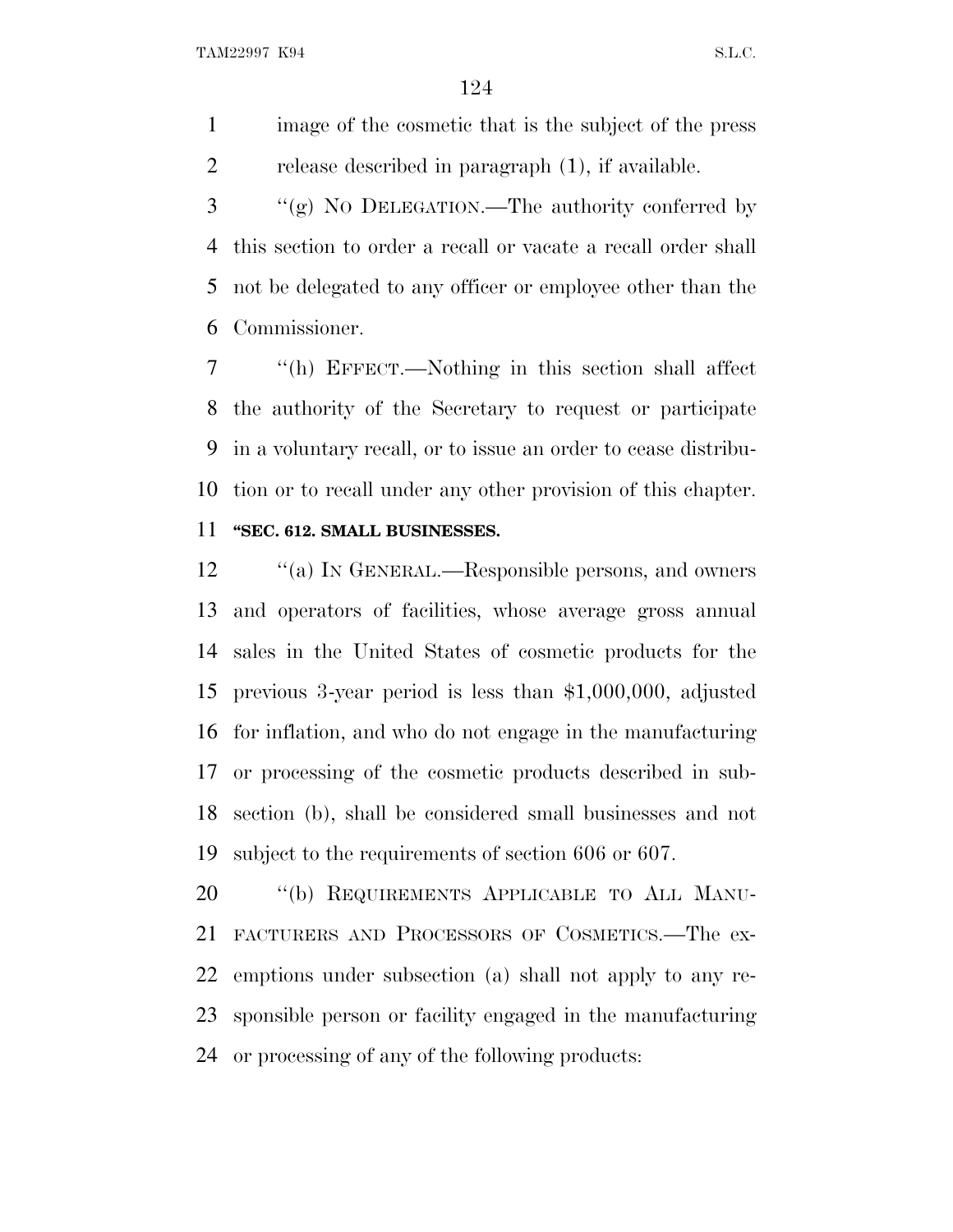image of the cosmetic that is the subject of the press release described in paragraph (1), if available.

''(g) NO DELEGATION.—The authority conferred by this section to order a recall or vacate a recall order shall not be delegated to any officer or employee other than the Commissioner.

''(h) EFFECT.—Nothing in this section shall affect the authority of the Secretary to request or participate in a voluntary recall, or to issue an order to cease distribution or to recall under any other provision of this chapter.

**''SEC. 612. SMALL BUSINESSES.**

''(a) IN GENERAL.—Responsible persons, and owners and operators of facilities, whose average gross annual sales in the United States of cosmetic products for the previous 3-year period is less than $1,000,000, adjusted for inflation, and who do not engage in the manufacturing or processing of the cosmetic products described in subsection (b), shall be considered small businesses and not subject to the requirements of section 606 or 607.

''(b) REQUIREMENTS APPLICABLE TO ALL MANUFACTURERS AND PROCESSORS OF COSMETICS.—The exemptions under subsection (a) shall not apply to any responsible person or facility engaged in the manufacturing or processing of any of the following products: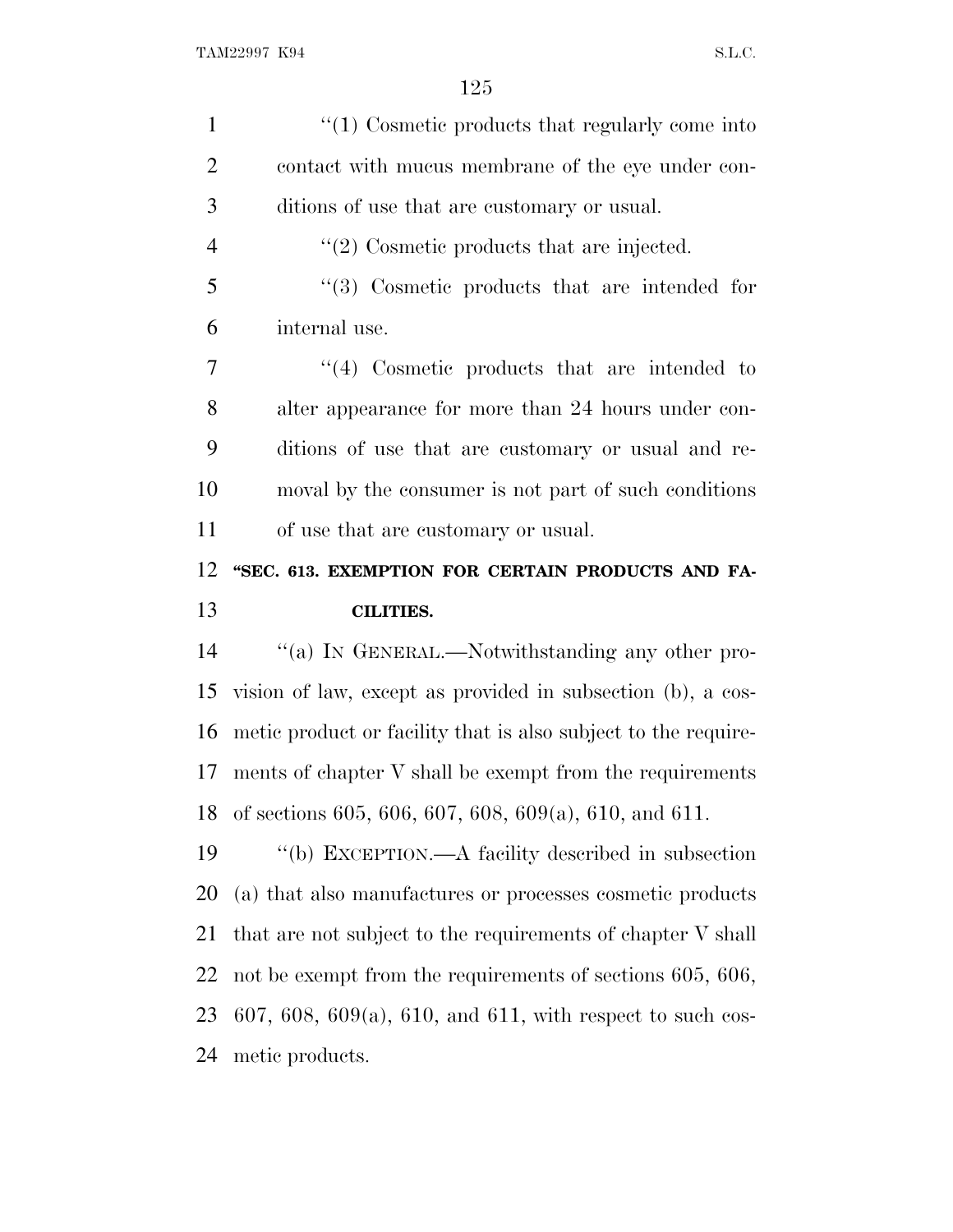"(1) Cosmetic products that regularly come into contact with mucus membrane of the eye under conditions of use that are customary or usual.

"(2) Cosmetic products that are injected.

"(3) Cosmetic products that are intended for internal use.

"(4) Cosmetic products that are intended to alter appearance for more than 24 hours under conditions of use that are customary or usual and removal by the consumer is not part of such conditions of use that are customary or usual.

**"SEC. 613. EXEMPTION FOR CERTAIN PRODUCTS AND FACILITIES.**

"(a) IN GENERAL.—Notwithstanding any other provision of law, except as provided in subsection (b), a cosmetic product or facility that is also subject to the requirements of chapter V shall be exempt from the requirements of sections 605, 606, 607, 608, 609(a), 610, and 611.

"(b) EXCEPTION.—A facility described in subsection (a) that also manufactures or processes cosmetic products that are not subject to the requirements of chapter V shall not be exempt from the requirements of sections 605, 606, 607, 608, 609(a), 610, and 611, with respect to such cosmetic products.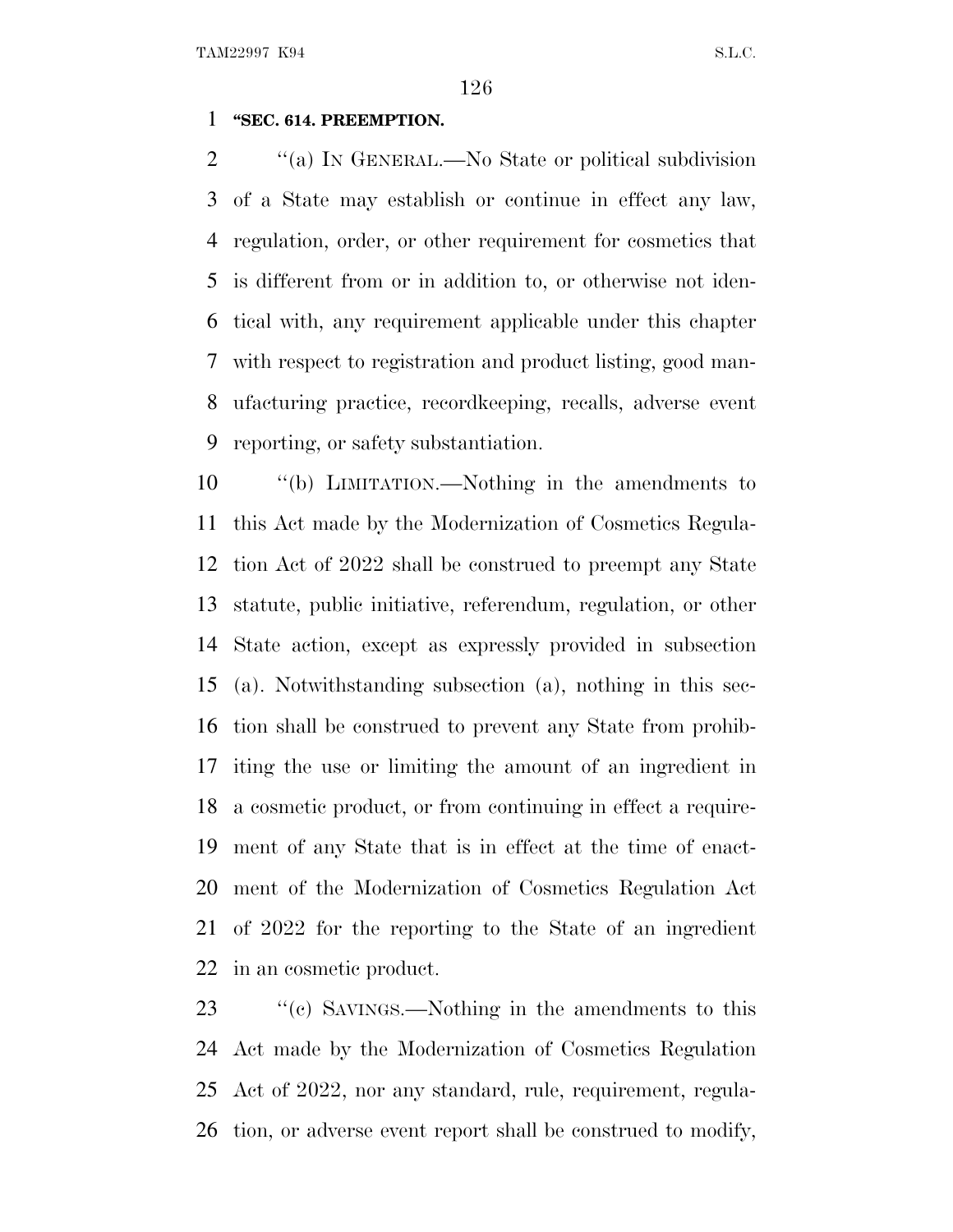**"SEC. 614. PREEMPTION.**

"(a) IN GENERAL.—No State or political subdivision of a State may establish or continue in effect any law, regulation, order, or other requirement for cosmetics that is different from or in addition to, or otherwise not identical with, any requirement applicable under this chapter with respect to registration and product listing, good manufacturing practice, recordkeeping, recalls, adverse event reporting, or safety substantiation.

"(b) LIMITATION.—Nothing in the amendments to this Act made by the Modernization of Cosmetics Regulation Act of 2022 shall be construed to preempt any State statute, public initiative, referendum, regulation, or other State action, except as expressly provided in subsection (a). Notwithstanding subsection (a), nothing in this section shall be construed to prevent any State from prohibiting the use or limiting the amount of an ingredient in a cosmetic product, or from continuing in effect a requirement of any State that is in effect at the time of enactment of the Modernization of Cosmetics Regulation Act of 2022 for the reporting to the State of an ingredient in an cosmetic product.

"(c) SAVINGS.—Nothing in the amendments to this Act made by the Modernization of Cosmetics Regulation Act of 2022, nor any standard, rule, requirement, regulation, or adverse event report shall be construed to modify,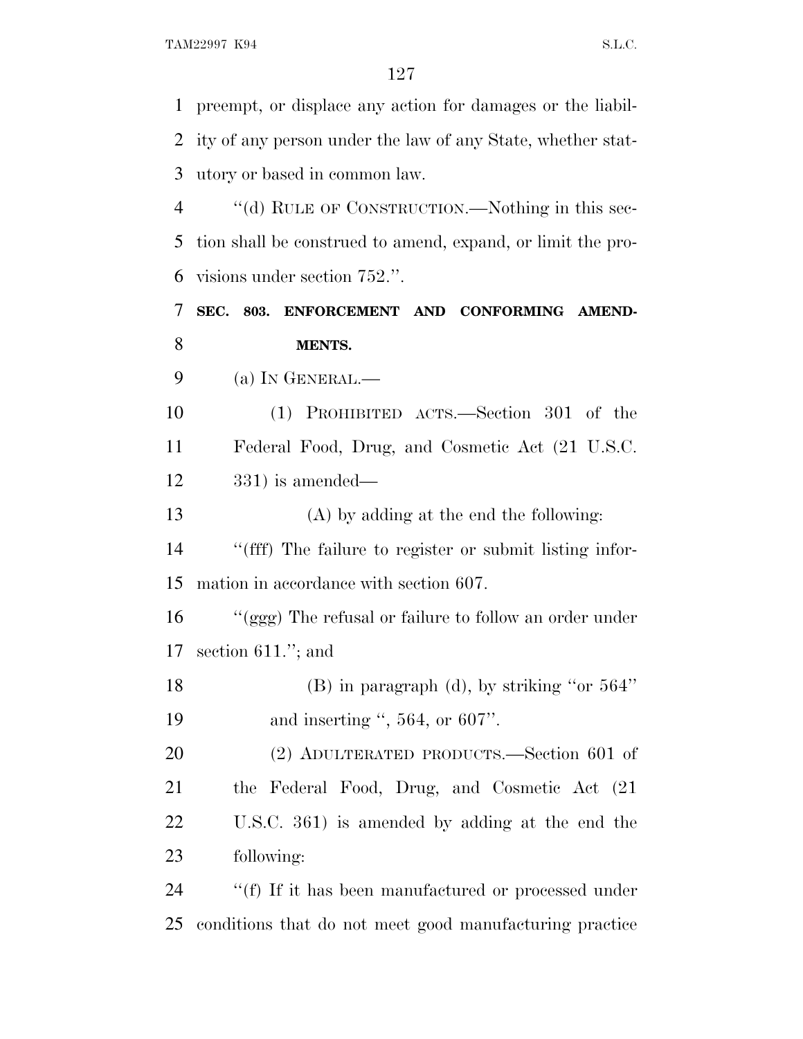preempt, or displace any action for damages or the liability of any person under the law of any State, whether statutory or based in common law.

"(d) RULE OF CONSTRUCTION.—Nothing in this section shall be construed to amend, expand, or limit the provisions under section 752.".

### SEC. 803. ENFORCEMENT AND CONFORMING AMENDMENTS.

(a) IN GENERAL.—

(1) PROHIBITED ACTS.—Section 301 of the Federal Food, Drug, and Cosmetic Act (21 U.S.C. 331) is amended—

(A) by adding at the end the following:

"(fff) The failure to register or submit listing information in accordance with section 607.

"(ggg) The refusal or failure to follow an order under section 611."; and

(B) in paragraph (d), by striking "or 564" and inserting ", 564, or 607".

(2) ADULTERATED PRODUCTS.—Section 601 of the Federal Food, Drug, and Cosmetic Act (21 U.S.C. 361) is amended by adding at the end the following:

"(f) If it has been manufactured or processed under conditions that do not meet good manufacturing practice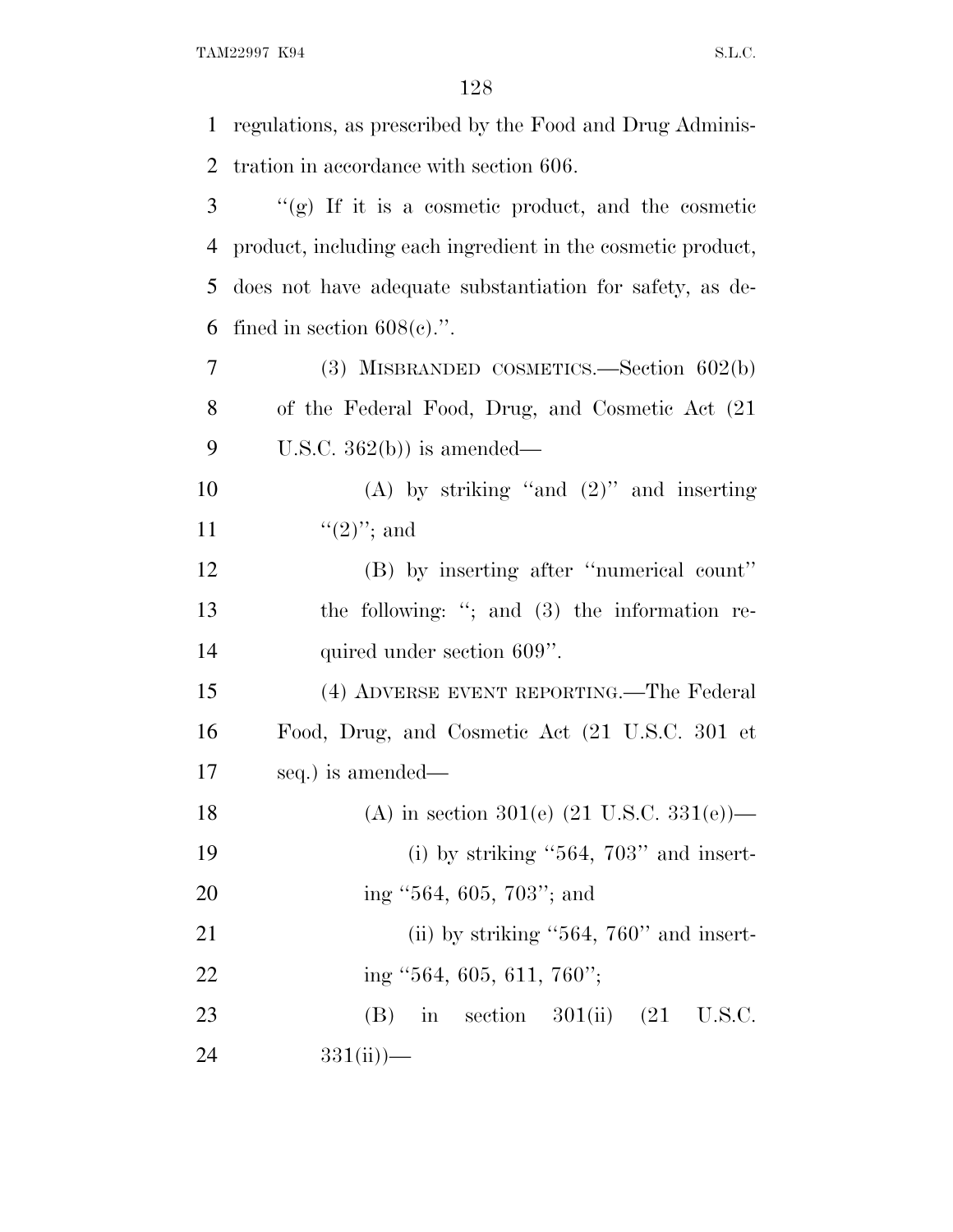regulations, as prescribed by the Food and Drug Administration in accordance with section 606.

''(g) If it is a cosmetic product, and the cosmetic product, including each ingredient in the cosmetic product, does not have adequate substantiation for safety, as defined in section 608(c).''.

(3) MISBRANDED COSMETICS.—Section 602(b) of the Federal Food, Drug, and Cosmetic Act (21 U.S.C. 362(b)) is amended—

(A) by striking ''and (2)'' and inserting ''(2)''; and

(B) by inserting after ''numerical count'' the following: ''; and (3) the information required under section 609''.

(4) ADVERSE EVENT REPORTING.—The Federal Food, Drug, and Cosmetic Act (21 U.S.C. 301 et seq.) is amended—

(A) in section 301(e) (21 U.S.C. 331(e))—

(i) by striking ''564, 703'' and inserting ''564, 605, 703''; and

(ii) by striking ''564, 760'' and inserting ''564, 605, 611, 760'';

(B) in section 301(ii) (21 U.S.C. 331(ii))—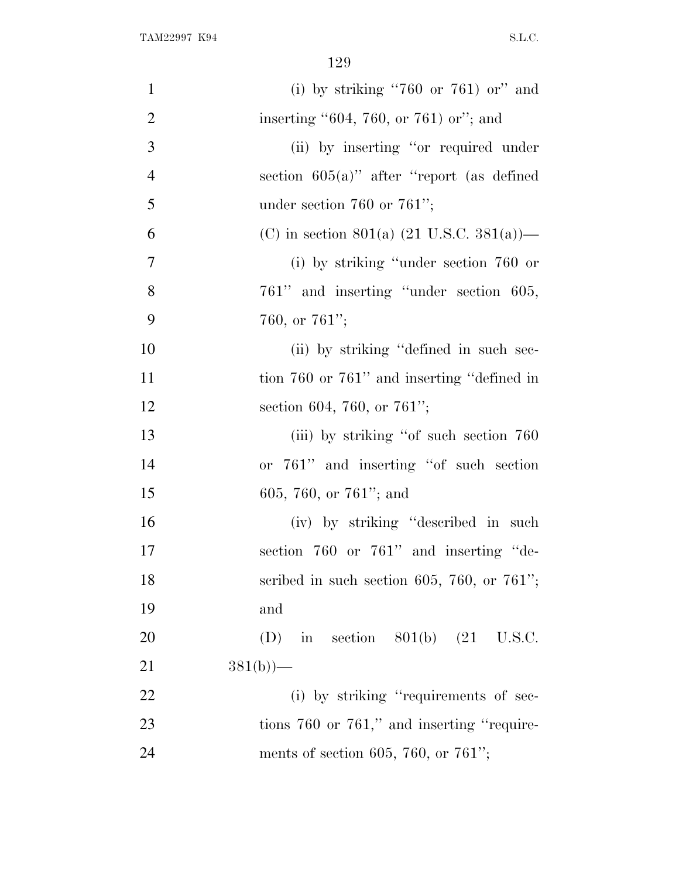(i) by striking "760 or 761) or" and inserting "604, 760, or 761) or"; and

(ii) by inserting "or required under section 605(a)" after "report (as defined under section 760 or 761";

(C) in section 801(a) (21 U.S.C. 381(a))—

(i) by striking "under section 760 or 761" and inserting "under section 605, 760, or 761";

(ii) by striking "defined in such section 760 or 761" and inserting "defined in section 604, 760, or 761";

(iii) by striking "of such section 760 or 761" and inserting "of such section 605, 760, or 761"; and

(iv) by striking "described in such section 760 or 761" and inserting "described in such section 605, 760, or 761"; and

(D) in section 801(b) (21 U.S.C. 381(b))—

(i) by striking "requirements of sections 760 or 761," and inserting "requirements of section 605, 760, or 761";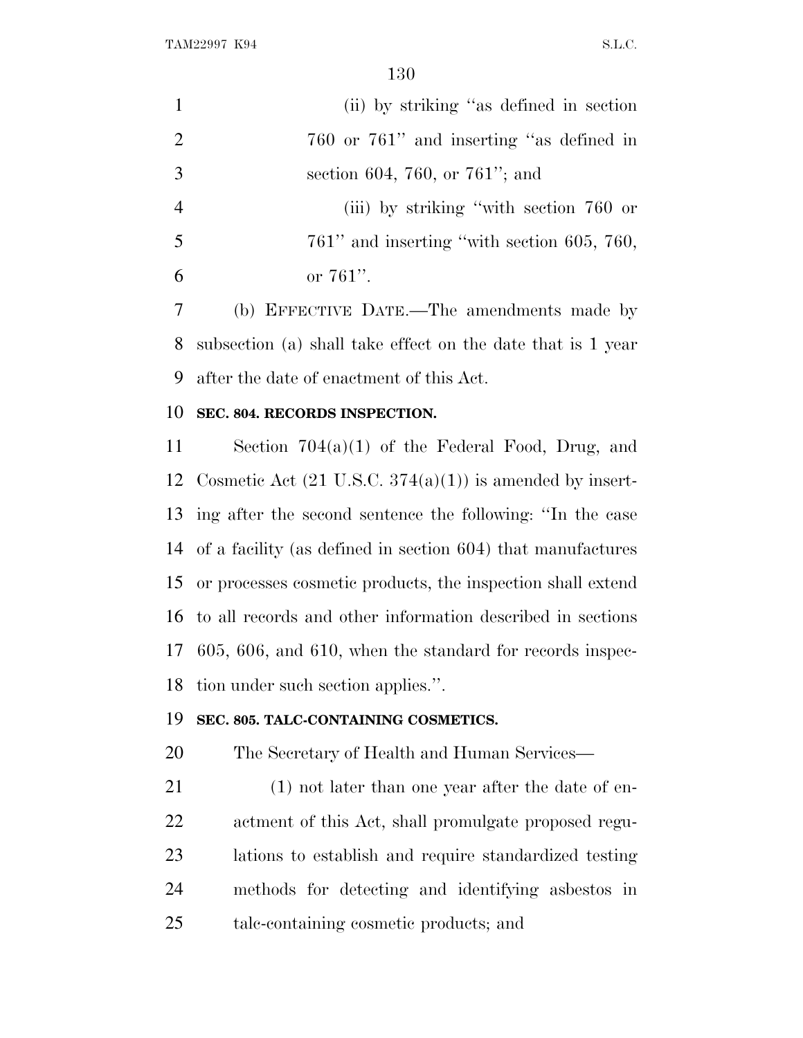(ii) by striking "as defined in section 760 or 761" and inserting "as defined in section 604, 760, or 761"; and

(iii) by striking "with section 760 or 761" and inserting "with section 605, 760, or 761".

(b) EFFECTIVE DATE.—The amendments made by subsection (a) shall take effect on the date that is 1 year after the date of enactment of this Act.

**SEC. 804. RECORDS INSPECTION.**

Section 704(a)(1) of the Federal Food, Drug, and Cosmetic Act (21 U.S.C. 374(a)(1)) is amended by inserting after the second sentence the following: "In the case of a facility (as defined in section 604) that manufactures or processes cosmetic products, the inspection shall extend to all records and other information described in sections 605, 606, and 610, when the standard for records inspection under such section applies.".

**SEC. 805. TALC-CONTAINING COSMETICS.**

The Secretary of Health and Human Services—

(1) not later than one year after the date of enactment of this Act, shall promulgate proposed regulations to establish and require standardized testing methods for detecting and identifying asbestos in talc-containing cosmetic products; and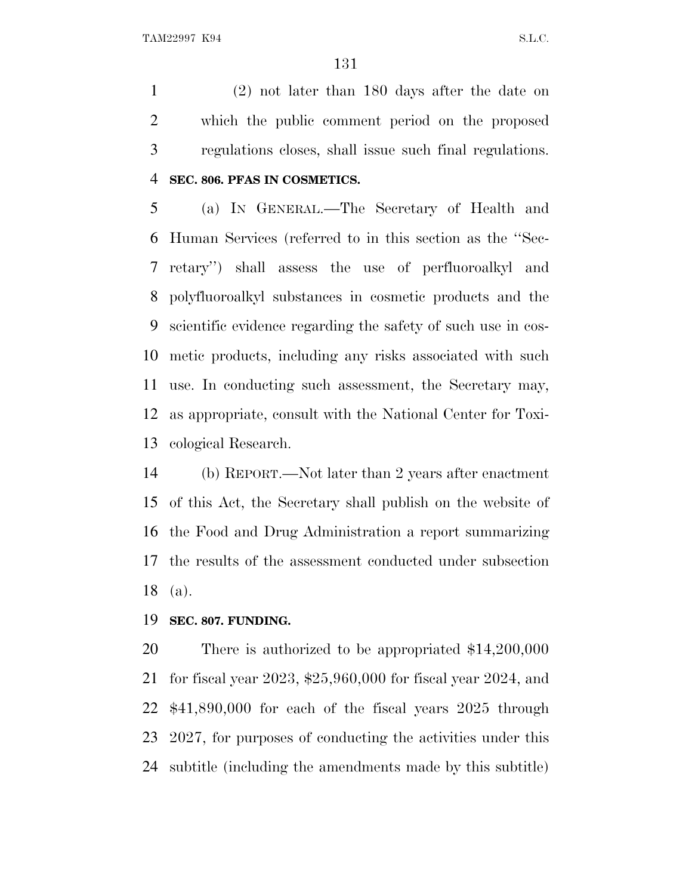(2) not later than 180 days after the date on which the public comment period on the proposed regulations closes, shall issue such final regulations.

**SEC. 806. PFAS IN COSMETICS.**

(a) IN GENERAL.—The Secretary of Health and Human Services (referred to in this section as the "Secretary") shall assess the use of perfluoroalkyl and polyfluoroalkyl substances in cosmetic products and the scientific evidence regarding the safety of such use in cosmetic products, including any risks associated with such use. In conducting such assessment, the Secretary may, as appropriate, consult with the National Center for Toxicological Research.

(b) REPORT.—Not later than 2 years after enactment of this Act, the Secretary shall publish on the website of the Food and Drug Administration a report summarizing the results of the assessment conducted under subsection (a).

**SEC. 807. FUNDING.**

There is authorized to be appropriated $14,200,000 for fiscal year 2023, $25,960,000 for fiscal year 2024, and $41,890,000 for each of the fiscal years 2025 through 2027, for purposes of conducting the activities under this subtitle (including the amendments made by this subtitle)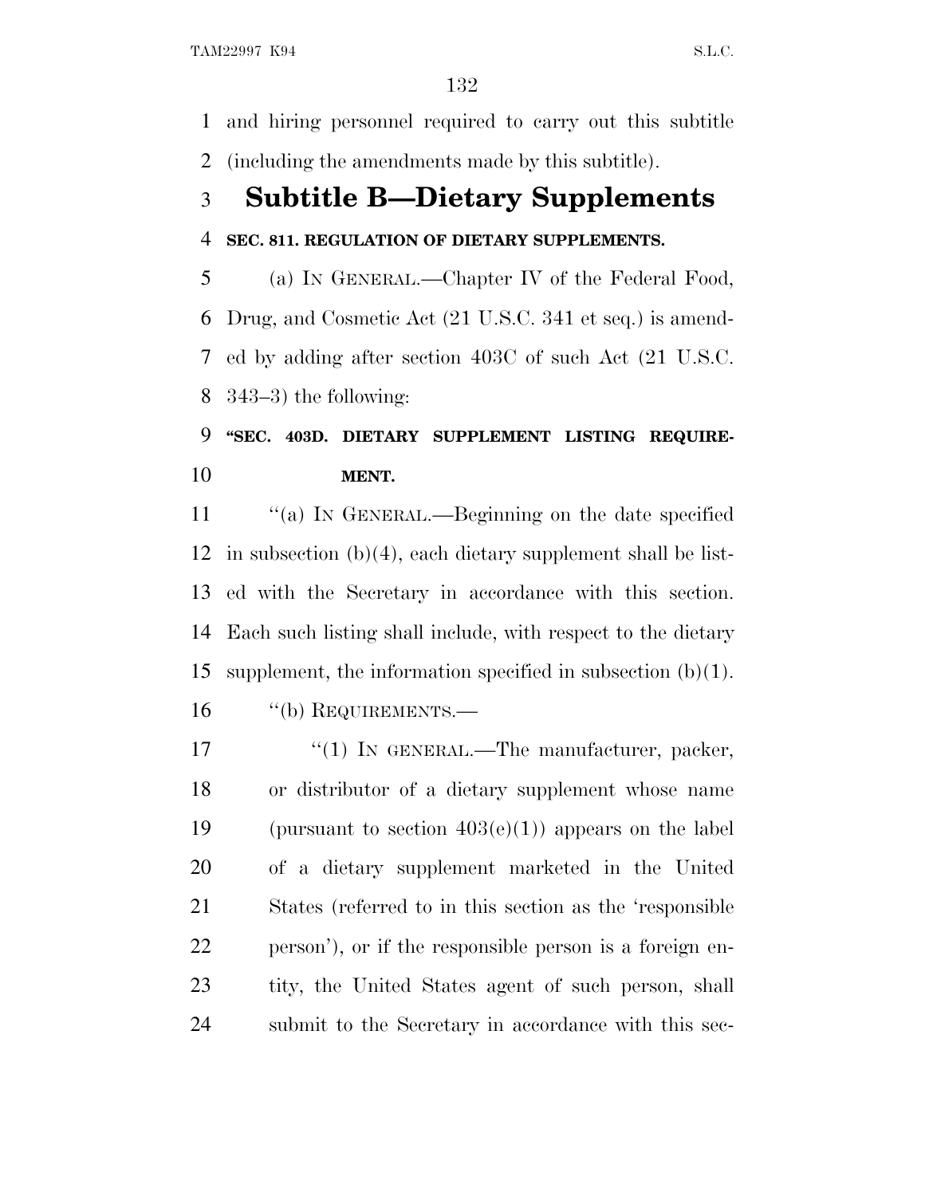and hiring personnel required to carry out this subtitle (including the amendments made by this subtitle).

## Subtitle B—Dietary Supplements

### SEC. 811. REGULATION OF DIETARY SUPPLEMENTS.

(a) IN GENERAL.—Chapter IV of the Federal Food, Drug, and Cosmetic Act (21 U.S.C. 341 et seq.) is amended by adding after section 403C of such Act (21 U.S.C. 343–3) the following:

### "SEC. 403D. DIETARY SUPPLEMENT LISTING REQUIREMENT.

"(a) IN GENERAL.—Beginning on the date specified in subsection (b)(4), each dietary supplement shall be listed with the Secretary in accordance with this section. Each such listing shall include, with respect to the dietary supplement, the information specified in subsection (b)(1).

"(b) REQUIREMENTS.—

"(1) IN GENERAL.—The manufacturer, packer, or distributor of a dietary supplement whose name (pursuant to section 403(e)(1)) appears on the label of a dietary supplement marketed in the United States (referred to in this section as the 'responsible person'), or if the responsible person is a foreign entity, the United States agent of such person, shall submit to the Secretary in accordance with this sec-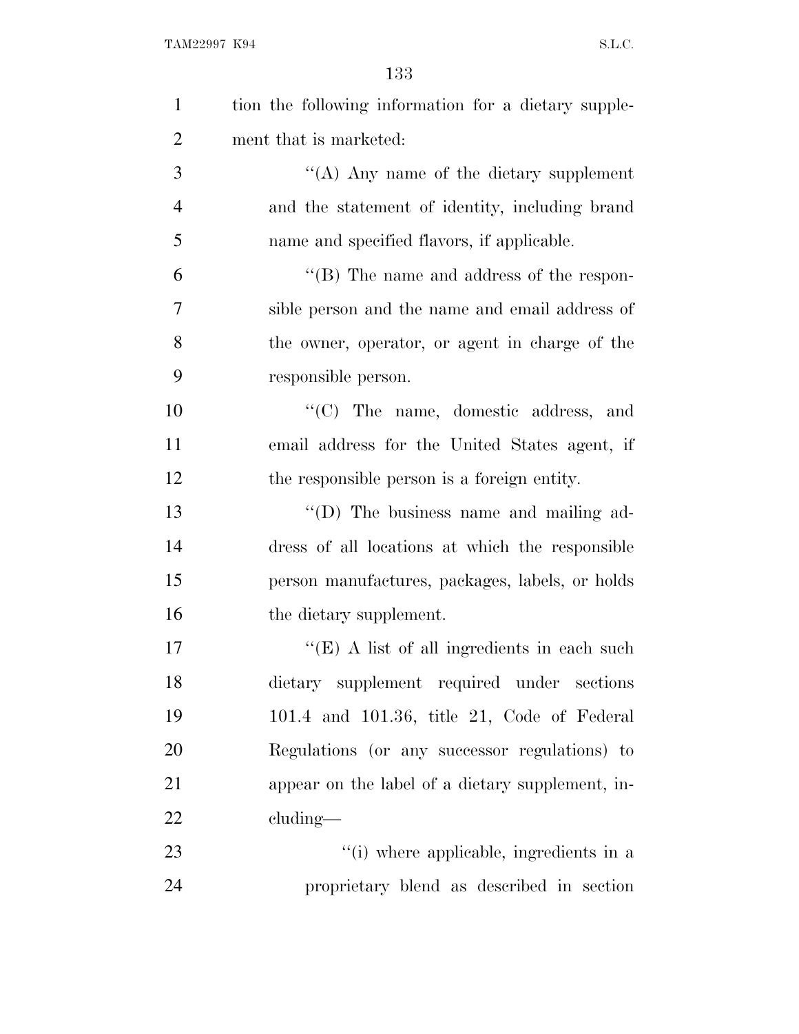tion the following information for a dietary supplement that is marketed:

''(A) Any name of the dietary supplement and the statement of identity, including brand name and specified flavors, if applicable.

''(B) The name and address of the responsible person and the name and email address of the owner, operator, or agent in charge of the responsible person.

''(C) The name, domestic address, and email address for the United States agent, if the responsible person is a foreign entity.

''(D) The business name and mailing address of all locations at which the responsible person manufactures, packages, labels, or holds the dietary supplement.

''(E) A list of all ingredients in each such dietary supplement required under sections 101.4 and 101.36, title 21, Code of Federal Regulations (or any successor regulations) to appear on the label of a dietary supplement, including—

''(i) where applicable, ingredients in a proprietary blend as described in section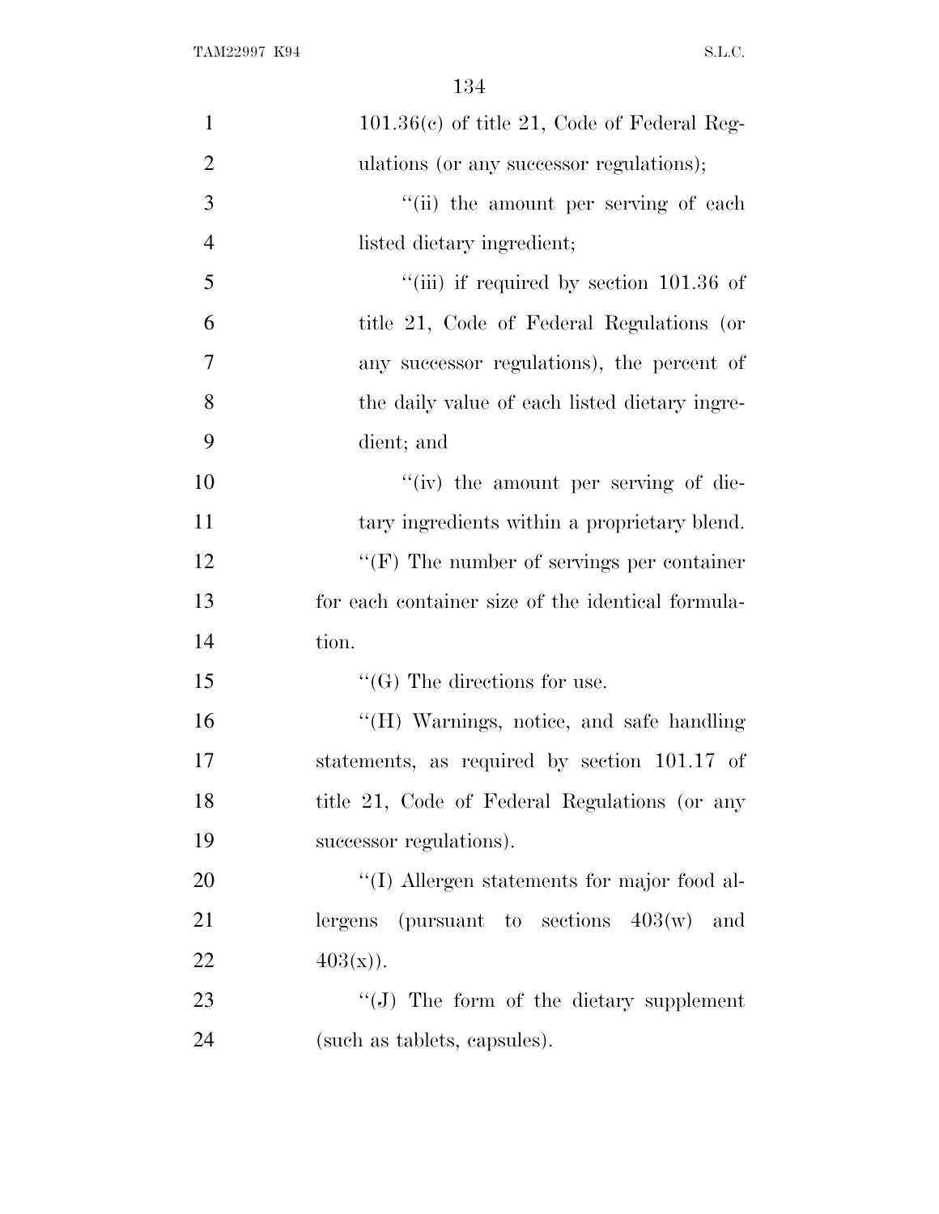101.36(c) of title 21, Code of Federal Regulations (or any successor regulations);

''(ii) the amount per serving of each listed dietary ingredient;

''(iii) if required by section 101.36 of title 21, Code of Federal Regulations (or any successor regulations), the percent of the daily value of each listed dietary ingredient; and

''(iv) the amount per serving of dietary ingredients within a proprietary blend.

''(F) The number of servings per container for each container size of the identical formulation.

''(G) The directions for use.

''(H) Warnings, notice, and safe handling statements, as required by section 101.17 of title 21, Code of Federal Regulations (or any successor regulations).

''(I) Allergen statements for major food allergens (pursuant to sections 403(w) and 403(x)).

''(J) The form of the dietary supplement (such as tablets, capsules).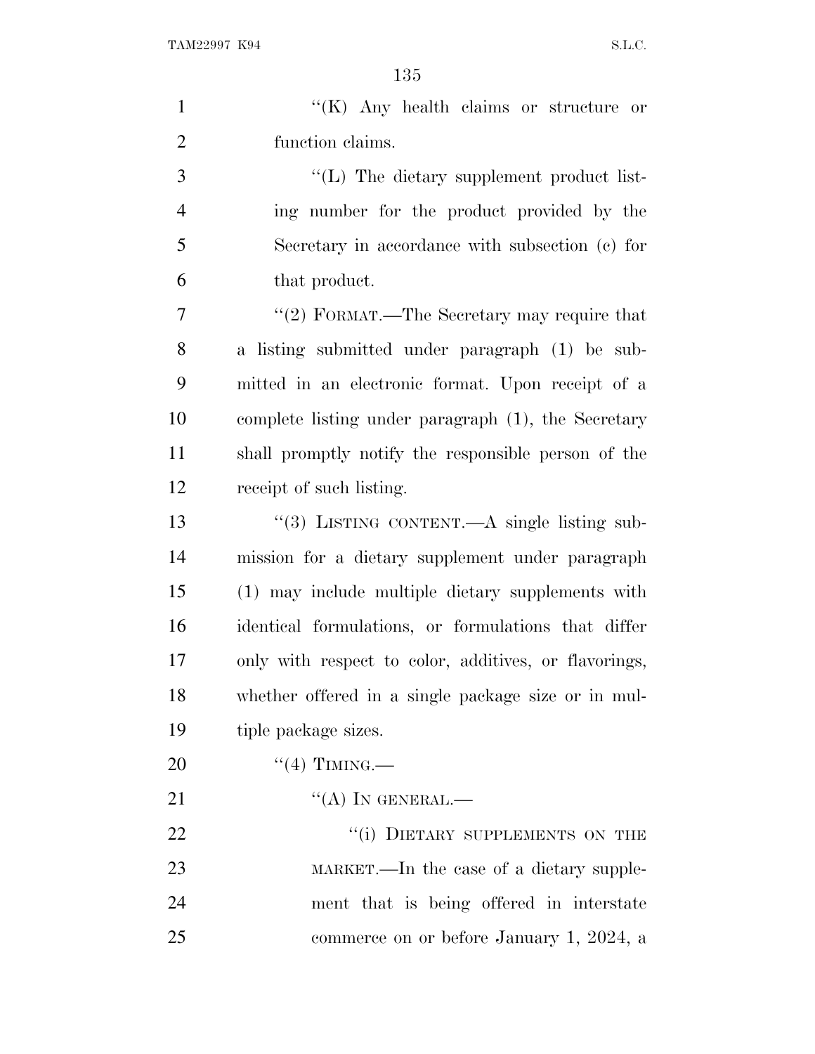''(K) Any health claims or structure or function claims.

''(L) The dietary supplement product listing number for the product provided by the Secretary in accordance with subsection (c) for that product.

''(2) FORMAT.—The Secretary may require that a listing submitted under paragraph (1) be submitted in an electronic format. Upon receipt of a complete listing under paragraph (1), the Secretary shall promptly notify the responsible person of the receipt of such listing.

''(3) LISTING CONTENT.—A single listing submission for a dietary supplement under paragraph (1) may include multiple dietary supplements with identical formulations, or formulations that differ only with respect to color, additives, or flavorings, whether offered in a single package size or in multiple package sizes.

''(4) TIMING.—

''(A) IN GENERAL.—

''(i) DIETARY SUPPLEMENTS ON THE MARKET.—In the case of a dietary supplement that is being offered in interstate commerce on or before January 1, 2024, a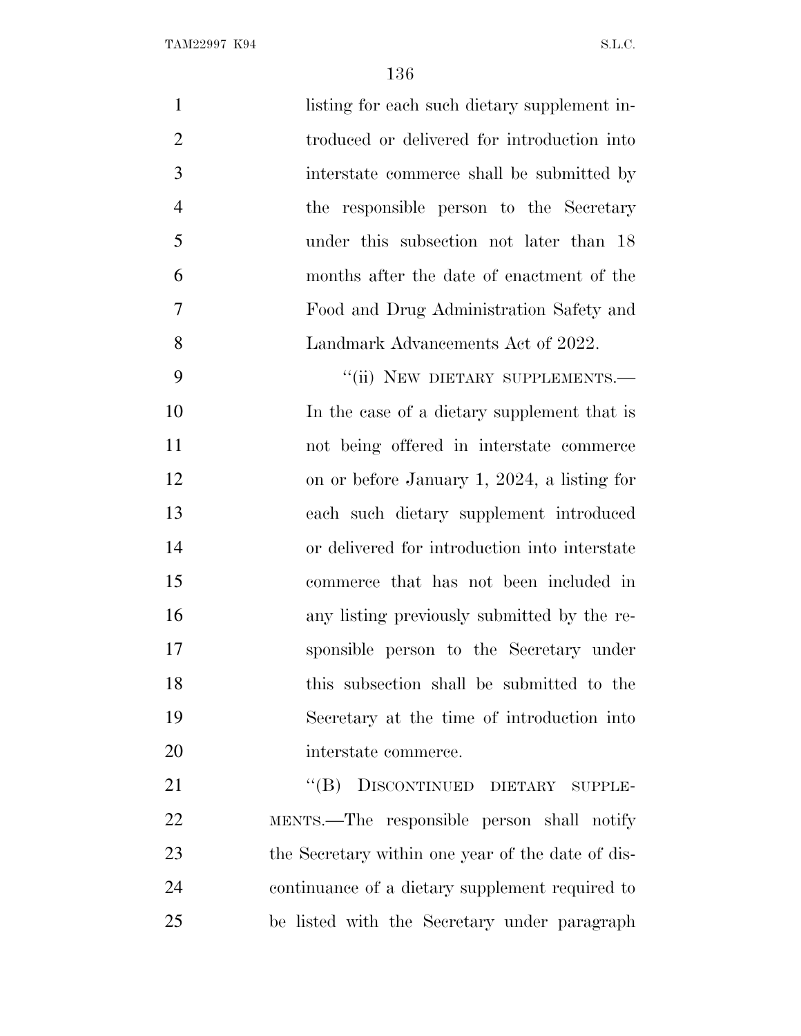listing for each such dietary supplement introduced or delivered for introduction into interstate commerce shall be submitted by the responsible person to the Secretary under this subsection not later than 18 months after the date of enactment of the Food and Drug Administration Safety and Landmark Advancements Act of 2022.

"(ii) NEW DIETARY SUPPLEMENTS.—In the case of a dietary supplement that is not being offered in interstate commerce on or before January 1, 2024, a listing for each such dietary supplement introduced or delivered for introduction into interstate commerce that has not been included in any listing previously submitted by the responsible person to the Secretary under this subsection shall be submitted to the Secretary at the time of introduction into interstate commerce.

"(B) DISCONTINUED DIETARY SUPPLEMENTS.—The responsible person shall notify the Secretary within one year of the date of discontinuance of a dietary supplement required to be listed with the Secretary under paragraph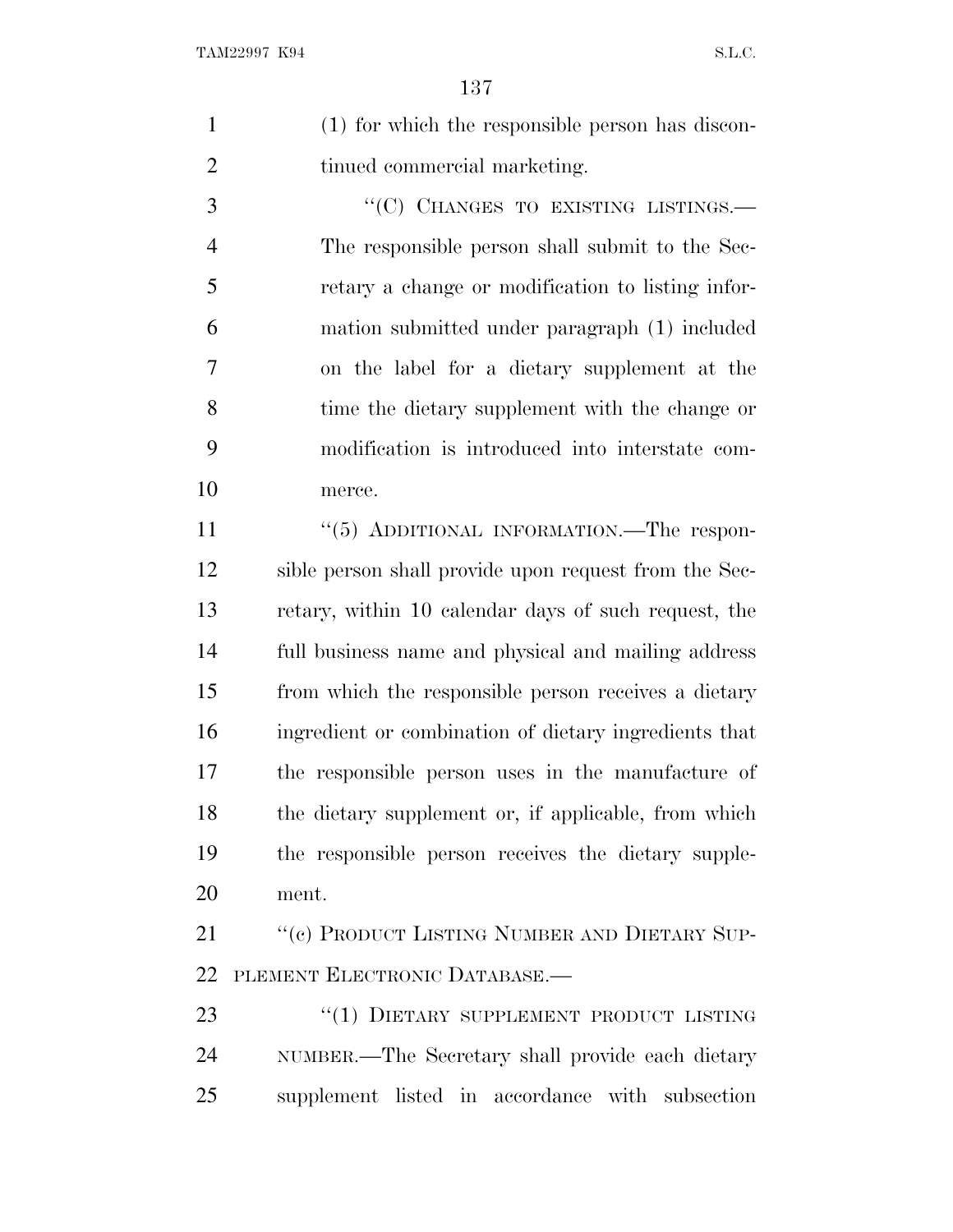(1) for which the responsible person has discontinued commercial marketing.

"(C) CHANGES TO EXISTING LISTINGS.—The responsible person shall submit to the Secretary a change or modification to listing information submitted under paragraph (1) included on the label for a dietary supplement at the time the dietary supplement with the change or modification is introduced into interstate commerce.

"(5) ADDITIONAL INFORMATION.—The responsible person shall provide upon request from the Secretary, within 10 calendar days of such request, the full business name and physical and mailing address from which the responsible person receives a dietary ingredient or combination of dietary ingredients that the responsible person uses in the manufacture of the dietary supplement or, if applicable, from which the responsible person receives the dietary supplement.

"(c) PRODUCT LISTING NUMBER AND DIETARY SUPPLEMENT ELECTRONIC DATABASE.—

"(1) DIETARY SUPPLEMENT PRODUCT LISTING NUMBER.—The Secretary shall provide each dietary supplement listed in accordance with subsection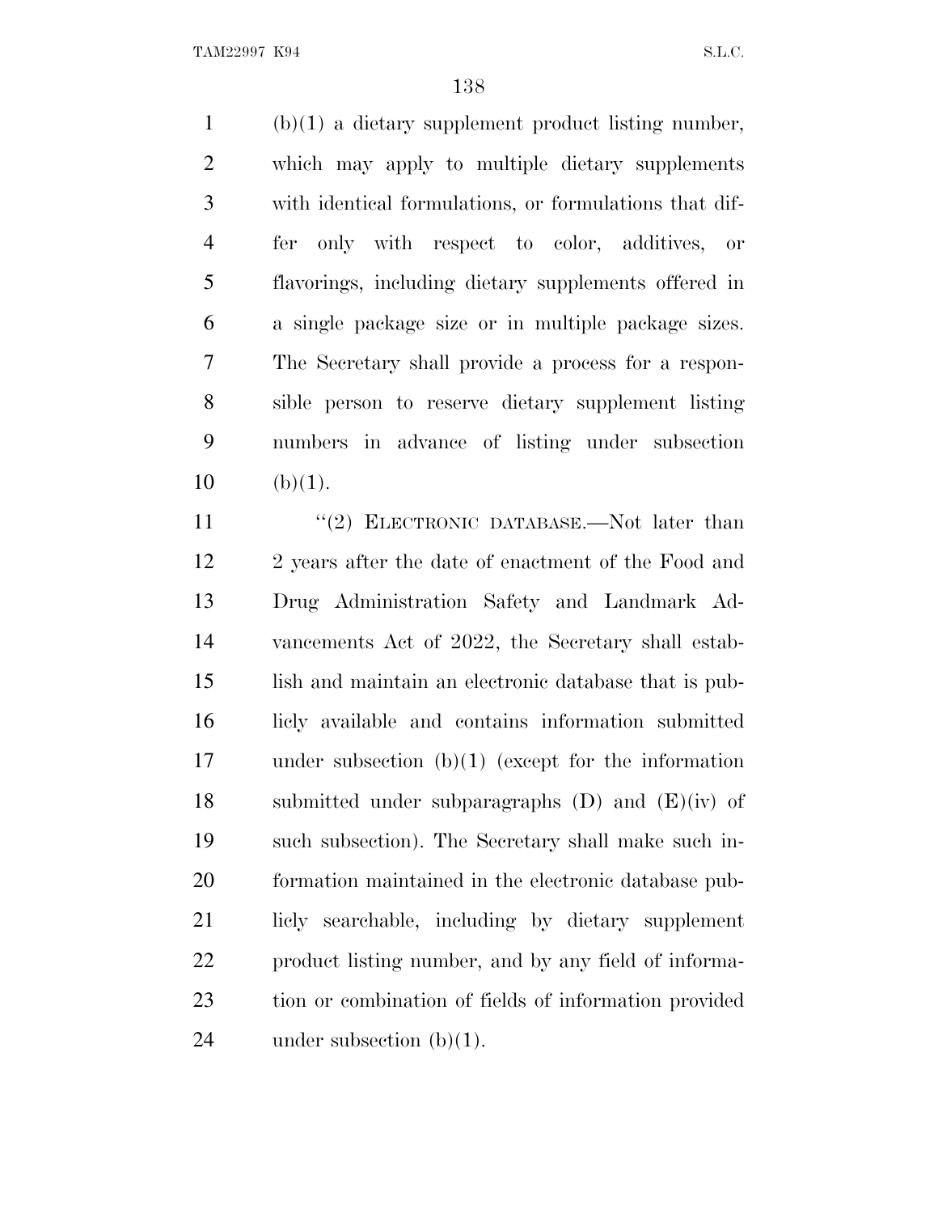(b)(1) a dietary supplement product listing number, which may apply to multiple dietary supplements with identical formulations, or formulations that differ only with respect to color, additives, or flavorings, including dietary supplements offered in a single package size or in multiple package sizes. The Secretary shall provide a process for a responsible person to reserve dietary supplement listing numbers in advance of listing under subsection (b)(1).

"(2) ELECTRONIC DATABASE.—Not later than 2 years after the date of enactment of the Food and Drug Administration Safety and Landmark Advancements Act of 2022, the Secretary shall establish and maintain an electronic database that is publicly available and contains information submitted under subsection (b)(1) (except for the information submitted under subparagraphs (D) and (E)(iv) of such subsection). The Secretary shall make such information maintained in the electronic database publicly searchable, including by dietary supplement product listing number, and by any field of information or combination of fields of information provided under subsection (b)(1).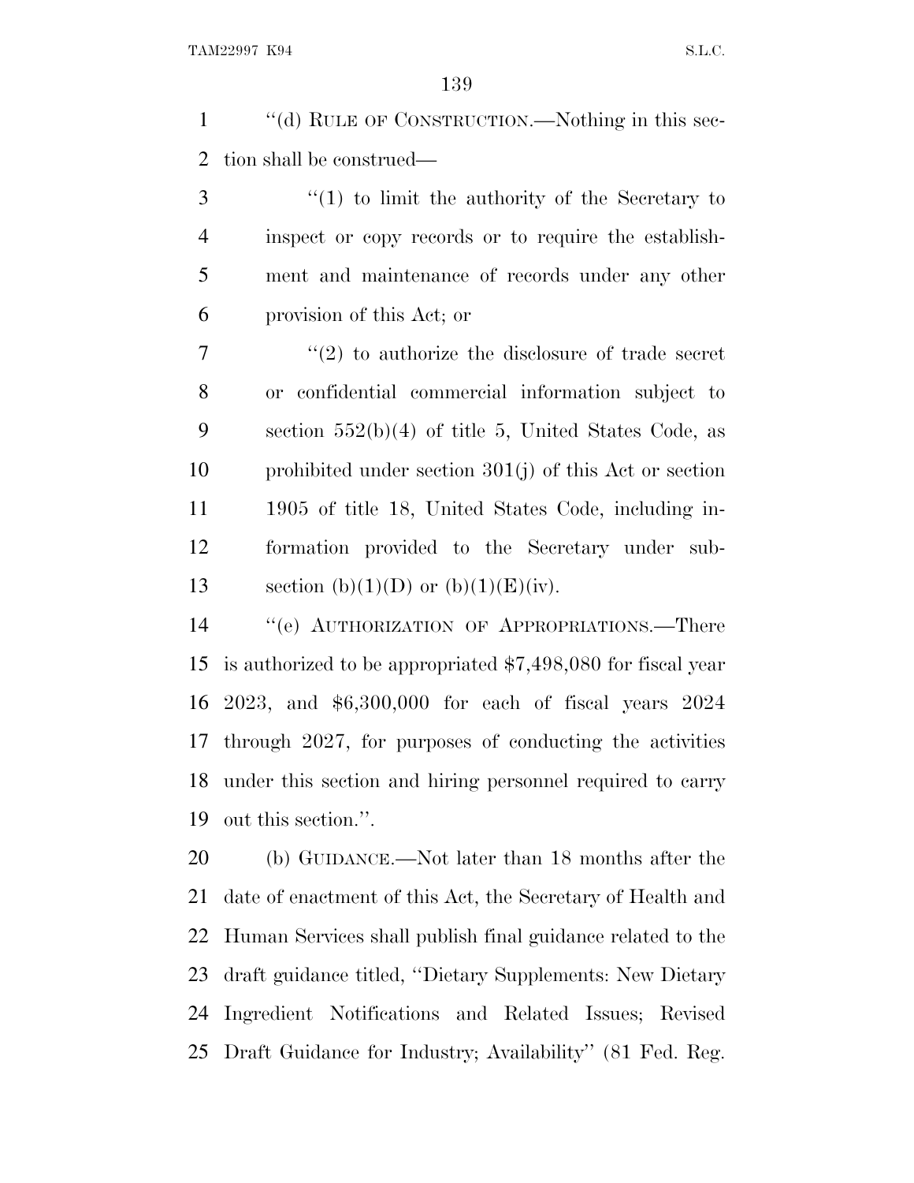''(d) RULE OF CONSTRUCTION.—Nothing in this section shall be construed—

''(1) to limit the authority of the Secretary to inspect or copy records or to require the establishment and maintenance of records under any other provision of this Act; or

''(2) to authorize the disclosure of trade secret or confidential commercial information subject to section 552(b)(4) of title 5, United States Code, as prohibited under section 301(j) of this Act or section 1905 of title 18, United States Code, including information provided to the Secretary under subsection (b)(1)(D) or (b)(1)(E)(iv).

''(e) AUTHORIZATION OF APPROPRIATIONS.—There is authorized to be appropriated $7,498,080 for fiscal year 2023, and $6,300,000 for each of fiscal years 2024 through 2027, for purposes of conducting the activities under this section and hiring personnel required to carry out this section.''.

(b) GUIDANCE.—Not later than 18 months after the date of enactment of this Act, the Secretary of Health and Human Services shall publish final guidance related to the draft guidance titled, ''Dietary Supplements: New Dietary Ingredient Notifications and Related Issues; Revised Draft Guidance for Industry; Availability'' (81 Fed. Reg.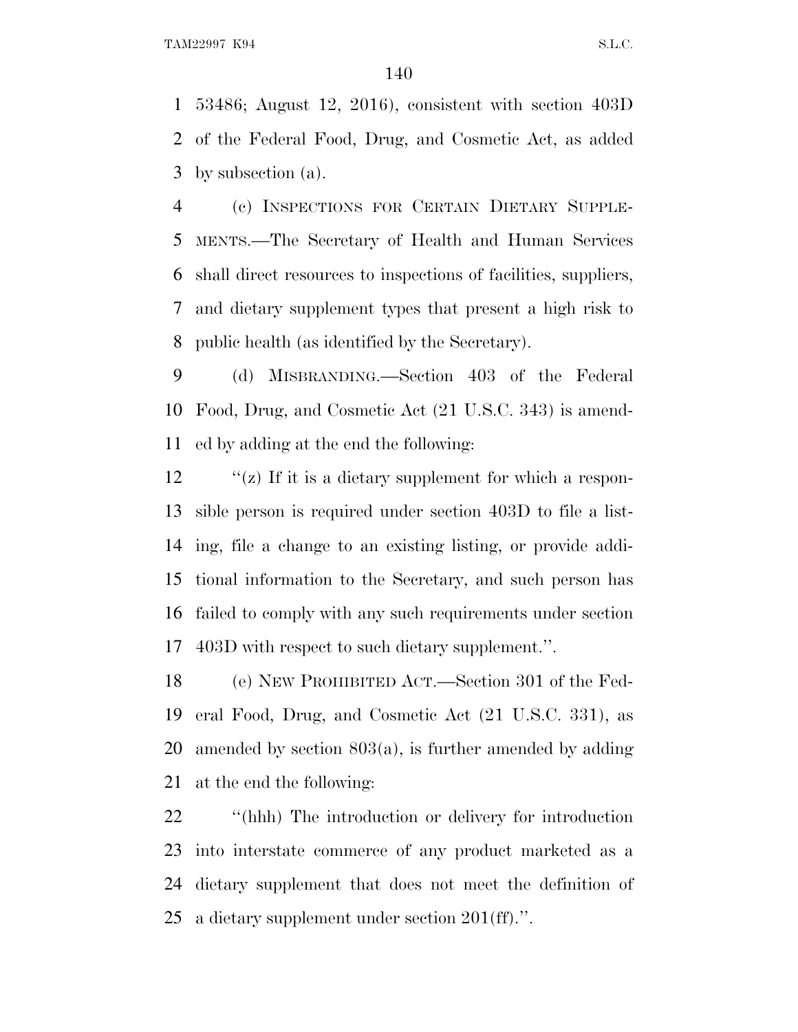53486; August 12, 2016), consistent with section 403D of the Federal Food, Drug, and Cosmetic Act, as added by subsection (a).

(c) INSPECTIONS FOR CERTAIN DIETARY SUPPLEMENTS.—The Secretary of Health and Human Services shall direct resources to inspections of facilities, suppliers, and dietary supplement types that present a high risk to public health (as identified by the Secretary).

(d) MISBRANDING.—Section 403 of the Federal Food, Drug, and Cosmetic Act (21 U.S.C. 343) is amended by adding at the end the following:

"(z) If it is a dietary supplement for which a responsible person is required under section 403D to file a listing, file a change to an existing listing, or provide additional information to the Secretary, and such person has failed to comply with any such requirements under section 403D with respect to such dietary supplement.".

(e) NEW PROHIBITED ACT.—Section 301 of the Federal Food, Drug, and Cosmetic Act (21 U.S.C. 331), as amended by section 803(a), is further amended by adding at the end the following:

"(hhh) The introduction or delivery for introduction into interstate commerce of any product marketed as a dietary supplement that does not meet the definition of a dietary supplement under section 201(ff).".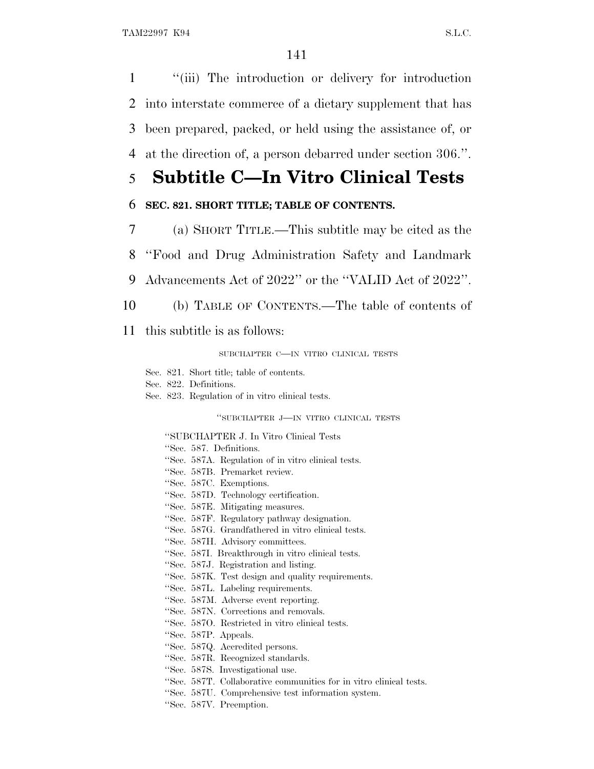"(iii) The introduction or delivery for introduction into interstate commerce of a dietary supplement that has been prepared, packed, or held using the assistance of, or at the direction of, a person debarred under section 306.".

# Subtitle C—In Vitro Clinical Tests

### SEC. 821. SHORT TITLE; TABLE OF CONTENTS.

(a) SHORT TITLE.—This subtitle may be cited as the "Food and Drug Administration Safety and Landmark Advancements Act of 2022" or the "VALID Act of 2022".

(b) TABLE OF CONTENTS.—The table of contents of this subtitle is as follows:

SUBCHAPTER C—IN VITRO CLINICAL TESTS

Sec. 821. Short title; table of contents.
Sec. 822. Definitions.
Sec. 823. Regulation of in vitro clinical tests.

"SUBCHAPTER J—IN VITRO CLINICAL TESTS

"SUBCHAPTER J. In Vitro Clinical Tests
"Sec. 587. Definitions.
"Sec. 587A. Regulation of in vitro clinical tests.
"Sec. 587B. Premarket review.
"Sec. 587C. Exemptions.
"Sec. 587D. Technology certification.
"Sec. 587E. Mitigating measures.
"Sec. 587F. Regulatory pathway designation.
"Sec. 587G. Grandfathered in vitro clinical tests.
"Sec. 587H. Advisory committees.
"Sec. 587I. Breakthrough in vitro clinical tests.
"Sec. 587J. Registration and listing.
"Sec. 587K. Test design and quality requirements.
"Sec. 587L. Labeling requirements.
"Sec. 587M. Adverse event reporting.
"Sec. 587N. Corrections and removals.
"Sec. 587O. Restricted in vitro clinical tests.
"Sec. 587P. Appeals.
"Sec. 587Q. Accredited persons.
"Sec. 587R. Recognized standards.
"Sec. 587S. Investigational use.
"Sec. 587T. Collaborative communities for in vitro clinical tests.
"Sec. 587U. Comprehensive test information system.
"Sec. 587V. Preemption.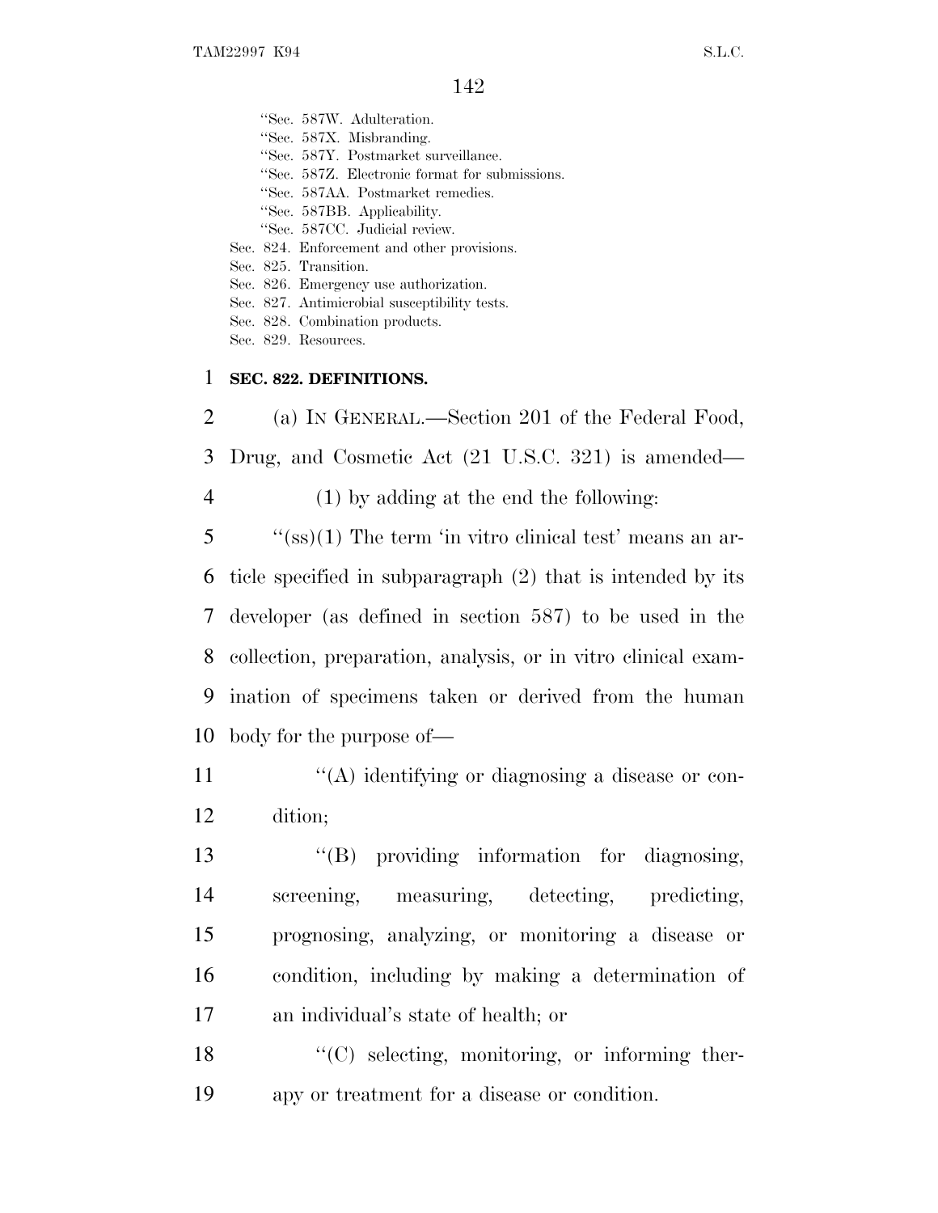"Sec. 587W. Adulteration.
"Sec. 587X. Misbranding.
"Sec. 587Y. Postmarket surveillance.
"Sec. 587Z. Electronic format for submissions.
"Sec. 587AA. Postmarket remedies.
"Sec. 587BB. Applicability.
"Sec. 587CC. Judicial review.
Sec. 824. Enforcement and other provisions.
Sec. 825. Transition.
Sec. 826. Emergency use authorization.
Sec. 827. Antimicrobial susceptibility tests.
Sec. 828. Combination products.
Sec. 829. Resources.

**SEC. 822. DEFINITIONS.**

(a) IN GENERAL.—Section 201 of the Federal Food, Drug, and Cosmetic Act (21 U.S.C. 321) is amended—

(1) by adding at the end the following:

"(ss)(1) The term 'in vitro clinical test' means an article specified in subparagraph (2) that is intended by its developer (as defined in section 587) to be used in the collection, preparation, analysis, or in vitro clinical examination of specimens taken or derived from the human body for the purpose of—

"(A) identifying or diagnosing a disease or condition;

"(B) providing information for diagnosing, screening, measuring, detecting, predicting, prognosing, analyzing, or monitoring a disease or condition, including by making a determination of an individual's state of health; or

"(C) selecting, monitoring, or informing therapy or treatment for a disease or condition.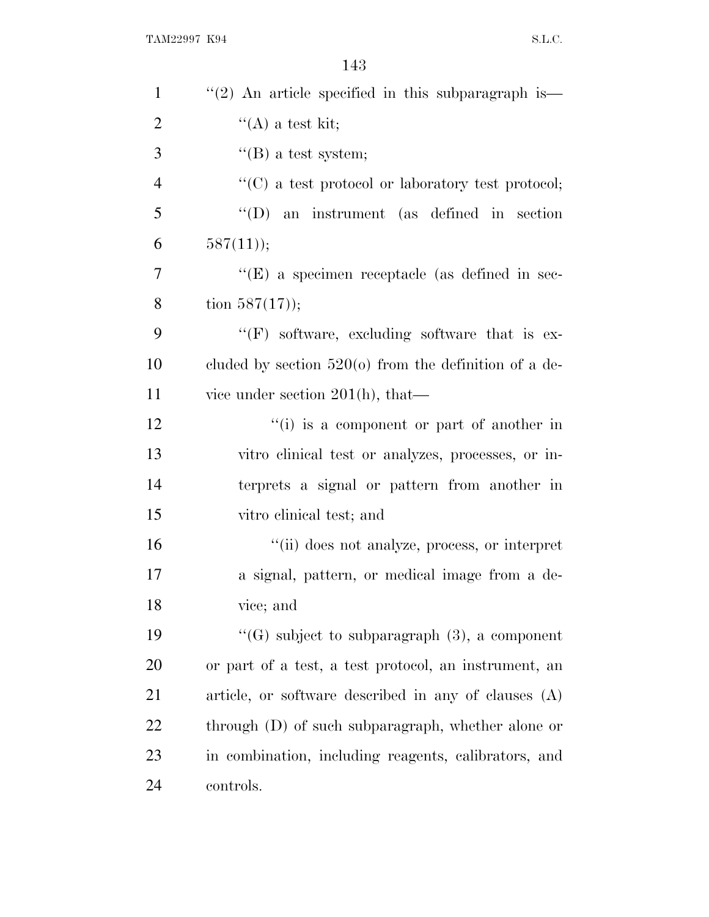"(2) An article specified in this subparagraph is—

"(A) a test kit;

"(B) a test system;

"(C) a test protocol or laboratory test protocol;

"(D) an instrument (as defined in section 587(11));

"(E) a specimen receptacle (as defined in section 587(17));

"(F) software, excluding software that is excluded by section 520(o) from the definition of a device under section 201(h), that—

"(i) is a component or part of another in vitro clinical test or analyzes, processes, or interprets a signal or pattern from another in vitro clinical test; and

"(ii) does not analyze, process, or interpret a signal, pattern, or medical image from a device; and

"(G) subject to subparagraph (3), a component or part of a test, a test protocol, an instrument, an article, or software described in any of clauses (A) through (D) of such subparagraph, whether alone or in combination, including reagents, calibrators, and controls.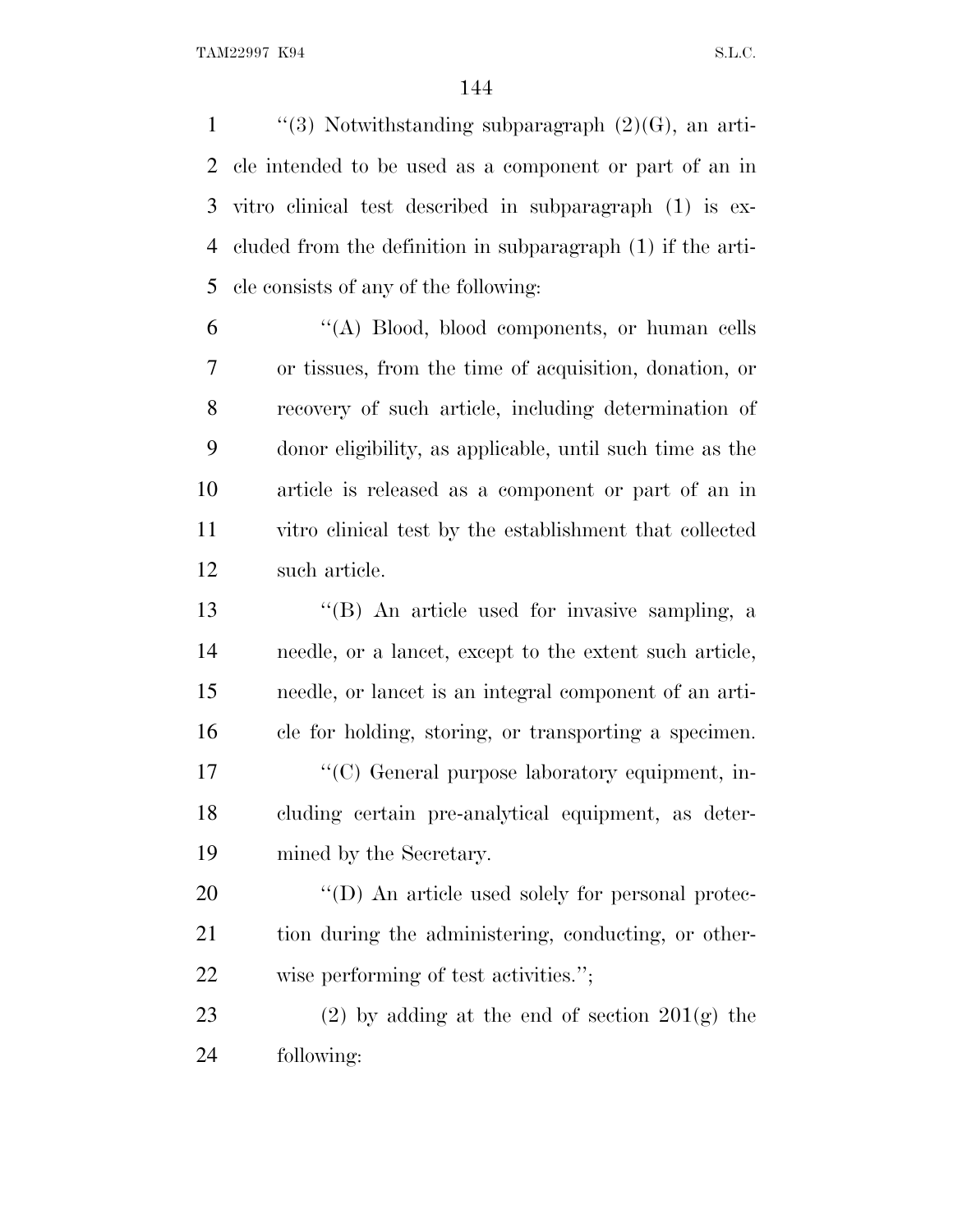"(3) Notwithstanding subparagraph (2)(G), an article intended to be used as a component or part of an in vitro clinical test described in subparagraph (1) is excluded from the definition in subparagraph (1) if the article consists of any of the following:

"(A) Blood, blood components, or human cells or tissues, from the time of acquisition, donation, or recovery of such article, including determination of donor eligibility, as applicable, until such time as the article is released as a component or part of an in vitro clinical test by the establishment that collected such article.

"(B) An article used for invasive sampling, a needle, or a lancet, except to the extent such article, needle, or lancet is an integral component of an article for holding, storing, or transporting a specimen.

"(C) General purpose laboratory equipment, including certain pre-analytical equipment, as determined by the Secretary.

"(D) An article used solely for personal protection during the administering, conducting, or otherwise performing of test activities.";

(2) by adding at the end of section 201(g) the following: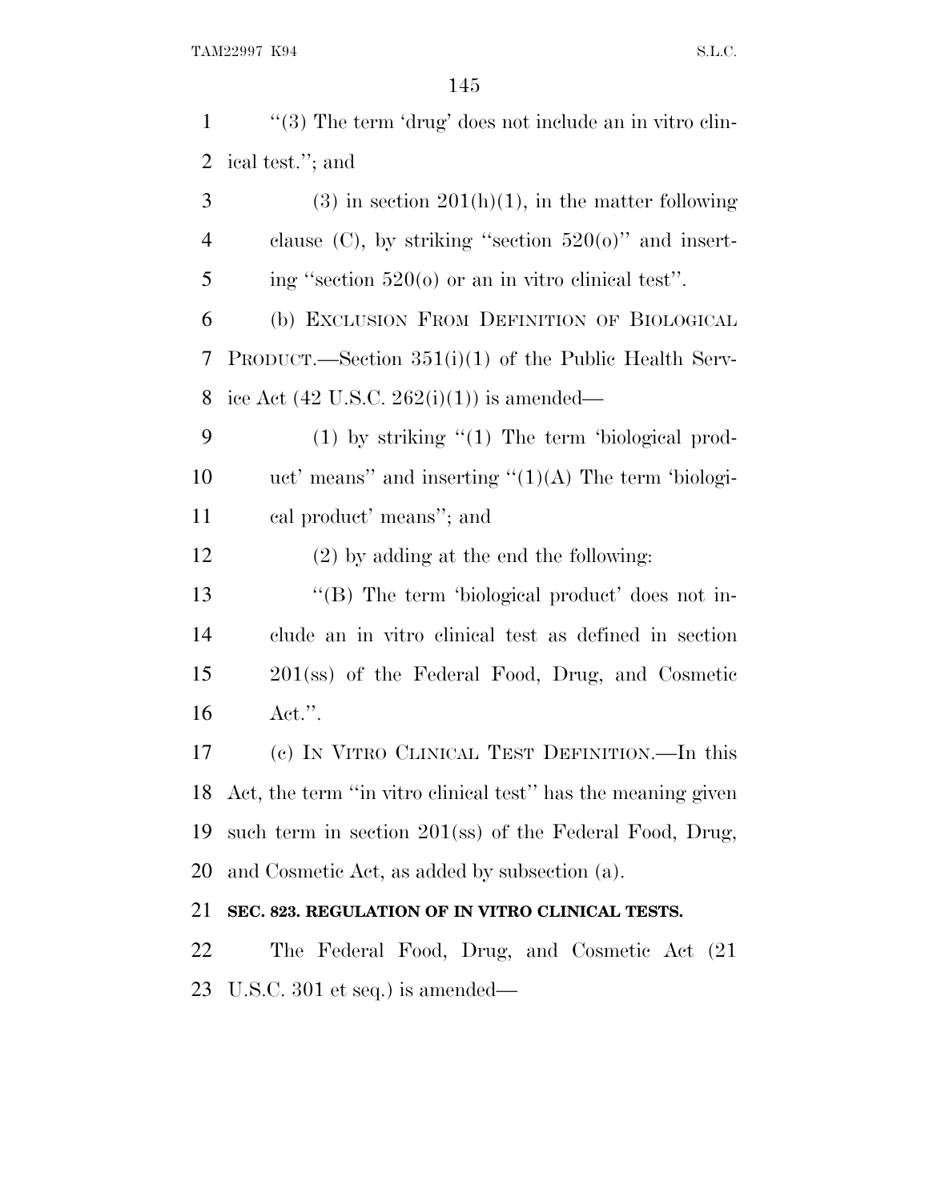''(3) The term 'drug' does not include an in vitro clinical test.''; and

(3) in section 201(h)(1), in the matter following clause (C), by striking ''section 520(o)'' and inserting ''section 520(o) or an in vitro clinical test''.

(b) EXCLUSION FROM DEFINITION OF BIOLOGICAL PRODUCT.—Section 351(i)(1) of the Public Health Service Act (42 U.S.C. 262(i)(1)) is amended—

(1) by striking ''(1) The term 'biological product' means'' and inserting ''(1)(A) The term 'biological product' means''; and

(2) by adding at the end the following:

''(B) The term 'biological product' does not include an in vitro clinical test as defined in section 201(ss) of the Federal Food, Drug, and Cosmetic Act.''.

(c) IN VITRO CLINICAL TEST DEFINITION.—In this Act, the term ''in vitro clinical test'' has the meaning given such term in section 201(ss) of the Federal Food, Drug, and Cosmetic Act, as added by subsection (a).

**SEC. 823. REGULATION OF IN VITRO CLINICAL TESTS.**

The Federal Food, Drug, and Cosmetic Act (21 U.S.C. 301 et seq.) is amended—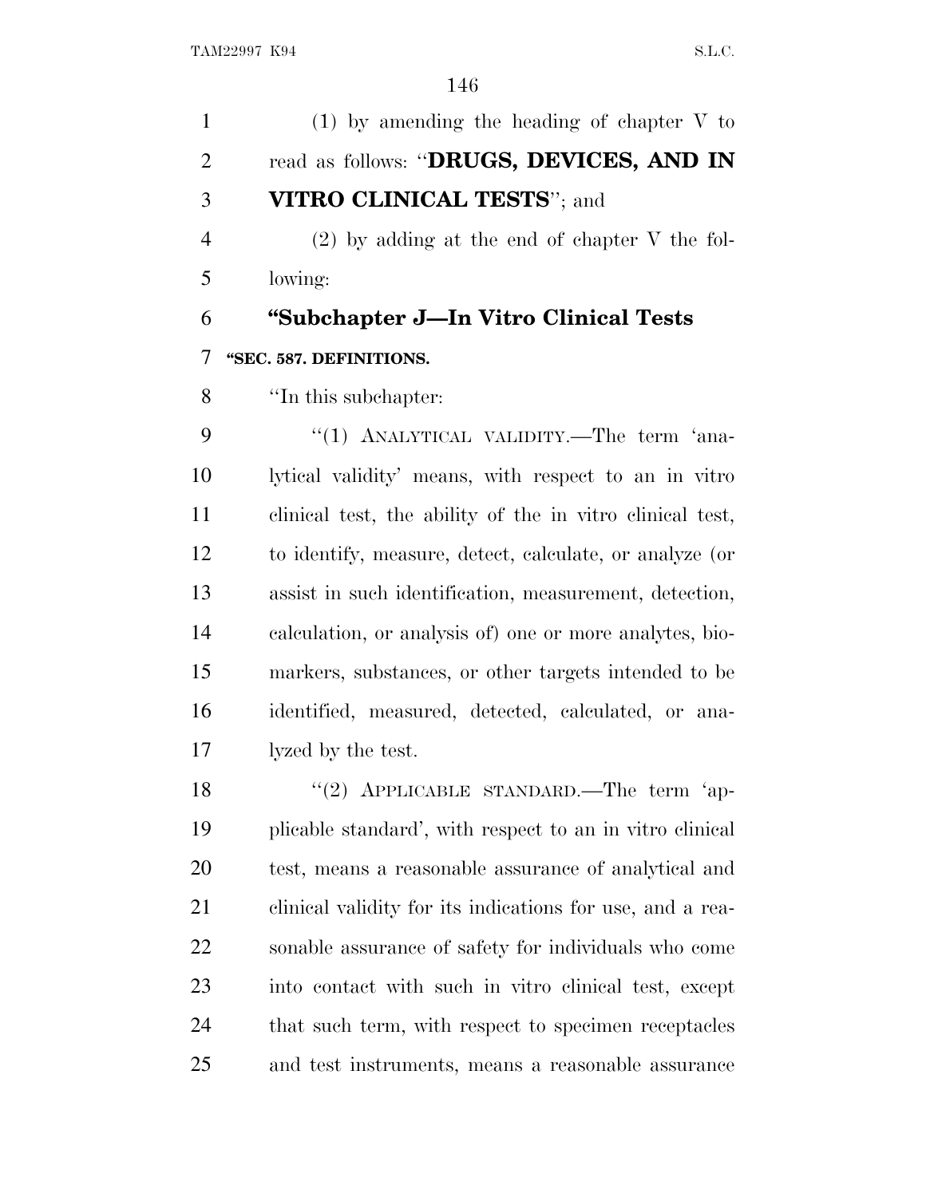(1) by amending the heading of chapter V to read as follows: "**DRUGS, DEVICES, AND IN VITRO CLINICAL TESTS**"; and

(2) by adding at the end of chapter V the following:

## "Subchapter J—In Vitro Clinical Tests

### "SEC. 587. DEFINITIONS.

"In this subchapter:

"(1) ANALYTICAL VALIDITY.—The term 'analytical validity' means, with respect to an in vitro clinical test, the ability of the in vitro clinical test, to identify, measure, detect, calculate, or analyze (or assist in such identification, measurement, detection, calculation, or analysis of) one or more analytes, biomarkers, substances, or other targets intended to be identified, measured, detected, calculated, or analyzed by the test.

"(2) APPLICABLE STANDARD.—The term 'applicable standard', with respect to an in vitro clinical test, means a reasonable assurance of analytical and clinical validity for its indications for use, and a reasonable assurance of safety for individuals who come into contact with such in vitro clinical test, except that such term, with respect to specimen receptacles and test instruments, means a reasonable assurance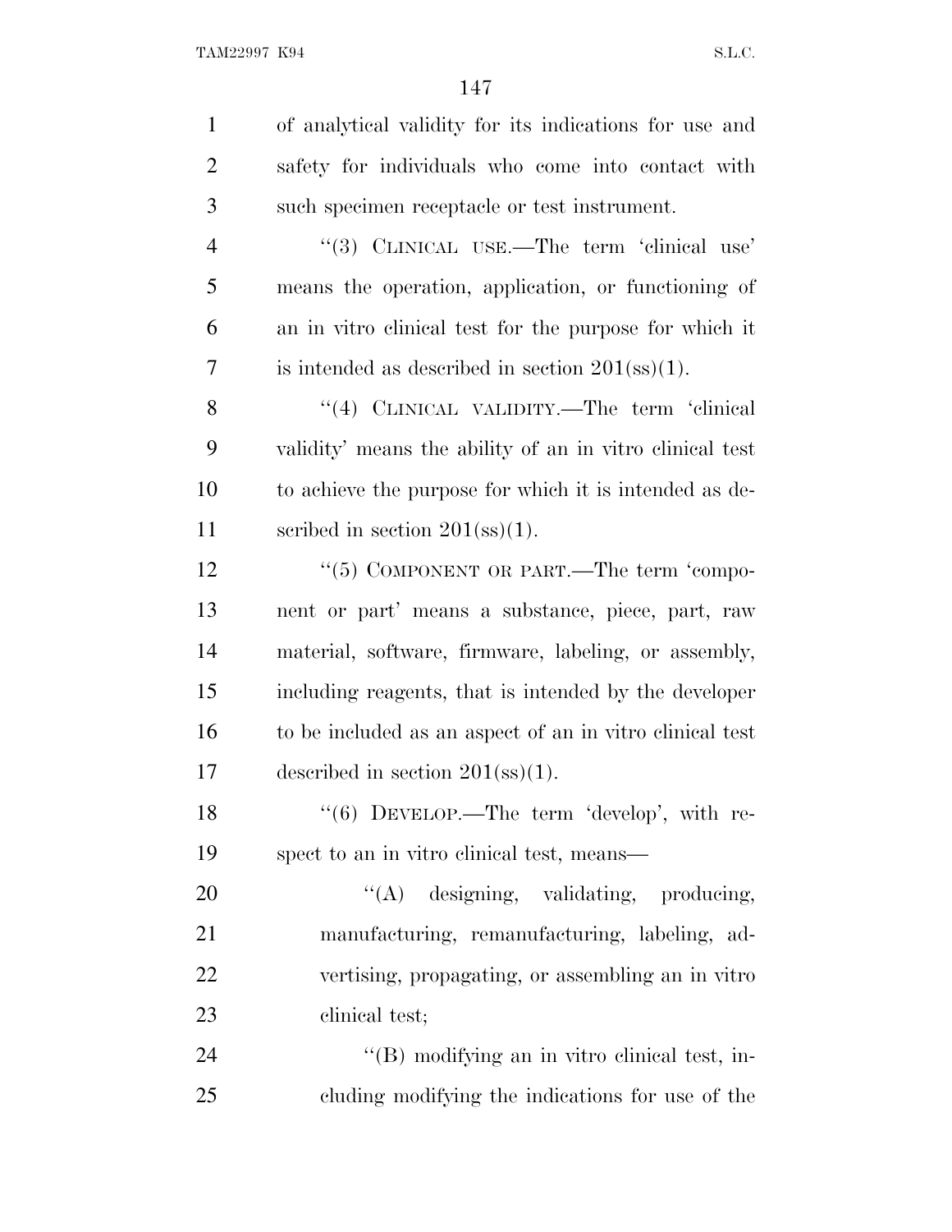of analytical validity for its indications for use and safety for individuals who come into contact with such specimen receptacle or test instrument.

"(3) CLINICAL USE.—The term 'clinical use' means the operation, application, or functioning of an in vitro clinical test for the purpose for which it is intended as described in section 201(ss)(1).

"(4) CLINICAL VALIDITY.—The term 'clinical validity' means the ability of an in vitro clinical test to achieve the purpose for which it is intended as described in section 201(ss)(1).

"(5) COMPONENT OR PART.—The term 'component or part' means a substance, piece, part, raw material, software, firmware, labeling, or assembly, including reagents, that is intended by the developer to be included as an aspect of an in vitro clinical test described in section 201(ss)(1).

"(6) DEVELOP.—The term 'develop', with respect to an in vitro clinical test, means—

"(A) designing, validating, producing, manufacturing, remanufacturing, labeling, advertising, propagating, or assembling an in vitro clinical test;

"(B) modifying an in vitro clinical test, including modifying the indications for use of the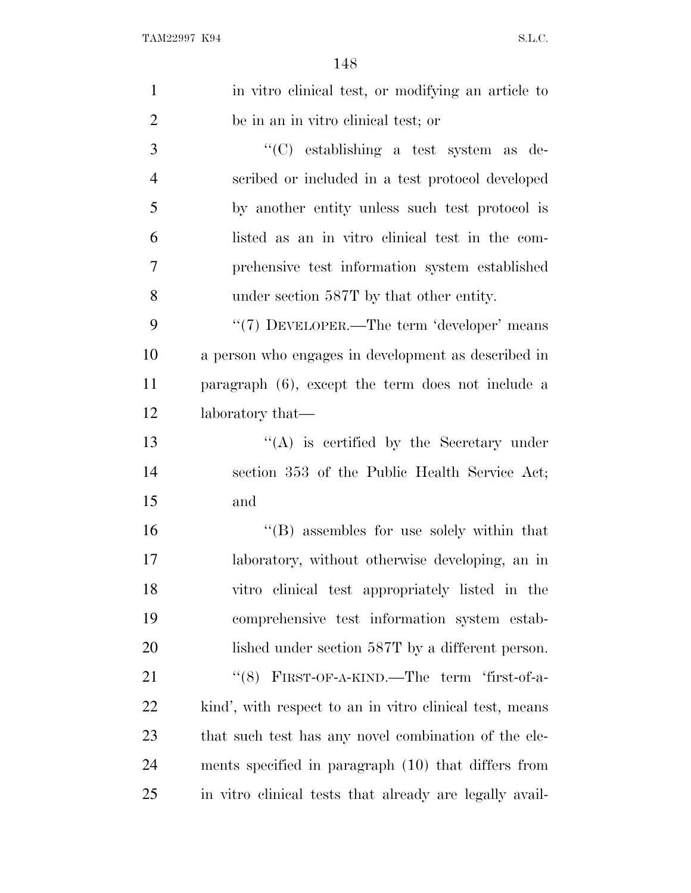in vitro clinical test, or modifying an article to be in an in vitro clinical test; or

"(C) establishing a test system as described or included in a test protocol developed by another entity unless such test protocol is listed as an in vitro clinical test in the comprehensive test information system established under section 587T by that other entity.

"(7) DEVELOPER.—The term 'developer' means a person who engages in development as described in paragraph (6), except the term does not include a laboratory that—

"(A) is certified by the Secretary under section 353 of the Public Health Service Act; and

"(B) assembles for use solely within that laboratory, without otherwise developing, an in vitro clinical test appropriately listed in the comprehensive test information system established under section 587T by a different person.

"(8) FIRST-OF-A-KIND.—The term 'first-of-a-kind', with respect to an in vitro clinical test, means that such test has any novel combination of the elements specified in paragraph (10) that differs from in vitro clinical tests that already are legally avail-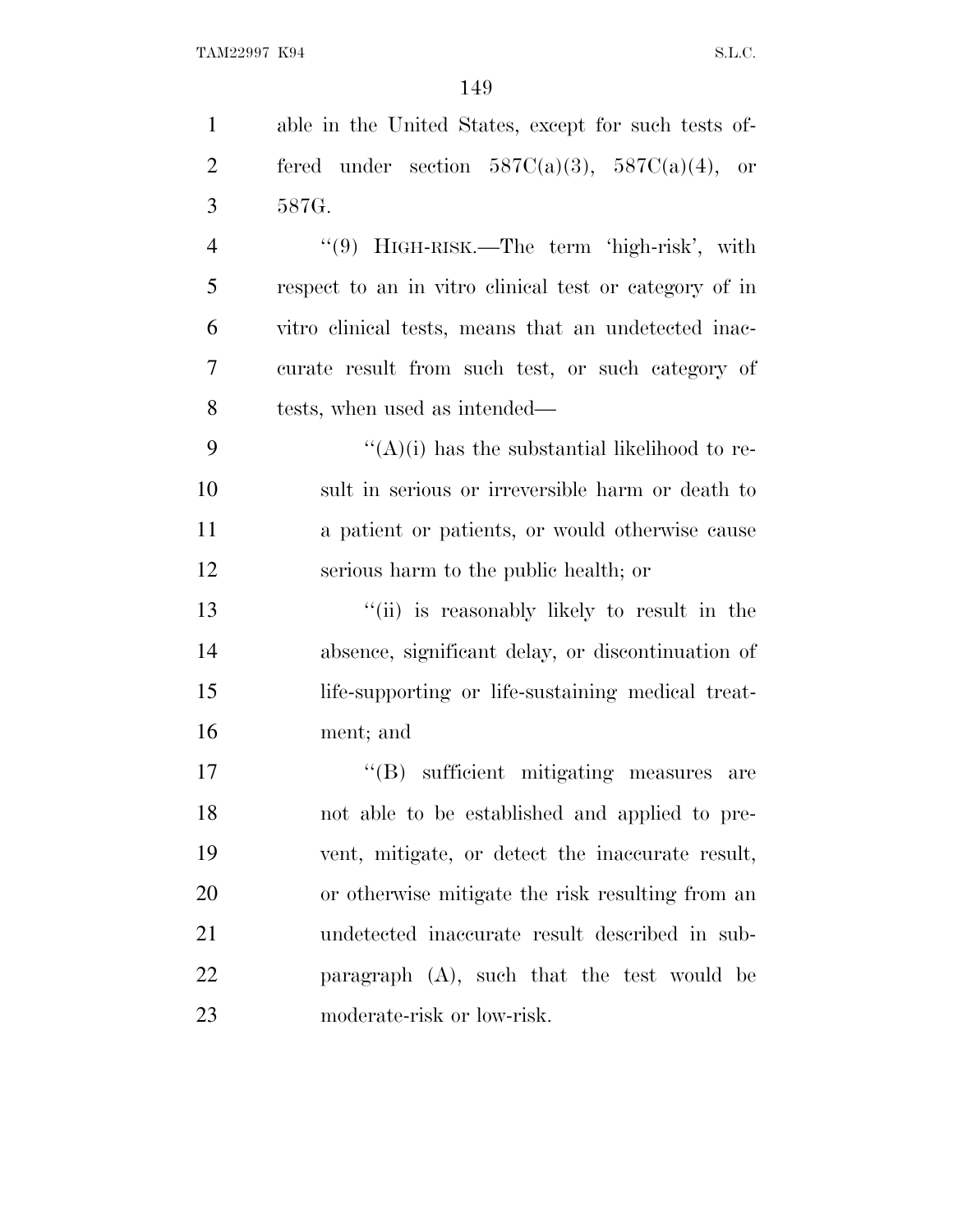able in the United States, except for such tests offered under section 587C(a)(3), 587C(a)(4), or 587G.

''(9) HIGH-RISK.—The term 'high-risk', with respect to an in vitro clinical test or category of in vitro clinical tests, means that an undetected inaccurate result from such test, or such category of tests, when used as intended—

''(A)(i) has the substantial likelihood to result in serious or irreversible harm or death to a patient or patients, or would otherwise cause serious harm to the public health; or

''(ii) is reasonably likely to result in the absence, significant delay, or discontinuation of life-supporting or life-sustaining medical treatment; and

''(B) sufficient mitigating measures are not able to be established and applied to prevent, mitigate, or detect the inaccurate result, or otherwise mitigate the risk resulting from an undetected inaccurate result described in subparagraph (A), such that the test would be moderate-risk or low-risk.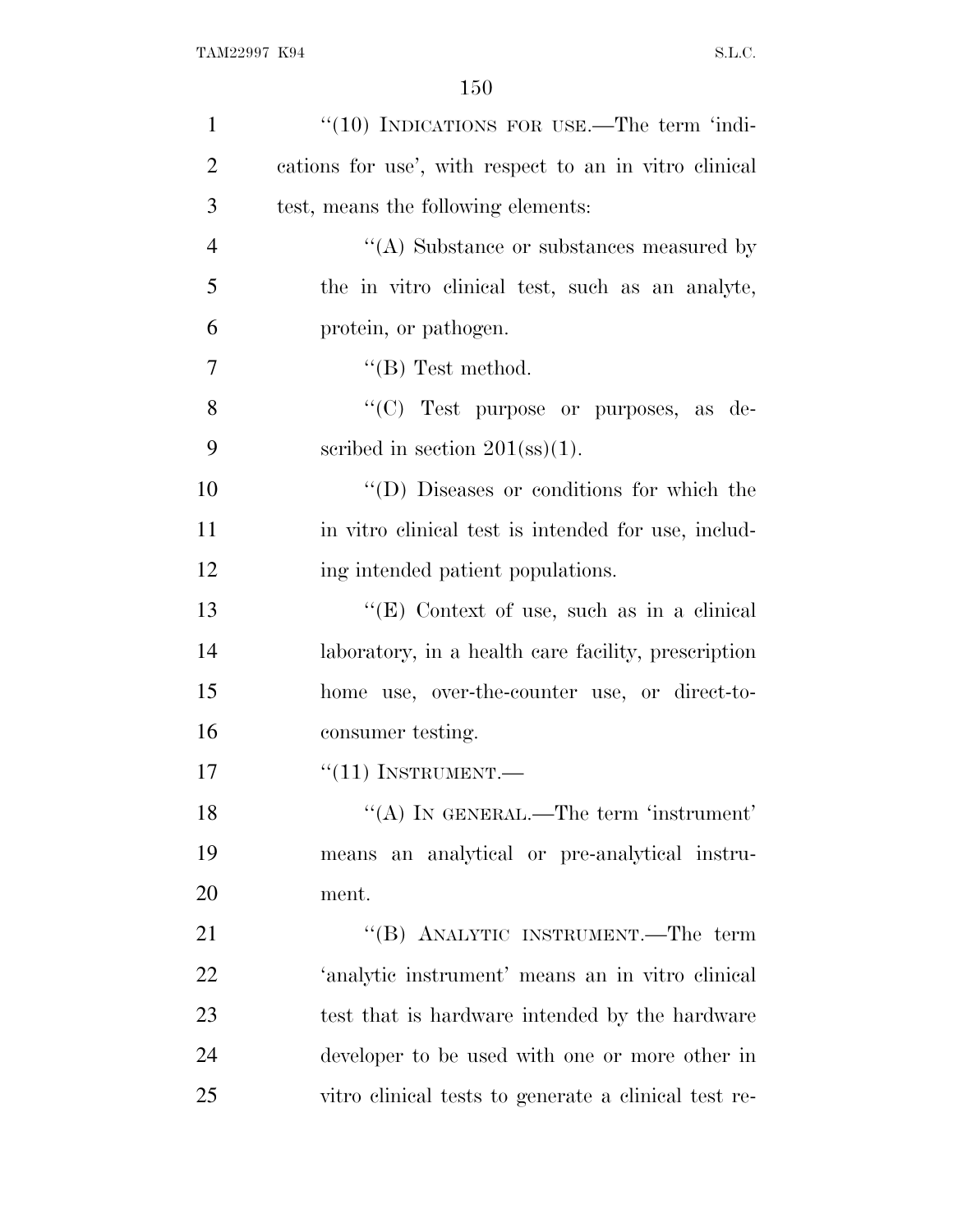"(10) INDICATIONS FOR USE.—The term 'indications for use', with respect to an in vitro clinical test, means the following elements:

"(A) Substance or substances measured by the in vitro clinical test, such as an analyte, protein, or pathogen.

"(B) Test method.

"(C) Test purpose or purposes, as described in section 201(ss)(1).

"(D) Diseases or conditions for which the in vitro clinical test is intended for use, including intended patient populations.

"(E) Context of use, such as in a clinical laboratory, in a health care facility, prescription home use, over-the-counter use, or direct-to-consumer testing.

"(11) INSTRUMENT.—

"(A) IN GENERAL.—The term 'instrument' means an analytical or pre-analytical instrument.

"(B) ANALYTIC INSTRUMENT.—The term 'analytic instrument' means an in vitro clinical test that is hardware intended by the hardware developer to be used with one or more other in vitro clinical tests to generate a clinical test re-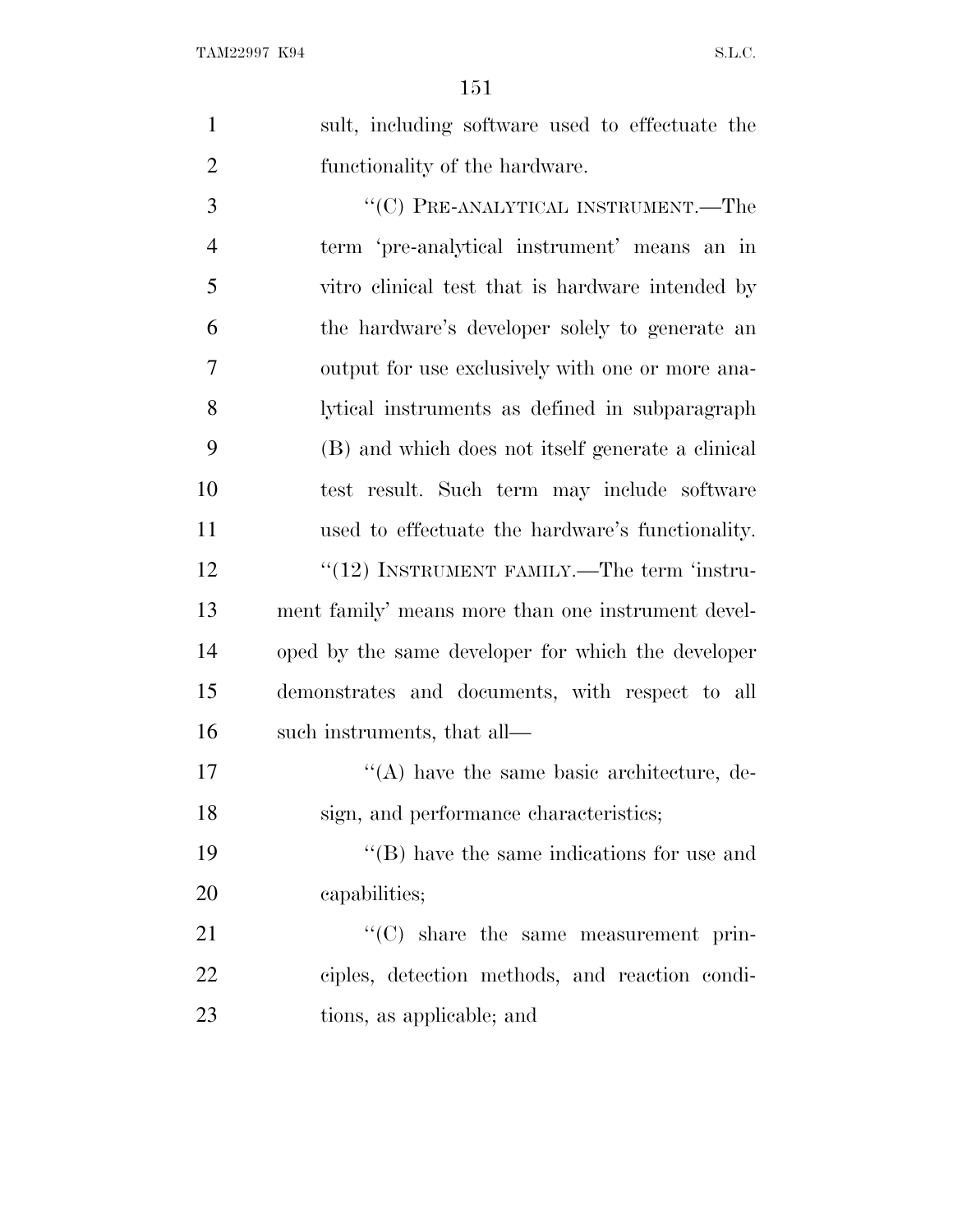sult, including software used to effectuate the functionality of the hardware.

"(C) PRE-ANALYTICAL INSTRUMENT.—The term 'pre-analytical instrument' means an in vitro clinical test that is hardware intended by the hardware's developer solely to generate an output for use exclusively with one or more analytical instruments as defined in subparagraph (B) and which does not itself generate a clinical test result. Such term may include software used to effectuate the hardware's functionality.

"(12) INSTRUMENT FAMILY.—The term 'instrument family' means more than one instrument developed by the same developer for which the developer demonstrates and documents, with respect to all such instruments, that all—

"(A) have the same basic architecture, design, and performance characteristics;

"(B) have the same indications for use and capabilities;

"(C) share the same measurement principles, detection methods, and reaction conditions, as applicable; and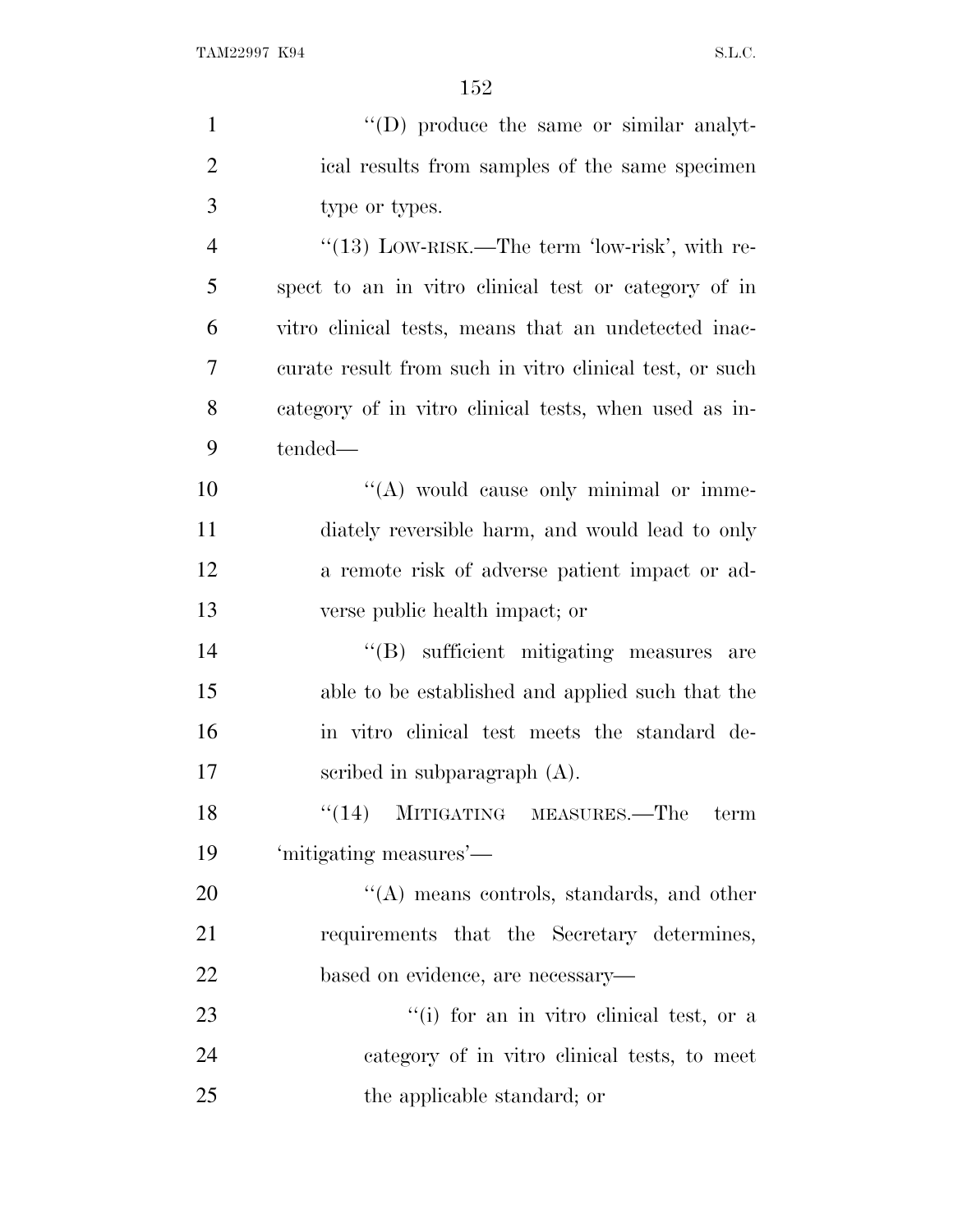''(D) produce the same or similar analytical results from samples of the same specimen type or types.

''(13) LOW-RISK.—The term 'low-risk', with respect to an in vitro clinical test or category of in vitro clinical tests, means that an undetected inaccurate result from such in vitro clinical test, or such category of in vitro clinical tests, when used as intended—

''(A) would cause only minimal or immediately reversible harm, and would lead to only a remote risk of adverse patient impact or adverse public health impact; or

''(B) sufficient mitigating measures are able to be established and applied such that the in vitro clinical test meets the standard described in subparagraph (A).

''(14) MITIGATING MEASURES.—The term 'mitigating measures'—

''(A) means controls, standards, and other requirements that the Secretary determines, based on evidence, are necessary—

''(i) for an in vitro clinical test, or a category of in vitro clinical tests, to meet the applicable standard; or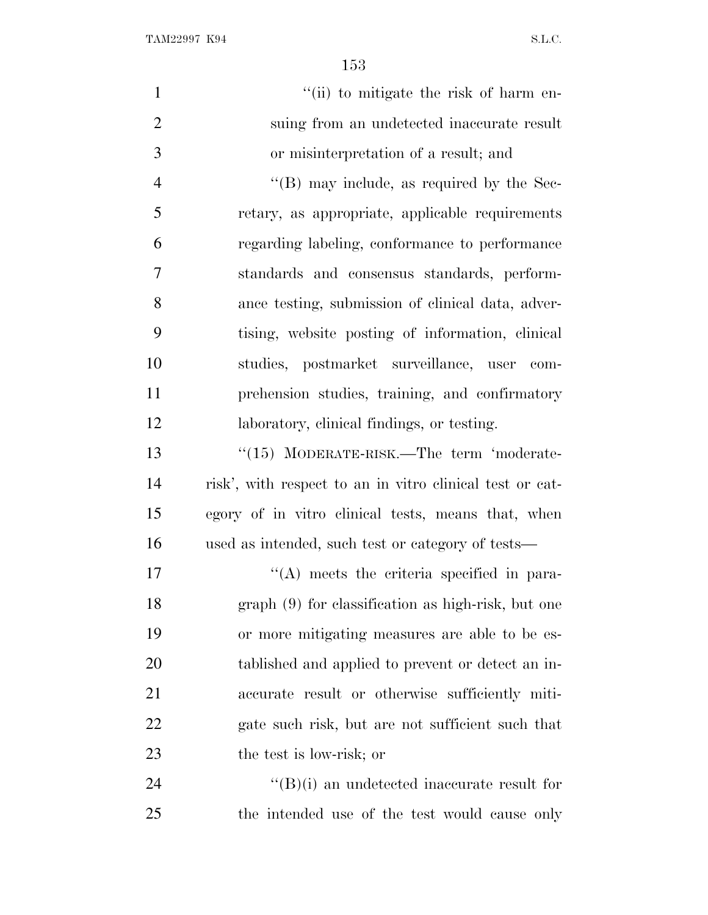"(ii) to mitigate the risk of harm ensuing from an undetected inaccurate result or misinterpretation of a result; and

"(B) may include, as required by the Secretary, as appropriate, applicable requirements regarding labeling, conformance to performance standards and consensus standards, performance testing, submission of clinical data, advertising, website posting of information, clinical studies, postmarket surveillance, user comprehension studies, training, and confirmatory laboratory, clinical findings, or testing.

"(15) MODERATE-RISK.—The term 'moderate-risk', with respect to an in vitro clinical test or category of in vitro clinical tests, means that, when used as intended, such test or category of tests—

"(A) meets the criteria specified in paragraph (9) for classification as high-risk, but one or more mitigating measures are able to be established and applied to prevent or detect an inaccurate result or otherwise sufficiently mitigate such risk, but are not sufficient such that the test is low-risk; or

"(B)(i) an undetected inaccurate result for the intended use of the test would cause only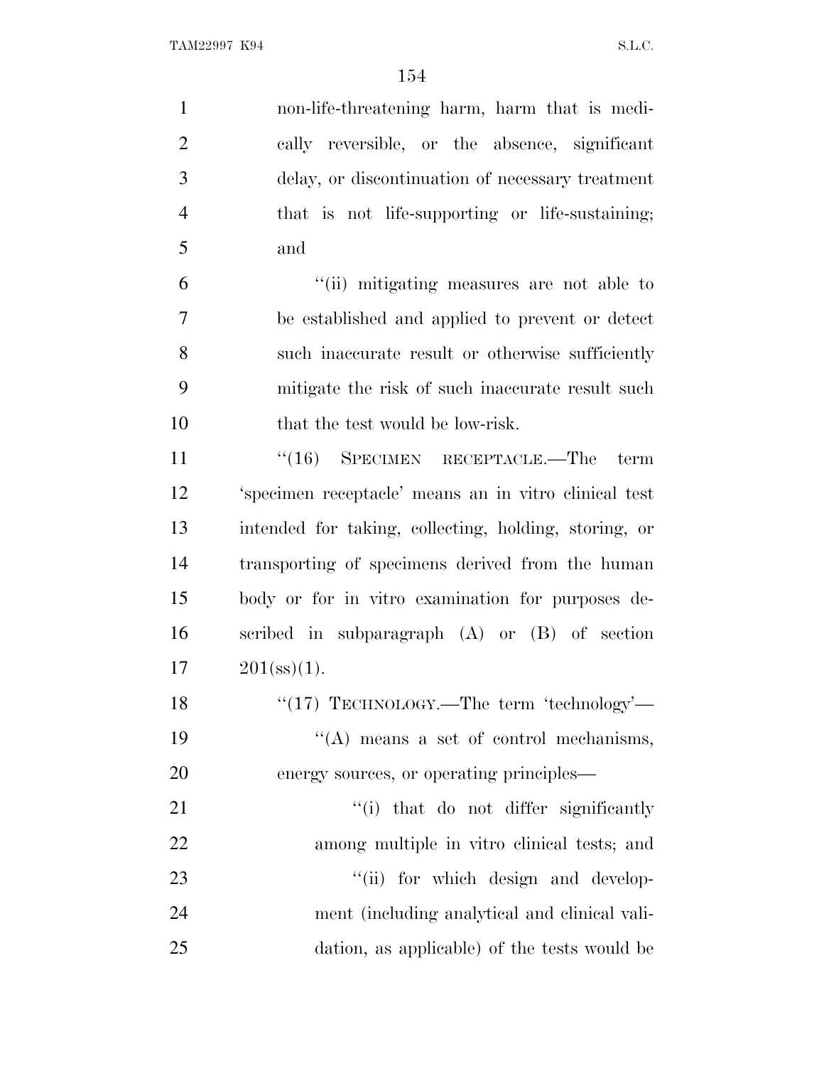non-life-threatening harm, harm that is medically reversible, or the absence, significant delay, or discontinuation of necessary treatment that is not life-supporting or life-sustaining; and

"(ii) mitigating measures are not able to be established and applied to prevent or detect such inaccurate result or otherwise sufficiently mitigate the risk of such inaccurate result such that the test would be low-risk.

"(16) SPECIMEN RECEPTACLE.—The term 'specimen receptacle' means an in vitro clinical test intended for taking, collecting, holding, storing, or transporting of specimens derived from the human body or for in vitro examination for purposes described in subparagraph (A) or (B) of section 201(ss)(1).

"(17) TECHNOLOGY.—The term 'technology'—

"(A) means a set of control mechanisms, energy sources, or operating principles—

"(i) that do not differ significantly among multiple in vitro clinical tests; and

"(ii) for which design and development (including analytical and clinical validation, as applicable) of the tests would be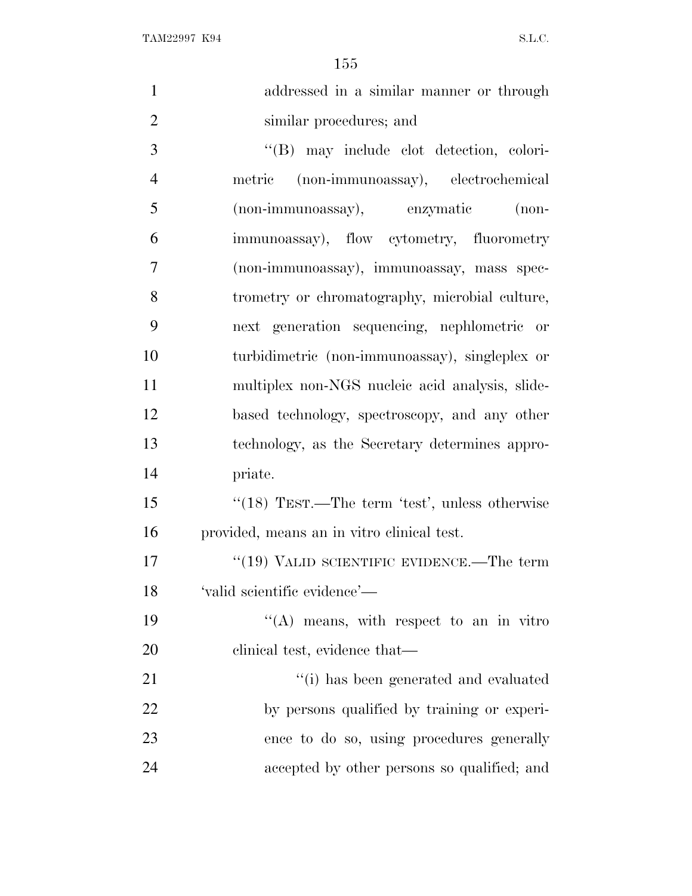addressed in a similar manner or through similar procedures; and

"(B) may include clot detection, colorimetric (non-immunoassay), electrochemical (non-immunoassay), enzymatic (non-immunoassay), flow cytometry, fluorometry (non-immunoassay), immunoassay, mass spectrometry or chromatography, microbial culture, next generation sequencing, nephlometric or turbidimetric (non-immunoassay), singleplex or multiplex non-NGS nucleic acid analysis, slide-based technology, spectroscopy, and any other technology, as the Secretary determines appropriate.

"(18) TEST.—The term 'test', unless otherwise provided, means an in vitro clinical test.

"(19) VALID SCIENTIFIC EVIDENCE.—The term 'valid scientific evidence'—

"(A) means, with respect to an in vitro clinical test, evidence that—

"(i) has been generated and evaluated by persons qualified by training or experience to do so, using procedures generally accepted by other persons so qualified; and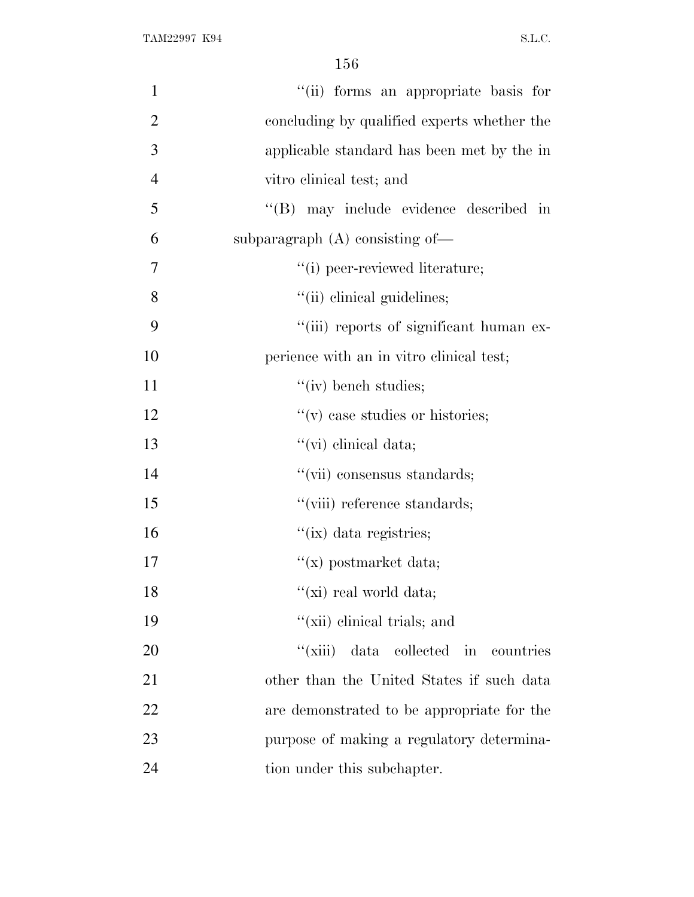''(ii) forms an appropriate basis for concluding by qualified experts whether the applicable standard has been met by the in vitro clinical test; and

''(B) may include evidence described in subparagraph (A) consisting of—

''(i) peer-reviewed literature;

''(ii) clinical guidelines;

''(iii) reports of significant human experience with an in vitro clinical test;

''(iv) bench studies;

''(v) case studies or histories;

''(vi) clinical data;

''(vii) consensus standards;

''(viii) reference standards;

''(ix) data registries;

''(x) postmarket data;

''(xi) real world data;

''(xii) clinical trials; and

''(xiii) data collected in countries other than the United States if such data are demonstrated to be appropriate for the purpose of making a regulatory determination under this subchapter.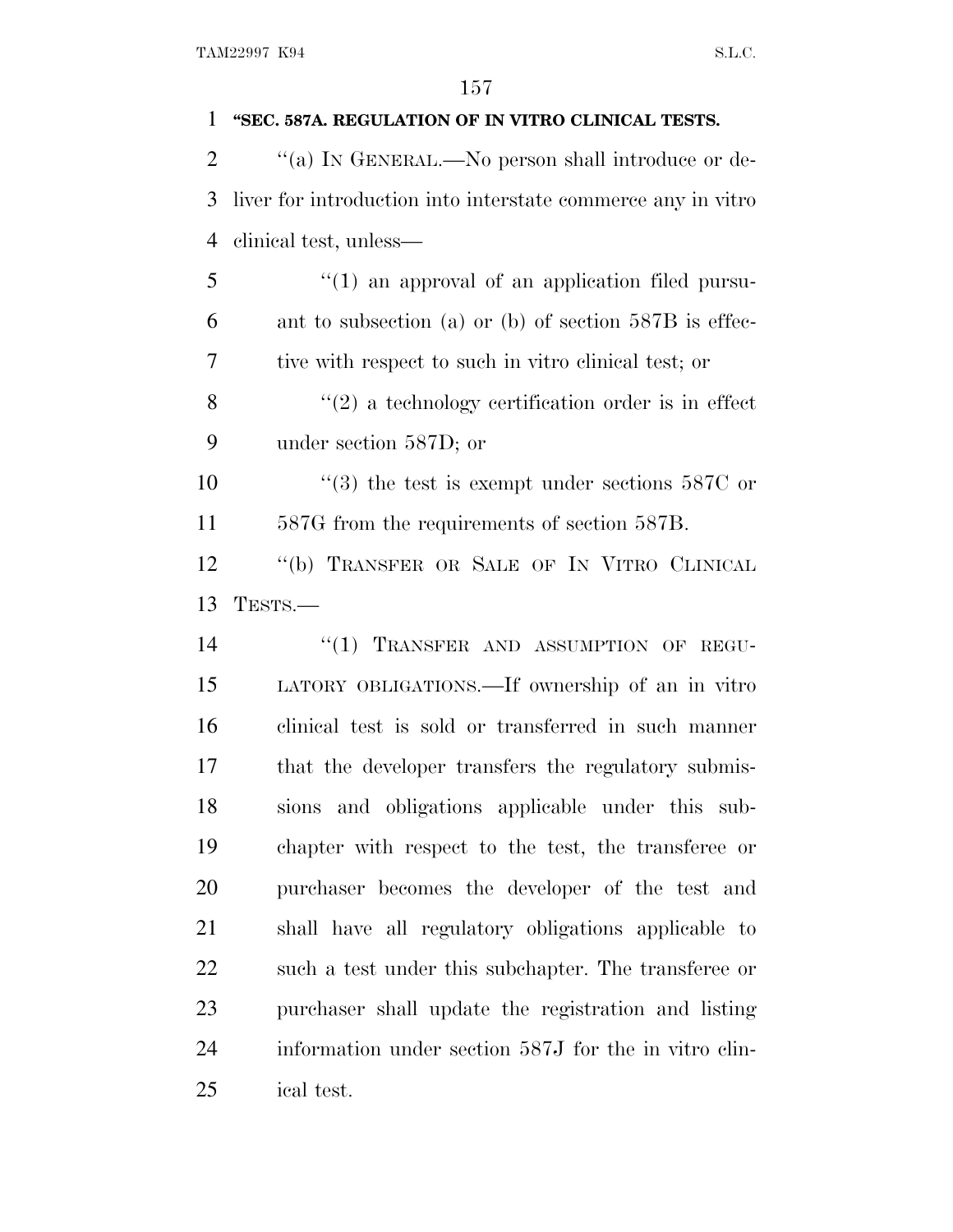**"SEC. 587A. REGULATION OF IN VITRO CLINICAL TESTS.**

"(a) IN GENERAL.—No person shall introduce or deliver for introduction into interstate commerce any in vitro clinical test, unless—

"(1) an approval of an application filed pursuant to subsection (a) or (b) of section 587B is effective with respect to such in vitro clinical test; or

"(2) a technology certification order is in effect under section 587D; or

"(3) the test is exempt under sections 587C or 587G from the requirements of section 587B.

"(b) TRANSFER OR SALE OF IN VITRO CLINICAL TESTS.—

"(1) TRANSFER AND ASSUMPTION OF REGULATORY OBLIGATIONS.—If ownership of an in vitro clinical test is sold or transferred in such manner that the developer transfers the regulatory submissions and obligations applicable under this subchapter with respect to the test, the transferee or purchaser becomes the developer of the test and shall have all regulatory obligations applicable to such a test under this subchapter. The transferee or purchaser shall update the registration and listing information under section 587J for the in vitro clinical test.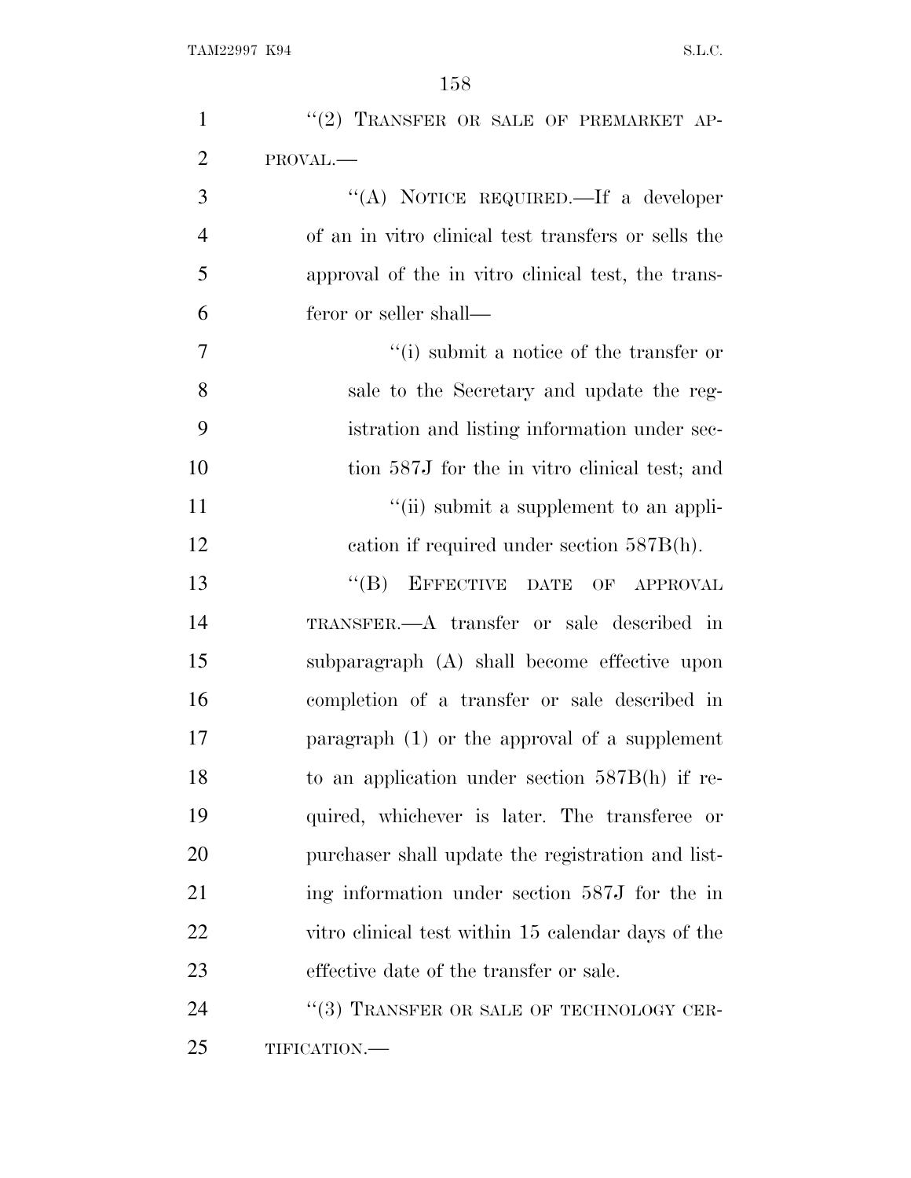"(2) TRANSFER OR SALE OF PREMARKET APPROVAL.—

"(A) NOTICE REQUIRED.—If a developer of an in vitro clinical test transfers or sells the approval of the in vitro clinical test, the transferor or seller shall—

"(i) submit a notice of the transfer or sale to the Secretary and update the registration and listing information under section 587J for the in vitro clinical test; and

"(ii) submit a supplement to an application if required under section 587B(h).

"(B) EFFECTIVE DATE OF APPROVAL TRANSFER.—A transfer or sale described in subparagraph (A) shall become effective upon completion of a transfer or sale described in paragraph (1) or the approval of a supplement to an application under section 587B(h) if required, whichever is later. The transferee or purchaser shall update the registration and listing information under section 587J for the in vitro clinical test within 15 calendar days of the effective date of the transfer or sale.

"(3) TRANSFER OR SALE OF TECHNOLOGY CERTIFICATION.—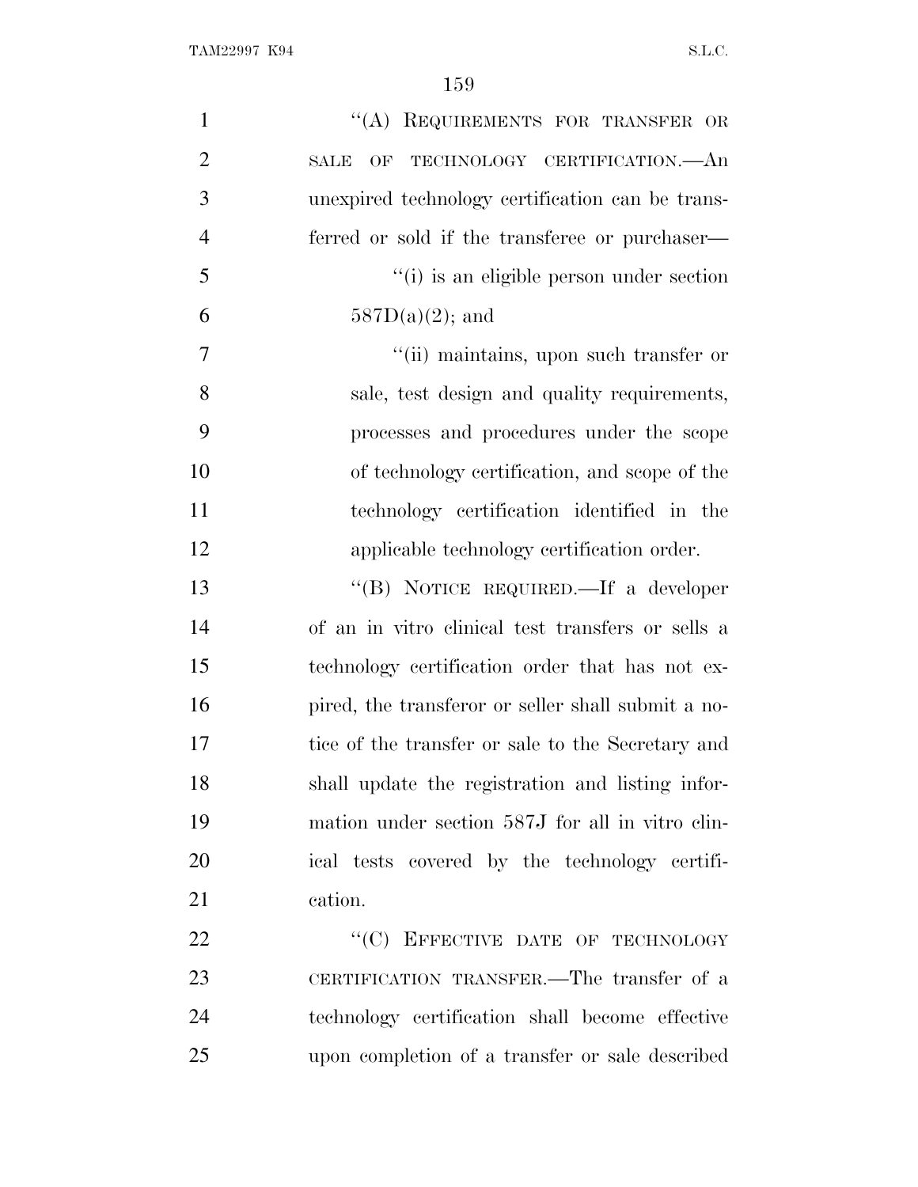"(A) REQUIREMENTS FOR TRANSFER OR SALE OF TECHNOLOGY CERTIFICATION.—An unexpired technology certification can be transferred or sold if the transferee or purchaser—

"(i) is an eligible person under section 587D(a)(2); and

"(ii) maintains, upon such transfer or sale, test design and quality requirements, processes and procedures under the scope of technology certification, and scope of the technology certification identified in the applicable technology certification order.

"(B) NOTICE REQUIRED.—If a developer of an in vitro clinical test transfers or sells a technology certification order that has not expired, the transferor or seller shall submit a notice of the transfer or sale to the Secretary and shall update the registration and listing information under section 587J for all in vitro clinical tests covered by the technology certification.

"(C) EFFECTIVE DATE OF TECHNOLOGY CERTIFICATION TRANSFER.—The transfer of a technology certification shall become effective upon completion of a transfer or sale described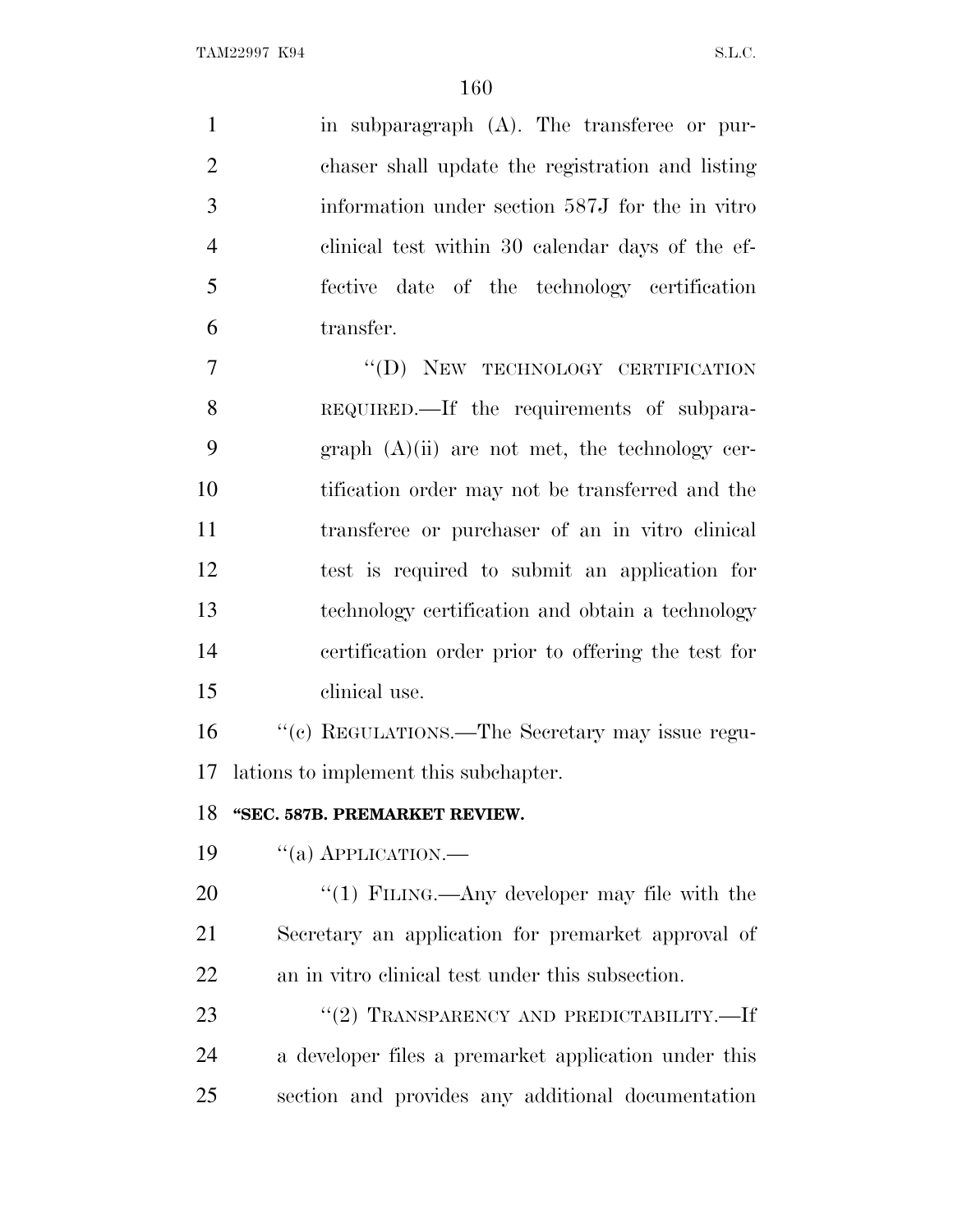in subparagraph (A). The transferee or purchaser shall update the registration and listing information under section 587J for the in vitro clinical test within 30 calendar days of the effective date of the technology certification transfer.

"(D) NEW TECHNOLOGY CERTIFICATION REQUIRED.—If the requirements of subparagraph (A)(ii) are not met, the technology certification order may not be transferred and the transferee or purchaser of an in vitro clinical test is required to submit an application for technology certification and obtain a technology certification order prior to offering the test for clinical use.

"(c) REGULATIONS.—The Secretary may issue regulations to implement this subchapter.

**"SEC. 587B. PREMARKET REVIEW.**

"(a) APPLICATION.—

"(1) FILING.—Any developer may file with the Secretary an application for premarket approval of an in vitro clinical test under this subsection.

"(2) TRANSPARENCY AND PREDICTABILITY.—If a developer files a premarket application under this section and provides any additional documentation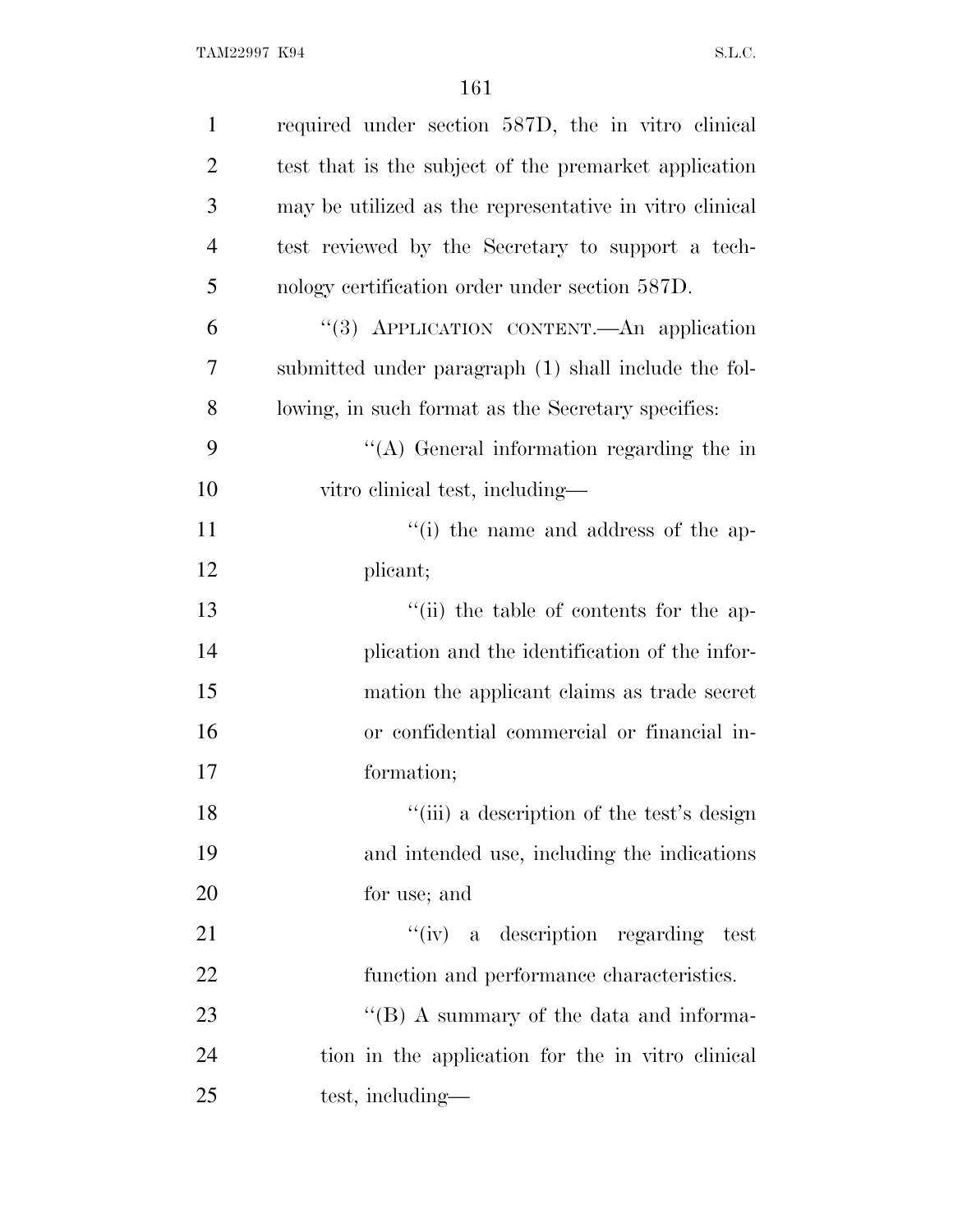required under section 587D, the in vitro clinical test that is the subject of the premarket application may be utilized as the representative in vitro clinical test reviewed by the Secretary to support a technology certification order under section 587D.

"(3) APPLICATION CONTENT.—An application submitted under paragraph (1) shall include the following, in such format as the Secretary specifies:

"(A) General information regarding the in vitro clinical test, including—

"(i) the name and address of the applicant;

"(ii) the table of contents for the application and the identification of the information the applicant claims as trade secret or confidential commercial or financial information;

"(iii) a description of the test's design and intended use, including the indications for use; and

"(iv) a description regarding test function and performance characteristics.

"(B) A summary of the data and information in the application for the in vitro clinical test, including—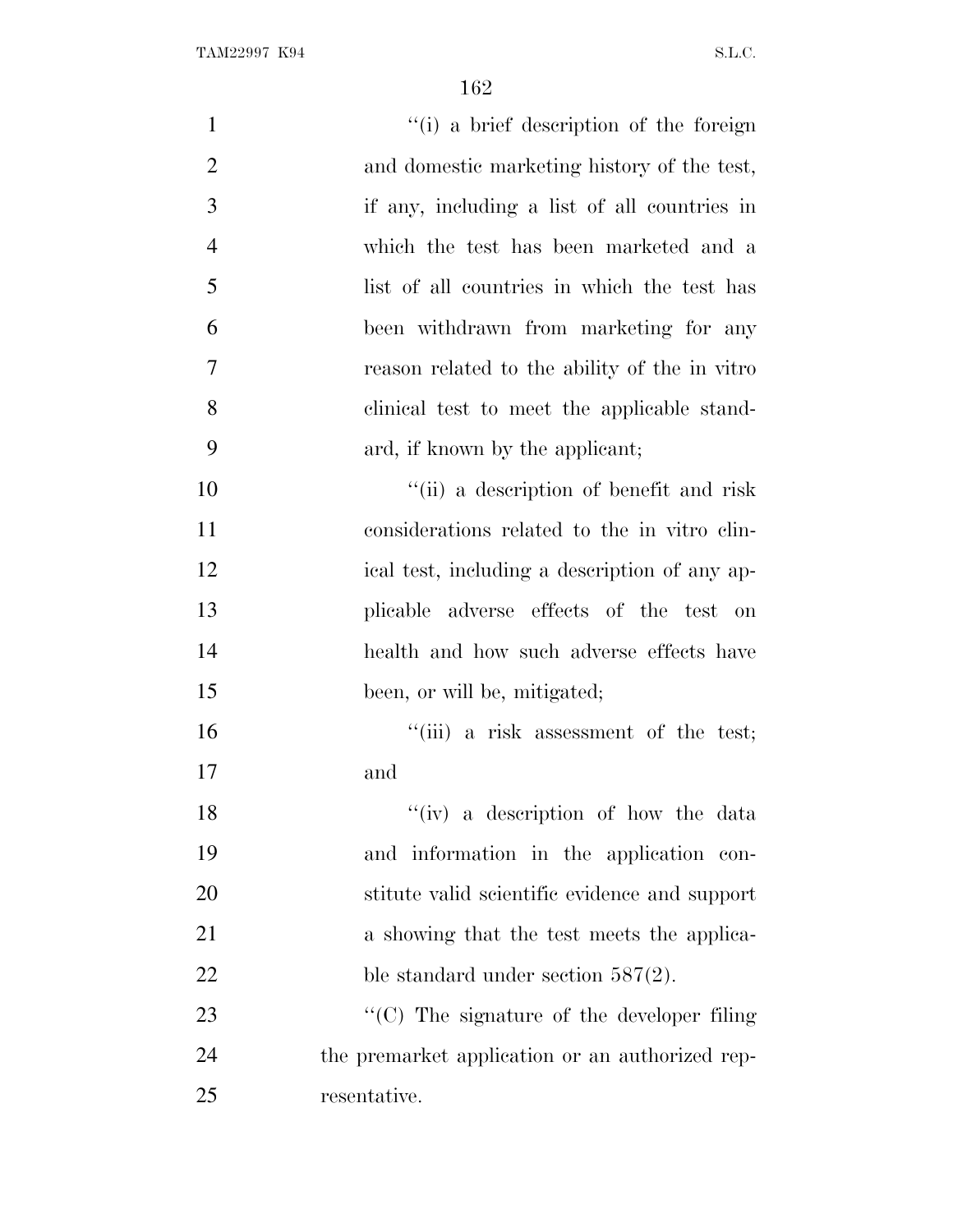"(i) a brief description of the foreign and domestic marketing history of the test, if any, including a list of all countries in which the test has been marketed and a list of all countries in which the test has been withdrawn from marketing for any reason related to the ability of the in vitro clinical test to meet the applicable standard, if known by the applicant;

"(ii) a description of benefit and risk considerations related to the in vitro clinical test, including a description of any applicable adverse effects of the test on health and how such adverse effects have been, or will be, mitigated;

"(iii) a risk assessment of the test; and

"(iv) a description of how the data and information in the application constitute valid scientific evidence and support a showing that the test meets the applicable standard under section 587(2).

"(C) The signature of the developer filing the premarket application or an authorized representative.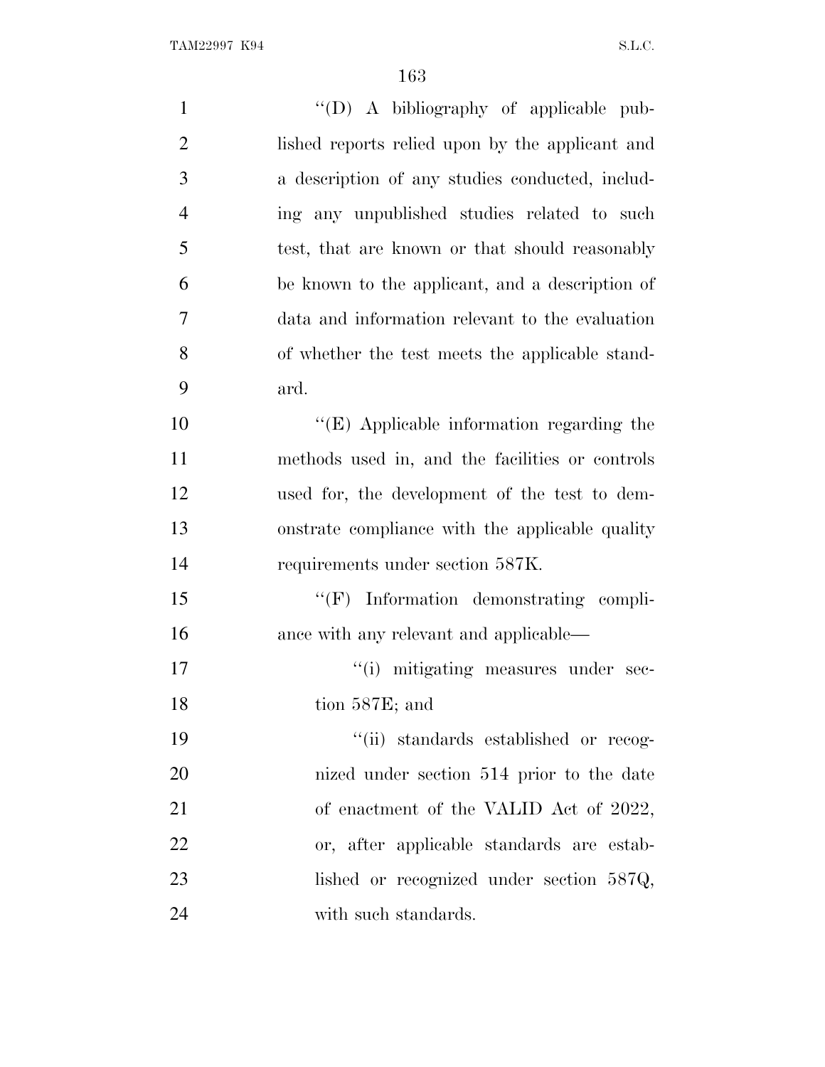''(D) A bibliography of applicable published reports relied upon by the applicant and a description of any studies conducted, including any unpublished studies related to such test, that are known or that should reasonably be known to the applicant, and a description of data and information relevant to the evaluation of whether the test meets the applicable standard.

''(E) Applicable information regarding the methods used in, and the facilities or controls used for, the development of the test to demonstrate compliance with the applicable quality requirements under section 587K.

''(F) Information demonstrating compliance with any relevant and applicable—

''(i) mitigating measures under section 587E; and

''(ii) standards established or recognized under section 514 prior to the date of enactment of the VALID Act of 2022, or, after applicable standards are established or recognized under section 587Q, with such standards.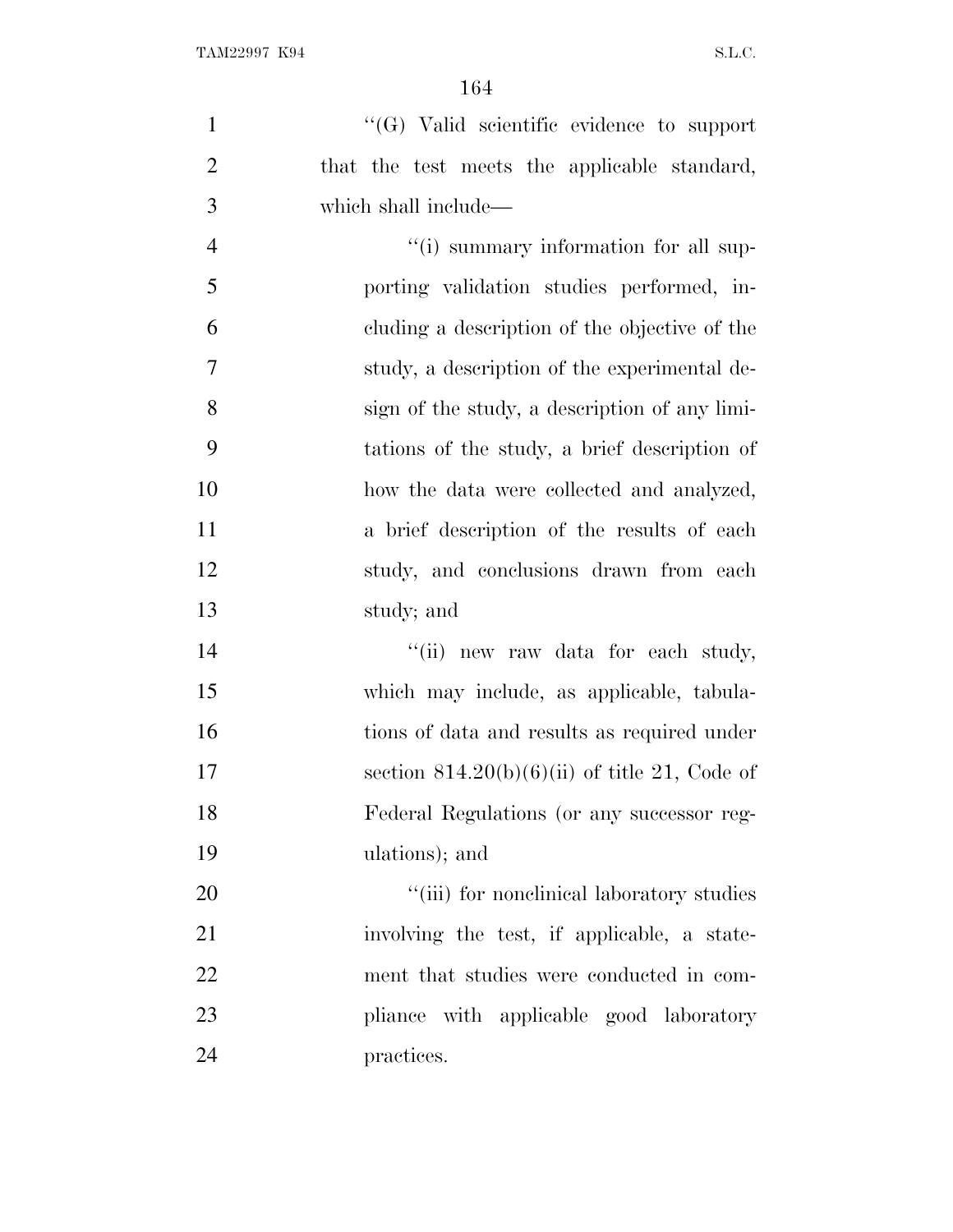''(G) Valid scientific evidence to support that the test meets the applicable standard, which shall include—

''(i) summary information for all supporting validation studies performed, including a description of the objective of the study, a description of the experimental design of the study, a description of any limitations of the study, a brief description of how the data were collected and analyzed, a brief description of the results of each study, and conclusions drawn from each study; and

''(ii) new raw data for each study, which may include, as applicable, tabulations of data and results as required under section 814.20(b)(6)(ii) of title 21, Code of Federal Regulations (or any successor regulations); and

''(iii) for nonclinical laboratory studies involving the test, if applicable, a statement that studies were conducted in compliance with applicable good laboratory practices.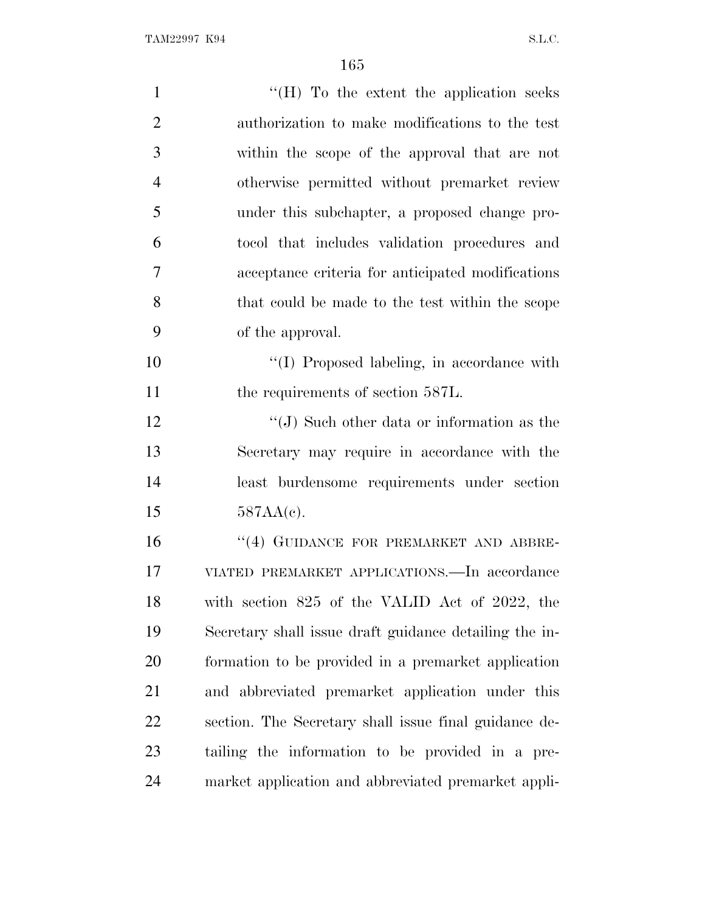''(H) To the extent the application seeks authorization to make modifications to the test within the scope of the approval that are not otherwise permitted without premarket review under this subchapter, a proposed change protocol that includes validation procedures and acceptance criteria for anticipated modifications that could be made to the test within the scope of the approval.

''(I) Proposed labeling, in accordance with the requirements of section 587L.

''(J) Such other data or information as the Secretary may require in accordance with the least burdensome requirements under section 587AA(c).

''(4) GUIDANCE FOR PREMARKET AND ABBREVIATED PREMARKET APPLICATIONS.—In accordance with section 825 of the VALID Act of 2022, the Secretary shall issue draft guidance detailing the information to be provided in a premarket application and abbreviated premarket application under this section. The Secretary shall issue final guidance detailing the information to be provided in a premarket application and abbreviated premarket appli-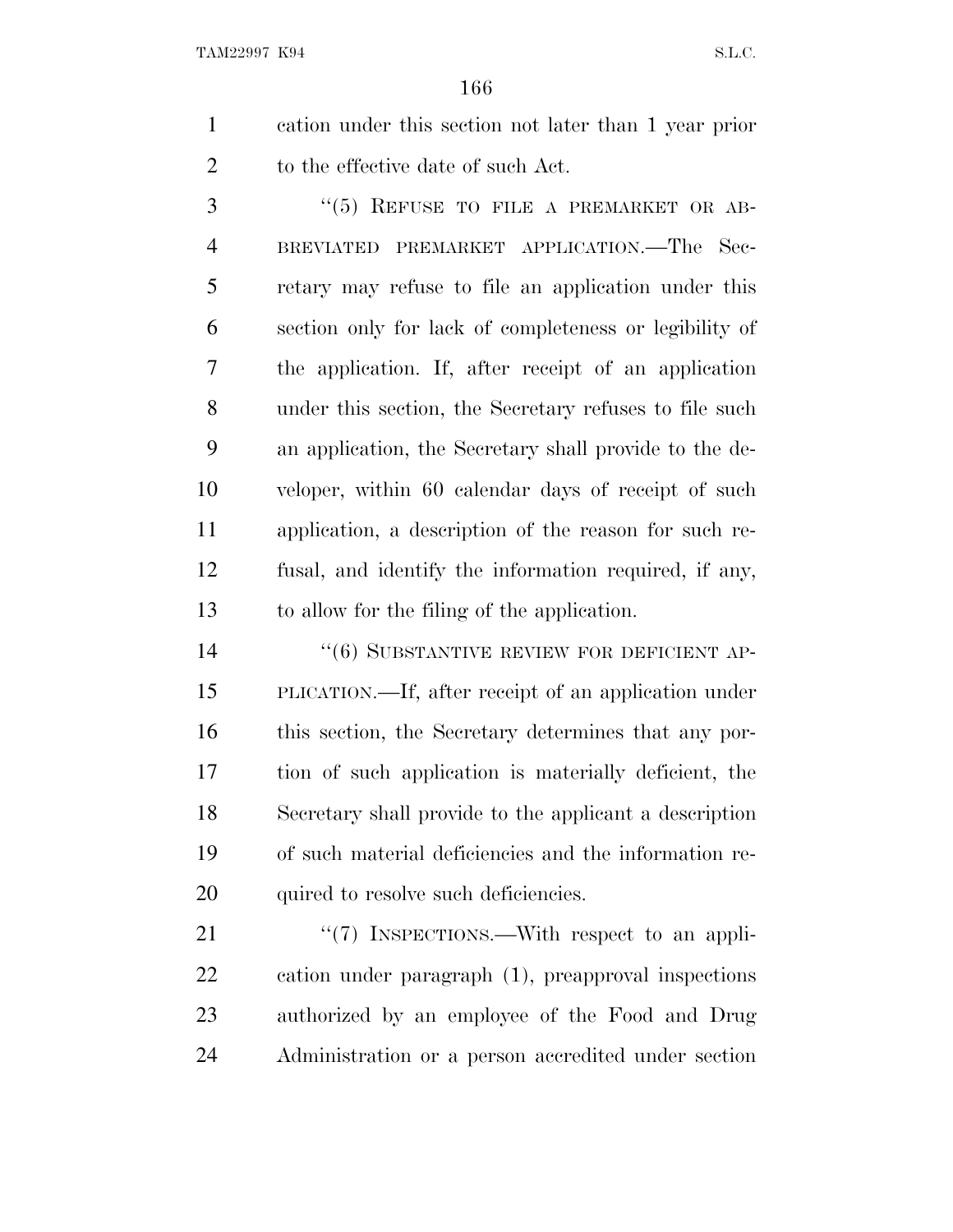cation under this section not later than 1 year prior to the effective date of such Act.

“(5) REFUSE TO FILE A PREMARKET OR ABBREVIATED PREMARKET APPLICATION.—The Secretary may refuse to file an application under this section only for lack of completeness or legibility of the application. If, after receipt of an application under this section, the Secretary refuses to file such an application, the Secretary shall provide to the developer, within 60 calendar days of receipt of such application, a description of the reason for such refusal, and identify the information required, if any, to allow for the filing of the application.

“(6) SUBSTANTIVE REVIEW FOR DEFICIENT APPLICATION.—If, after receipt of an application under this section, the Secretary determines that any portion of such application is materially deficient, the Secretary shall provide to the applicant a description of such material deficiencies and the information required to resolve such deficiencies.

“(7) INSPECTIONS.—With respect to an application under paragraph (1), preapproval inspections authorized by an employee of the Food and Drug Administration or a person accredited under section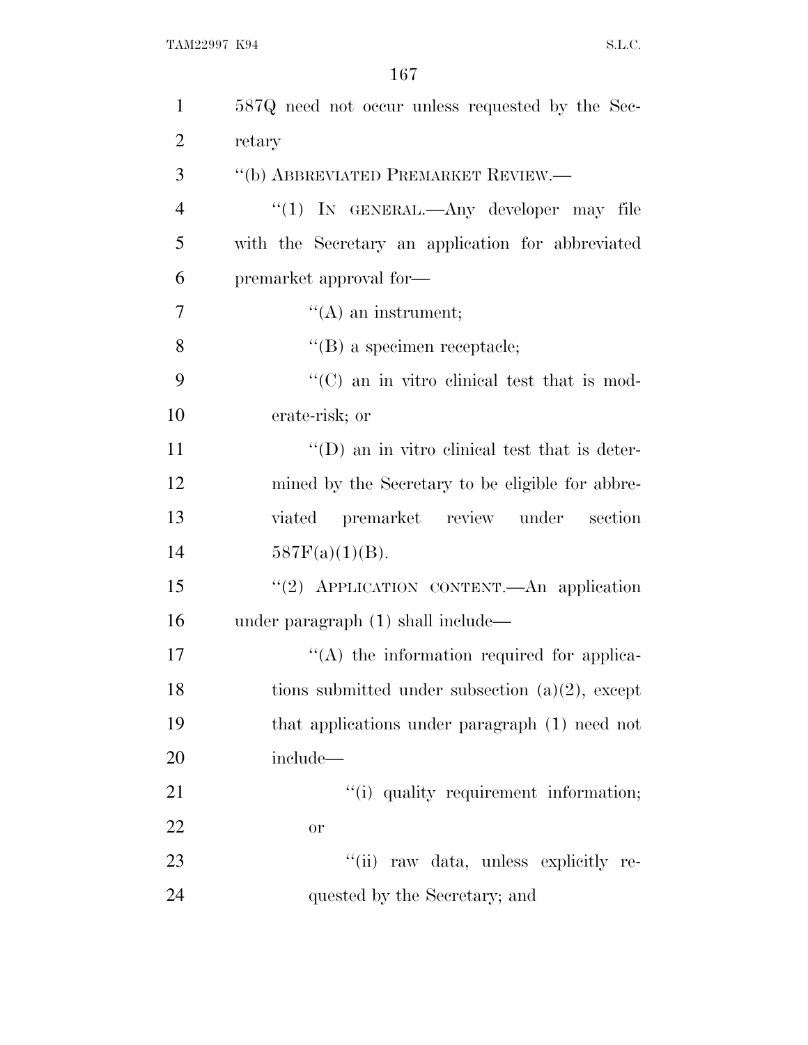587Q need not occur unless requested by the Secretary

“(b) ABBREVIATED PREMARKET REVIEW.—

“(1) IN GENERAL.—Any developer may file with the Secretary an application for abbreviated premarket approval for—

“(A) an instrument;

“(B) a specimen receptacle;

“(C) an in vitro clinical test that is moderate-risk; or

“(D) an in vitro clinical test that is determined by the Secretary to be eligible for abbreviated premarket review under section 587F(a)(1)(B).

“(2) APPLICATION CONTENT.—An application under paragraph (1) shall include—

“(A) the information required for applications submitted under subsection (a)(2), except that applications under paragraph (1) need not include—

“(i) quality requirement information; or

“(ii) raw data, unless explicitly requested by the Secretary; and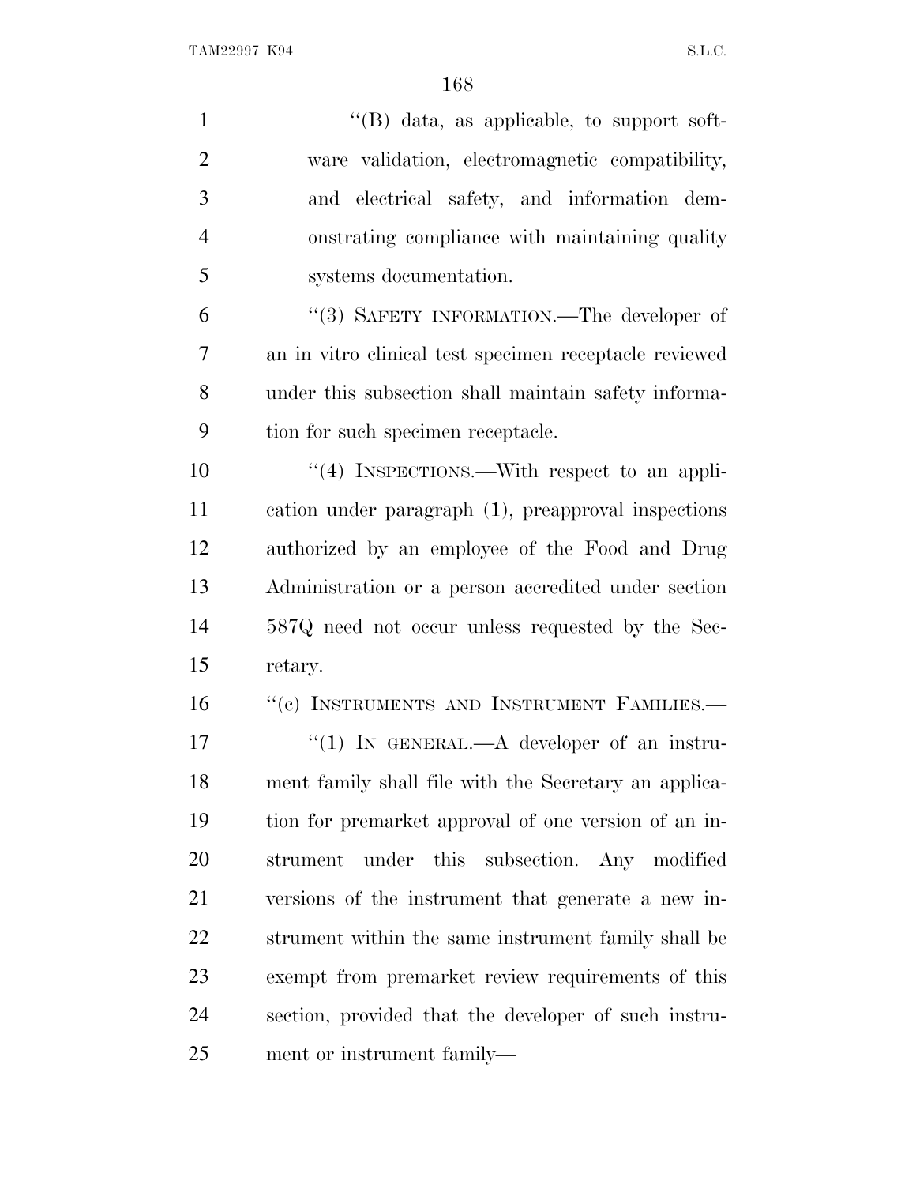''(B) data, as applicable, to support software validation, electromagnetic compatibility, and electrical safety, and information demonstrating compliance with maintaining quality systems documentation.

''(3) SAFETY INFORMATION.—The developer of an in vitro clinical test specimen receptacle reviewed under this subsection shall maintain safety information for such specimen receptacle.

''(4) INSPECTIONS.—With respect to an application under paragraph (1), preapproval inspections authorized by an employee of the Food and Drug Administration or a person accredited under section 587Q need not occur unless requested by the Secretary.

''(c) INSTRUMENTS AND INSTRUMENT FAMILIES.—

''(1) IN GENERAL.—A developer of an instrument family shall file with the Secretary an application for premarket approval of one version of an instrument under this subsection. Any modified versions of the instrument that generate a new instrument within the same instrument family shall be exempt from premarket review requirements of this section, provided that the developer of such instrument or instrument family—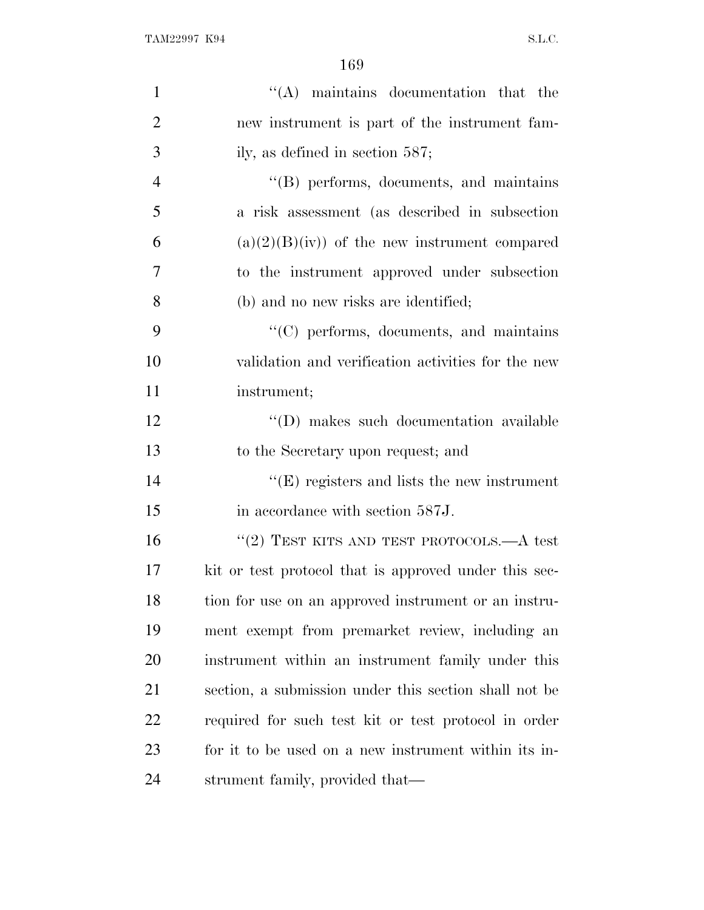"(A) maintains documentation that the new instrument is part of the instrument family, as defined in section 587;

"(B) performs, documents, and maintains a risk assessment (as described in subsection (a)(2)(B)(iv)) of the new instrument compared to the instrument approved under subsection (b) and no new risks are identified;

"(C) performs, documents, and maintains validation and verification activities for the new instrument;

"(D) makes such documentation available to the Secretary upon request; and

"(E) registers and lists the new instrument in accordance with section 587J.

"(2) TEST KITS AND TEST PROTOCOLS.—A test kit or test protocol that is approved under this section for use on an approved instrument or an instrument exempt from premarket review, including an instrument within an instrument family under this section, a submission under this section shall not be required for such test kit or test protocol in order for it to be used on a new instrument within its instrument family, provided that—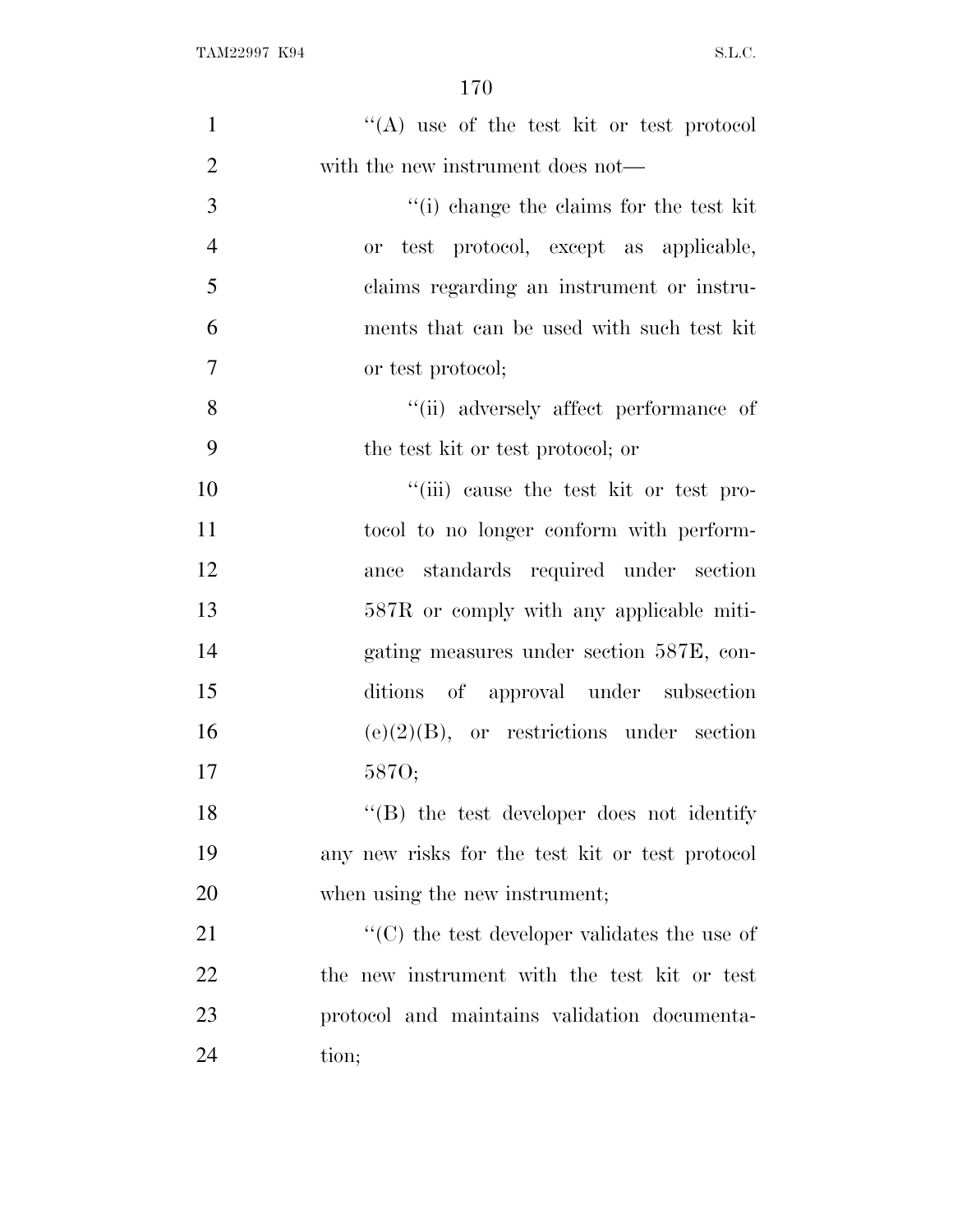''(A) use of the test kit or test protocol with the new instrument does not—

''(i) change the claims for the test kit or test protocol, except as applicable, claims regarding an instrument or instruments that can be used with such test kit or test protocol;

''(ii) adversely affect performance of the test kit or test protocol; or

''(iii) cause the test kit or test protocol to no longer conform with performance standards required under section 587R or comply with any applicable mitigating measures under section 587E, conditions of approval under subsection (e)(2)(B), or restrictions under section 587O;

''(B) the test developer does not identify any new risks for the test kit or test protocol when using the new instrument;

''(C) the test developer validates the use of the new instrument with the test kit or test protocol and maintains validation documentation;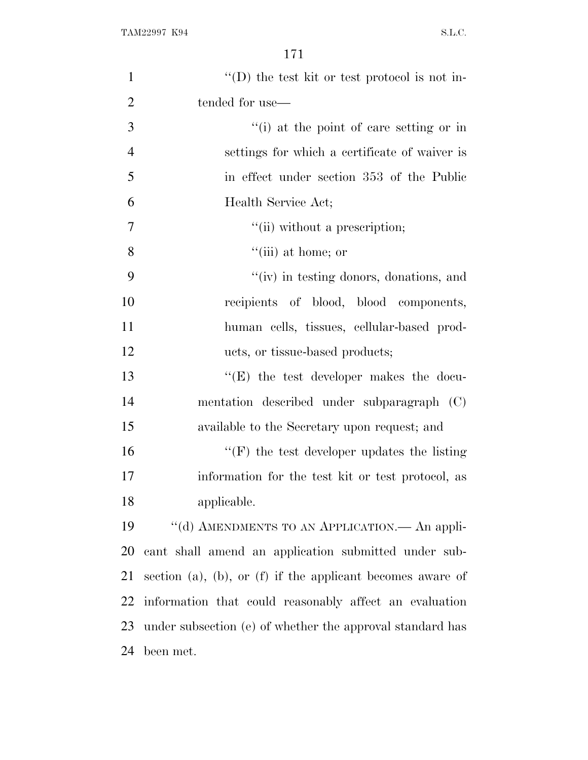''(D) the test kit or test protocol is not intended for use—

''(i) at the point of care setting or in settings for which a certificate of waiver is in effect under section 353 of the Public Health Service Act;

''(ii) without a prescription;

''(iii) at home; or

''(iv) in testing donors, donations, and recipients of blood, blood components, human cells, tissues, cellular-based products, or tissue-based products;

''(E) the test developer makes the documentation described under subparagraph (C) available to the Secretary upon request; and

''(F) the test developer updates the listing information for the test kit or test protocol, as applicable.

''(d) AMENDMENTS TO AN APPLICATION.— An applicant shall amend an application submitted under subsection (a), (b), or (f) if the applicant becomes aware of information that could reasonably affect an evaluation under subsection (e) of whether the approval standard has been met.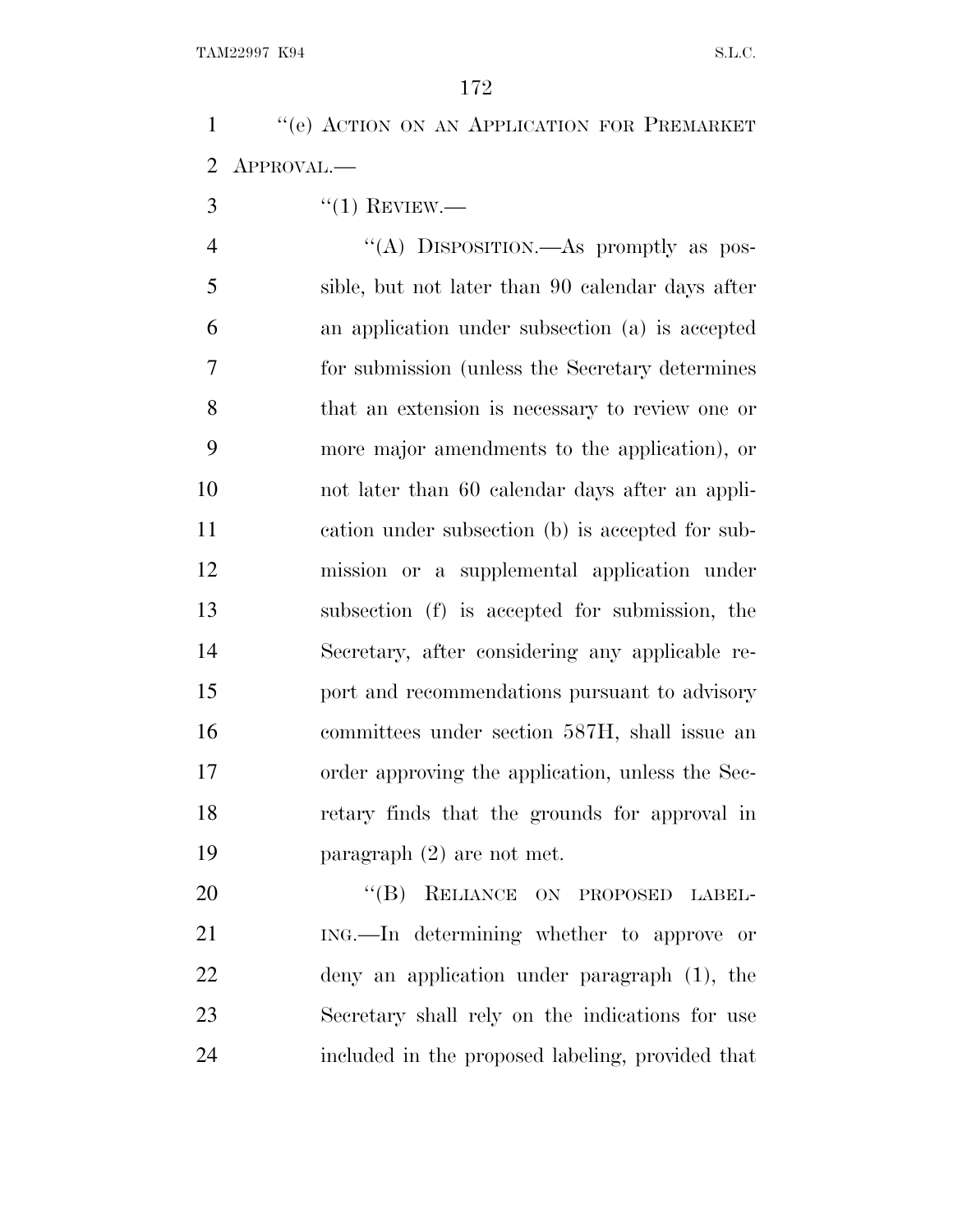"(e) ACTION ON AN APPLICATION FOR PREMARKET APPROVAL.—

"(1) REVIEW.—

"(A) DISPOSITION.—As promptly as possible, but not later than 90 calendar days after an application under subsection (a) is accepted for submission (unless the Secretary determines that an extension is necessary to review one or more major amendments to the application), or not later than 60 calendar days after an application under subsection (b) is accepted for submission or a supplemental application under subsection (f) is accepted for submission, the Secretary, after considering any applicable report and recommendations pursuant to advisory committees under section 587H, shall issue an order approving the application, unless the Secretary finds that the grounds for approval in paragraph (2) are not met.

"(B) RELIANCE ON PROPOSED LABELING.—In determining whether to approve or deny an application under paragraph (1), the Secretary shall rely on the indications for use included in the proposed labeling, provided that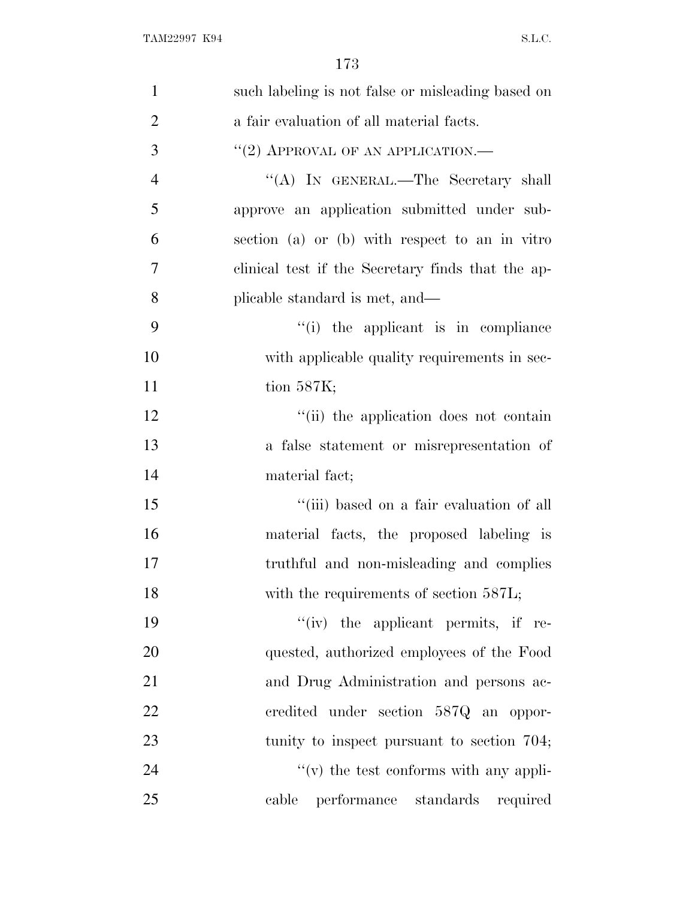such labeling is not false or misleading based on a fair evaluation of all material facts.

"(2) APPROVAL OF AN APPLICATION.—

"(A) IN GENERAL.—The Secretary shall approve an application submitted under subsection (a) or (b) with respect to an in vitro clinical test if the Secretary finds that the applicable standard is met, and—

"(i) the applicant is in compliance with applicable quality requirements in section 587K;

"(ii) the application does not contain a false statement or misrepresentation of material fact;

"(iii) based on a fair evaluation of all material facts, the proposed labeling is truthful and non-misleading and complies with the requirements of section 587L;

"(iv) the applicant permits, if requested, authorized employees of the Food and Drug Administration and persons accredited under section 587Q an opportunity to inspect pursuant to section 704;

"(v) the test conforms with any applicable performance standards required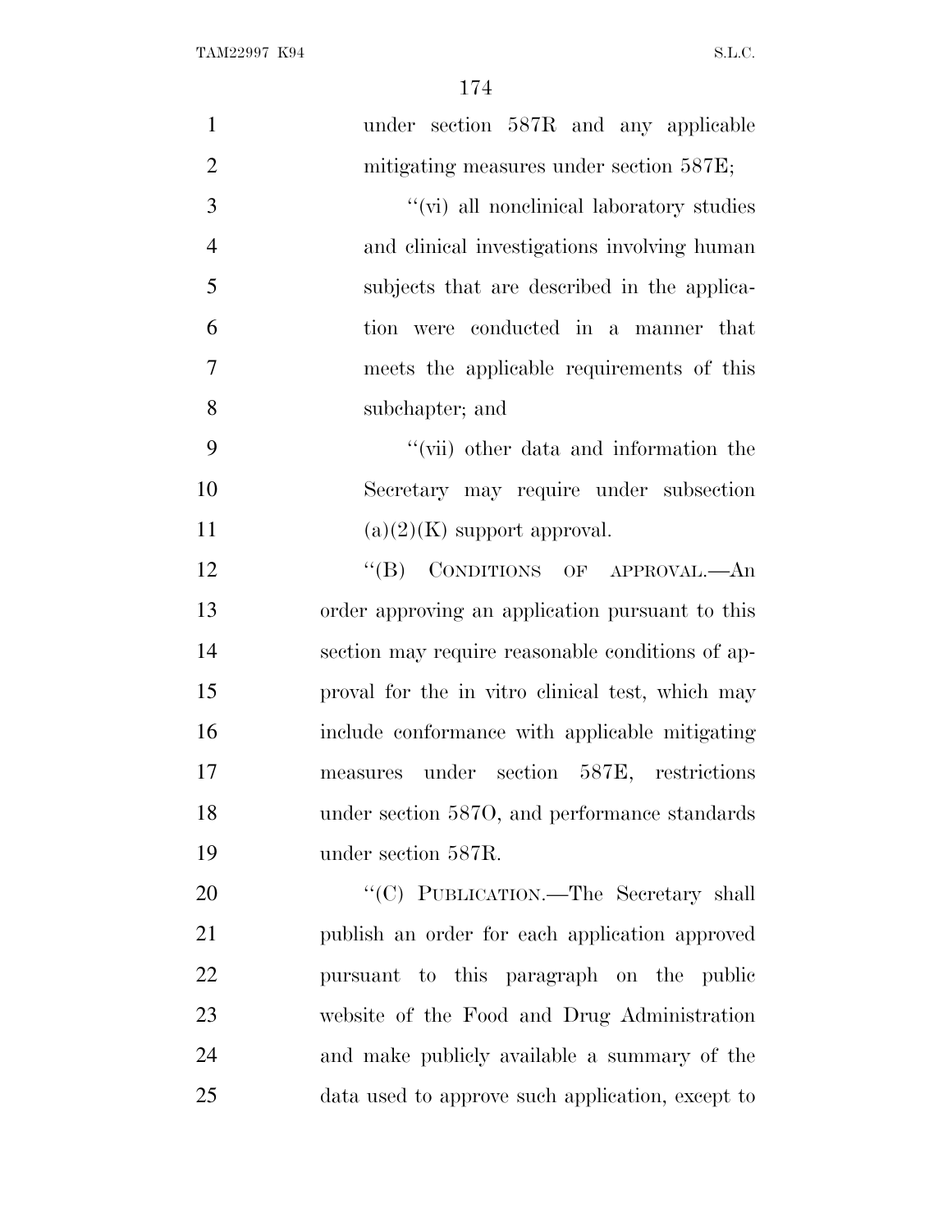under section 587R and any applicable mitigating measures under section 587E;

"(vi) all nonclinical laboratory studies and clinical investigations involving human subjects that are described in the application were conducted in a manner that meets the applicable requirements of this subchapter; and

"(vii) other data and information the Secretary may require under subsection (a)(2)(K) support approval.

"(B) CONDITIONS OF APPROVAL.—An order approving an application pursuant to this section may require reasonable conditions of approval for the in vitro clinical test, which may include conformance with applicable mitigating measures under section 587E, restrictions under section 587O, and performance standards under section 587R.

"(C) PUBLICATION.—The Secretary shall publish an order for each application approved pursuant to this paragraph on the public website of the Food and Drug Administration and make publicly available a summary of the data used to approve such application, except to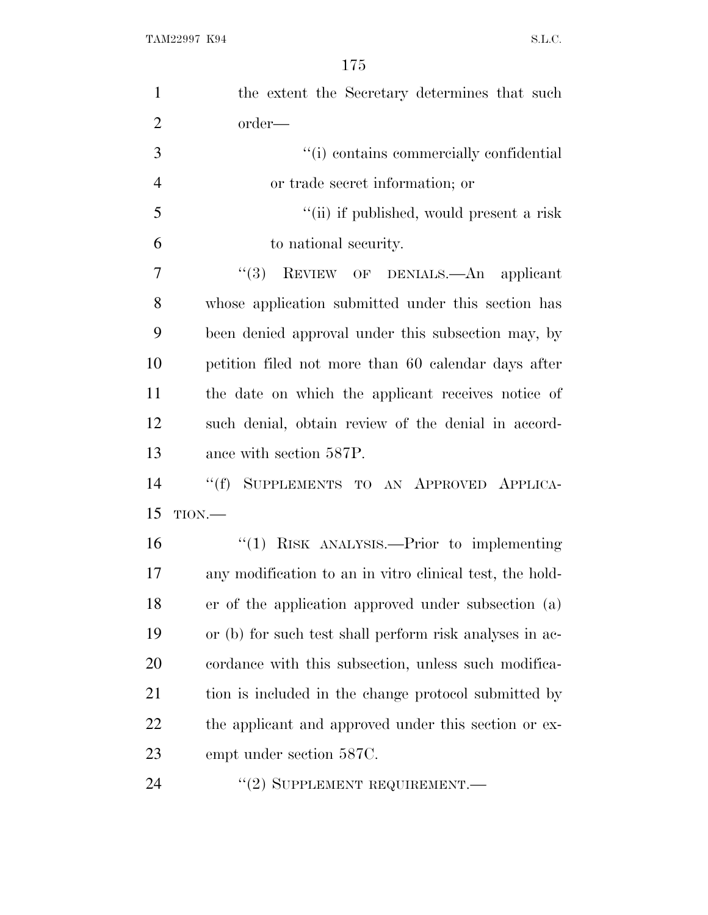the extent the Secretary determines that such order—

''(i) contains commercially confidential or trade secret information; or

''(ii) if published, would present a risk to national security.

''(3) REVIEW OF DENIALS.—An applicant whose application submitted under this section has been denied approval under this subsection may, by petition filed not more than 60 calendar days after the date on which the applicant receives notice of such denial, obtain review of the denial in accordance with section 587P.

''(f) SUPPLEMENTS TO AN APPROVED APPLICATION.—

''(1) RISK ANALYSIS.—Prior to implementing any modification to an in vitro clinical test, the holder of the application approved under subsection (a) or (b) for such test shall perform risk analyses in accordance with this subsection, unless such modification is included in the change protocol submitted by the applicant and approved under this section or exempt under section 587C.

''(2) SUPPLEMENT REQUIREMENT.—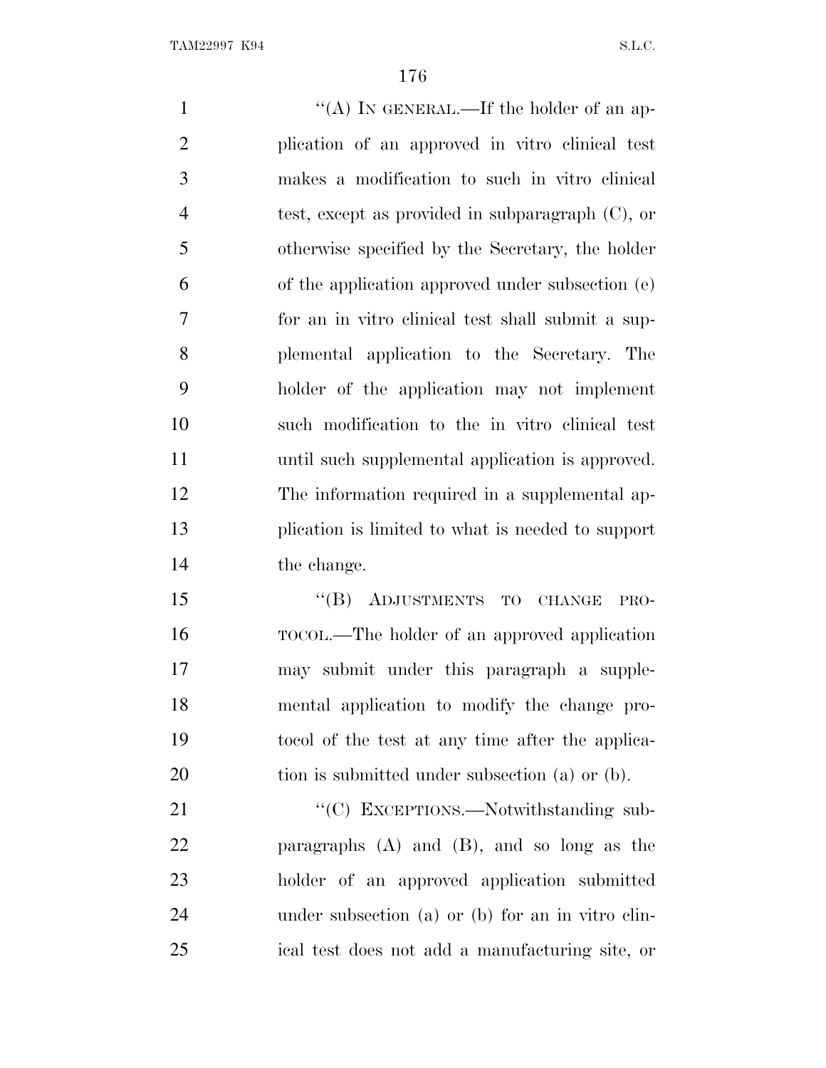''(A) IN GENERAL.—If the holder of an application of an approved in vitro clinical test makes a modification to such in vitro clinical test, except as provided in subparagraph (C), or otherwise specified by the Secretary, the holder of the application approved under subsection (e) for an in vitro clinical test shall submit a supplemental application to the Secretary. The holder of the application may not implement such modification to the in vitro clinical test until such supplemental application is approved. The information required in a supplemental application is limited to what is needed to support the change.

''(B) ADJUSTMENTS TO CHANGE PROTOCOL.—The holder of an approved application may submit under this paragraph a supplemental application to modify the change protocol of the test at any time after the application is submitted under subsection (a) or (b).

''(C) EXCEPTIONS.—Notwithstanding subparagraphs (A) and (B), and so long as the holder of an approved application submitted under subsection (a) or (b) for an in vitro clinical test does not add a manufacturing site, or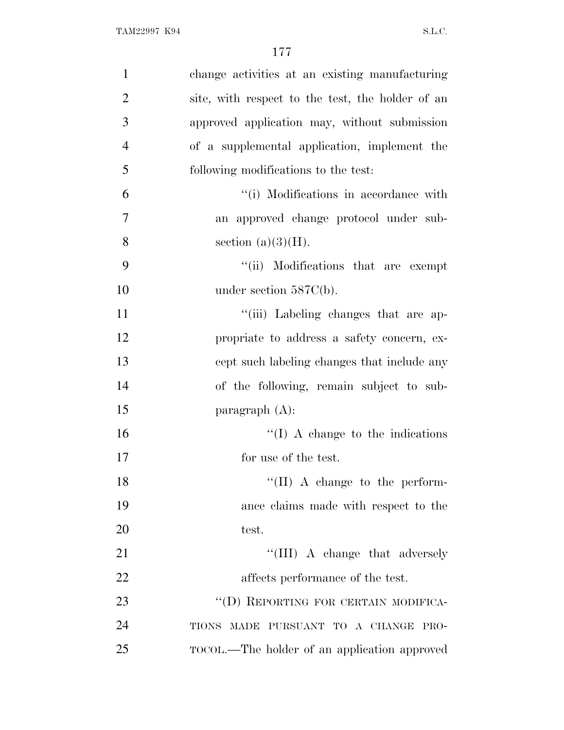change activities at an existing manufacturing site, with respect to the test, the holder of an approved application may, without submission of a supplemental application, implement the following modifications to the test:

"(i) Modifications in accordance with an approved change protocol under subsection (a)(3)(H).

"(ii) Modifications that are exempt under section 587C(b).

"(iii) Labeling changes that are appropriate to address a safety concern, except such labeling changes that include any of the following, remain subject to subparagraph (A):

"(I) A change to the indications for use of the test.

"(II) A change to the performance claims made with respect to the test.

"(III) A change that adversely affects performance of the test.

"(D) REPORTING FOR CERTAIN MODIFICATIONS MADE PURSUANT TO A CHANGE PROTOCOL.—The holder of an application approved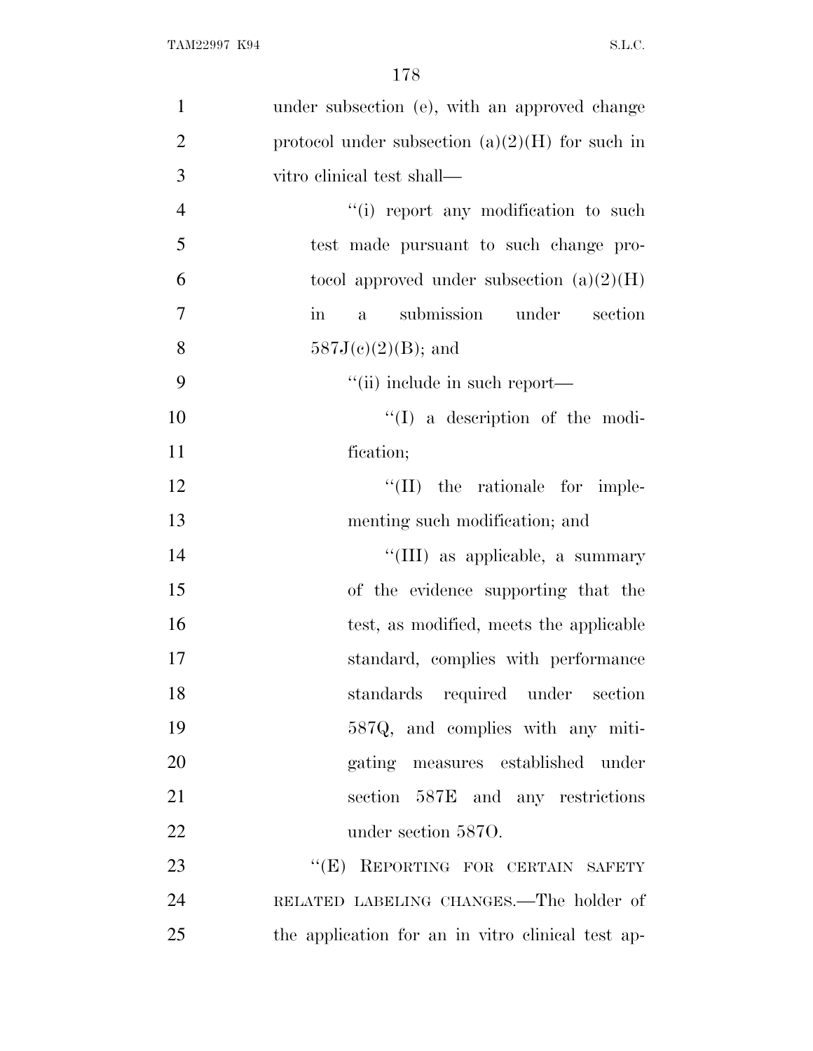under subsection (e), with an approved change protocol under subsection (a)(2)(H) for such in vitro clinical test shall—

''(i) report any modification to such test made pursuant to such change protocol approved under subsection (a)(2)(H) in a submission under section 587J(c)(2)(B); and

''(ii) include in such report—

''(I) a description of the modification;

''(II) the rationale for implementing such modification; and

''(III) as applicable, a summary of the evidence supporting that the test, as modified, meets the applicable standard, complies with performance standards required under section 587Q, and complies with any mitigating measures established under section 587E and any restrictions under section 587O.

''(E) REPORTING FOR CERTAIN SAFETY RELATED LABELING CHANGES.—The holder of the application for an in vitro clinical test ap-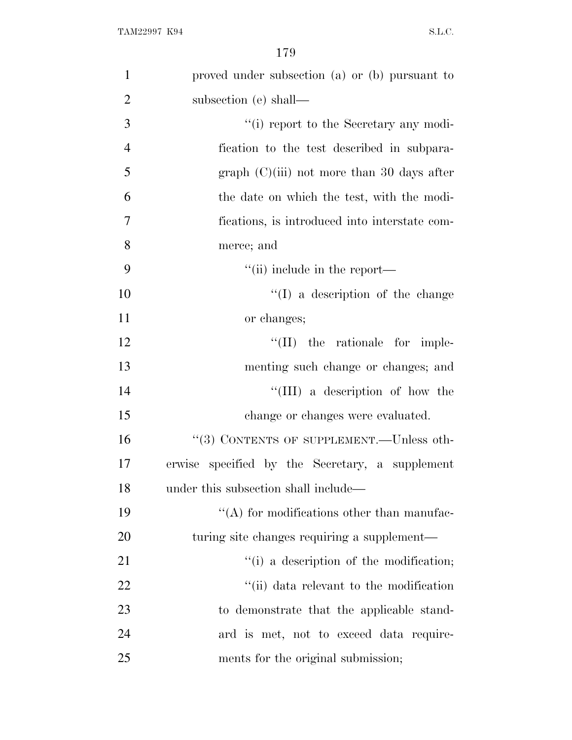proved under subsection (a) or (b) pursuant to subsection (e) shall—

''(i) report to the Secretary any modification to the test described in subparagraph (C)(iii) not more than 30 days after the date on which the test, with the modifications, is introduced into interstate commerce; and

''(ii) include in the report—

''(I) a description of the change or changes;

''(II) the rationale for implementing such change or changes; and

''(III) a description of how the change or changes were evaluated.

''(3) CONTENTS OF SUPPLEMENT.—Unless otherwise specified by the Secretary, a supplement under this subsection shall include—

''(A) for modifications other than manufacturing site changes requiring a supplement—

''(i) a description of the modification;

''(ii) data relevant to the modification to demonstrate that the applicable standard is met, not to exceed data requirements for the original submission;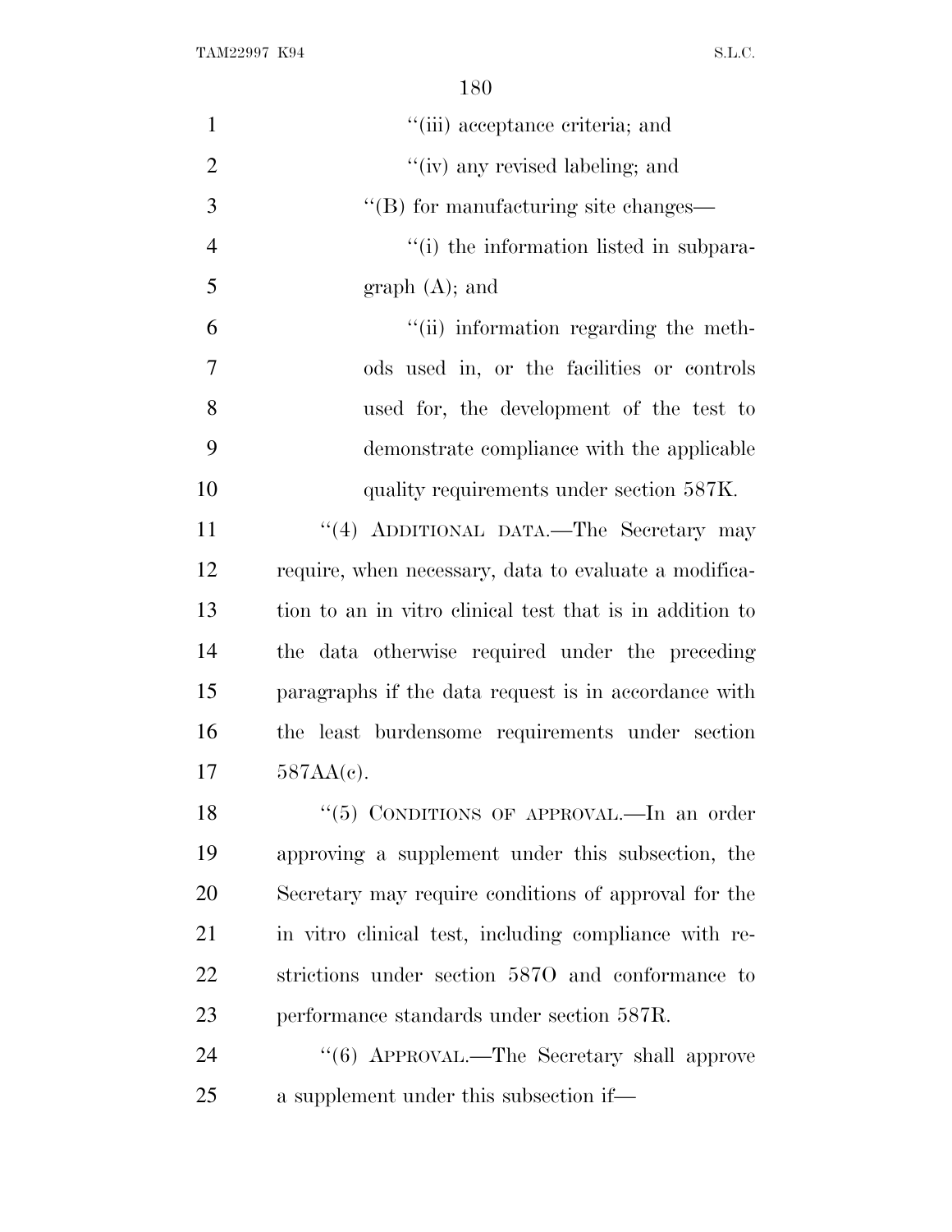''(iii) acceptance criteria; and

''(iv) any revised labeling; and

''(B) for manufacturing site changes—

''(i) the information listed in subparagraph (A); and

''(ii) information regarding the methods used in, or the facilities or controls used for, the development of the test to demonstrate compliance with the applicable quality requirements under section 587K.

''(4) ADDITIONAL DATA.—The Secretary may require, when necessary, data to evaluate a modification to an in vitro clinical test that is in addition to the data otherwise required under the preceding paragraphs if the data request is in accordance with the least burdensome requirements under section 587AA(c).

''(5) CONDITIONS OF APPROVAL.—In an order approving a supplement under this subsection, the Secretary may require conditions of approval for the in vitro clinical test, including compliance with restrictions under section 587O and conformance to performance standards under section 587R.

''(6) APPROVAL.—The Secretary shall approve a supplement under this subsection if—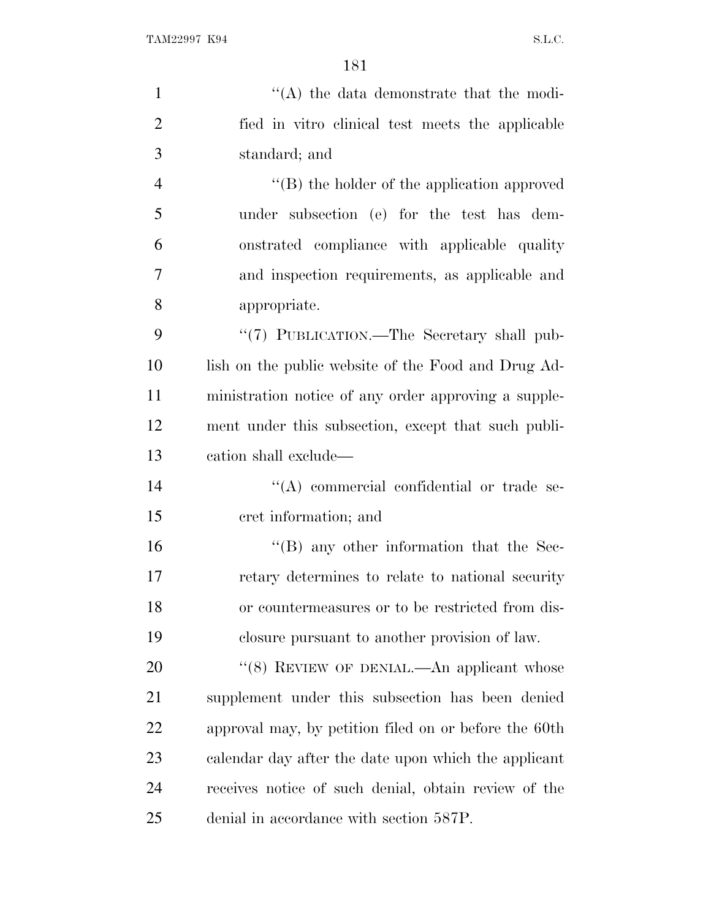''(A) the data demonstrate that the modified in vitro clinical test meets the applicable standard; and

''(B) the holder of the application approved under subsection (e) for the test has demonstrated compliance with applicable quality and inspection requirements, as applicable and appropriate.

''(7) PUBLICATION.—The Secretary shall publish on the public website of the Food and Drug Administration notice of any order approving a supplement under this subsection, except that such publication shall exclude—

''(A) commercial confidential or trade secret information; and

''(B) any other information that the Secretary determines to relate to national security or countermeasures or to be restricted from disclosure pursuant to another provision of law.

''(8) REVIEW OF DENIAL.—An applicant whose supplement under this subsection has been denied approval may, by petition filed on or before the 60th calendar day after the date upon which the applicant receives notice of such denial, obtain review of the denial in accordance with section 587P.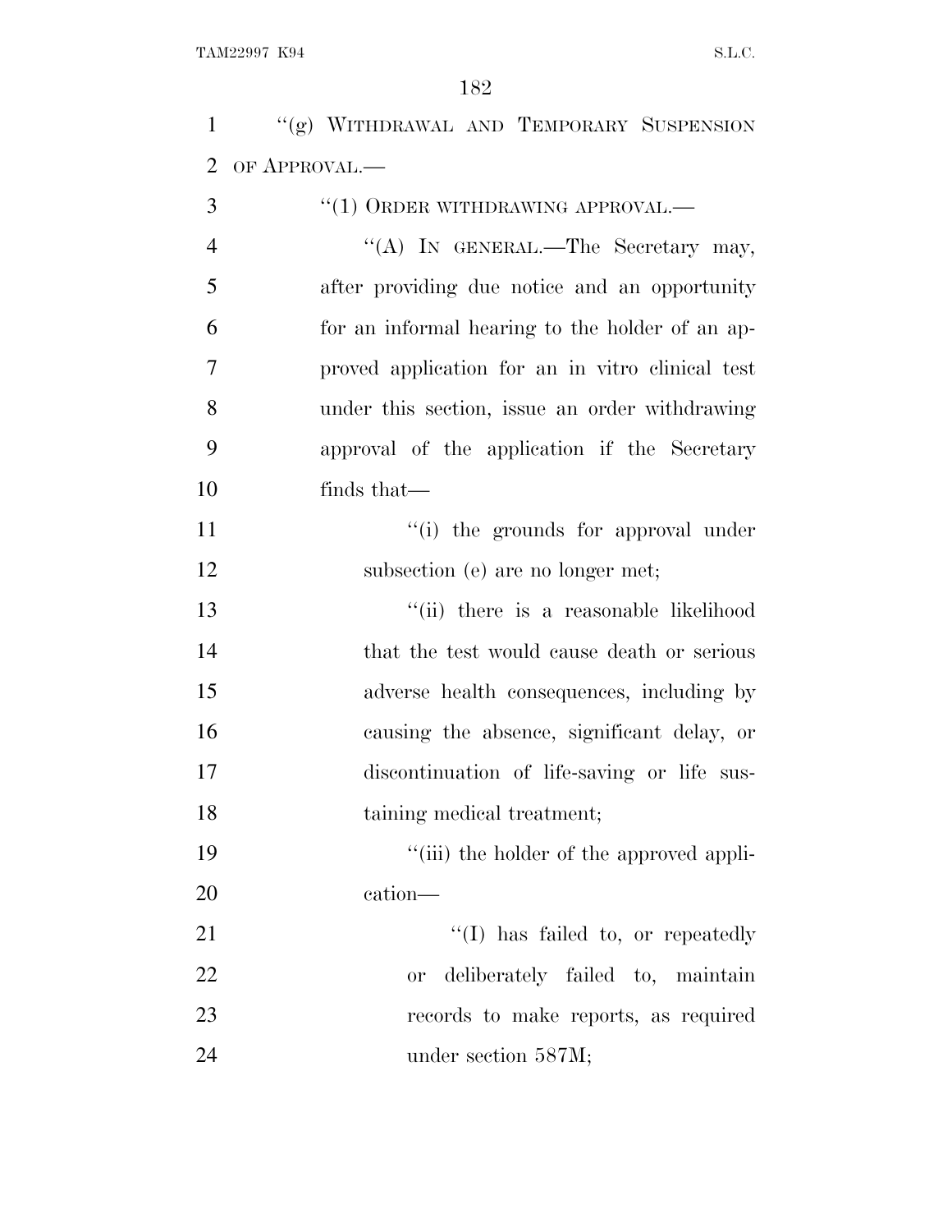"(g) WITHDRAWAL AND TEMPORARY SUSPENSION OF APPROVAL.—

"(1) ORDER WITHDRAWING APPROVAL.—

"(A) IN GENERAL.—The Secretary may, after providing due notice and an opportunity for an informal hearing to the holder of an approved application for an in vitro clinical test under this section, issue an order withdrawing approval of the application if the Secretary finds that—

"(i) the grounds for approval under subsection (e) are no longer met;

"(ii) there is a reasonable likelihood that the test would cause death or serious adverse health consequences, including by causing the absence, significant delay, or discontinuation of life-saving or life sustaining medical treatment;

"(iii) the holder of the approved application—

"(I) has failed to, or repeatedly or deliberately failed to, maintain records to make reports, as required under section 587M;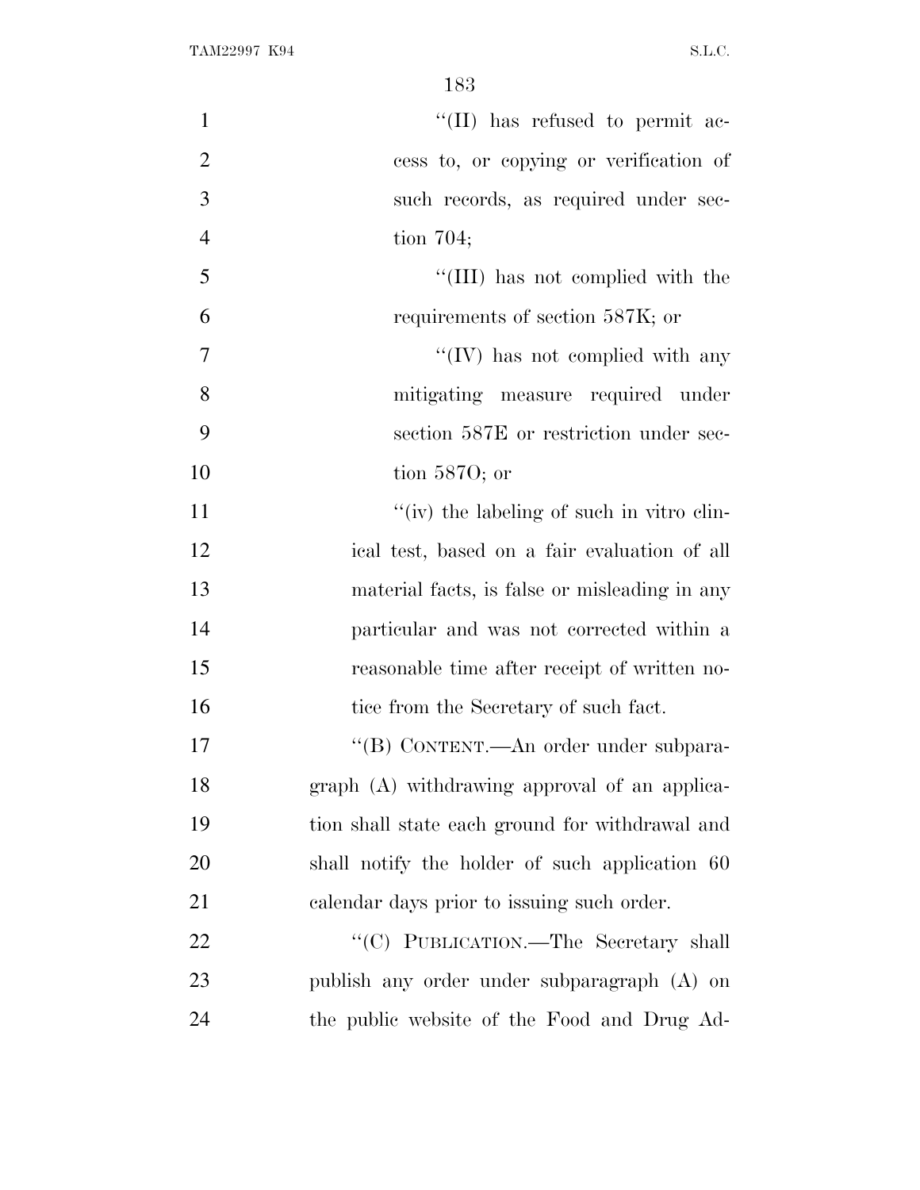''(II) has refused to permit access to, or copying or verification of such records, as required under section 704;

''(III) has not complied with the requirements of section 587K; or

''(IV) has not complied with any mitigating measure required under section 587E or restriction under section 587O; or

''(iv) the labeling of such in vitro clinical test, based on a fair evaluation of all material facts, is false or misleading in any particular and was not corrected within a reasonable time after receipt of written notice from the Secretary of such fact.

''(B) CONTENT.—An order under subparagraph (A) withdrawing approval of an application shall state each ground for withdrawal and shall notify the holder of such application 60 calendar days prior to issuing such order.

''(C) PUBLICATION.—The Secretary shall publish any order under subparagraph (A) on the public website of the Food and Drug Ad-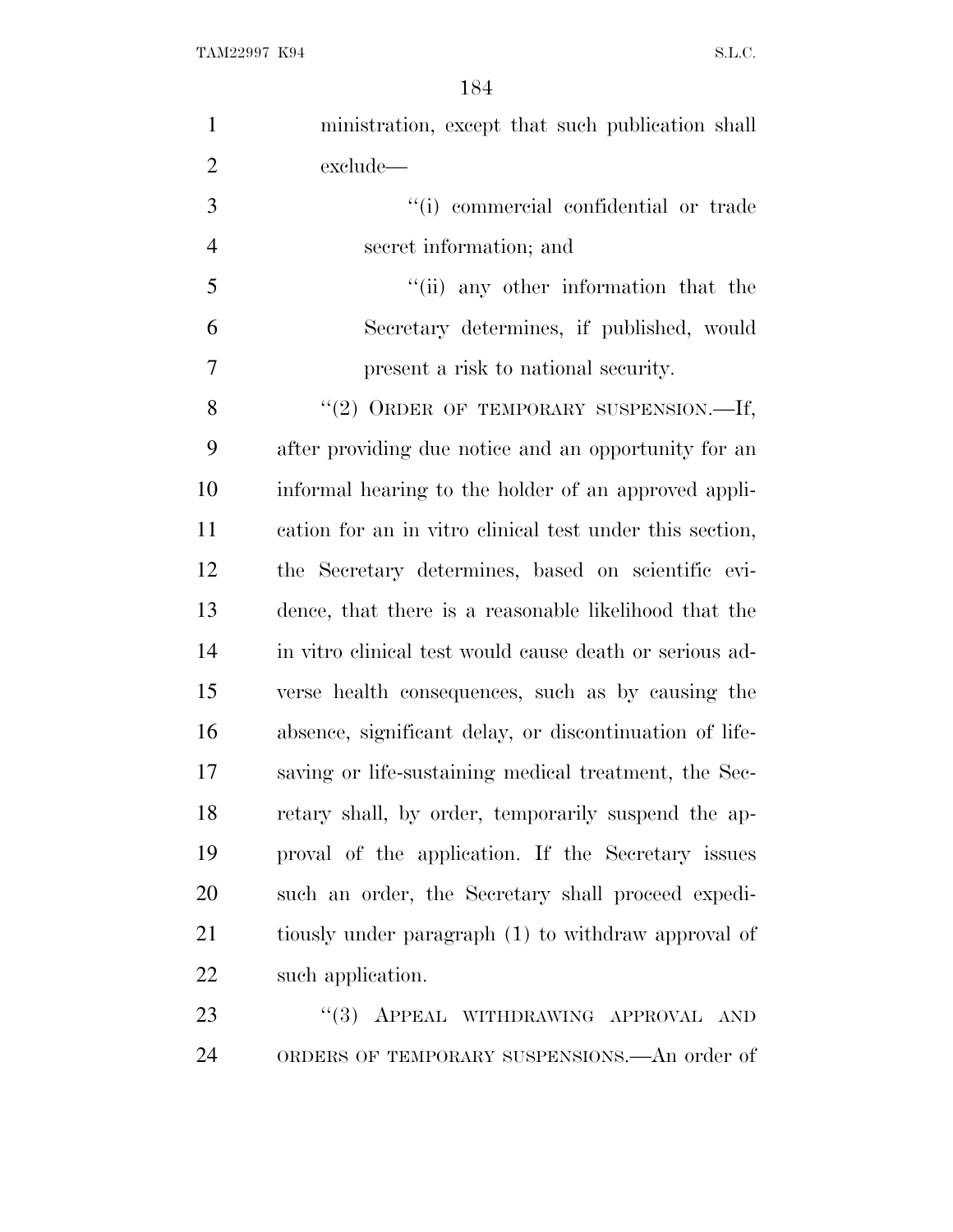ministration, except that such publication shall exclude—

''(i) commercial confidential or trade secret information; and

''(ii) any other information that the Secretary determines, if published, would present a risk to national security.

''(2) ORDER OF TEMPORARY SUSPENSION.—If, after providing due notice and an opportunity for an informal hearing to the holder of an approved application for an in vitro clinical test under this section, the Secretary determines, based on scientific evidence, that there is a reasonable likelihood that the in vitro clinical test would cause death or serious adverse health consequences, such as by causing the absence, significant delay, or discontinuation of life-saving or life-sustaining medical treatment, the Secretary shall, by order, temporarily suspend the approval of the application. If the Secretary issues such an order, the Secretary shall proceed expeditiously under paragraph (1) to withdraw approval of such application.

''(3) APPEAL WITHDRAWING APPROVAL AND ORDERS OF TEMPORARY SUSPENSIONS.—An order of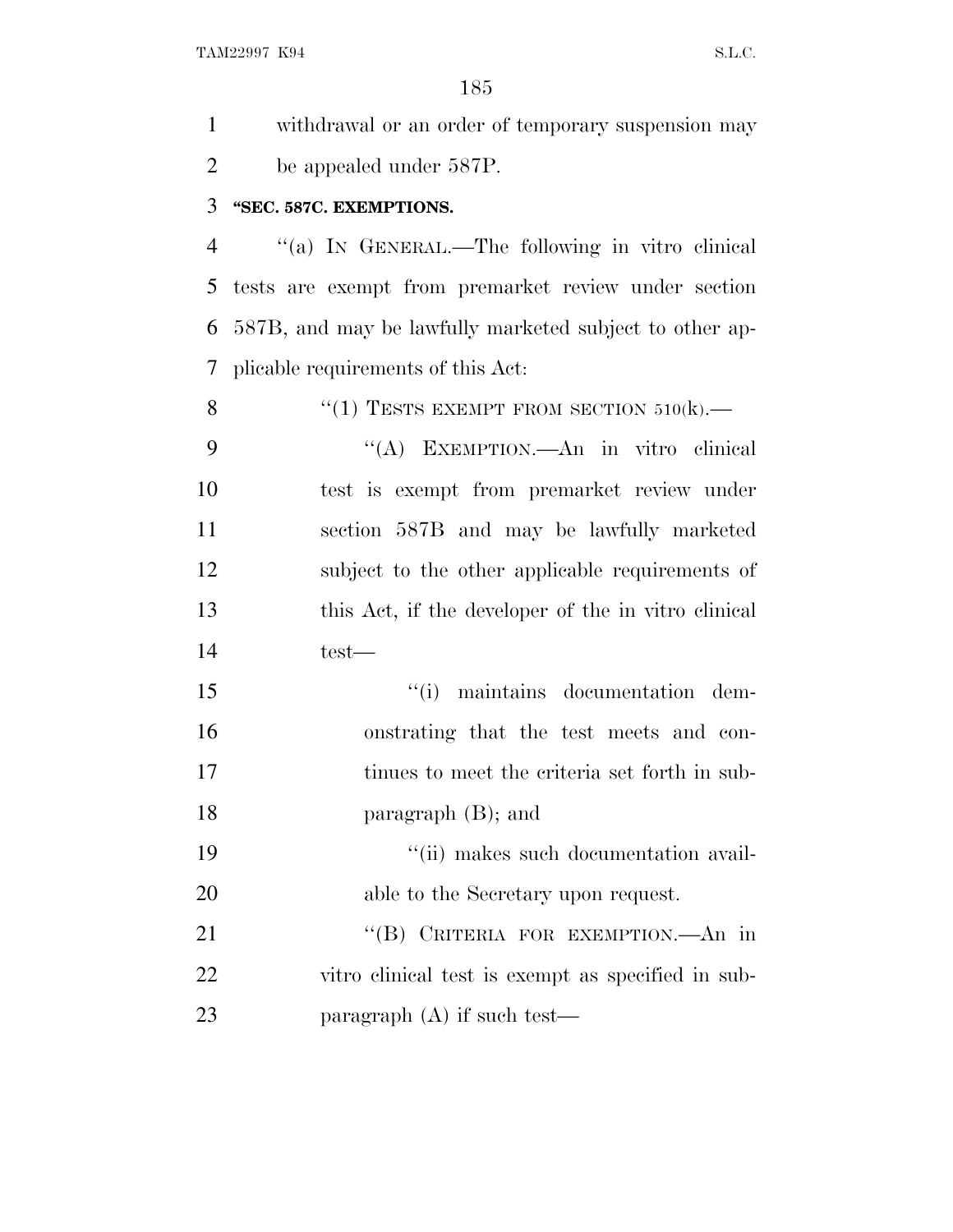withdrawal or an order of temporary suspension may be appealed under 587P.

**"SEC. 587C. EXEMPTIONS.**

"(a) IN GENERAL.—The following in vitro clinical tests are exempt from premarket review under section 587B, and may be lawfully marketed subject to other applicable requirements of this Act:

"(1) TESTS EXEMPT FROM SECTION 510(k).—

"(A) EXEMPTION.—An in vitro clinical test is exempt from premarket review under section 587B and may be lawfully marketed subject to the other applicable requirements of this Act, if the developer of the in vitro clinical test—

"(i) maintains documentation demonstrating that the test meets and continues to meet the criteria set forth in subparagraph (B); and

"(ii) makes such documentation available to the Secretary upon request.

"(B) CRITERIA FOR EXEMPTION.—An in vitro clinical test is exempt as specified in subparagraph (A) if such test—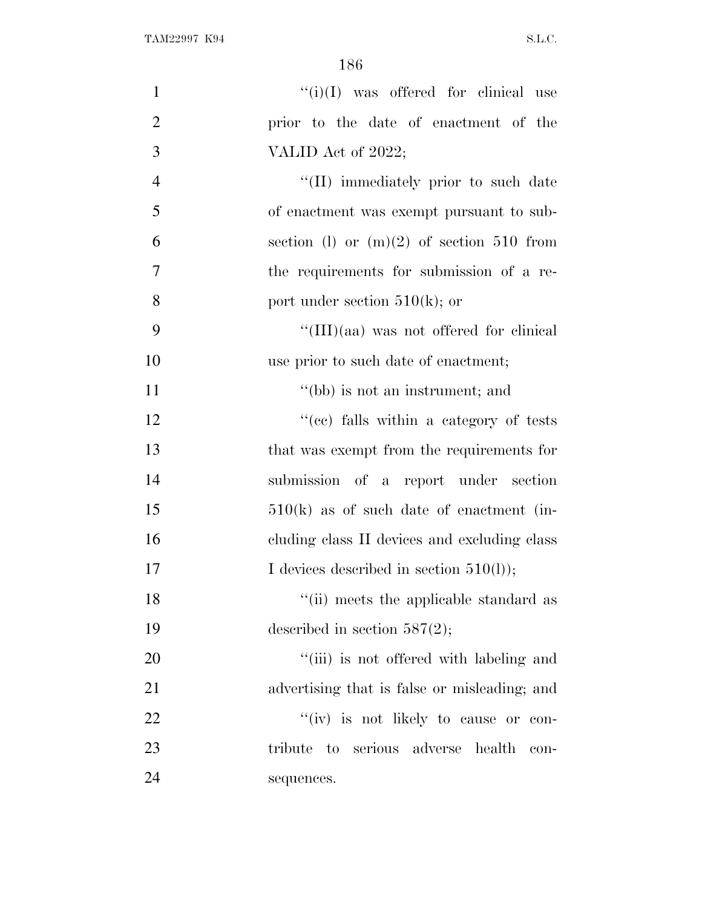''(i)(I) was offered for clinical use prior to the date of enactment of the VALID Act of 2022;

''(II) immediately prior to such date of enactment was exempt pursuant to subsection (l) or (m)(2) of section 510 from the requirements for submission of a report under section 510(k); or

''(III)(aa) was not offered for clinical use prior to such date of enactment;

''(bb) is not an instrument; and

''(cc) falls within a category of tests that was exempt from the requirements for submission of a report under section 510(k) as of such date of enactment (including class II devices and excluding class I devices described in section 510(l));

''(ii) meets the applicable standard as described in section 587(2);

''(iii) is not offered with labeling and advertising that is false or misleading; and

''(iv) is not likely to cause or contribute to serious adverse health consequences.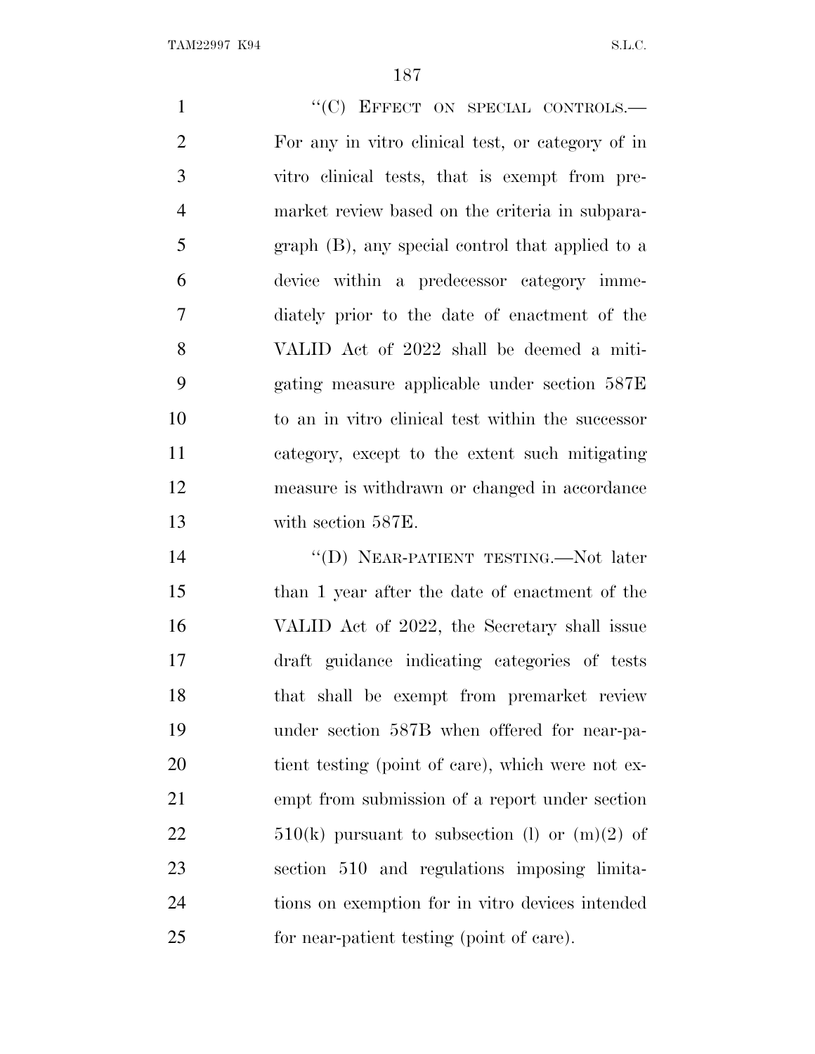"(C) EFFECT ON SPECIAL CONTROLS.—For any in vitro clinical test, or category of in vitro clinical tests, that is exempt from premarket review based on the criteria in subparagraph (B), any special control that applied to a device within a predecessor category immediately prior to the date of enactment of the VALID Act of 2022 shall be deemed a mitigating measure applicable under section 587E to an in vitro clinical test within the successor category, except to the extent such mitigating measure is withdrawn or changed in accordance with section 587E.

"(D) NEAR-PATIENT TESTING.—Not later than 1 year after the date of enactment of the VALID Act of 2022, the Secretary shall issue draft guidance indicating categories of tests that shall be exempt from premarket review under section 587B when offered for near-patient testing (point of care), which were not exempt from submission of a report under section 510(k) pursuant to subsection (l) or (m)(2) of section 510 and regulations imposing limitations on exemption for in vitro devices intended for near-patient testing (point of care).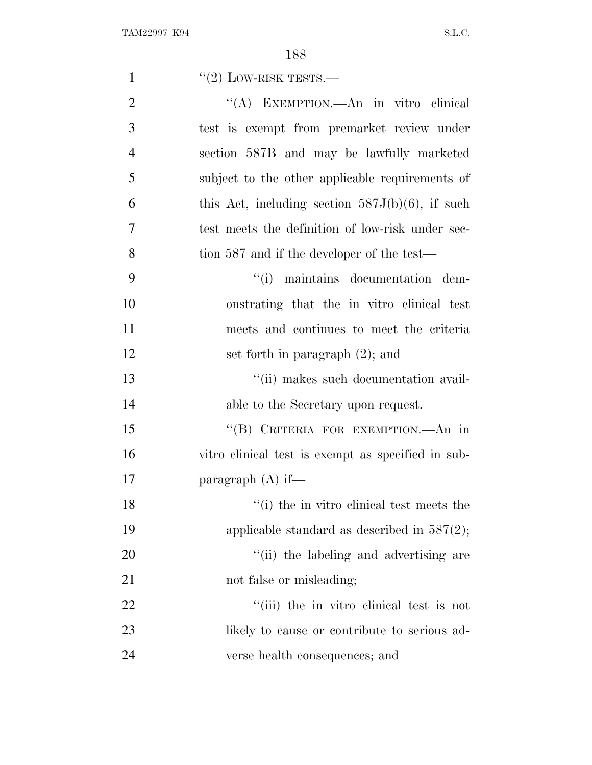"(2) LOW-RISK TESTS.—

"(A) EXEMPTION.—An in vitro clinical test is exempt from premarket review under section 587B and may be lawfully marketed subject to the other applicable requirements of this Act, including section 587J(b)(6), if such test meets the definition of low-risk under section 587 and if the developer of the test—

"(i) maintains documentation demonstrating that the in vitro clinical test meets and continues to meet the criteria set forth in paragraph (2); and

"(ii) makes such documentation available to the Secretary upon request.

"(B) CRITERIA FOR EXEMPTION.—An in vitro clinical test is exempt as specified in subparagraph (A) if—

"(i) the in vitro clinical test meets the applicable standard as described in 587(2);

"(ii) the labeling and advertising are not false or misleading;

"(iii) the in vitro clinical test is not likely to cause or contribute to serious adverse health consequences; and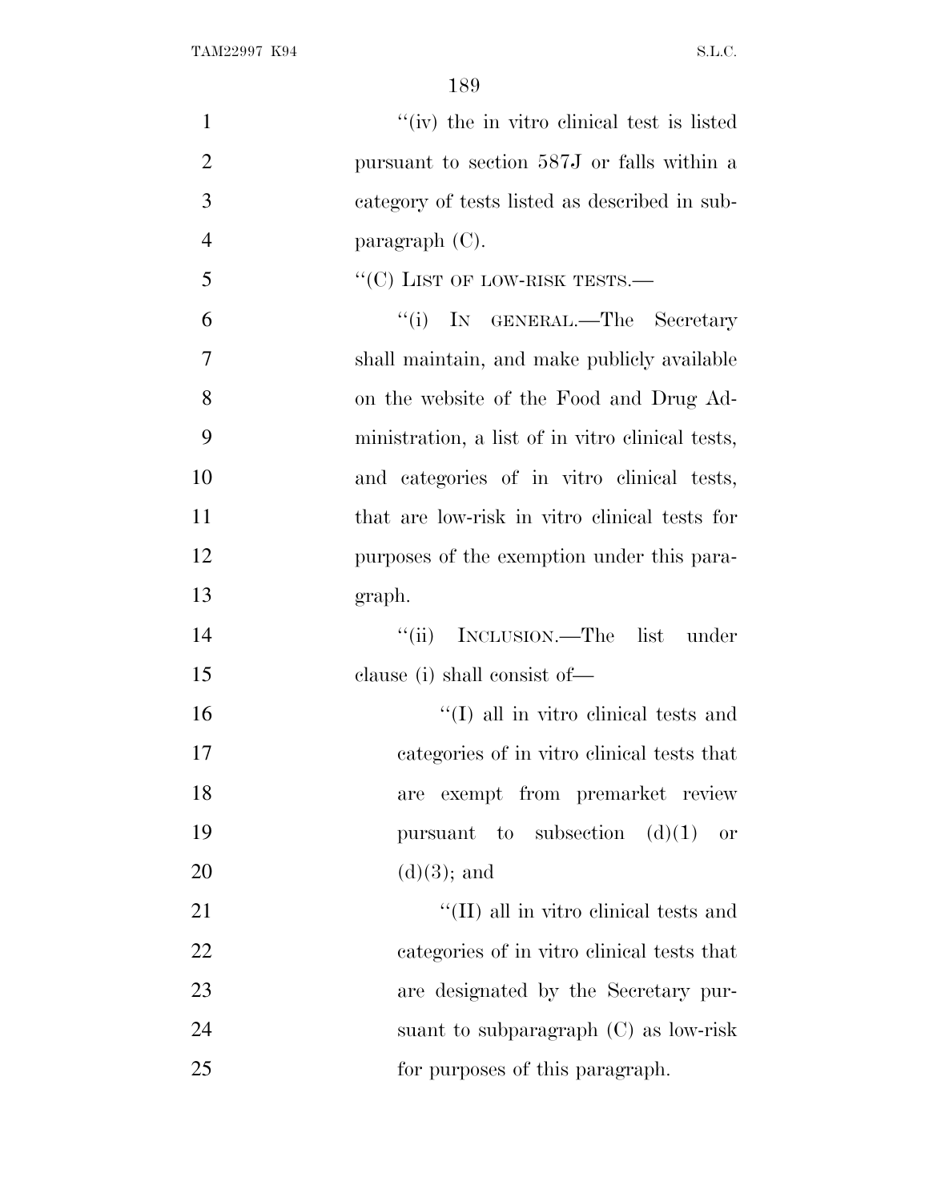"(iv) the in vitro clinical test is listed pursuant to section 587J or falls within a category of tests listed as described in subparagraph (C).

"(C) LIST OF LOW-RISK TESTS.—

"(i) IN GENERAL.—The Secretary shall maintain, and make publicly available on the website of the Food and Drug Administration, a list of in vitro clinical tests, and categories of in vitro clinical tests, that are low-risk in vitro clinical tests for purposes of the exemption under this paragraph.

"(ii) INCLUSION.—The list under clause (i) shall consist of—

"(I) all in vitro clinical tests and categories of in vitro clinical tests that are exempt from premarket review pursuant to subsection (d)(1) or (d)(3); and

"(II) all in vitro clinical tests and categories of in vitro clinical tests that are designated by the Secretary pursuant to subparagraph (C) as low-risk for purposes of this paragraph.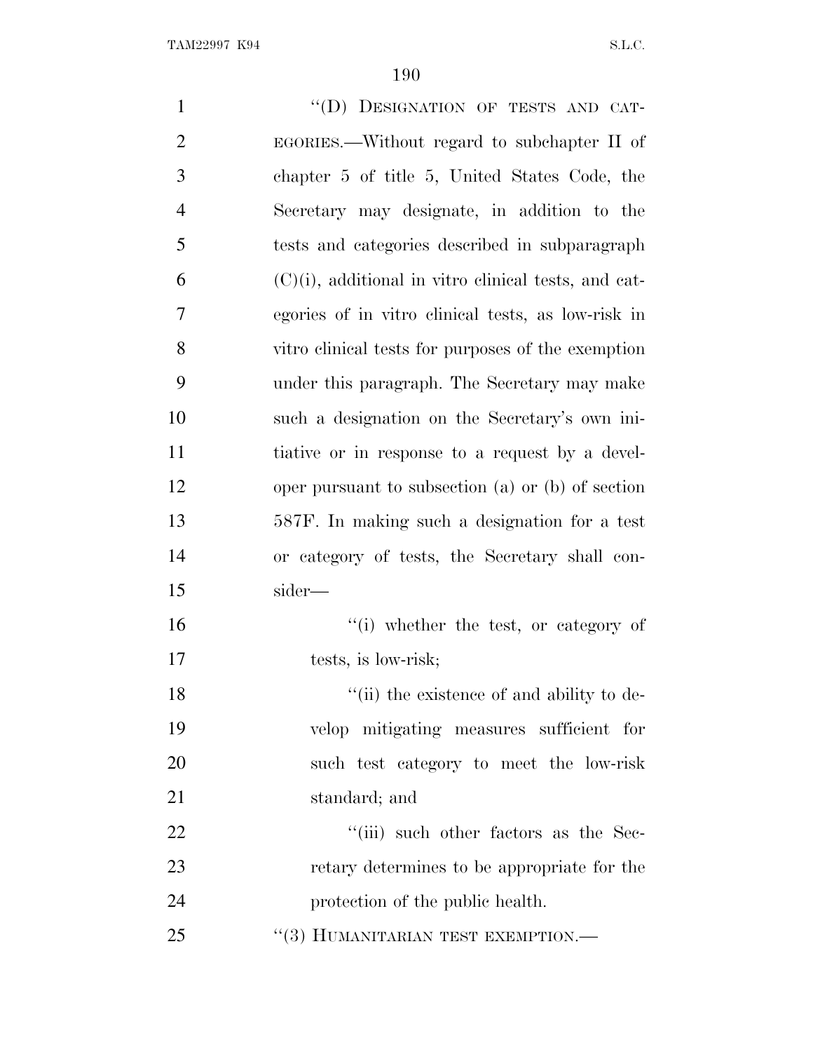"(D) DESIGNATION OF TESTS AND CATEGORIES.—Without regard to subchapter II of chapter 5 of title 5, United States Code, the Secretary may designate, in addition to the tests and categories described in subparagraph (C)(i), additional in vitro clinical tests, and categories of in vitro clinical tests, as low-risk in vitro clinical tests for purposes of the exemption under this paragraph. The Secretary may make such a designation on the Secretary's own initiative or in response to a request by a developer pursuant to subsection (a) or (b) of section 587F. In making such a designation for a test or category of tests, the Secretary shall consider—

"(i) whether the test, or category of tests, is low-risk;

"(ii) the existence of and ability to develop mitigating measures sufficient for such test category to meet the low-risk standard; and

"(iii) such other factors as the Secretary determines to be appropriate for the protection of the public health.

"(3) HUMANITARIAN TEST EXEMPTION.—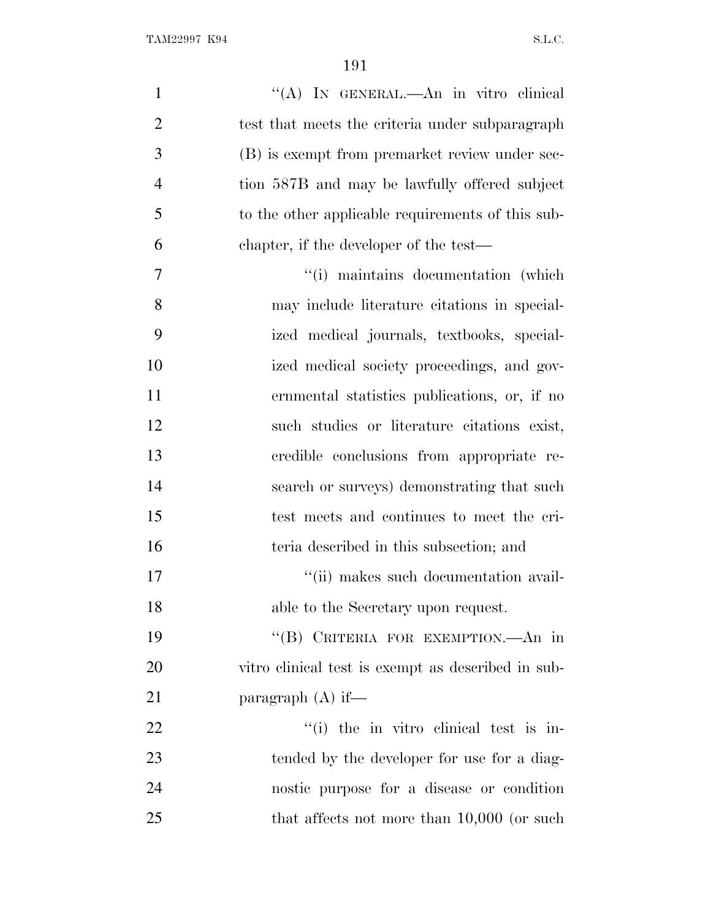"(A) IN GENERAL.—An in vitro clinical test that meets the criteria under subparagraph (B) is exempt from premarket review under section 587B and may be lawfully offered subject to the other applicable requirements of this subchapter, if the developer of the test—

"(i) maintains documentation (which may include literature citations in specialized medical journals, textbooks, specialized medical society proceedings, and governmental statistics publications, or, if no such studies or literature citations exist, credible conclusions from appropriate research or surveys) demonstrating that such test meets and continues to meet the criteria described in this subsection; and

"(ii) makes such documentation available to the Secretary upon request.

"(B) CRITERIA FOR EXEMPTION.—An in vitro clinical test is exempt as described in subparagraph (A) if—

"(i) the in vitro clinical test is intended by the developer for use for a diagnostic purpose for a disease or condition that affects not more than 10,000 (or such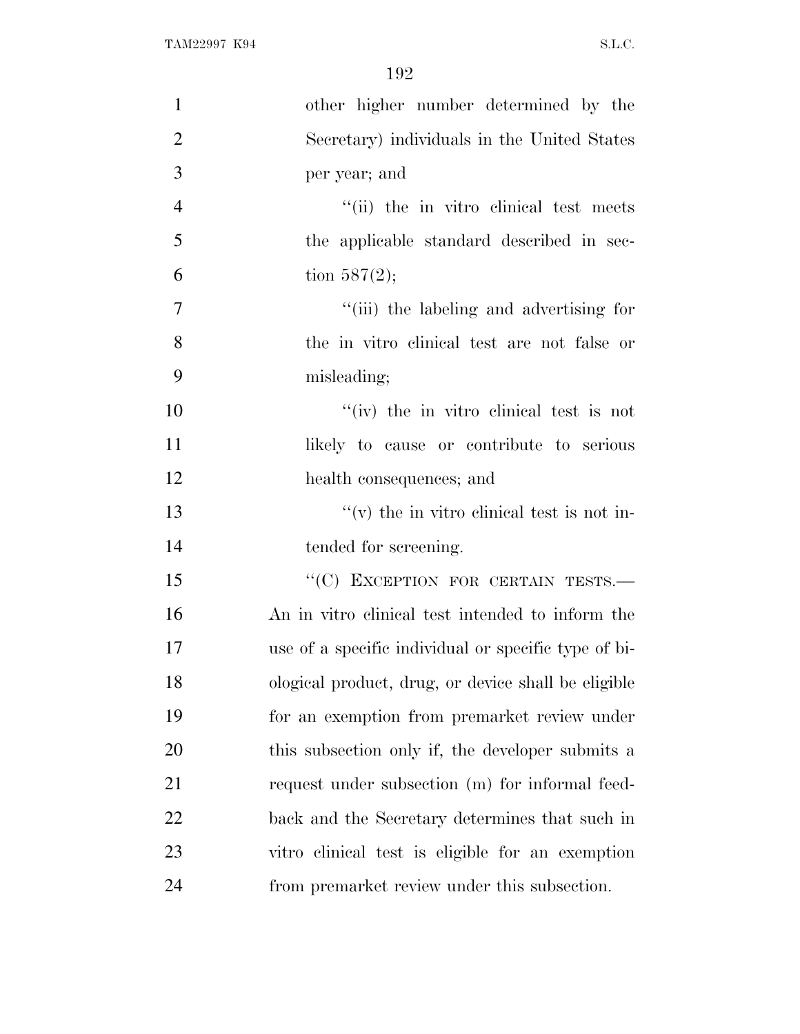other higher number determined by the Secretary) individuals in the United States per year; and

''(ii) the in vitro clinical test meets the applicable standard described in section 587(2);

''(iii) the labeling and advertising for the in vitro clinical test are not false or misleading;

''(iv) the in vitro clinical test is not likely to cause or contribute to serious health consequences; and

''(v) the in vitro clinical test is not intended for screening.

''(C) EXCEPTION FOR CERTAIN TESTS.—An in vitro clinical test intended to inform the use of a specific individual or specific type of biological product, drug, or device shall be eligible for an exemption from premarket review under this subsection only if, the developer submits a request under subsection (m) for informal feedback and the Secretary determines that such in vitro clinical test is eligible for an exemption from premarket review under this subsection.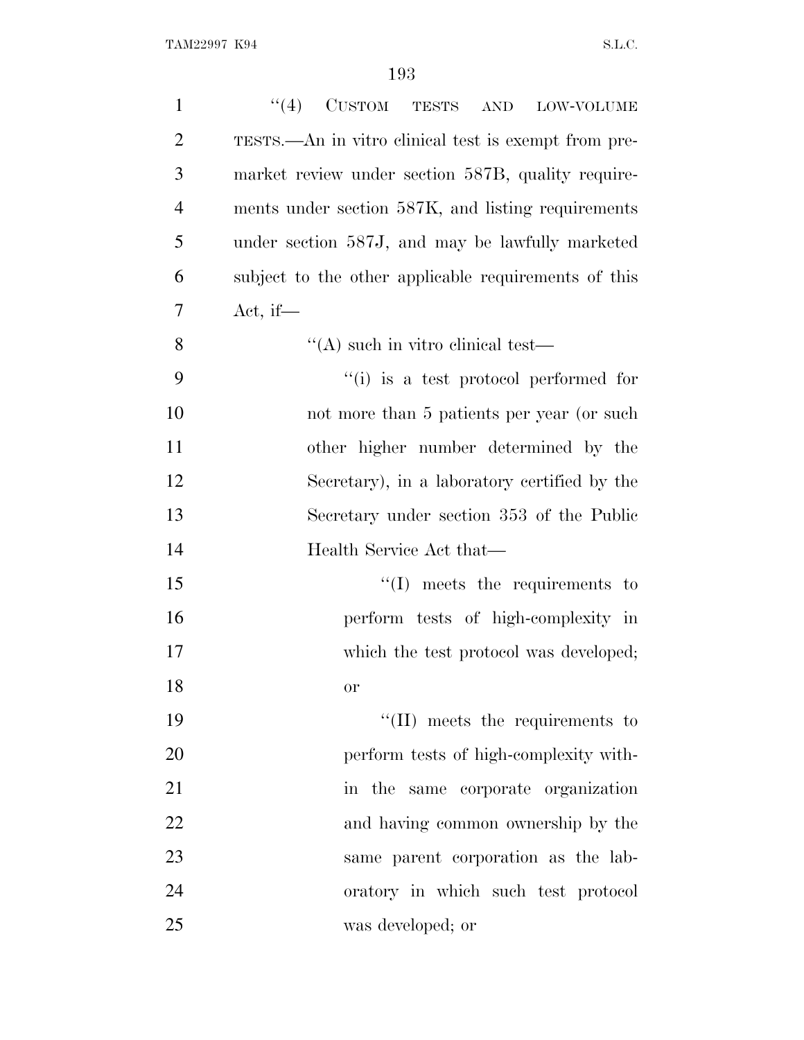"(4) CUSTOM TESTS AND LOW-VOLUME TESTS.—An in vitro clinical test is exempt from premarket review under section 587B, quality requirements under section 587K, and listing requirements under section 587J, and may be lawfully marketed subject to the other applicable requirements of this Act, if—

"(A) such in vitro clinical test—

"(i) is a test protocol performed for not more than 5 patients per year (or such other higher number determined by the Secretary), in a laboratory certified by the Secretary under section 353 of the Public Health Service Act that—

"(I) meets the requirements to perform tests of high-complexity in which the test protocol was developed; or

"(II) meets the requirements to perform tests of high-complexity within the same corporate organization and having common ownership by the same parent corporation as the laboratory in which such test protocol was developed; or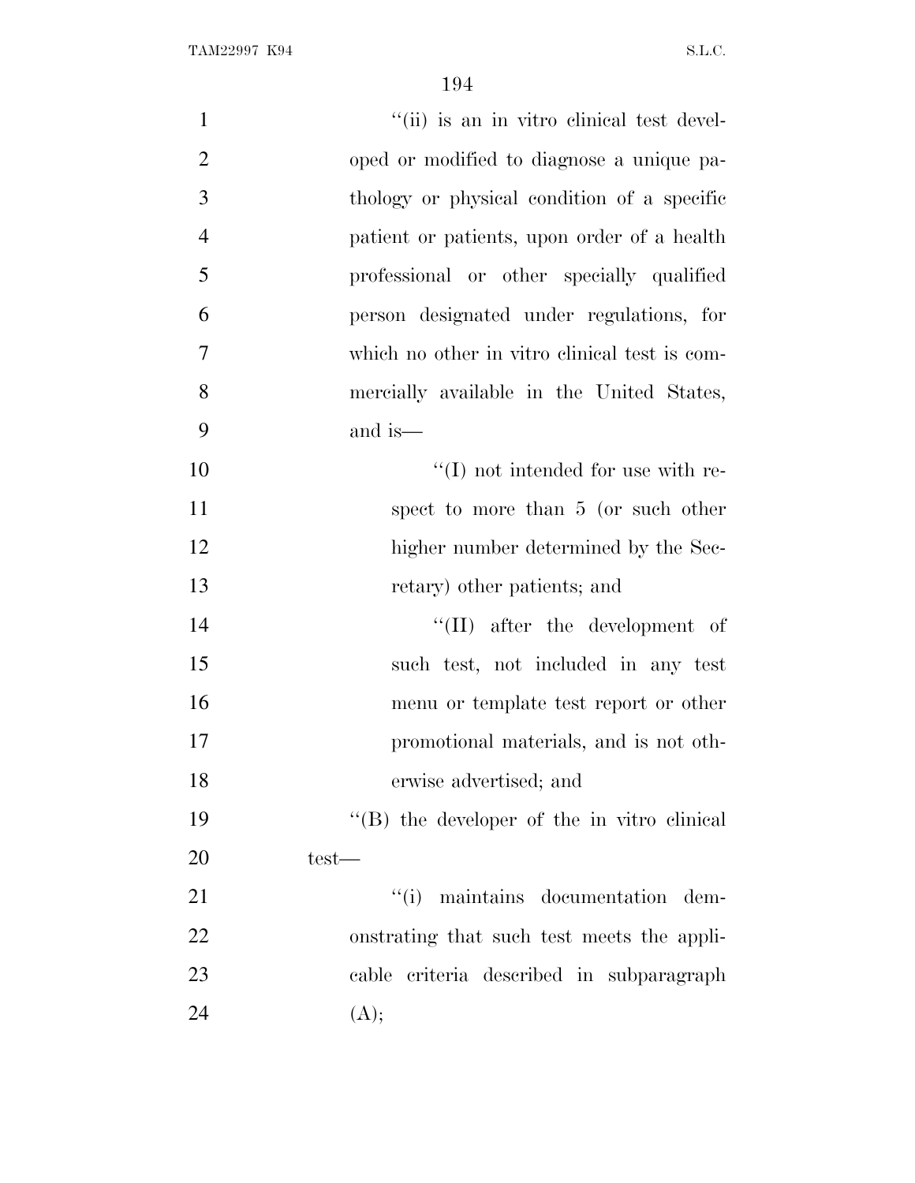''(ii) is an in vitro clinical test developed or modified to diagnose a unique pathology or physical condition of a specific patient or patients, upon order of a health professional or other specially qualified person designated under regulations, for which no other in vitro clinical test is commercially available in the United States, and is—

''(I) not intended for use with respect to more than 5 (or such other higher number determined by the Secretary) other patients; and

''(II) after the development of such test, not included in any test menu or template test report or other promotional materials, and is not otherwise advertised; and

''(B) the developer of the in vitro clinical test—

''(i) maintains documentation demonstrating that such test meets the applicable criteria described in subparagraph (A);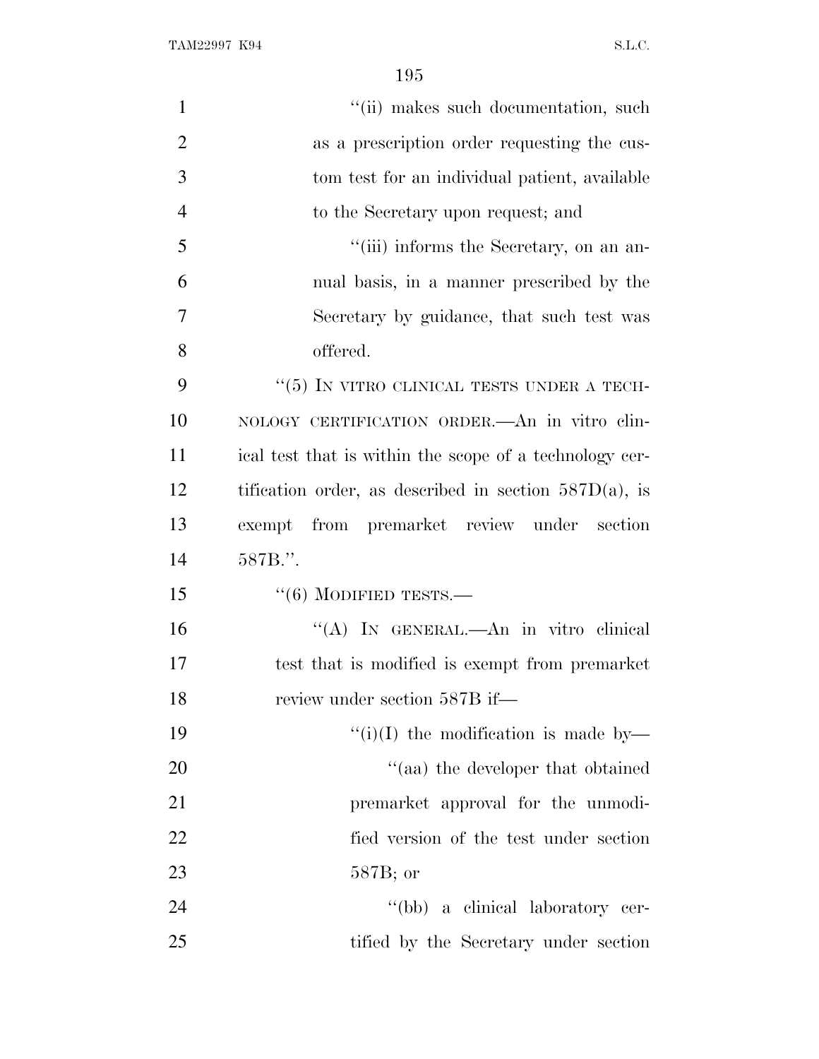"(ii) makes such documentation, such as a prescription order requesting the custom test for an individual patient, available to the Secretary upon request; and

"(iii) informs the Secretary, on an annual basis, in a manner prescribed by the Secretary by guidance, that such test was offered.

"(5) IN VITRO CLINICAL TESTS UNDER A TECHNOLOGY CERTIFICATION ORDER.—An in vitro clinical test that is within the scope of a technology certification order, as described in section 587D(a), is exempt from premarket review under section 587B.".

"(6) MODIFIED TESTS.—

"(A) IN GENERAL.—An in vitro clinical test that is modified is exempt from premarket review under section 587B if—

"(i)(I) the modification is made by—

"(aa) the developer that obtained premarket approval for the unmodified version of the test under section 587B; or

"(bb) a clinical laboratory certified by the Secretary under section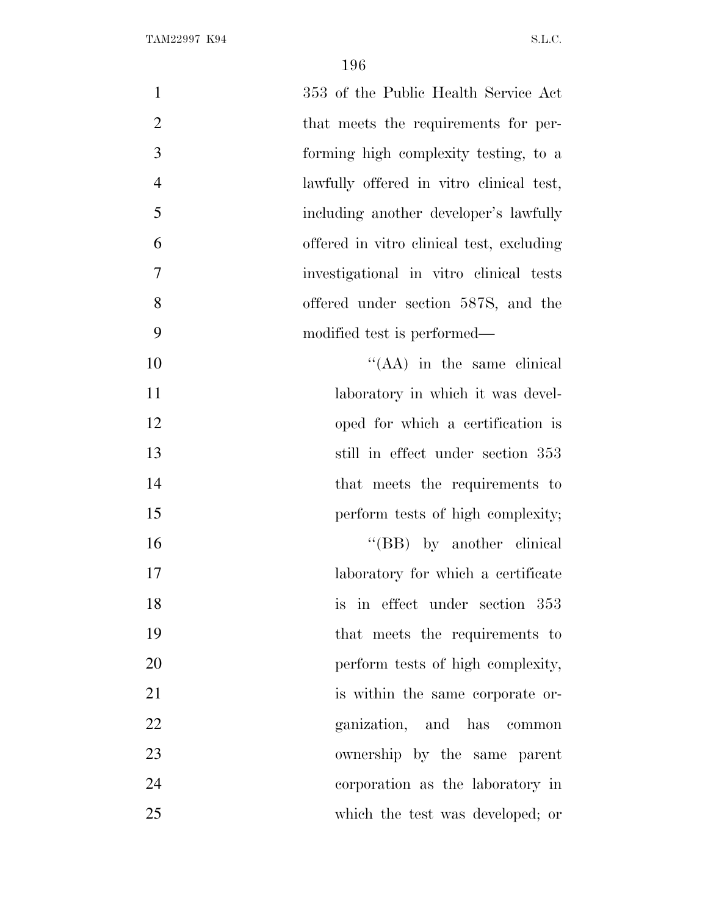353 of the Public Health Service Act that meets the requirements for performing high complexity testing, to a lawfully offered in vitro clinical test, including another developer's lawfully offered in vitro clinical test, excluding investigational in vitro clinical tests offered under section 587S, and the modified test is performed—

"(AA) in the same clinical laboratory in which it was developed for which a certification is still in effect under section 353 that meets the requirements to perform tests of high complexity;

"(BB) by another clinical laboratory for which a certificate is in effect under section 353 that meets the requirements to perform tests of high complexity, is within the same corporate organization, and has common ownership by the same parent corporation as the laboratory in which the test was developed; or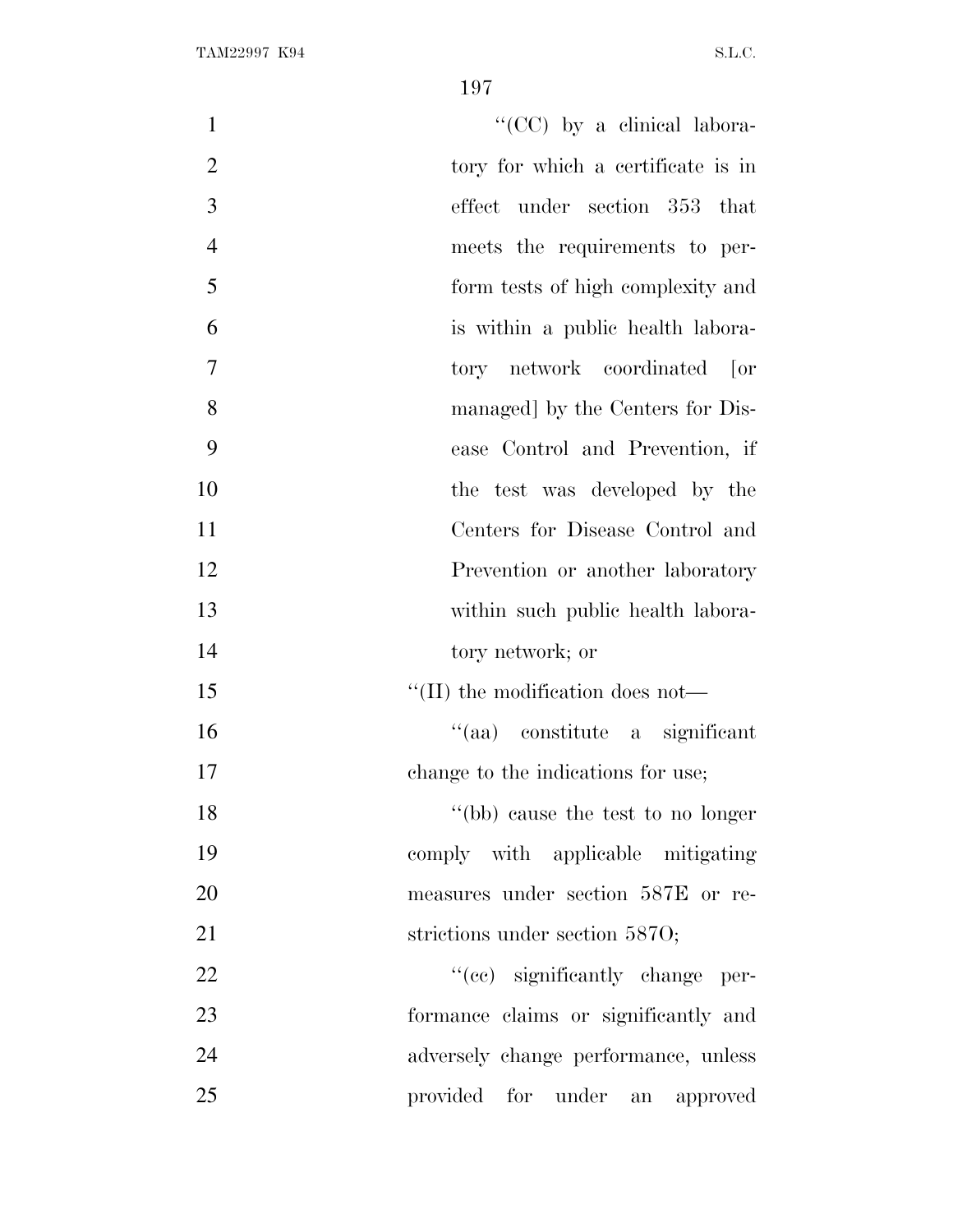''(CC) by a clinical laboratory for which a certificate is in effect under section 353 that meets the requirements to perform tests of high complexity and is within a public health laboratory network coordinated [or managed] by the Centers for Disease Control and Prevention, if the test was developed by the Centers for Disease Control and Prevention or another laboratory within such public health laboratory network; or

''(II) the modification does not—

''(aa) constitute a significant change to the indications for use;

''(bb) cause the test to no longer comply with applicable mitigating measures under section 587E or restrictions under section 587O;

''(cc) significantly change performance claims or significantly and adversely change performance, unless provided for under an approved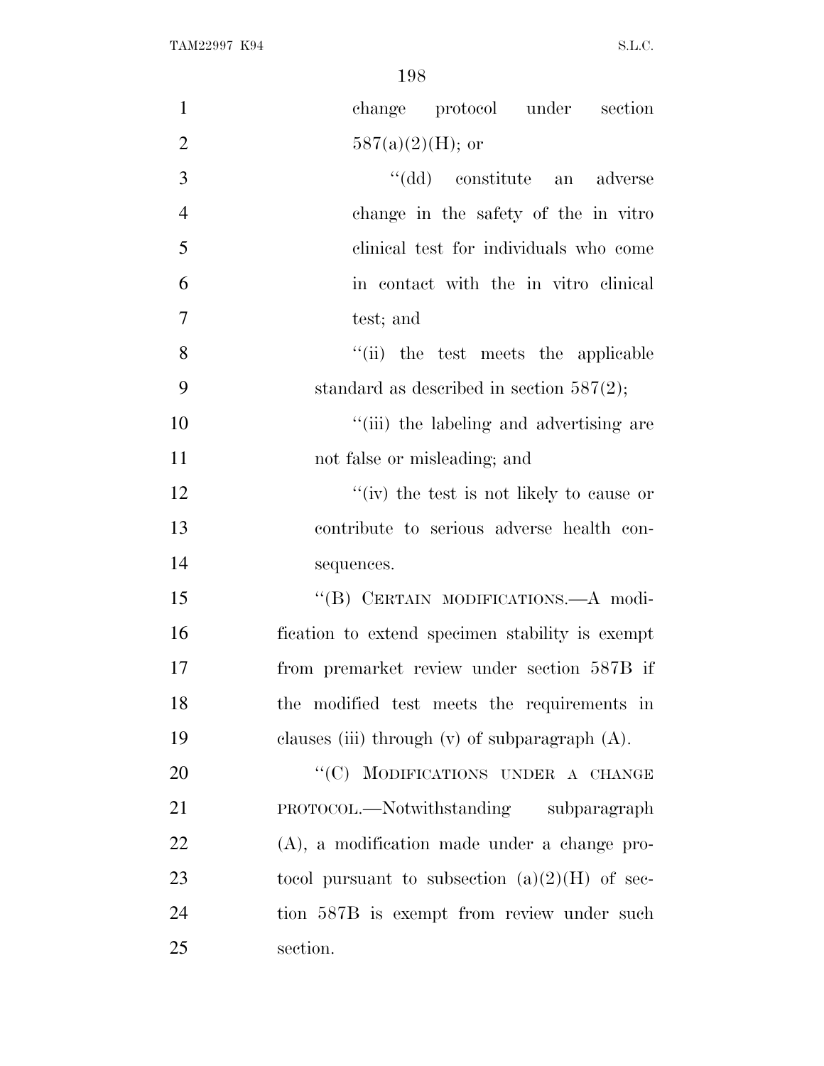change protocol under section 587(a)(2)(H); or

"(dd) constitute an adverse change in the safety of the in vitro clinical test for individuals who come in contact with the in vitro clinical test; and

"(ii) the test meets the applicable standard as described in section 587(2);

"(iii) the labeling and advertising are not false or misleading; and

"(iv) the test is not likely to cause or contribute to serious adverse health consequences.

"(B) CERTAIN MODIFICATIONS.—A modification to extend specimen stability is exempt from premarket review under section 587B if the modified test meets the requirements in clauses (iii) through (v) of subparagraph (A).

"(C) MODIFICATIONS UNDER A CHANGE PROTOCOL.—Notwithstanding subparagraph (A), a modification made under a change protocol pursuant to subsection (a)(2)(H) of section 587B is exempt from review under such section.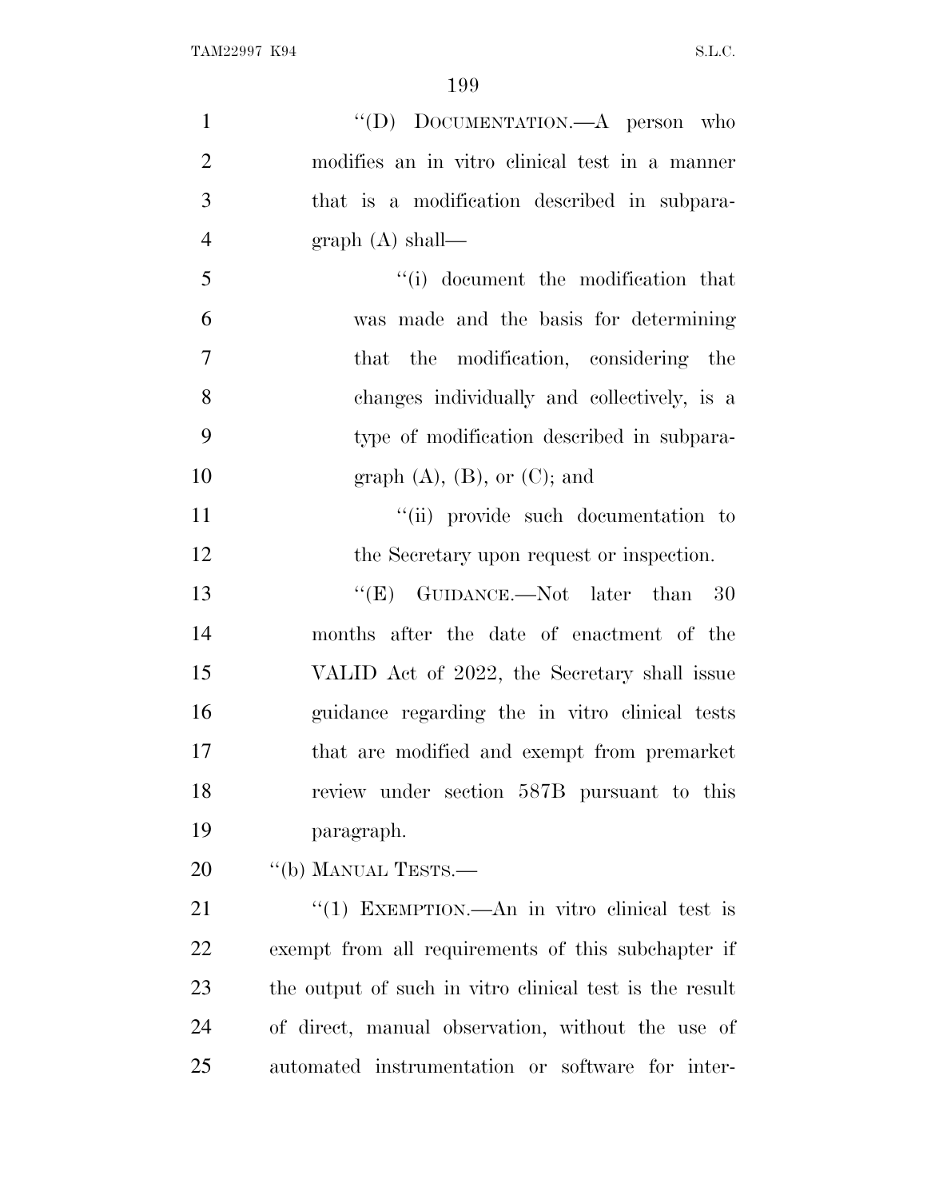"(D) DOCUMENTATION.—A person who modifies an in vitro clinical test in a manner that is a modification described in subparagraph (A) shall—

"(i) document the modification that was made and the basis for determining that the modification, considering the changes individually and collectively, is a type of modification described in subparagraph (A), (B), or (C); and

"(ii) provide such documentation to the Secretary upon request or inspection.

"(E) GUIDANCE.—Not later than 30 months after the date of enactment of the VALID Act of 2022, the Secretary shall issue guidance regarding the in vitro clinical tests that are modified and exempt from premarket review under section 587B pursuant to this paragraph.

"(b) MANUAL TESTS.—

"(1) EXEMPTION.—An in vitro clinical test is exempt from all requirements of this subchapter if the output of such in vitro clinical test is the result of direct, manual observation, without the use of automated instrumentation or software for inter-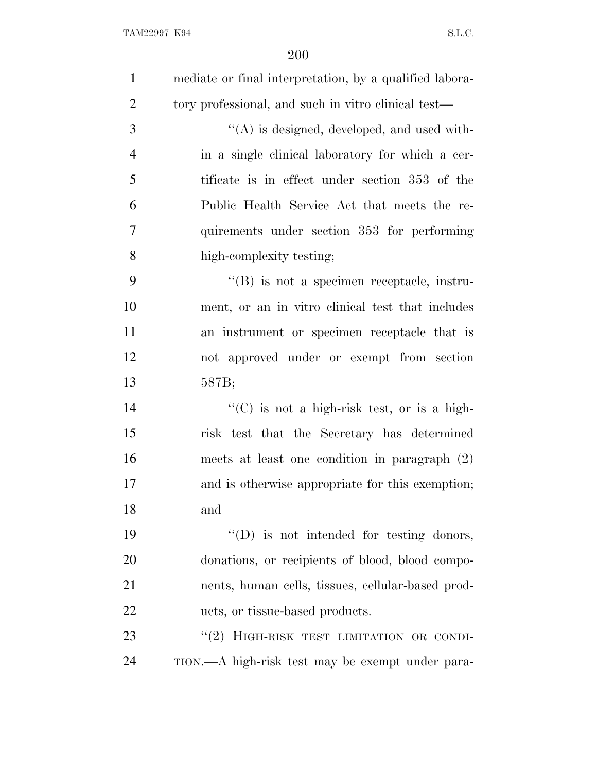mediate or final interpretation, by a qualified laboratory professional, and such in vitro clinical test—

''(A) is designed, developed, and used within a single clinical laboratory for which a certificate is in effect under section 353 of the Public Health Service Act that meets the requirements under section 353 for performing high-complexity testing;

''(B) is not a specimen receptacle, instrument, or an in vitro clinical test that includes an instrument or specimen receptacle that is not approved under or exempt from section 587B;

''(C) is not a high-risk test, or is a high-risk test that the Secretary has determined meets at least one condition in paragraph (2) and is otherwise appropriate for this exemption; and

''(D) is not intended for testing donors, donations, or recipients of blood, blood components, human cells, tissues, cellular-based products, or tissue-based products.

''(2) HIGH-RISK TEST LIMITATION OR CONDITION.—A high-risk test may be exempt under para-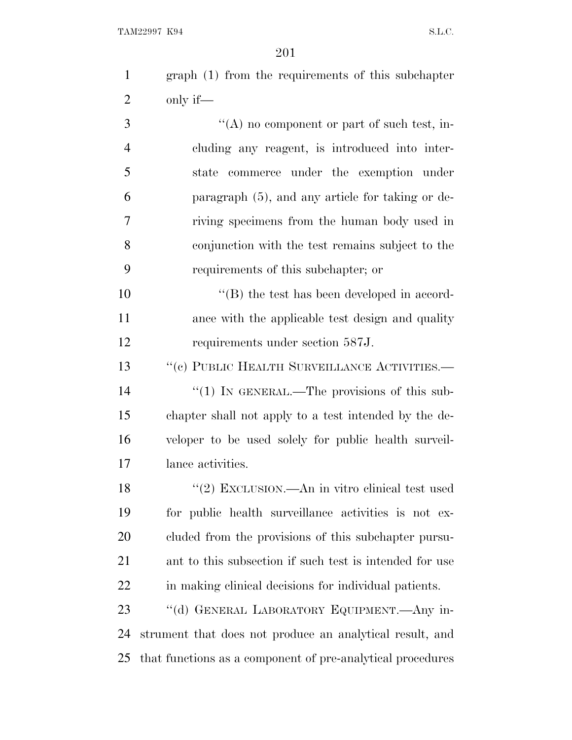graph (1) from the requirements of this subchapter only if—

"(A) no component or part of such test, including any reagent, is introduced into interstate commerce under the exemption under paragraph (5), and any article for taking or deriving specimens from the human body used in conjunction with the test remains subject to the requirements of this subchapter; or

"(B) the test has been developed in accordance with the applicable test design and quality requirements under section 587J.

"(c) PUBLIC HEALTH SURVEILLANCE ACTIVITIES.—

"(1) IN GENERAL.—The provisions of this subchapter shall not apply to a test intended by the developer to be used solely for public health surveillance activities.

"(2) EXCLUSION.—An in vitro clinical test used for public health surveillance activities is not excluded from the provisions of this subchapter pursuant to this subsection if such test is intended for use in making clinical decisions for individual patients.

"(d) GENERAL LABORATORY EQUIPMENT.—Any instrument that does not produce an analytical result, and that functions as a component of pre-analytical procedures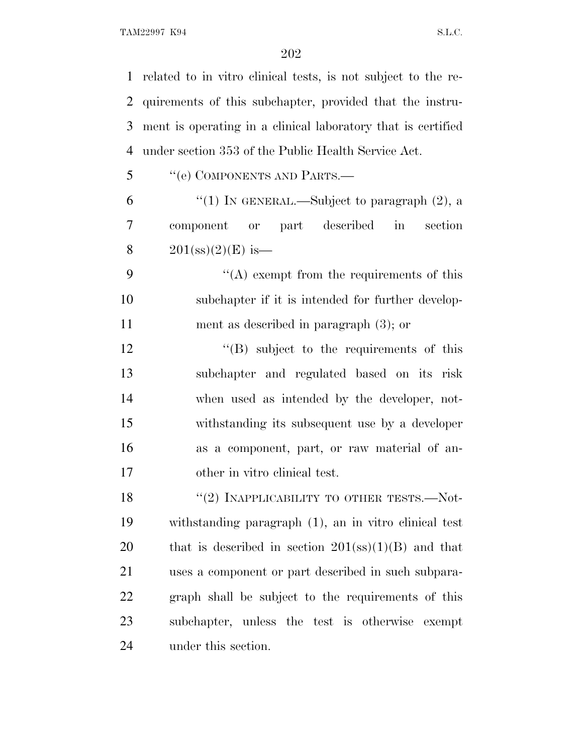related to in vitro clinical tests, is not subject to the requirements of this subchapter, provided that the instrument is operating in a clinical laboratory that is certified under section 353 of the Public Health Service Act.

''(e) COMPONENTS AND PARTS.—

''(1) IN GENERAL.—Subject to paragraph (2), a component or part described in section 201(ss)(2)(E) is—

''(A) exempt from the requirements of this subchapter if it is intended for further development as described in paragraph (3); or

''(B) subject to the requirements of this subchapter and regulated based on its risk when used as intended by the developer, notwithstanding its subsequent use by a developer as a component, part, or raw material of another in vitro clinical test.

''(2) INAPPLICABILITY TO OTHER TESTS.—Notwithstanding paragraph (1), an in vitro clinical test that is described in section 201(ss)(1)(B) and that uses a component or part described in such subparagraph shall be subject to the requirements of this subchapter, unless the test is otherwise exempt under this section.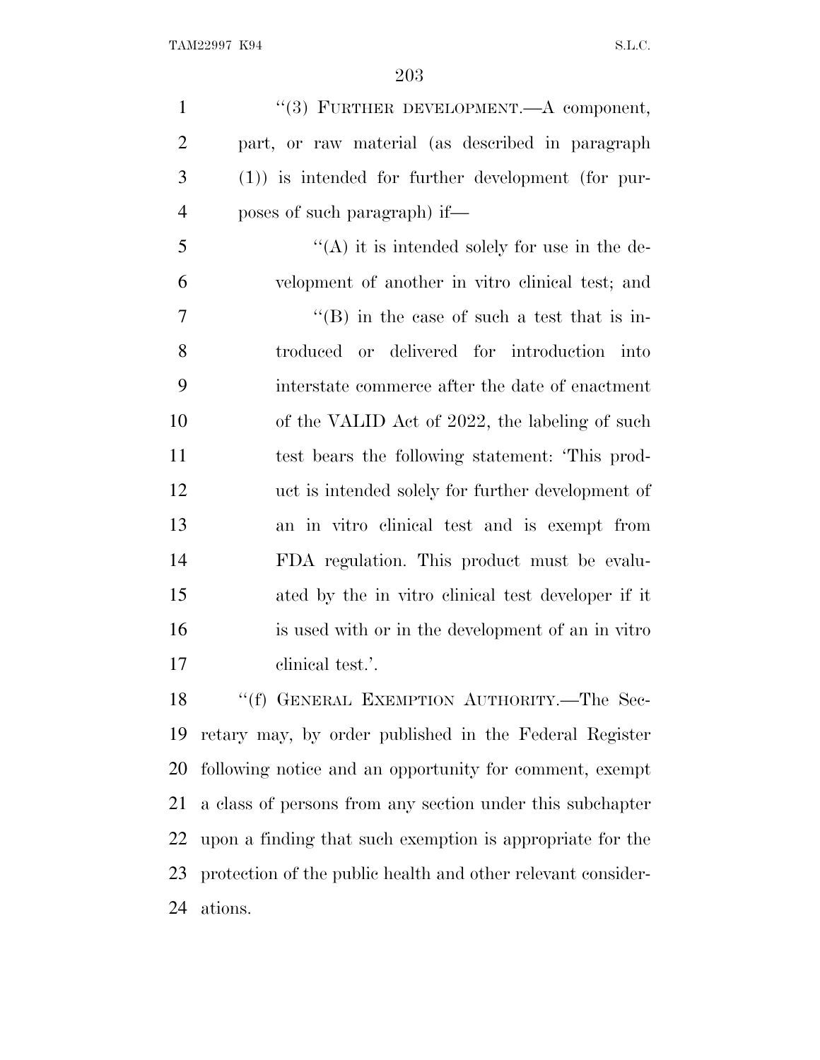''(3) FURTHER DEVELOPMENT.—A component, part, or raw material (as described in paragraph (1)) is intended for further development (for purposes of such paragraph) if—

''(A) it is intended solely for use in the development of another in vitro clinical test; and

''(B) in the case of such a test that is introduced or delivered for introduction into interstate commerce after the date of enactment of the VALID Act of 2022, the labeling of such test bears the following statement: 'This product is intended solely for further development of an in vitro clinical test and is exempt from FDA regulation. This product must be evaluated by the in vitro clinical test developer if it is used with or in the development of an in vitro clinical test.'.

''(f) GENERAL EXEMPTION AUTHORITY.—The Secretary may, by order published in the Federal Register following notice and an opportunity for comment, exempt a class of persons from any section under this subchapter upon a finding that such exemption is appropriate for the protection of the public health and other relevant considerations.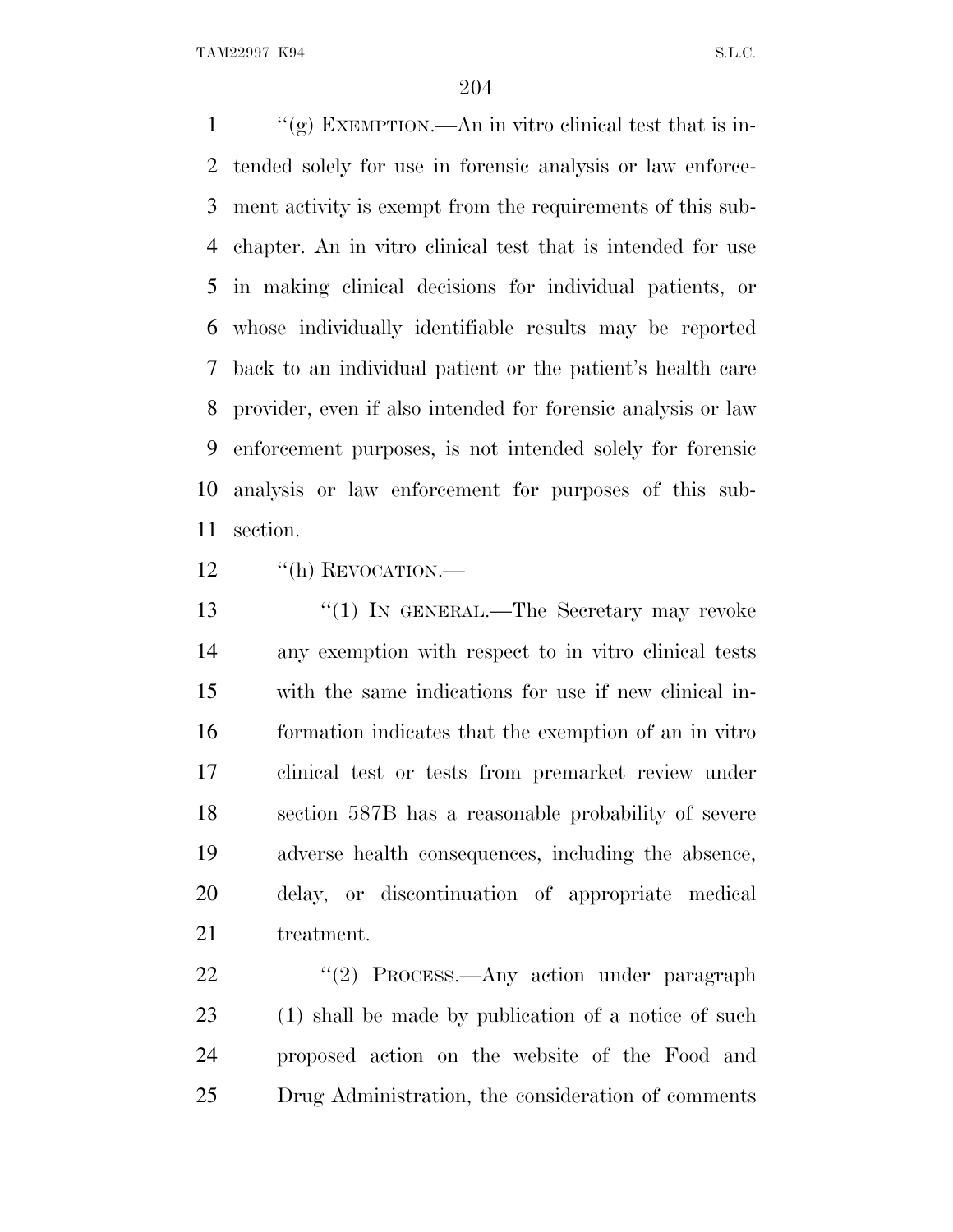"(g) EXEMPTION.—An in vitro clinical test that is intended solely for use in forensic analysis or law enforcement activity is exempt from the requirements of this subchapter. An in vitro clinical test that is intended for use in making clinical decisions for individual patients, or whose individually identifiable results may be reported back to an individual patient or the patient's health care provider, even if also intended for forensic analysis or law enforcement purposes, is not intended solely for forensic analysis or law enforcement for purposes of this subsection.

"(h) REVOCATION.—

"(1) IN GENERAL.—The Secretary may revoke any exemption with respect to in vitro clinical tests with the same indications for use if new clinical information indicates that the exemption of an in vitro clinical test or tests from premarket review under section 587B has a reasonable probability of severe adverse health consequences, including the absence, delay, or discontinuation of appropriate medical treatment.

"(2) PROCESS.—Any action under paragraph (1) shall be made by publication of a notice of such proposed action on the website of the Food and Drug Administration, the consideration of comments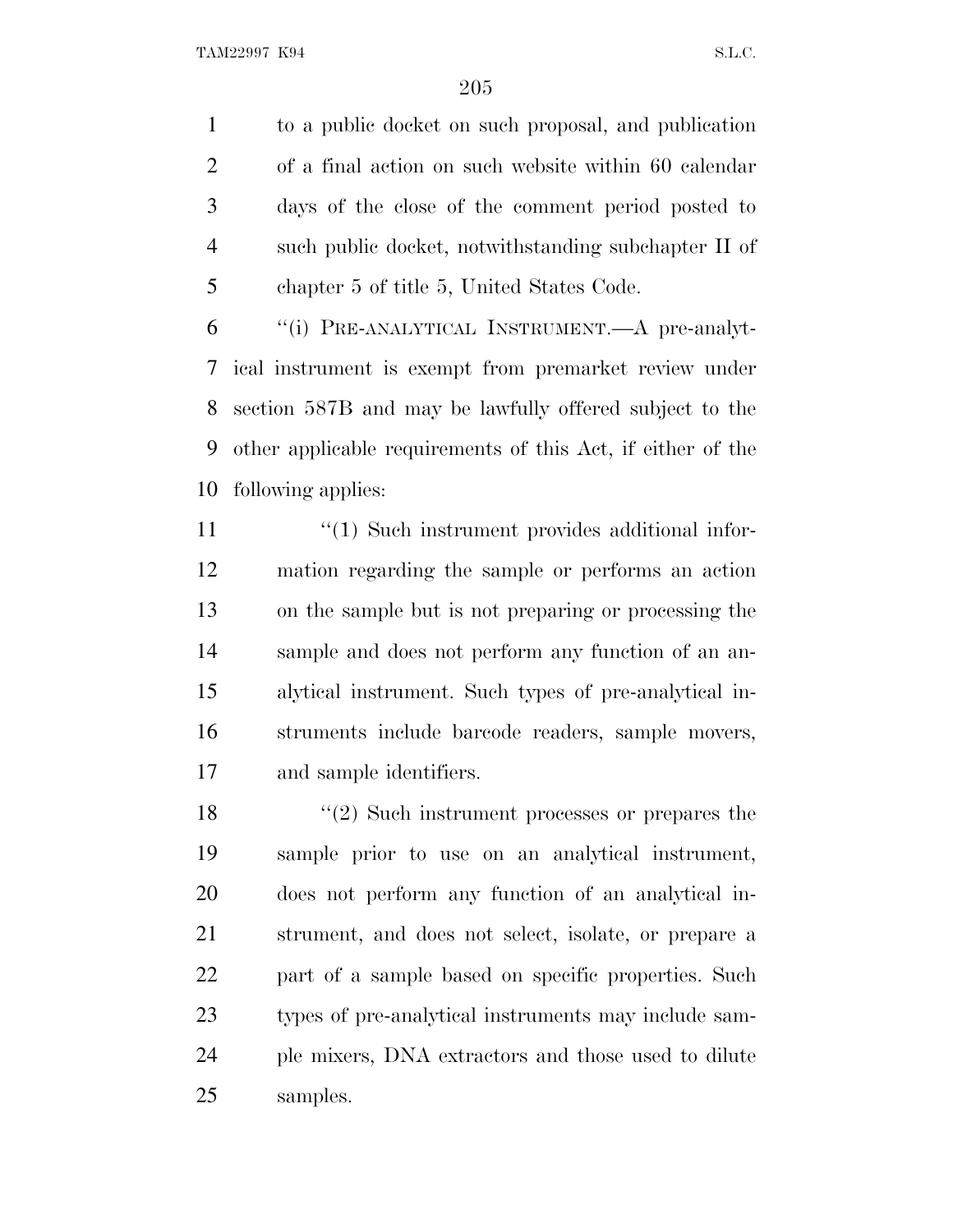to a public docket on such proposal, and publication of a final action on such website within 60 calendar days of the close of the comment period posted to such public docket, notwithstanding subchapter II of chapter 5 of title 5, United States Code.

''(i) PRE-ANALYTICAL INSTRUMENT.—A pre-analytical instrument is exempt from premarket review under section 587B and may be lawfully offered subject to the other applicable requirements of this Act, if either of the following applies:

''(1) Such instrument provides additional information regarding the sample or performs an action on the sample but is not preparing or processing the sample and does not perform any function of an analytical instrument. Such types of pre-analytical instruments include barcode readers, sample movers, and sample identifiers.

''(2) Such instrument processes or prepares the sample prior to use on an analytical instrument, does not perform any function of an analytical instrument, and does not select, isolate, or prepare a part of a sample based on specific properties. Such types of pre-analytical instruments may include sample mixers, DNA extractors and those used to dilute samples.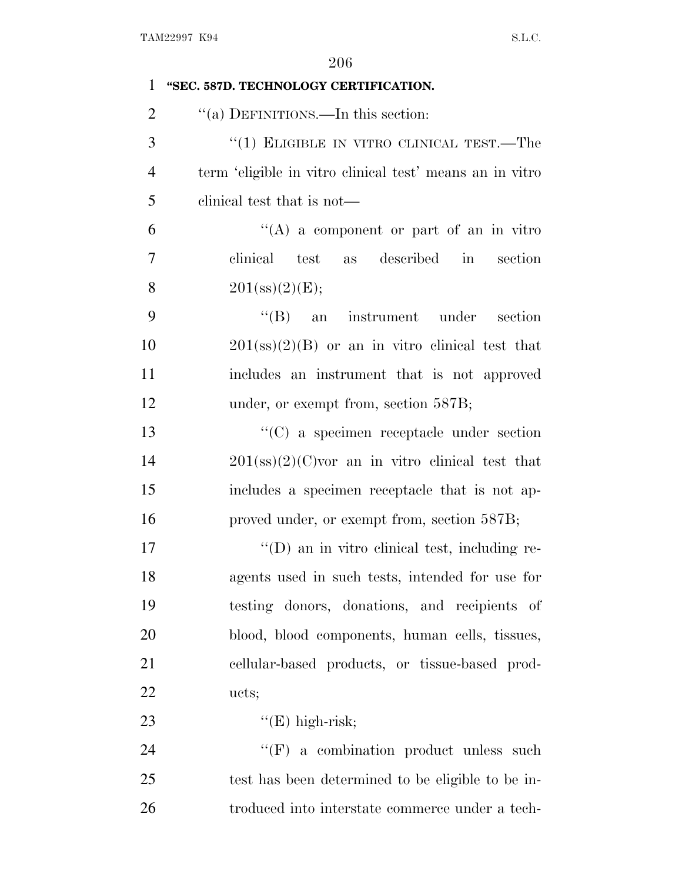**"SEC. 587D. TECHNOLOGY CERTIFICATION.**

"(a) DEFINITIONS.—In this section:

"(1) ELIGIBLE IN VITRO CLINICAL TEST.—The term 'eligible in vitro clinical test' means an in vitro clinical test that is not—

"(A) a component or part of an in vitro clinical test as described in section 201(ss)(2)(E);

"(B) an instrument under section 201(ss)(2)(B) or an in vitro clinical test that includes an instrument that is not approved under, or exempt from, section 587B;

"(C) a specimen receptacle under section 201(ss)(2)(C)vor an in vitro clinical test that includes a specimen receptacle that is not approved under, or exempt from, section 587B;

"(D) an in vitro clinical test, including reagents used in such tests, intended for use for testing donors, donations, and recipients of blood, blood components, human cells, tissues, cellular-based products, or tissue-based products;

"(E) high-risk;

"(F) a combination product unless such test has been determined to be eligible to be introduced into interstate commerce under a tech-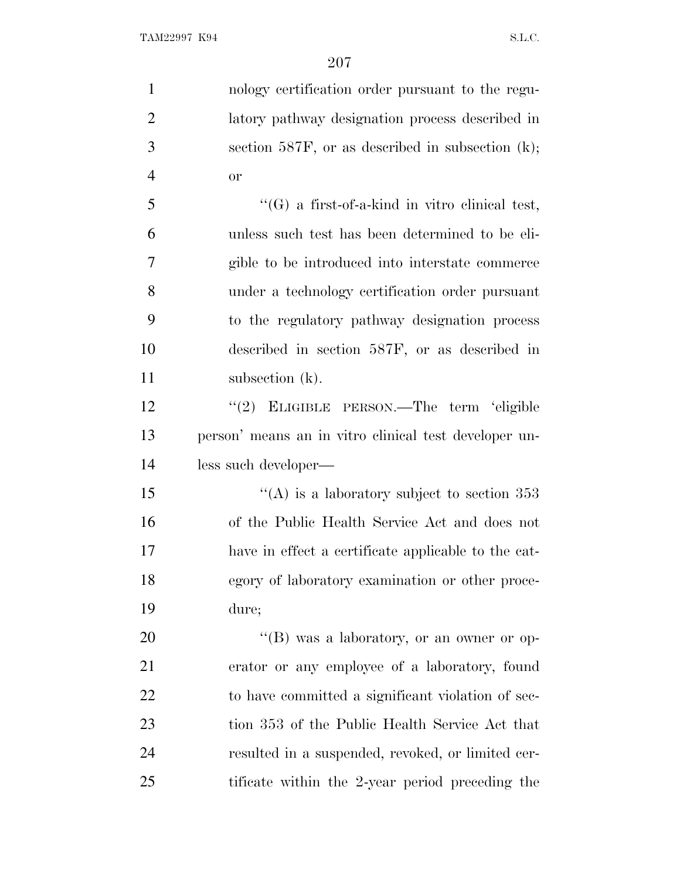nology certification order pursuant to the regulatory pathway designation process described in section 587F, or as described in subsection (k); or

"(G) a first-of-a-kind in vitro clinical test, unless such test has been determined to be eligible to be introduced into interstate commerce under a technology certification order pursuant to the regulatory pathway designation process described in section 587F, or as described in subsection (k).

"(2) ELIGIBLE PERSON.—The term 'eligible person' means an in vitro clinical test developer unless such developer—

"(A) is a laboratory subject to section 353 of the Public Health Service Act and does not have in effect a certificate applicable to the category of laboratory examination or other procedure;

"(B) was a laboratory, or an owner or operator or any employee of a laboratory, found to have committed a significant violation of section 353 of the Public Health Service Act that resulted in a suspended, revoked, or limited certificate within the 2-year period preceding the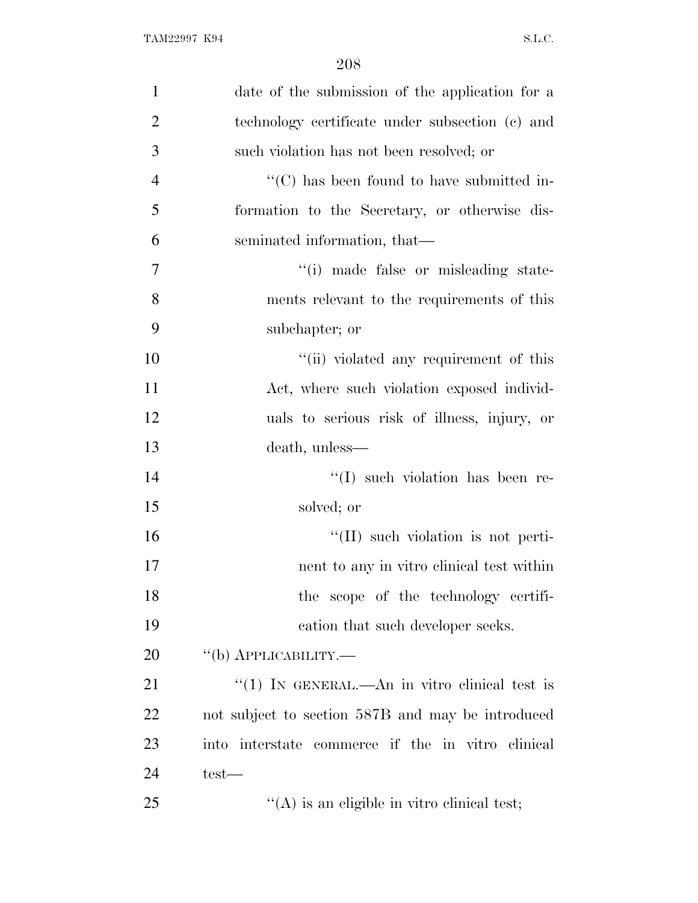date of the submission of the application for a technology certificate under subsection (c) and such violation has not been resolved; or

''(C) has been found to have submitted information to the Secretary, or otherwise disseminated information, that—

''(i) made false or misleading statements relevant to the requirements of this subchapter; or

''(ii) violated any requirement of this Act, where such violation exposed individuals to serious risk of illness, injury, or death, unless—

''(I) such violation has been resolved; or

''(II) such violation is not pertinent to any in vitro clinical test within the scope of the technology certification that such developer seeks.

''(b) APPLICABILITY.—

''(1) IN GENERAL.—An in vitro clinical test is not subject to section 587B and may be introduced into interstate commerce if the in vitro clinical test—

''(A) is an eligible in vitro clinical test;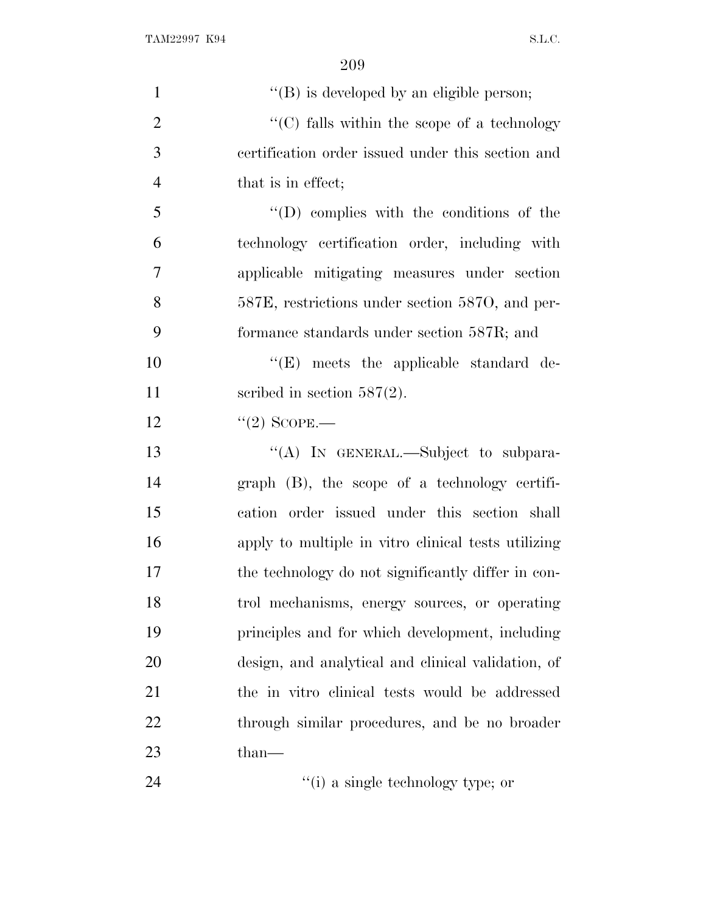''(B) is developed by an eligible person;

''(C) falls within the scope of a technology certification order issued under this section and that is in effect;

''(D) complies with the conditions of the technology certification order, including with applicable mitigating measures under section 587E, restrictions under section 587O, and performance standards under section 587R; and

''(E) meets the applicable standard described in section 587(2).

''(2) SCOPE.—

''(A) IN GENERAL.—Subject to subparagraph (B), the scope of a technology certification order issued under this section shall apply to multiple in vitro clinical tests utilizing the technology do not significantly differ in control mechanisms, energy sources, or operating principles and for which development, including design, and analytical and clinical validation, of the in vitro clinical tests would be addressed through similar procedures, and be no broader than—

''(i) a single technology type; or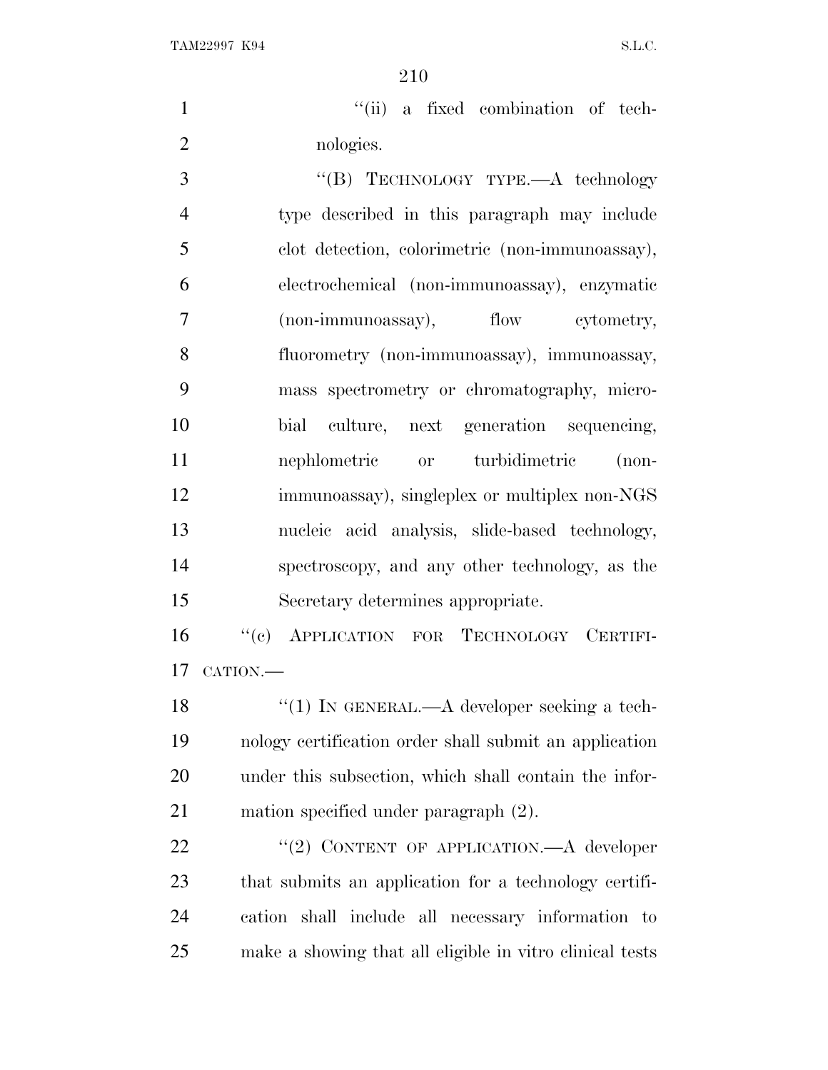"(ii) a fixed combination of technologies.

"(B) TECHNOLOGY TYPE.—A technology type described in this paragraph may include clot detection, colorimetric (non-immunoassay), electrochemical (non-immunoassay), enzymatic (non-immunoassay), flow cytometry, fluorometry (non-immunoassay), immunoassay, mass spectrometry or chromatography, microbial culture, next generation sequencing, nephlometric or turbidimetric (non-immunoassay), singleplex or multiplex non-NGS nucleic acid analysis, slide-based technology, spectroscopy, and any other technology, as the Secretary determines appropriate.

"(c) APPLICATION FOR TECHNOLOGY CERTIFICATION.—

"(1) IN GENERAL.—A developer seeking a technology certification order shall submit an application under this subsection, which shall contain the information specified under paragraph (2).

"(2) CONTENT OF APPLICATION.—A developer that submits an application for a technology certification shall include all necessary information to make a showing that all eligible in vitro clinical tests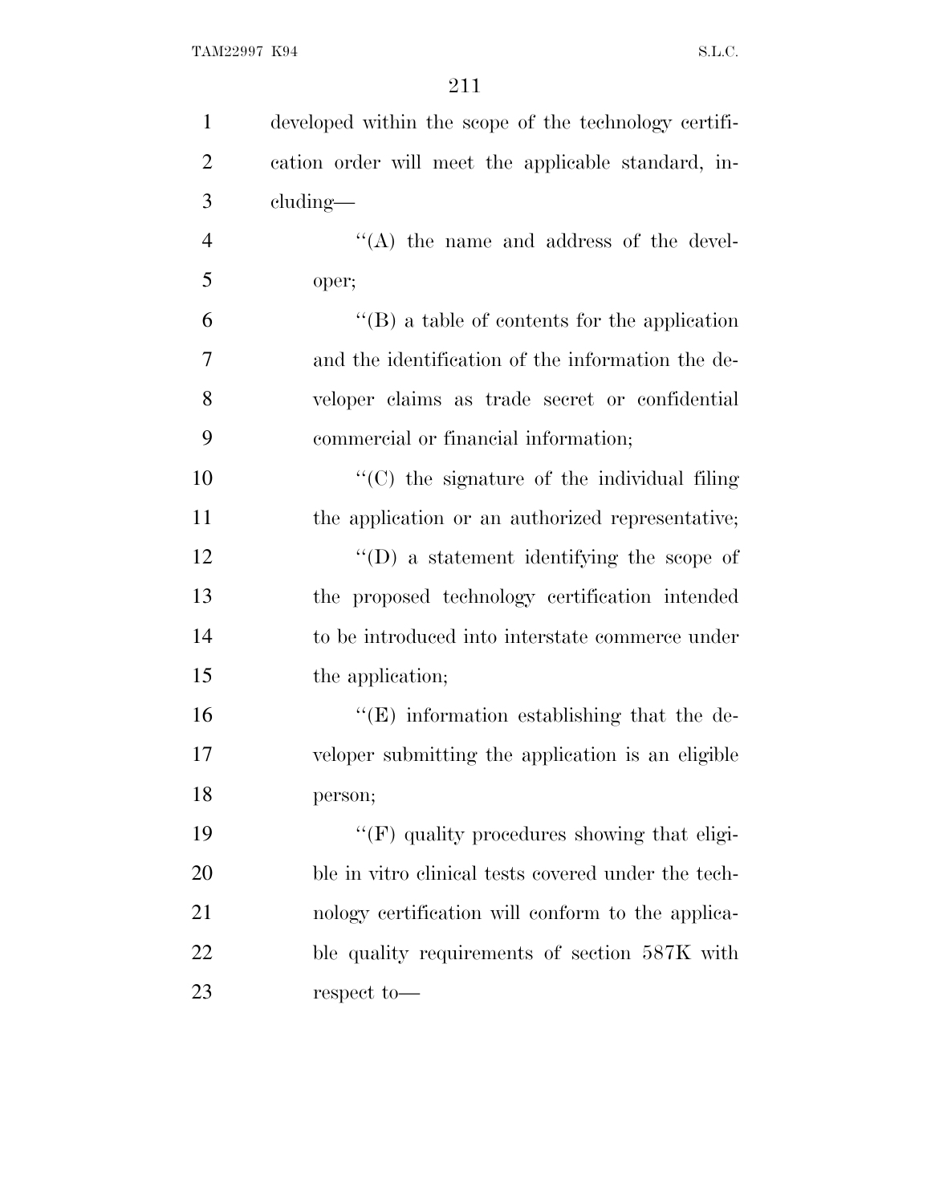developed within the scope of the technology certification order will meet the applicable standard, including—

''(A) the name and address of the developer;

''(B) a table of contents for the application and the identification of the information the developer claims as trade secret or confidential commercial or financial information;

''(C) the signature of the individual filing the application or an authorized representative;

''(D) a statement identifying the scope of the proposed technology certification intended to be introduced into interstate commerce under the application;

''(E) information establishing that the developer submitting the application is an eligible person;

''(F) quality procedures showing that eligible in vitro clinical tests covered under the technology certification will conform to the applicable quality requirements of section 587K with respect to—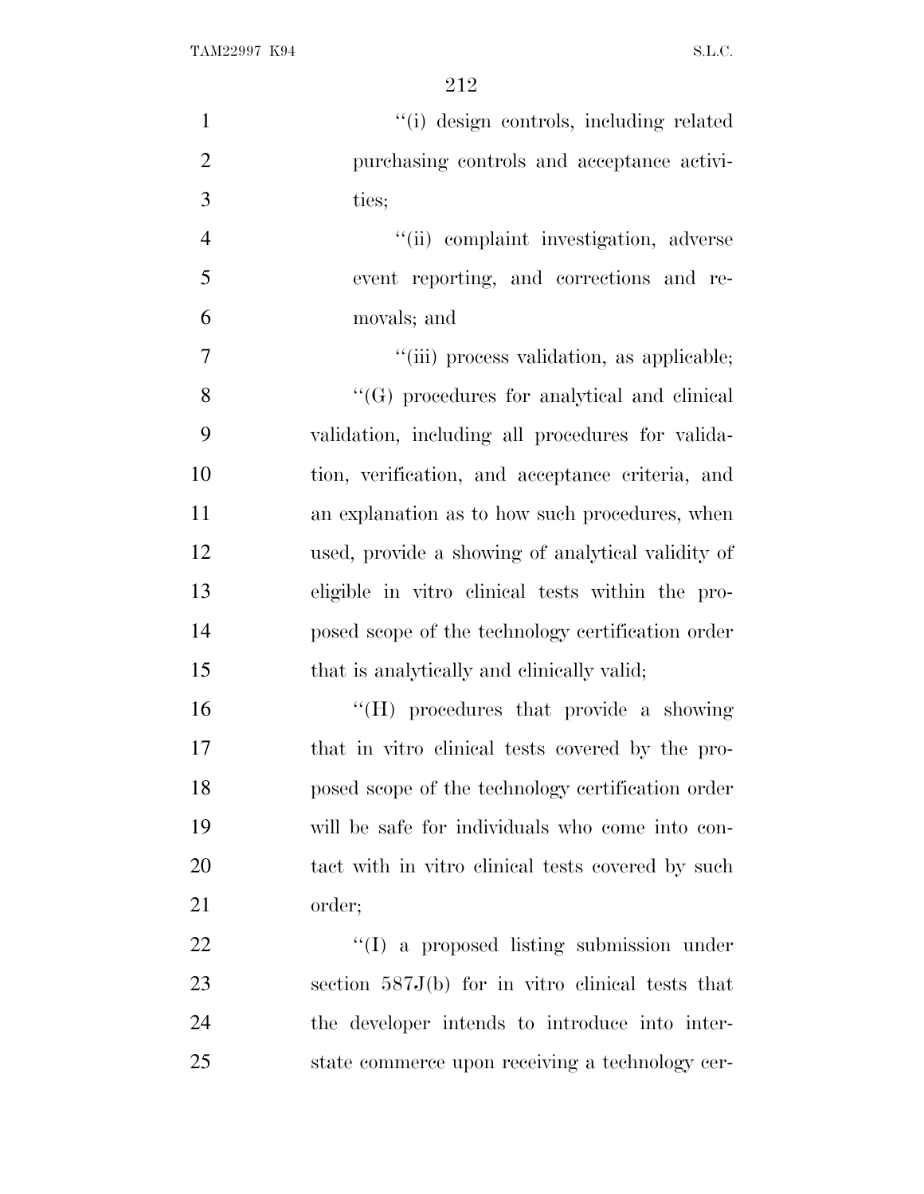"(i) design controls, including related purchasing controls and acceptance activities;

"(ii) complaint investigation, adverse event reporting, and corrections and removals; and

"(iii) process validation, as applicable;

"(G) procedures for analytical and clinical validation, including all procedures for validation, verification, and acceptance criteria, and an explanation as to how such procedures, when used, provide a showing of analytical validity of eligible in vitro clinical tests within the proposed scope of the technology certification order that is analytically and clinically valid;

"(H) procedures that provide a showing that in vitro clinical tests covered by the proposed scope of the technology certification order will be safe for individuals who come into contact with in vitro clinical tests covered by such order;

"(I) a proposed listing submission under section 587J(b) for in vitro clinical tests that the developer intends to introduce into interstate commerce upon receiving a technology cer-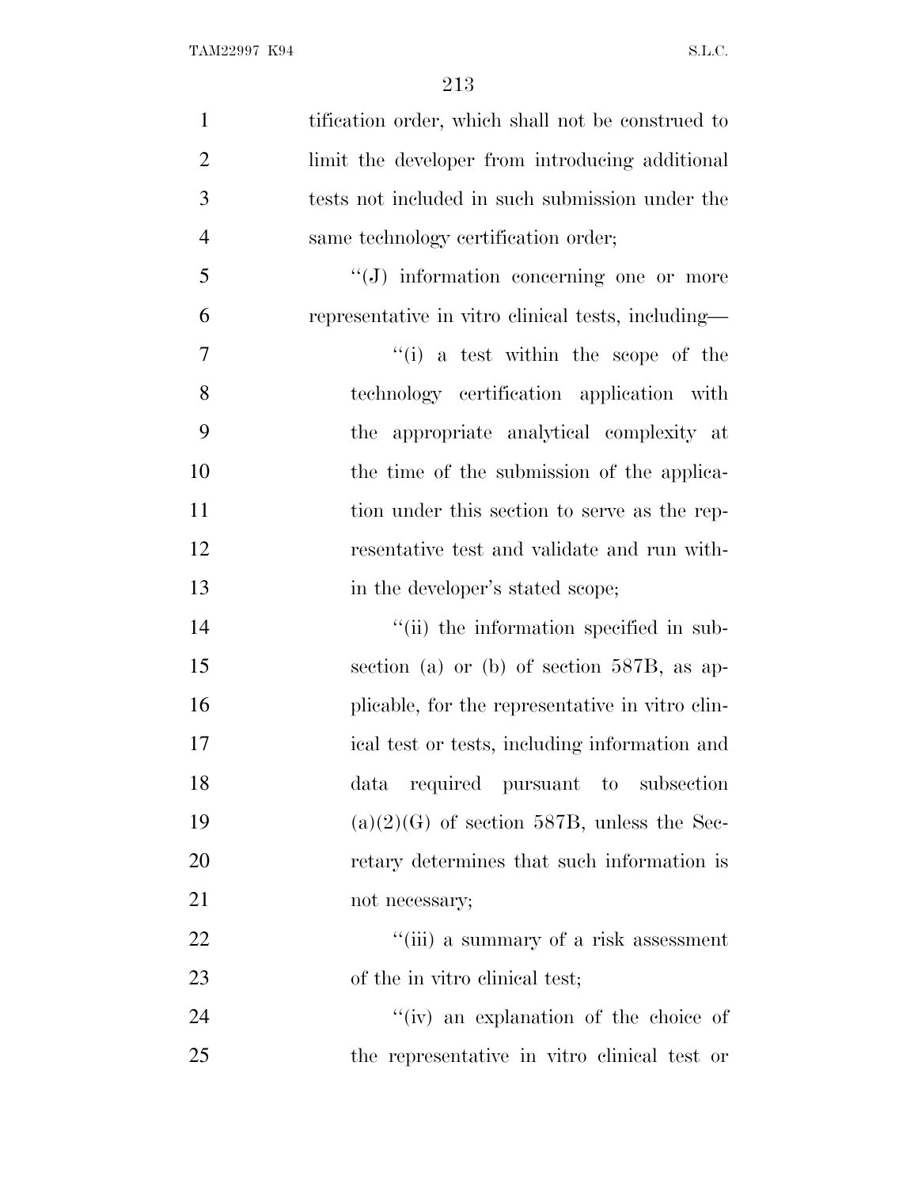tification order, which shall not be construed to limit the developer from introducing additional tests not included in such submission under the same technology certification order;

"(J) information concerning one or more representative in vitro clinical tests, including—

"(i) a test within the scope of the technology certification application with the appropriate analytical complexity at the time of the submission of the application under this section to serve as the representative test and validate and run within the developer's stated scope;

"(ii) the information specified in subsection (a) or (b) of section 587B, as applicable, for the representative in vitro clinical test or tests, including information and data required pursuant to subsection (a)(2)(G) of section 587B, unless the Secretary determines that such information is not necessary;

"(iii) a summary of a risk assessment of the in vitro clinical test;

"(iv) an explanation of the choice of the representative in vitro clinical test or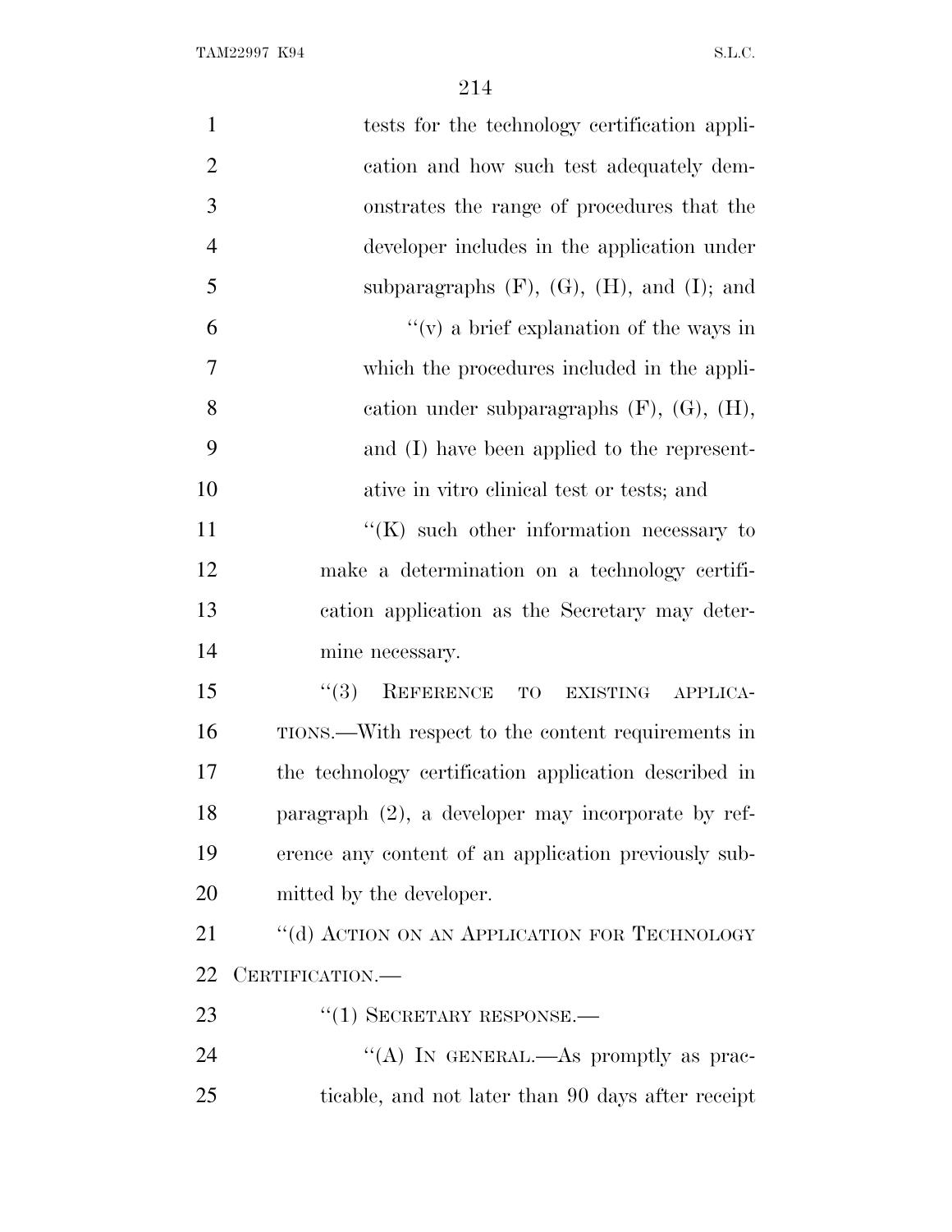tests for the technology certification application and how such test adequately demonstrates the range of procedures that the developer includes in the application under subparagraphs (F), (G), (H), and (I); and

"(v) a brief explanation of the ways in which the procedures included in the application under subparagraphs (F), (G), (H), and (I) have been applied to the representative in vitro clinical test or tests; and

"(K) such other information necessary to make a determination on a technology certification application as the Secretary may determine necessary.

"(3) REFERENCE TO EXISTING APPLICATIONS.—With respect to the content requirements in the technology certification application described in paragraph (2), a developer may incorporate by reference any content of an application previously submitted by the developer.

"(d) ACTION ON AN APPLICATION FOR TECHNOLOGY CERTIFICATION.—

"(1) SECRETARY RESPONSE.—

"(A) IN GENERAL.—As promptly as practicable, and not later than 90 days after receipt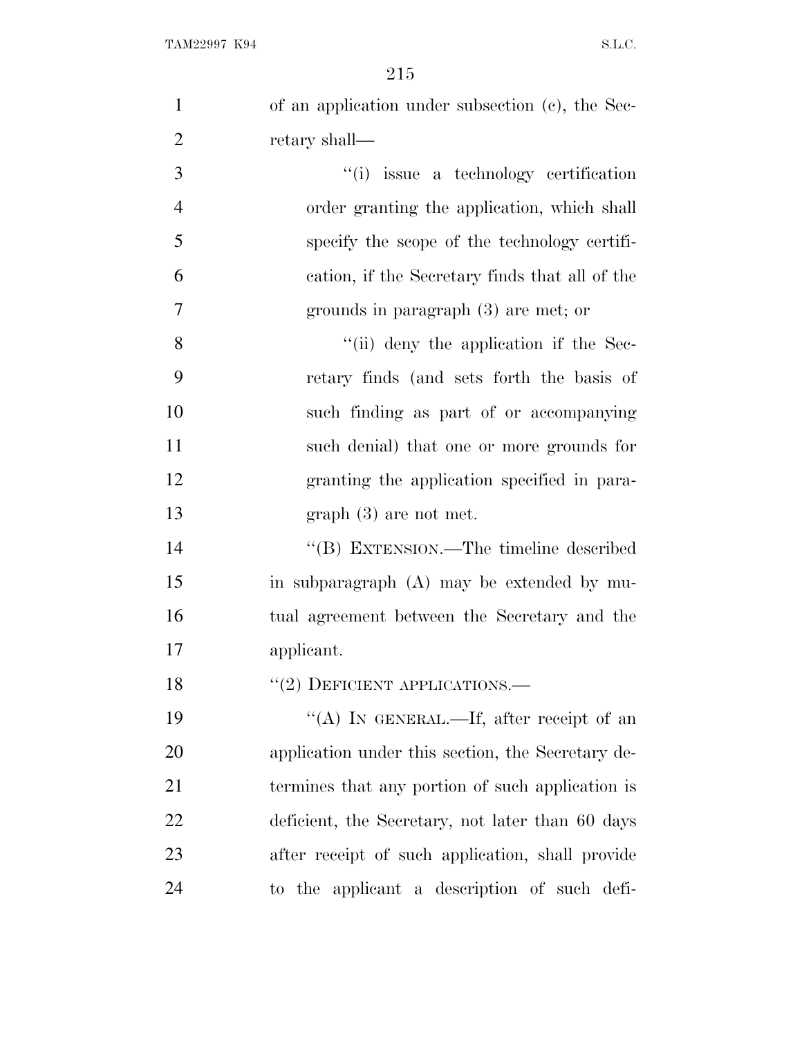of an application under subsection (c), the Secretary shall—

''(i) issue a technology certification order granting the application, which shall specify the scope of the technology certification, if the Secretary finds that all of the grounds in paragraph (3) are met; or

''(ii) deny the application if the Secretary finds (and sets forth the basis of such finding as part of or accompanying such denial) that one or more grounds for granting the application specified in paragraph (3) are not met.

''(B) EXTENSION.—The timeline described in subparagraph (A) may be extended by mutual agreement between the Secretary and the applicant.

''(2) DEFICIENT APPLICATIONS.—

''(A) IN GENERAL.—If, after receipt of an application under this section, the Secretary determines that any portion of such application is deficient, the Secretary, not later than 60 days after receipt of such application, shall provide to the applicant a description of such defi-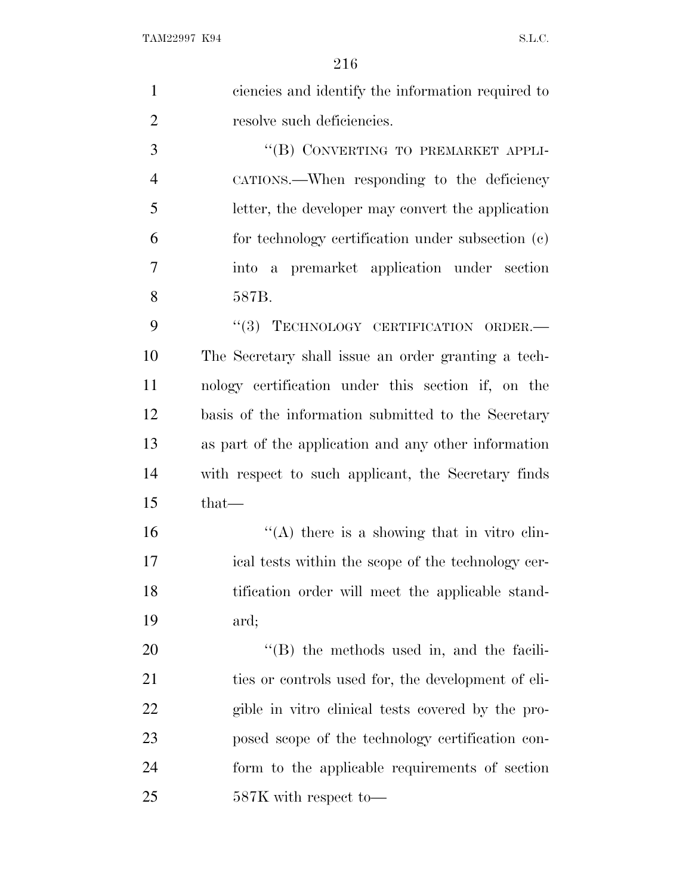ciencies and identify the information required to resolve such deficiencies.

"(B) CONVERTING TO PREMARKET APPLICATIONS.—When responding to the deficiency letter, the developer may convert the application for technology certification under subsection (c) into a premarket application under section 587B.

"(3) TECHNOLOGY CERTIFICATION ORDER.—The Secretary shall issue an order granting a technology certification under this section if, on the basis of the information submitted to the Secretary as part of the application and any other information with respect to such applicant, the Secretary finds that—

"(A) there is a showing that in vitro clinical tests within the scope of the technology certification order will meet the applicable standard;

"(B) the methods used in, and the facilities or controls used for, the development of eligible in vitro clinical tests covered by the proposed scope of the technology certification conform to the applicable requirements of section 587K with respect to—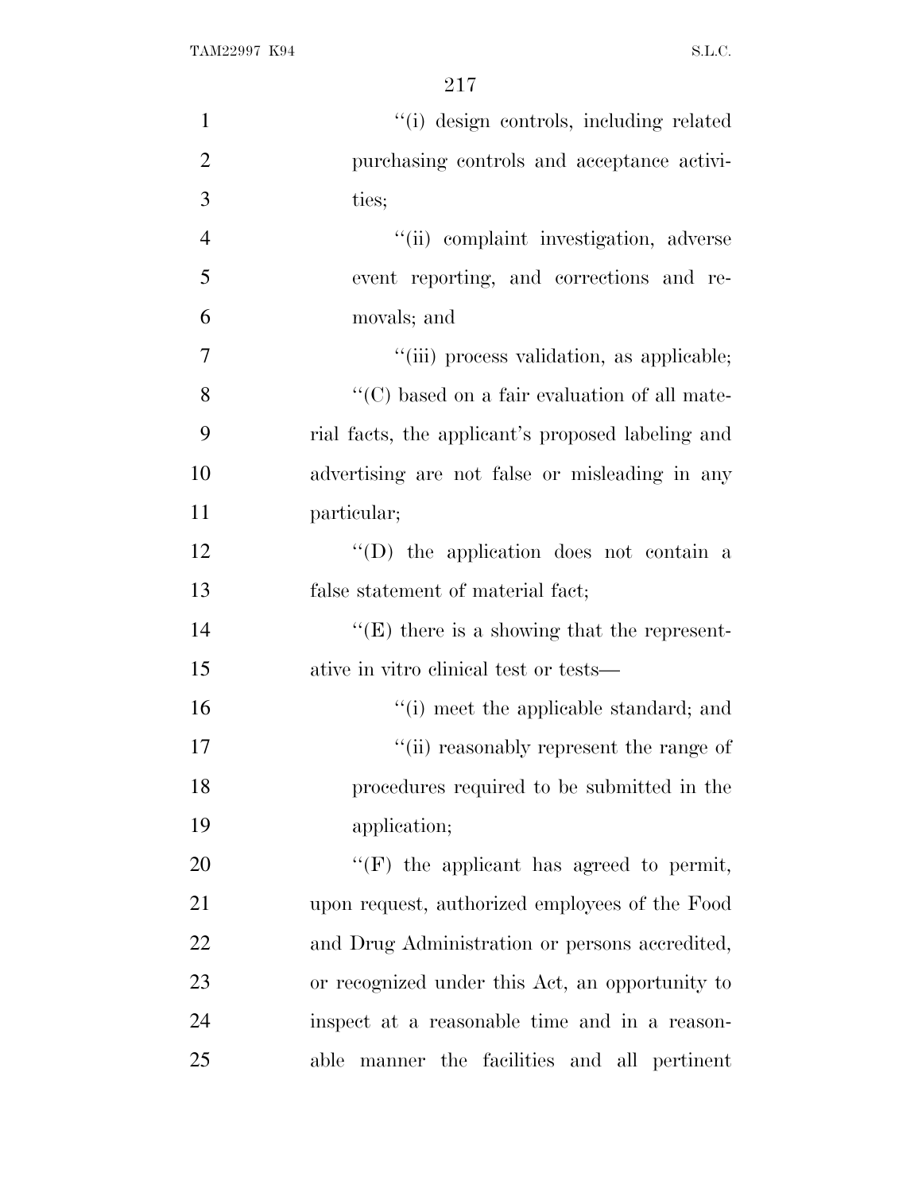''(i) design controls, including related purchasing controls and acceptance activities;

''(ii) complaint investigation, adverse event reporting, and corrections and removals; and

''(iii) process validation, as applicable;

''(C) based on a fair evaluation of all material facts, the applicant's proposed labeling and advertising are not false or misleading in any particular;

''(D) the application does not contain a false statement of material fact;

''(E) there is a showing that the representative in vitro clinical test or tests—

''(i) meet the applicable standard; and

''(ii) reasonably represent the range of procedures required to be submitted in the application;

''(F) the applicant has agreed to permit, upon request, authorized employees of the Food and Drug Administration or persons accredited, or recognized under this Act, an opportunity to inspect at a reasonable time and in a reasonable manner the facilities and all pertinent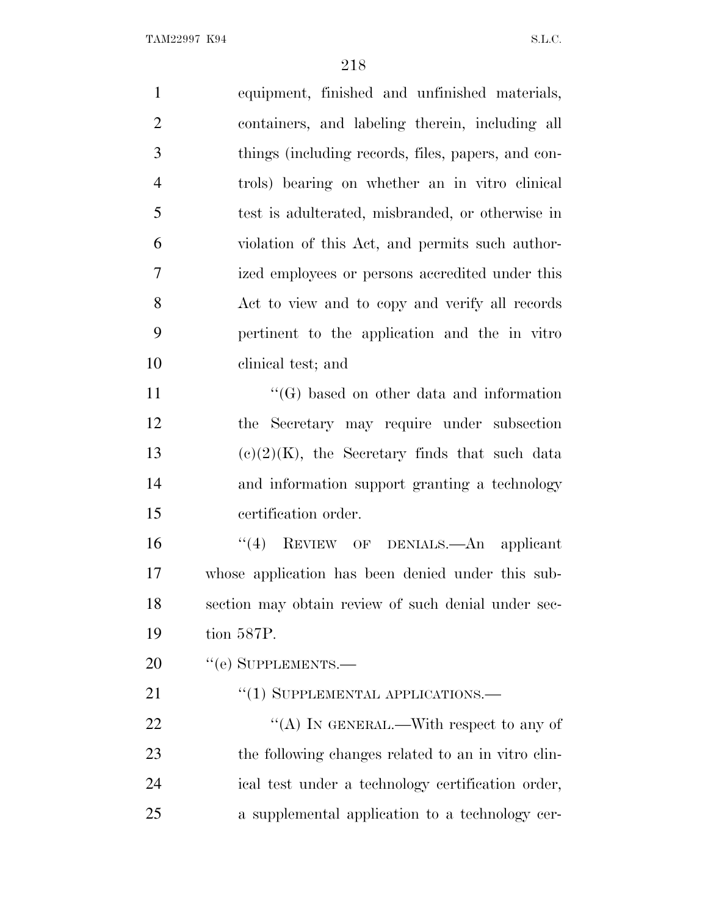equipment, finished and unfinished materials, containers, and labeling therein, including all things (including records, files, papers, and controls) bearing on whether an in vitro clinical test is adulterated, misbranded, or otherwise in violation of this Act, and permits such authorized employees or persons accredited under this Act to view and to copy and verify all records pertinent to the application and the in vitro clinical test; and

''(G) based on other data and information the Secretary may require under subsection (c)(2)(K), the Secretary finds that such data and information support granting a technology certification order.

''(4) REVIEW OF DENIALS.—An applicant whose application has been denied under this subsection may obtain review of such denial under section 587P.

''(e) SUPPLEMENTS.—

''(1) SUPPLEMENTAL APPLICATIONS.—

''(A) IN GENERAL.—With respect to any of the following changes related to an in vitro clinical test under a technology certification order, a supplemental application to a technology cer-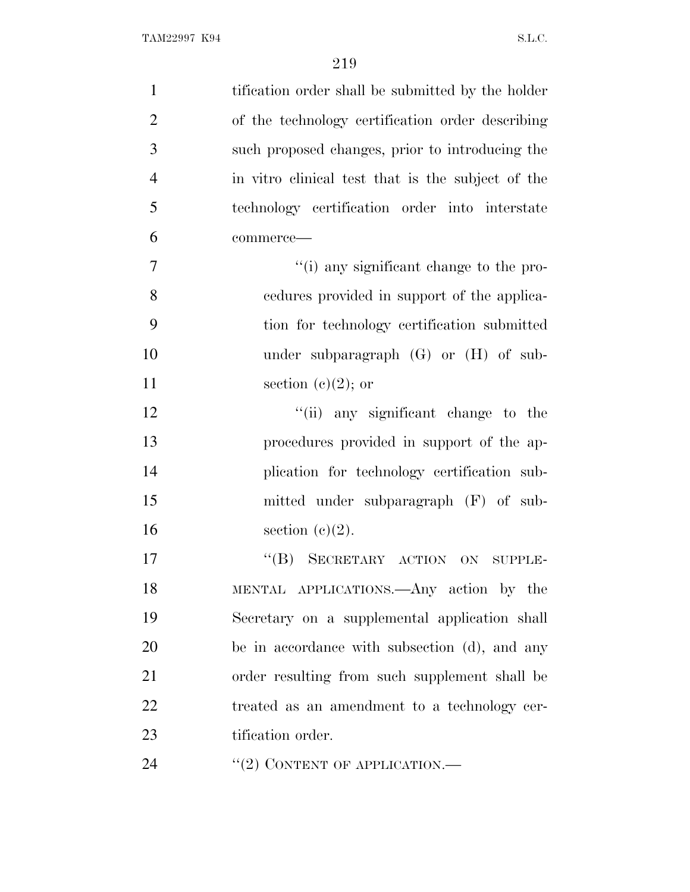tification order shall be submitted by the holder of the technology certification order describing such proposed changes, prior to introducing the in vitro clinical test that is the subject of the technology certification order into interstate commerce—

"(i) any significant change to the procedures provided in support of the application for technology certification submitted under subparagraph (G) or (H) of subsection (c)(2); or

"(ii) any significant change to the procedures provided in support of the application for technology certification submitted under subparagraph (F) of subsection (c)(2).

"(B) SECRETARY ACTION ON SUPPLEMENTAL APPLICATIONS.—Any action by the Secretary on a supplemental application shall be in accordance with subsection (d), and any order resulting from such supplement shall be treated as an amendment to a technology certification order.

"(2) CONTENT OF APPLICATION.—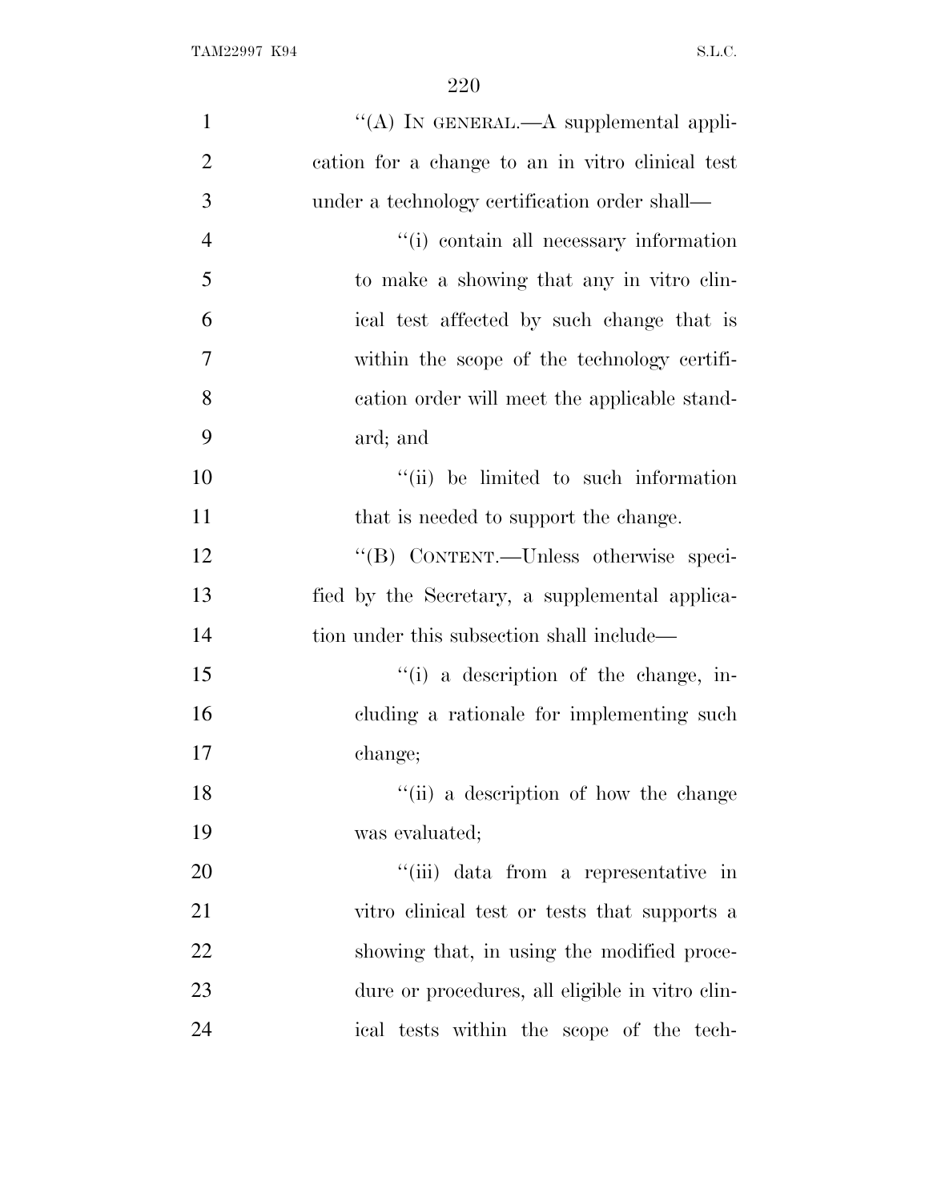"(A) IN GENERAL.—A supplemental application for a change to an in vitro clinical test under a technology certification order shall—

"(i) contain all necessary information to make a showing that any in vitro clinical test affected by such change that is within the scope of the technology certification order will meet the applicable standard; and

"(ii) be limited to such information that is needed to support the change.

"(B) CONTENT.—Unless otherwise specified by the Secretary, a supplemental application under this subsection shall include—

"(i) a description of the change, including a rationale for implementing such change;

"(ii) a description of how the change was evaluated;

"(iii) data from a representative in vitro clinical test or tests that supports a showing that, in using the modified procedure or procedures, all eligible in vitro clinical tests within the scope of the tech-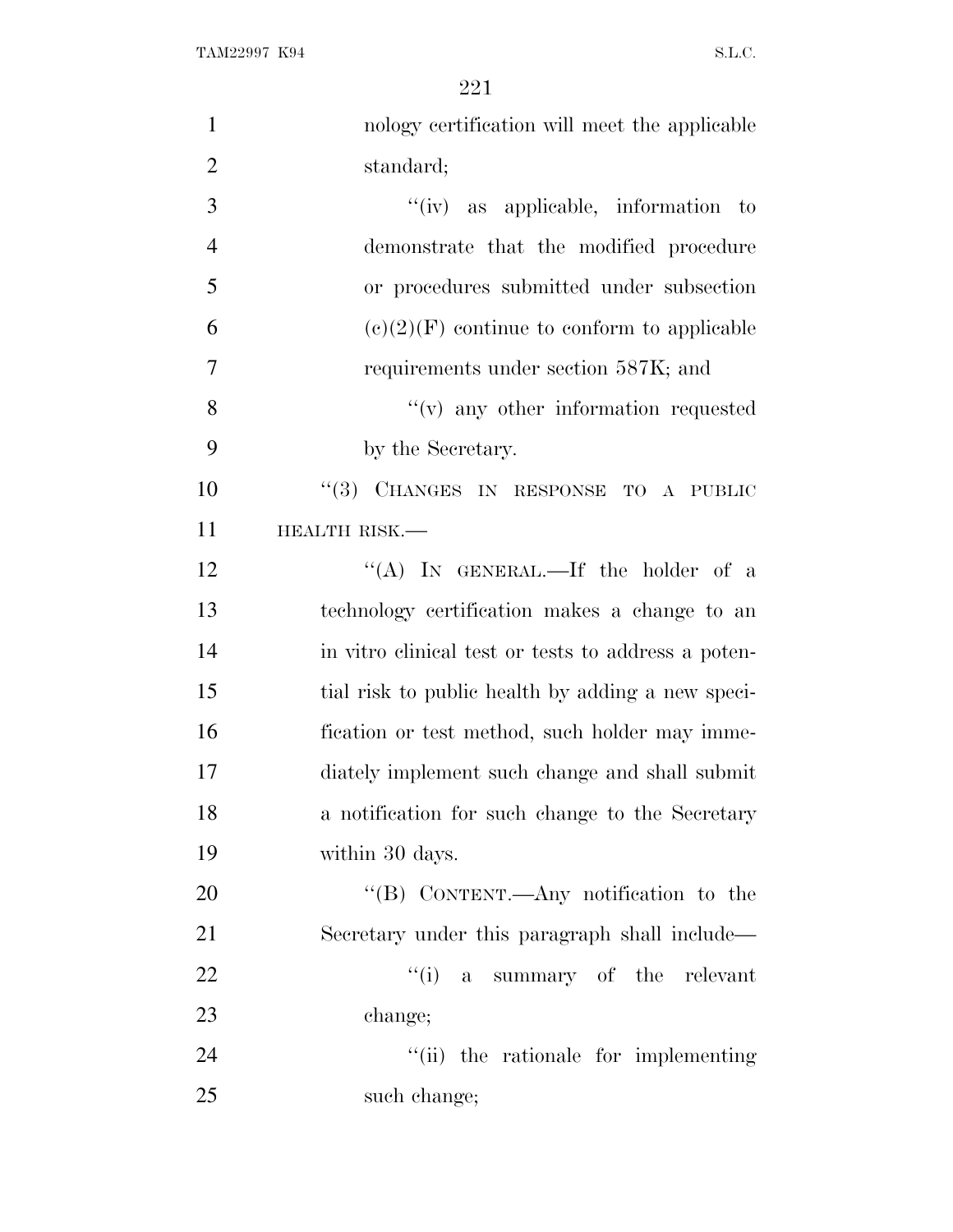nology certification will meet the applicable standard;

''(iv) as applicable, information to demonstrate that the modified procedure or procedures submitted under subsection (c)(2)(F) continue to conform to applicable requirements under section 587K; and

''(v) any other information requested by the Secretary.

''(3) CHANGES IN RESPONSE TO A PUBLIC HEALTH RISK.—

''(A) IN GENERAL.—If the holder of a technology certification makes a change to an in vitro clinical test or tests to address a potential risk to public health by adding a new specification or test method, such holder may immediately implement such change and shall submit a notification for such change to the Secretary within 30 days.

''(B) CONTENT.—Any notification to the Secretary under this paragraph shall include—

''(i) a summary of the relevant change;

''(ii) the rationale for implementing such change;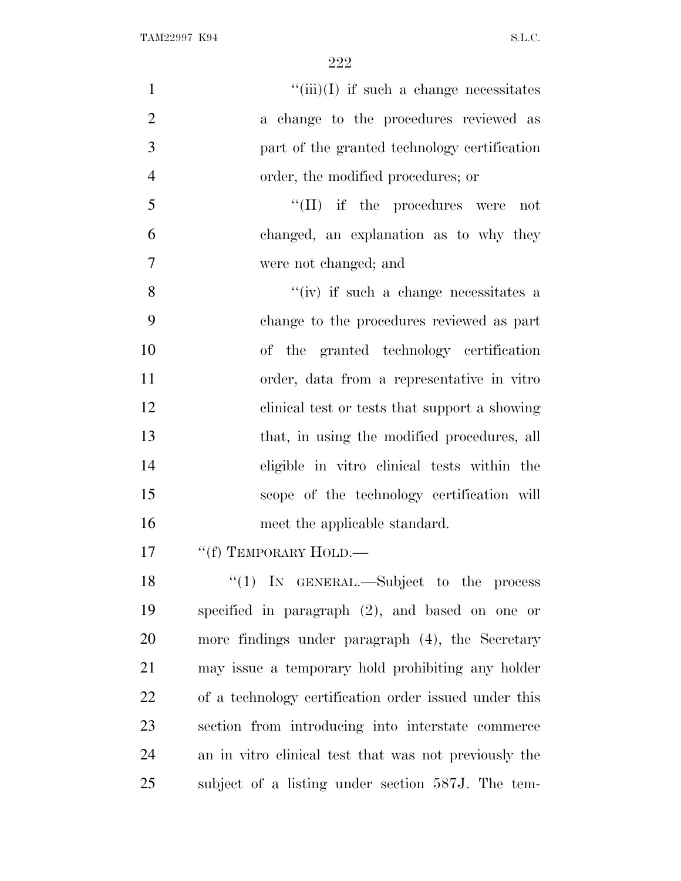''(iii)(I) if such a change necessitates a change to the procedures reviewed as part of the granted technology certification order, the modified procedures; or

''(II) if the procedures were not changed, an explanation as to why they were not changed; and

''(iv) if such a change necessitates a change to the procedures reviewed as part of the granted technology certification order, data from a representative in vitro clinical test or tests that support a showing that, in using the modified procedures, all eligible in vitro clinical tests within the scope of the technology certification will meet the applicable standard.

''(f) TEMPORARY HOLD.—

''(1) IN GENERAL.—Subject to the process specified in paragraph (2), and based on one or more findings under paragraph (4), the Secretary may issue a temporary hold prohibiting any holder of a technology certification order issued under this section from introducing into interstate commerce an in vitro clinical test that was not previously the subject of a listing under section 587J. The tem-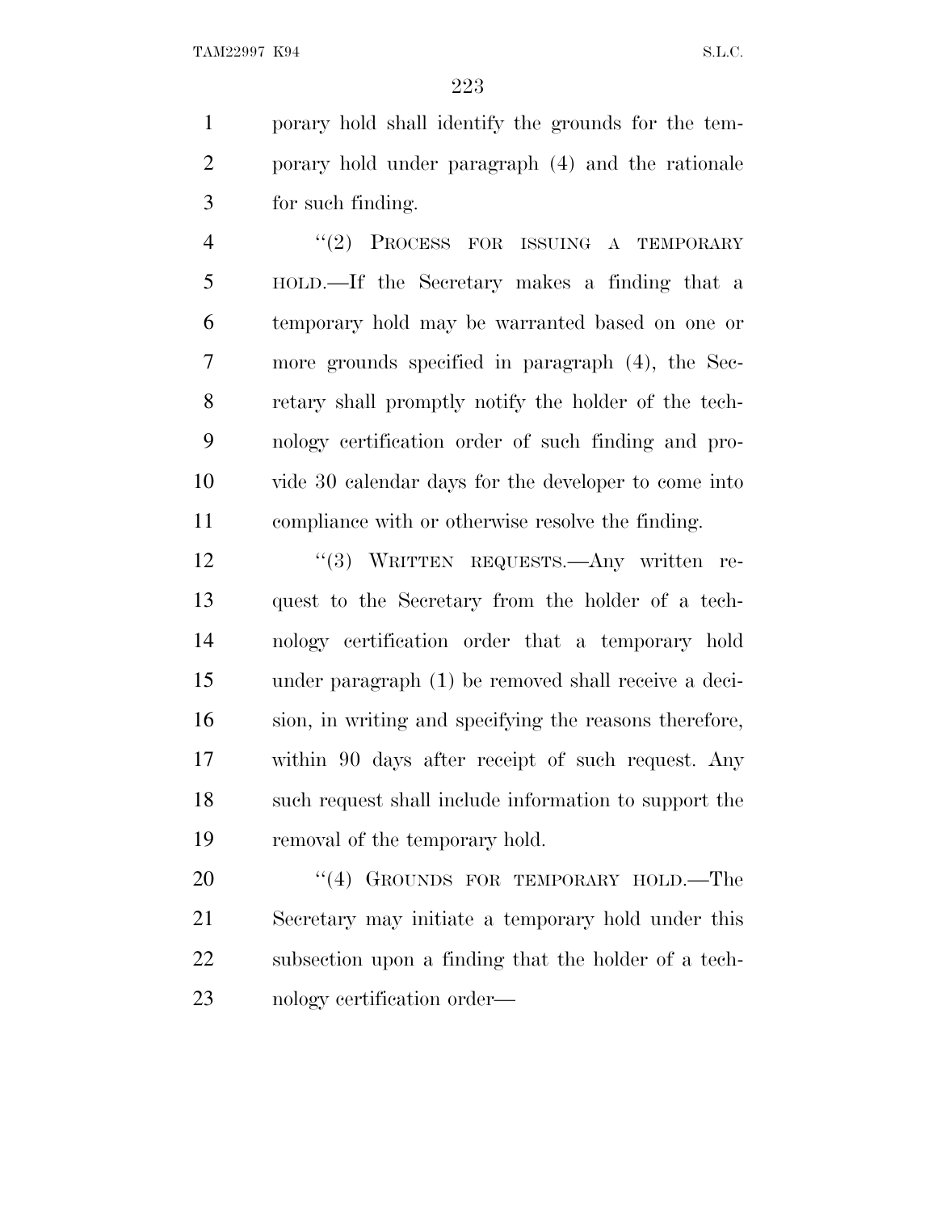porary hold shall identify the grounds for the temporary hold under paragraph (4) and the rationale for such finding.

"(2) PROCESS FOR ISSUING A TEMPORARY HOLD.—If the Secretary makes a finding that a temporary hold may be warranted based on one or more grounds specified in paragraph (4), the Secretary shall promptly notify the holder of the technology certification order of such finding and provide 30 calendar days for the developer to come into compliance with or otherwise resolve the finding.

"(3) WRITTEN REQUESTS.—Any written request to the Secretary from the holder of a technology certification order that a temporary hold under paragraph (1) be removed shall receive a decision, in writing and specifying the reasons therefore, within 90 days after receipt of such request. Any such request shall include information to support the removal of the temporary hold.

"(4) GROUNDS FOR TEMPORARY HOLD.—The Secretary may initiate a temporary hold under this subsection upon a finding that the holder of a technology certification order—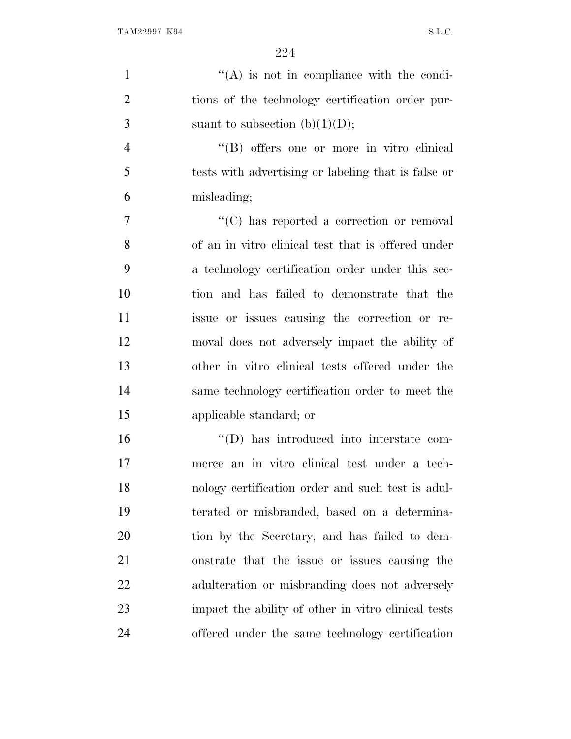''(A) is not in compliance with the conditions of the technology certification order pursuant to subsection (b)(1)(D);

''(B) offers one or more in vitro clinical tests with advertising or labeling that is false or misleading;

''(C) has reported a correction or removal of an in vitro clinical test that is offered under a technology certification order under this section and has failed to demonstrate that the issue or issues causing the correction or removal does not adversely impact the ability of other in vitro clinical tests offered under the same technology certification order to meet the applicable standard; or

''(D) has introduced into interstate commerce an in vitro clinical test under a technology certification order and such test is adulterated or misbranded, based on a determination by the Secretary, and has failed to demonstrate that the issue or issues causing the adulteration or misbranding does not adversely impact the ability of other in vitro clinical tests offered under the same technology certification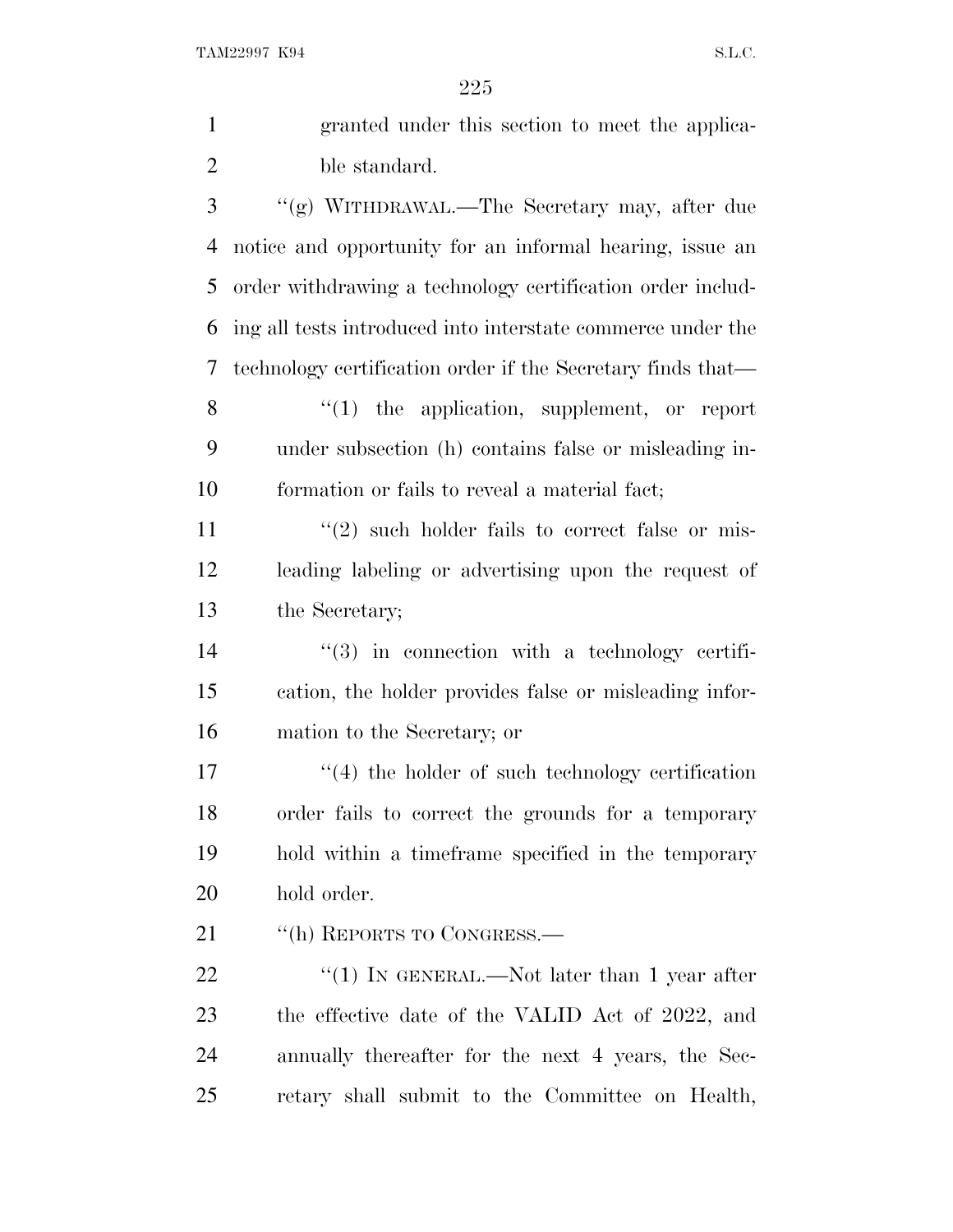granted under this section to meet the applicable standard.

"(g) WITHDRAWAL.—The Secretary may, after due notice and opportunity for an informal hearing, issue an order withdrawing a technology certification order including all tests introduced into interstate commerce under the technology certification order if the Secretary finds that—

"(1) the application, supplement, or report under subsection (h) contains false or misleading information or fails to reveal a material fact;

"(2) such holder fails to correct false or misleading labeling or advertising upon the request of the Secretary;

"(3) in connection with a technology certification, the holder provides false or misleading information to the Secretary; or

"(4) the holder of such technology certification order fails to correct the grounds for a temporary hold within a timeframe specified in the temporary hold order.

"(h) REPORTS TO CONGRESS.—

"(1) IN GENERAL.—Not later than 1 year after the effective date of the VALID Act of 2022, and annually thereafter for the next 4 years, the Secretary shall submit to the Committee on Health,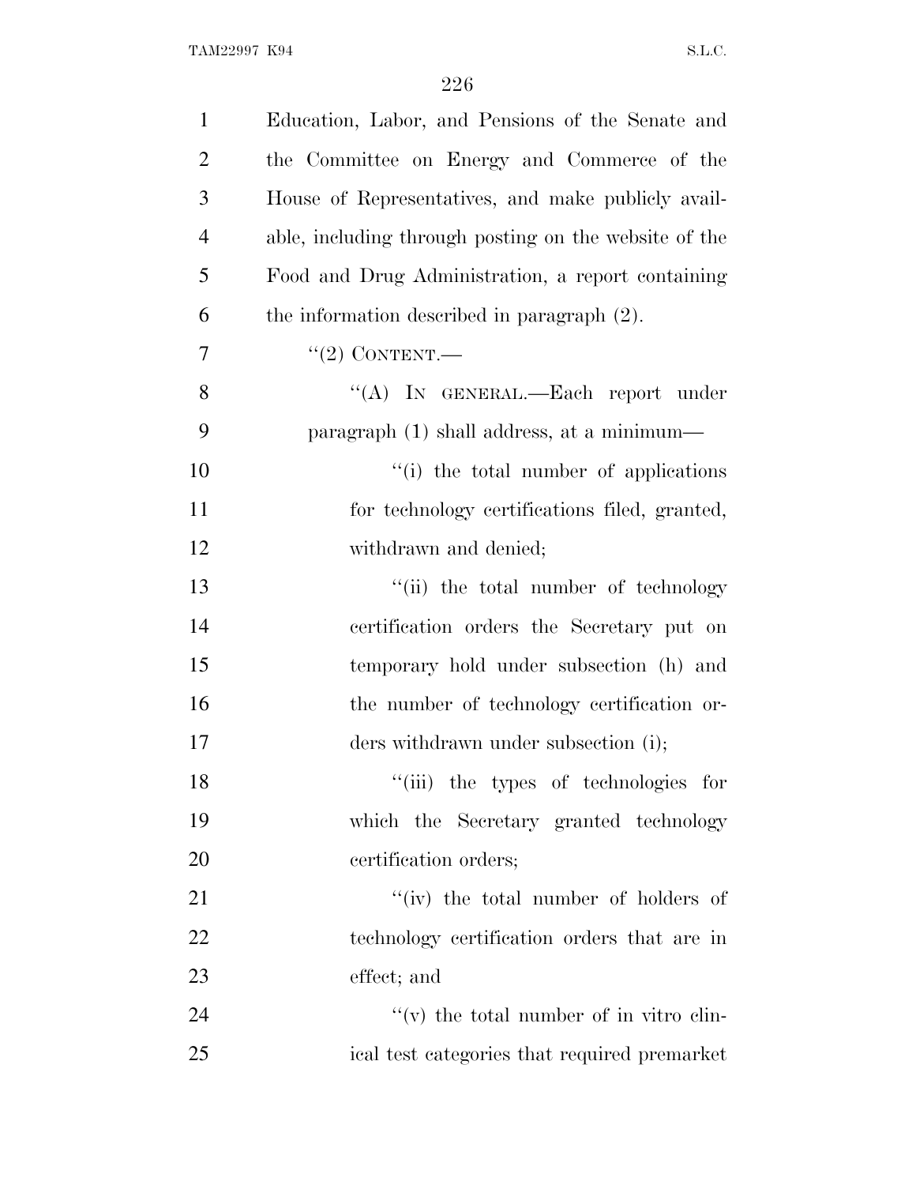Education, Labor, and Pensions of the Senate and the Committee on Energy and Commerce of the House of Representatives, and make publicly available, including through posting on the website of the Food and Drug Administration, a report containing the information described in paragraph (2).

"(2) CONTENT.—

"(A) IN GENERAL.—Each report under paragraph (1) shall address, at a minimum—

"(i) the total number of applications for technology certifications filed, granted, withdrawn and denied;

"(ii) the total number of technology certification orders the Secretary put on temporary hold under subsection (h) and the number of technology certification orders withdrawn under subsection (i);

"(iii) the types of technologies for which the Secretary granted technology certification orders;

"(iv) the total number of holders of technology certification orders that are in effect; and

"(v) the total number of in vitro clinical test categories that required premarket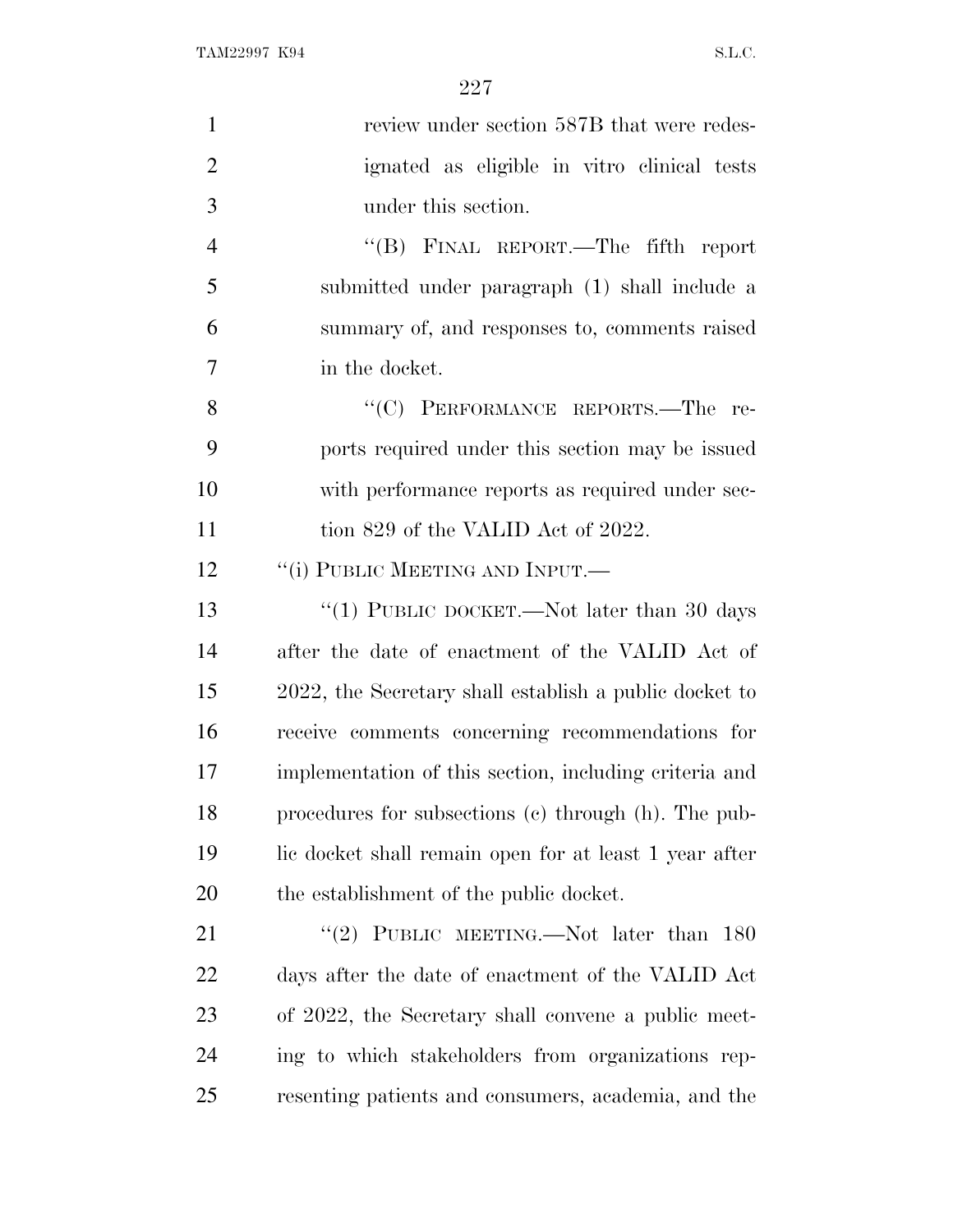review under section 587B that were redesignated as eligible in vitro clinical tests under this section.

"(B) FINAL REPORT.—The fifth report submitted under paragraph (1) shall include a summary of, and responses to, comments raised in the docket.

"(C) PERFORMANCE REPORTS.—The reports required under this section may be issued with performance reports as required under section 829 of the VALID Act of 2022.

"(i) PUBLIC MEETING AND INPUT.—

"(1) PUBLIC DOCKET.—Not later than 30 days after the date of enactment of the VALID Act of 2022, the Secretary shall establish a public docket to receive comments concerning recommendations for implementation of this section, including criteria and procedures for subsections (c) through (h). The public docket shall remain open for at least 1 year after the establishment of the public docket.

"(2) PUBLIC MEETING.—Not later than 180 days after the date of enactment of the VALID Act of 2022, the Secretary shall convene a public meeting to which stakeholders from organizations representing patients and consumers, academia, and the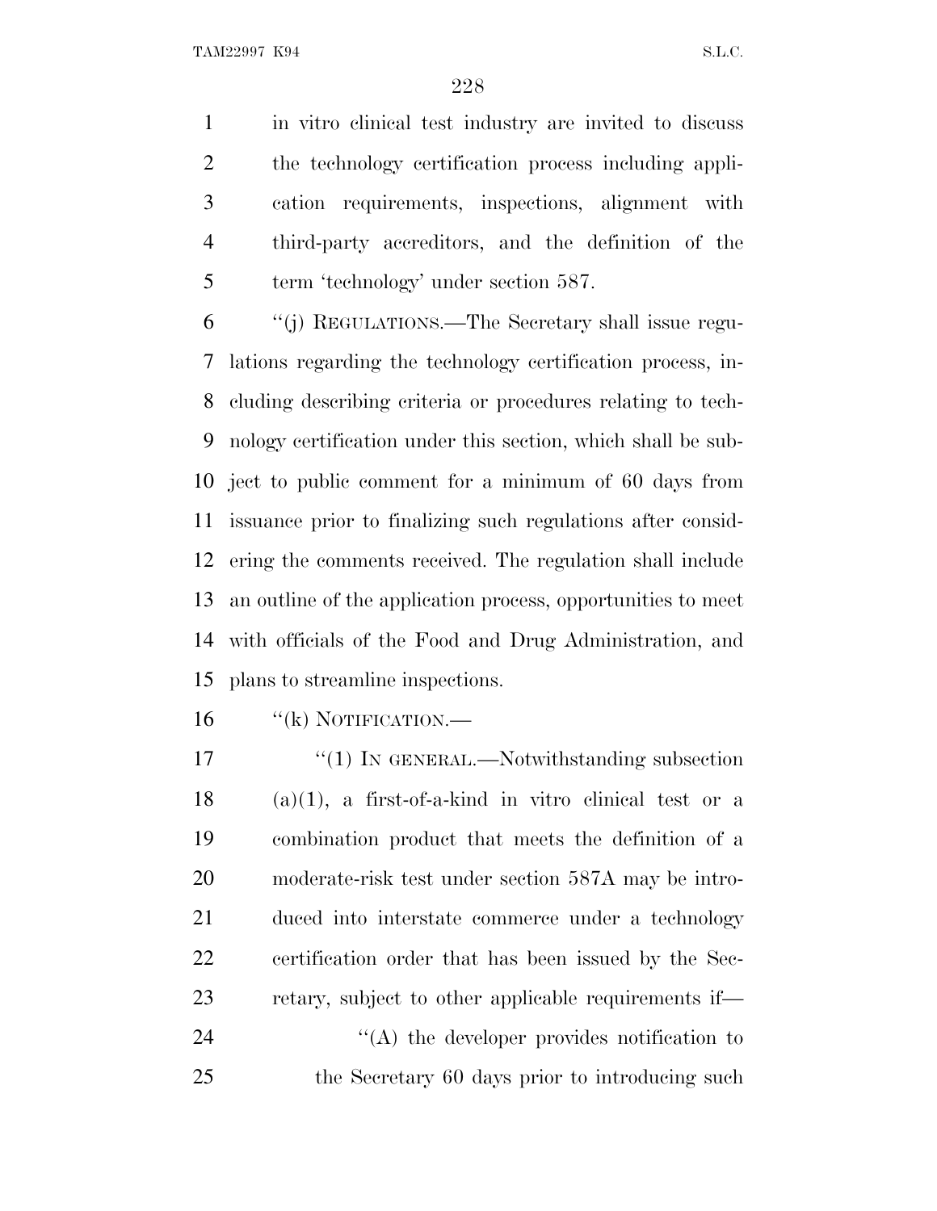in vitro clinical test industry are invited to discuss the technology certification process including application requirements, inspections, alignment with third-party accreditors, and the definition of the term 'technology' under section 587.

"(j) REGULATIONS.—The Secretary shall issue regulations regarding the technology certification process, including describing criteria or procedures relating to technology certification under this section, which shall be subject to public comment for a minimum of 60 days from issuance prior to finalizing such regulations after considering the comments received. The regulation shall include an outline of the application process, opportunities to meet with officials of the Food and Drug Administration, and plans to streamline inspections.

"(k) NOTIFICATION.—

"(1) IN GENERAL.—Notwithstanding subsection (a)(1), a first-of-a-kind in vitro clinical test or a combination product that meets the definition of a moderate-risk test under section 587A may be introduced into interstate commerce under a technology certification order that has been issued by the Secretary, subject to other applicable requirements if—

"(A) the developer provides notification to the Secretary 60 days prior to introducing such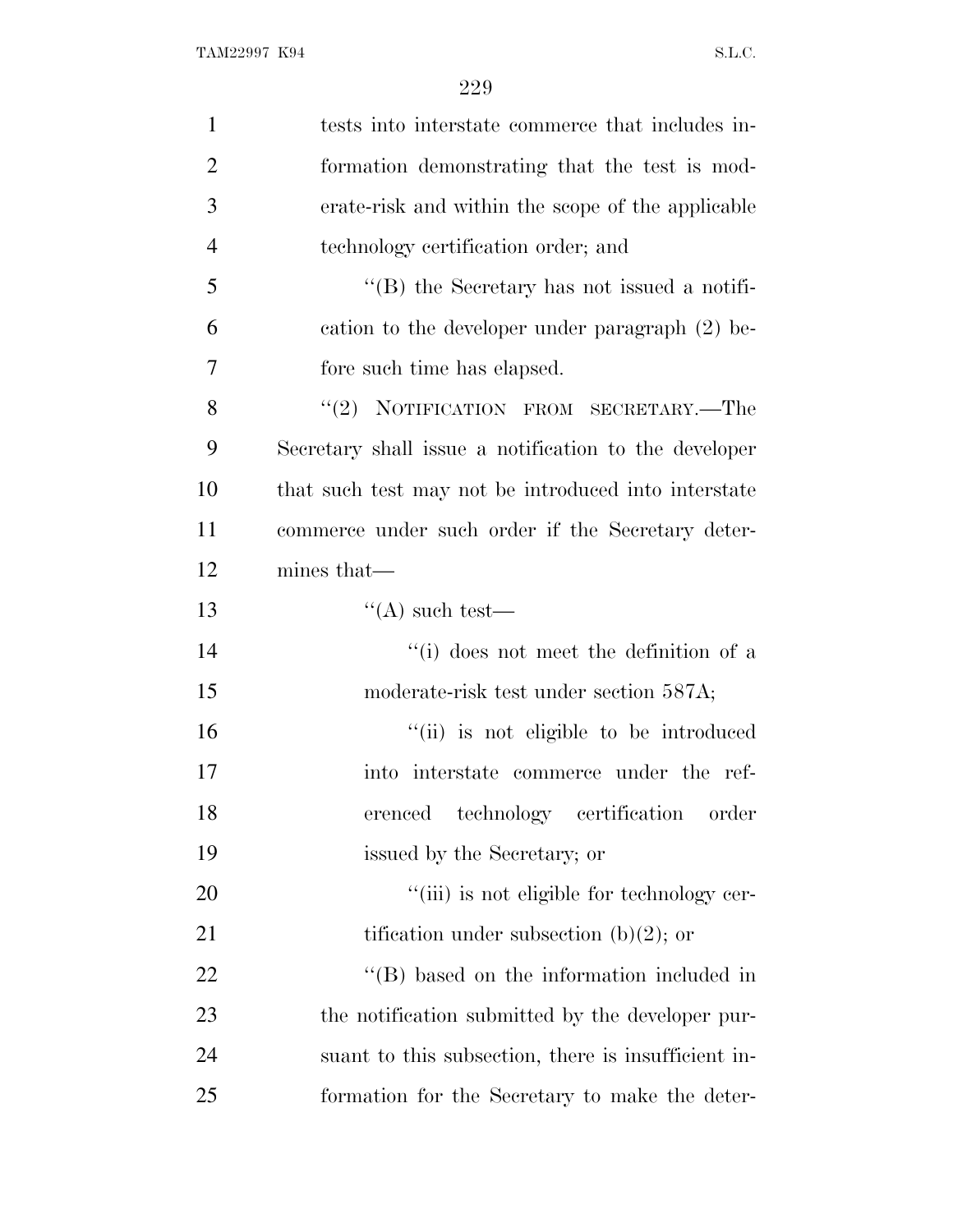tests into interstate commerce that includes information demonstrating that the test is moderate-risk and within the scope of the applicable technology certification order; and

"(B) the Secretary has not issued a notification to the developer under paragraph (2) before such time has elapsed.

"(2) NOTIFICATION FROM SECRETARY.—The Secretary shall issue a notification to the developer that such test may not be introduced into interstate commerce under such order if the Secretary determines that—

"(A) such test—

"(i) does not meet the definition of a moderate-risk test under section 587A;

"(ii) is not eligible to be introduced into interstate commerce under the referenced technology certification order issued by the Secretary; or

"(iii) is not eligible for technology certification under subsection (b)(2); or

"(B) based on the information included in the notification submitted by the developer pursuant to this subsection, there is insufficient information for the Secretary to make the deter-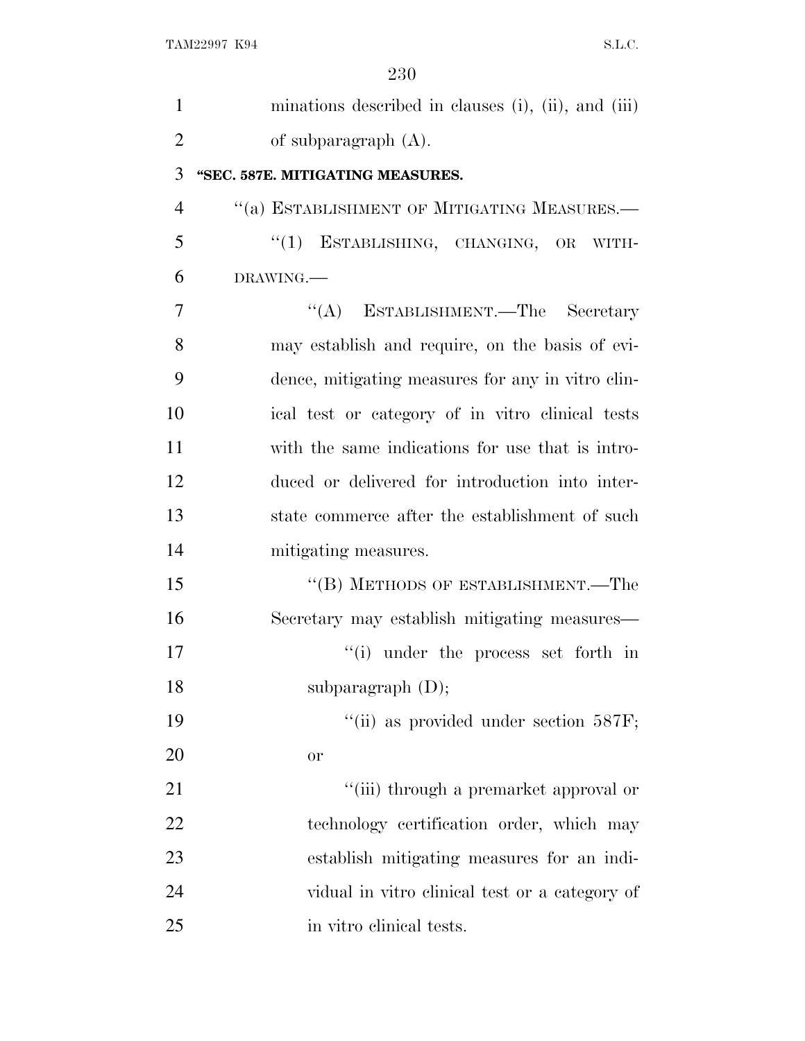minations described in clauses (i), (ii), and (iii) of subparagraph (A).

**"SEC. 587E. MITIGATING MEASURES.**

"(a) ESTABLISHMENT OF MITIGATING MEASURES.—

"(1) ESTABLISHING, CHANGING, OR WITHDRAWING.—

"(A) ESTABLISHMENT.—The Secretary may establish and require, on the basis of evidence, mitigating measures for any in vitro clinical test or category of in vitro clinical tests with the same indications for use that is introduced or delivered for introduction into interstate commerce after the establishment of such mitigating measures.

"(B) METHODS OF ESTABLISHMENT.—The Secretary may establish mitigating measures—

"(i) under the process set forth in subparagraph (D);

"(ii) as provided under section 587F; or

"(iii) through a premarket approval or technology certification order, which may establish mitigating measures for an individual in vitro clinical test or a category of in vitro clinical tests.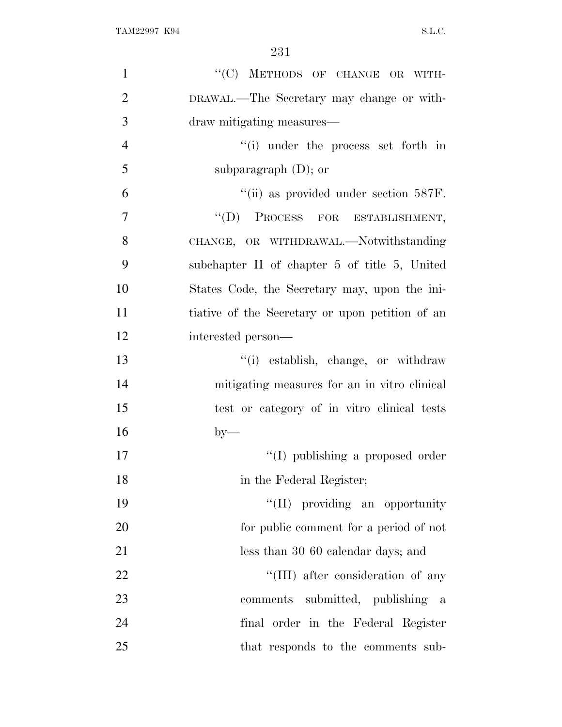"(C) METHODS OF CHANGE OR WITHDRAWAL.—The Secretary may change or withdraw mitigating measures—

"(i) under the process set forth in subparagraph (D); or

"(ii) as provided under section 587F.

"(D) PROCESS FOR ESTABLISHMENT, CHANGE, OR WITHDRAWAL.—Notwithstanding subchapter II of chapter 5 of title 5, United States Code, the Secretary may, upon the initiative of the Secretary or upon petition of an interested person—

"(i) establish, change, or withdraw mitigating measures for an in vitro clinical test or category of in vitro clinical tests by—

"(I) publishing a proposed order in the Federal Register;

"(II) providing an opportunity for public comment for a period of not less than 30 60 calendar days; and

"(III) after consideration of any comments submitted, publishing a final order in the Federal Register that responds to the comments sub-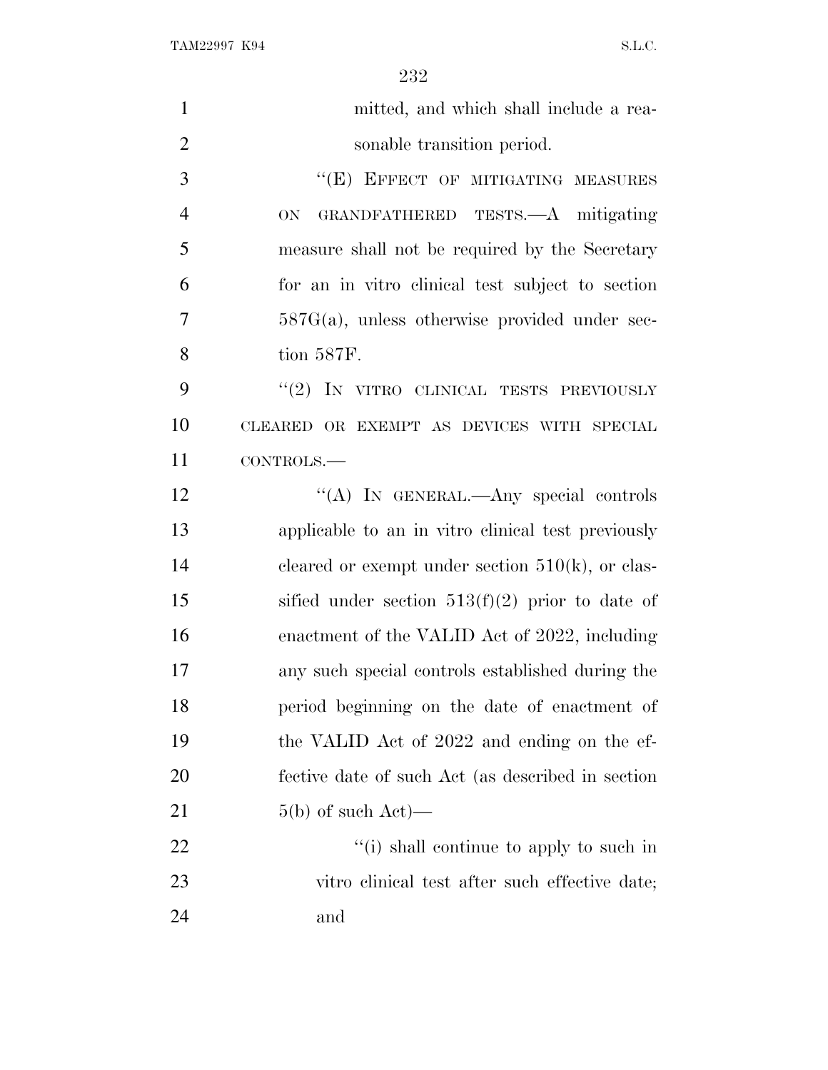mitted, and which shall include a reasonable transition period.

"(E) EFFECT OF MITIGATING MEASURES ON GRANDFATHERED TESTS.—A mitigating measure shall not be required by the Secretary for an in vitro clinical test subject to section 587G(a), unless otherwise provided under section 587F.

"(2) IN VITRO CLINICAL TESTS PREVIOUSLY CLEARED OR EXEMPT AS DEVICES WITH SPECIAL CONTROLS.—

"(A) IN GENERAL.—Any special controls applicable to an in vitro clinical test previously cleared or exempt under section 510(k), or classified under section 513(f)(2) prior to date of enactment of the VALID Act of 2022, including any such special controls established during the period beginning on the date of enactment of the VALID Act of 2022 and ending on the effective date of such Act (as described in section 5(b) of such Act)—

"(i) shall continue to apply to such in vitro clinical test after such effective date; and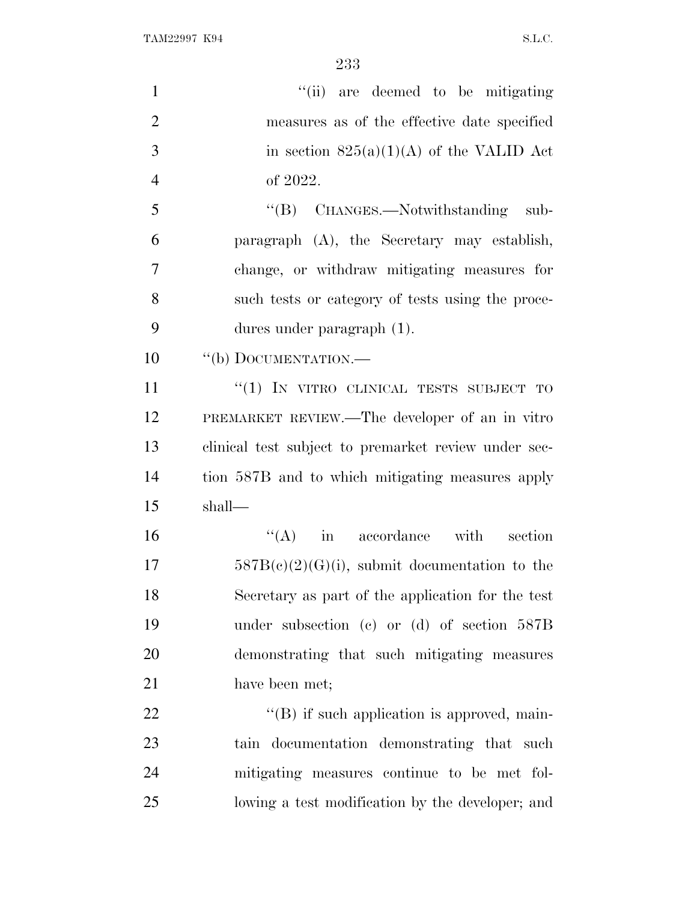"(ii) are deemed to be mitigating measures as of the effective date specified in section 825(a)(1)(A) of the VALID Act of 2022.

"(B) CHANGES.—Notwithstanding subparagraph (A), the Secretary may establish, change, or withdraw mitigating measures for such tests or category of tests using the procedures under paragraph (1).

"(b) DOCUMENTATION.—

"(1) IN VITRO CLINICAL TESTS SUBJECT TO PREMARKET REVIEW.—The developer of an in vitro clinical test subject to premarket review under section 587B and to which mitigating measures apply shall—

"(A) in accordance with section 587B(c)(2)(G)(i), submit documentation to the Secretary as part of the application for the test under subsection (c) or (d) of section 587B demonstrating that such mitigating measures have been met;

"(B) if such application is approved, maintain documentation demonstrating that such mitigating measures continue to be met following a test modification by the developer; and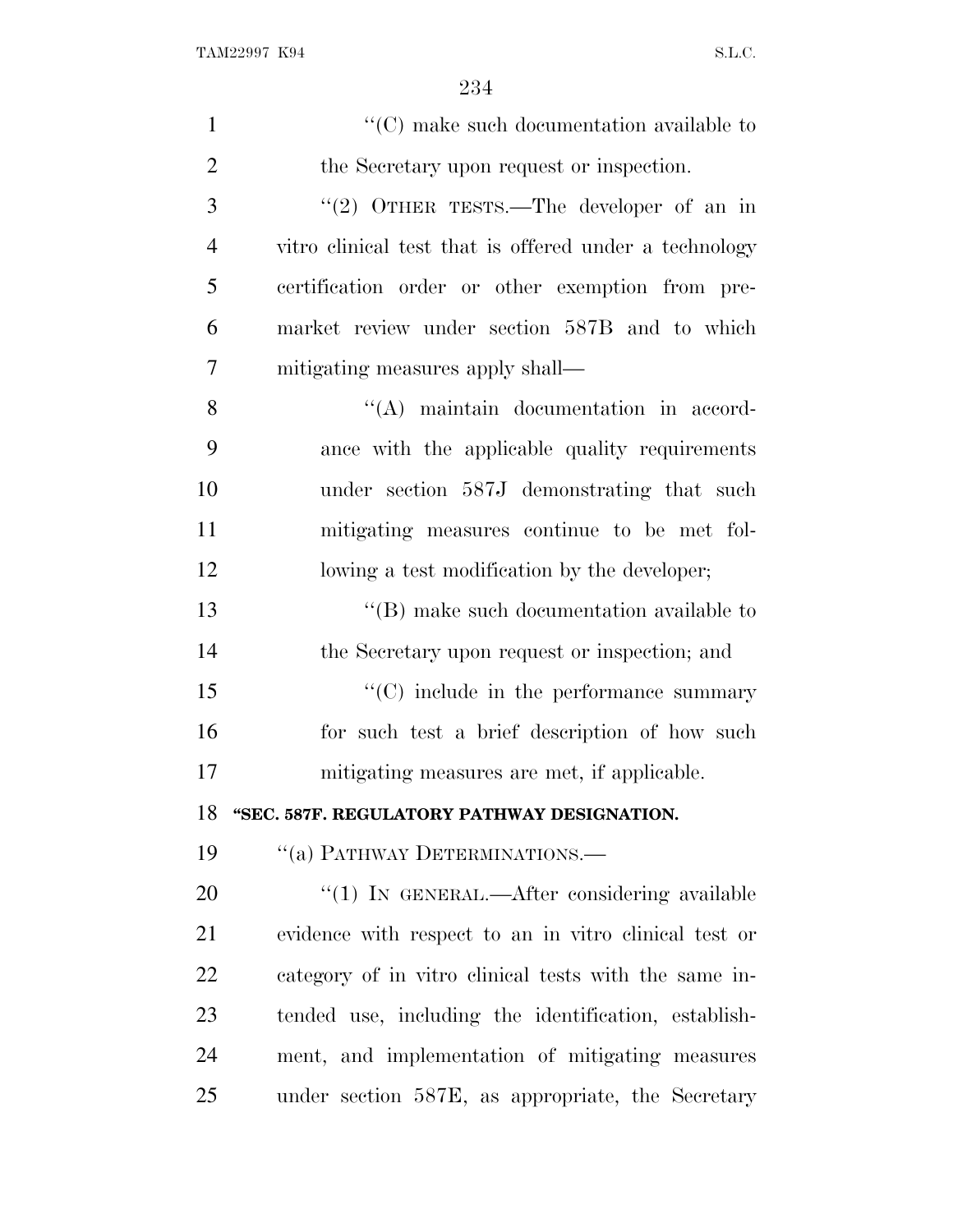"(C) make such documentation available to the Secretary upon request or inspection.

"(2) OTHER TESTS.—The developer of an in vitro clinical test that is offered under a technology certification order or other exemption from premarket review under section 587B and to which mitigating measures apply shall—

"(A) maintain documentation in accordance with the applicable quality requirements under section 587J demonstrating that such mitigating measures continue to be met following a test modification by the developer;

"(B) make such documentation available to the Secretary upon request or inspection; and

"(C) include in the performance summary for such test a brief description of how such mitigating measures are met, if applicable.

**"SEC. 587F. REGULATORY PATHWAY DESIGNATION.**

"(a) PATHWAY DETERMINATIONS.—

"(1) IN GENERAL.—After considering available evidence with respect to an in vitro clinical test or category of in vitro clinical tests with the same intended use, including the identification, establishment, and implementation of mitigating measures under section 587E, as appropriate, the Secretary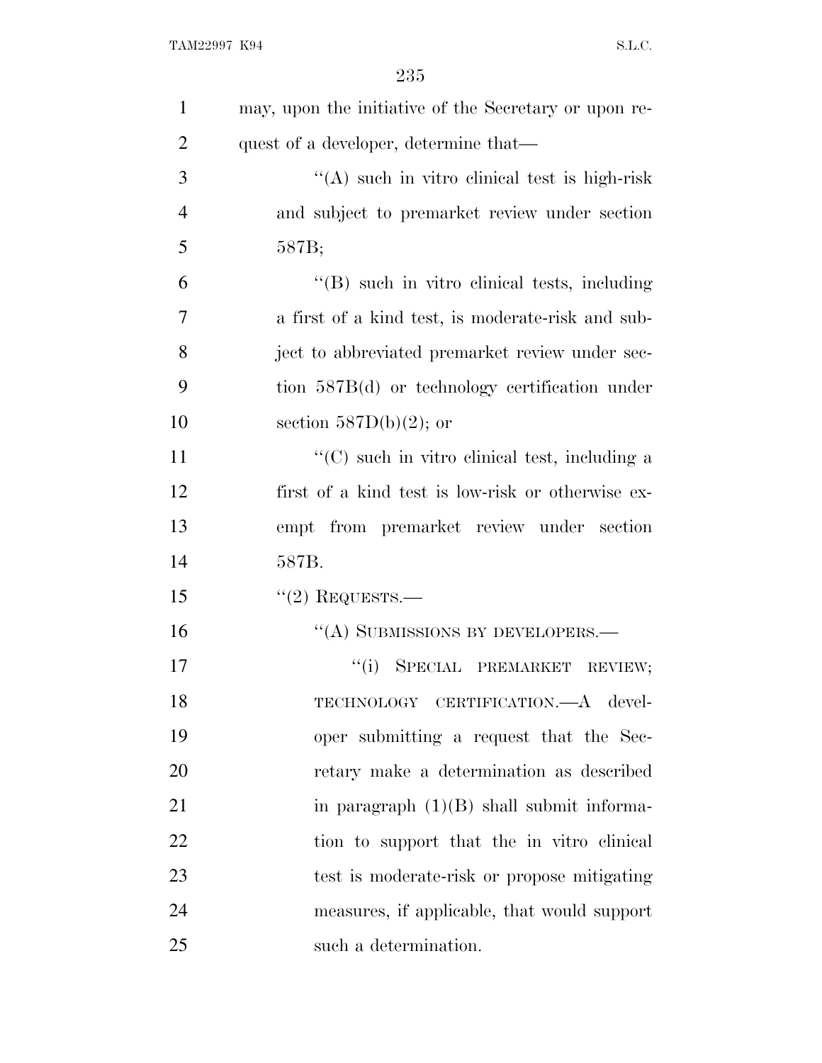may, upon the initiative of the Secretary or upon request of a developer, determine that—

"(A) such in vitro clinical test is high-risk and subject to premarket review under section 587B;

"(B) such in vitro clinical tests, including a first of a kind test, is moderate-risk and subject to abbreviated premarket review under section 587B(d) or technology certification under section 587D(b)(2); or

"(C) such in vitro clinical test, including a first of a kind test is low-risk or otherwise exempt from premarket review under section 587B.

"(2) REQUESTS.—

"(A) SUBMISSIONS BY DEVELOPERS.—

"(i) SPECIAL PREMARKET REVIEW; TECHNOLOGY CERTIFICATION.—A developer submitting a request that the Secretary make a determination as described in paragraph (1)(B) shall submit information to support that the in vitro clinical test is moderate-risk or propose mitigating measures, if applicable, that would support such a determination.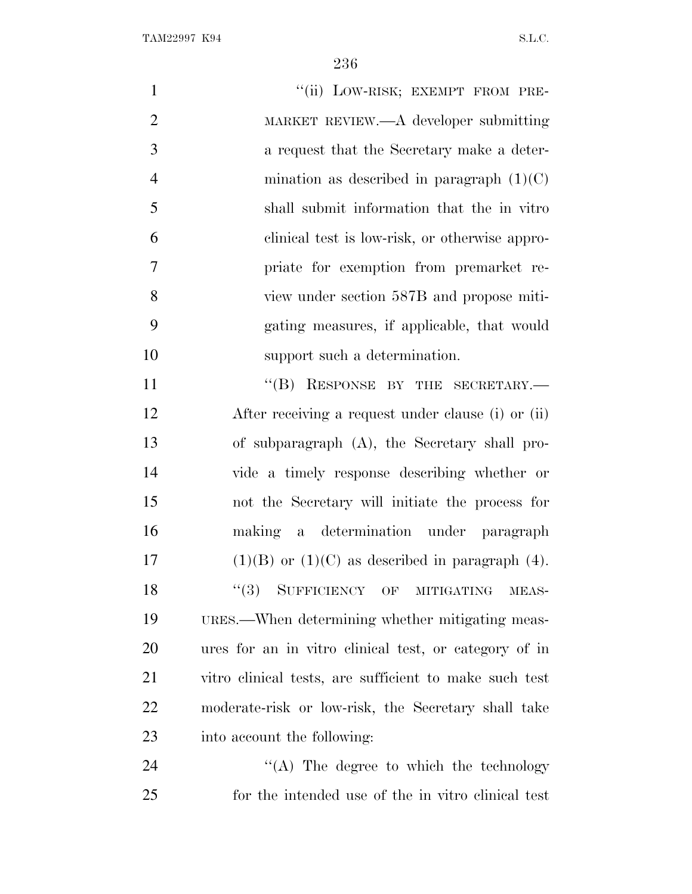"(ii) LOW-RISK; EXEMPT FROM PREMARKET REVIEW.—A developer submitting a request that the Secretary make a determination as described in paragraph (1)(C) shall submit information that the in vitro clinical test is low-risk, or otherwise appropriate for exemption from premarket review under section 587B and propose mitigating measures, if applicable, that would support such a determination.

"(B) RESPONSE BY THE SECRETARY.—After receiving a request under clause (i) or (ii) of subparagraph (A), the Secretary shall provide a timely response describing whether or not the Secretary will initiate the process for making a determination under paragraph (1)(B) or (1)(C) as described in paragraph (4).

"(3) SUFFICIENCY OF MITIGATING MEASURES.—When determining whether mitigating measures for an in vitro clinical test, or category of in vitro clinical tests, are sufficient to make such test moderate-risk or low-risk, the Secretary shall take into account the following:

"(A) The degree to which the technology for the intended use of the in vitro clinical test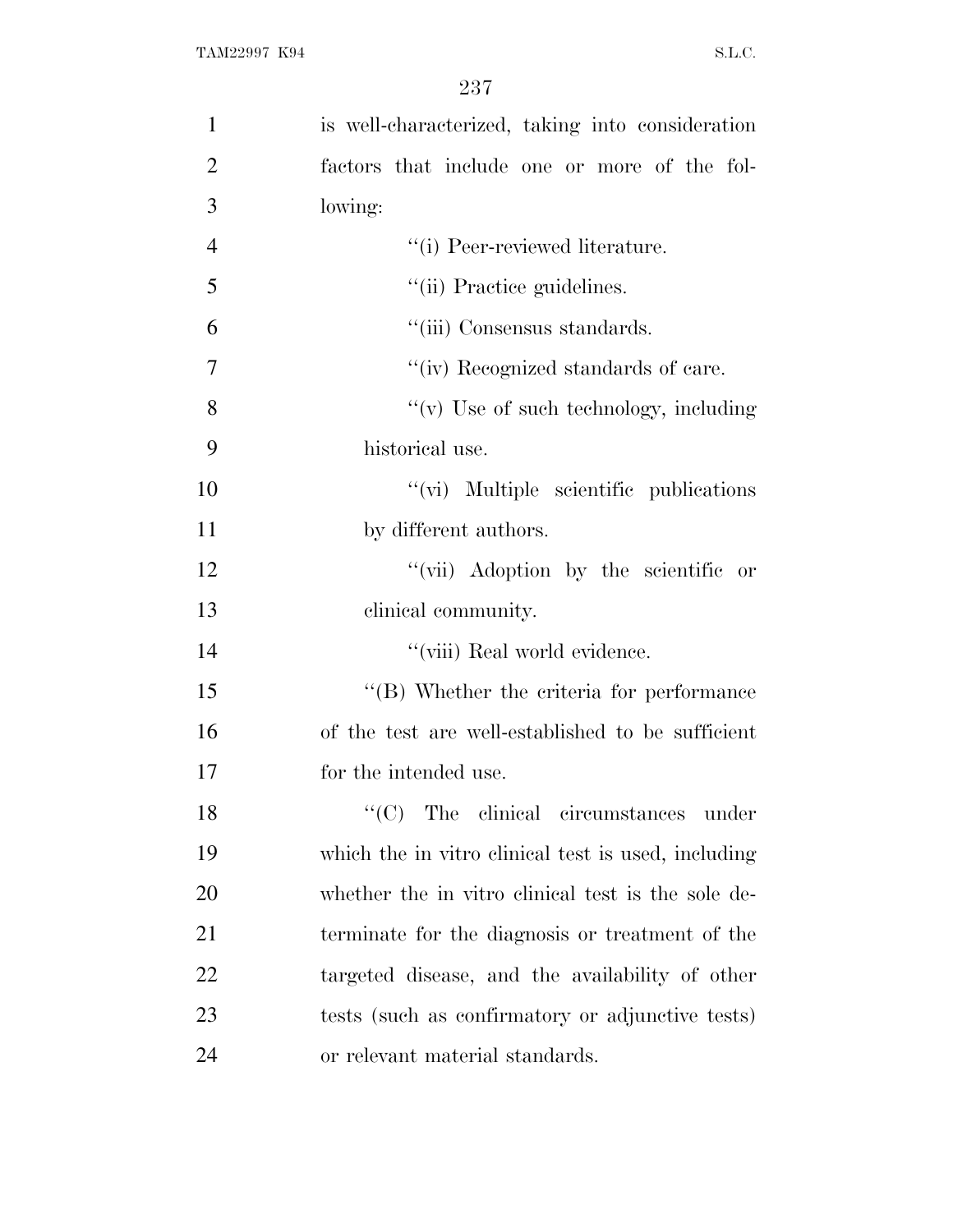is well-characterized, taking into consideration factors that include one or more of the following:

''(i) Peer-reviewed literature.

''(ii) Practice guidelines.

''(iii) Consensus standards.

''(iv) Recognized standards of care.

''(v) Use of such technology, including historical use.

''(vi) Multiple scientific publications by different authors.

''(vii) Adoption by the scientific or clinical community.

''(viii) Real world evidence.

''(B) Whether the criteria for performance of the test are well-established to be sufficient for the intended use.

''(C) The clinical circumstances under which the in vitro clinical test is used, including whether the in vitro clinical test is the sole determinate for the diagnosis or treatment of the targeted disease, and the availability of other tests (such as confirmatory or adjunctive tests) or relevant material standards.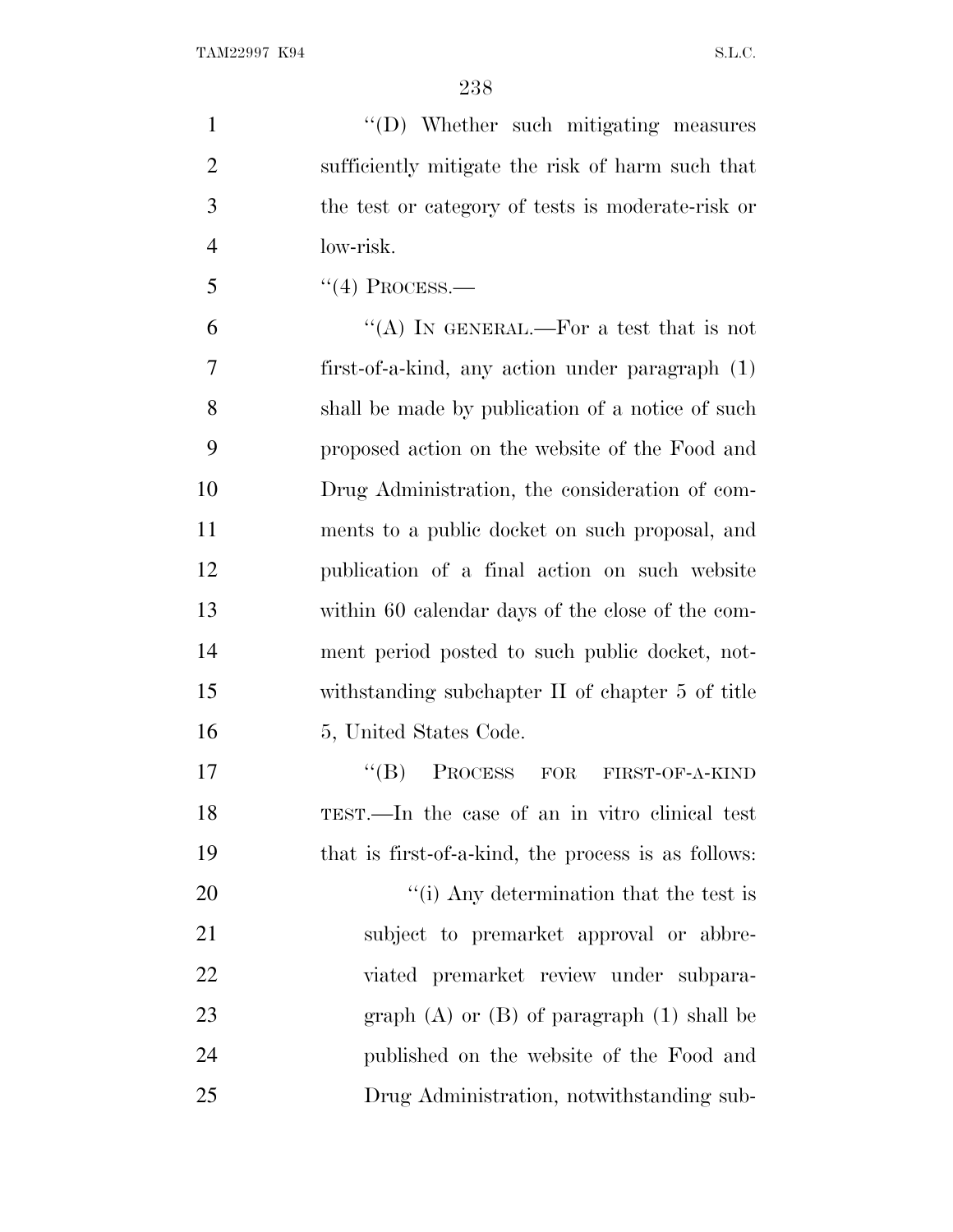"(D) Whether such mitigating measures sufficiently mitigate the risk of harm such that the test or category of tests is moderate-risk or low-risk.

"(4) PROCESS.—

"(A) IN GENERAL.—For a test that is not first-of-a-kind, any action under paragraph (1) shall be made by publication of a notice of such proposed action on the website of the Food and Drug Administration, the consideration of comments to a public docket on such proposal, and publication of a final action on such website within 60 calendar days of the close of the comment period posted to such public docket, notwithstanding subchapter II of chapter 5 of title 5, United States Code.

"(B) PROCESS FOR FIRST-OF-A-KIND TEST.—In the case of an in vitro clinical test that is first-of-a-kind, the process is as follows:

"(i) Any determination that the test is subject to premarket approval or abbreviated premarket review under subparagraph (A) or (B) of paragraph (1) shall be published on the website of the Food and Drug Administration, notwithstanding sub-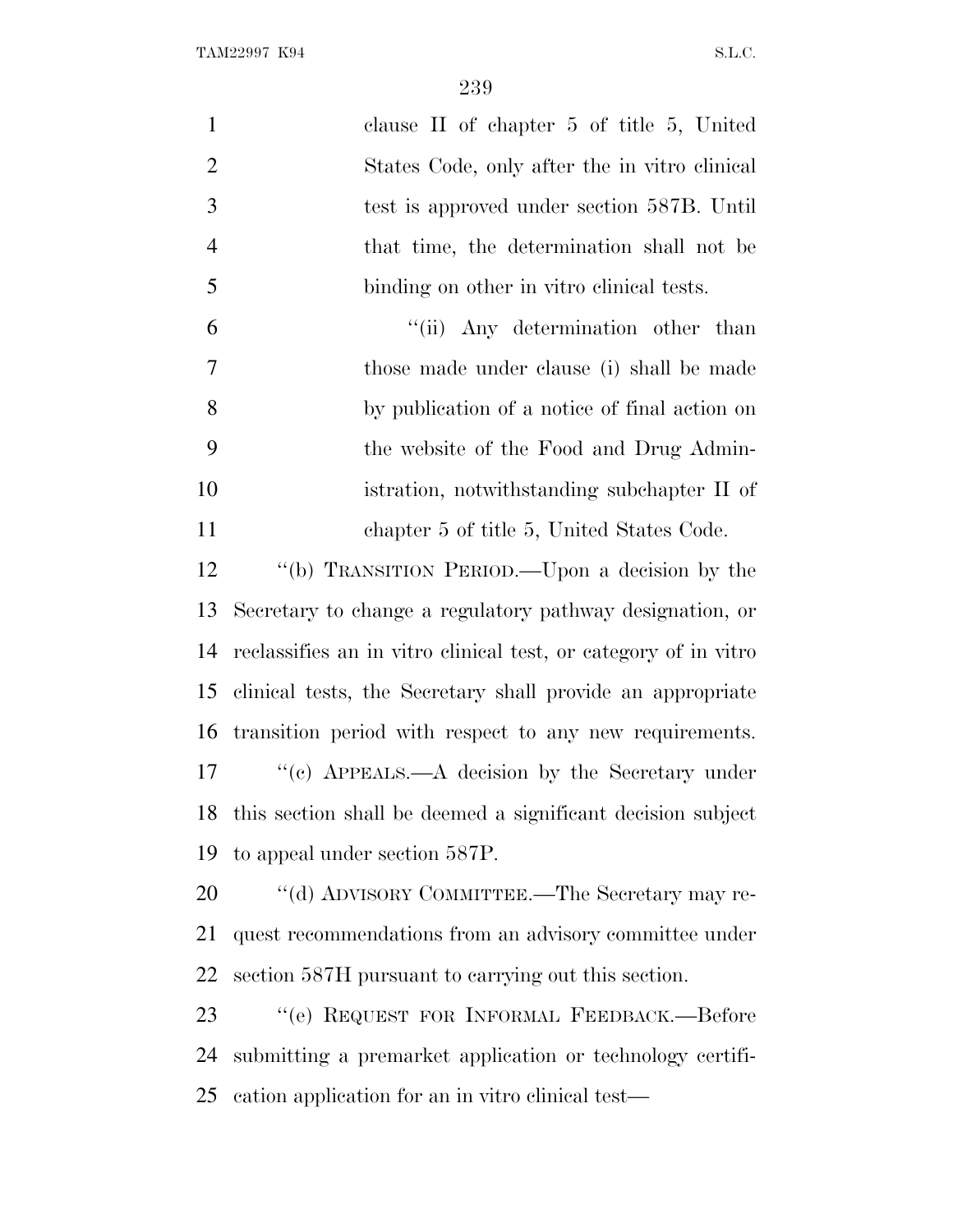clause II of chapter 5 of title 5, United States Code, only after the in vitro clinical test is approved under section 587B. Until that time, the determination shall not be binding on other in vitro clinical tests.

"(ii) Any determination other than those made under clause (i) shall be made by publication of a notice of final action on the website of the Food and Drug Administration, notwithstanding subchapter II of chapter 5 of title 5, United States Code.

"(b) TRANSITION PERIOD.—Upon a decision by the Secretary to change a regulatory pathway designation, or reclassifies an in vitro clinical test, or category of in vitro clinical tests, the Secretary shall provide an appropriate transition period with respect to any new requirements.

"(c) APPEALS.—A decision by the Secretary under this section shall be deemed a significant decision subject to appeal under section 587P.

"(d) ADVISORY COMMITTEE.—The Secretary may request recommendations from an advisory committee under section 587H pursuant to carrying out this section.

"(e) REQUEST FOR INFORMAL FEEDBACK.—Before submitting a premarket application or technology certification application for an in vitro clinical test—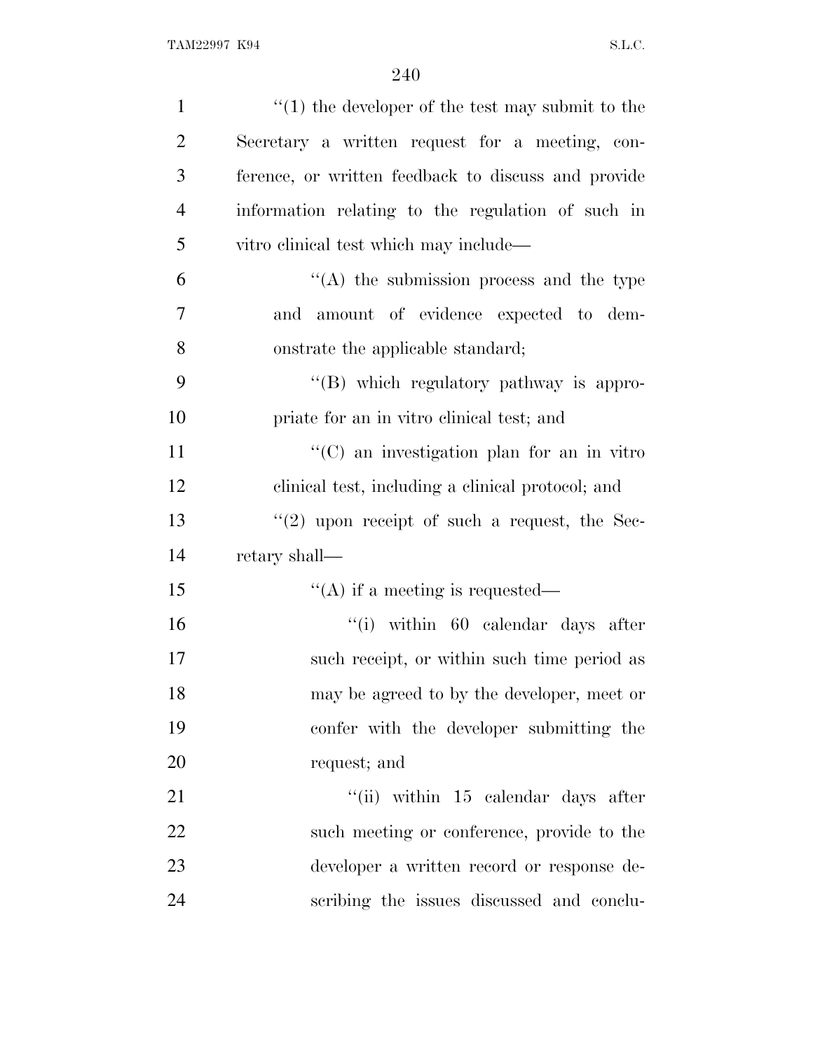''(1) the developer of the test may submit to the Secretary a written request for a meeting, conference, or written feedback to discuss and provide information relating to the regulation of such in vitro clinical test which may include—

''(A) the submission process and the type and amount of evidence expected to demonstrate the applicable standard;

''(B) which regulatory pathway is appropriate for an in vitro clinical test; and

''(C) an investigation plan for an in vitro clinical test, including a clinical protocol; and

''(2) upon receipt of such a request, the Secretary shall—

''(A) if a meeting is requested—

''(i) within 60 calendar days after such receipt, or within such time period as may be agreed to by the developer, meet or confer with the developer submitting the request; and

''(ii) within 15 calendar days after such meeting or conference, provide to the developer a written record or response describing the issues discussed and conclu-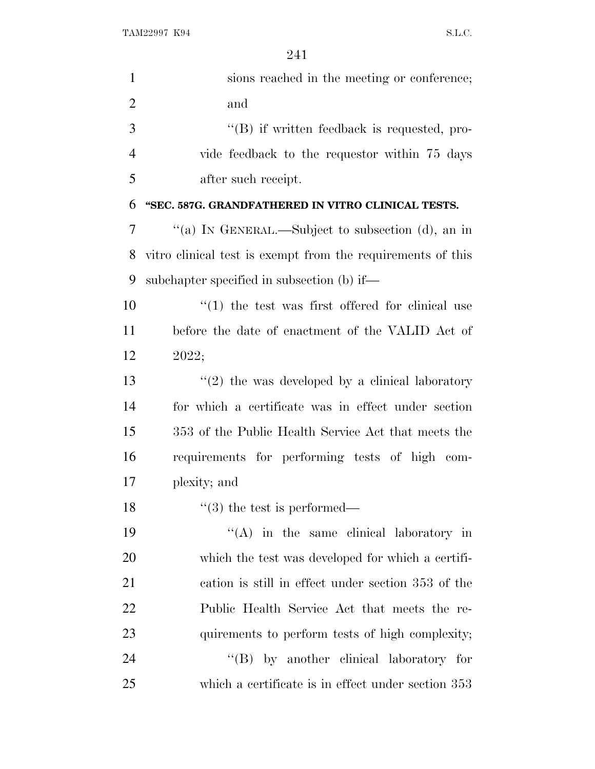sions reached in the meeting or conference; and

''(B) if written feedback is requested, provide feedback to the requestor within 75 days after such receipt.

**''SEC. 587G. GRANDFATHERED IN VITRO CLINICAL TESTS.**

''(a) IN GENERAL.—Subject to subsection (d), an in vitro clinical test is exempt from the requirements of this subchapter specified in subsection (b) if—

''(1) the test was first offered for clinical use before the date of enactment of the VALID Act of 2022;

''(2) the was developed by a clinical laboratory for which a certificate was in effect under section 353 of the Public Health Service Act that meets the requirements for performing tests of high complexity; and

''(3) the test is performed—

''(A) in the same clinical laboratory in which the test was developed for which a certification is still in effect under section 353 of the Public Health Service Act that meets the requirements to perform tests of high complexity;

''(B) by another clinical laboratory for which a certificate is in effect under section 353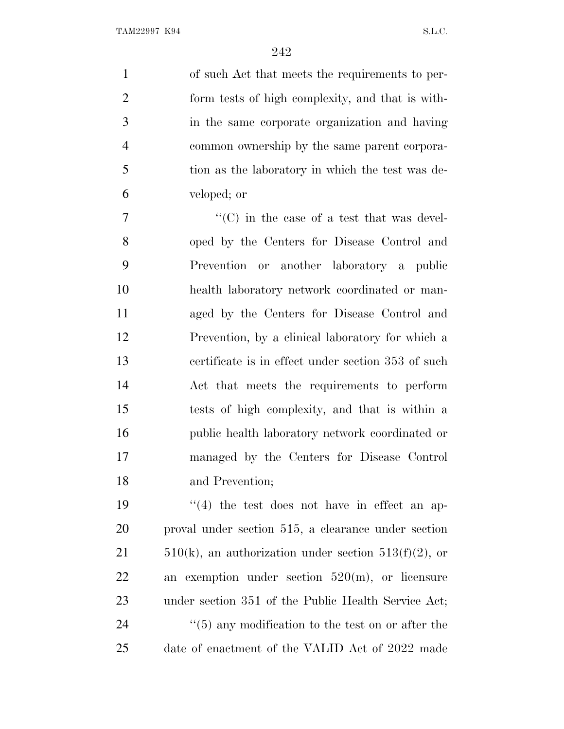of such Act that meets the requirements to perform tests of high complexity, and that is within the same corporate organization and having common ownership by the same parent corporation as the laboratory in which the test was developed; or

"(C) in the case of a test that was developed by the Centers for Disease Control and Prevention or another laboratory a public health laboratory network coordinated or managed by the Centers for Disease Control and Prevention, by a clinical laboratory for which a certificate is in effect under section 353 of such Act that meets the requirements to perform tests of high complexity, and that is within a public health laboratory network coordinated or managed by the Centers for Disease Control and Prevention;

"(4) the test does not have in effect an approval under section 515, a clearance under section 510(k), an authorization under section 513(f)(2), or an exemption under section 520(m), or licensure under section 351 of the Public Health Service Act;

"(5) any modification to the test on or after the date of enactment of the VALID Act of 2022 made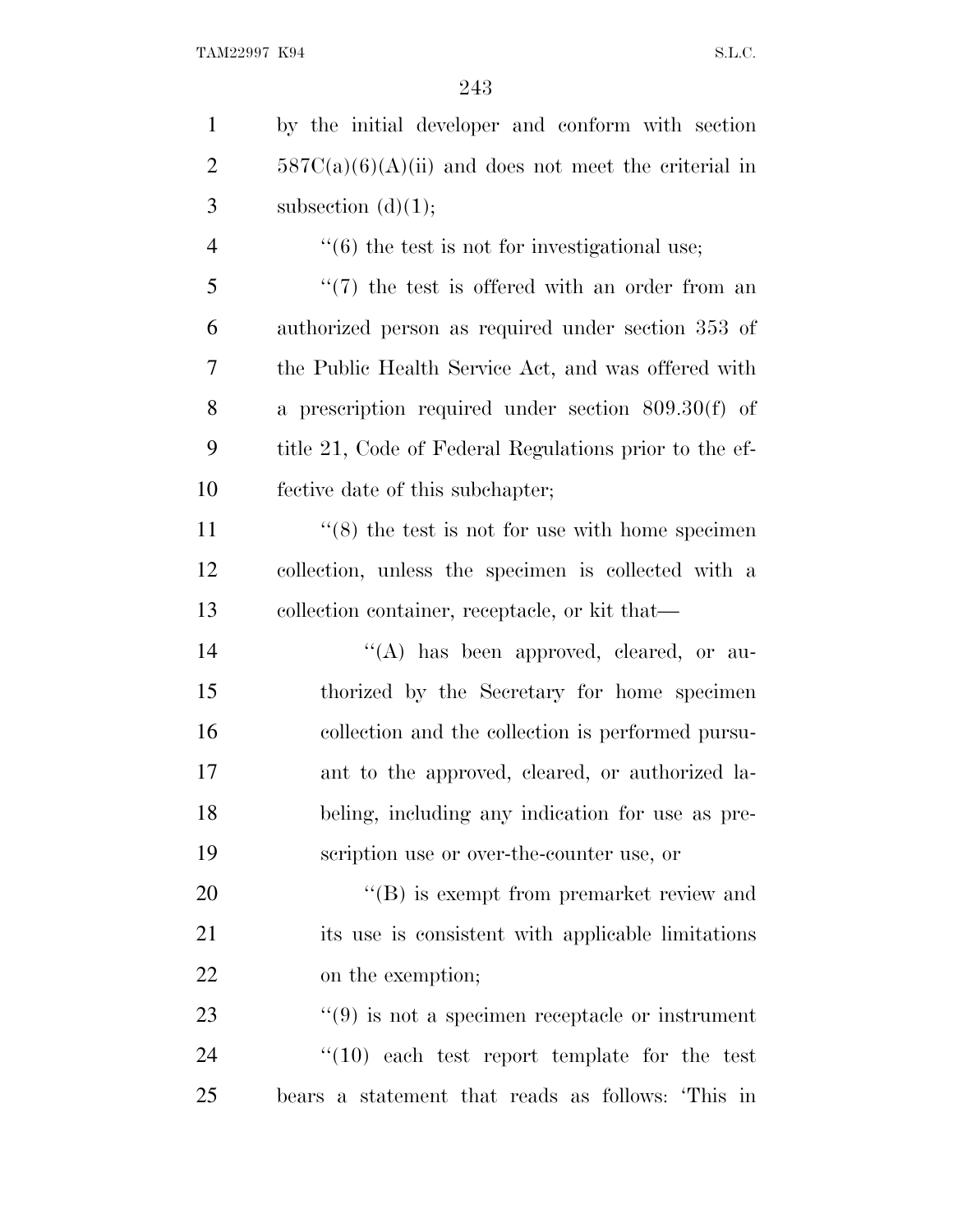by the initial developer and conform with section 587C(a)(6)(A)(ii) and does not meet the criterial in subsection (d)(1);

''(6) the test is not for investigational use;

''(7) the test is offered with an order from an authorized person as required under section 353 of the Public Health Service Act, and was offered with a prescription required under section 809.30(f) of title 21, Code of Federal Regulations prior to the effective date of this subchapter;

''(8) the test is not for use with home specimen collection, unless the specimen is collected with a collection container, receptacle, or kit that—

''(A) has been approved, cleared, or authorized by the Secretary for home specimen collection and the collection is performed pursuant to the approved, cleared, or authorized labeling, including any indication for use as prescription use or over-the-counter use, or

''(B) is exempt from premarket review and its use is consistent with applicable limitations on the exemption;

''(9) is not a specimen receptacle or instrument

''(10) each test report template for the test bears a statement that reads as follows: 'This in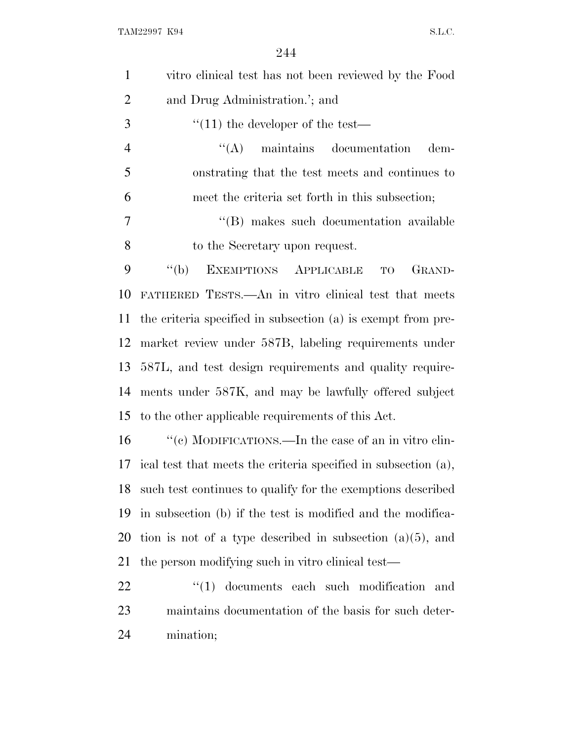vitro clinical test has not been reviewed by the Food and Drug Administration.'; and

"(11) the developer of the test—

"(A) maintains documentation demonstrating that the test meets and continues to meet the criteria set forth in this subsection;

"(B) makes such documentation available to the Secretary upon request.

"(b) EXEMPTIONS APPLICABLE TO GRANDFATHERED TESTS.—An in vitro clinical test that meets the criteria specified in subsection (a) is exempt from premarket review under 587B, labeling requirements under 587L, and test design requirements and quality requirements under 587K, and may be lawfully offered subject to the other applicable requirements of this Act.

"(c) MODIFICATIONS.—In the case of an in vitro clinical test that meets the criteria specified in subsection (a), such test continues to qualify for the exemptions described in subsection (b) if the test is modified and the modification is not of a type described in subsection (a)(5), and the person modifying such in vitro clinical test—

"(1) documents each such modification and maintains documentation of the basis for such determination;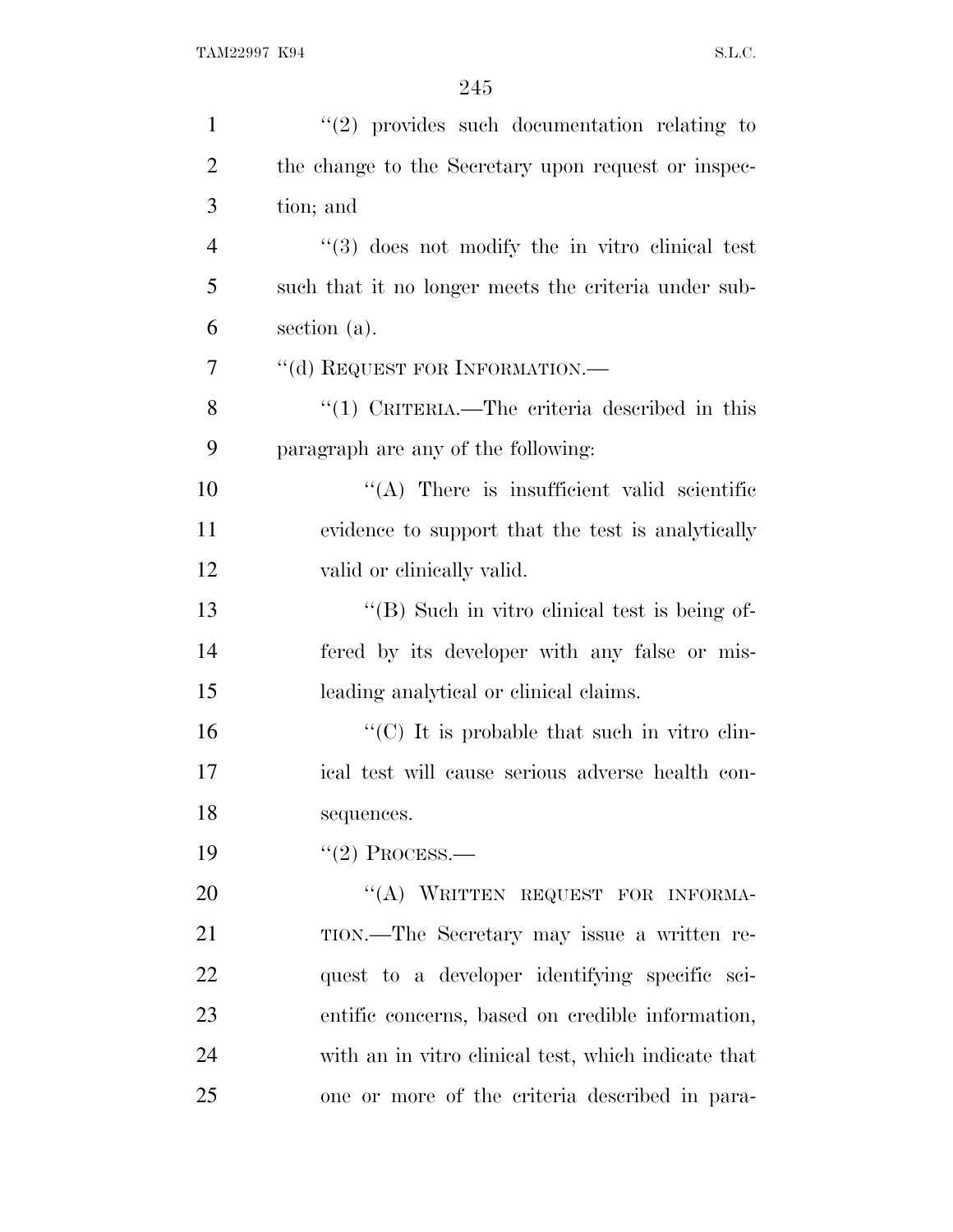''(2) provides such documentation relating to the change to the Secretary upon request or inspection; and

''(3) does not modify the in vitro clinical test such that it no longer meets the criteria under subsection (a).

''(d) REQUEST FOR INFORMATION.—

''(1) CRITERIA.—The criteria described in this paragraph are any of the following:

''(A) There is insufficient valid scientific evidence to support that the test is analytically valid or clinically valid.

''(B) Such in vitro clinical test is being offered by its developer with any false or misleading analytical or clinical claims.

''(C) It is probable that such in vitro clinical test will cause serious adverse health consequences.

''(2) PROCESS.—

''(A) WRITTEN REQUEST FOR INFORMATION.—The Secretary may issue a written request to a developer identifying specific scientific concerns, based on credible information, with an in vitro clinical test, which indicate that one or more of the criteria described in para-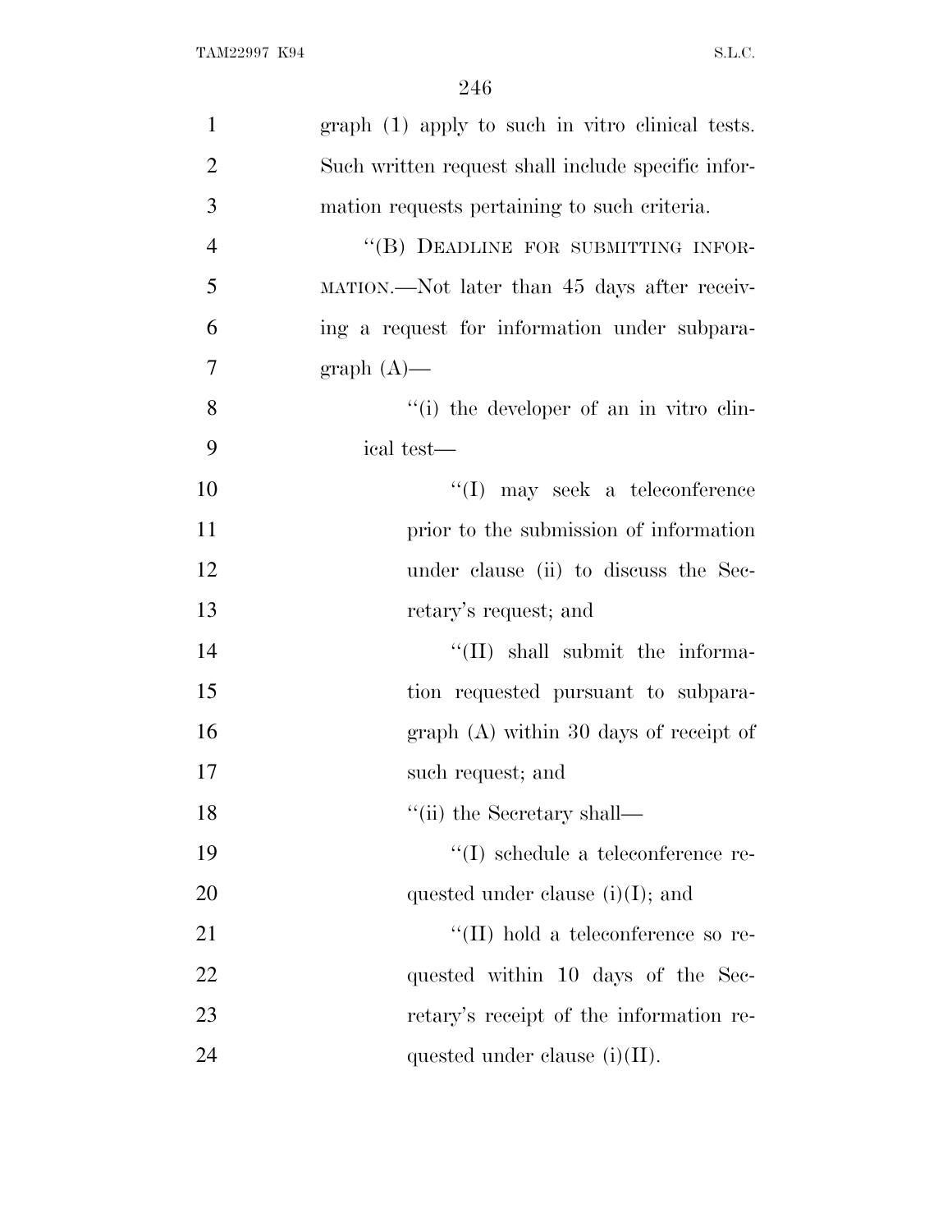graph (1) apply to such in vitro clinical tests. Such written request shall include specific information requests pertaining to such criteria.

"(B) DEADLINE FOR SUBMITTING INFORMATION.—Not later than 45 days after receiving a request for information under subparagraph (A)—

"(i) the developer of an in vitro clinical test—

"(I) may seek a teleconference prior to the submission of information under clause (ii) to discuss the Secretary's request; and

"(II) shall submit the information requested pursuant to subparagraph (A) within 30 days of receipt of such request; and

"(ii) the Secretary shall—

"(I) schedule a teleconference requested under clause (i)(I); and

"(II) hold a teleconference so requested within 10 days of the Secretary's receipt of the information requested under clause (i)(II).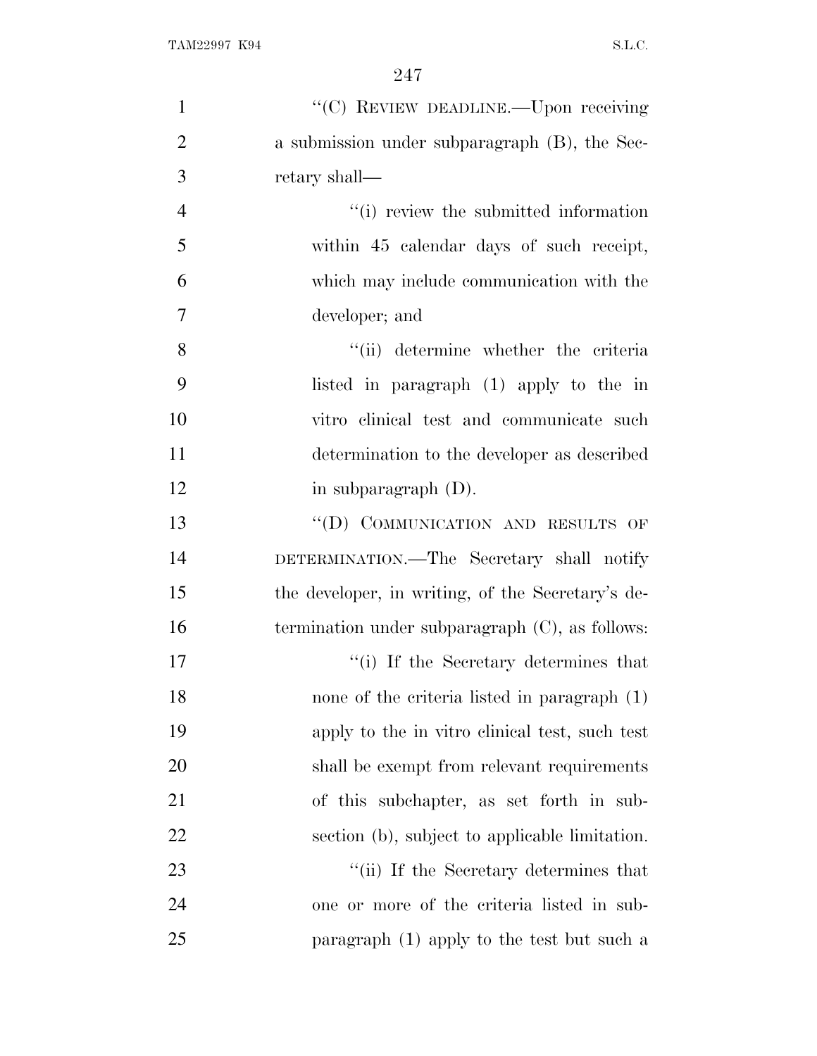"(C) REVIEW DEADLINE.—Upon receiving a submission under subparagraph (B), the Secretary shall—

"(i) review the submitted information within 45 calendar days of such receipt, which may include communication with the developer; and

"(ii) determine whether the criteria listed in paragraph (1) apply to the in vitro clinical test and communicate such determination to the developer as described in subparagraph (D).

"(D) COMMUNICATION AND RESULTS OF DETERMINATION.—The Secretary shall notify the developer, in writing, of the Secretary's determination under subparagraph (C), as follows:

"(i) If the Secretary determines that none of the criteria listed in paragraph (1) apply to the in vitro clinical test, such test shall be exempt from relevant requirements of this subchapter, as set forth in subsection (b), subject to applicable limitation.

"(ii) If the Secretary determines that one or more of the criteria listed in subparagraph (1) apply to the test but such a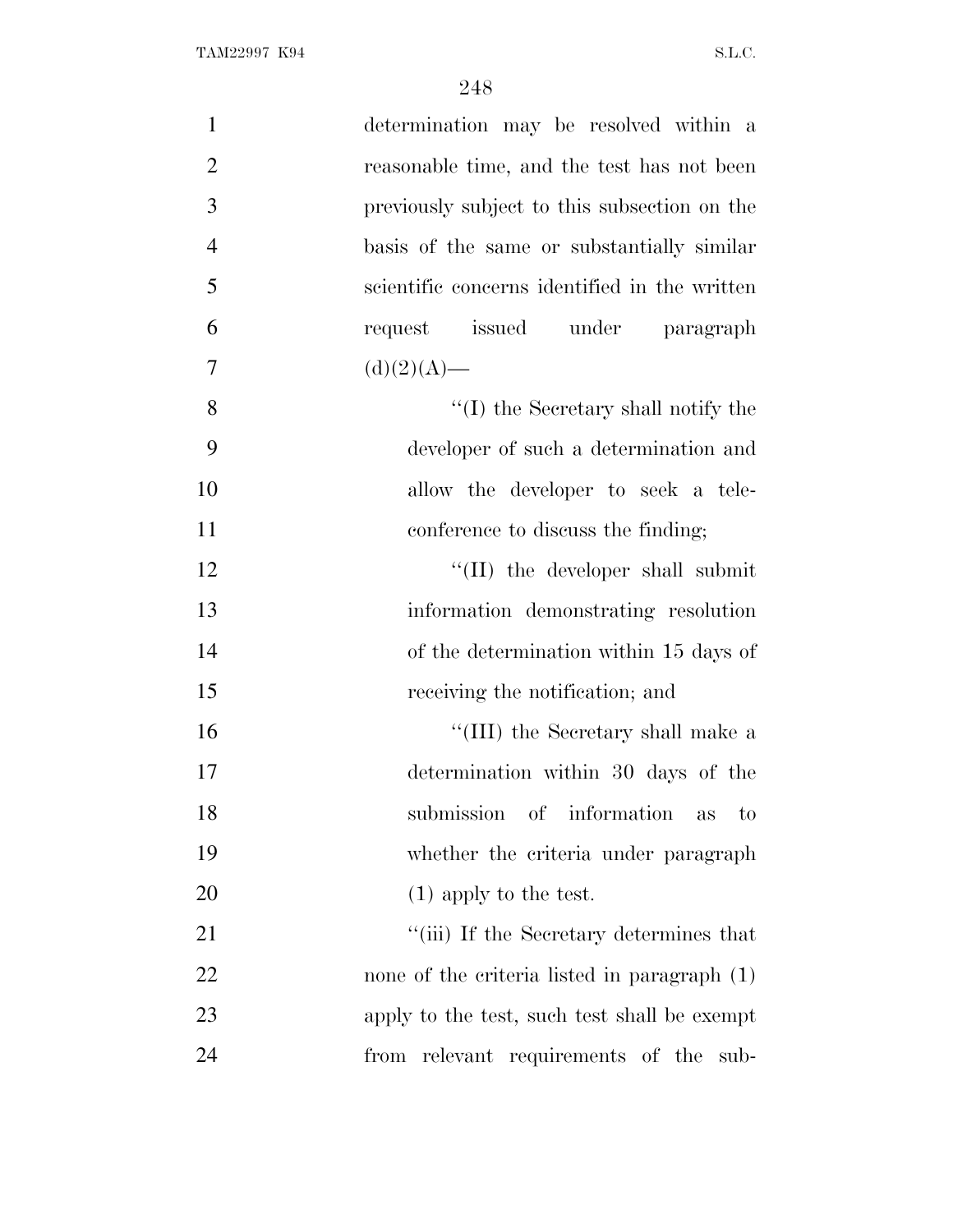determination may be resolved within a reasonable time, and the test has not been previously subject to this subsection on the basis of the same or substantially similar scientific concerns identified in the written request issued under paragraph (d)(2)(A)—

''(I) the Secretary shall notify the developer of such a determination and allow the developer to seek a teleconference to discuss the finding;

''(II) the developer shall submit information demonstrating resolution of the determination within 15 days of receiving the notification; and

''(III) the Secretary shall make a determination within 30 days of the submission of information as to whether the criteria under paragraph (1) apply to the test.

''(iii) If the Secretary determines that none of the criteria listed in paragraph (1) apply to the test, such test shall be exempt from relevant requirements of the sub-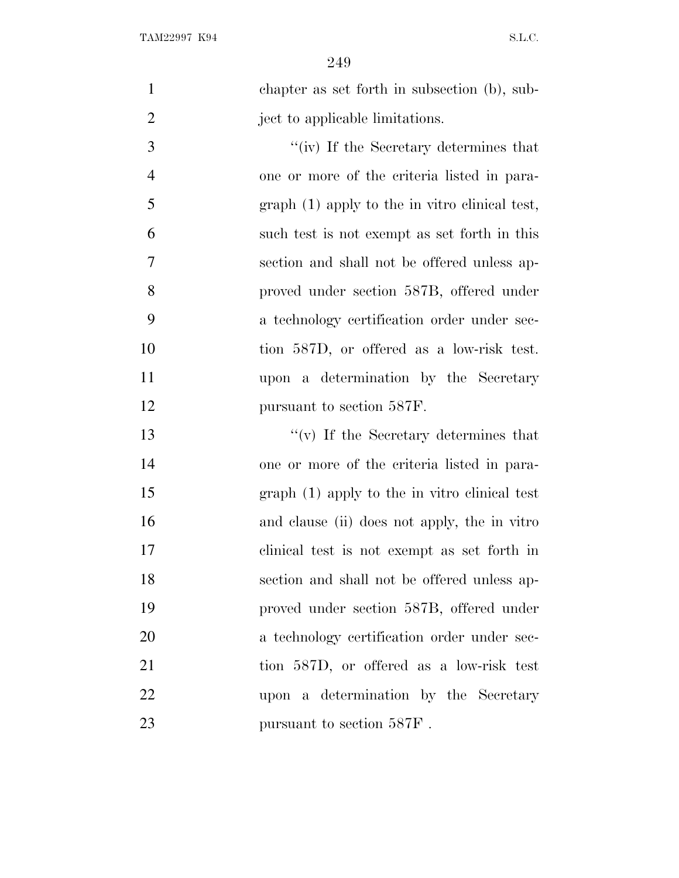chapter as set forth in subsection (b), subject to applicable limitations.

''(iv) If the Secretary determines that one or more of the criteria listed in paragraph (1) apply to the in vitro clinical test, such test is not exempt as set forth in this section and shall not be offered unless approved under section 587B, offered under a technology certification order under section 587D, or offered as a low-risk test. upon a determination by the Secretary pursuant to section 587F.

''(v) If the Secretary determines that one or more of the criteria listed in paragraph (1) apply to the in vitro clinical test and clause (ii) does not apply, the in vitro clinical test is not exempt as set forth in section and shall not be offered unless approved under section 587B, offered under a technology certification order under section 587D, or offered as a low-risk test upon a determination by the Secretary pursuant to section 587F .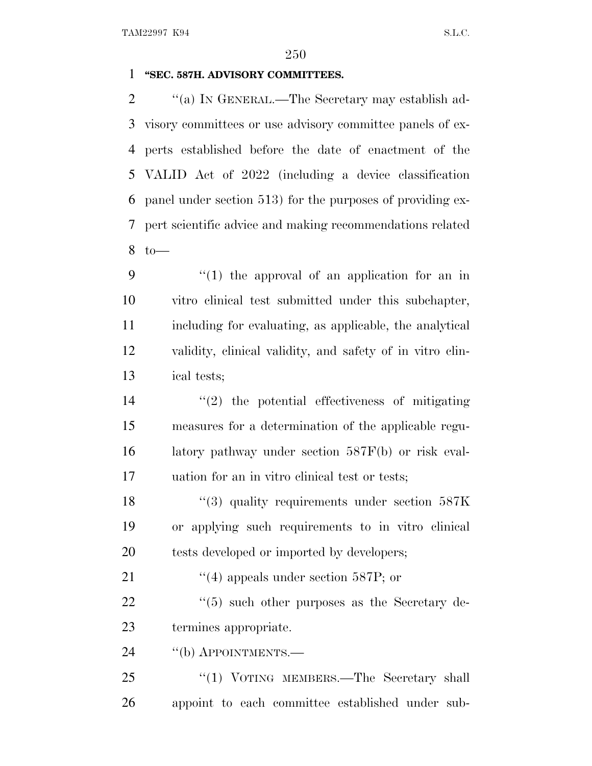**"SEC. 587H. ADVISORY COMMITTEES.**

"(a) IN GENERAL.—The Secretary may establish advisory committees or use advisory committee panels of experts established before the date of enactment of the VALID Act of 2022 (including a device classification panel under section 513) for the purposes of providing expert scientific advice and making recommendations related to—

"(1) the approval of an application for an in vitro clinical test submitted under this subchapter, including for evaluating, as applicable, the analytical validity, clinical validity, and safety of in vitro clinical tests;

"(2) the potential effectiveness of mitigating measures for a determination of the applicable regulatory pathway under section 587F(b) or risk evaluation for an in vitro clinical test or tests;

"(3) quality requirements under section 587K or applying such requirements to in vitro clinical tests developed or imported by developers;

"(4) appeals under section 587P; or

"(5) such other purposes as the Secretary determines appropriate.

"(b) APPOINTMENTS.—

"(1) VOTING MEMBERS.—The Secretary shall appoint to each committee established under sub-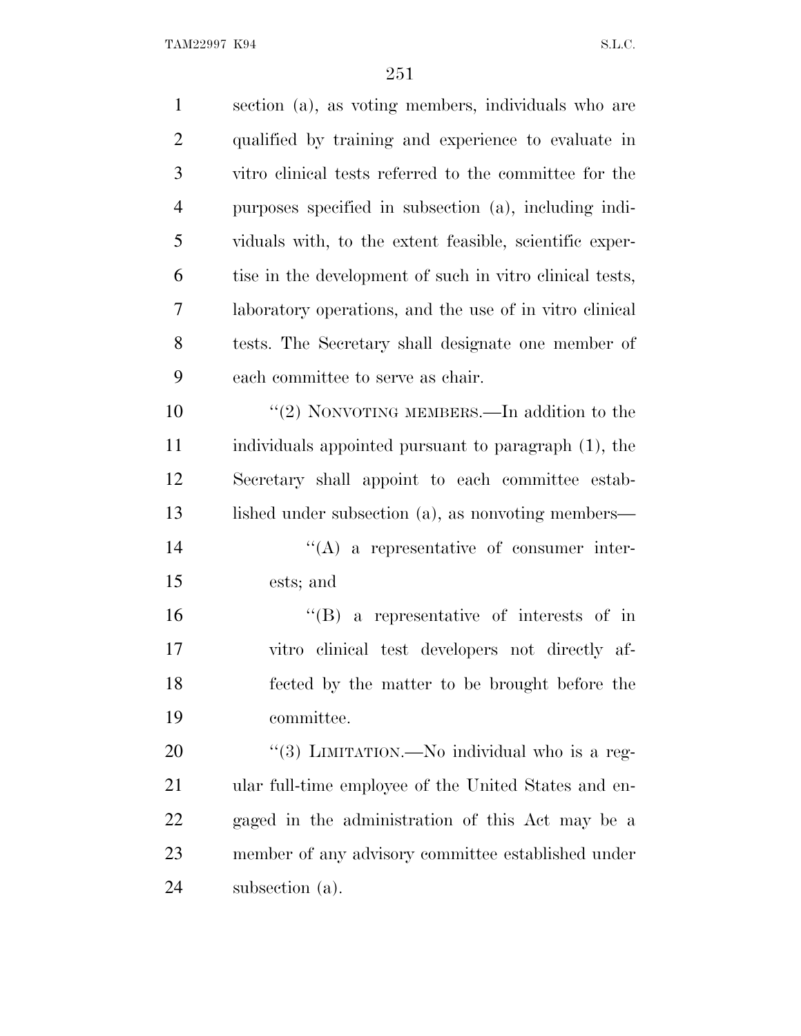section (a), as voting members, individuals who are qualified by training and experience to evaluate in vitro clinical tests referred to the committee for the purposes specified in subsection (a), including individuals with, to the extent feasible, scientific expertise in the development of such in vitro clinical tests, laboratory operations, and the use of in vitro clinical tests. The Secretary shall designate one member of each committee to serve as chair.

''(2) NONVOTING MEMBERS.—In addition to the individuals appointed pursuant to paragraph (1), the Secretary shall appoint to each committee established under subsection (a), as nonvoting members—

''(A) a representative of consumer interests; and

''(B) a representative of interests of in vitro clinical test developers not directly affected by the matter to be brought before the committee.

''(3) LIMITATION.—No individual who is a regular full-time employee of the United States and engaged in the administration of this Act may be a member of any advisory committee established under subsection (a).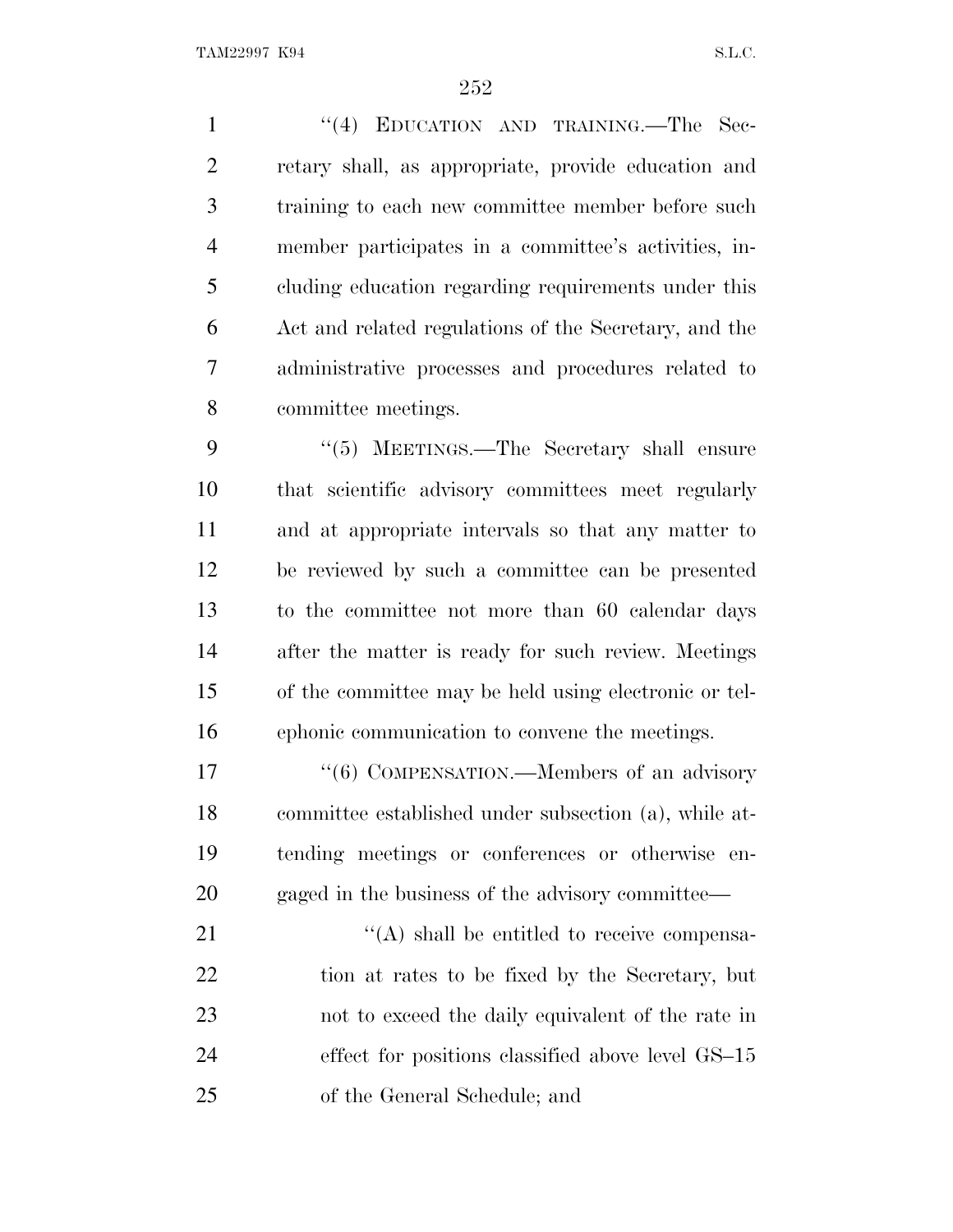''(4) EDUCATION AND TRAINING.—The Secretary shall, as appropriate, provide education and training to each new committee member before such member participates in a committee's activities, including education regarding requirements under this Act and related regulations of the Secretary, and the administrative processes and procedures related to committee meetings.

''(5) MEETINGS.—The Secretary shall ensure that scientific advisory committees meet regularly and at appropriate intervals so that any matter to be reviewed by such a committee can be presented to the committee not more than 60 calendar days after the matter is ready for such review. Meetings of the committee may be held using electronic or telephonic communication to convene the meetings.

''(6) COMPENSATION.—Members of an advisory committee established under subsection (a), while attending meetings or conferences or otherwise engaged in the business of the advisory committee—

''(A) shall be entitled to receive compensation at rates to be fixed by the Secretary, but not to exceed the daily equivalent of the rate in effect for positions classified above level GS–15 of the General Schedule; and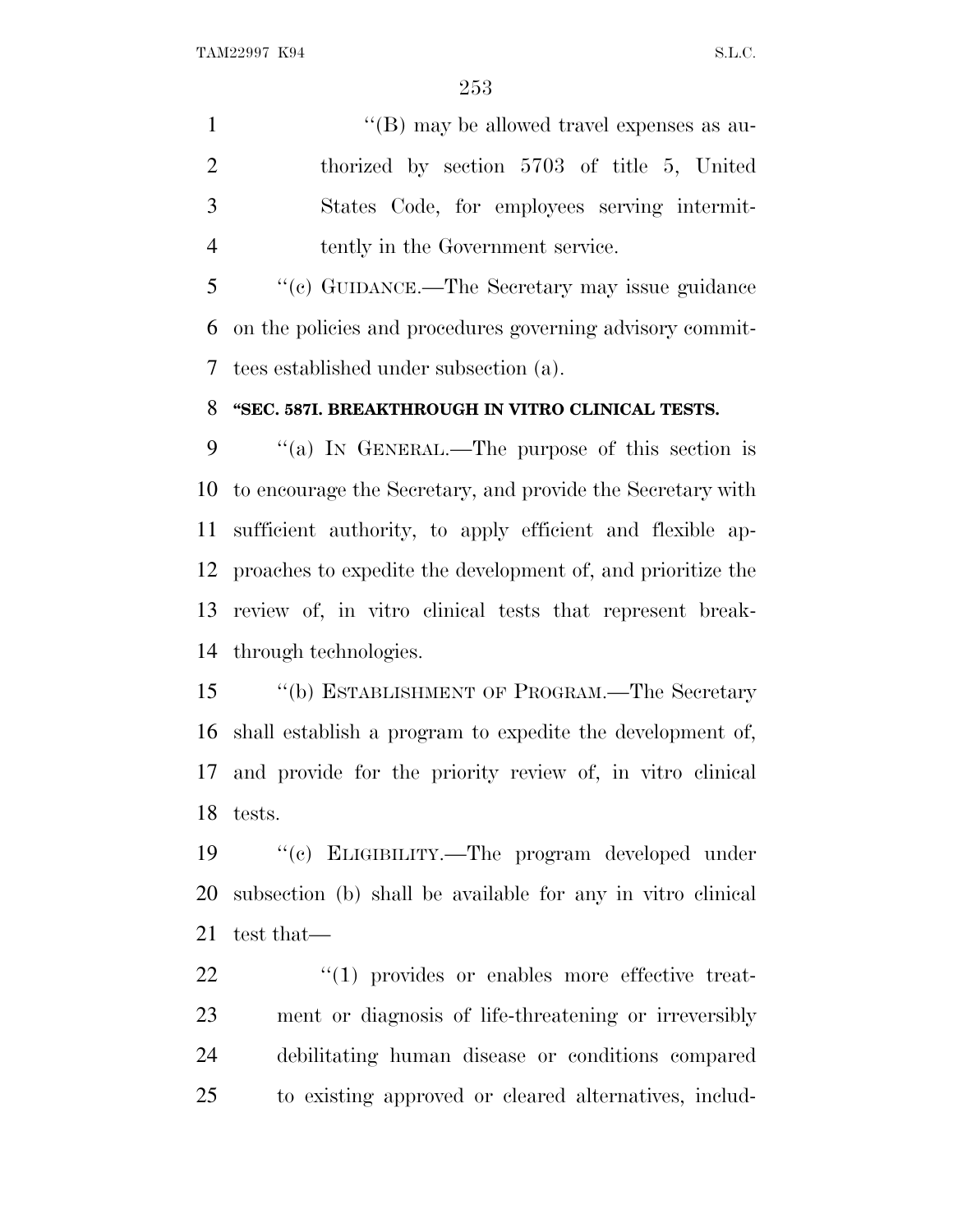"(B) may be allowed travel expenses as authorized by section 5703 of title 5, United States Code, for employees serving intermittently in the Government service.

"(c) GUIDANCE.—The Secretary may issue guidance on the policies and procedures governing advisory committees established under subsection (a).

**"SEC. 587I. BREAKTHROUGH IN VITRO CLINICAL TESTS.**

"(a) IN GENERAL.—The purpose of this section is to encourage the Secretary, and provide the Secretary with sufficient authority, to apply efficient and flexible approaches to expedite the development of, and prioritize the review of, in vitro clinical tests that represent breakthrough technologies.

"(b) ESTABLISHMENT OF PROGRAM.—The Secretary shall establish a program to expedite the development of, and provide for the priority review of, in vitro clinical tests.

"(c) ELIGIBILITY.—The program developed under subsection (b) shall be available for any in vitro clinical test that—

"(1) provides or enables more effective treatment or diagnosis of life-threatening or irreversibly debilitating human disease or conditions compared to existing approved or cleared alternatives, includ-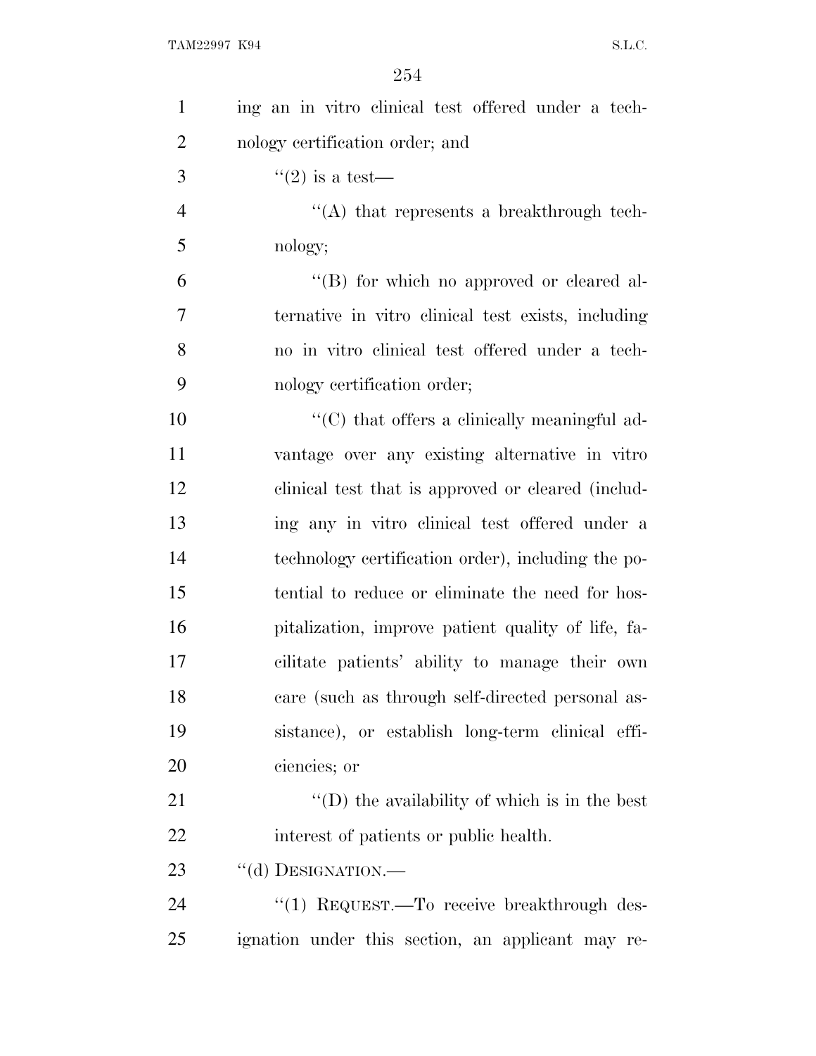ing an in vitro clinical test offered under a technology certification order; and

''(2) is a test—

''(A) that represents a breakthrough technology;

''(B) for which no approved or cleared alternative in vitro clinical test exists, including no in vitro clinical test offered under a technology certification order;

''(C) that offers a clinically meaningful advantage over any existing alternative in vitro clinical test that is approved or cleared (including any in vitro clinical test offered under a technology certification order), including the potential to reduce or eliminate the need for hospitalization, improve patient quality of life, facilitate patients' ability to manage their own care (such as through self-directed personal assistance), or establish long-term clinical efficiencies; or

''(D) the availability of which is in the best interest of patients or public health.

''(d) DESIGNATION.—

''(1) REQUEST.—To receive breakthrough designation under this section, an applicant may re-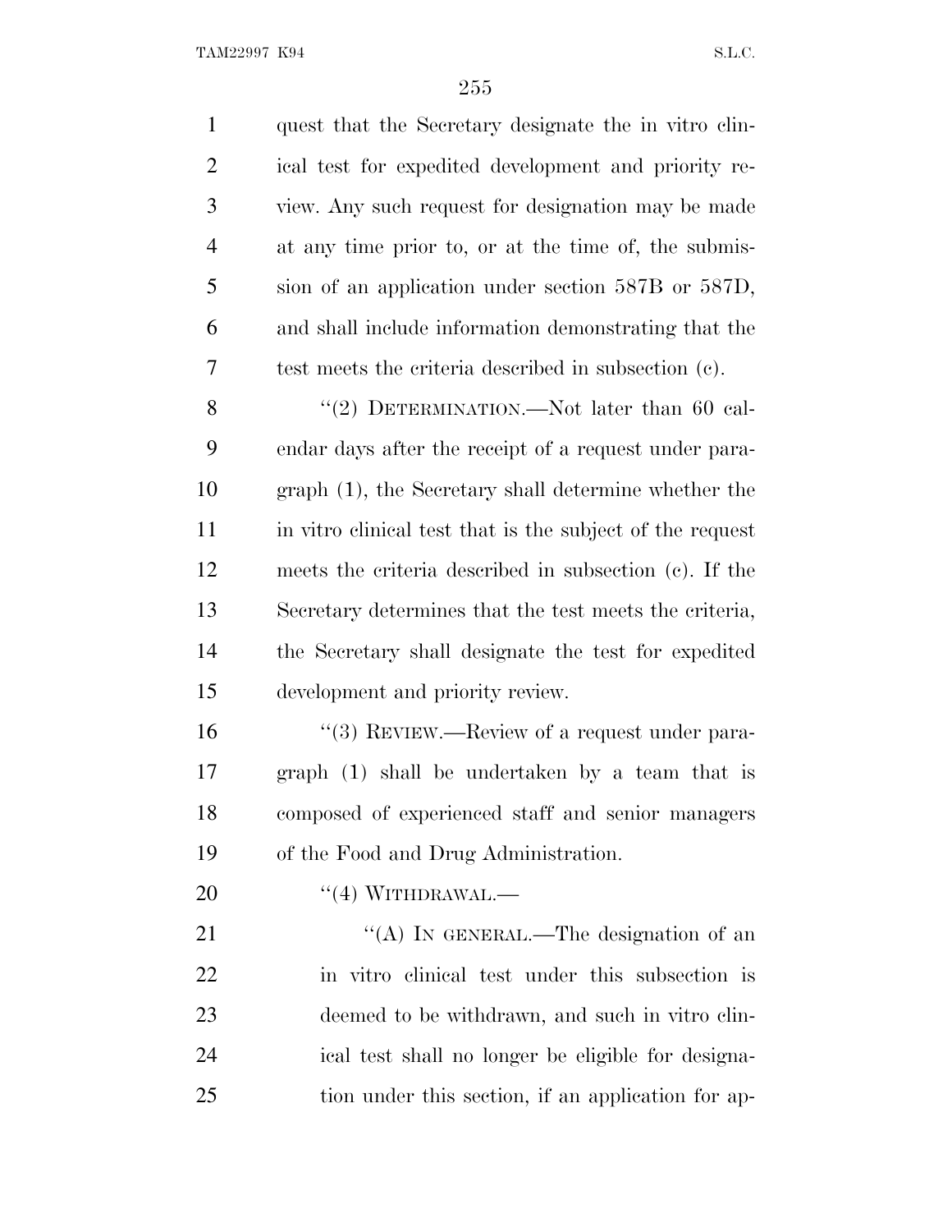quest that the Secretary designate the in vitro clinical test for expedited development and priority review. Any such request for designation may be made at any time prior to, or at the time of, the submission of an application under section 587B or 587D, and shall include information demonstrating that the test meets the criteria described in subsection (c).

"(2) DETERMINATION.—Not later than 60 calendar days after the receipt of a request under paragraph (1), the Secretary shall determine whether the in vitro clinical test that is the subject of the request meets the criteria described in subsection (c). If the Secretary determines that the test meets the criteria, the Secretary shall designate the test for expedited development and priority review.

"(3) REVIEW.—Review of a request under paragraph (1) shall be undertaken by a team that is composed of experienced staff and senior managers of the Food and Drug Administration.

"(4) WITHDRAWAL.—

"(A) IN GENERAL.—The designation of an in vitro clinical test under this subsection is deemed to be withdrawn, and such in vitro clinical test shall no longer be eligible for designation under this section, if an application for ap-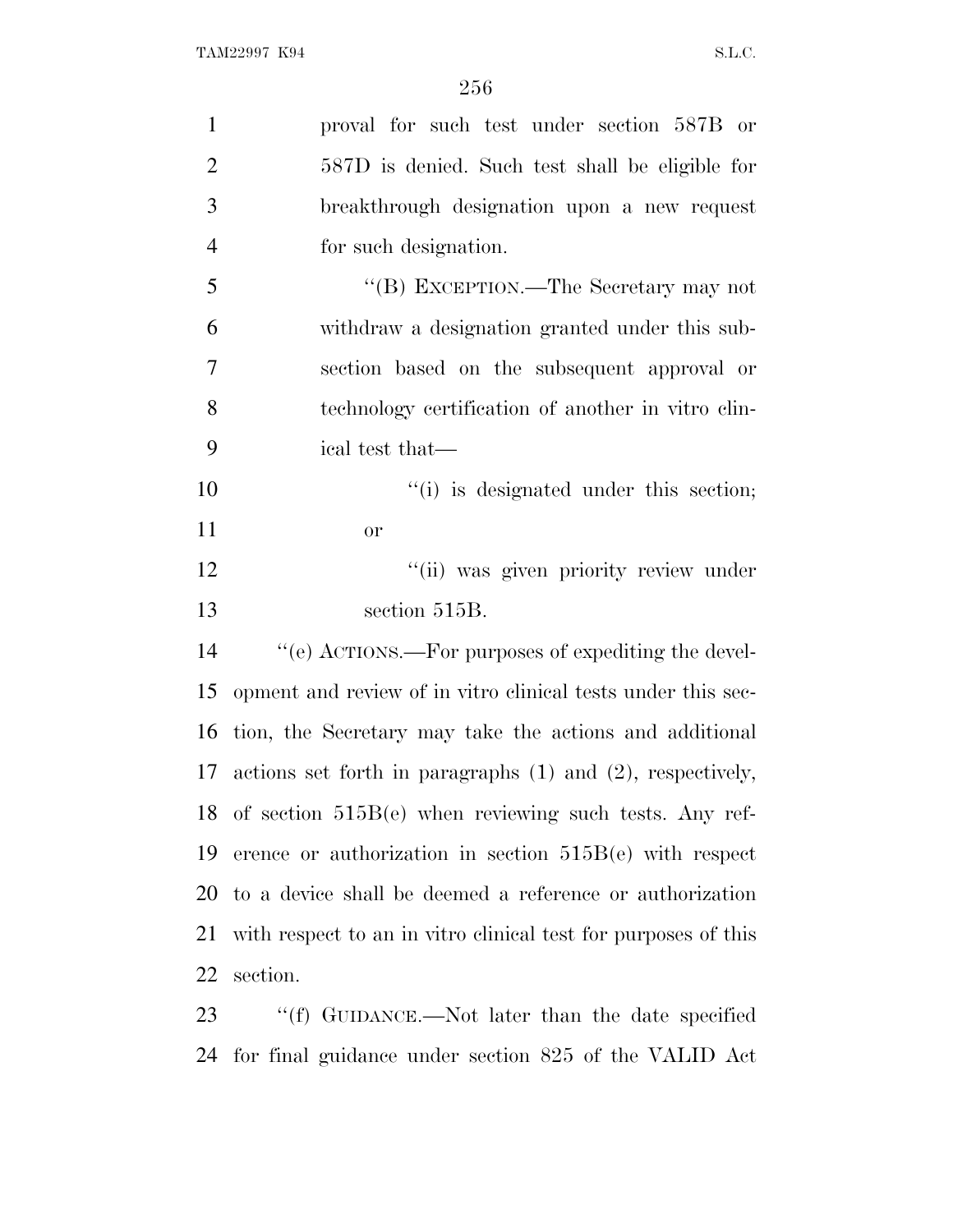proval for such test under section 587B or 587D is denied. Such test shall be eligible for breakthrough designation upon a new request for such designation.

"(B) EXCEPTION.—The Secretary may not withdraw a designation granted under this subsection based on the subsequent approval or technology certification of another in vitro clinical test that—

"(i) is designated under this section; or

"(ii) was given priority review under section 515B.

"(e) ACTIONS.—For purposes of expediting the development and review of in vitro clinical tests under this section, the Secretary may take the actions and additional actions set forth in paragraphs (1) and (2), respectively, of section 515B(e) when reviewing such tests. Any reference or authorization in section 515B(e) with respect to a device shall be deemed a reference or authorization with respect to an in vitro clinical test for purposes of this section.

"(f) GUIDANCE.—Not later than the date specified for final guidance under section 825 of the VALID Act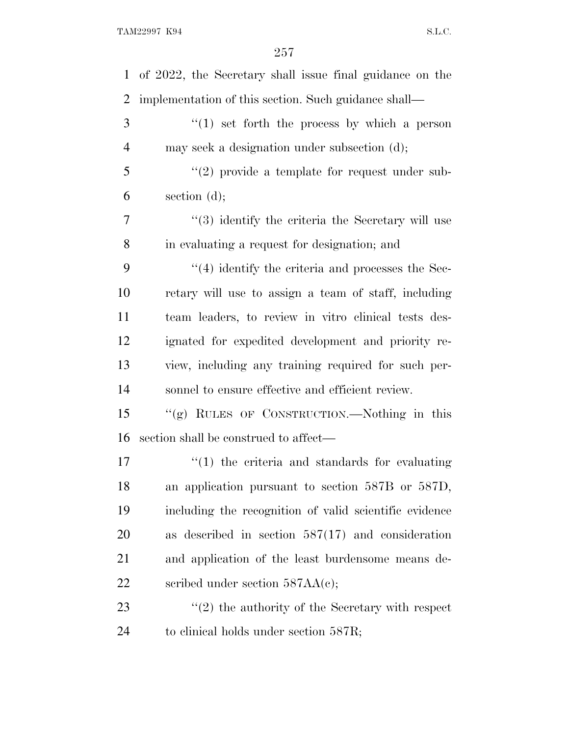of 2022, the Secretary shall issue final guidance on the implementation of this section. Such guidance shall—

"(1) set forth the process by which a person may seek a designation under subsection (d);

"(2) provide a template for request under subsection (d);

"(3) identify the criteria the Secretary will use in evaluating a request for designation; and

"(4) identify the criteria and processes the Secretary will use to assign a team of staff, including team leaders, to review in vitro clinical tests designated for expedited development and priority review, including any training required for such personnel to ensure effective and efficient review.

"(g) RULES OF CONSTRUCTION.—Nothing in this section shall be construed to affect—

"(1) the criteria and standards for evaluating an application pursuant to section 587B or 587D, including the recognition of valid scientific evidence as described in section 587(17) and consideration and application of the least burdensome means described under section 587AA(c);

"(2) the authority of the Secretary with respect to clinical holds under section 587R;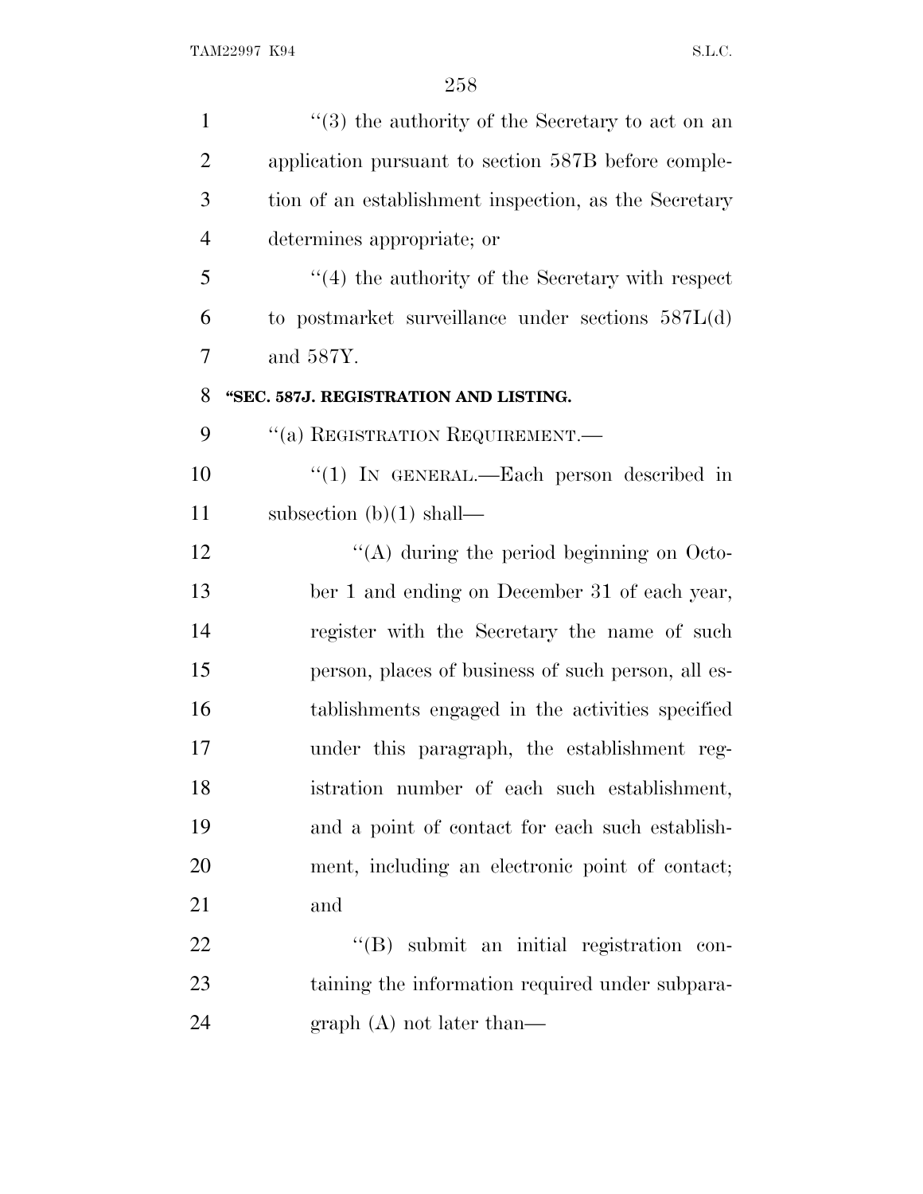"(3) the authority of the Secretary to act on an application pursuant to section 587B before completion of an establishment inspection, as the Secretary determines appropriate; or

"(4) the authority of the Secretary with respect to postmarket surveillance under sections 587L(d) and 587Y.

**"SEC. 587J. REGISTRATION AND LISTING.**

"(a) REGISTRATION REQUIREMENT.—

"(1) IN GENERAL.—Each person described in subsection (b)(1) shall—

"(A) during the period beginning on October 1 and ending on December 31 of each year, register with the Secretary the name of such person, places of business of such person, all establishments engaged in the activities specified under this paragraph, the establishment registration number of each such establishment, and a point of contact for each such establishment, including an electronic point of contact; and

"(B) submit an initial registration containing the information required under subparagraph (A) not later than—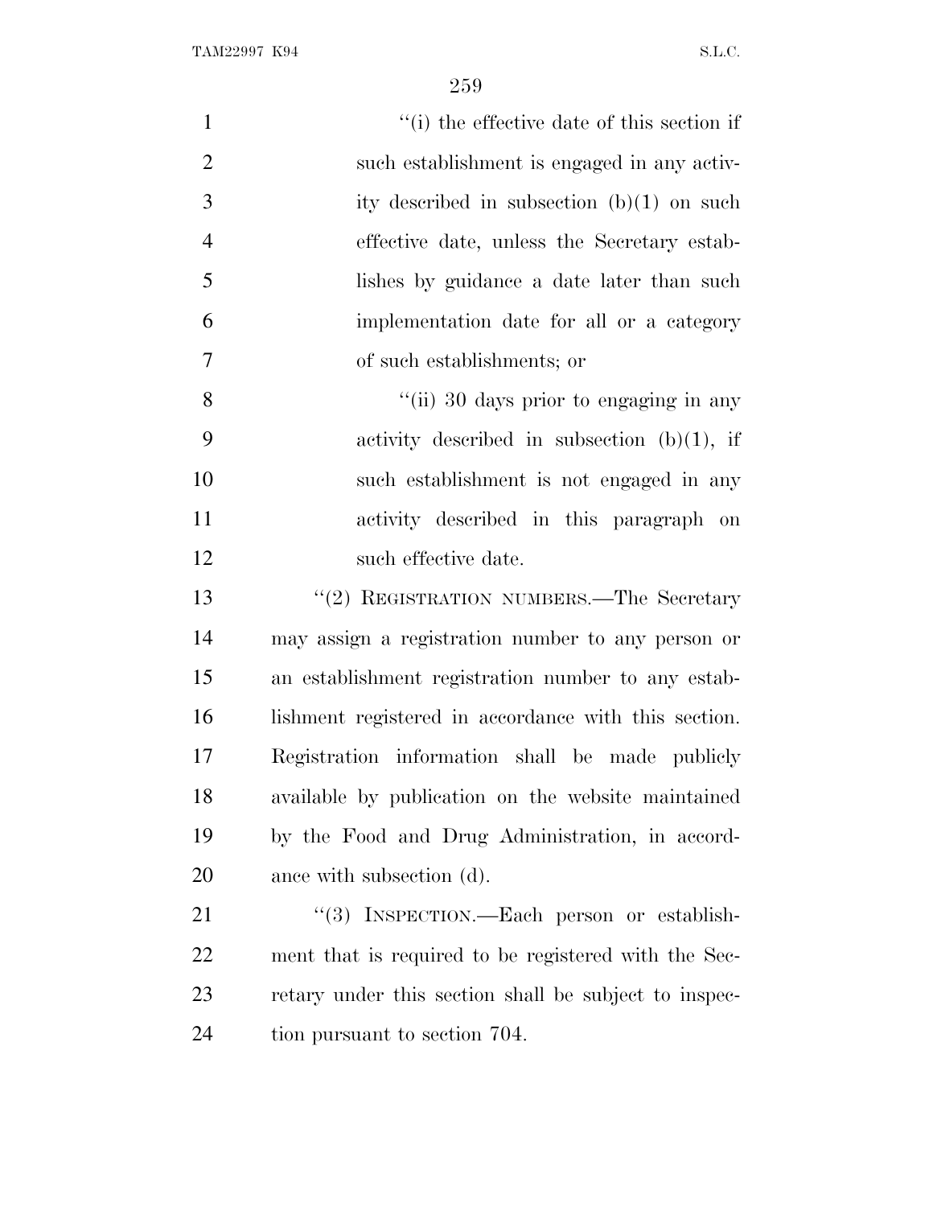"(i) the effective date of this section if such establishment is engaged in any activity described in subsection (b)(1) on such effective date, unless the Secretary establishes by guidance a date later than such implementation date for all or a category of such establishments; or

"(ii) 30 days prior to engaging in any activity described in subsection (b)(1), if such establishment is not engaged in any activity described in this paragraph on such effective date.

"(2) REGISTRATION NUMBERS.—The Secretary may assign a registration number to any person or an establishment registration number to any establishment registered in accordance with this section. Registration information shall be made publicly available by publication on the website maintained by the Food and Drug Administration, in accordance with subsection (d).

"(3) INSPECTION.—Each person or establishment that is required to be registered with the Secretary under this section shall be subject to inspection pursuant to section 704.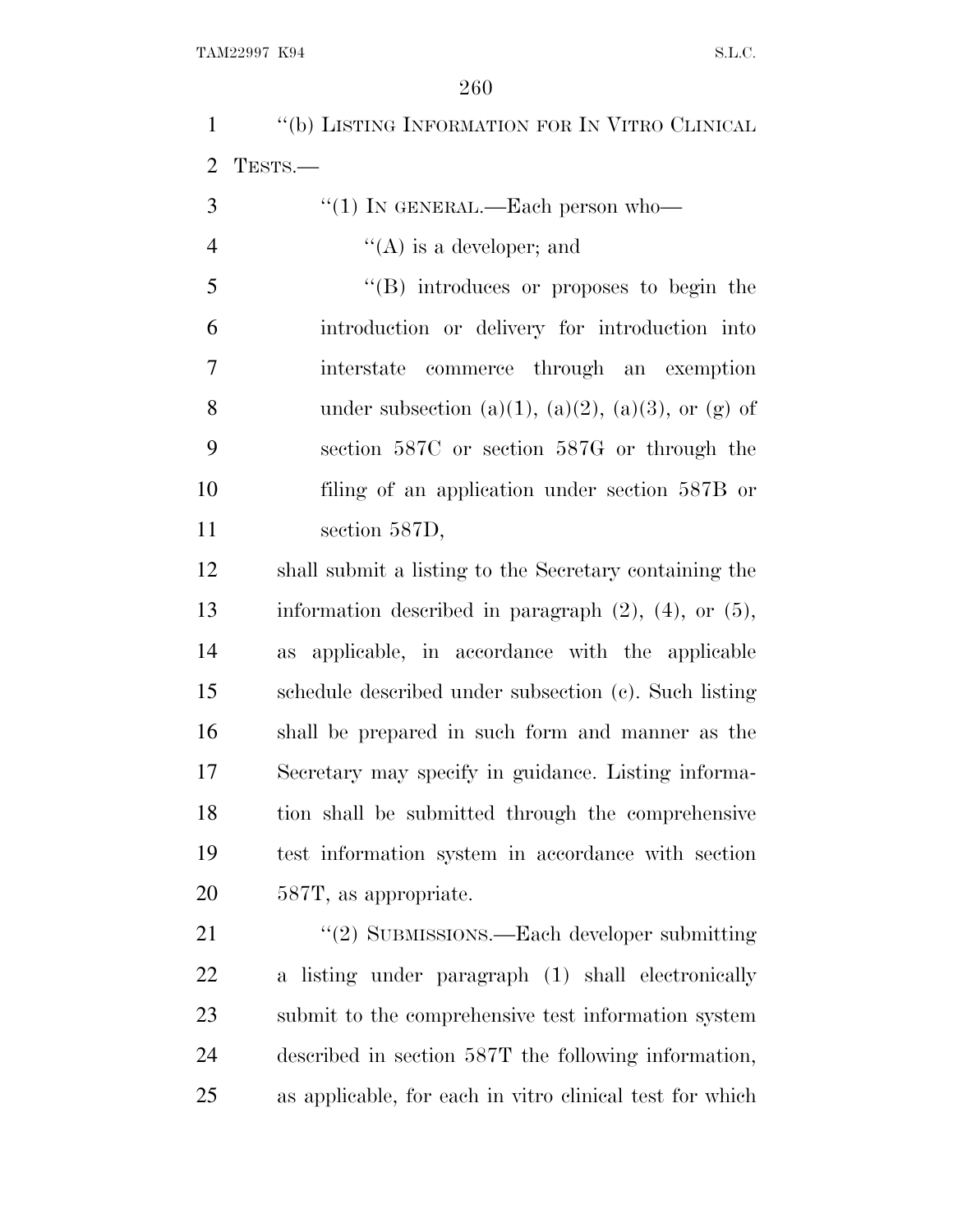"(b) LISTING INFORMATION FOR IN VITRO CLINICAL TESTS.—

"(1) IN GENERAL.—Each person who—

"(A) is a developer; and

"(B) introduces or proposes to begin the introduction or delivery for introduction into interstate commerce through an exemption under subsection (a)(1), (a)(2), (a)(3), or (g) of section 587C or section 587G or through the filing of an application under section 587B or section 587D,

shall submit a listing to the Secretary containing the information described in paragraph (2), (4), or (5), as applicable, in accordance with the applicable schedule described under subsection (c). Such listing shall be prepared in such form and manner as the Secretary may specify in guidance. Listing information shall be submitted through the comprehensive test information system in accordance with section 587T, as appropriate.

"(2) SUBMISSIONS.—Each developer submitting a listing under paragraph (1) shall electronically submit to the comprehensive test information system described in section 587T the following information, as applicable, for each in vitro clinical test for which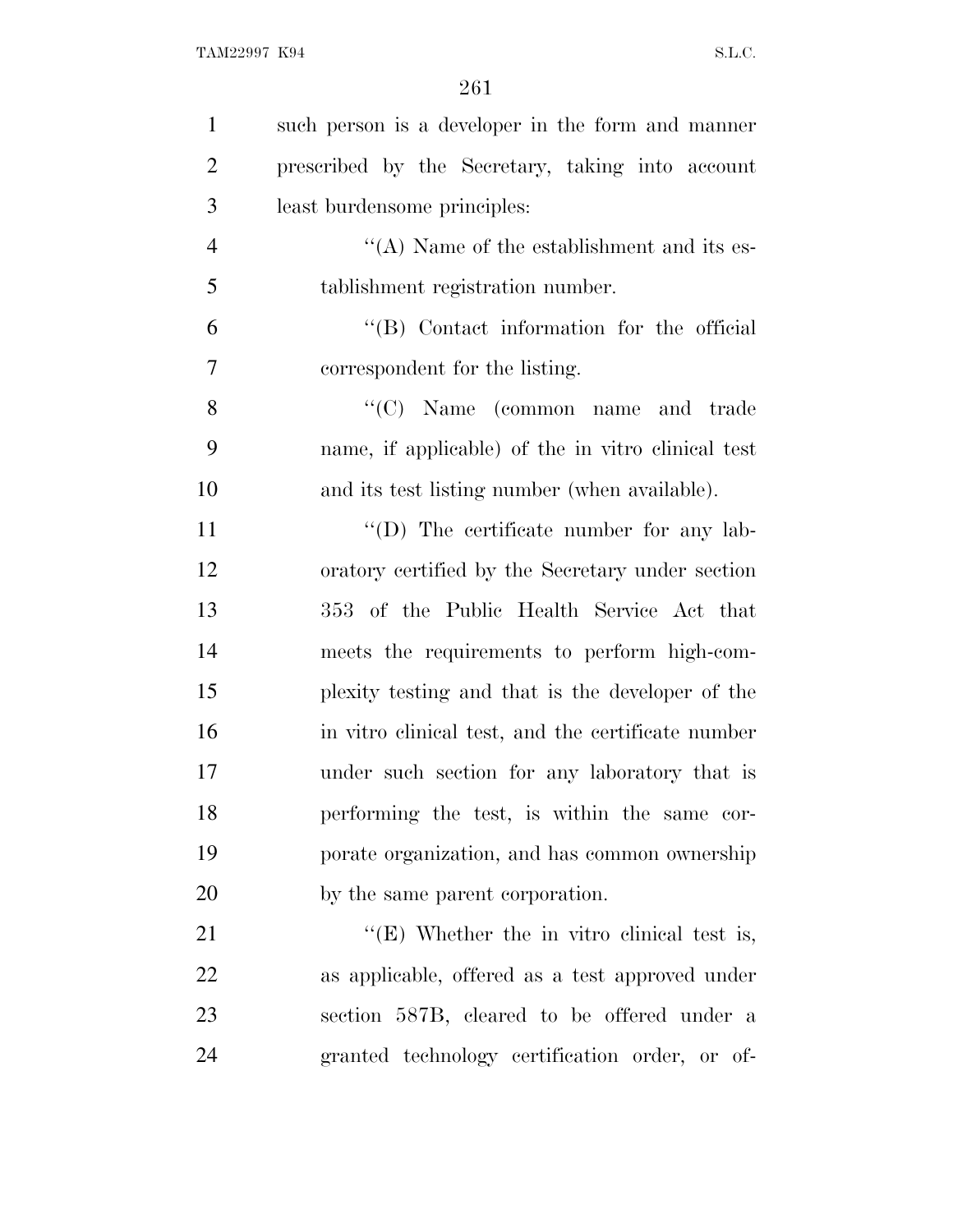such person is a developer in the form and manner prescribed by the Secretary, taking into account least burdensome principles:

''(A) Name of the establishment and its establishment registration number.

''(B) Contact information for the official correspondent for the listing.

''(C) Name (common name and trade name, if applicable) of the in vitro clinical test and its test listing number (when available).

''(D) The certificate number for any laboratory certified by the Secretary under section 353 of the Public Health Service Act that meets the requirements to perform high-complexity testing and that is the developer of the in vitro clinical test, and the certificate number under such section for any laboratory that is performing the test, is within the same corporate organization, and has common ownership by the same parent corporation.

''(E) Whether the in vitro clinical test is, as applicable, offered as a test approved under section 587B, cleared to be offered under a granted technology certification order, or of-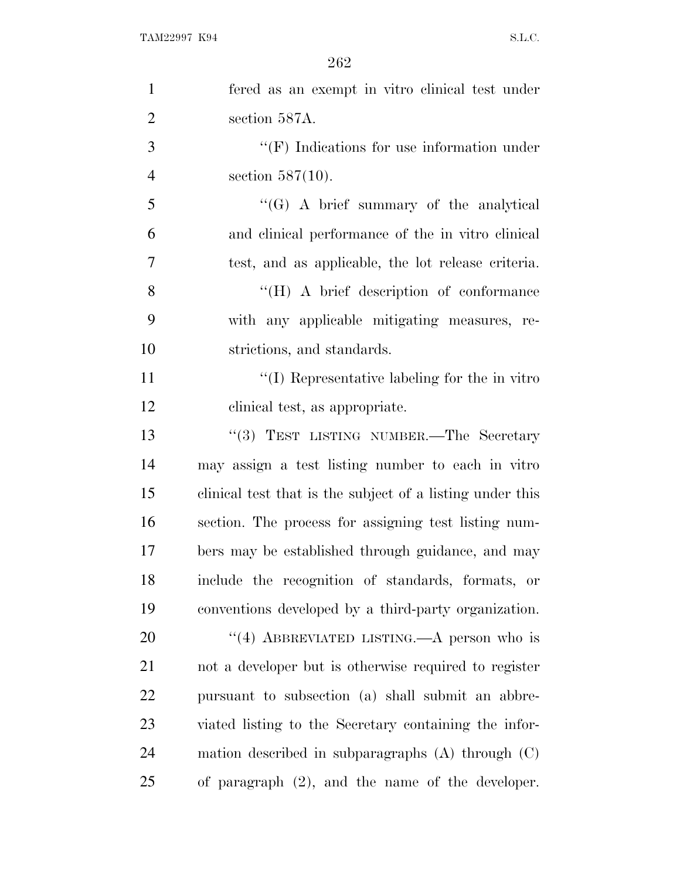fered as an exempt in vitro clinical test under section 587A.

"(F) Indications for use information under section 587(10).

"(G) A brief summary of the analytical and clinical performance of the in vitro clinical test, and as applicable, the lot release criteria.

"(H) A brief description of conformance with any applicable mitigating measures, restrictions, and standards.

"(I) Representative labeling for the in vitro clinical test, as appropriate.

"(3) TEST LISTING NUMBER.—The Secretary may assign a test listing number to each in vitro clinical test that is the subject of a listing under this section. The process for assigning test listing numbers may be established through guidance, and may include the recognition of standards, formats, or conventions developed by a third-party organization.

"(4) ABBREVIATED LISTING.—A person who is not a developer but is otherwise required to register pursuant to subsection (a) shall submit an abbreviated listing to the Secretary containing the information described in subparagraphs (A) through (C) of paragraph (2), and the name of the developer.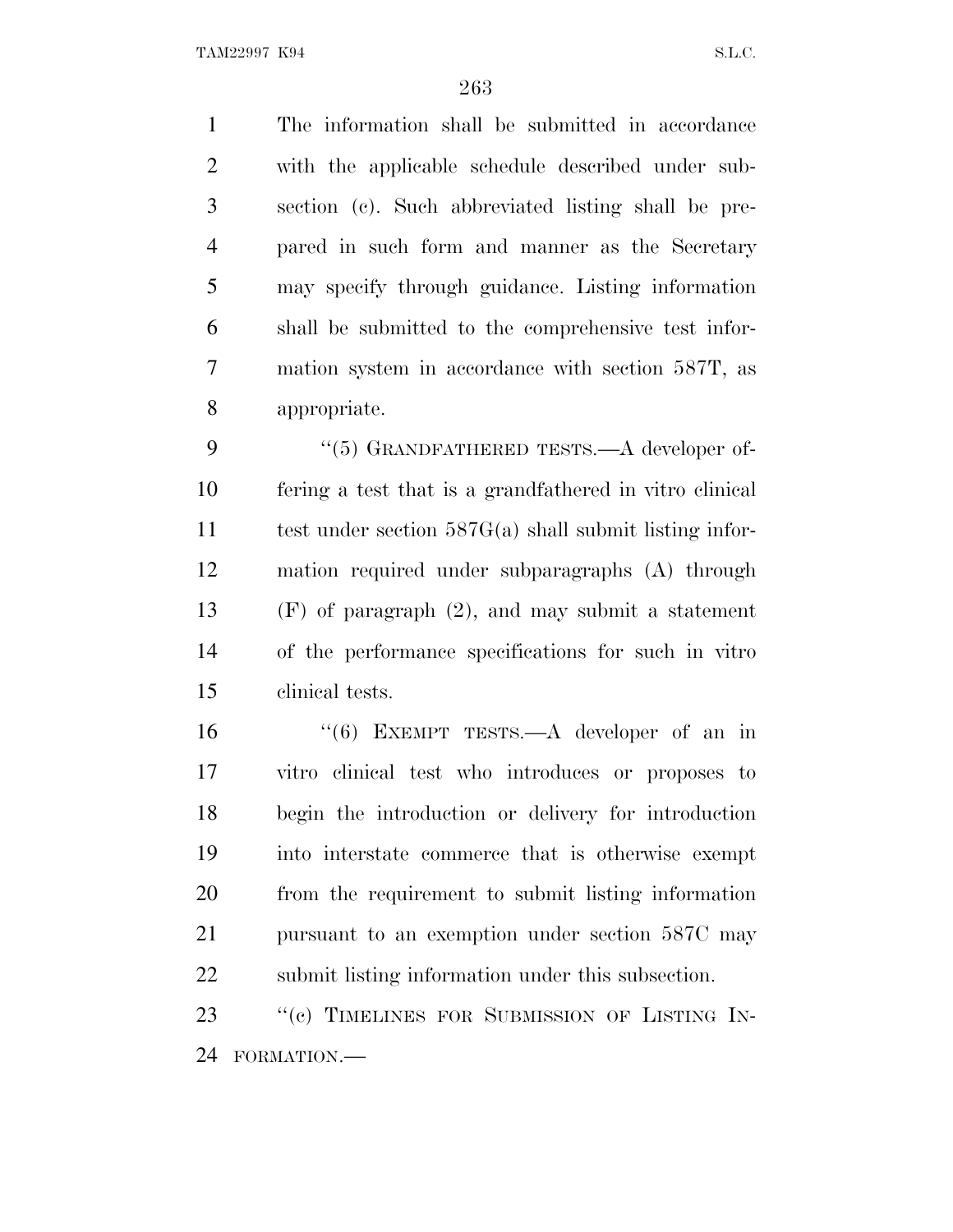The information shall be submitted in accordance with the applicable schedule described under subsection (c). Such abbreviated listing shall be prepared in such form and manner as the Secretary may specify through guidance. Listing information shall be submitted to the comprehensive test information system in accordance with section 587T, as appropriate.

"(5) GRANDFATHERED TESTS.—A developer offering a test that is a grandfathered in vitro clinical test under section 587G(a) shall submit listing information required under subparagraphs (A) through (F) of paragraph (2), and may submit a statement of the performance specifications for such in vitro clinical tests.

"(6) EXEMPT TESTS.—A developer of an in vitro clinical test who introduces or proposes to begin the introduction or delivery for introduction into interstate commerce that is otherwise exempt from the requirement to submit listing information pursuant to an exemption under section 587C may submit listing information under this subsection.

"(c) TIMELINES FOR SUBMISSION OF LISTING INFORMATION.—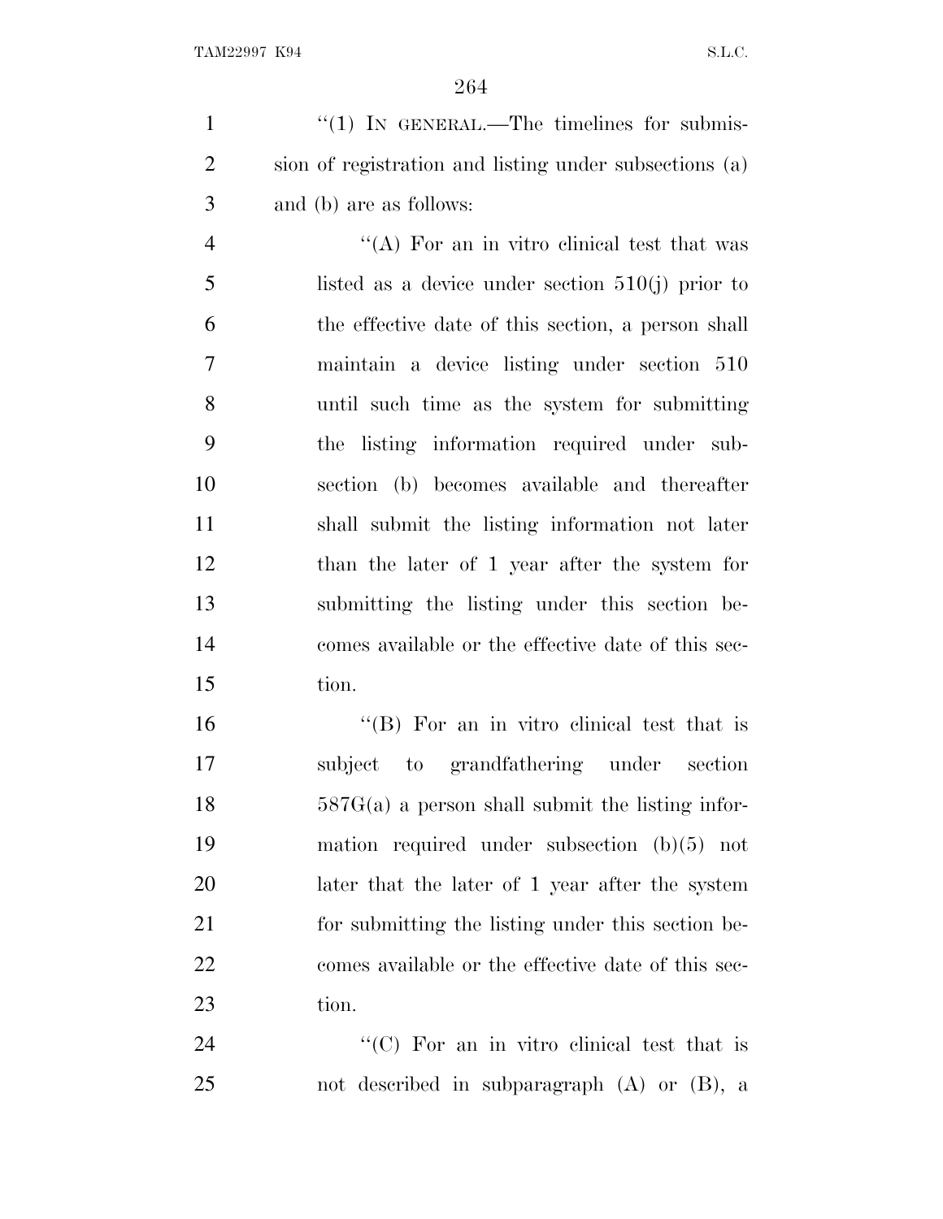"(1) IN GENERAL.—The timelines for submission of registration and listing under subsections (a) and (b) are as follows:

"(A) For an in vitro clinical test that was listed as a device under section 510(j) prior to the effective date of this section, a person shall maintain a device listing under section 510 until such time as the system for submitting the listing information required under subsection (b) becomes available and thereafter shall submit the listing information not later than the later of 1 year after the system for submitting the listing under this section becomes available or the effective date of this section.

"(B) For an in vitro clinical test that is subject to grandfathering under section 587G(a) a person shall submit the listing information required under subsection (b)(5) not later that the later of 1 year after the system for submitting the listing under this section becomes available or the effective date of this section.

"(C) For an in vitro clinical test that is not described in subparagraph (A) or (B), a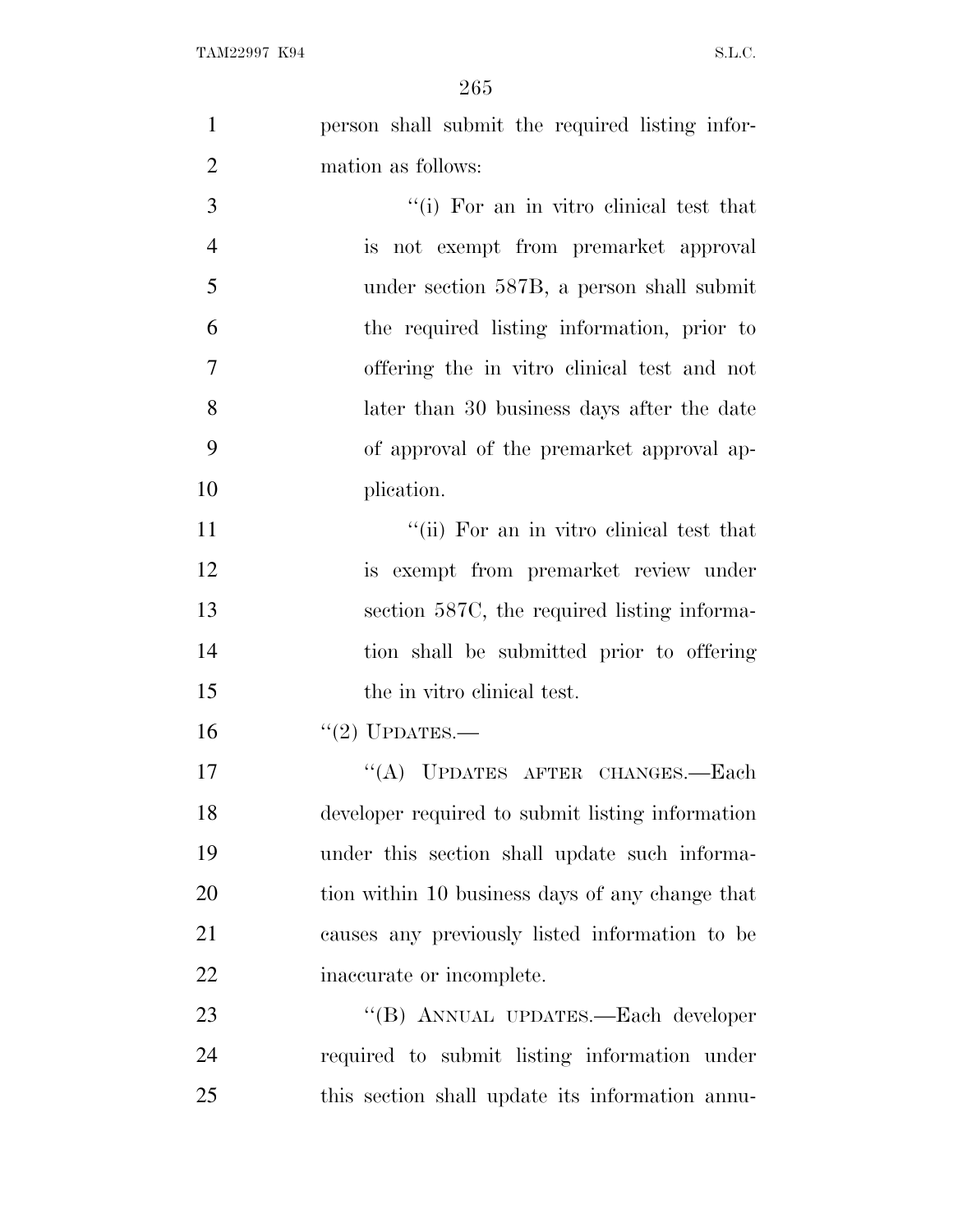person shall submit the required listing information as follows:

''(i) For an in vitro clinical test that is not exempt from premarket approval under section 587B, a person shall submit the required listing information, prior to offering the in vitro clinical test and not later than 30 business days after the date of approval of the premarket approval application.

''(ii) For an in vitro clinical test that is exempt from premarket review under section 587C, the required listing information shall be submitted prior to offering the in vitro clinical test.

''(2) UPDATES.—

''(A) UPDATES AFTER CHANGES.—Each developer required to submit listing information under this section shall update such information within 10 business days of any change that causes any previously listed information to be inaccurate or incomplete.

''(B) ANNUAL UPDATES.—Each developer required to submit listing information under this section shall update its information annu-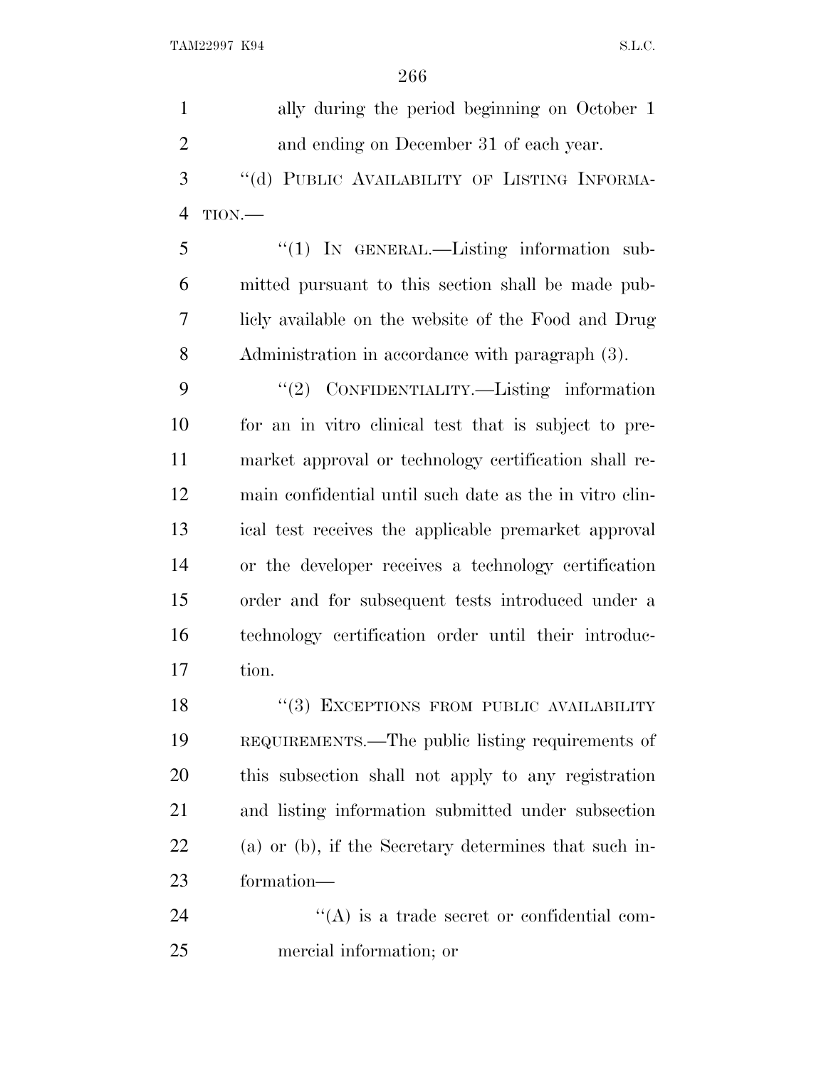ally during the period beginning on October 1 and ending on December 31 of each year.

"(d) PUBLIC AVAILABILITY OF LISTING INFORMATION.—

"(1) IN GENERAL.—Listing information submitted pursuant to this section shall be made publicly available on the website of the Food and Drug Administration in accordance with paragraph (3).

"(2) CONFIDENTIALITY.—Listing information for an in vitro clinical test that is subject to premarket approval or technology certification shall remain confidential until such date as the in vitro clinical test receives the applicable premarket approval or the developer receives a technology certification order and for subsequent tests introduced under a technology certification order until their introduction.

"(3) EXCEPTIONS FROM PUBLIC AVAILABILITY REQUIREMENTS.—The public listing requirements of this subsection shall not apply to any registration and listing information submitted under subsection (a) or (b), if the Secretary determines that such information—

"(A) is a trade secret or confidential commercial information; or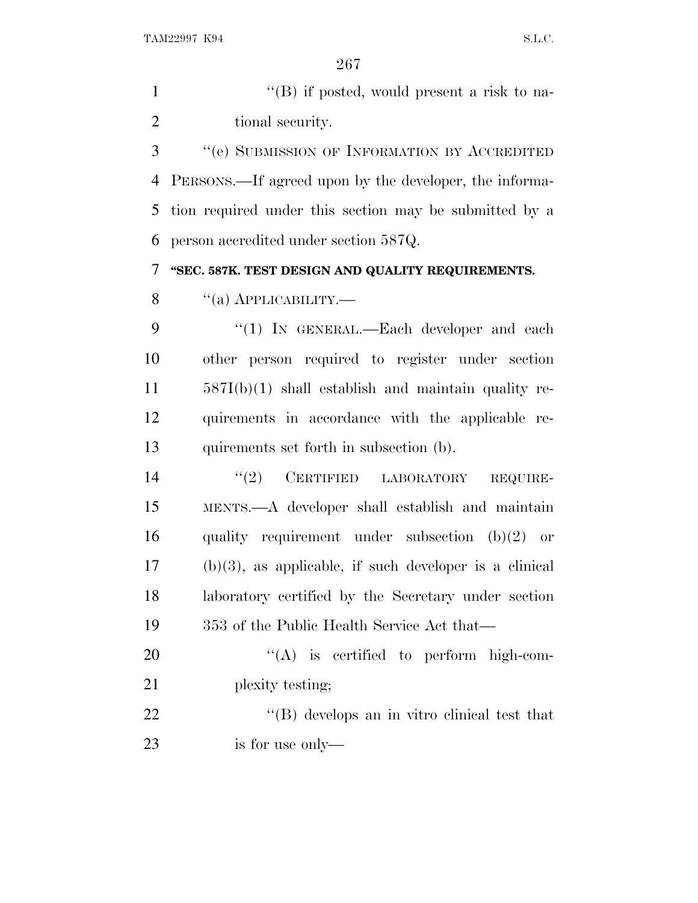"(B) if posted, would present a risk to national security.

"(e) SUBMISSION OF INFORMATION BY ACCREDITED PERSONS.—If agreed upon by the developer, the information required under this section may be submitted by a person accredited under section 587Q.

**"SEC. 587K. TEST DESIGN AND QUALITY REQUIREMENTS.**

"(a) APPLICABILITY.—

"(1) IN GENERAL.—Each developer and each other person required to register under section 587I(b)(1) shall establish and maintain quality requirements in accordance with the applicable requirements set forth in subsection (b).

"(2) CERTIFIED LABORATORY REQUIREMENTS.—A developer shall establish and maintain quality requirement under subsection (b)(2) or (b)(3), as applicable, if such developer is a clinical laboratory certified by the Secretary under section 353 of the Public Health Service Act that—

"(A) is certified to perform high-complexity testing;

"(B) develops an in vitro clinical test that is for use only—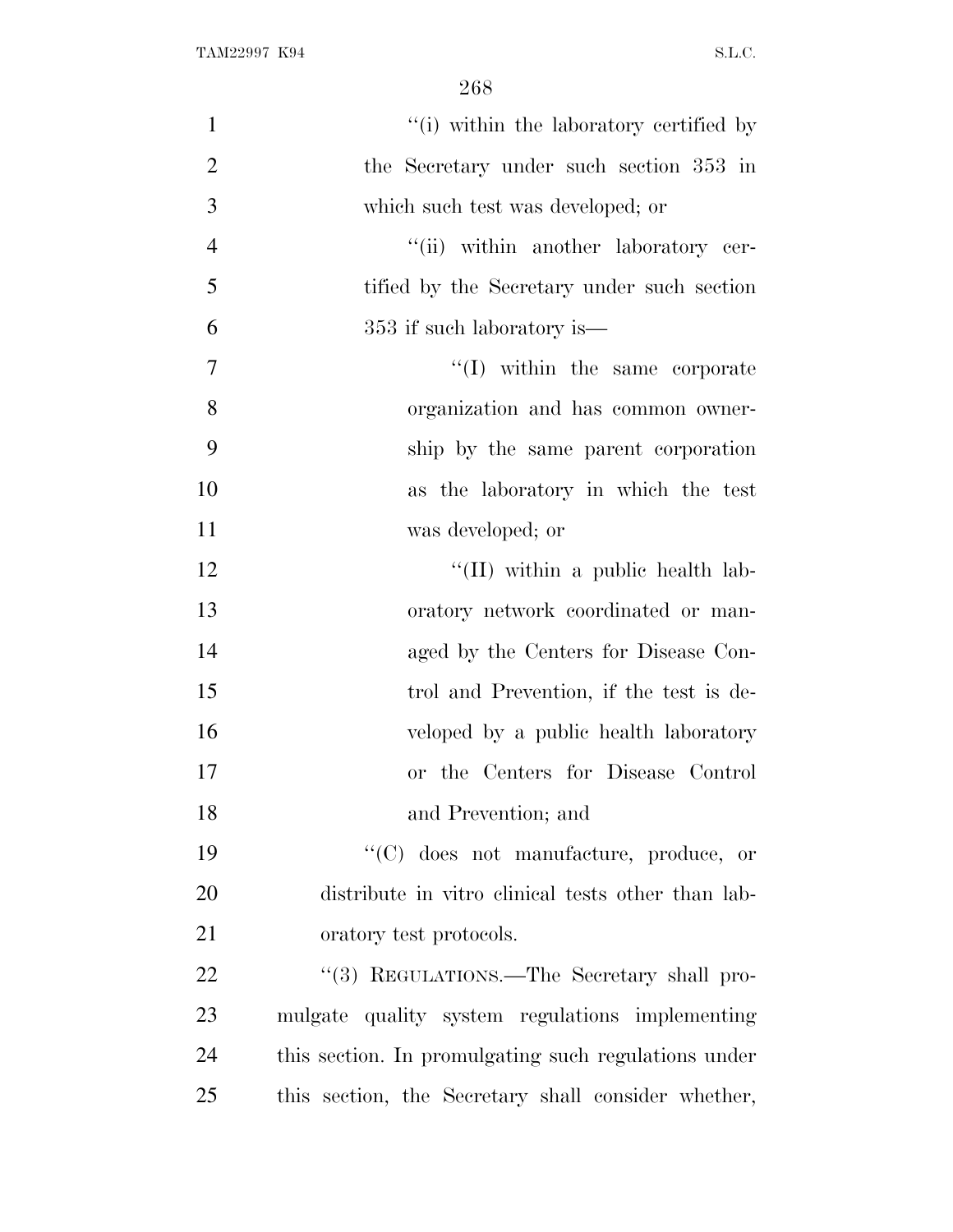''(i) within the laboratory certified by the Secretary under such section 353 in which such test was developed; or

''(ii) within another laboratory certified by the Secretary under such section 353 if such laboratory is—

''(I) within the same corporate organization and has common ownership by the same parent corporation as the laboratory in which the test was developed; or

''(II) within a public health laboratory network coordinated or managed by the Centers for Disease Control and Prevention, if the test is developed by a public health laboratory or the Centers for Disease Control and Prevention; and

''(C) does not manufacture, produce, or distribute in vitro clinical tests other than laboratory test protocols.

''(3) REGULATIONS.—The Secretary shall promulgate quality system regulations implementing this section. In promulgating such regulations under this section, the Secretary shall consider whether,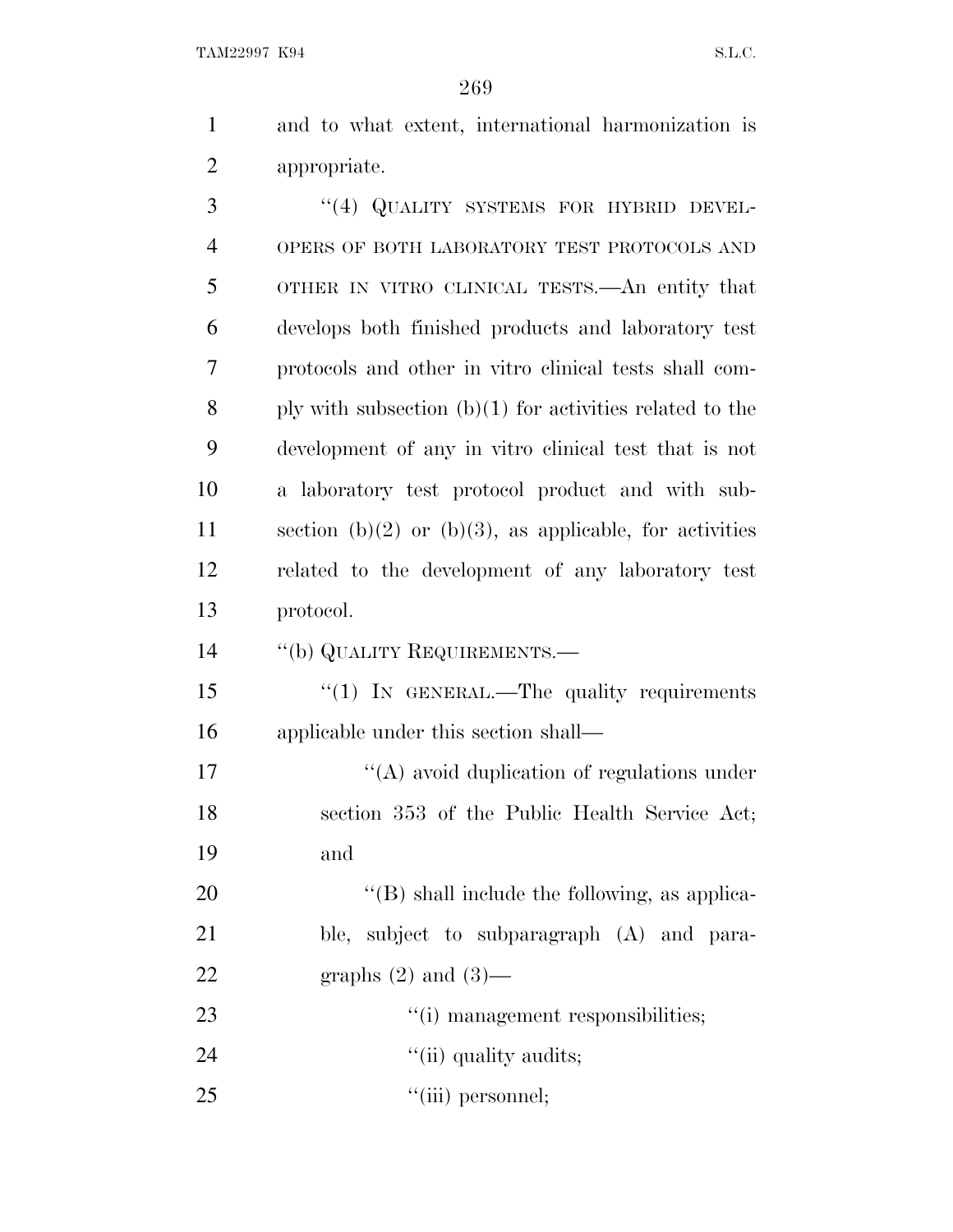and to what extent, international harmonization is appropriate.

"(4) QUALITY SYSTEMS FOR HYBRID DEVELOPERS OF BOTH LABORATORY TEST PROTOCOLS AND OTHER IN VITRO CLINICAL TESTS.—An entity that develops both finished products and laboratory test protocols and other in vitro clinical tests shall comply with subsection (b)(1) for activities related to the development of any in vitro clinical test that is not a laboratory test protocol product and with subsection (b)(2) or (b)(3), as applicable, for activities related to the development of any laboratory test protocol.

"(b) QUALITY REQUIREMENTS.—

"(1) IN GENERAL.—The quality requirements applicable under this section shall—

"(A) avoid duplication of regulations under section 353 of the Public Health Service Act; and

"(B) shall include the following, as applicable, subject to subparagraph (A) and paragraphs (2) and (3)—

"(i) management responsibilities;

"(ii) quality audits;

"(iii) personnel;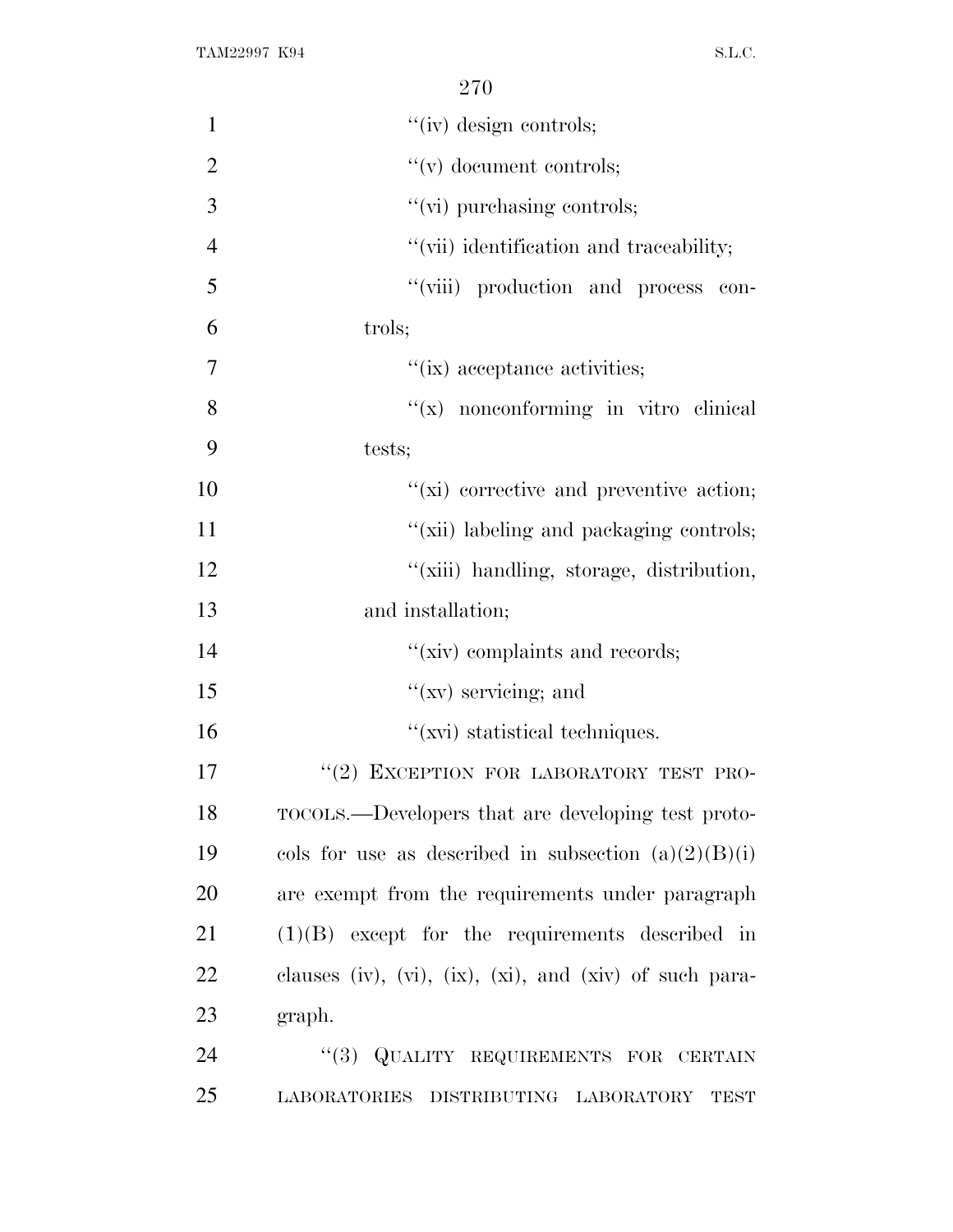''(iv) design controls;

''(v) document controls;

''(vi) purchasing controls;

''(vii) identification and traceability;

''(viii) production and process controls;

''(ix) acceptance activities;

''(x) nonconforming in vitro clinical tests;

''(xi) corrective and preventive action;

''(xii) labeling and packaging controls;

''(xiii) handling, storage, distribution, and installation;

''(xiv) complaints and records;

''(xv) servicing; and

''(xvi) statistical techniques.

''(2) EXCEPTION FOR LABORATORY TEST PROTOCOLS.—Developers that are developing test protocols for use as described in subsection (a)(2)(B)(i) are exempt from the requirements under paragraph (1)(B) except for the requirements described in clauses (iv), (vi), (ix), (xi), and (xiv) of such paragraph.

''(3) QUALITY REQUIREMENTS FOR CERTAIN LABORATORIES DISTRIBUTING LABORATORY TEST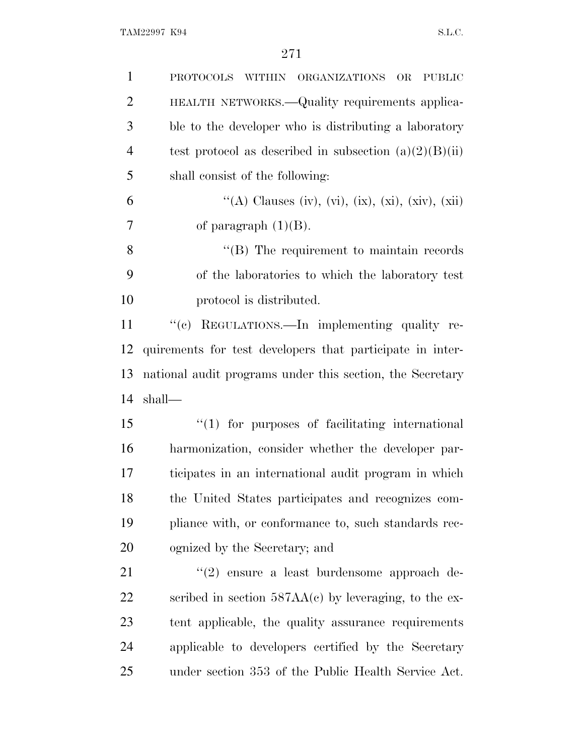PROTOCOLS WITHIN ORGANIZATIONS OR PUBLIC HEALTH NETWORKS.—Quality requirements applicable to the developer who is distributing a laboratory test protocol as described in subsection (a)(2)(B)(ii) shall consist of the following:

"(A) Clauses (iv), (vi), (ix), (xi), (xiv), (xii) of paragraph (1)(B).

"(B) The requirement to maintain records of the laboratories to which the laboratory test protocol is distributed.

"(c) REGULATIONS.—In implementing quality requirements for test developers that participate in international audit programs under this section, the Secretary shall—

"(1) for purposes of facilitating international harmonization, consider whether the developer participates in an international audit program in which the United States participates and recognizes compliance with, or conformance to, such standards recognized by the Secretary; and

"(2) ensure a least burdensome approach described in section 587AA(c) by leveraging, to the extent applicable, the quality assurance requirements applicable to developers certified by the Secretary under section 353 of the Public Health Service Act.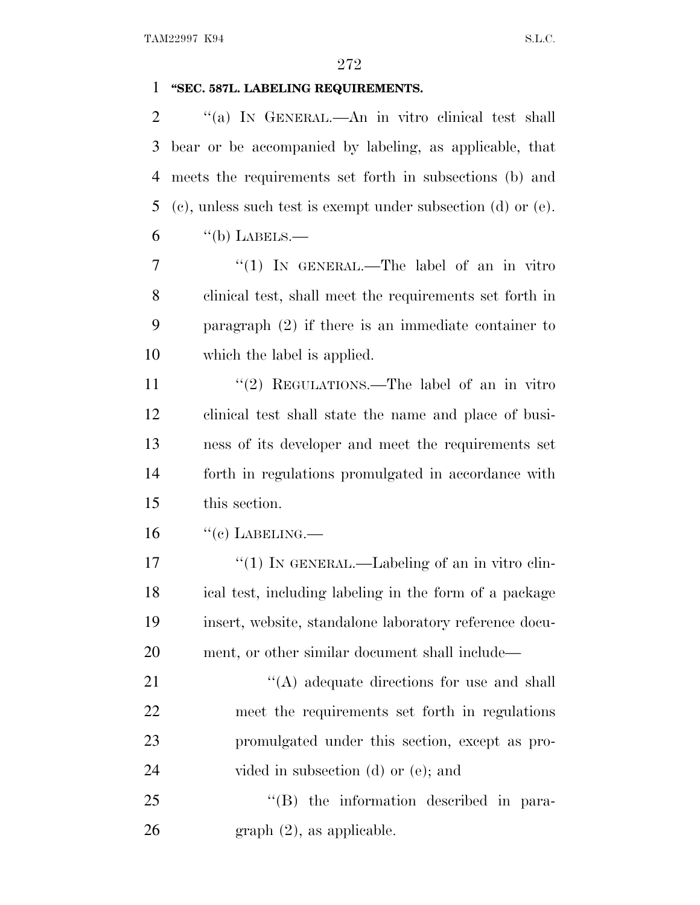**"SEC. 587L. LABELING REQUIREMENTS.**

"(a) IN GENERAL.—An in vitro clinical test shall bear or be accompanied by labeling, as applicable, that meets the requirements set forth in subsections (b) and (c), unless such test is exempt under subsection (d) or (e).

"(b) LABELS.—

"(1) IN GENERAL.—The label of an in vitro clinical test, shall meet the requirements set forth in paragraph (2) if there is an immediate container to which the label is applied.

"(2) REGULATIONS.—The label of an in vitro clinical test shall state the name and place of business of its developer and meet the requirements set forth in regulations promulgated in accordance with this section.

"(c) LABELING.—

"(1) IN GENERAL.—Labeling of an in vitro clinical test, including labeling in the form of a package insert, website, standalone laboratory reference document, or other similar document shall include—

"(A) adequate directions for use and shall meet the requirements set forth in regulations promulgated under this section, except as provided in subsection (d) or (e); and

"(B) the information described in paragraph (2), as applicable.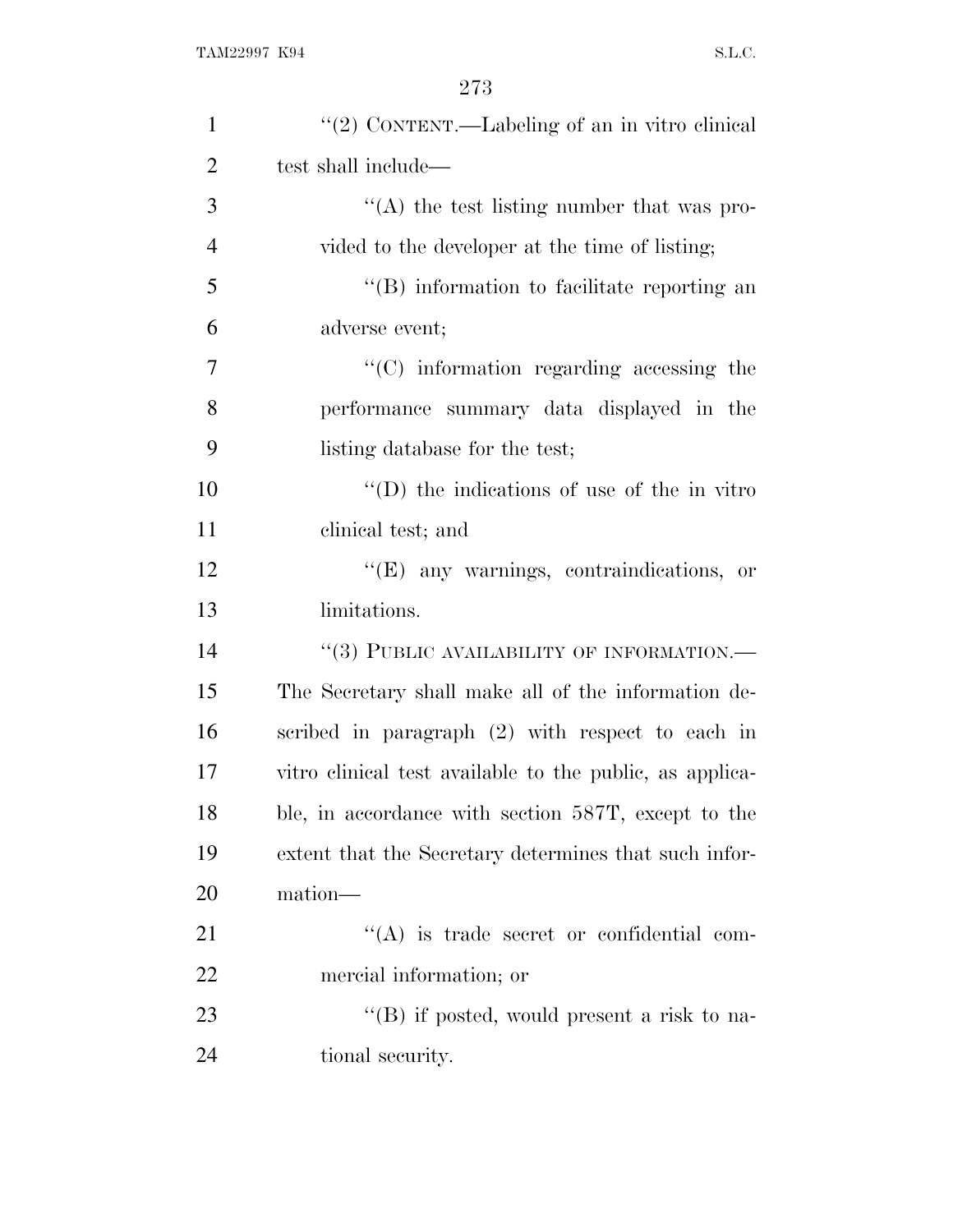"(2) CONTENT.—Labeling of an in vitro clinical test shall include—

"(A) the test listing number that was provided to the developer at the time of listing;

"(B) information to facilitate reporting an adverse event;

"(C) information regarding accessing the performance summary data displayed in the listing database for the test;

"(D) the indications of use of the in vitro clinical test; and

"(E) any warnings, contraindications, or limitations.

"(3) PUBLIC AVAILABILITY OF INFORMATION.—The Secretary shall make all of the information described in paragraph (2) with respect to each in vitro clinical test available to the public, as applicable, in accordance with section 587T, except to the extent that the Secretary determines that such information—

"(A) is trade secret or confidential commercial information; or

"(B) if posted, would present a risk to national security.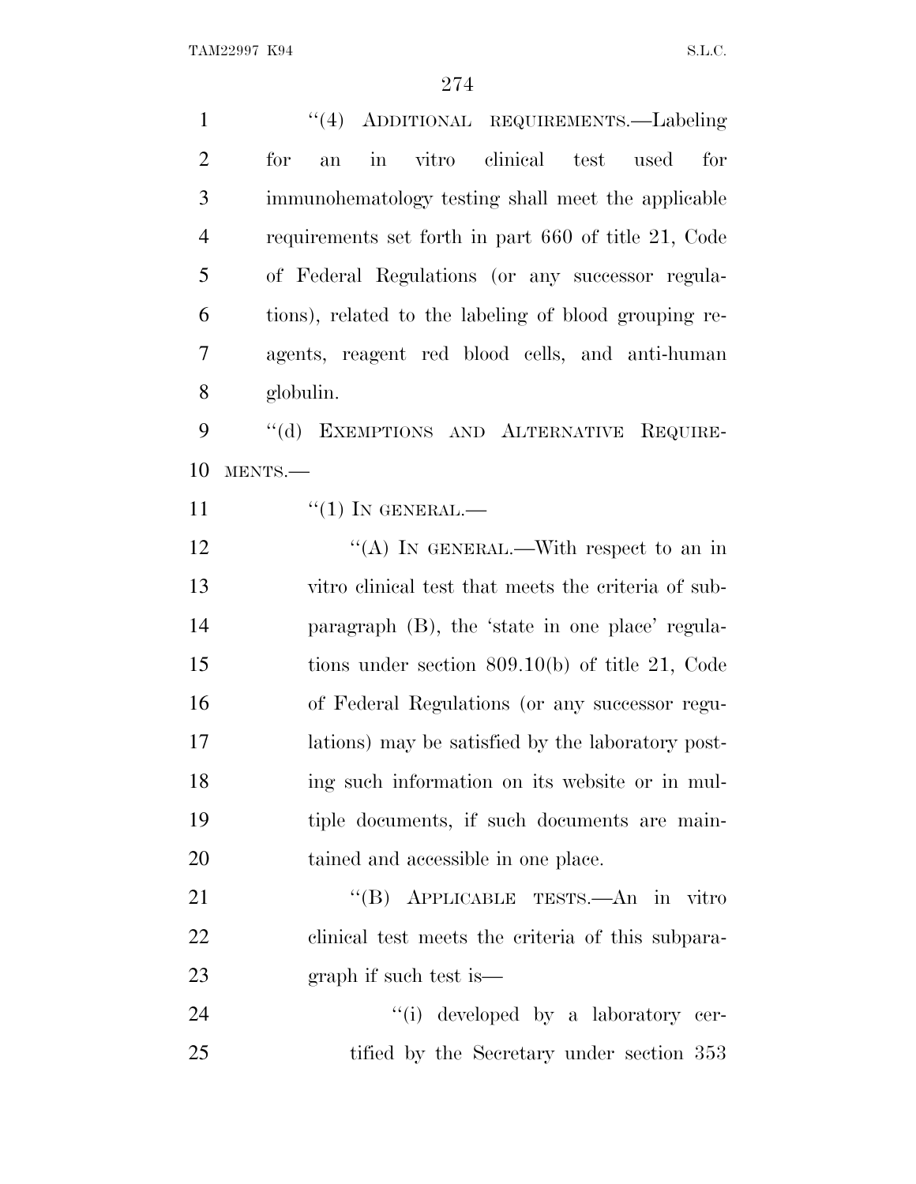"(4) ADDITIONAL REQUIREMENTS.—Labeling for an in vitro clinical test used for immunohematology testing shall meet the applicable requirements set forth in part 660 of title 21, Code of Federal Regulations (or any successor regulations), related to the labeling of blood grouping reagents, reagent red blood cells, and anti-human globulin.

"(d) EXEMPTIONS AND ALTERNATIVE REQUIREMENTS.—

"(1) IN GENERAL.—

"(A) IN GENERAL.—With respect to an in vitro clinical test that meets the criteria of subparagraph (B), the 'state in one place' regulations under section 809.10(b) of title 21, Code of Federal Regulations (or any successor regulations) may be satisfied by the laboratory posting such information on its website or in multiple documents, if such documents are maintained and accessible in one place.

"(B) APPLICABLE TESTS.—An in vitro clinical test meets the criteria of this subparagraph if such test is—

"(i) developed by a laboratory certified by the Secretary under section 353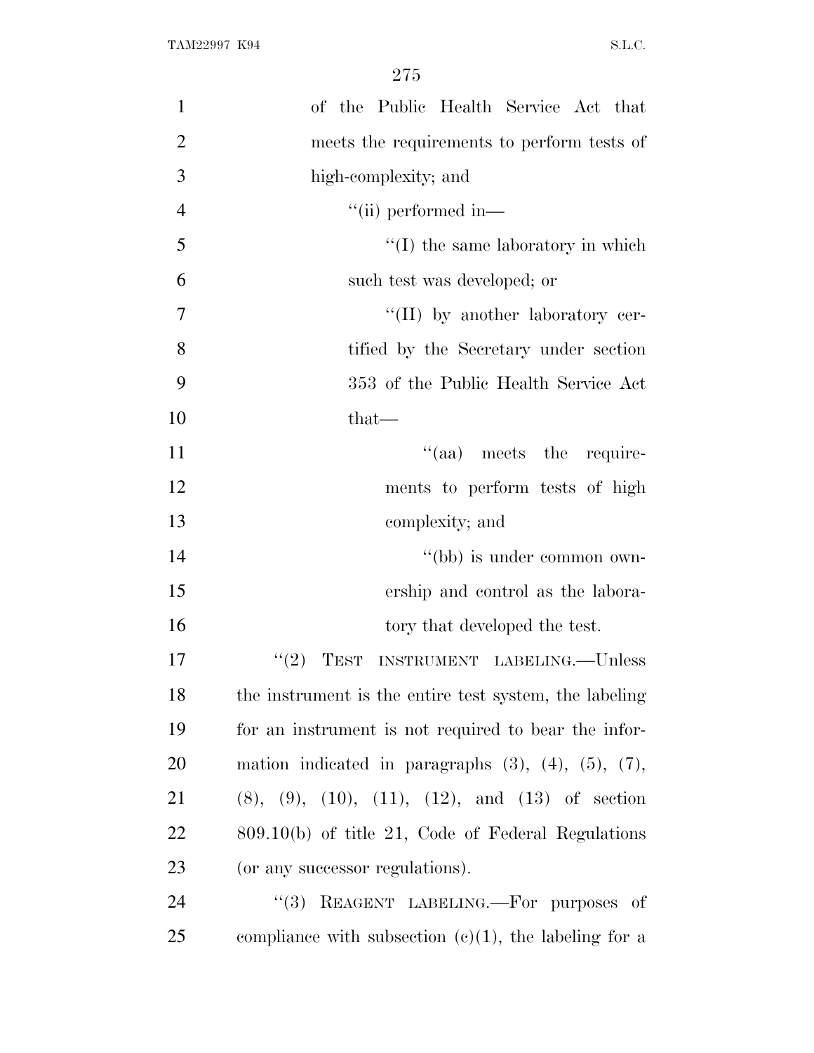of the Public Health Service Act that meets the requirements to perform tests of high-complexity; and

''(ii) performed in—

''(I) the same laboratory in which such test was developed; or

''(II) by another laboratory certified by the Secretary under section 353 of the Public Health Service Act that—

''(aa) meets the requirements to perform tests of high complexity; and

''(bb) is under common ownership and control as the laboratory that developed the test.

''(2) TEST INSTRUMENT LABELING.—Unless the instrument is the entire test system, the labeling for an instrument is not required to bear the information indicated in paragraphs (3), (4), (5), (7), (8), (9), (10), (11), (12), and (13) of section 809.10(b) of title 21, Code of Federal Regulations (or any successor regulations).

''(3) REAGENT LABELING.—For purposes of compliance with subsection (c)(1), the labeling for a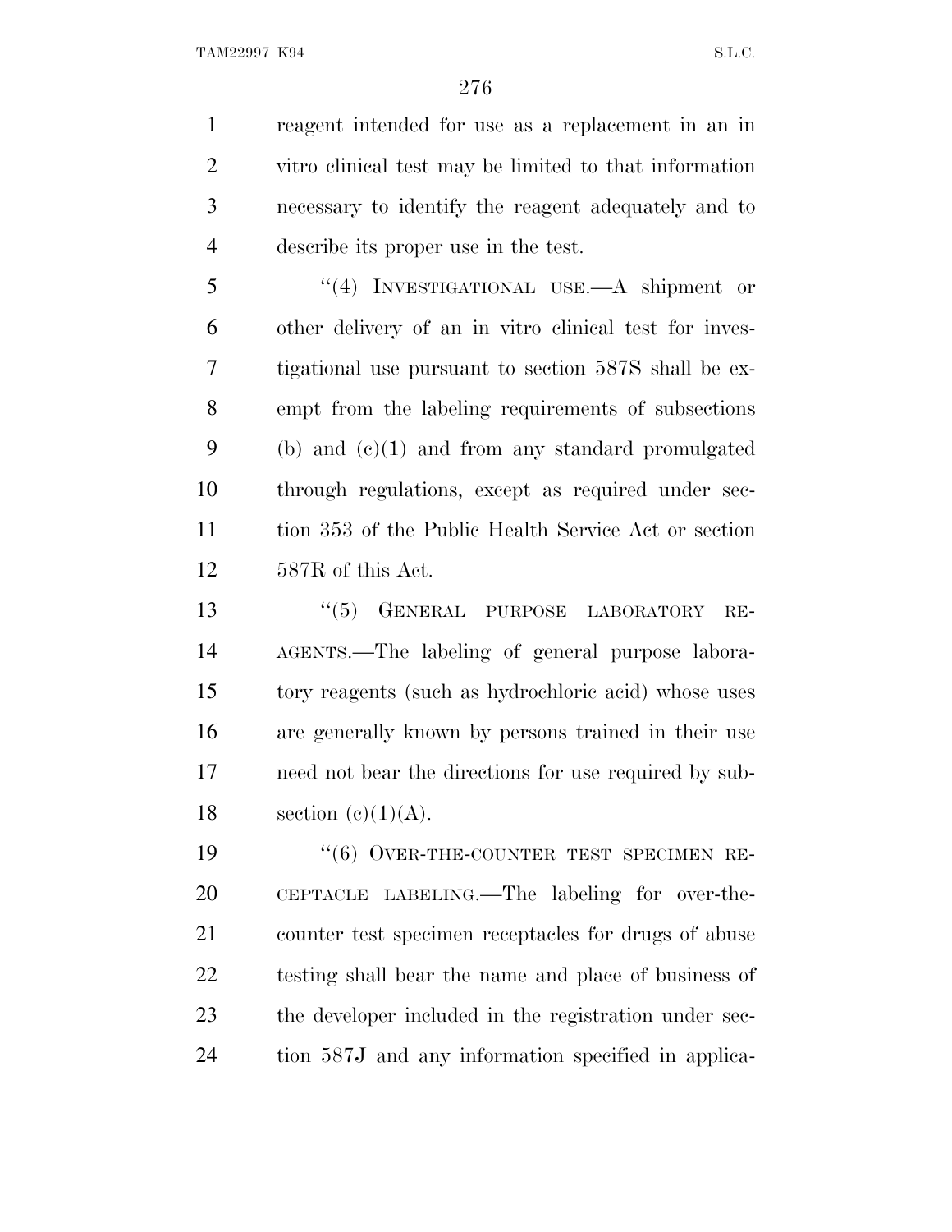reagent intended for use as a replacement in an in vitro clinical test may be limited to that information necessary to identify the reagent adequately and to describe its proper use in the test.

"(4) INVESTIGATIONAL USE.—A shipment or other delivery of an in vitro clinical test for investigational use pursuant to section 587S shall be exempt from the labeling requirements of subsections (b) and (c)(1) and from any standard promulgated through regulations, except as required under section 353 of the Public Health Service Act or section 587R of this Act.

"(5) GENERAL PURPOSE LABORATORY REAGENTS.—The labeling of general purpose laboratory reagents (such as hydrochloric acid) whose uses are generally known by persons trained in their use need not bear the directions for use required by subsection (c)(1)(A).

"(6) OVER-THE-COUNTER TEST SPECIMEN RECEPTACLE LABELING.—The labeling for over-the-counter test specimen receptacles for drugs of abuse testing shall bear the name and place of business of the developer included in the registration under section 587J and any information specified in applica-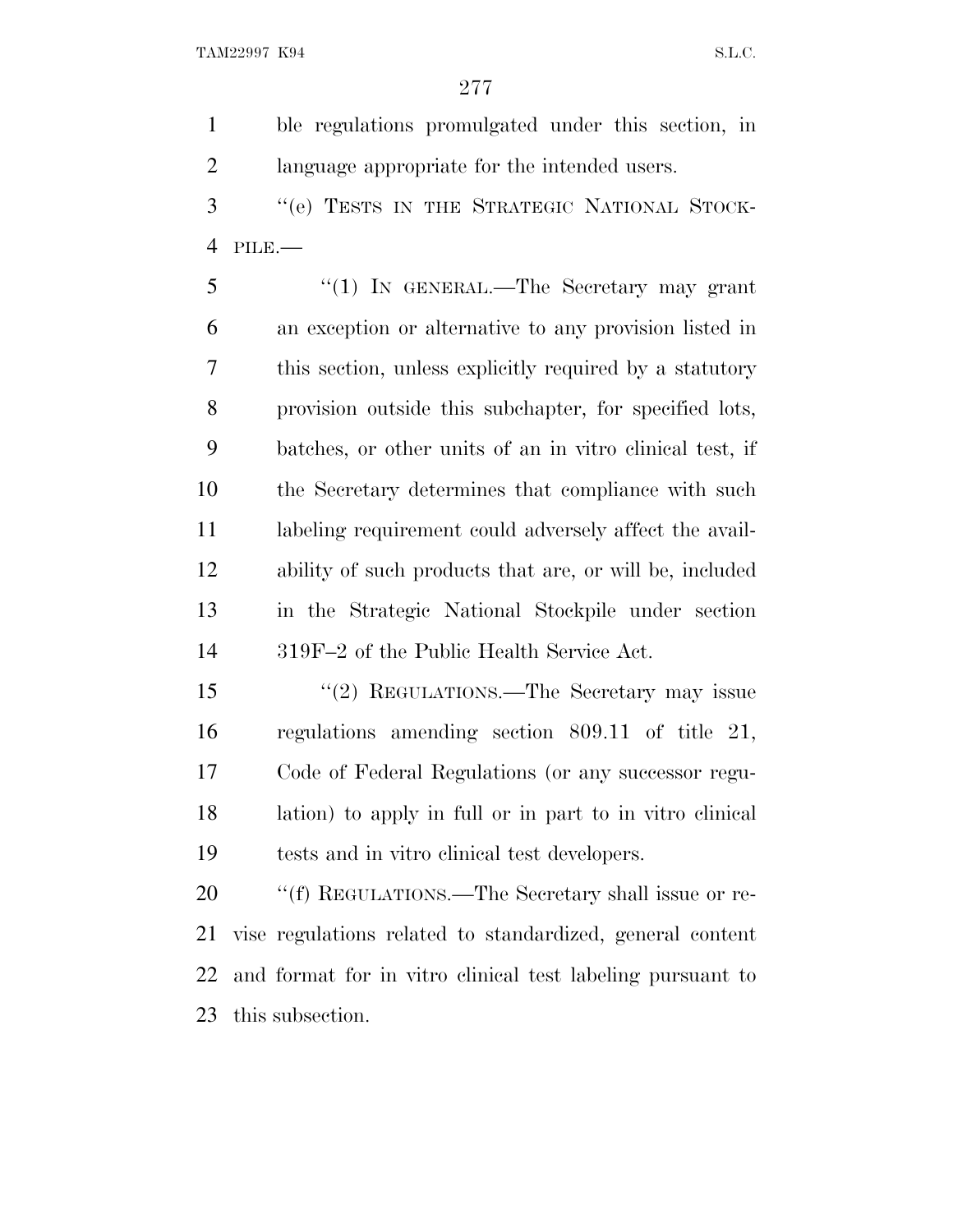ble regulations promulgated under this section, in language appropriate for the intended users.

"(e) TESTS IN THE STRATEGIC NATIONAL STOCKPILE.—

"(1) IN GENERAL.—The Secretary may grant an exception or alternative to any provision listed in this section, unless explicitly required by a statutory provision outside this subchapter, for specified lots, batches, or other units of an in vitro clinical test, if the Secretary determines that compliance with such labeling requirement could adversely affect the availability of such products that are, or will be, included in the Strategic National Stockpile under section 319F–2 of the Public Health Service Act.

"(2) REGULATIONS.—The Secretary may issue regulations amending section 809.11 of title 21, Code of Federal Regulations (or any successor regulation) to apply in full or in part to in vitro clinical tests and in vitro clinical test developers.

"(f) REGULATIONS.—The Secretary shall issue or revise regulations related to standardized, general content and format for in vitro clinical test labeling pursuant to this subsection.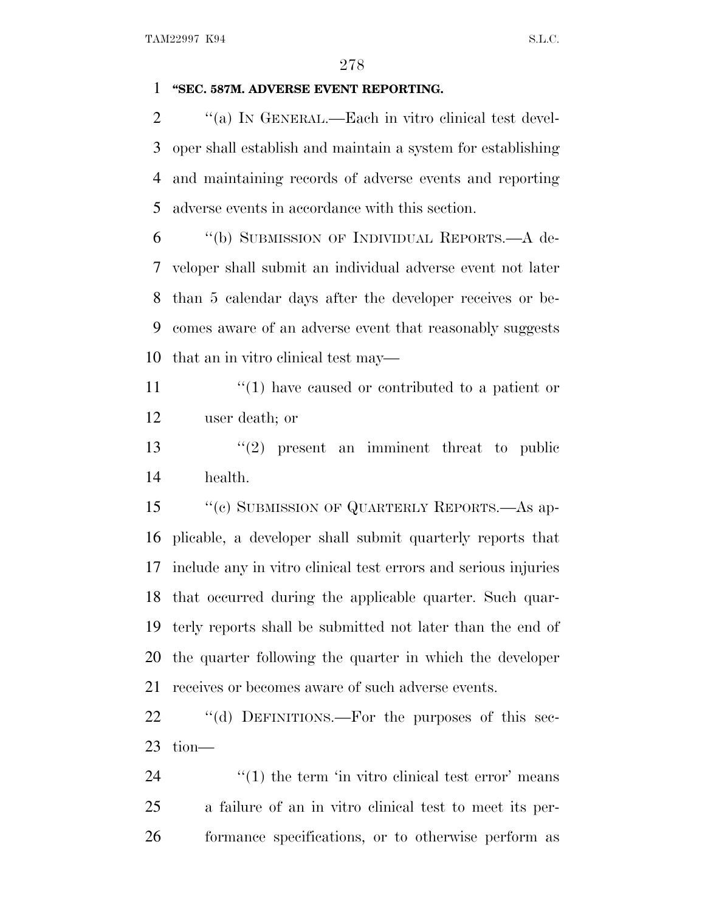**"SEC. 587M. ADVERSE EVENT REPORTING.**

"(a) IN GENERAL.—Each in vitro clinical test developer shall establish and maintain a system for establishing and maintaining records of adverse events and reporting adverse events in accordance with this section.

"(b) SUBMISSION OF INDIVIDUAL REPORTS.—A developer shall submit an individual adverse event not later than 5 calendar days after the developer receives or becomes aware of an adverse event that reasonably suggests that an in vitro clinical test may—

"(1) have caused or contributed to a patient or user death; or

"(2) present an imminent threat to public health.

"(c) SUBMISSION OF QUARTERLY REPORTS.—As applicable, a developer shall submit quarterly reports that include any in vitro clinical test errors and serious injuries that occurred during the applicable quarter. Such quarterly reports shall be submitted not later than the end of the quarter following the quarter in which the developer receives or becomes aware of such adverse events.

"(d) DEFINITIONS.—For the purposes of this section—

"(1) the term 'in vitro clinical test error' means a failure of an in vitro clinical test to meet its performance specifications, or to otherwise perform as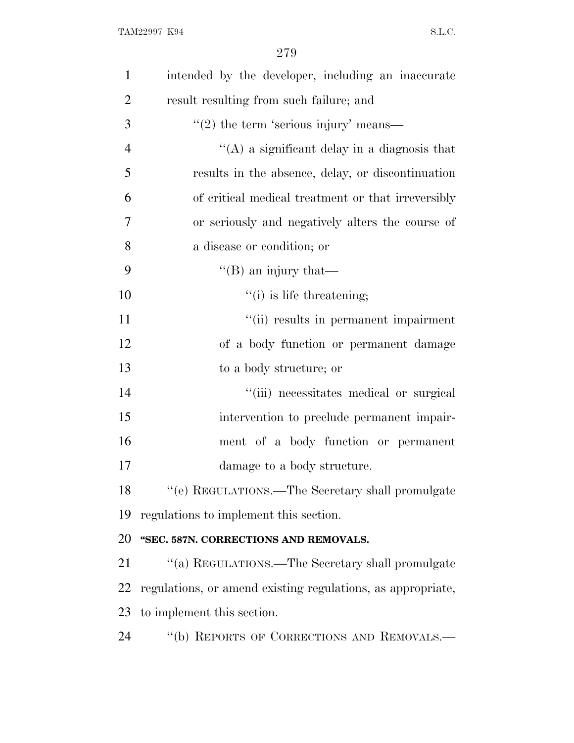intended by the developer, including an inaccurate result resulting from such failure; and

''(2) the term 'serious injury' means—

''(A) a significant delay in a diagnosis that results in the absence, delay, or discontinuation of critical medical treatment or that irreversibly or seriously and negatively alters the course of a disease or condition; or

''(B) an injury that—

''(i) is life threatening;

''(ii) results in permanent impairment of a body function or permanent damage to a body structure; or

''(iii) necessitates medical or surgical intervention to preclude permanent impairment of a body function or permanent damage to a body structure.

''(e) REGULATIONS.—The Secretary shall promulgate regulations to implement this section.

**''SEC. 587N. CORRECTIONS AND REMOVALS.**

''(a) REGULATIONS.—The Secretary shall promulgate regulations, or amend existing regulations, as appropriate, to implement this section.

''(b) REPORTS OF CORRECTIONS AND REMOVALS.—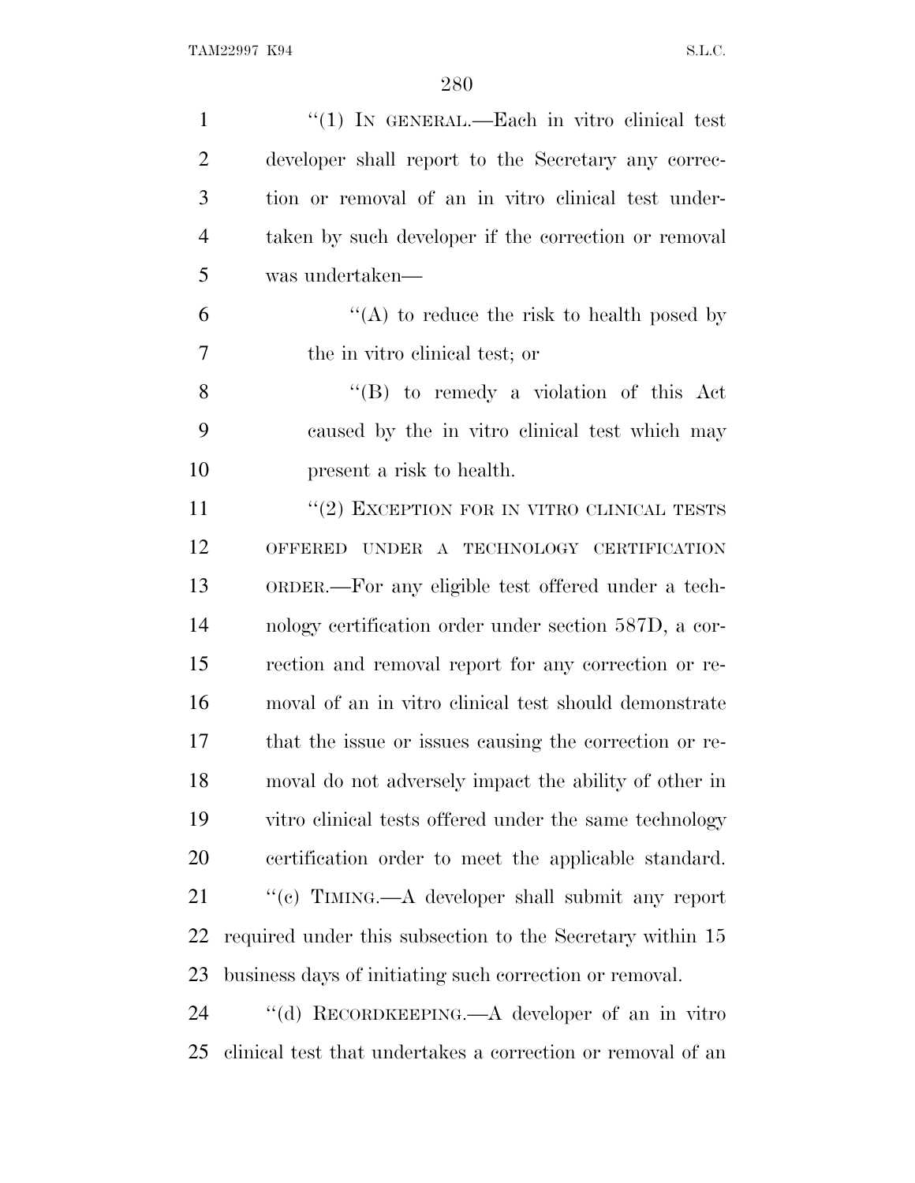"(1) IN GENERAL.—Each in vitro clinical test developer shall report to the Secretary any correction or removal of an in vitro clinical test undertaken by such developer if the correction or removal was undertaken—

"(A) to reduce the risk to health posed by the in vitro clinical test; or

"(B) to remedy a violation of this Act caused by the in vitro clinical test which may present a risk to health.

"(2) EXCEPTION FOR IN VITRO CLINICAL TESTS OFFERED UNDER A TECHNOLOGY CERTIFICATION ORDER.—For any eligible test offered under a technology certification order under section 587D, a correction and removal report for any correction or removal of an in vitro clinical test should demonstrate that the issue or issues causing the correction or removal do not adversely impact the ability of other in vitro clinical tests offered under the same technology certification order to meet the applicable standard.

"(c) TIMING.—A developer shall submit any report required under this subsection to the Secretary within 15 business days of initiating such correction or removal.

"(d) RECORDKEEPING.—A developer of an in vitro clinical test that undertakes a correction or removal of an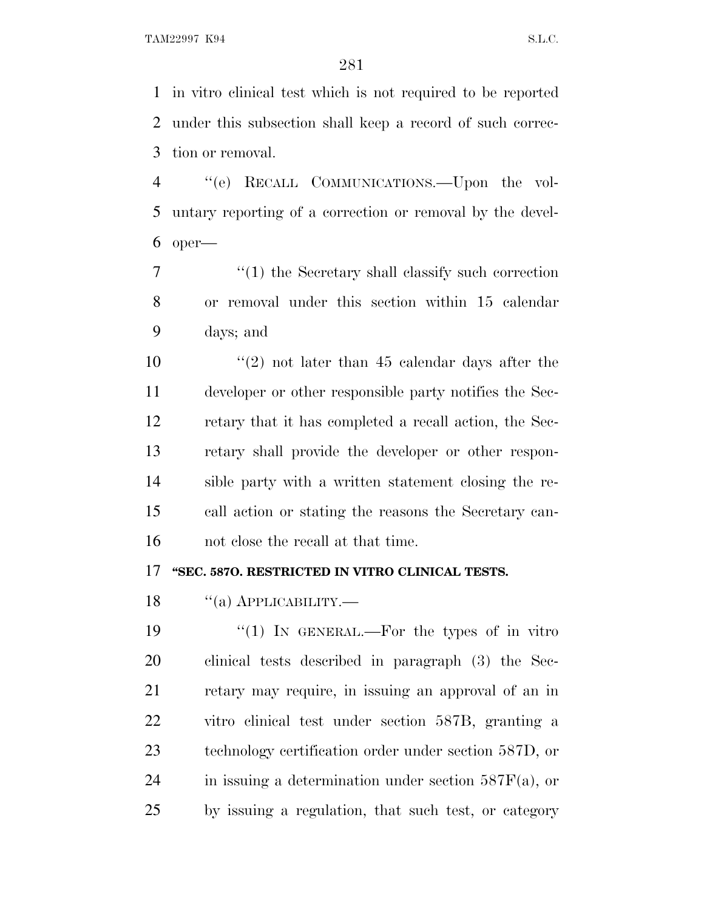in vitro clinical test which is not required to be reported under this subsection shall keep a record of such correction or removal.

"(e) RECALL COMMUNICATIONS.—Upon the voluntary reporting of a correction or removal by the developer—

"(1) the Secretary shall classify such correction or removal under this section within 15 calendar days; and

"(2) not later than 45 calendar days after the developer or other responsible party notifies the Secretary that it has completed a recall action, the Secretary shall provide the developer or other responsible party with a written statement closing the recall action or stating the reasons the Secretary cannot close the recall at that time.

**"SEC. 587O. RESTRICTED IN VITRO CLINICAL TESTS.**

"(a) APPLICABILITY.—

"(1) IN GENERAL.—For the types of in vitro clinical tests described in paragraph (3) the Secretary may require, in issuing an approval of an in vitro clinical test under section 587B, granting a technology certification order under section 587D, or in issuing a determination under section 587F(a), or by issuing a regulation, that such test, or category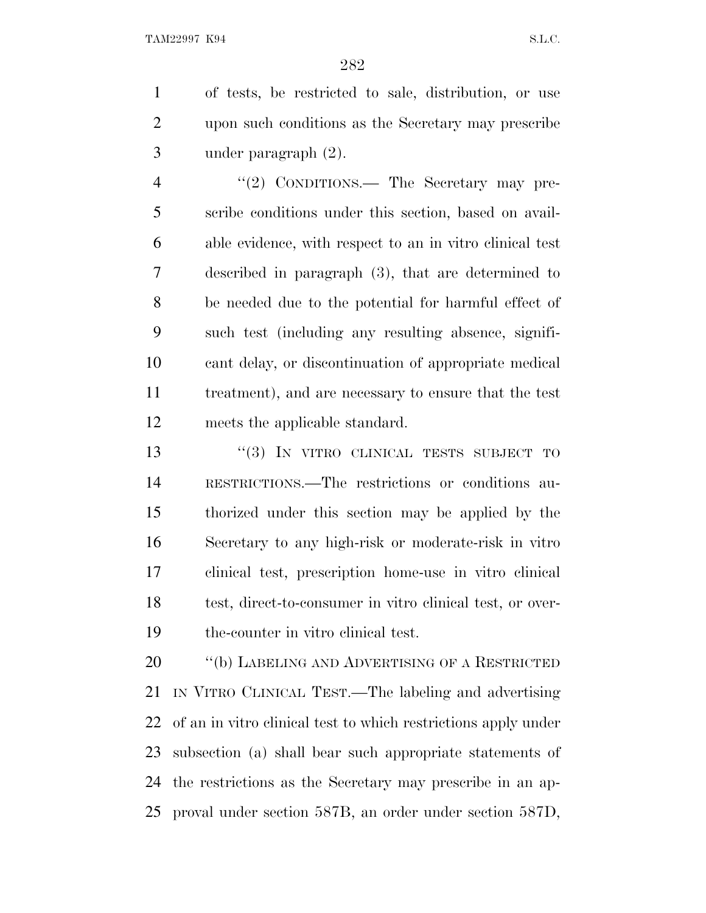of tests, be restricted to sale, distribution, or use upon such conditions as the Secretary may prescribe under paragraph (2).

"(2) CONDITIONS.— The Secretary may prescribe conditions under this section, based on available evidence, with respect to an in vitro clinical test described in paragraph (3), that are determined to be needed due to the potential for harmful effect of such test (including any resulting absence, significant delay, or discontinuation of appropriate medical treatment), and are necessary to ensure that the test meets the applicable standard.

"(3) IN VITRO CLINICAL TESTS SUBJECT TO RESTRICTIONS.—The restrictions or conditions authorized under this section may be applied by the Secretary to any high-risk or moderate-risk in vitro clinical test, prescription home-use in vitro clinical test, direct-to-consumer in vitro clinical test, or over-the-counter in vitro clinical test.

"(b) LABELING AND ADVERTISING OF A RESTRICTED IN VITRO CLINICAL TEST.—The labeling and advertising of an in vitro clinical test to which restrictions apply under subsection (a) shall bear such appropriate statements of the restrictions as the Secretary may prescribe in an approval under section 587B, an order under section 587D,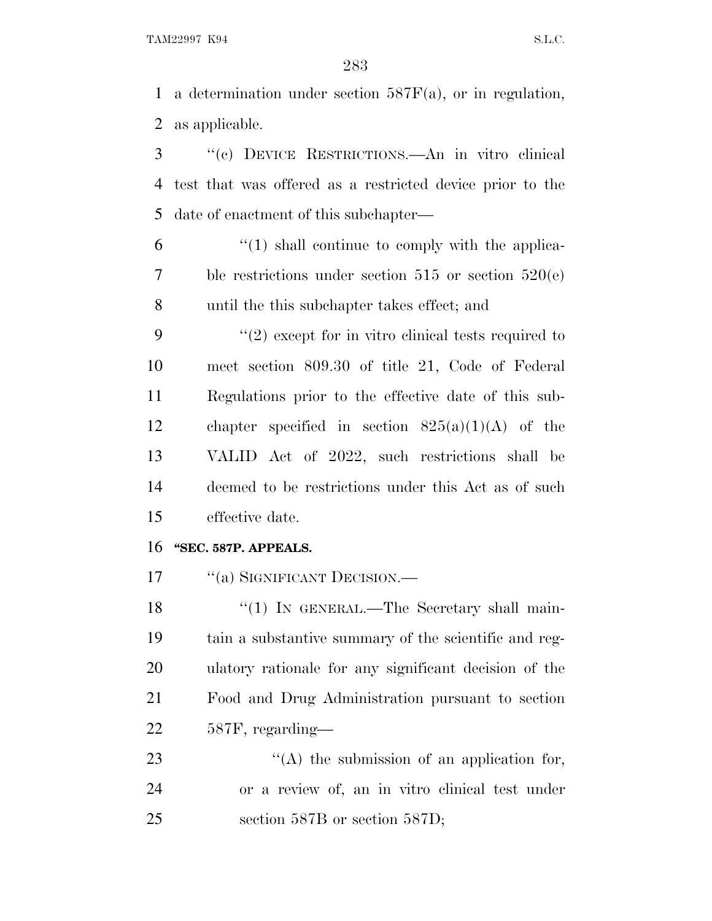a determination under section 587F(a), or in regulation, as applicable.

"(c) DEVICE RESTRICTIONS.—An in vitro clinical test that was offered as a restricted device prior to the date of enactment of this subchapter—

"(1) shall continue to comply with the applicable restrictions under section 515 or section 520(e) until the this subchapter takes effect; and

"(2) except for in vitro clinical tests required to meet section 809.30 of title 21, Code of Federal Regulations prior to the effective date of this subchapter specified in section 825(a)(1)(A) of the VALID Act of 2022, such restrictions shall be deemed to be restrictions under this Act as of such effective date.

**"SEC. 587P. APPEALS.**

"(a) SIGNIFICANT DECISION.—

"(1) IN GENERAL.—The Secretary shall maintain a substantive summary of the scientific and regulatory rationale for any significant decision of the Food and Drug Administration pursuant to section 587F, regarding—

"(A) the submission of an application for, or a review of, an in vitro clinical test under section 587B or section 587D;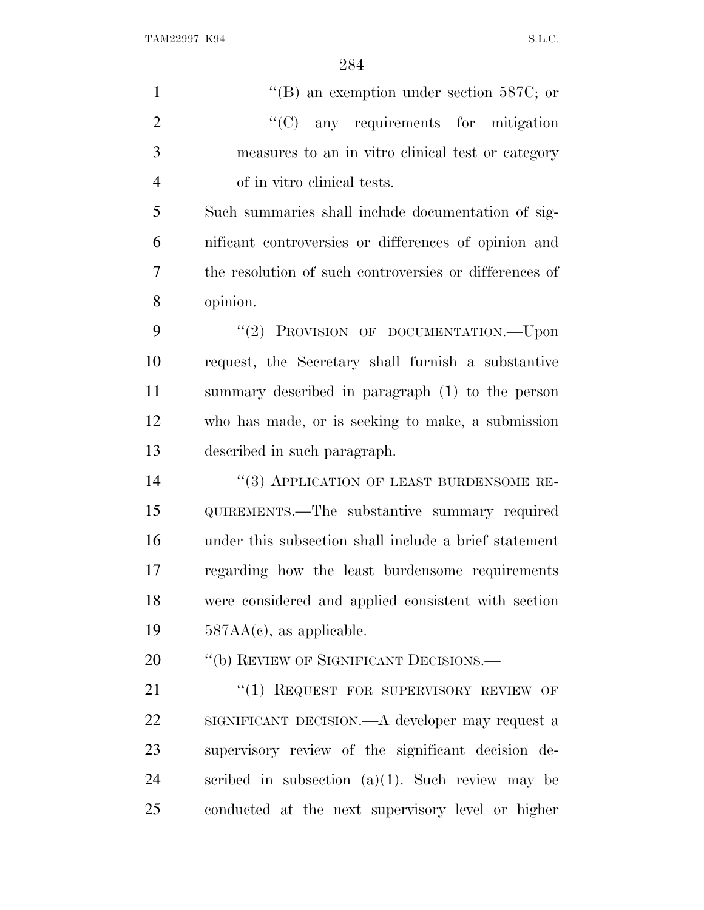"(B) an exemption under section 587C; or

"(C) any requirements for mitigation measures to an in vitro clinical test or category of in vitro clinical tests.

Such summaries shall include documentation of significant controversies or differences of opinion and the resolution of such controversies or differences of opinion.

"(2) PROVISION OF DOCUMENTATION.—Upon request, the Secretary shall furnish a substantive summary described in paragraph (1) to the person who has made, or is seeking to make, a submission described in such paragraph.

"(3) APPLICATION OF LEAST BURDENSOME REQUIREMENTS.—The substantive summary required under this subsection shall include a brief statement regarding how the least burdensome requirements were considered and applied consistent with section 587AA(c), as applicable.

"(b) REVIEW OF SIGNIFICANT DECISIONS.—

"(1) REQUEST FOR SUPERVISORY REVIEW OF SIGNIFICANT DECISION.—A developer may request a supervisory review of the significant decision described in subsection (a)(1). Such review may be conducted at the next supervisory level or higher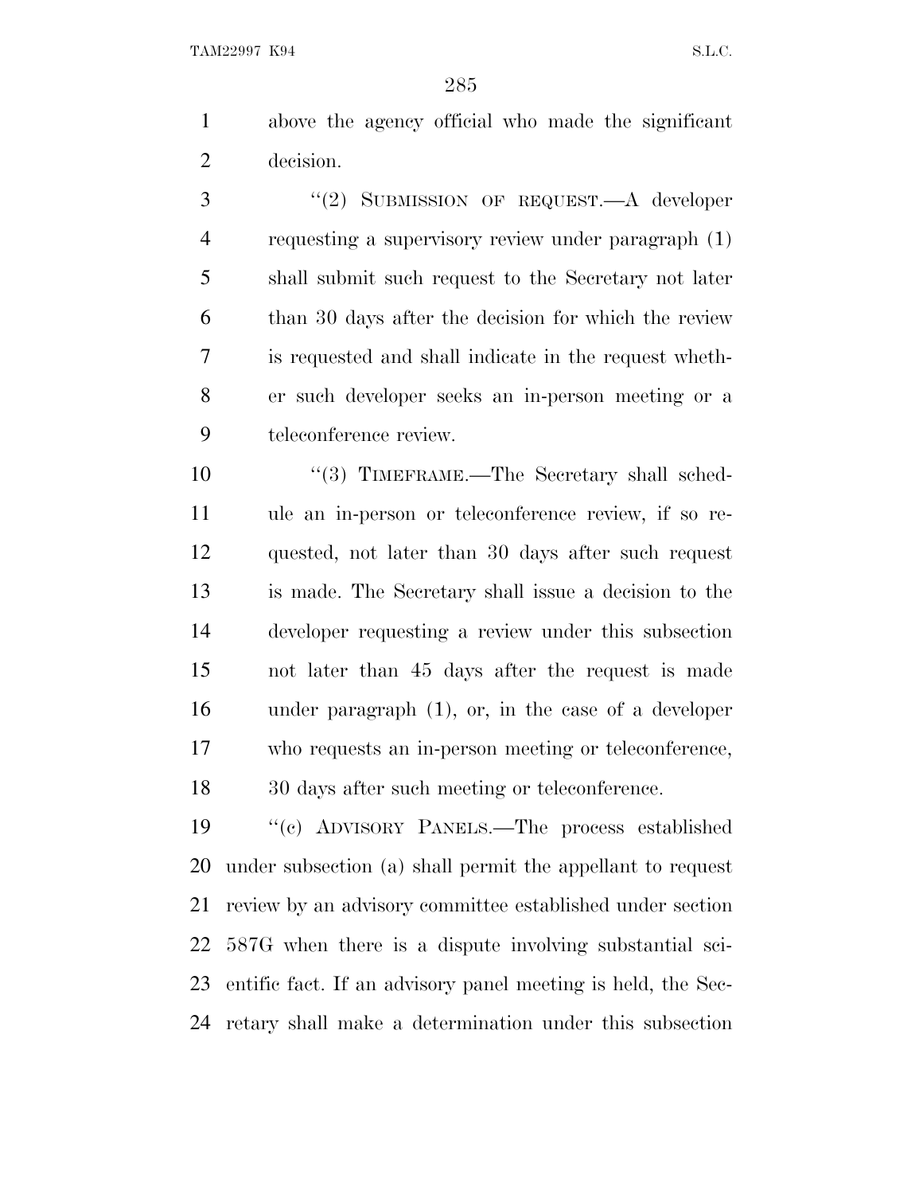above the agency official who made the significant decision.

"(2) SUBMISSION OF REQUEST.—A developer requesting a supervisory review under paragraph (1) shall submit such request to the Secretary not later than 30 days after the decision for which the review is requested and shall indicate in the request whether such developer seeks an in-person meeting or a teleconference review.

"(3) TIMEFRAME.—The Secretary shall schedule an in-person or teleconference review, if so requested, not later than 30 days after such request is made. The Secretary shall issue a decision to the developer requesting a review under this subsection not later than 45 days after the request is made under paragraph (1), or, in the case of a developer who requests an in-person meeting or teleconference, 30 days after such meeting or teleconference.

"(c) ADVISORY PANELS.—The process established under subsection (a) shall permit the appellant to request review by an advisory committee established under section 587G when there is a dispute involving substantial scientific fact. If an advisory panel meeting is held, the Secretary shall make a determination under this subsection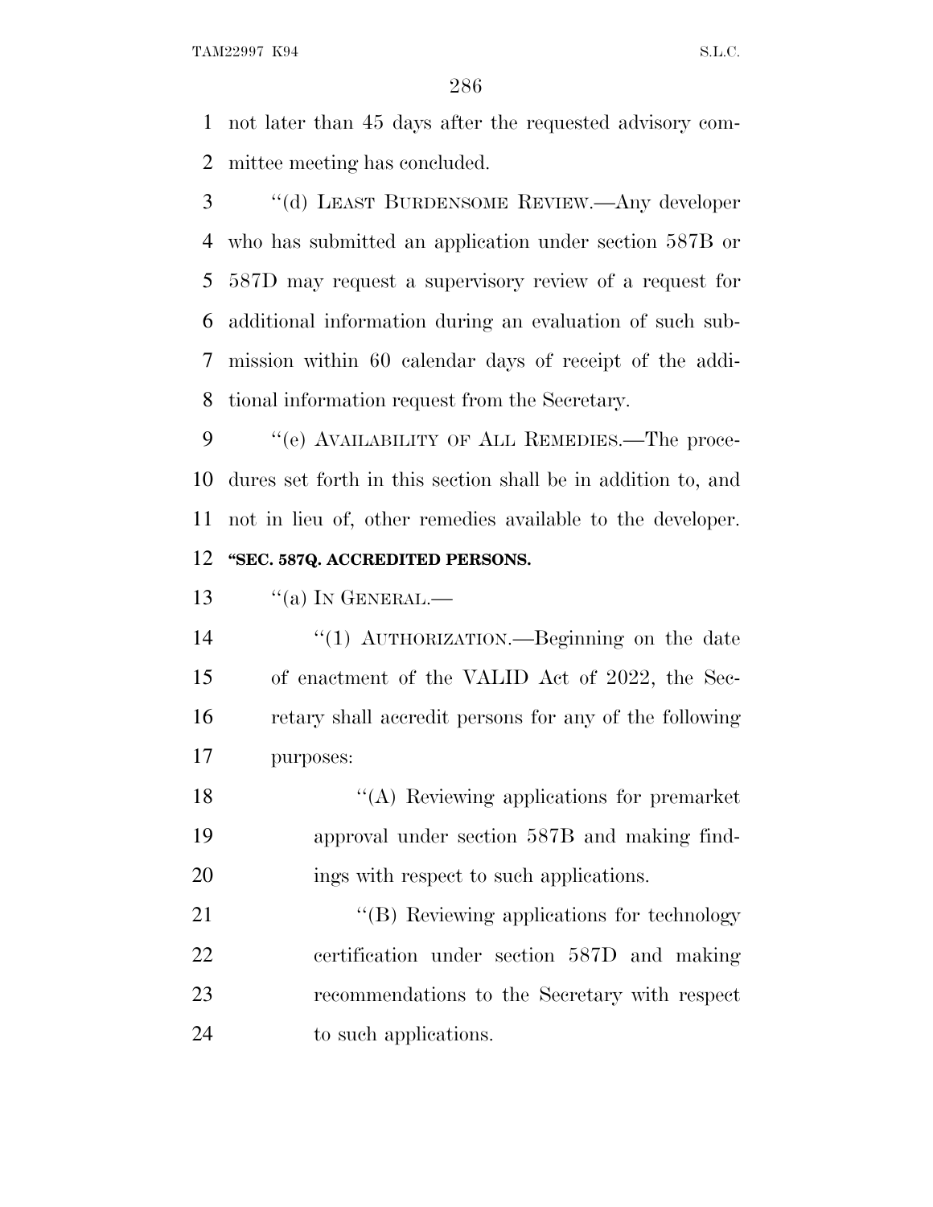not later than 45 days after the requested advisory committee meeting has concluded.

''(d) LEAST BURDENSOME REVIEW.—Any developer who has submitted an application under section 587B or 587D may request a supervisory review of a request for additional information during an evaluation of such submission within 60 calendar days of receipt of the additional information request from the Secretary.

''(e) AVAILABILITY OF ALL REMEDIES.—The procedures set forth in this section shall be in addition to, and not in lieu of, other remedies available to the developer.

**''SEC. 587Q. ACCREDITED PERSONS.**

''(a) IN GENERAL.—

''(1) AUTHORIZATION.—Beginning on the date of enactment of the VALID Act of 2022, the Secretary shall accredit persons for any of the following purposes:

''(A) Reviewing applications for premarket approval under section 587B and making findings with respect to such applications.

''(B) Reviewing applications for technology certification under section 587D and making recommendations to the Secretary with respect to such applications.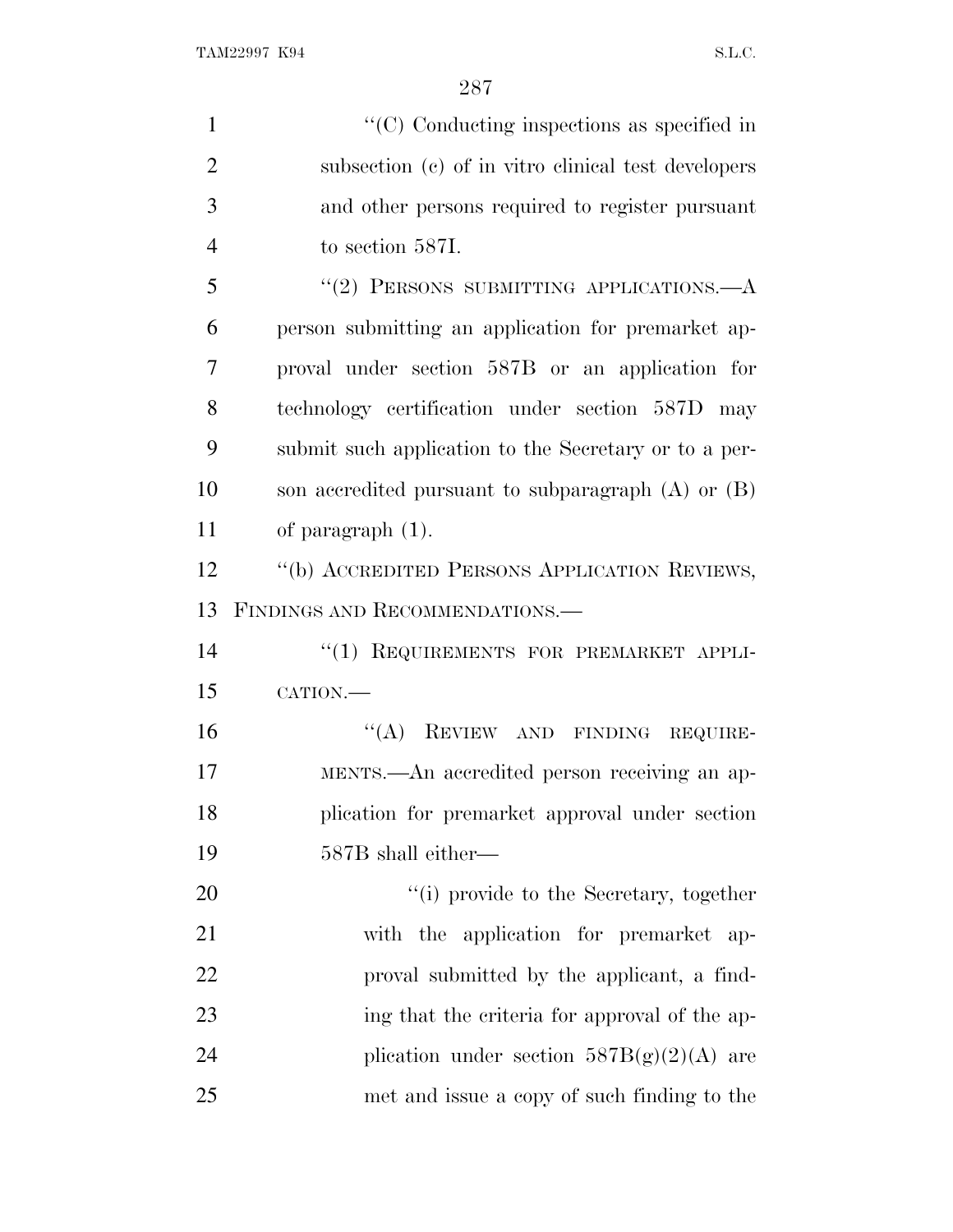''(C) Conducting inspections as specified in subsection (c) of in vitro clinical test developers and other persons required to register pursuant to section 587I.

''(2) PERSONS SUBMITTING APPLICATIONS.—A person submitting an application for premarket approval under section 587B or an application for technology certification under section 587D may submit such application to the Secretary or to a person accredited pursuant to subparagraph (A) or (B) of paragraph (1).

''(b) ACCREDITED PERSONS APPLICATION REVIEWS, FINDINGS AND RECOMMENDATIONS.—

''(1) REQUIREMENTS FOR PREMARKET APPLICATION.—

''(A) REVIEW AND FINDING REQUIREMENTS.—An accredited person receiving an application for premarket approval under section 587B shall either—

''(i) provide to the Secretary, together with the application for premarket approval submitted by the applicant, a finding that the criteria for approval of the application under section 587B(g)(2)(A) are met and issue a copy of such finding to the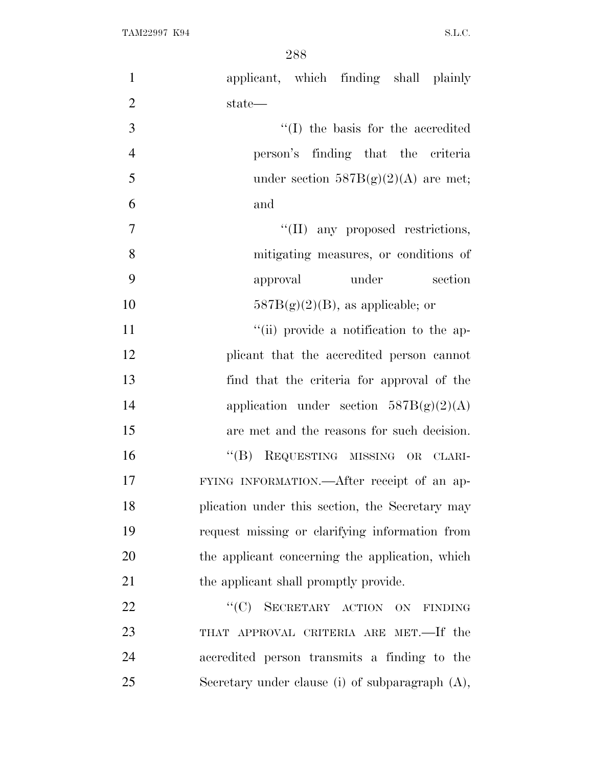applicant, which finding shall plainly state—

''(I) the basis for the accredited person's finding that the criteria under section 587B(g)(2)(A) are met; and

''(II) any proposed restrictions, mitigating measures, or conditions of approval under section 587B(g)(2)(B), as applicable; or

''(ii) provide a notification to the applicant that the accredited person cannot find that the criteria for approval of the application under section 587B(g)(2)(A) are met and the reasons for such decision.

''(B) REQUESTING MISSING OR CLARIFYING INFORMATION.—After receipt of an application under this section, the Secretary may request missing or clarifying information from the applicant concerning the application, which the applicant shall promptly provide.

''(C) SECRETARY ACTION ON FINDING THAT APPROVAL CRITERIA ARE MET.—If the accredited person transmits a finding to the Secretary under clause (i) of subparagraph (A),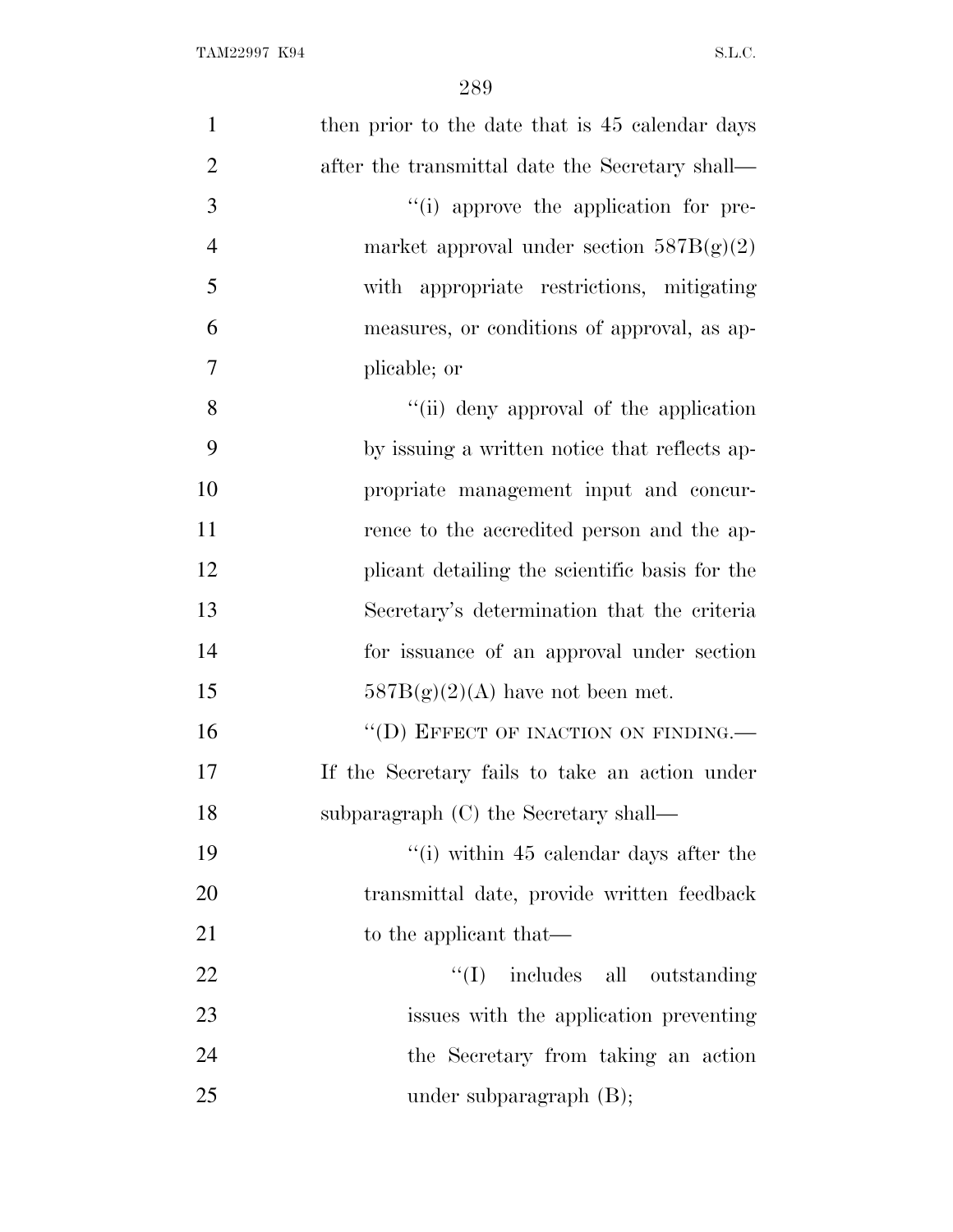then prior to the date that is 45 calendar days after the transmittal date the Secretary shall—

"(i) approve the application for premarket approval under section 587B(g)(2) with appropriate restrictions, mitigating measures, or conditions of approval, as applicable; or

"(ii) deny approval of the application by issuing a written notice that reflects appropriate management input and concurrence to the accredited person and the applicant detailing the scientific basis for the Secretary's determination that the criteria for issuance of an approval under section 587B(g)(2)(A) have not been met.

"(D) EFFECT OF INACTION ON FINDING.—If the Secretary fails to take an action under subparagraph (C) the Secretary shall—

"(i) within 45 calendar days after the transmittal date, provide written feedback to the applicant that—

"(I) includes all outstanding issues with the application preventing the Secretary from taking an action under subparagraph (B);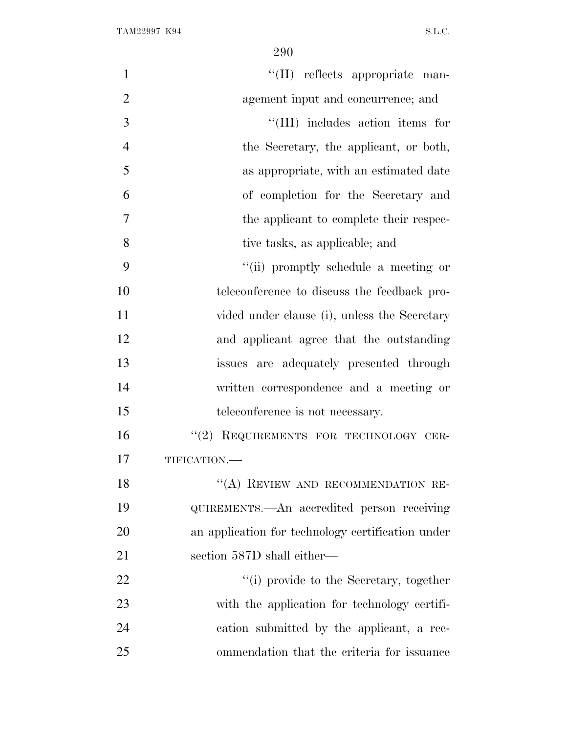"(II) reflects appropriate management input and concurrence; and

"(III) includes action items for the Secretary, the applicant, or both, as appropriate, with an estimated date of completion for the Secretary and the applicant to complete their respective tasks, as applicable; and

"(ii) promptly schedule a meeting or teleconference to discuss the feedback provided under clause (i), unless the Secretary and applicant agree that the outstanding issues are adequately presented through written correspondence and a meeting or teleconference is not necessary.

"(2) REQUIREMENTS FOR TECHNOLOGY CERTIFICATION.—

"(A) REVIEW AND RECOMMENDATION REQUIREMENTS.—An accredited person receiving an application for technology certification under section 587D shall either—

"(i) provide to the Secretary, together with the application for technology certification submitted by the applicant, a recommendation that the criteria for issuance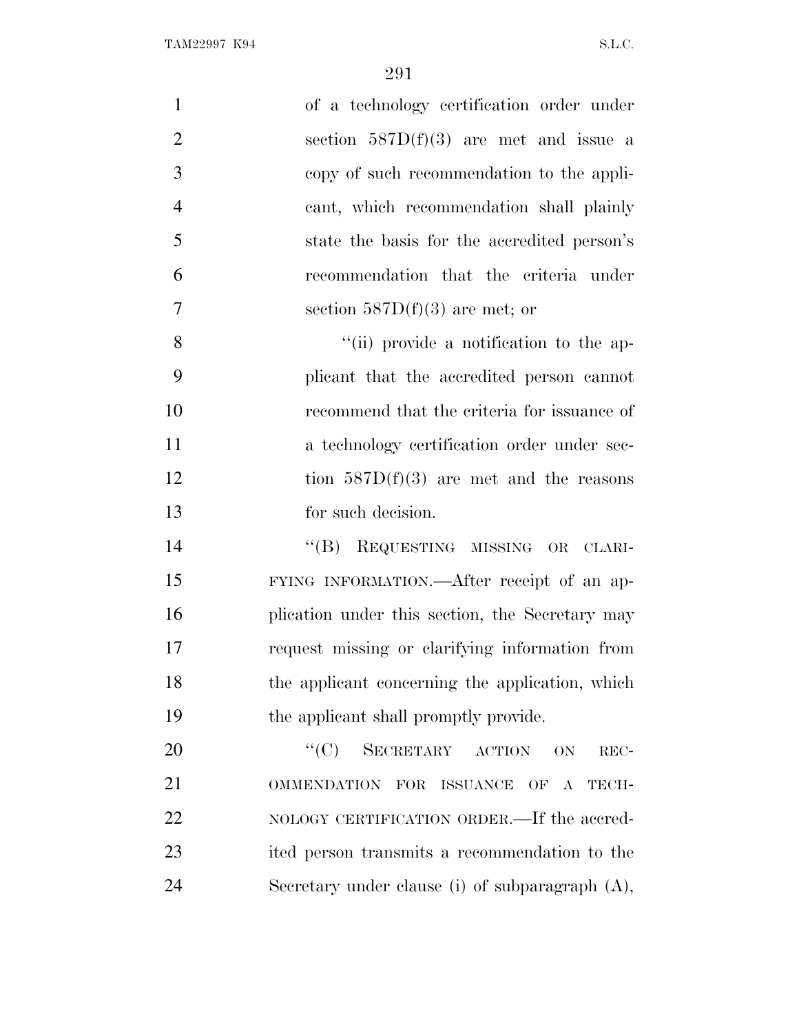of a technology certification order under section 587D(f)(3) are met and issue a copy of such recommendation to the applicant, which recommendation shall plainly state the basis for the accredited person's recommendation that the criteria under section 587D(f)(3) are met; or

''(ii) provide a notification to the applicant that the accredited person cannot recommend that the criteria for issuance of a technology certification order under section 587D(f)(3) are met and the reasons for such decision.

''(B) REQUESTING MISSING OR CLARIFYING INFORMATION.—After receipt of an application under this section, the Secretary may request missing or clarifying information from the applicant concerning the application, which the applicant shall promptly provide.

''(C) SECRETARY ACTION ON RECOMMENDATION FOR ISSUANCE OF A TECHNOLOGY CERTIFICATION ORDER.—If the accredited person transmits a recommendation to the Secretary under clause (i) of subparagraph (A),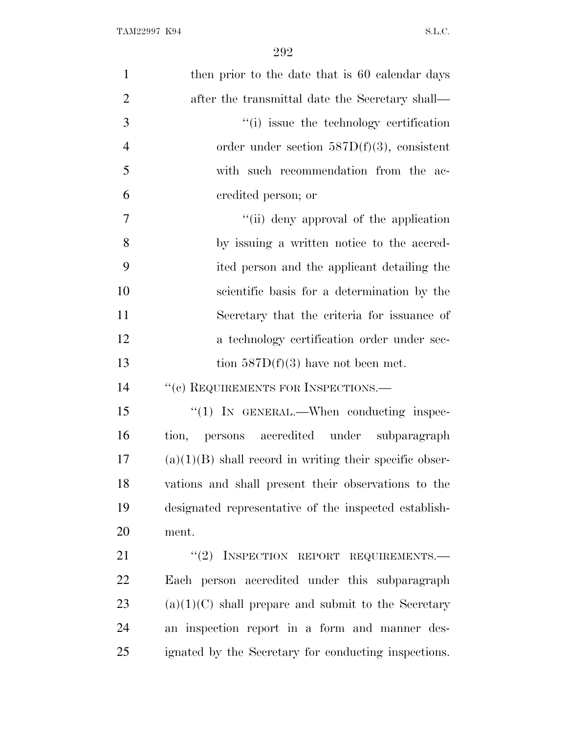then prior to the date that is 60 calendar days after the transmittal date the Secretary shall—

"(i) issue the technology certification order under section 587D(f)(3), consistent with such recommendation from the accredited person; or

"(ii) deny approval of the application by issuing a written notice to the accredited person and the applicant detailing the scientific basis for a determination by the Secretary that the criteria for issuance of a technology certification order under section 587D(f)(3) have not been met.

"(c) REQUIREMENTS FOR INSPECTIONS.—

"(1) IN GENERAL.—When conducting inspection, persons accredited under subparagraph (a)(1)(B) shall record in writing their specific observations and shall present their observations to the designated representative of the inspected establishment.

"(2) INSPECTION REPORT REQUIREMENTS.—Each person accredited under this subparagraph (a)(1)(C) shall prepare and submit to the Secretary an inspection report in a form and manner designated by the Secretary for conducting inspections.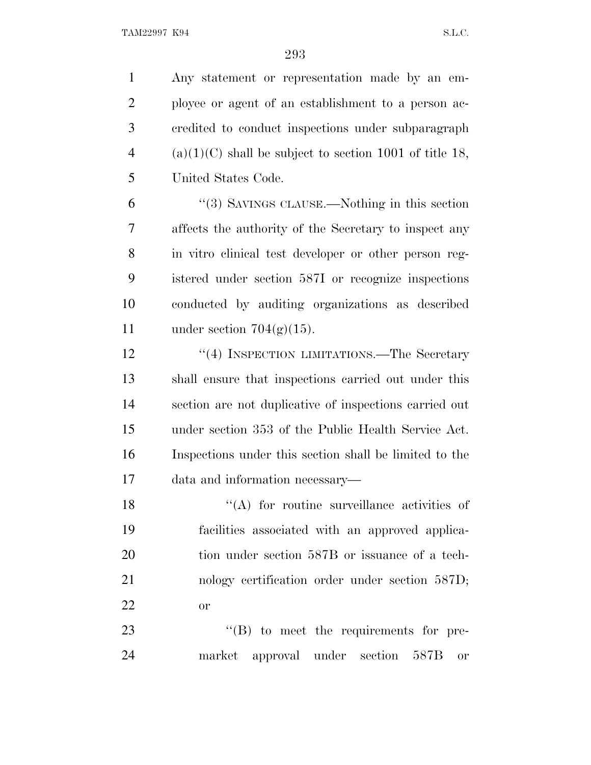Any statement or representation made by an employee or agent of an establishment to a person accredited to conduct inspections under subparagraph (a)(1)(C) shall be subject to section 1001 of title 18, United States Code.

"(3) SAVINGS CLAUSE.—Nothing in this section affects the authority of the Secretary to inspect any in vitro clinical test developer or other person registered under section 587I or recognize inspections conducted by auditing organizations as described under section 704(g)(15).

"(4) INSPECTION LIMITATIONS.—The Secretary shall ensure that inspections carried out under this section are not duplicative of inspections carried out under section 353 of the Public Health Service Act. Inspections under this section shall be limited to the data and information necessary—

"(A) for routine surveillance activities of facilities associated with an approved application under section 587B or issuance of a technology certification order under section 587D; or

"(B) to meet the requirements for premarket approval under section 587B or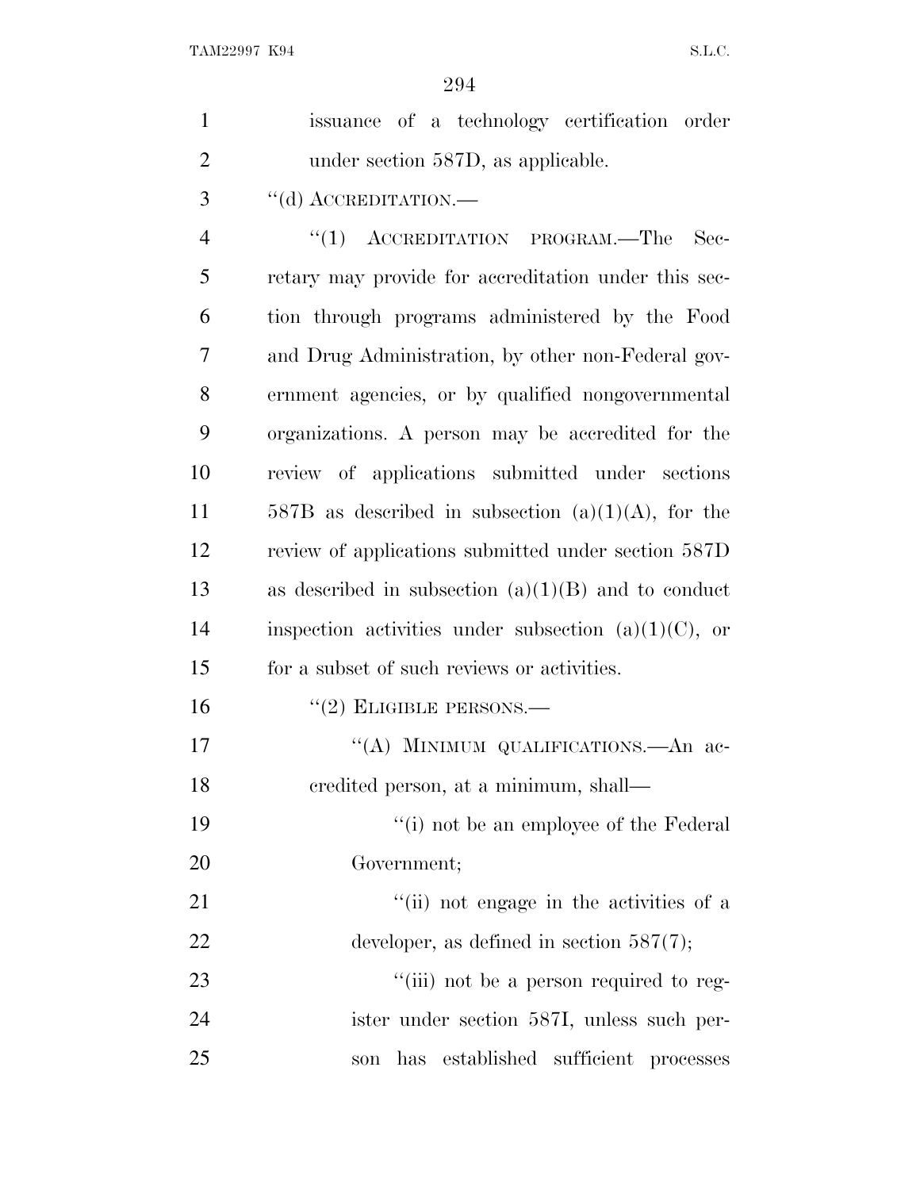issuance of a technology certification order under section 587D, as applicable.

"(d) ACCREDITATION.—

"(1) ACCREDITATION PROGRAM.—The Secretary may provide for accreditation under this section through programs administered by the Food and Drug Administration, by other non-Federal government agencies, or by qualified nongovernmental organizations. A person may be accredited for the review of applications submitted under sections 587B as described in subsection (a)(1)(A), for the review of applications submitted under section 587D as described in subsection (a)(1)(B) and to conduct inspection activities under subsection (a)(1)(C), or for a subset of such reviews or activities.

"(2) ELIGIBLE PERSONS.—

"(A) MINIMUM QUALIFICATIONS.—An accredited person, at a minimum, shall—

"(i) not be an employee of the Federal Government;

"(ii) not engage in the activities of a developer, as defined in section 587(7);

"(iii) not be a person required to register under section 587I, unless such person has established sufficient processes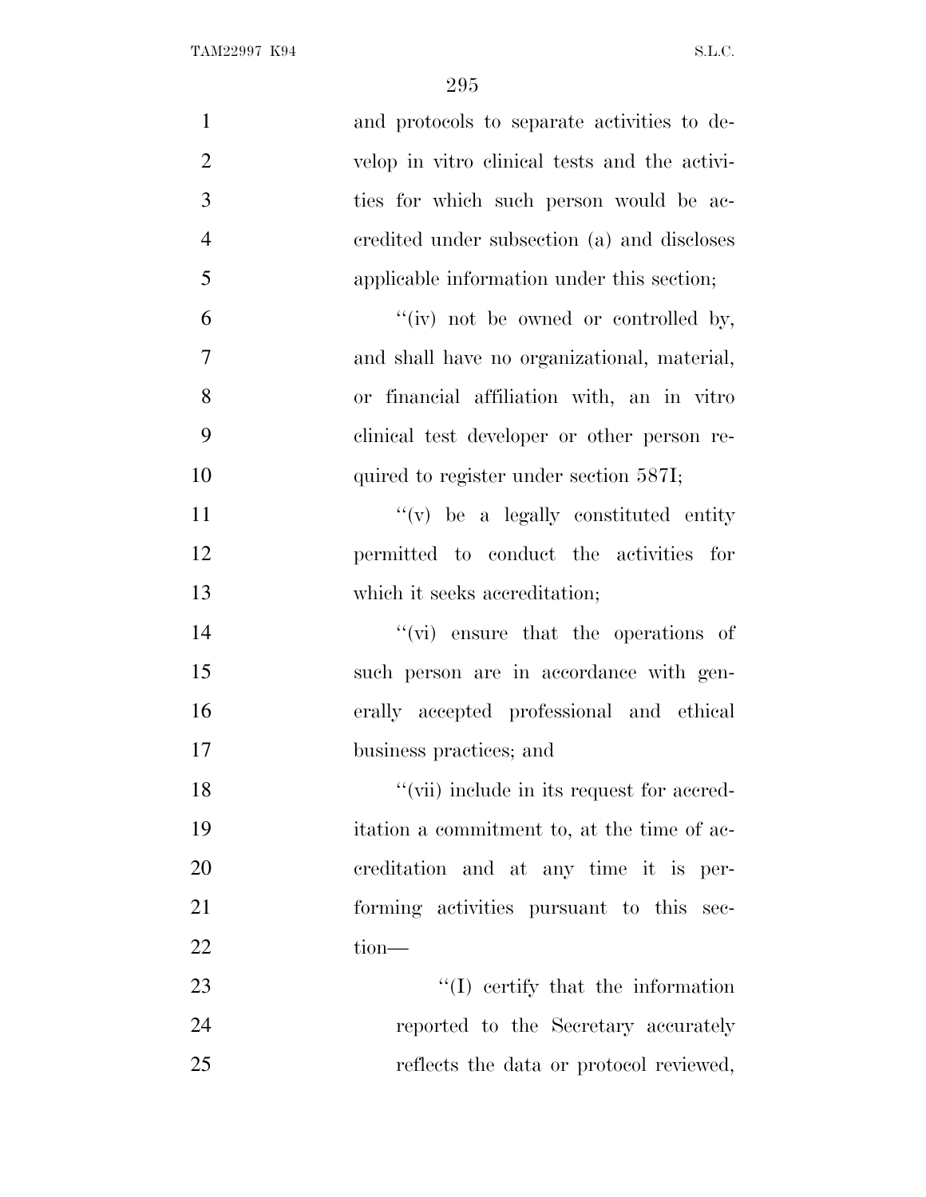and protocols to separate activities to develop in vitro clinical tests and the activities for which such person would be accredited under subsection (a) and discloses applicable information under this section;

"(iv) not be owned or controlled by, and shall have no organizational, material, or financial affiliation with, an in vitro clinical test developer or other person required to register under section 587I;

"(v) be a legally constituted entity permitted to conduct the activities for which it seeks accreditation;

"(vi) ensure that the operations of such person are in accordance with generally accepted professional and ethical business practices; and

"(vii) include in its request for accreditation a commitment to, at the time of accreditation and at any time it is performing activities pursuant to this section—

"(I) certify that the information reported to the Secretary accurately reflects the data or protocol reviewed,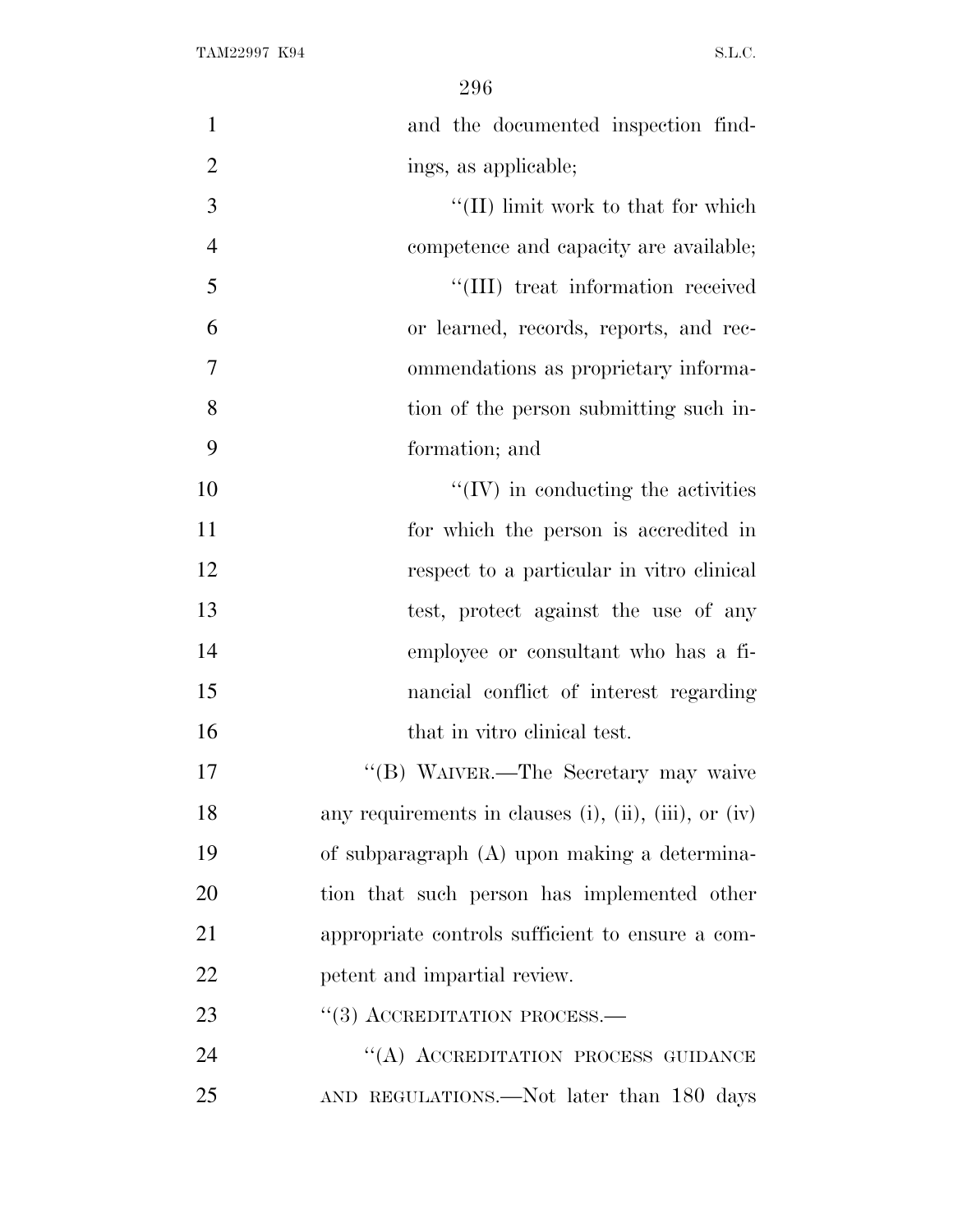and the documented inspection findings, as applicable;

"(II) limit work to that for which competence and capacity are available;

"(III) treat information received or learned, records, reports, and recommendations as proprietary information of the person submitting such information; and

"(IV) in conducting the activities for which the person is accredited in respect to a particular in vitro clinical test, protect against the use of any employee or consultant who has a financial conflict of interest regarding that in vitro clinical test.

"(B) WAIVER.—The Secretary may waive any requirements in clauses (i), (ii), (iii), or (iv) of subparagraph (A) upon making a determination that such person has implemented other appropriate controls sufficient to ensure a competent and impartial review.

"(3) ACCREDITATION PROCESS.—

"(A) ACCREDITATION PROCESS GUIDANCE AND REGULATIONS.—Not later than 180 days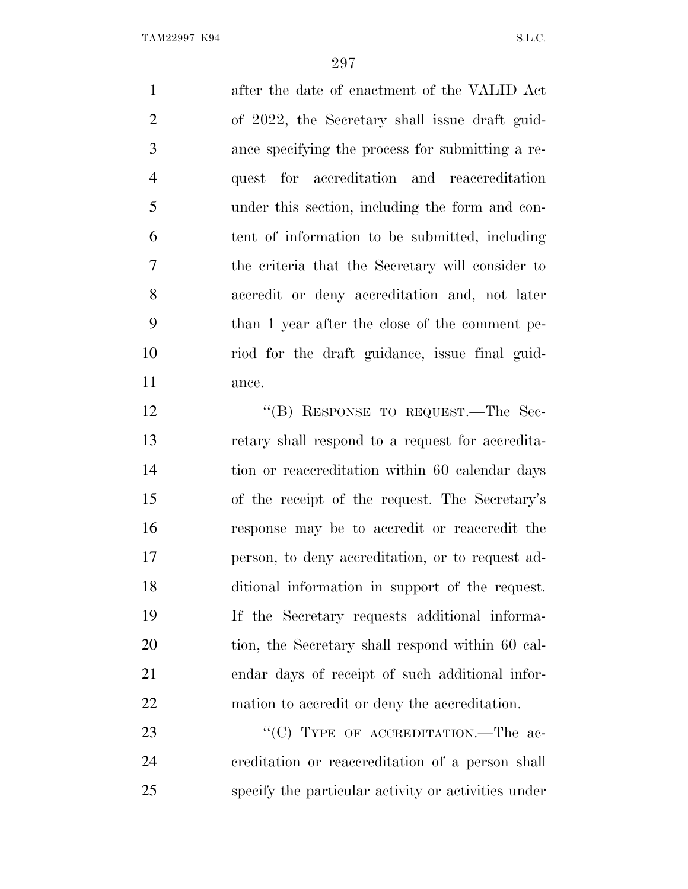after the date of enactment of the VALID Act of 2022, the Secretary shall issue draft guidance specifying the process for submitting a request for accreditation and reaccreditation under this section, including the form and content of information to be submitted, including the criteria that the Secretary will consider to accredit or deny accreditation and, not later than 1 year after the close of the comment period for the draft guidance, issue final guidance.

"(B) RESPONSE TO REQUEST.—The Secretary shall respond to a request for accreditation or reaccreditation within 60 calendar days of the receipt of the request. The Secretary's response may be to accredit or reaccredit the person, to deny accreditation, or to request additional information in support of the request. If the Secretary requests additional information, the Secretary shall respond within 60 calendar days of receipt of such additional information to accredit or deny the accreditation.

"(C) TYPE OF ACCREDITATION.—The accreditation or reaccreditation of a person shall specify the particular activity or activities under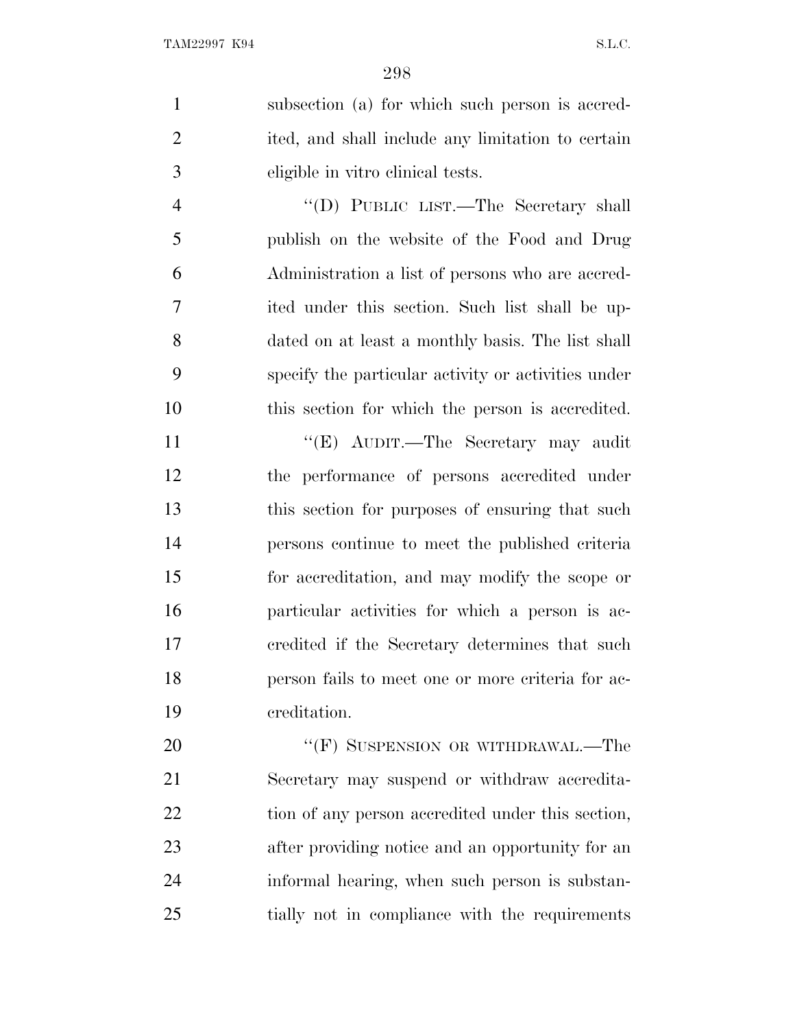subsection (a) for which such person is accredited, and shall include any limitation to certain eligible in vitro clinical tests.

"(D) PUBLIC LIST.—The Secretary shall publish on the website of the Food and Drug Administration a list of persons who are accredited under this section. Such list shall be updated on at least a monthly basis. The list shall specify the particular activity or activities under this section for which the person is accredited.

"(E) AUDIT.—The Secretary may audit the performance of persons accredited under this section for purposes of ensuring that such persons continue to meet the published criteria for accreditation, and may modify the scope or particular activities for which a person is accredited if the Secretary determines that such person fails to meet one or more criteria for accreditation.

"(F) SUSPENSION OR WITHDRAWAL.—The Secretary may suspend or withdraw accreditation of any person accredited under this section, after providing notice and an opportunity for an informal hearing, when such person is substantially not in compliance with the requirements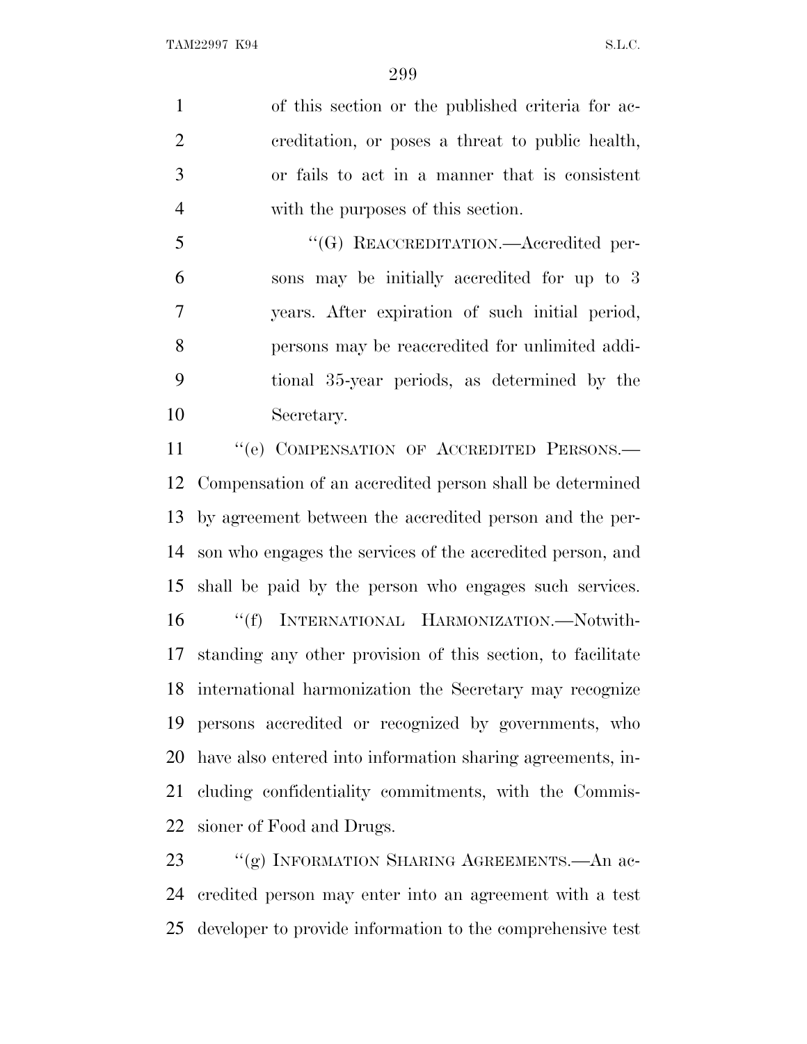of this section or the published criteria for accreditation, or poses a threat to public health, or fails to act in a manner that is consistent with the purposes of this section.

"(G) REACCREDITATION.—Accredited persons may be initially accredited for up to 3 years. After expiration of such initial period, persons may be reaccredited for unlimited additional 35-year periods, as determined by the Secretary.

"(e) COMPENSATION OF ACCREDITED PERSONS.—Compensation of an accredited person shall be determined by agreement between the accredited person and the person who engages the services of the accredited person, and shall be paid by the person who engages such services.

"(f) INTERNATIONAL HARMONIZATION.—Notwithstanding any other provision of this section, to facilitate international harmonization the Secretary may recognize persons accredited or recognized by governments, who have also entered into information sharing agreements, including confidentiality commitments, with the Commissioner of Food and Drugs.

"(g) INFORMATION SHARING AGREEMENTS.—An accredited person may enter into an agreement with a test developer to provide information to the comprehensive test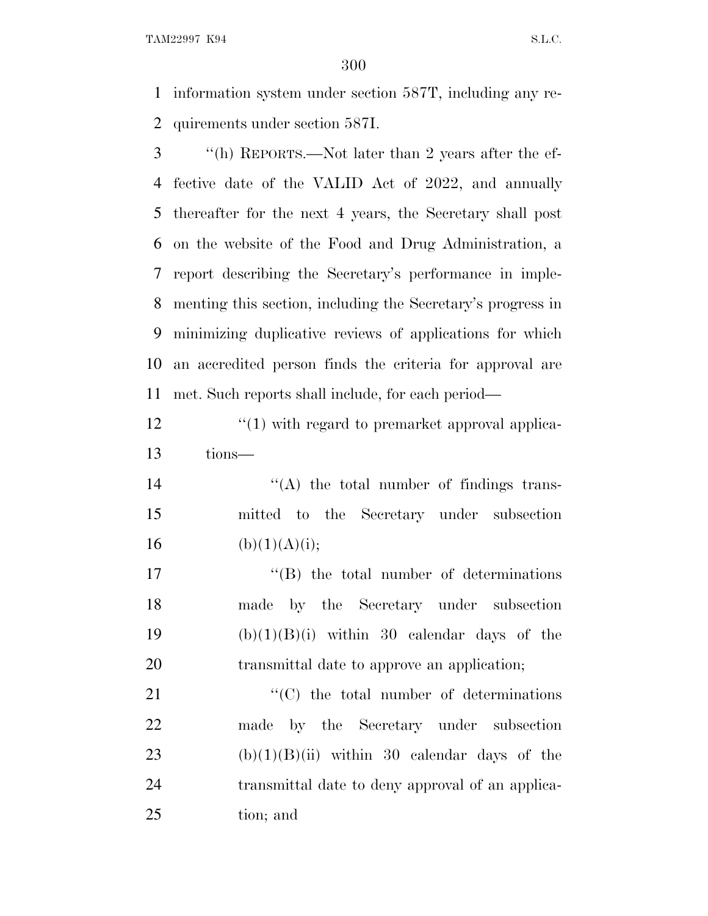information system under section 587T, including any requirements under section 587I.

"(h) REPORTS.—Not later than 2 years after the effective date of the VALID Act of 2022, and annually thereafter for the next 4 years, the Secretary shall post on the website of the Food and Drug Administration, a report describing the Secretary's performance in implementing this section, including the Secretary's progress in minimizing duplicative reviews of applications for which an accredited person finds the criteria for approval are met. Such reports shall include, for each period—

"(1) with regard to premarket approval applications—

"(A) the total number of findings transmitted to the Secretary under subsection (b)(1)(A)(i);

"(B) the total number of determinations made by the Secretary under subsection (b)(1)(B)(i) within 30 calendar days of the transmittal date to approve an application;

"(C) the total number of determinations made by the Secretary under subsection (b)(1)(B)(ii) within 30 calendar days of the transmittal date to deny approval of an application; and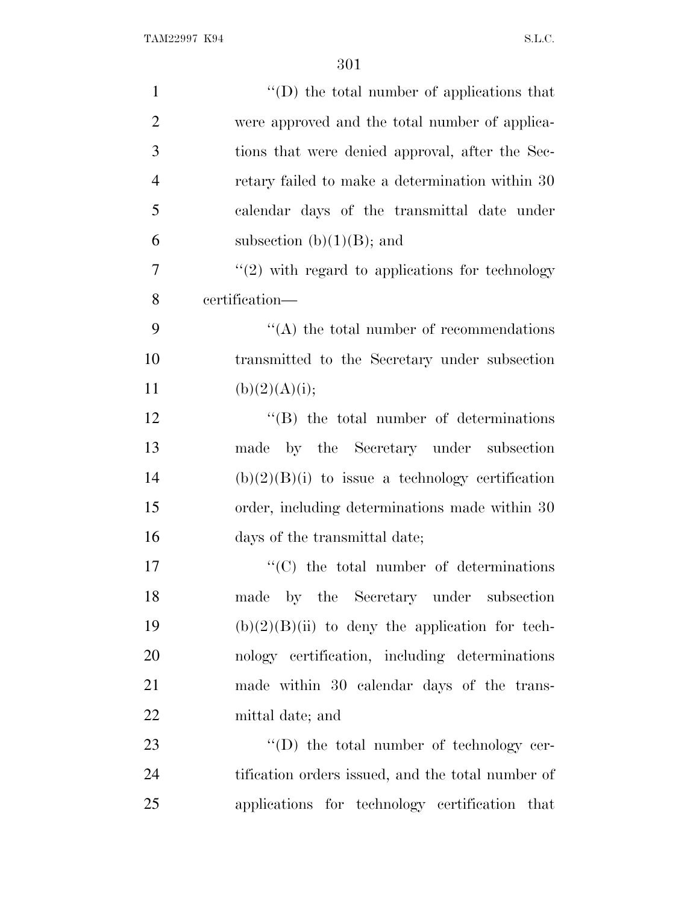''(D) the total number of applications that were approved and the total number of applications that were denied approval, after the Secretary failed to make a determination within 30 calendar days of the transmittal date under subsection (b)(1)(B); and

''(2) with regard to applications for technology certification—

''(A) the total number of recommendations transmitted to the Secretary under subsection (b)(2)(A)(i);

''(B) the total number of determinations made by the Secretary under subsection (b)(2)(B)(i) to issue a technology certification order, including determinations made within 30 days of the transmittal date;

''(C) the total number of determinations made by the Secretary under subsection (b)(2)(B)(ii) to deny the application for technology certification, including determinations made within 30 calendar days of the transmittal date; and

''(D) the total number of technology certification orders issued, and the total number of applications for technology certification that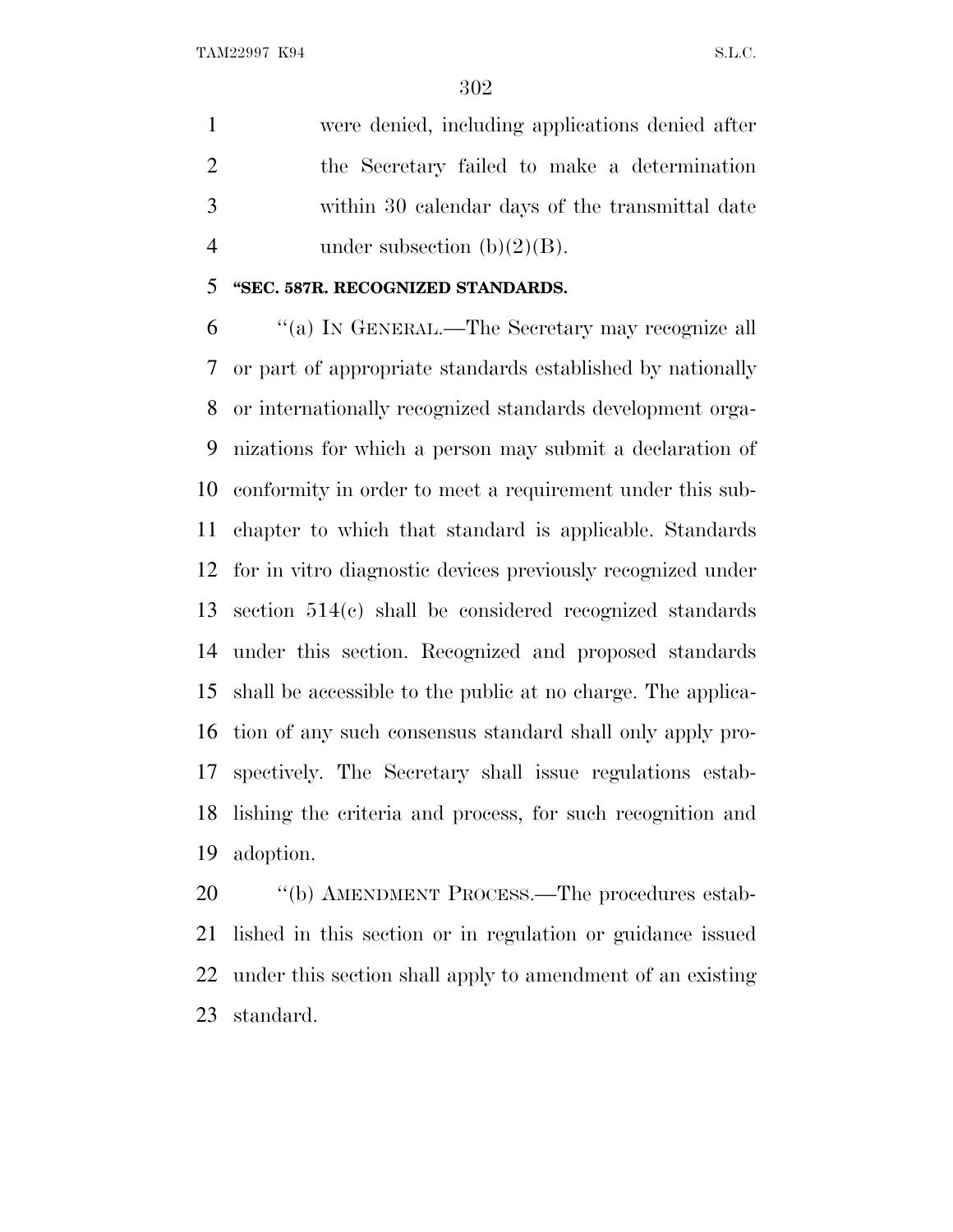were denied, including applications denied after the Secretary failed to make a determination within 30 calendar days of the transmittal date under subsection (b)(2)(B).

**"SEC. 587R. RECOGNIZED STANDARDS.**

"(a) IN GENERAL.—The Secretary may recognize all or part of appropriate standards established by nationally or internationally recognized standards development organizations for which a person may submit a declaration of conformity in order to meet a requirement under this subchapter to which that standard is applicable. Standards for in vitro diagnostic devices previously recognized under section 514(c) shall be considered recognized standards under this section. Recognized and proposed standards shall be accessible to the public at no charge. The application of any such consensus standard shall only apply prospectively. The Secretary shall issue regulations establishing the criteria and process, for such recognition and adoption.

"(b) AMENDMENT PROCESS.—The procedures established in this section or in regulation or guidance issued under this section shall apply to amendment of an existing standard.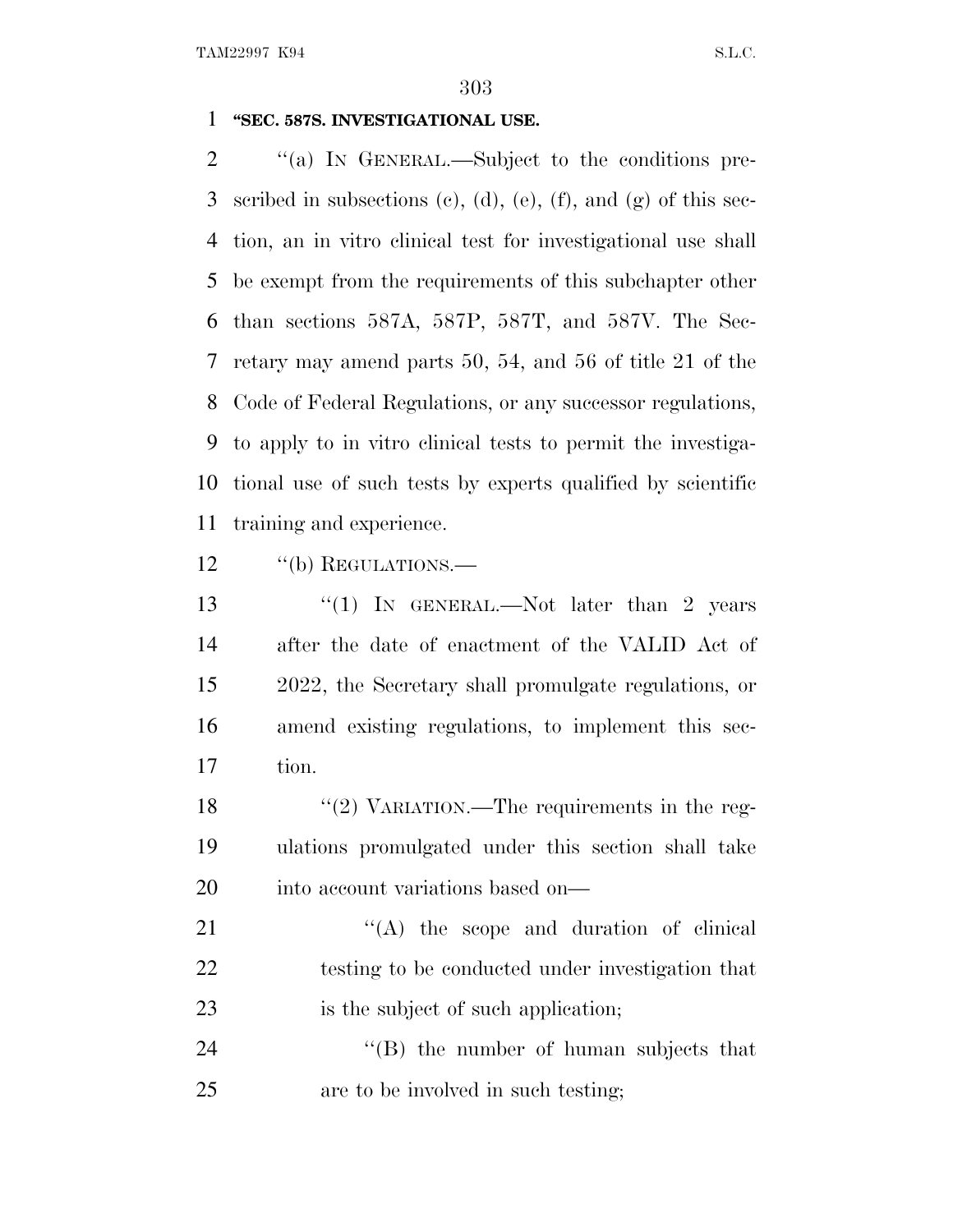**"SEC. 587S. INVESTIGATIONAL USE.**

"(a) IN GENERAL.—Subject to the conditions prescribed in subsections (c), (d), (e), (f), and (g) of this section, an in vitro clinical test for investigational use shall be exempt from the requirements of this subchapter other than sections 587A, 587P, 587T, and 587V. The Secretary may amend parts 50, 54, and 56 of title 21 of the Code of Federal Regulations, or any successor regulations, to apply to in vitro clinical tests to permit the investigational use of such tests by experts qualified by scientific training and experience.

"(b) REGULATIONS.—

"(1) IN GENERAL.—Not later than 2 years after the date of enactment of the VALID Act of 2022, the Secretary shall promulgate regulations, or amend existing regulations, to implement this section.

"(2) VARIATION.—The requirements in the regulations promulgated under this section shall take into account variations based on—

"(A) the scope and duration of clinical testing to be conducted under investigation that is the subject of such application;

"(B) the number of human subjects that are to be involved in such testing;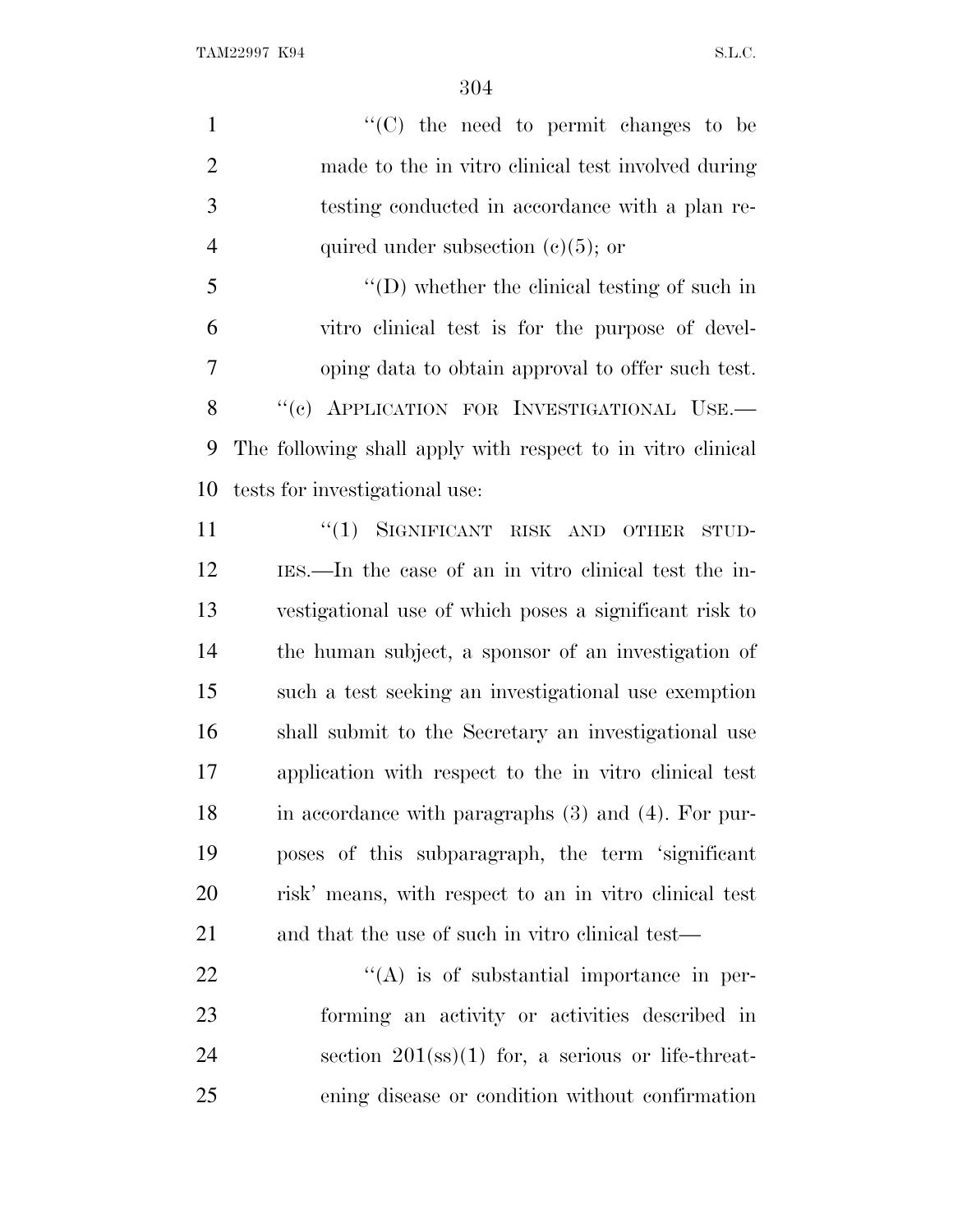"(C) the need to permit changes to be made to the in vitro clinical test involved during testing conducted in accordance with a plan required under subsection (c)(5); or

"(D) whether the clinical testing of such in vitro clinical test is for the purpose of developing data to obtain approval to offer such test.

"(c) APPLICATION FOR INVESTIGATIONAL USE.—The following shall apply with respect to in vitro clinical tests for investigational use:

"(1) SIGNIFICANT RISK AND OTHER STUDIES.—In the case of an in vitro clinical test the investigational use of which poses a significant risk to the human subject, a sponsor of an investigation of such a test seeking an investigational use exemption shall submit to the Secretary an investigational use application with respect to the in vitro clinical test in accordance with paragraphs (3) and (4). For purposes of this subparagraph, the term 'significant risk' means, with respect to an in vitro clinical test and that the use of such in vitro clinical test—

"(A) is of substantial importance in performing an activity or activities described in section 201(ss)(1) for, a serious or life-threatening disease or condition without confirmation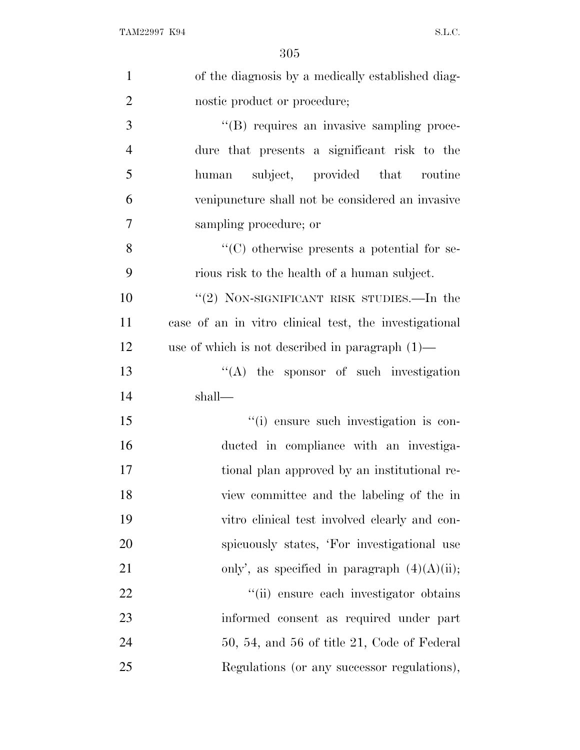of the diagnosis by a medically established diagnostic product or procedure;

''(B) requires an invasive sampling procedure that presents a significant risk to the human subject, provided that routine venipuncture shall not be considered an invasive sampling procedure; or

''(C) otherwise presents a potential for serious risk to the health of a human subject.

''(2) NON-SIGNIFICANT RISK STUDIES.—In the case of an in vitro clinical test, the investigational use of which is not described in paragraph (1)—

''(A) the sponsor of such investigation shall—

''(i) ensure such investigation is conducted in compliance with an investigational plan approved by an institutional review committee and the labeling of the in vitro clinical test involved clearly and conspicuously states, 'For investigational use only', as specified in paragraph (4)(A)(ii);

''(ii) ensure each investigator obtains informed consent as required under part 50, 54, and 56 of title 21, Code of Federal Regulations (or any successor regulations),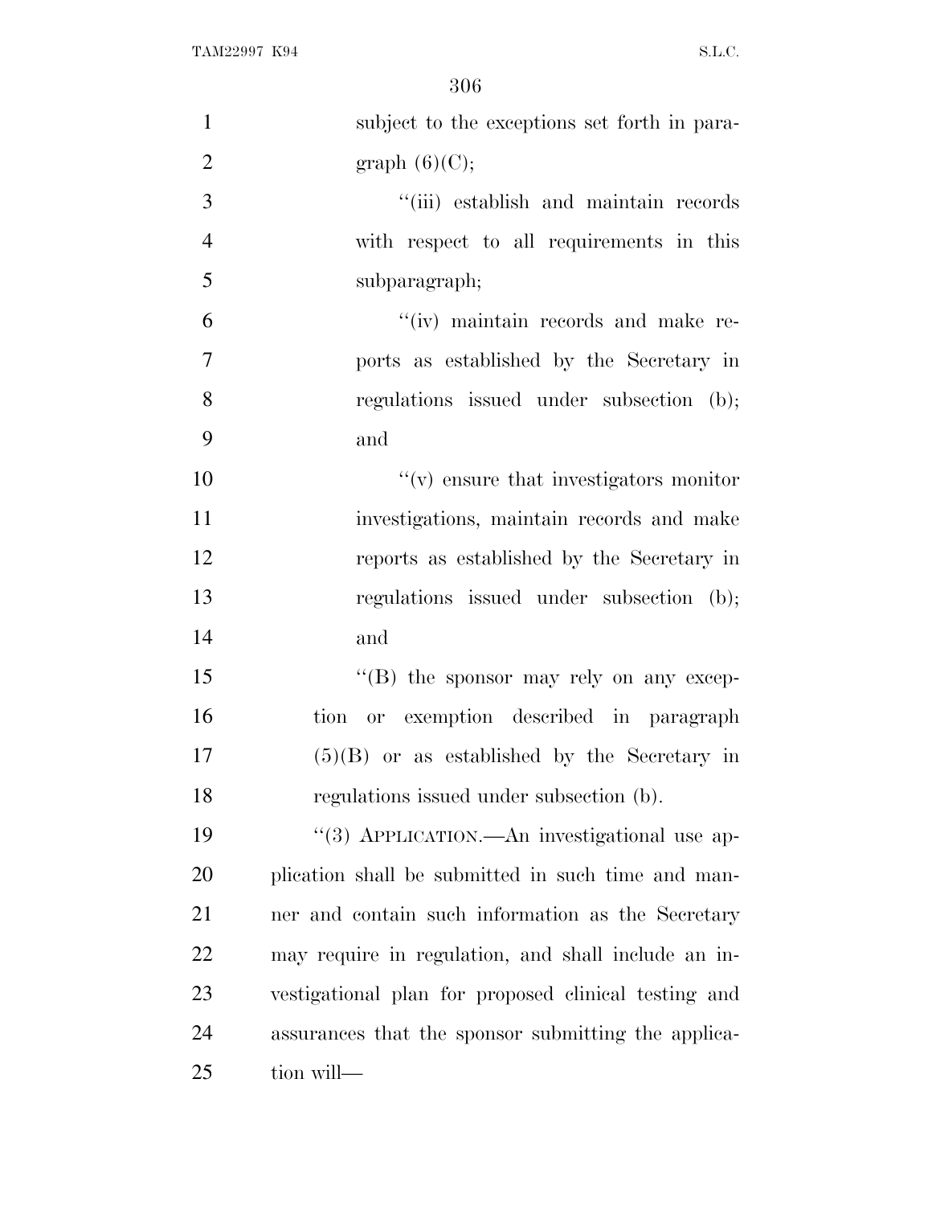subject to the exceptions set forth in paragraph (6)(C);

''(iii) establish and maintain records with respect to all requirements in this subparagraph;

''(iv) maintain records and make reports as established by the Secretary in regulations issued under subsection (b); and

''(v) ensure that investigators monitor investigations, maintain records and make reports as established by the Secretary in regulations issued under subsection (b); and

''(B) the sponsor may rely on any exception or exemption described in paragraph (5)(B) or as established by the Secretary in regulations issued under subsection (b).

''(3) APPLICATION.—An investigational use application shall be submitted in such time and manner and contain such information as the Secretary may require in regulation, and shall include an investigational plan for proposed clinical testing and assurances that the sponsor submitting the application will—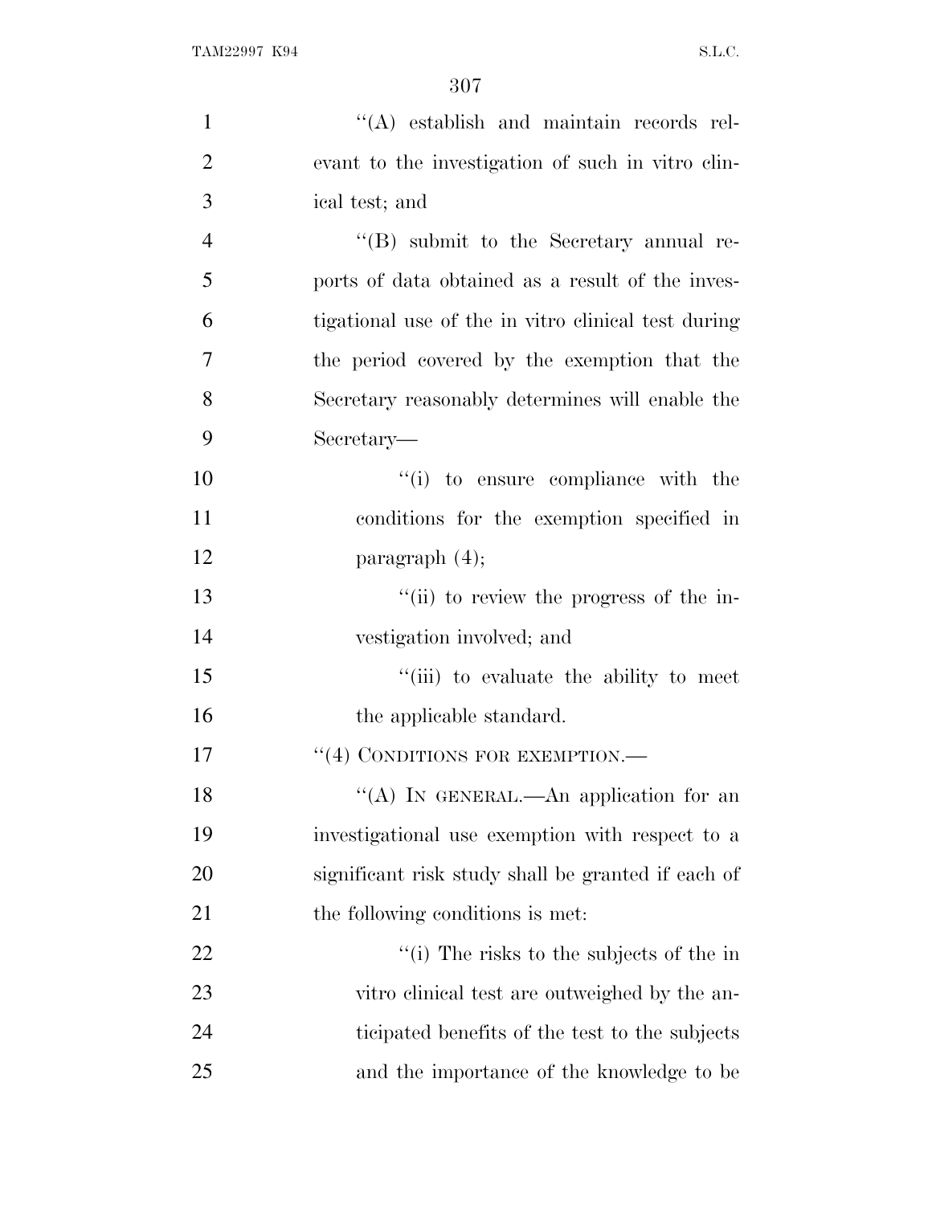''(A) establish and maintain records relevant to the investigation of such in vitro clinical test; and

''(B) submit to the Secretary annual reports of data obtained as a result of the investigational use of the in vitro clinical test during the period covered by the exemption that the Secretary reasonably determines will enable the Secretary—

''(i) to ensure compliance with the conditions for the exemption specified in paragraph (4);

''(ii) to review the progress of the investigation involved; and

''(iii) to evaluate the ability to meet the applicable standard.

''(4) CONDITIONS FOR EXEMPTION.—

''(A) IN GENERAL.—An application for an investigational use exemption with respect to a significant risk study shall be granted if each of the following conditions is met:

''(i) The risks to the subjects of the in vitro clinical test are outweighed by the anticipated benefits of the test to the subjects and the importance of the knowledge to be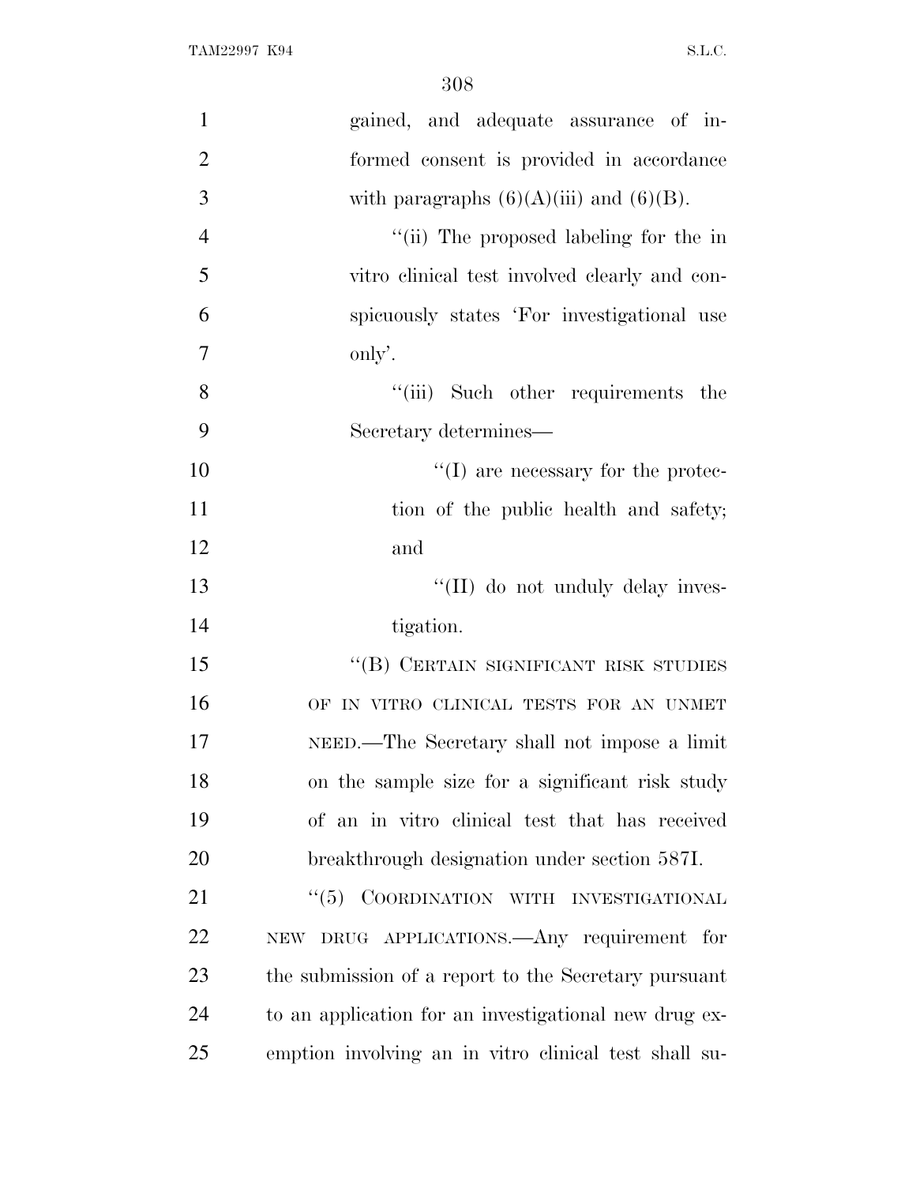gained, and adequate assurance of informed consent is provided in accordance with paragraphs (6)(A)(iii) and (6)(B).

''(ii) The proposed labeling for the in vitro clinical test involved clearly and conspicuously states 'For investigational use only'.

''(iii) Such other requirements the Secretary determines—

''(I) are necessary for the protection of the public health and safety; and

''(II) do not unduly delay investigation.

''(B) CERTAIN SIGNIFICANT RISK STUDIES OF IN VITRO CLINICAL TESTS FOR AN UNMET NEED.—The Secretary shall not impose a limit on the sample size for a significant risk study of an in vitro clinical test that has received breakthrough designation under section 587I.

''(5) COORDINATION WITH INVESTIGATIONAL NEW DRUG APPLICATIONS.—Any requirement for the submission of a report to the Secretary pursuant to an application for an investigational new drug exemption involving an in vitro clinical test shall su-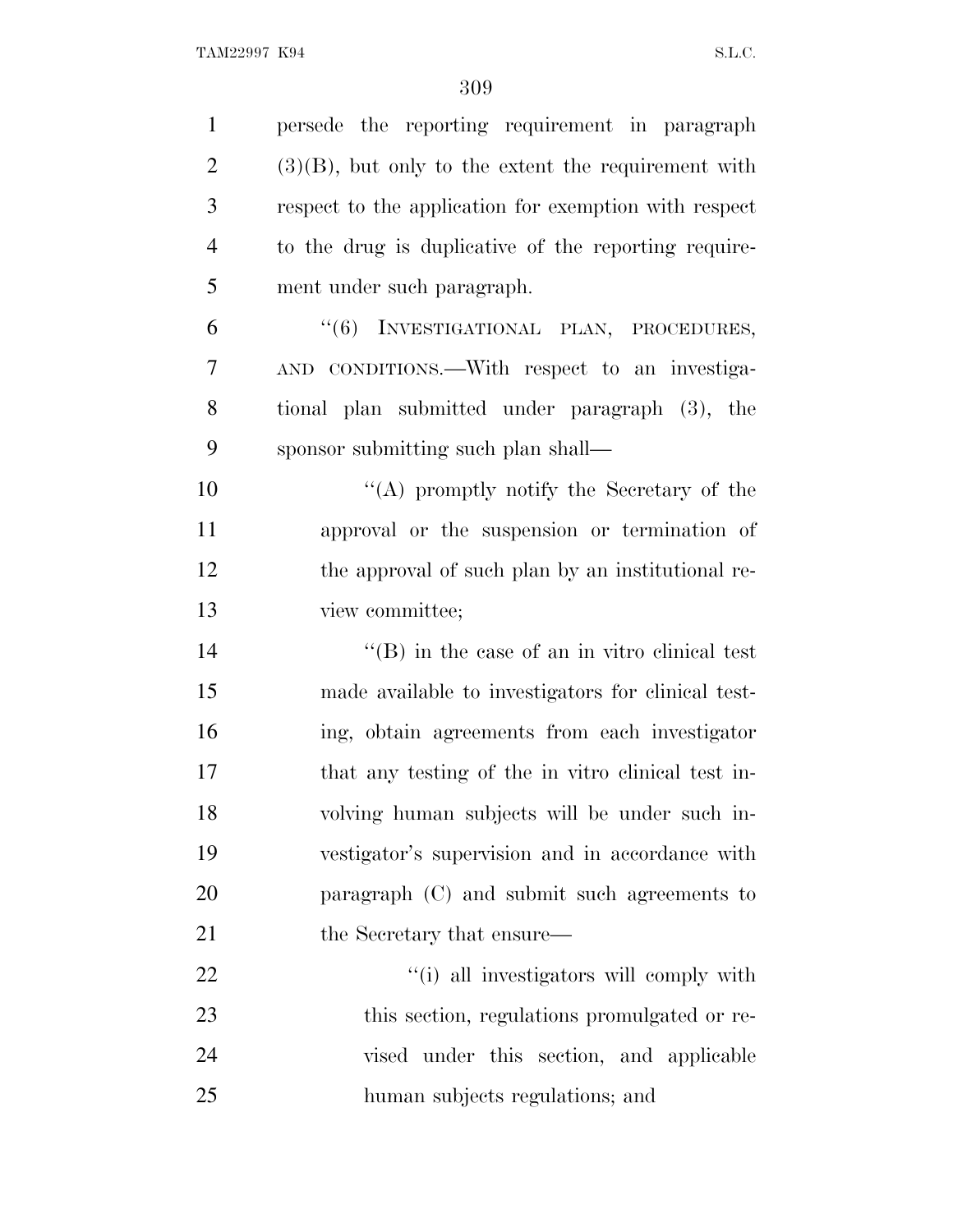persede the reporting requirement in paragraph (3)(B), but only to the extent the requirement with respect to the application for exemption with respect to the drug is duplicative of the reporting requirement under such paragraph.

"(6) INVESTIGATIONAL PLAN, PROCEDURES, AND CONDITIONS.—With respect to an investigational plan submitted under paragraph (3), the sponsor submitting such plan shall—

"(A) promptly notify the Secretary of the approval or the suspension or termination of the approval of such plan by an institutional review committee;

"(B) in the case of an in vitro clinical test made available to investigators for clinical testing, obtain agreements from each investigator that any testing of the in vitro clinical test involving human subjects will be under such investigator's supervision and in accordance with paragraph (C) and submit such agreements to the Secretary that ensure—

"(i) all investigators will comply with this section, regulations promulgated or revised under this section, and applicable human subjects regulations; and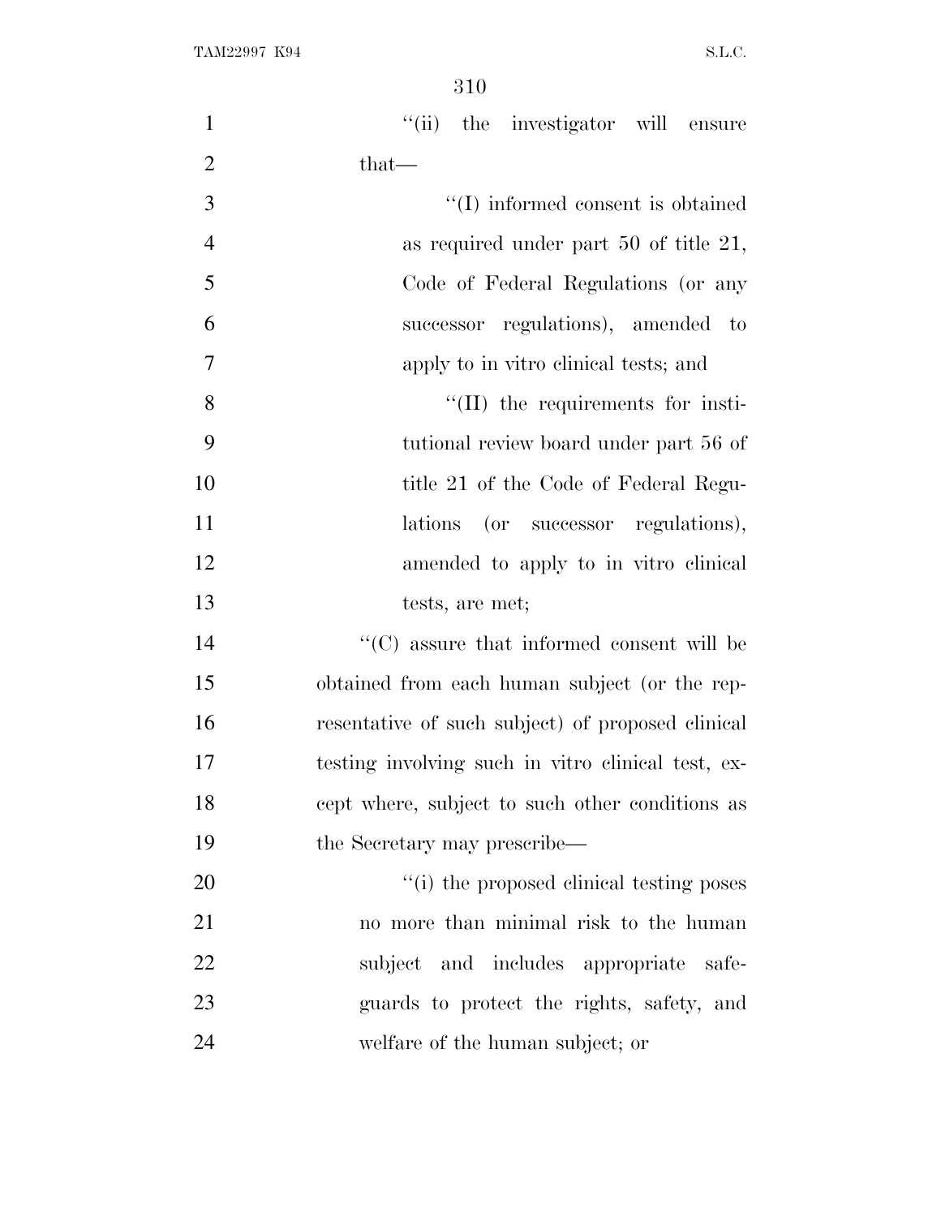''(ii) the investigator will ensure that—

''(I) informed consent is obtained as required under part 50 of title 21, Code of Federal Regulations (or any successor regulations), amended to apply to in vitro clinical tests; and

''(II) the requirements for institutional review board under part 56 of title 21 of the Code of Federal Regulations (or successor regulations), amended to apply to in vitro clinical tests, are met;

''(C) assure that informed consent will be obtained from each human subject (or the representative of such subject) of proposed clinical testing involving such in vitro clinical test, except where, subject to such other conditions as the Secretary may prescribe—

''(i) the proposed clinical testing poses no more than minimal risk to the human subject and includes appropriate safeguards to protect the rights, safety, and welfare of the human subject; or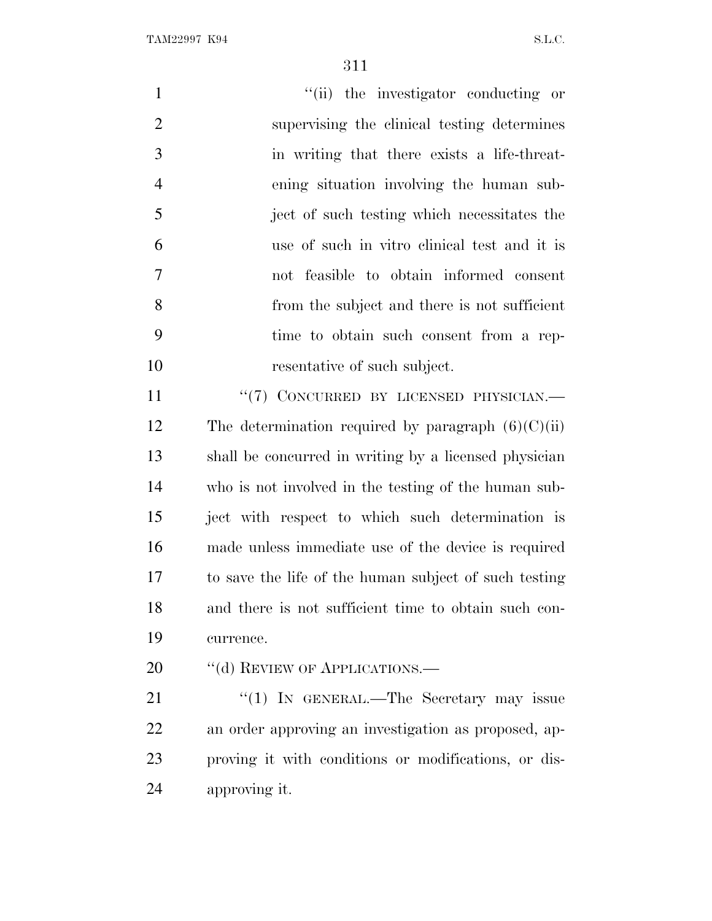"(ii) the investigator conducting or supervising the clinical testing determines in writing that there exists a life-threatening situation involving the human subject of such testing which necessitates the use of such in vitro clinical test and it is not feasible to obtain informed consent from the subject and there is not sufficient time to obtain such consent from a representative of such subject.

"(7) CONCURRED BY LICENSED PHYSICIAN.—The determination required by paragraph (6)(C)(ii) shall be concurred in writing by a licensed physician who is not involved in the testing of the human subject with respect to which such determination is made unless immediate use of the device is required to save the life of the human subject of such testing and there is not sufficient time to obtain such concurrence.

"(d) REVIEW OF APPLICATIONS.—

"(1) IN GENERAL.—The Secretary may issue an order approving an investigation as proposed, approving it with conditions or modifications, or disapproving it.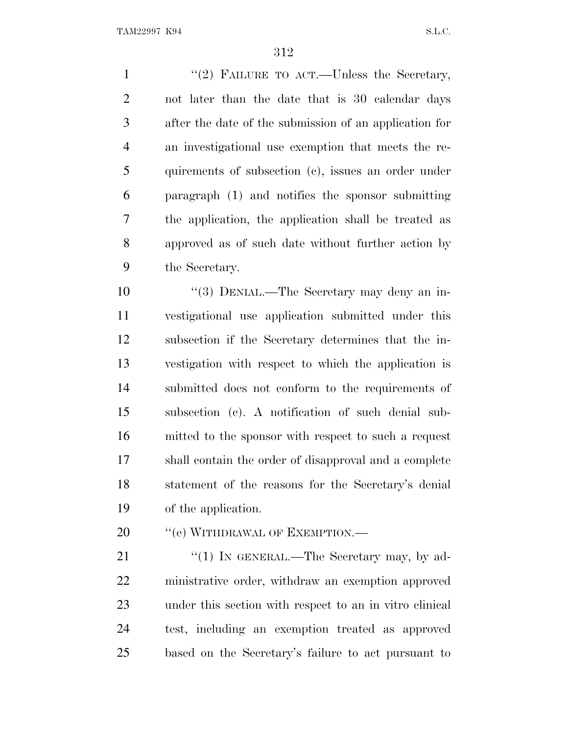"(2) FAILURE TO ACT.—Unless the Secretary, not later than the date that is 30 calendar days after the date of the submission of an application for an investigational use exemption that meets the requirements of subsection (c), issues an order under paragraph (1) and notifies the sponsor submitting the application, the application shall be treated as approved as of such date without further action by the Secretary.

"(3) DENIAL.—The Secretary may deny an investigational use application submitted under this subsection if the Secretary determines that the investigation with respect to which the application is submitted does not conform to the requirements of subsection (c). A notification of such denial submitted to the sponsor with respect to such a request shall contain the order of disapproval and a complete statement of the reasons for the Secretary's denial of the application.

"(e) WITHDRAWAL OF EXEMPTION.—

"(1) IN GENERAL.—The Secretary may, by administrative order, withdraw an exemption approved under this section with respect to an in vitro clinical test, including an exemption treated as approved based on the Secretary's failure to act pursuant to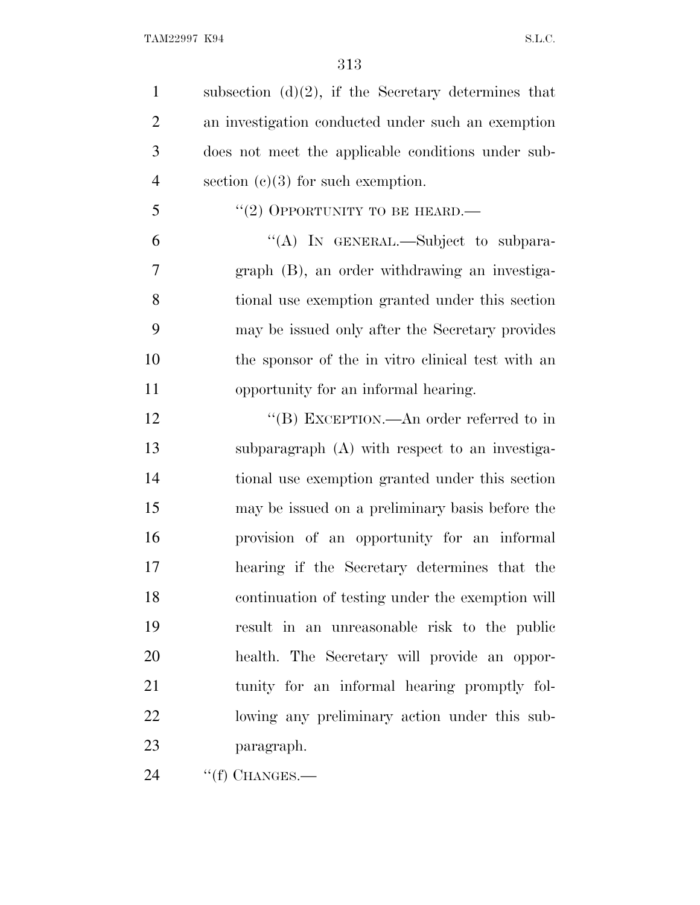subsection (d)(2), if the Secretary determines that an investigation conducted under such an exemption does not meet the applicable conditions under subsection (c)(3) for such exemption.

"(2) OPPORTUNITY TO BE HEARD.—

"(A) IN GENERAL.—Subject to subparagraph (B), an order withdrawing an investigational use exemption granted under this section may be issued only after the Secretary provides the sponsor of the in vitro clinical test with an opportunity for an informal hearing.

"(B) EXCEPTION.—An order referred to in subparagraph (A) with respect to an investigational use exemption granted under this section may be issued on a preliminary basis before the provision of an opportunity for an informal hearing if the Secretary determines that the continuation of testing under the exemption will result in an unreasonable risk to the public health. The Secretary will provide an opportunity for an informal hearing promptly following any preliminary action under this subparagraph.

"(f) CHANGES.—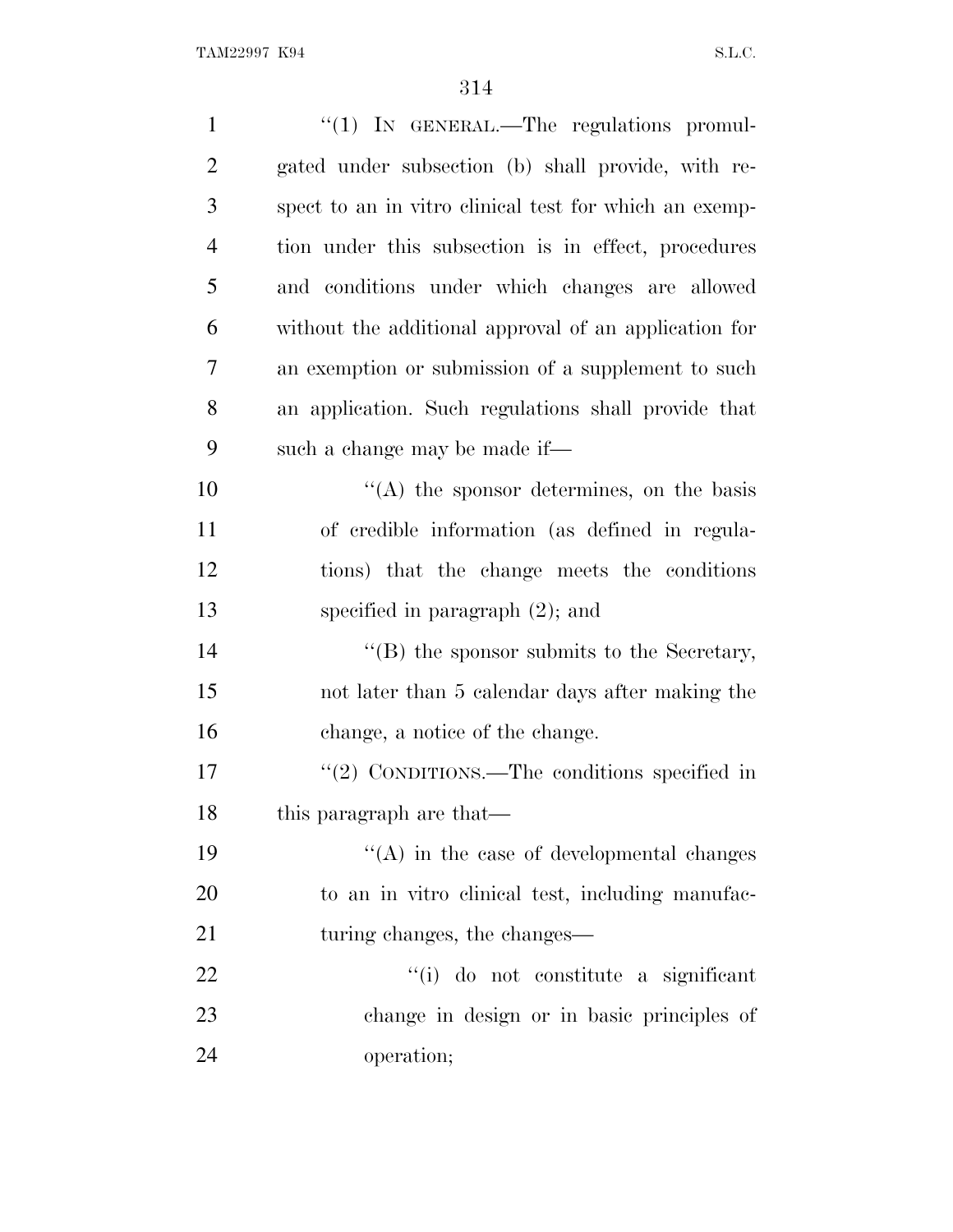"(1) IN GENERAL.—The regulations promulgated under subsection (b) shall provide, with respect to an in vitro clinical test for which an exemption under this subsection is in effect, procedures and conditions under which changes are allowed without the additional approval of an application for an exemption or submission of a supplement to such an application. Such regulations shall provide that such a change may be made if—

"(A) the sponsor determines, on the basis of credible information (as defined in regulations) that the change meets the conditions specified in paragraph (2); and

"(B) the sponsor submits to the Secretary, not later than 5 calendar days after making the change, a notice of the change.

"(2) CONDITIONS.—The conditions specified in this paragraph are that—

"(A) in the case of developmental changes to an in vitro clinical test, including manufacturing changes, the changes—

"(i) do not constitute a significant change in design or in basic principles of operation;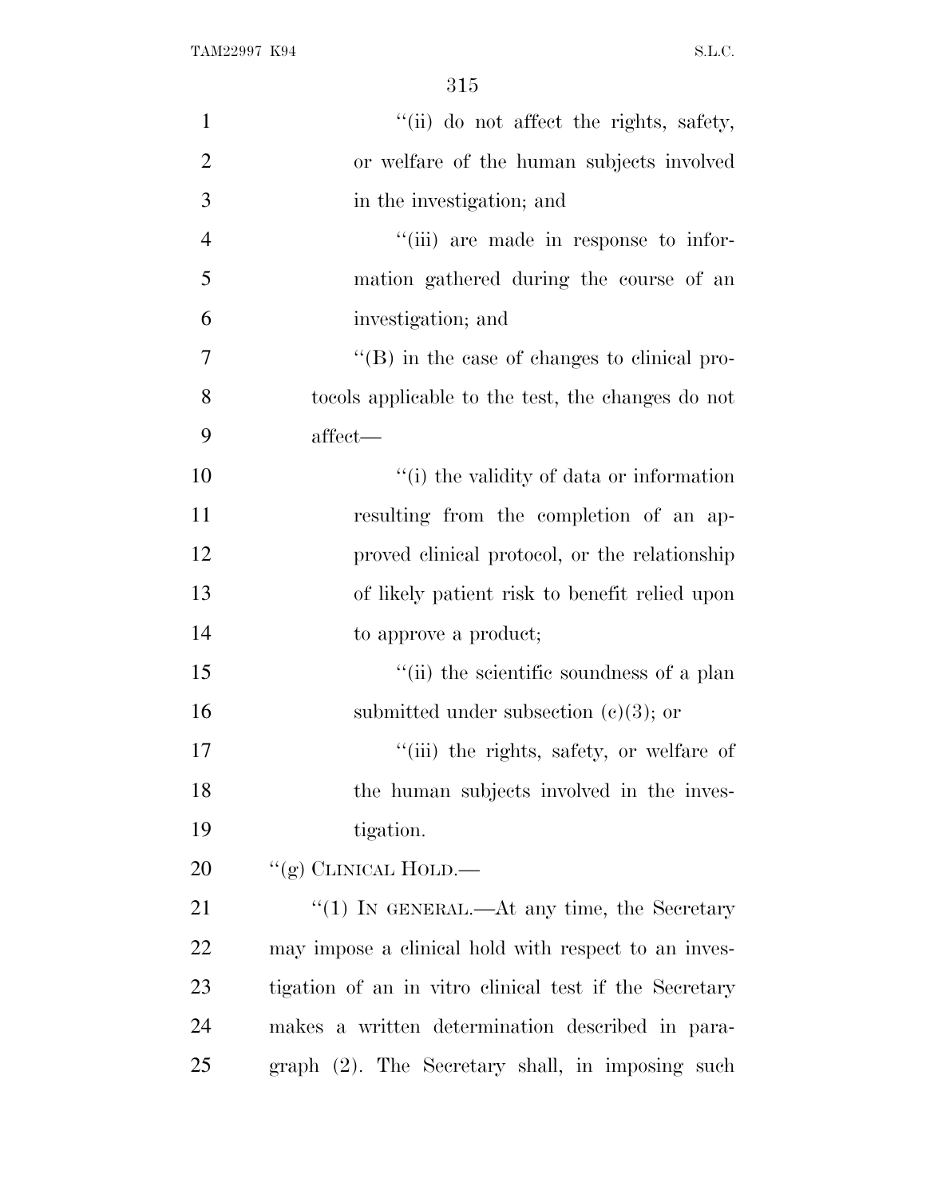''(ii) do not affect the rights, safety, or welfare of the human subjects involved in the investigation; and

''(iii) are made in response to information gathered during the course of an investigation; and

''(B) in the case of changes to clinical protocols applicable to the test, the changes do not affect—

''(i) the validity of data or information resulting from the completion of an approved clinical protocol, or the relationship of likely patient risk to benefit relied upon to approve a product;

''(ii) the scientific soundness of a plan submitted under subsection (c)(3); or

''(iii) the rights, safety, or welfare of the human subjects involved in the investigation.

''(g) CLINICAL HOLD.—

''(1) IN GENERAL.—At any time, the Secretary may impose a clinical hold with respect to an investigation of an in vitro clinical test if the Secretary makes a written determination described in paragraph (2). The Secretary shall, in imposing such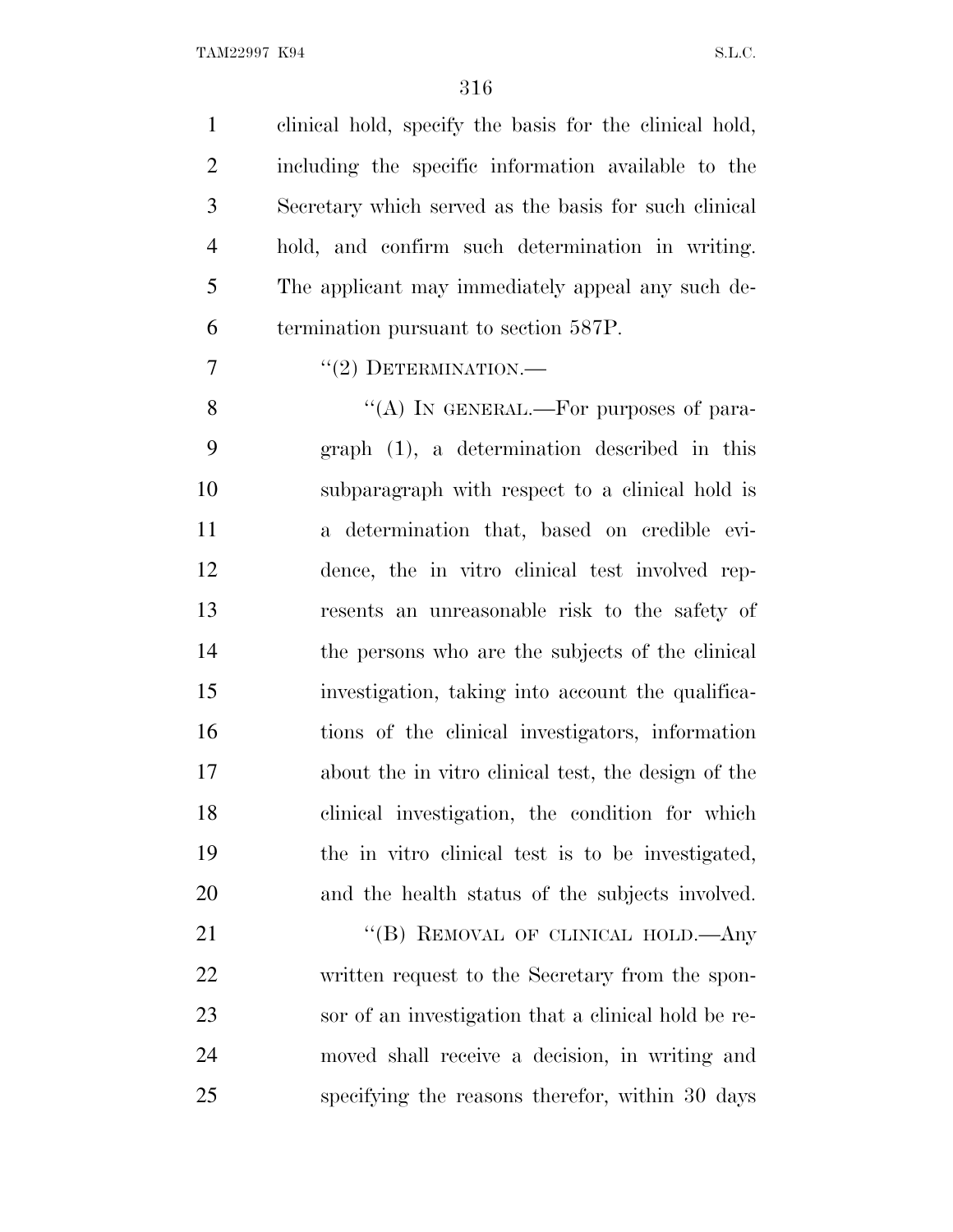clinical hold, specify the basis for the clinical hold, including the specific information available to the Secretary which served as the basis for such clinical hold, and confirm such determination in writing. The applicant may immediately appeal any such determination pursuant to section 587P.

"(2) DETERMINATION.—

"(A) IN GENERAL.—For purposes of paragraph (1), a determination described in this subparagraph with respect to a clinical hold is a determination that, based on credible evidence, the in vitro clinical test involved represents an unreasonable risk to the safety of the persons who are the subjects of the clinical investigation, taking into account the qualifications of the clinical investigators, information about the in vitro clinical test, the design of the clinical investigation, the condition for which the in vitro clinical test is to be investigated, and the health status of the subjects involved.

"(B) REMOVAL OF CLINICAL HOLD.—Any written request to the Secretary from the sponsor of an investigation that a clinical hold be removed shall receive a decision, in writing and specifying the reasons therefor, within 30 days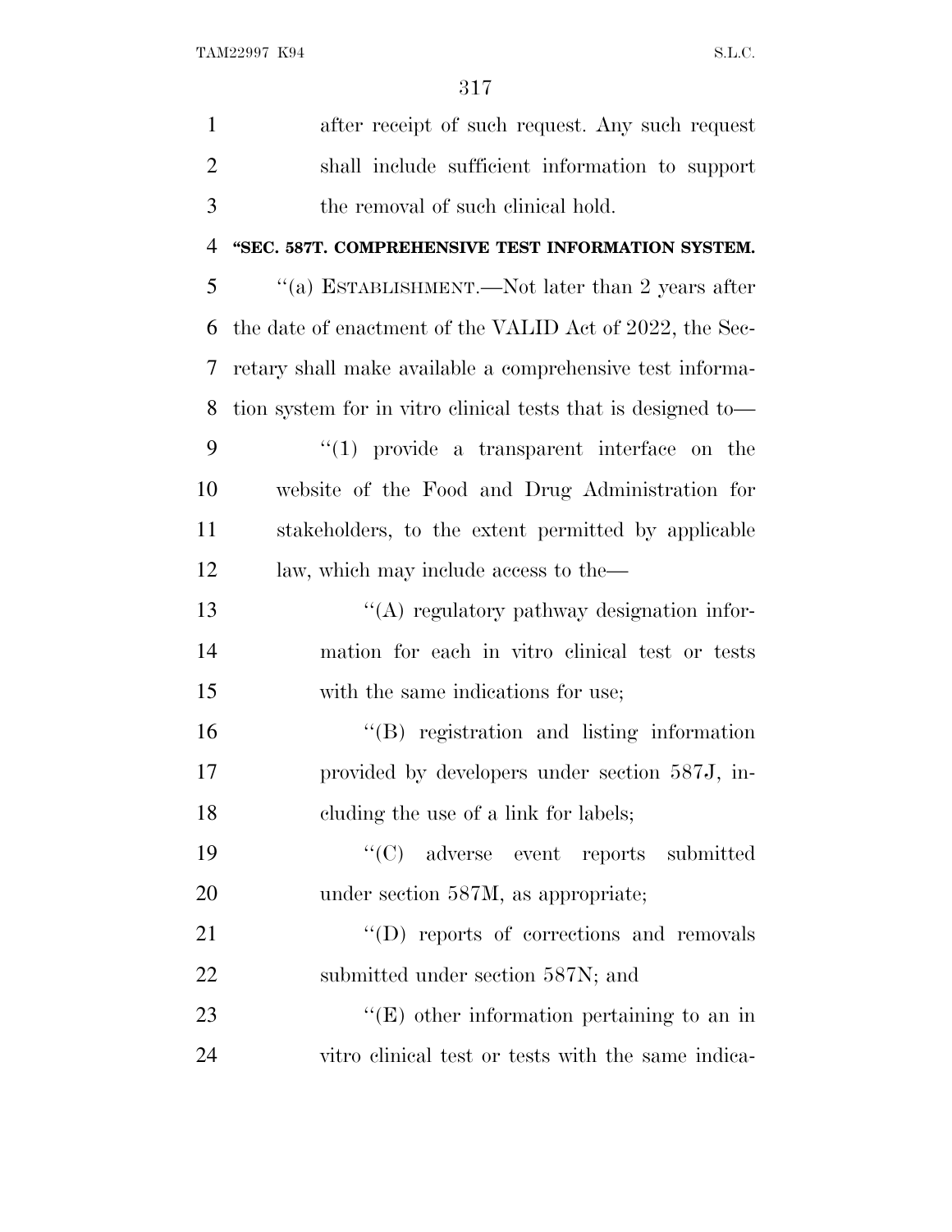after receipt of such request. Any such request shall include sufficient information to support the removal of such clinical hold.

**"SEC. 587T. COMPREHENSIVE TEST INFORMATION SYSTEM.**

"(a) ESTABLISHMENT.—Not later than 2 years after the date of enactment of the VALID Act of 2022, the Secretary shall make available a comprehensive test information system for in vitro clinical tests that is designed to—

"(1) provide a transparent interface on the website of the Food and Drug Administration for stakeholders, to the extent permitted by applicable law, which may include access to the—

"(A) regulatory pathway designation information for each in vitro clinical test or tests with the same indications for use;

"(B) registration and listing information provided by developers under section 587J, including the use of a link for labels;

"(C) adverse event reports submitted under section 587M, as appropriate;

"(D) reports of corrections and removals submitted under section 587N; and

"(E) other information pertaining to an in vitro clinical test or tests with the same indica-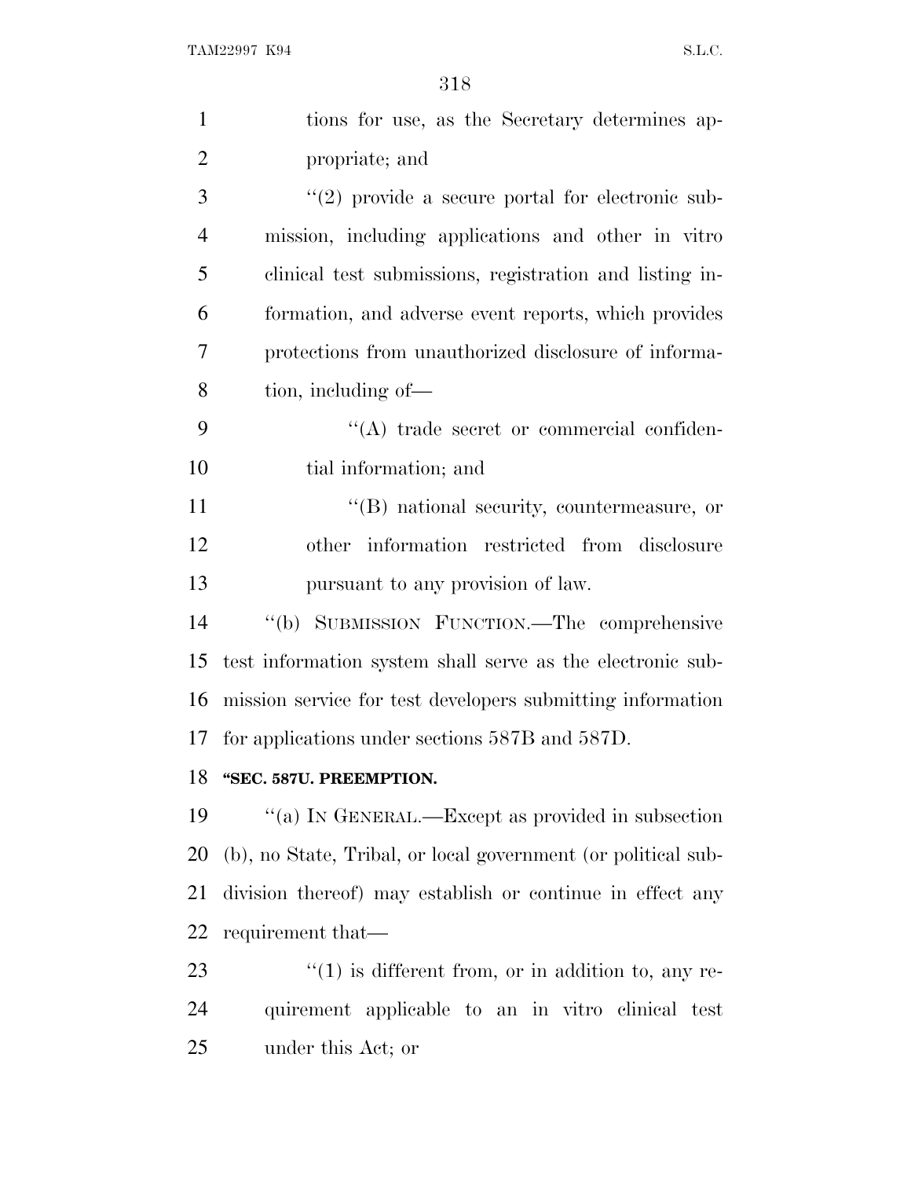tions for use, as the Secretary determines appropriate; and

"(2) provide a secure portal for electronic submission, including applications and other in vitro clinical test submissions, registration and listing information, and adverse event reports, which provides protections from unauthorized disclosure of information, including of—

"(A) trade secret or commercial confidential information; and

"(B) national security, countermeasure, or other information restricted from disclosure pursuant to any provision of law.

"(b) SUBMISSION FUNCTION.—The comprehensive test information system shall serve as the electronic submission service for test developers submitting information for applications under sections 587B and 587D.

**"SEC. 587U. PREEMPTION.**

"(a) IN GENERAL.—Except as provided in subsection (b), no State, Tribal, or local government (or political subdivision thereof) may establish or continue in effect any requirement that—

"(1) is different from, or in addition to, any requirement applicable to an in vitro clinical test under this Act; or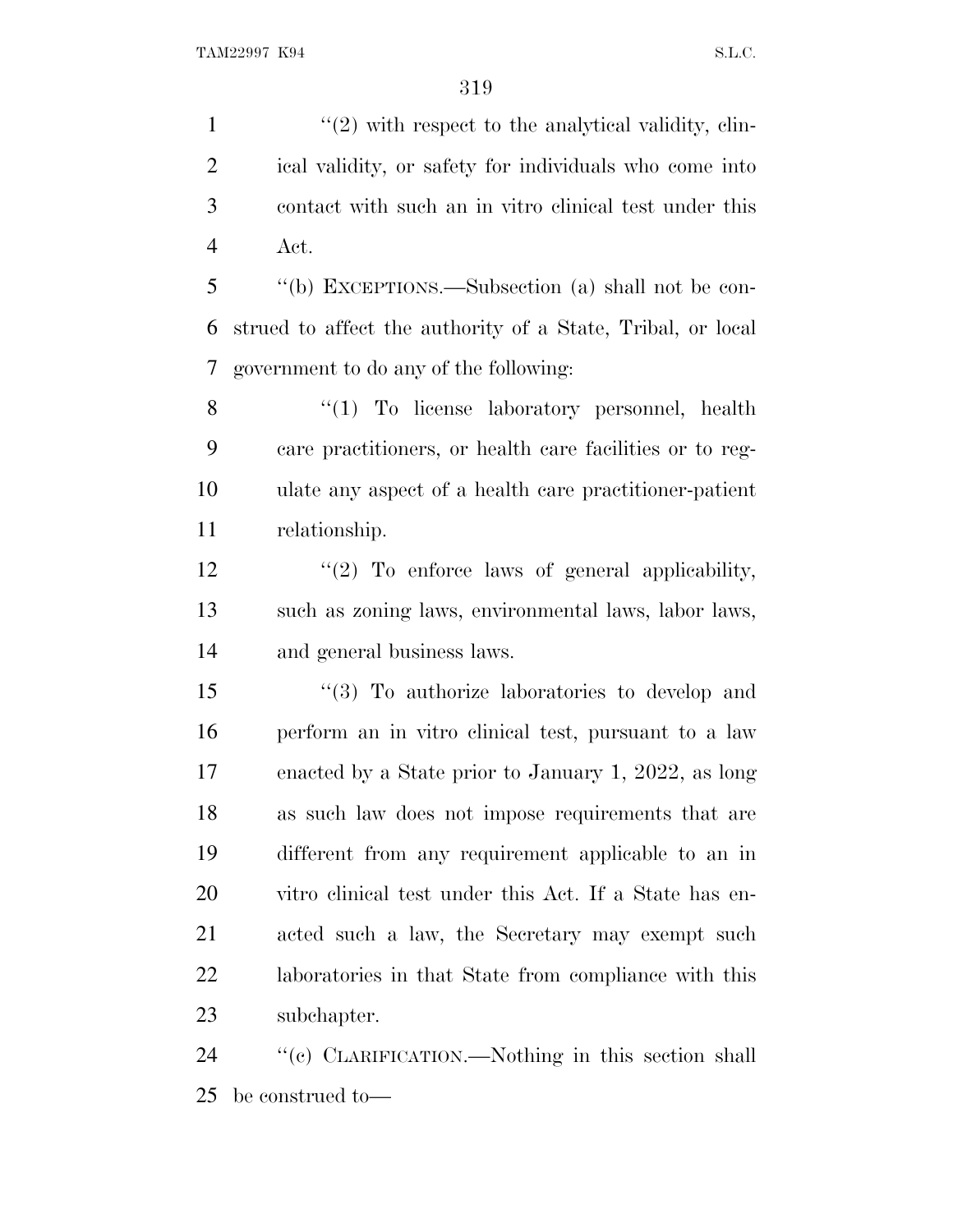"(2) with respect to the analytical validity, clinical validity, or safety for individuals who come into contact with such an in vitro clinical test under this Act.

"(b) EXCEPTIONS.—Subsection (a) shall not be construed to affect the authority of a State, Tribal, or local government to do any of the following:

"(1) To license laboratory personnel, health care practitioners, or health care facilities or to regulate any aspect of a health care practitioner-patient relationship.

"(2) To enforce laws of general applicability, such as zoning laws, environmental laws, labor laws, and general business laws.

"(3) To authorize laboratories to develop and perform an in vitro clinical test, pursuant to a law enacted by a State prior to January 1, 2022, as long as such law does not impose requirements that are different from any requirement applicable to an in vitro clinical test under this Act. If a State has enacted such a law, the Secretary may exempt such laboratories in that State from compliance with this subchapter.

"(c) CLARIFICATION.—Nothing in this section shall be construed to—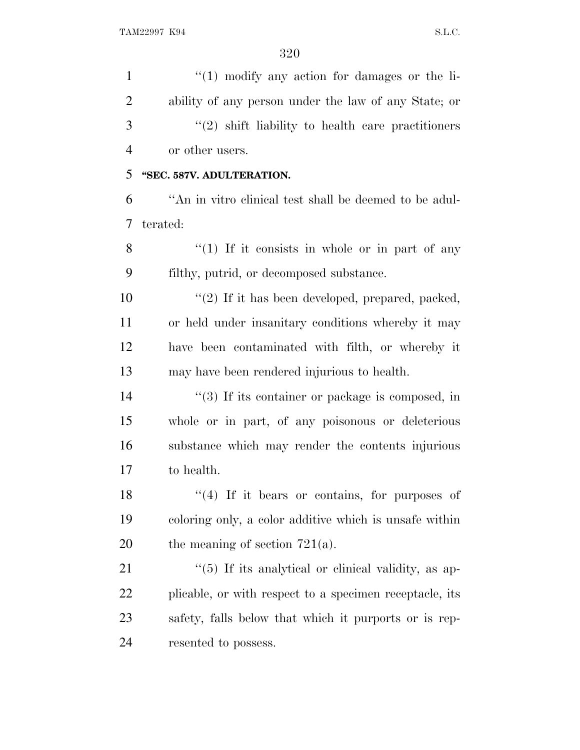"(1) modify any action for damages or the liability of any person under the law of any State; or

"(2) shift liability to health care practitioners or other users.

**"SEC. 587V. ADULTERATION.**

"An in vitro clinical test shall be deemed to be adulterated:

"(1) If it consists in whole or in part of any filthy, putrid, or decomposed substance.

"(2) If it has been developed, prepared, packed, or held under insanitary conditions whereby it may have been contaminated with filth, or whereby it may have been rendered injurious to health.

"(3) If its container or package is composed, in whole or in part, of any poisonous or deleterious substance which may render the contents injurious to health.

"(4) If it bears or contains, for purposes of coloring only, a color additive which is unsafe within the meaning of section 721(a).

"(5) If its analytical or clinical validity, as applicable, or with respect to a specimen receptacle, its safety, falls below that which it purports or is represented to possess.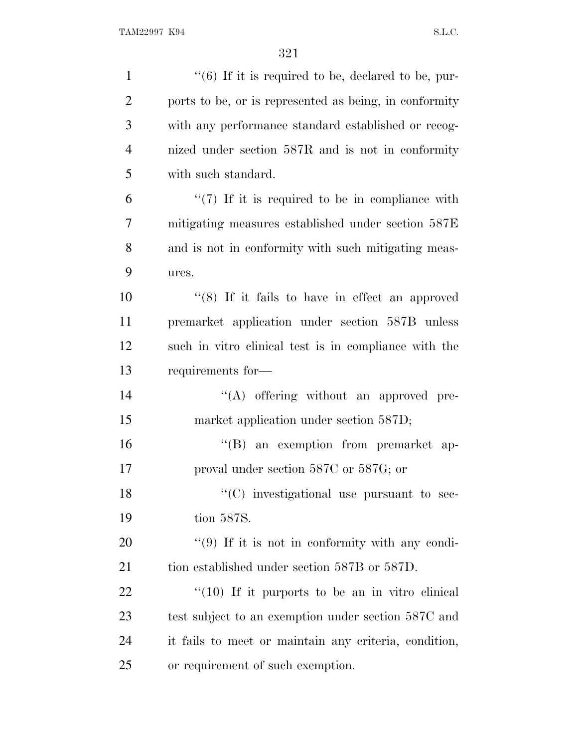"(6) If it is required to be, declared to be, purports to be, or is represented as being, in conformity with any performance standard established or recognized under section 587R and is not in conformity with such standard.

"(7) If it is required to be in compliance with mitigating measures established under section 587E and is not in conformity with such mitigating measures.

"(8) If it fails to have in effect an approved premarket application under section 587B unless such in vitro clinical test is in compliance with the requirements for—

"(A) offering without an approved premarket application under section 587D;

"(B) an exemption from premarket approval under section 587C or 587G; or

"(C) investigational use pursuant to section 587S.

"(9) If it is not in conformity with any condition established under section 587B or 587D.

"(10) If it purports to be an in vitro clinical test subject to an exemption under section 587C and it fails to meet or maintain any criteria, condition, or requirement of such exemption.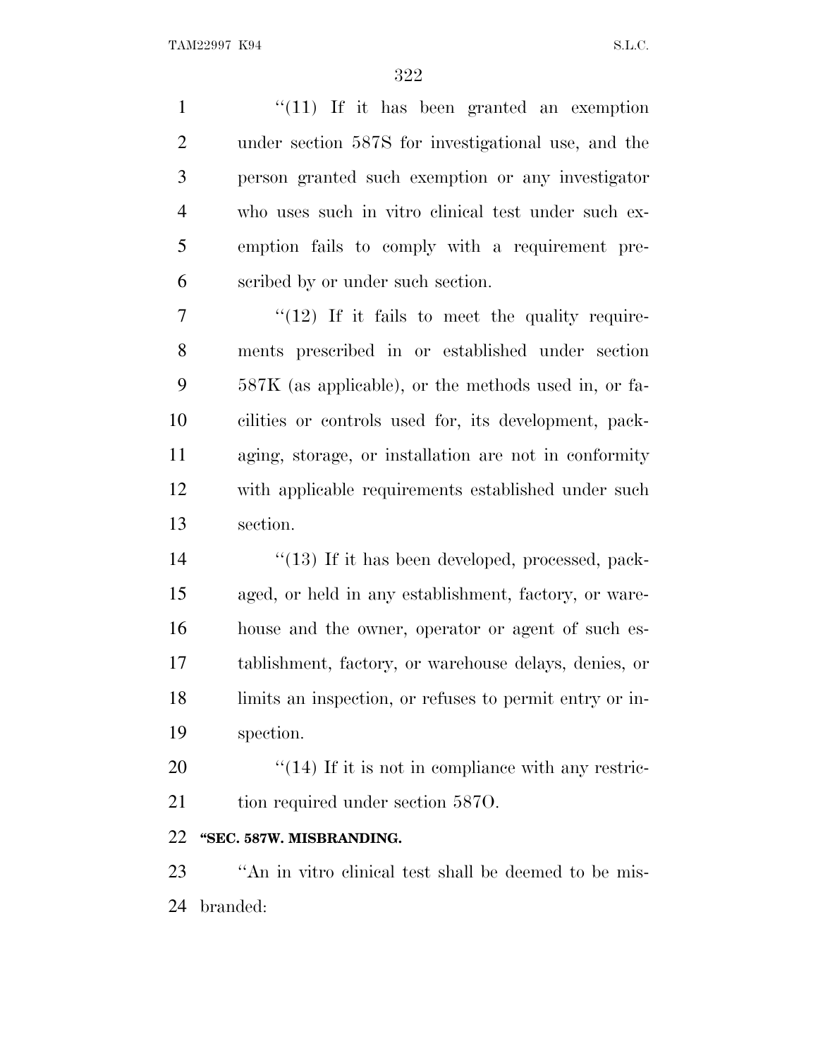''(11) If it has been granted an exemption under section 587S for investigational use, and the person granted such exemption or any investigator who uses such in vitro clinical test under such exemption fails to comply with a requirement prescribed by or under such section.

''(12) If it fails to meet the quality requirements prescribed in or established under section 587K (as applicable), or the methods used in, or facilities or controls used for, its development, packaging, storage, or installation are not in conformity with applicable requirements established under such section.

''(13) If it has been developed, processed, packaged, or held in any establishment, factory, or warehouse and the owner, operator or agent of such establishment, factory, or warehouse delays, denies, or limits an inspection, or refuses to permit entry or inspection.

''(14) If it is not in compliance with any restriction required under section 587O.

**''SEC. 587W. MISBRANDING.**

''An in vitro clinical test shall be deemed to be misbranded: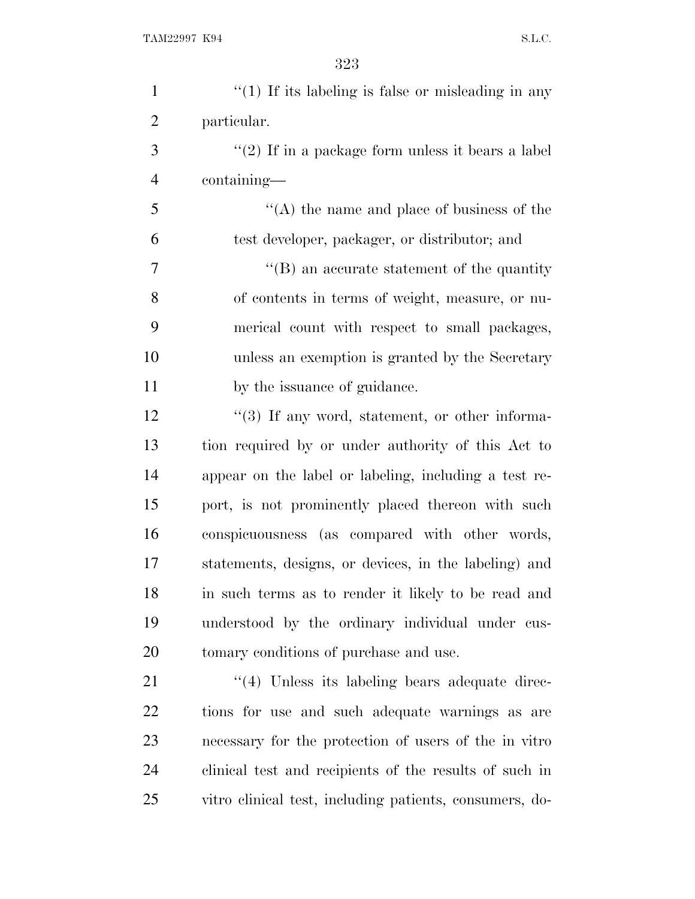"(1) If its labeling is false or misleading in any particular.

"(2) If in a package form unless it bears a label containing—

"(A) the name and place of business of the test developer, packager, or distributor; and

"(B) an accurate statement of the quantity of contents in terms of weight, measure, or numerical count with respect to small packages, unless an exemption is granted by the Secretary by the issuance of guidance.

"(3) If any word, statement, or other information required by or under authority of this Act to appear on the label or labeling, including a test report, is not prominently placed thereon with such conspicuousness (as compared with other words, statements, designs, or devices, in the labeling) and in such terms as to render it likely to be read and understood by the ordinary individual under customary conditions of purchase and use.

"(4) Unless its labeling bears adequate directions for use and such adequate warnings as are necessary for the protection of users of the in vitro clinical test and recipients of the results of such in vitro clinical test, including patients, consumers, do-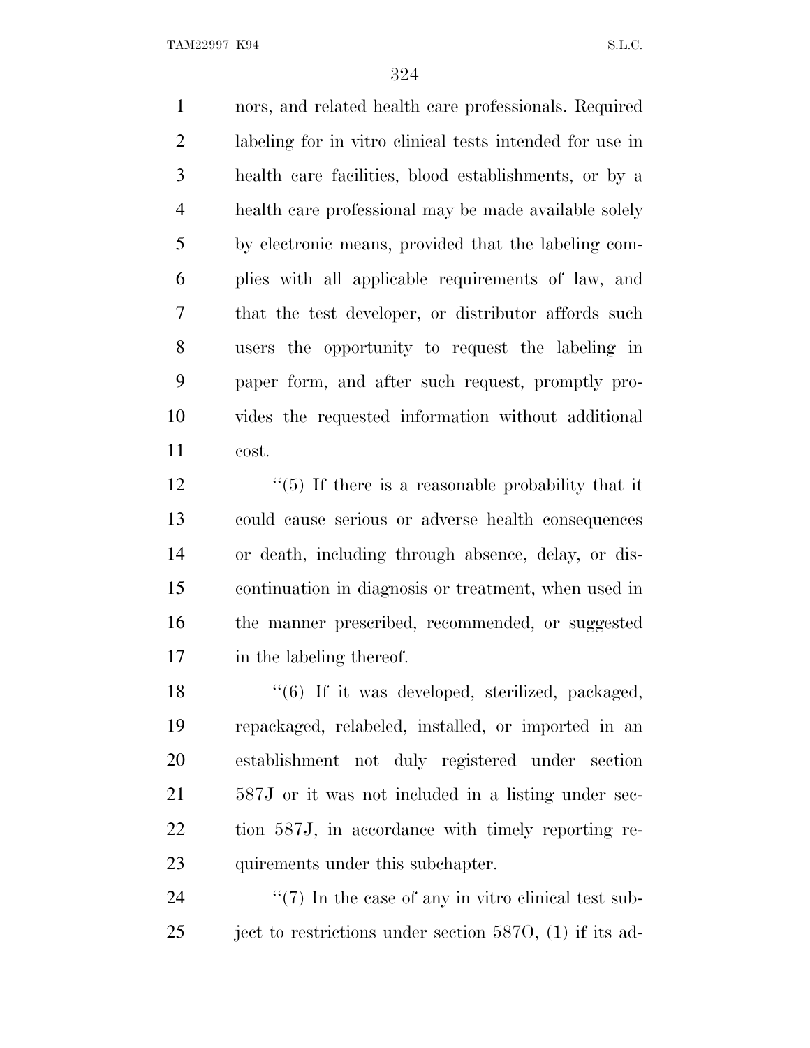nors, and related health care professionals. Required labeling for in vitro clinical tests intended for use in health care facilities, blood establishments, or by a health care professional may be made available solely by electronic means, provided that the labeling complies with all applicable requirements of law, and that the test developer, or distributor affords such users the opportunity to request the labeling in paper form, and after such request, promptly provides the requested information without additional cost.

"(5) If there is a reasonable probability that it could cause serious or adverse health consequences or death, including through absence, delay, or discontinuation in diagnosis or treatment, when used in the manner prescribed, recommended, or suggested in the labeling thereof.

"(6) If it was developed, sterilized, packaged, repackaged, relabeled, installed, or imported in an establishment not duly registered under section 587J or it was not included in a listing under section 587J, in accordance with timely reporting requirements under this subchapter.

"(7) In the case of any in vitro clinical test subject to restrictions under section 587O, (1) if its ad-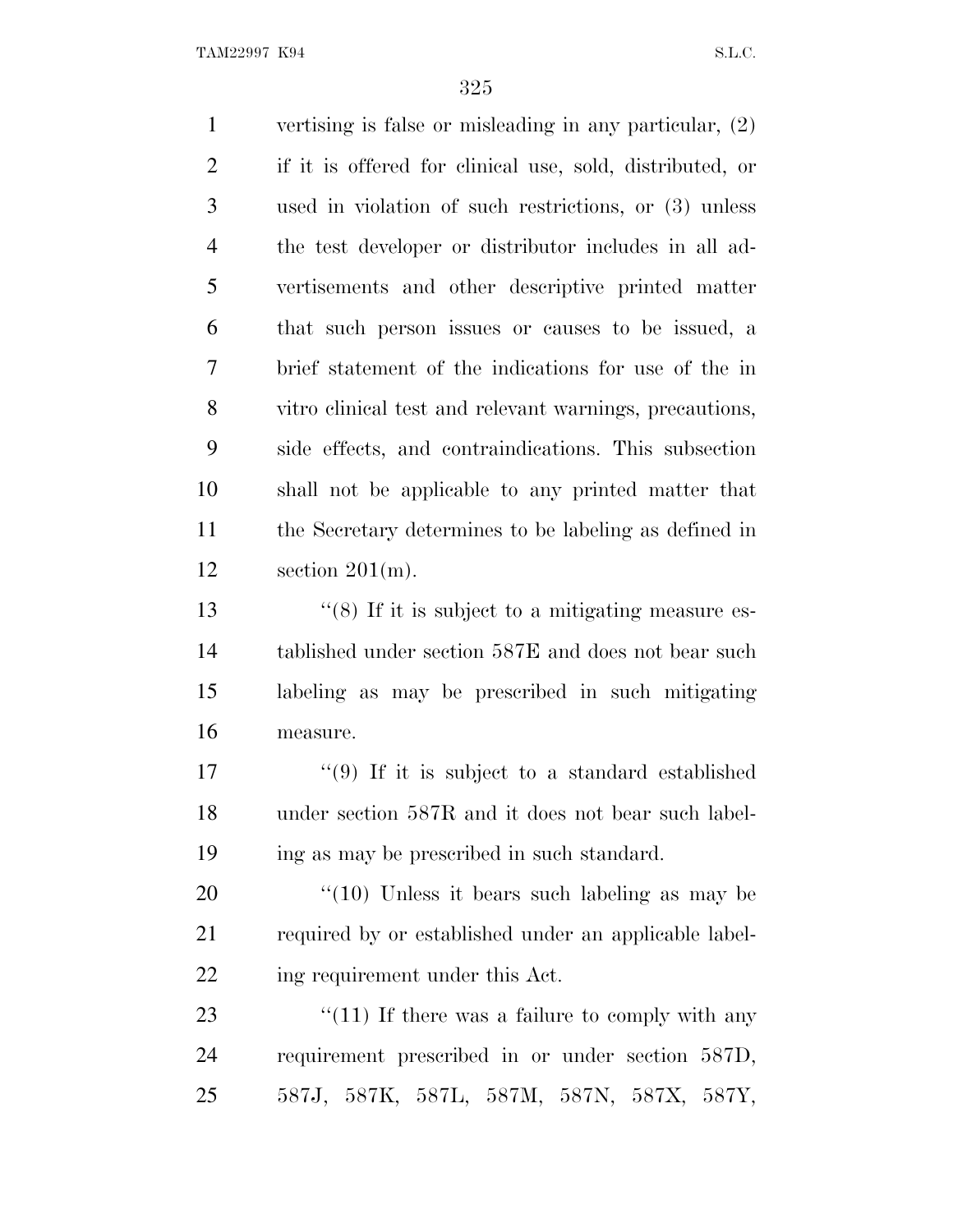vertising is false or misleading in any particular, (2) if it is offered for clinical use, sold, distributed, or used in violation of such restrictions, or (3) unless the test developer or distributor includes in all advertisements and other descriptive printed matter that such person issues or causes to be issued, a brief statement of the indications for use of the in vitro clinical test and relevant warnings, precautions, side effects, and contraindications. This subsection shall not be applicable to any printed matter that the Secretary determines to be labeling as defined in section 201(m).

"(8) If it is subject to a mitigating measure established under section 587E and does not bear such labeling as may be prescribed in such mitigating measure.

"(9) If it is subject to a standard established under section 587R and it does not bear such labeling as may be prescribed in such standard.

"(10) Unless it bears such labeling as may be required by or established under an applicable labeling requirement under this Act.

"(11) If there was a failure to comply with any requirement prescribed in or under section 587D, 587J, 587K, 587L, 587M, 587N, 587X, 587Y,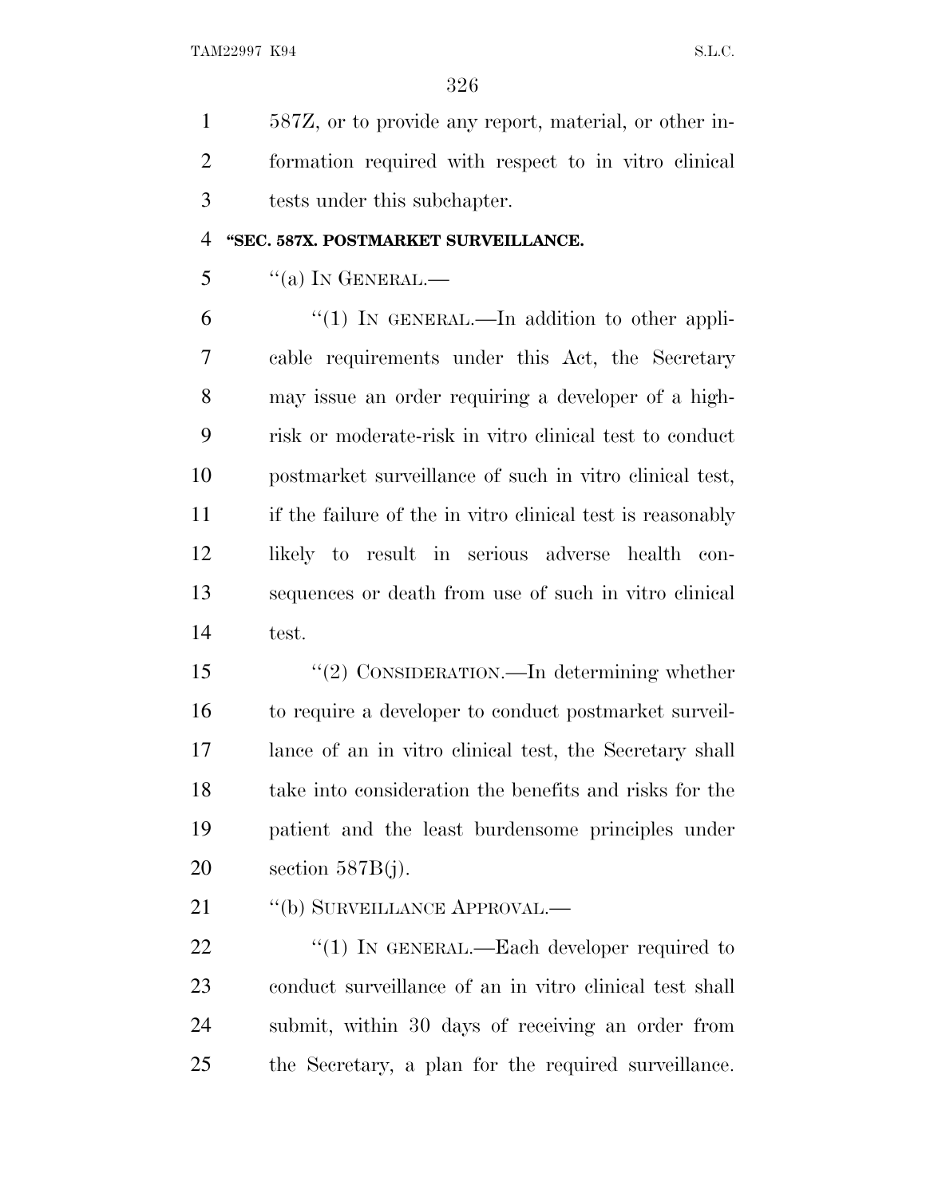587Z, or to provide any report, material, or other information required with respect to in vitro clinical tests under this subchapter.

**"SEC. 587X. POSTMARKET SURVEILLANCE.**

"(a) IN GENERAL.—

"(1) IN GENERAL.—In addition to other applicable requirements under this Act, the Secretary may issue an order requiring a developer of a high-risk or moderate-risk in vitro clinical test to conduct postmarket surveillance of such in vitro clinical test, if the failure of the in vitro clinical test is reasonably likely to result in serious adverse health consequences or death from use of such in vitro clinical test.

"(2) CONSIDERATION.—In determining whether to require a developer to conduct postmarket surveillance of an in vitro clinical test, the Secretary shall take into consideration the benefits and risks for the patient and the least burdensome principles under section 587B(j).

"(b) SURVEILLANCE APPROVAL.—

"(1) IN GENERAL.—Each developer required to conduct surveillance of an in vitro clinical test shall submit, within 30 days of receiving an order from the Secretary, a plan for the required surveillance.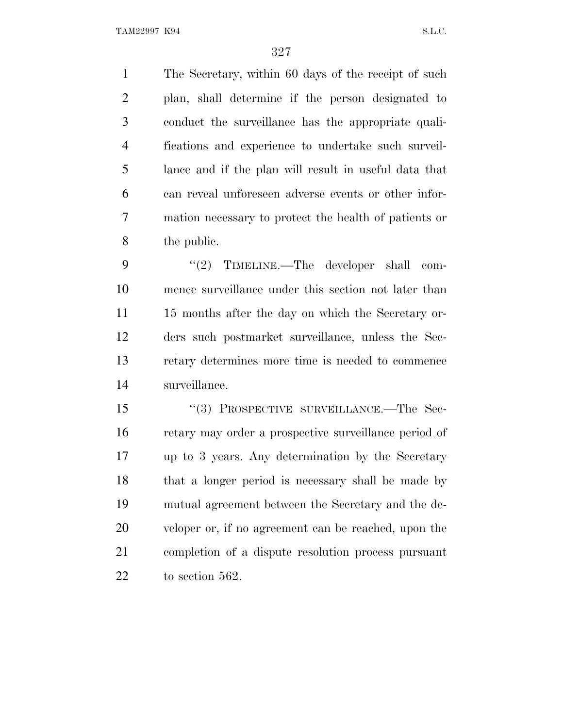The Secretary, within 60 days of the receipt of such plan, shall determine if the person designated to conduct the surveillance has the appropriate qualifications and experience to undertake such surveillance and if the plan will result in useful data that can reveal unforeseen adverse events or other information necessary to protect the health of patients or the public.

"(2) TIMELINE.—The developer shall commence surveillance under this section not later than 15 months after the day on which the Secretary orders such postmarket surveillance, unless the Secretary determines more time is needed to commence surveillance.

"(3) PROSPECTIVE SURVEILLANCE.—The Secretary may order a prospective surveillance period of up to 3 years. Any determination by the Secretary that a longer period is necessary shall be made by mutual agreement between the Secretary and the developer or, if no agreement can be reached, upon the completion of a dispute resolution process pursuant to section 562.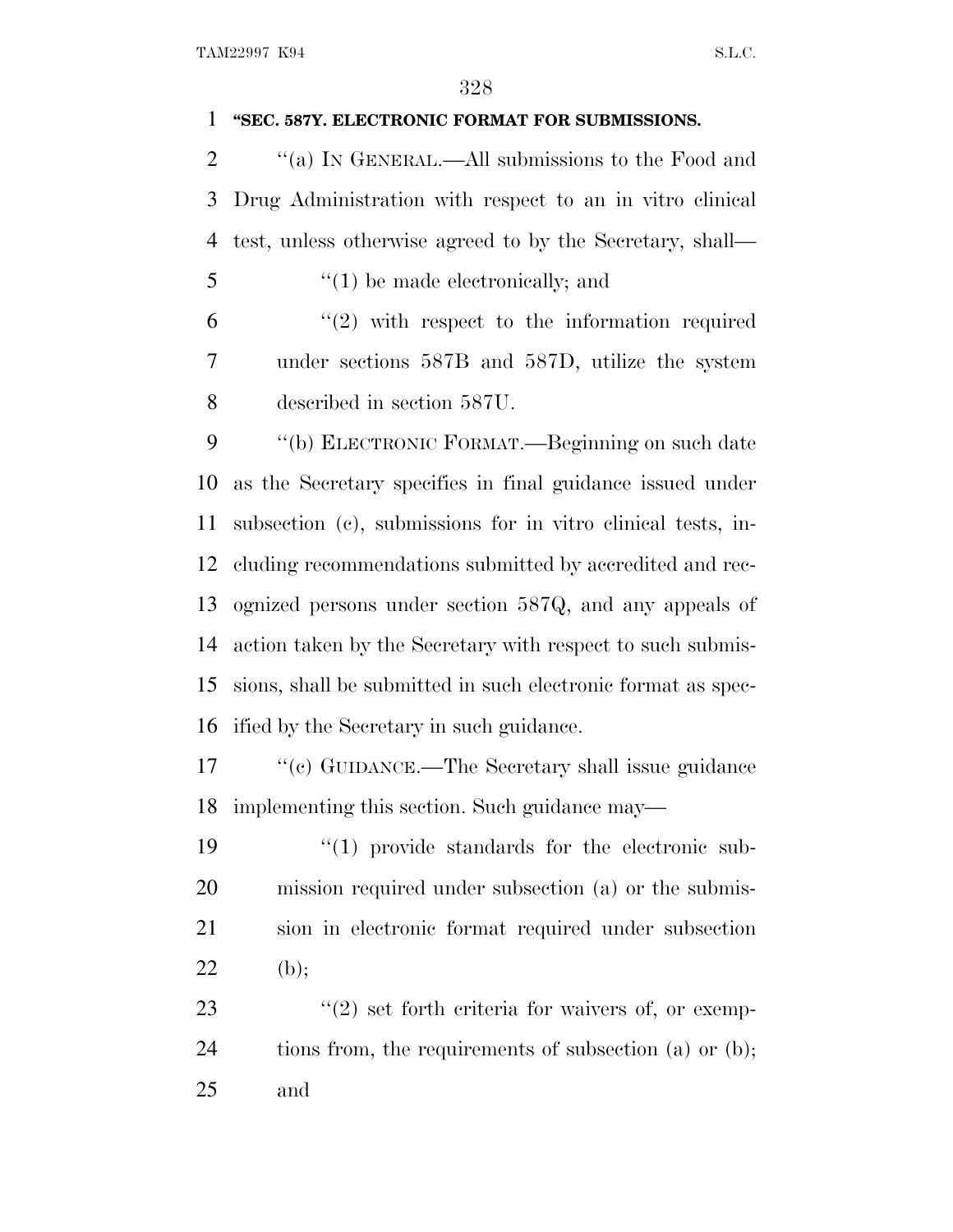**"SEC. 587Y. ELECTRONIC FORMAT FOR SUBMISSIONS.**

"(a) IN GENERAL.—All submissions to the Food and Drug Administration with respect to an in vitro clinical test, unless otherwise agreed to by the Secretary, shall—

"(1) be made electronically; and

"(2) with respect to the information required under sections 587B and 587D, utilize the system described in section 587U.

"(b) ELECTRONIC FORMAT.—Beginning on such date as the Secretary specifies in final guidance issued under subsection (c), submissions for in vitro clinical tests, including recommendations submitted by accredited and recognized persons under section 587Q, and any appeals of action taken by the Secretary with respect to such submissions, shall be submitted in such electronic format as specified by the Secretary in such guidance.

"(c) GUIDANCE.—The Secretary shall issue guidance implementing this section. Such guidance may—

"(1) provide standards for the electronic submission required under subsection (a) or the submission in electronic format required under subsection (b);

"(2) set forth criteria for waivers of, or exemptions from, the requirements of subsection (a) or (b); and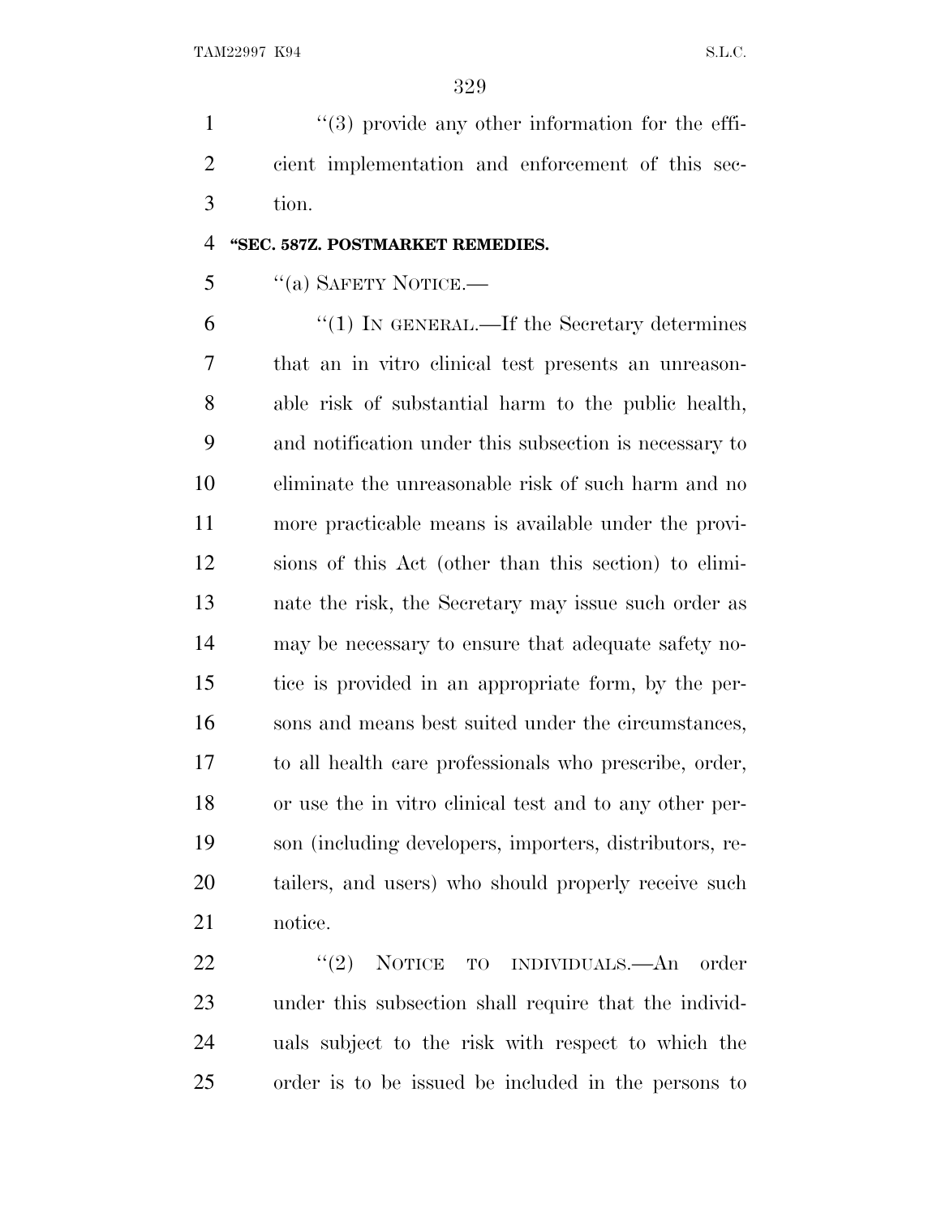''(3) provide any other information for the efficient implementation and enforcement of this section.

**''SEC. 587Z. POSTMARKET REMEDIES.**

''(a) SAFETY NOTICE.—

''(1) IN GENERAL.—If the Secretary determines that an in vitro clinical test presents an unreasonable risk of substantial harm to the public health, and notification under this subsection is necessary to eliminate the unreasonable risk of such harm and no more practicable means is available under the provisions of this Act (other than this section) to eliminate the risk, the Secretary may issue such order as may be necessary to ensure that adequate safety notice is provided in an appropriate form, by the persons and means best suited under the circumstances, to all health care professionals who prescribe, order, or use the in vitro clinical test and to any other person (including developers, importers, distributors, retailers, and users) who should properly receive such notice.

''(2) NOTICE TO INDIVIDUALS.—An order under this subsection shall require that the individuals subject to the risk with respect to which the order is to be issued be included in the persons to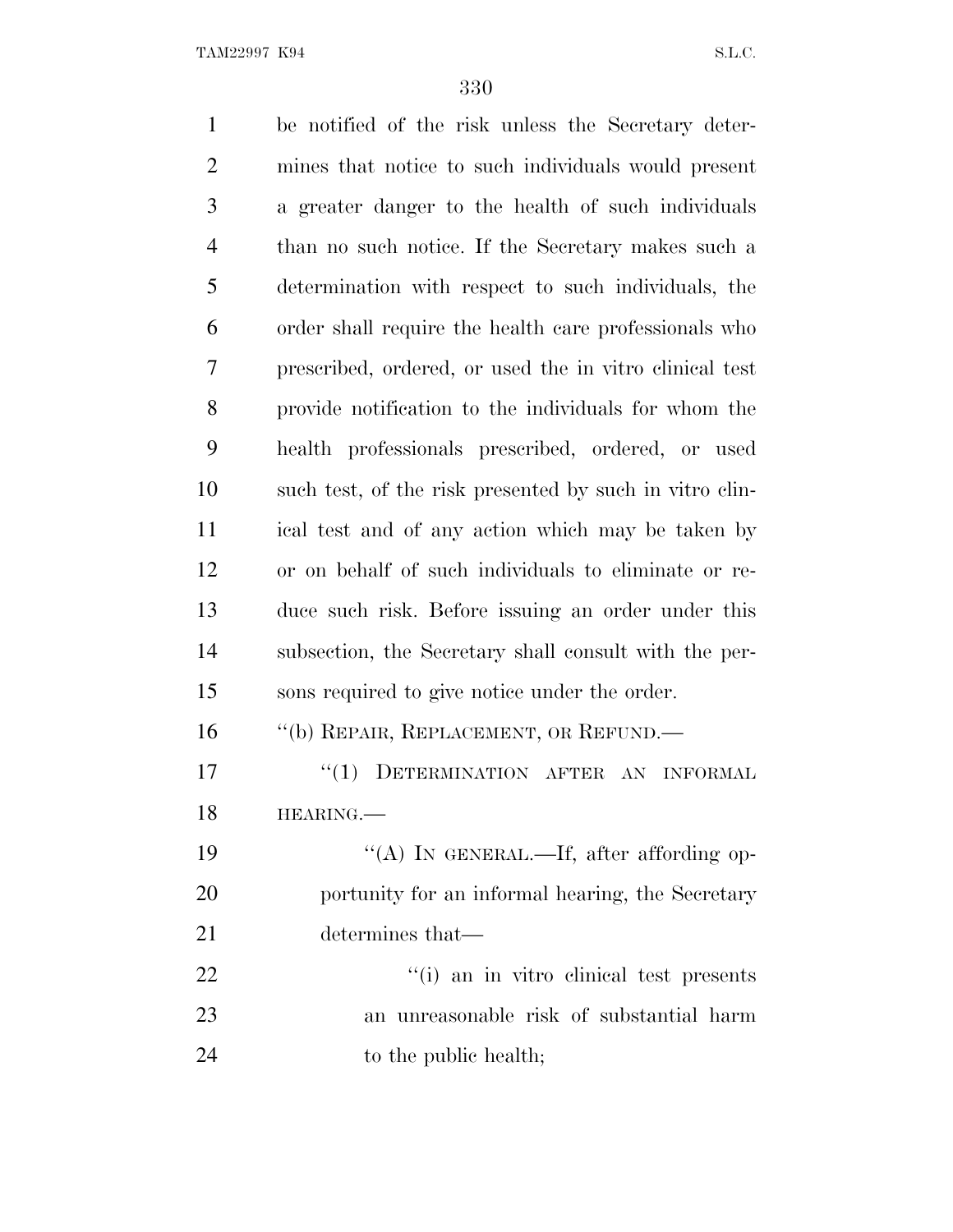be notified of the risk unless the Secretary determines that notice to such individuals would present a greater danger to the health of such individuals than no such notice. If the Secretary makes such a determination with respect to such individuals, the order shall require the health care professionals who prescribed, ordered, or used the in vitro clinical test provide notification to the individuals for whom the health professionals prescribed, ordered, or used such test, of the risk presented by such in vitro clinical test and of any action which may be taken by or on behalf of such individuals to eliminate or reduce such risk. Before issuing an order under this subsection, the Secretary shall consult with the persons required to give notice under the order.

''(b) REPAIR, REPLACEMENT, OR REFUND.—

''(1) DETERMINATION AFTER AN INFORMAL HEARING.—

''(A) IN GENERAL.—If, after affording opportunity for an informal hearing, the Secretary determines that—

''(i) an in vitro clinical test presents an unreasonable risk of substantial harm to the public health;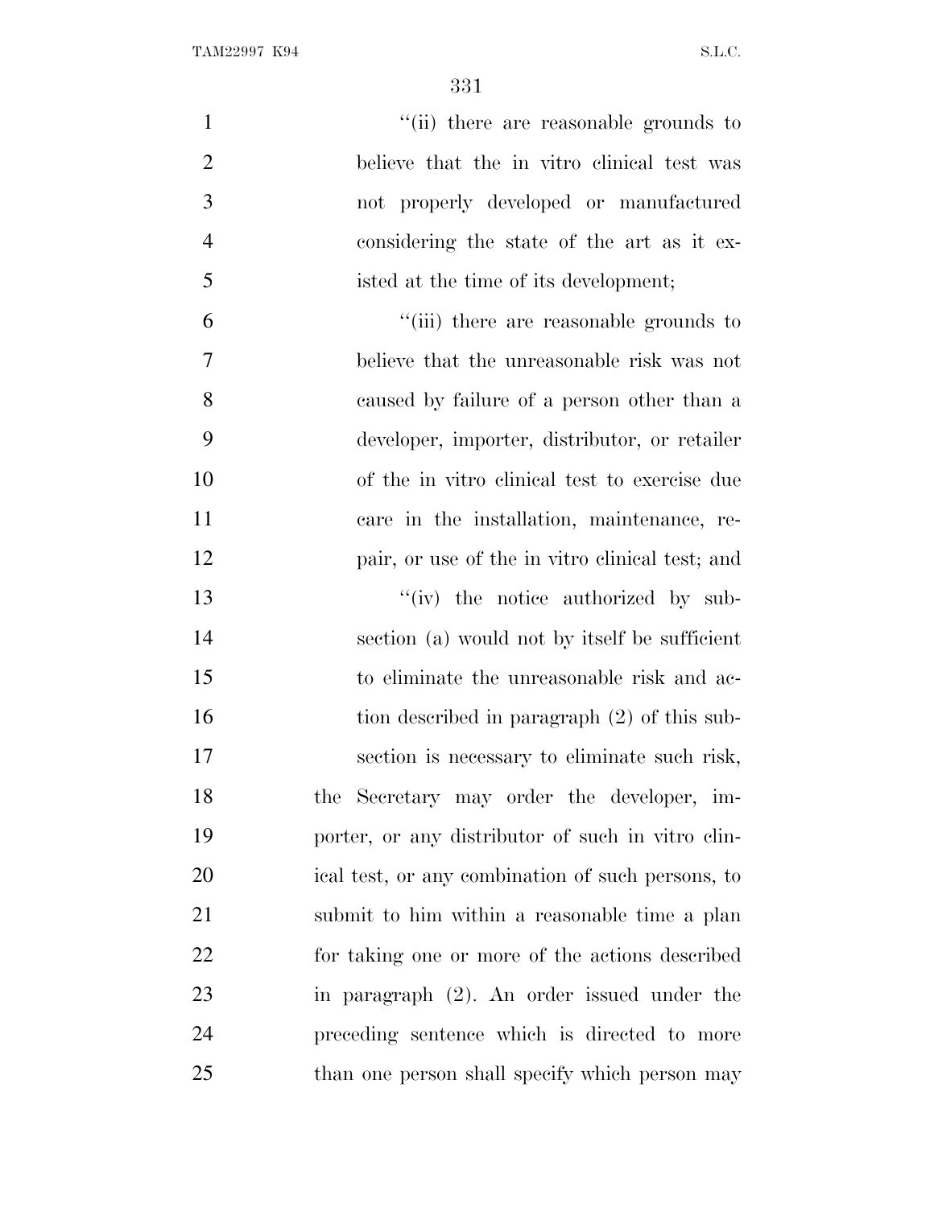"(ii) there are reasonable grounds to believe that the in vitro clinical test was not properly developed or manufactured considering the state of the art as it existed at the time of its development;

"(iii) there are reasonable grounds to believe that the unreasonable risk was not caused by failure of a person other than a developer, importer, distributor, or retailer of the in vitro clinical test to exercise due care in the installation, maintenance, repair, or use of the in vitro clinical test; and

"(iv) the notice authorized by subsection (a) would not by itself be sufficient to eliminate the unreasonable risk and action described in paragraph (2) of this subsection is necessary to eliminate such risk,

the Secretary may order the developer, importer, or any distributor of such in vitro clinical test, or any combination of such persons, to submit to him within a reasonable time a plan for taking one or more of the actions described in paragraph (2). An order issued under the preceding sentence which is directed to more than one person shall specify which person may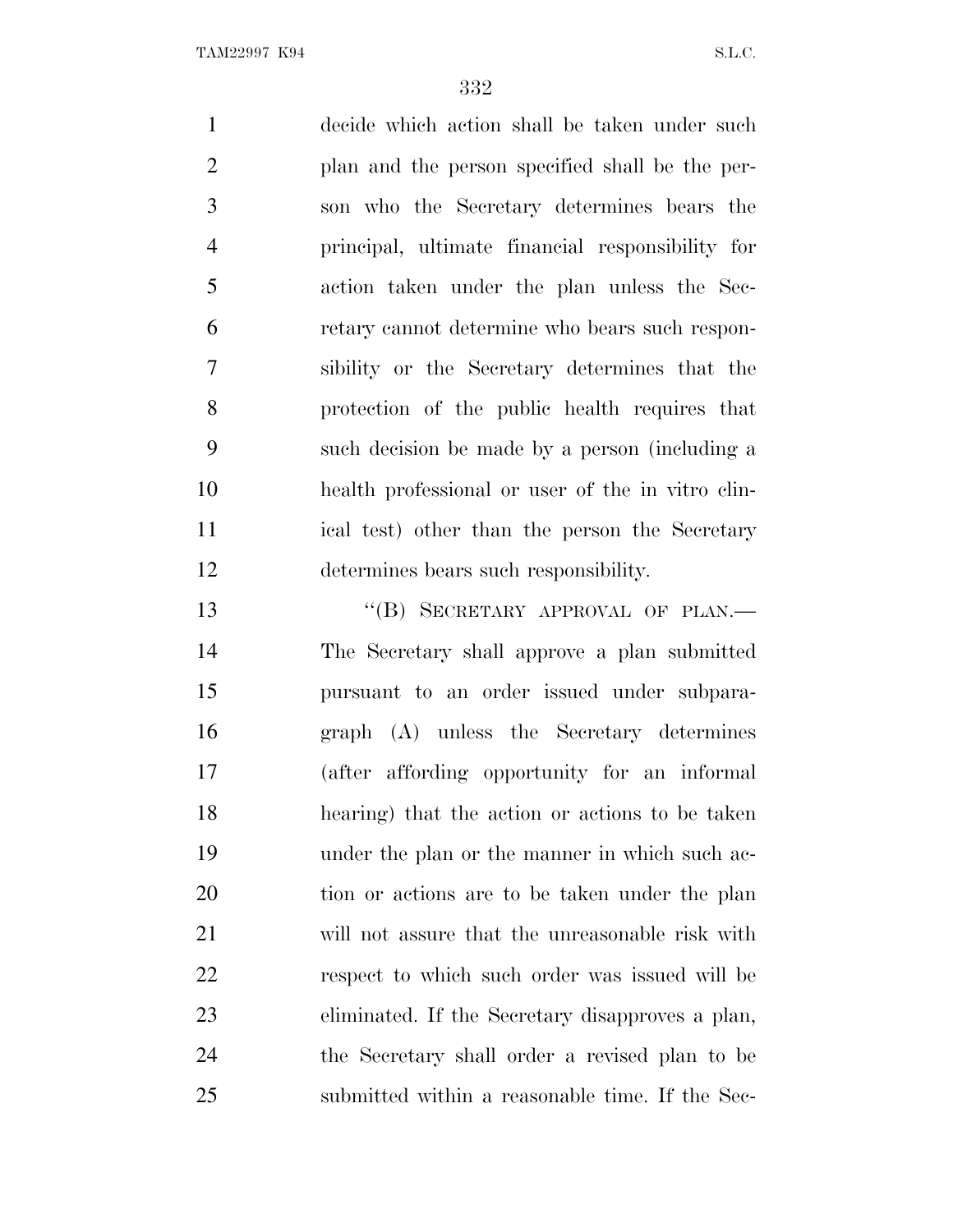decide which action shall be taken under such plan and the person specified shall be the person who the Secretary determines bears the principal, ultimate financial responsibility for action taken under the plan unless the Secretary cannot determine who bears such responsibility or the Secretary determines that the protection of the public health requires that such decision be made by a person (including a health professional or user of the in vitro clinical test) other than the person the Secretary determines bears such responsibility.

"(B) SECRETARY APPROVAL OF PLAN.— The Secretary shall approve a plan submitted pursuant to an order issued under subparagraph (A) unless the Secretary determines (after affording opportunity for an informal hearing) that the action or actions to be taken under the plan or the manner in which such action or actions are to be taken under the plan will not assure that the unreasonable risk with respect to which such order was issued will be eliminated. If the Secretary disapproves a plan, the Secretary shall order a revised plan to be submitted within a reasonable time. If the Sec-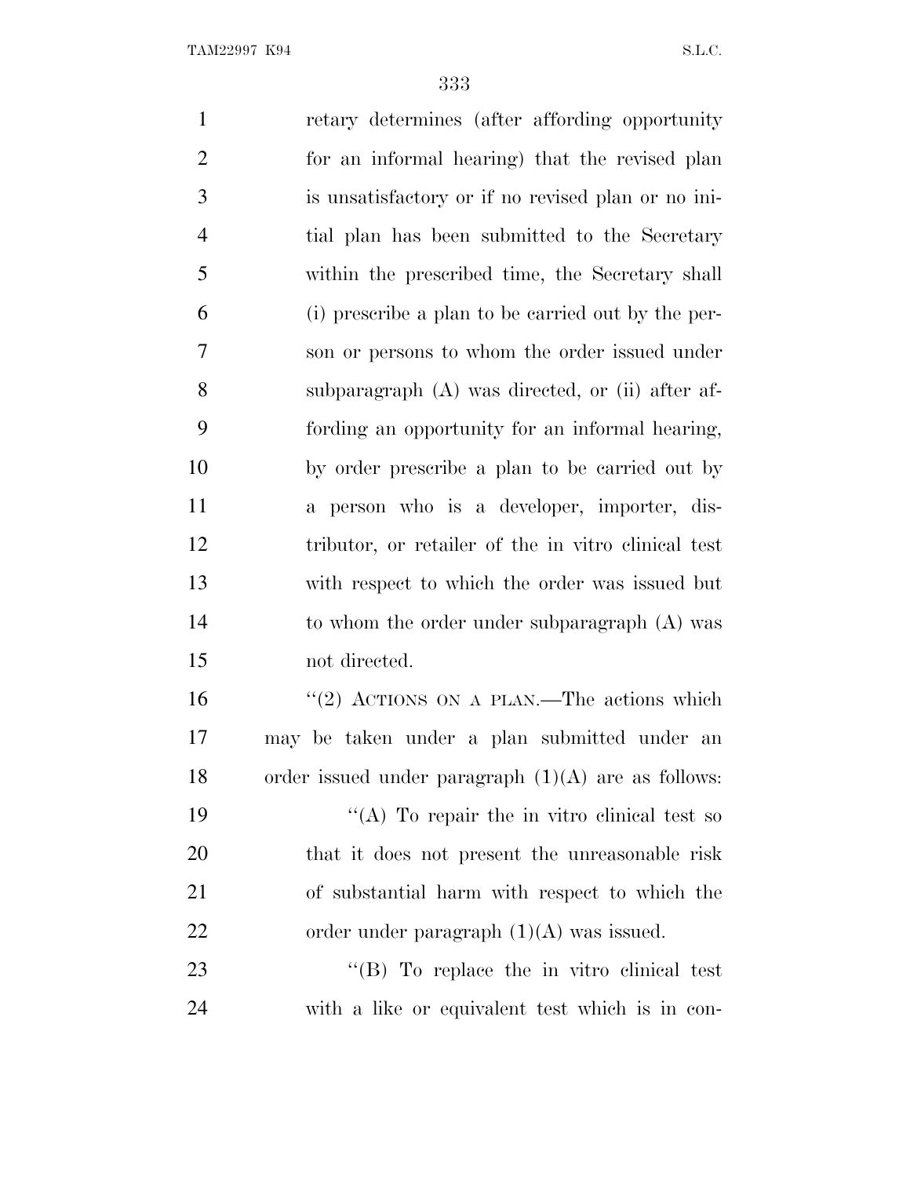retary determines (after affording opportunity for an informal hearing) that the revised plan is unsatisfactory or if no revised plan or no initial plan has been submitted to the Secretary within the prescribed time, the Secretary shall (i) prescribe a plan to be carried out by the person or persons to whom the order issued under subparagraph (A) was directed, or (ii) after affording an opportunity for an informal hearing, by order prescribe a plan to be carried out by a person who is a developer, importer, distributor, or retailer of the in vitro clinical test with respect to which the order was issued but to whom the order under subparagraph (A) was not directed.

''(2) ACTIONS ON A PLAN.—The actions which may be taken under a plan submitted under an order issued under paragraph (1)(A) are as follows:

''(A) To repair the in vitro clinical test so that it does not present the unreasonable risk of substantial harm with respect to which the order under paragraph (1)(A) was issued.

''(B) To replace the in vitro clinical test with a like or equivalent test which is in con-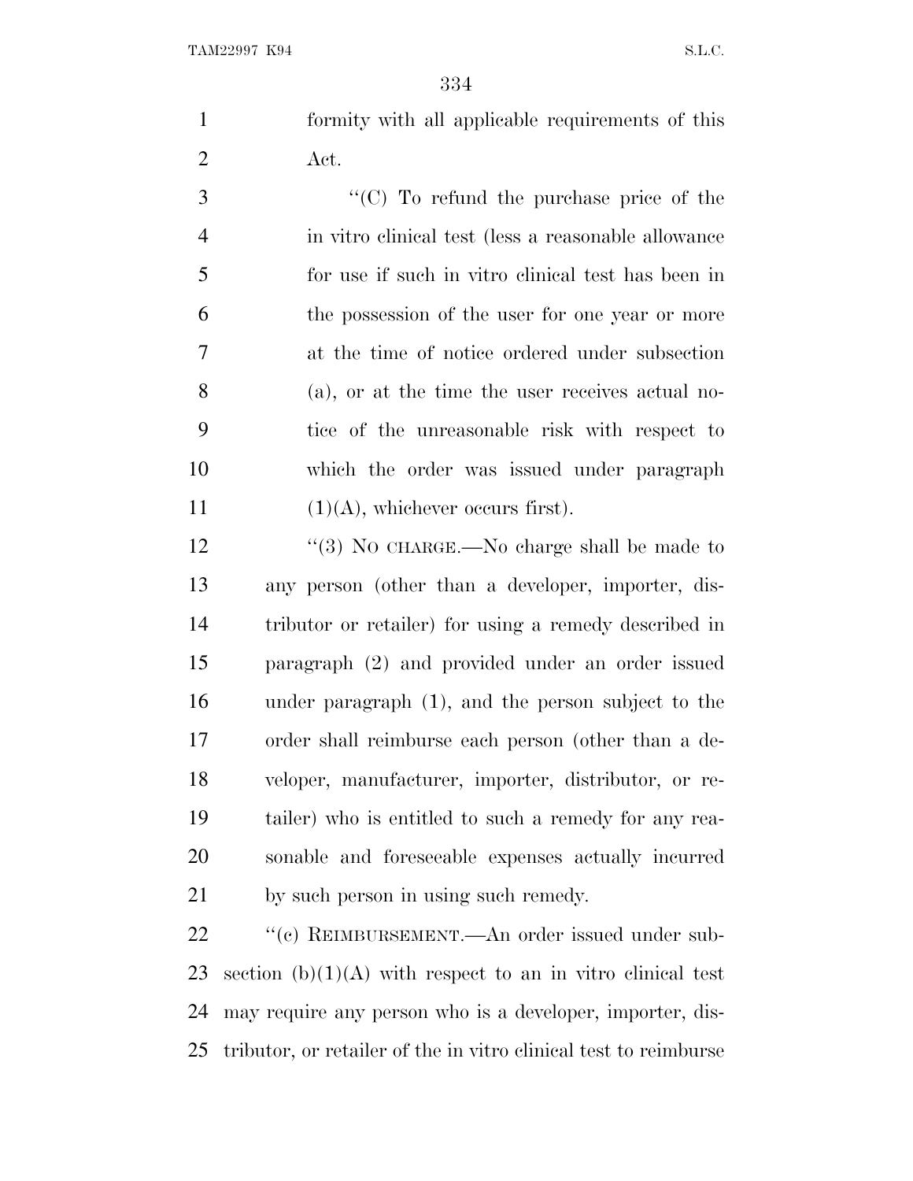formity with all applicable requirements of this Act.

"(C) To refund the purchase price of the in vitro clinical test (less a reasonable allowance for use if such in vitro clinical test has been in the possession of the user for one year or more at the time of notice ordered under subsection (a), or at the time the user receives actual notice of the unreasonable risk with respect to which the order was issued under paragraph (1)(A), whichever occurs first).

"(3) NO CHARGE.—No charge shall be made to any person (other than a developer, importer, distributor or retailer) for using a remedy described in paragraph (2) and provided under an order issued under paragraph (1), and the person subject to the order shall reimburse each person (other than a developer, manufacturer, importer, distributor, or retailer) who is entitled to such a remedy for any reasonable and foreseeable expenses actually incurred by such person in using such remedy.

"(c) REIMBURSEMENT.—An order issued under subsection (b)(1)(A) with respect to an in vitro clinical test may require any person who is a developer, importer, distributor, or retailer of the in vitro clinical test to reimburse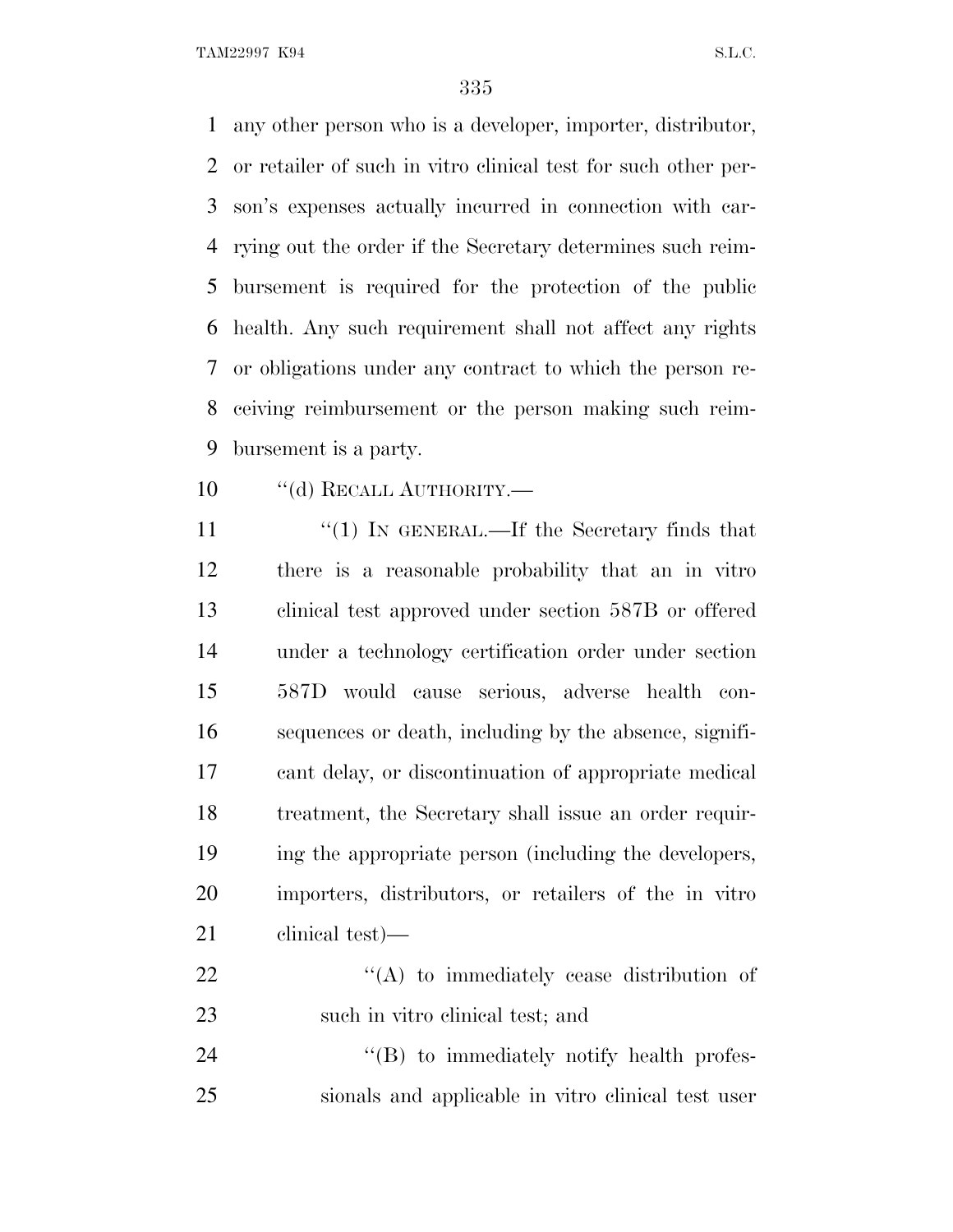any other person who is a developer, importer, distributor, or retailer of such in vitro clinical test for such other person's expenses actually incurred in connection with carrying out the order if the Secretary determines such reimbursement is required for the protection of the public health. Any such requirement shall not affect any rights or obligations under any contract to which the person receiving reimbursement or the person making such reimbursement is a party.

"(d) RECALL AUTHORITY.—

"(1) IN GENERAL.—If the Secretary finds that there is a reasonable probability that an in vitro clinical test approved under section 587B or offered under a technology certification order under section 587D would cause serious, adverse health consequences or death, including by the absence, significant delay, or discontinuation of appropriate medical treatment, the Secretary shall issue an order requiring the appropriate person (including the developers, importers, distributors, or retailers of the in vitro clinical test)—

"(A) to immediately cease distribution of such in vitro clinical test; and

"(B) to immediately notify health professionals and applicable in vitro clinical test user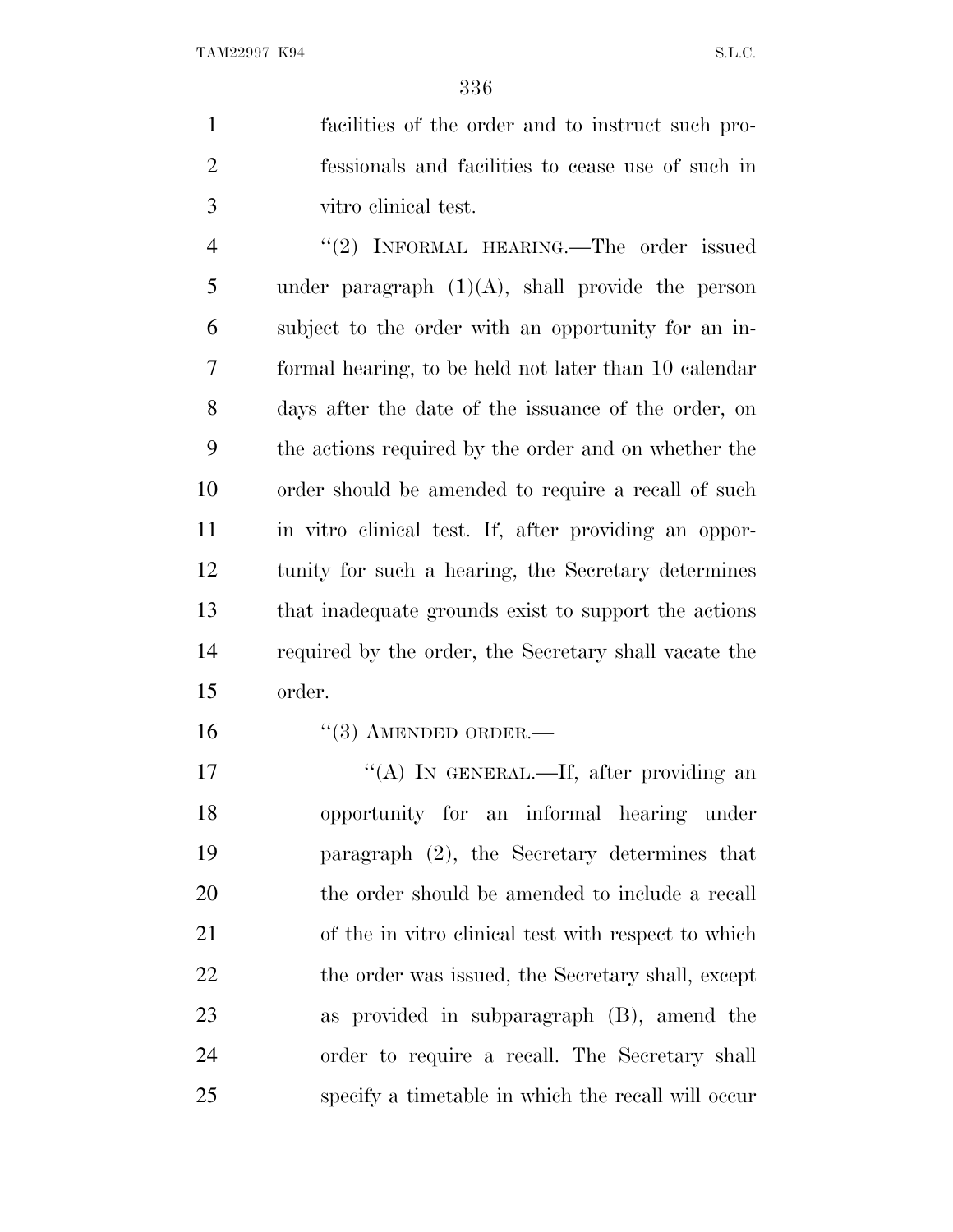facilities of the order and to instruct such professionals and facilities to cease use of such in vitro clinical test.

"(2) INFORMAL HEARING.—The order issued under paragraph (1)(A), shall provide the person subject to the order with an opportunity for an informal hearing, to be held not later than 10 calendar days after the date of the issuance of the order, on the actions required by the order and on whether the order should be amended to require a recall of such in vitro clinical test. If, after providing an opportunity for such a hearing, the Secretary determines that inadequate grounds exist to support the actions required by the order, the Secretary shall vacate the order.

"(3) AMENDED ORDER.—

"(A) IN GENERAL.—If, after providing an opportunity for an informal hearing under paragraph (2), the Secretary determines that the order should be amended to include a recall of the in vitro clinical test with respect to which the order was issued, the Secretary shall, except as provided in subparagraph (B), amend the order to require a recall. The Secretary shall specify a timetable in which the recall will occur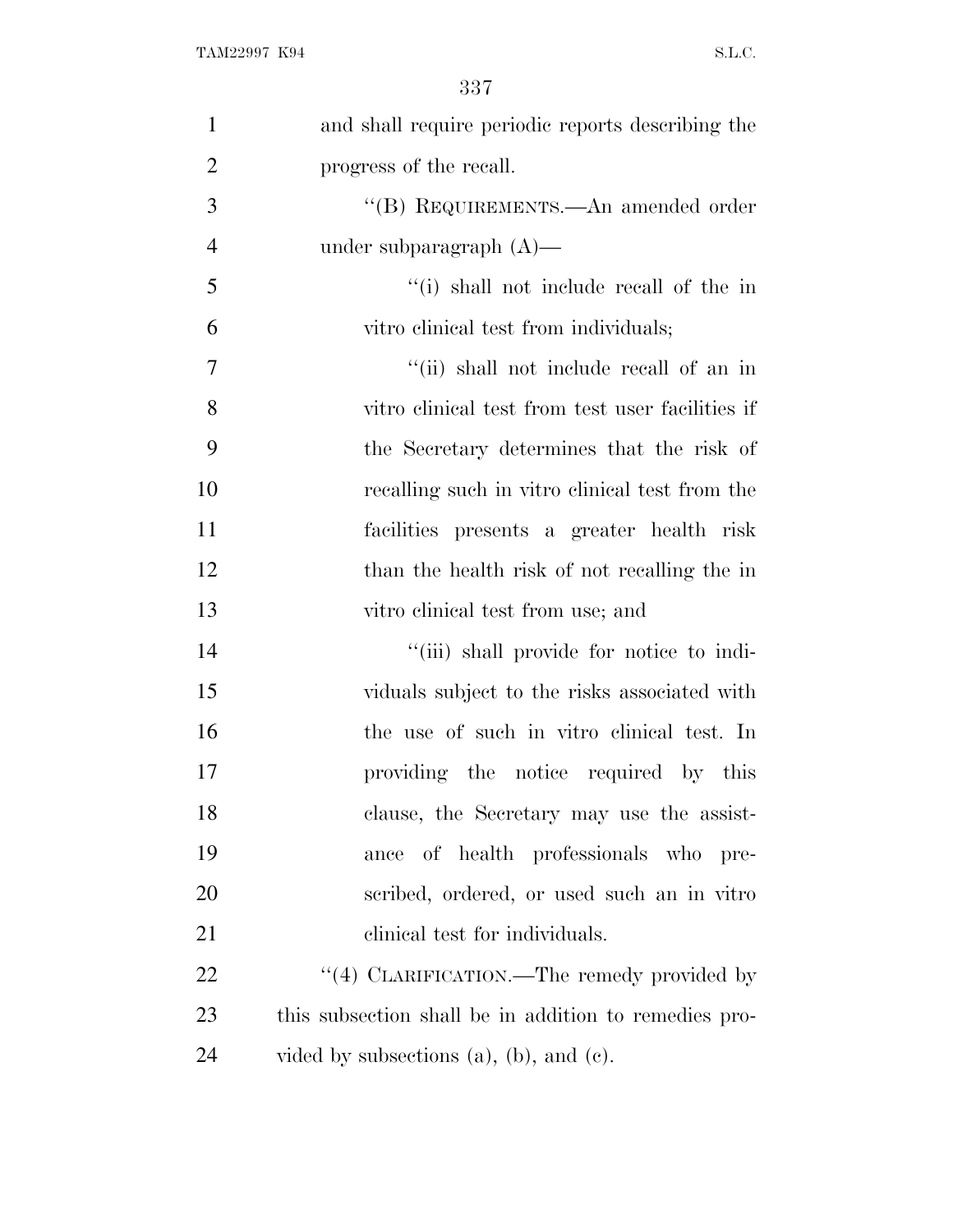and shall require periodic reports describing the progress of the recall.

''(B) REQUIREMENTS.—An amended order under subparagraph (A)—

''(i) shall not include recall of the in vitro clinical test from individuals;

''(ii) shall not include recall of an in vitro clinical test from test user facilities if the Secretary determines that the risk of recalling such in vitro clinical test from the facilities presents a greater health risk than the health risk of not recalling the in vitro clinical test from use; and

''(iii) shall provide for notice to individuals subject to the risks associated with the use of such in vitro clinical test. In providing the notice required by this clause, the Secretary may use the assistance of health professionals who prescribed, ordered, or used such an in vitro clinical test for individuals.

''(4) CLARIFICATION.—The remedy provided by this subsection shall be in addition to remedies provided by subsections (a), (b), and (c).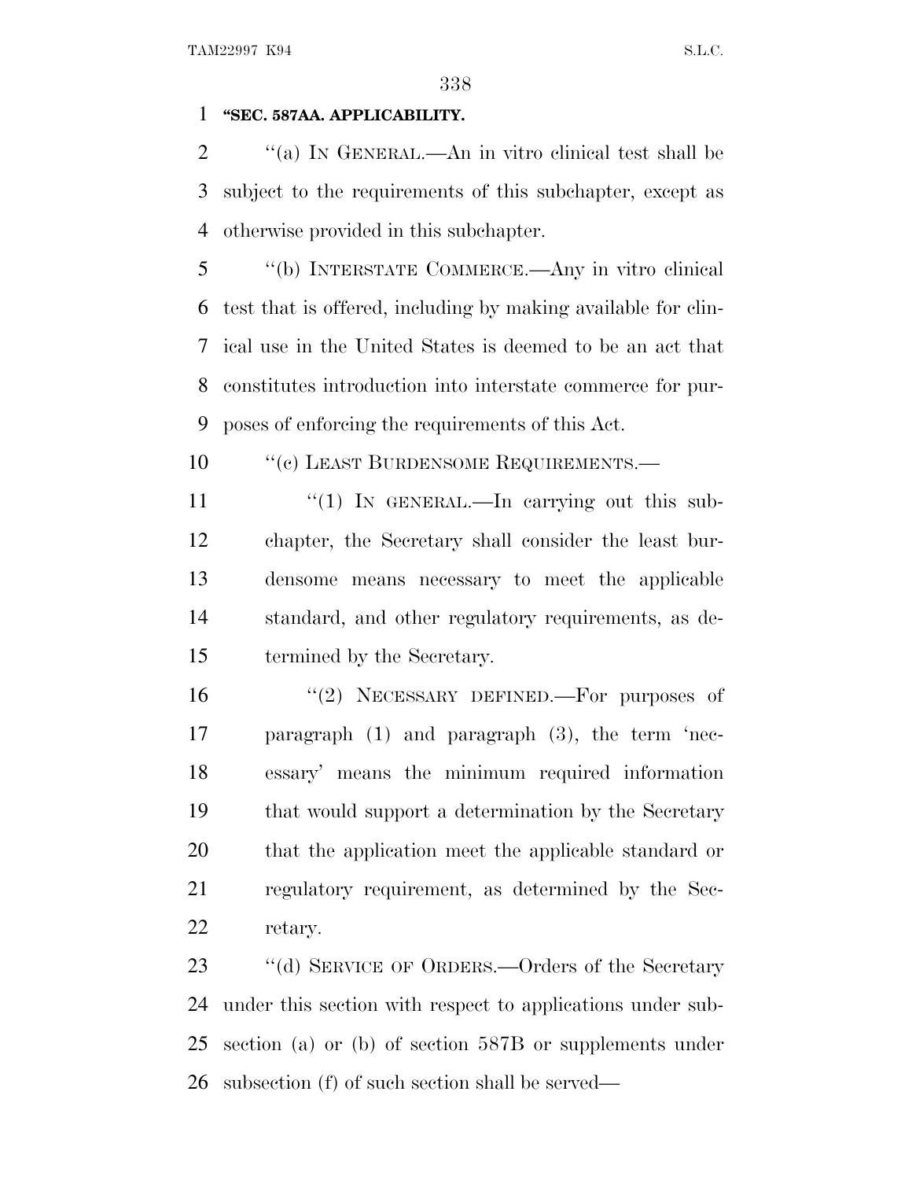**"SEC. 587AA. APPLICABILITY.**

"(a) IN GENERAL.—An in vitro clinical test shall be subject to the requirements of this subchapter, except as otherwise provided in this subchapter.

"(b) INTERSTATE COMMERCE.—Any in vitro clinical test that is offered, including by making available for clinical use in the United States is deemed to be an act that constitutes introduction into interstate commerce for purposes of enforcing the requirements of this Act.

"(c) LEAST BURDENSOME REQUIREMENTS.—

"(1) IN GENERAL.—In carrying out this subchapter, the Secretary shall consider the least burdensome means necessary to meet the applicable standard, and other regulatory requirements, as determined by the Secretary.

"(2) NECESSARY DEFINED.—For purposes of paragraph (1) and paragraph (3), the term 'necessary' means the minimum required information that would support a determination by the Secretary that the application meet the applicable standard or regulatory requirement, as determined by the Secretary.

"(d) SERVICE OF ORDERS.—Orders of the Secretary under this section with respect to applications under subsection (a) or (b) of section 587B or supplements under subsection (f) of such section shall be served—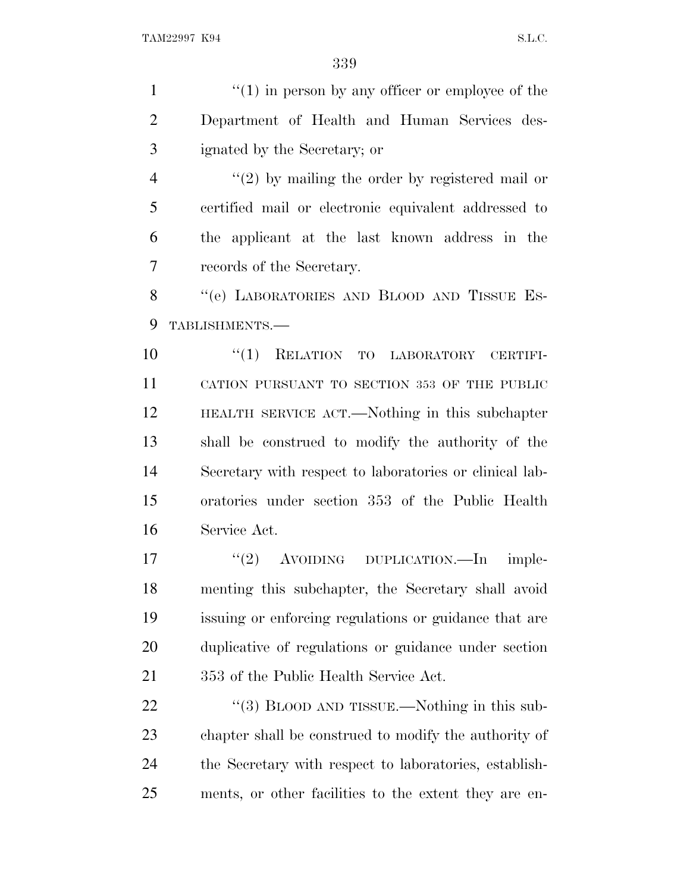"(1) in person by any officer or employee of the Department of Health and Human Services designated by the Secretary; or

"(2) by mailing the order by registered mail or certified mail or electronic equivalent addressed to the applicant at the last known address in the records of the Secretary.

"(e) LABORATORIES AND BLOOD AND TISSUE ESTABLISHMENTS.—

"(1) RELATION TO LABORATORY CERTIFICATION PURSUANT TO SECTION 353 OF THE PUBLIC HEALTH SERVICE ACT.—Nothing in this subchapter shall be construed to modify the authority of the Secretary with respect to laboratories or clinical laboratories under section 353 of the Public Health Service Act.

"(2) AVOIDING DUPLICATION.—In implementing this subchapter, the Secretary shall avoid issuing or enforcing regulations or guidance that are duplicative of regulations or guidance under section 353 of the Public Health Service Act.

"(3) BLOOD AND TISSUE.—Nothing in this subchapter shall be construed to modify the authority of the Secretary with respect to laboratories, establishments, or other facilities to the extent they are en-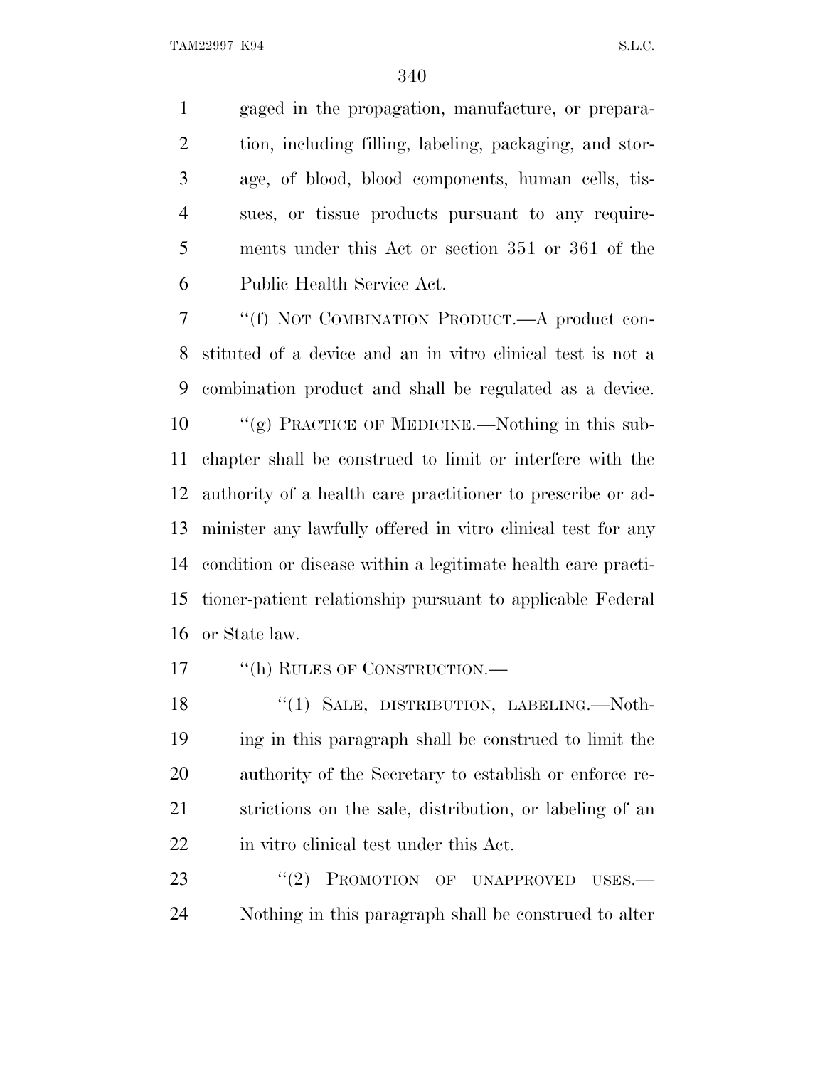gaged in the propagation, manufacture, or preparation, including filling, labeling, packaging, and storage, of blood, blood components, human cells, tissues, or tissue products pursuant to any requirements under this Act or section 351 or 361 of the Public Health Service Act.

"(f) NOT COMBINATION PRODUCT.—A product constituted of a device and an in vitro clinical test is not a combination product and shall be regulated as a device.

"(g) PRACTICE OF MEDICINE.—Nothing in this subchapter shall be construed to limit or interfere with the authority of a health care practitioner to prescribe or administer any lawfully offered in vitro clinical test for any condition or disease within a legitimate health care practitioner-patient relationship pursuant to applicable Federal or State law.

"(h) RULES OF CONSTRUCTION.—

"(1) SALE, DISTRIBUTION, LABELING.—Nothing in this paragraph shall be construed to limit the authority of the Secretary to establish or enforce restrictions on the sale, distribution, or labeling of an in vitro clinical test under this Act.

"(2) PROMOTION OF UNAPPROVED USES.—Nothing in this paragraph shall be construed to alter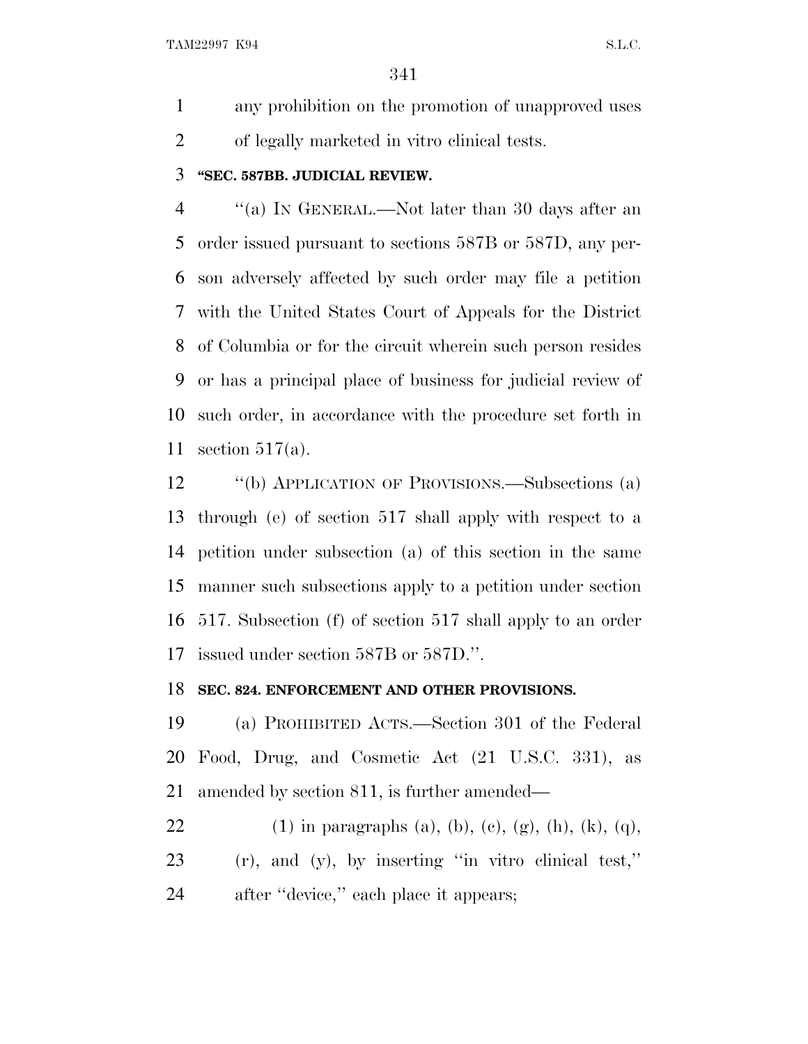any prohibition on the promotion of unapproved uses of legally marketed in vitro clinical tests.

**"SEC. 587BB. JUDICIAL REVIEW.**

"(a) IN GENERAL.—Not later than 30 days after an order issued pursuant to sections 587B or 587D, any person adversely affected by such order may file a petition with the United States Court of Appeals for the District of Columbia or for the circuit wherein such person resides or has a principal place of business for judicial review of such order, in accordance with the procedure set forth in section 517(a).

"(b) APPLICATION OF PROVISIONS.—Subsections (a) through (e) of section 517 shall apply with respect to a petition under subsection (a) of this section in the same manner such subsections apply to a petition under section 517. Subsection (f) of section 517 shall apply to an order issued under section 587B or 587D.".

**SEC. 824. ENFORCEMENT AND OTHER PROVISIONS.**

(a) PROHIBITED ACTS.—Section 301 of the Federal Food, Drug, and Cosmetic Act (21 U.S.C. 331), as amended by section 811, is further amended—

(1) in paragraphs (a), (b), (c), (g), (h), (k), (q), (r), and (y), by inserting "in vitro clinical test," after "device," each place it appears;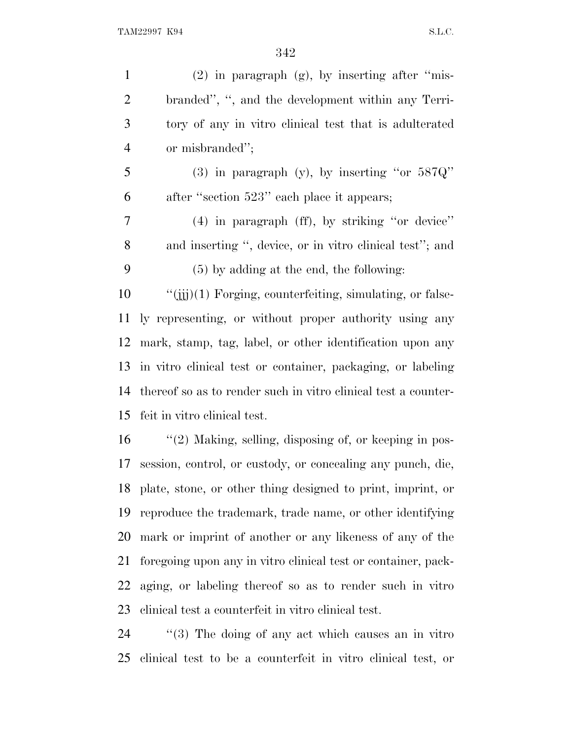(2) in paragraph (g), by inserting after ''misbranded'', '', and the development within any Territory of any in vitro clinical test that is adulterated or misbranded'';

(3) in paragraph (y), by inserting ''or 587Q'' after ''section 523'' each place it appears;

(4) in paragraph (ff), by striking ''or device'' and inserting '', device, or in vitro clinical test''; and

(5) by adding at the end, the following:

''(jjj)(1) Forging, counterfeiting, simulating, or falsely representing, or without proper authority using any mark, stamp, tag, label, or other identification upon any in vitro clinical test or container, packaging, or labeling thereof so as to render such in vitro clinical test a counterfeit in vitro clinical test.

''(2) Making, selling, disposing of, or keeping in possession, control, or custody, or concealing any punch, die, plate, stone, or other thing designed to print, imprint, or reproduce the trademark, trade name, or other identifying mark or imprint of another or any likeness of any of the foregoing upon any in vitro clinical test or container, packaging, or labeling thereof so as to render such in vitro clinical test a counterfeit in vitro clinical test.

''(3) The doing of any act which causes an in vitro clinical test to be a counterfeit in vitro clinical test, or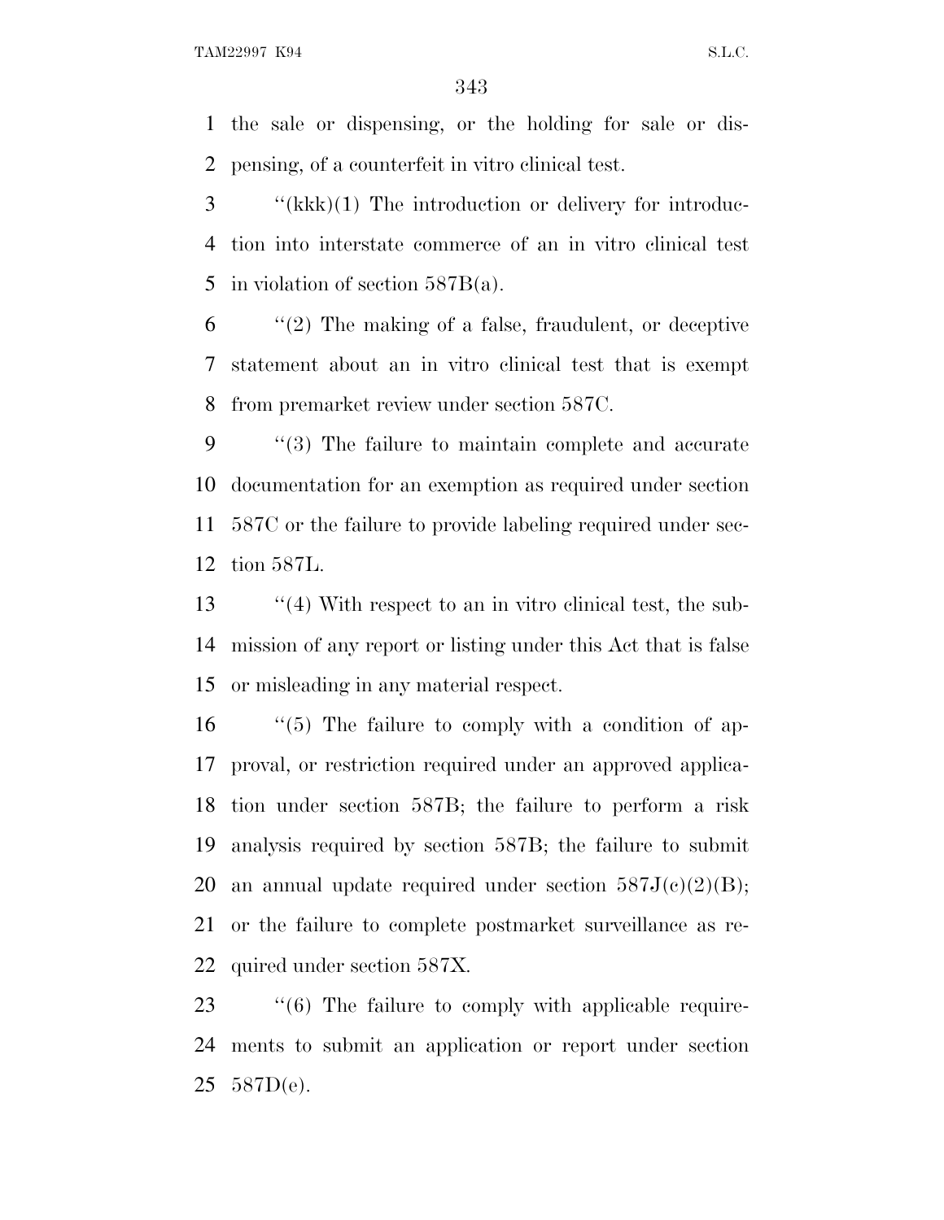the sale or dispensing, or the holding for sale or dispensing, of a counterfeit in vitro clinical test.

''(kkk)(1) The introduction or delivery for introduction into interstate commerce of an in vitro clinical test in violation of section 587B(a).

''(2) The making of a false, fraudulent, or deceptive statement about an in vitro clinical test that is exempt from premarket review under section 587C.

''(3) The failure to maintain complete and accurate documentation for an exemption as required under section 587C or the failure to provide labeling required under section 587L.

''(4) With respect to an in vitro clinical test, the submission of any report or listing under this Act that is false or misleading in any material respect.

''(5) The failure to comply with a condition of approval, or restriction required under an approved application under section 587B; the failure to perform a risk analysis required by section 587B; the failure to submit an annual update required under section 587J(c)(2)(B); or the failure to complete postmarket surveillance as required under section 587X.

''(6) The failure to comply with applicable requirements to submit an application or report under section 587D(e).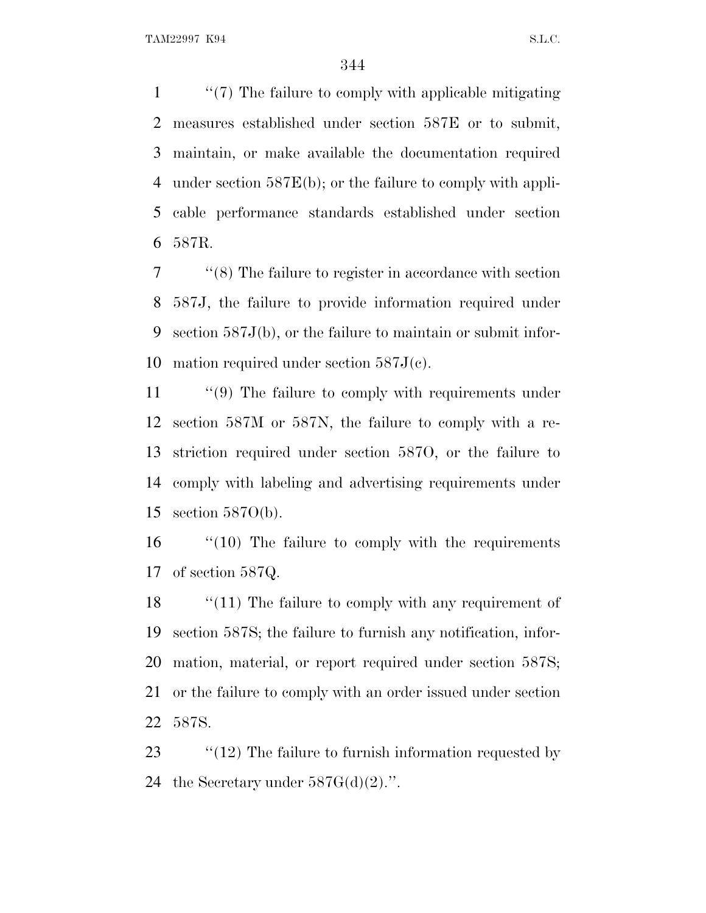"(7) The failure to comply with applicable mitigating measures established under section 587E or to submit, maintain, or make available the documentation required under section 587E(b); or the failure to comply with applicable performance standards established under section 587R.

"(8) The failure to register in accordance with section 587J, the failure to provide information required under section 587J(b), or the failure to maintain or submit information required under section 587J(c).

"(9) The failure to comply with requirements under section 587M or 587N, the failure to comply with a restriction required under section 587O, or the failure to comply with labeling and advertising requirements under section 587O(b).

"(10) The failure to comply with the requirements of section 587Q.

"(11) The failure to comply with any requirement of section 587S; the failure to furnish any notification, information, material, or report required under section 587S; or the failure to comply with an order issued under section 587S.

"(12) The failure to furnish information requested by the Secretary under 587G(d)(2).".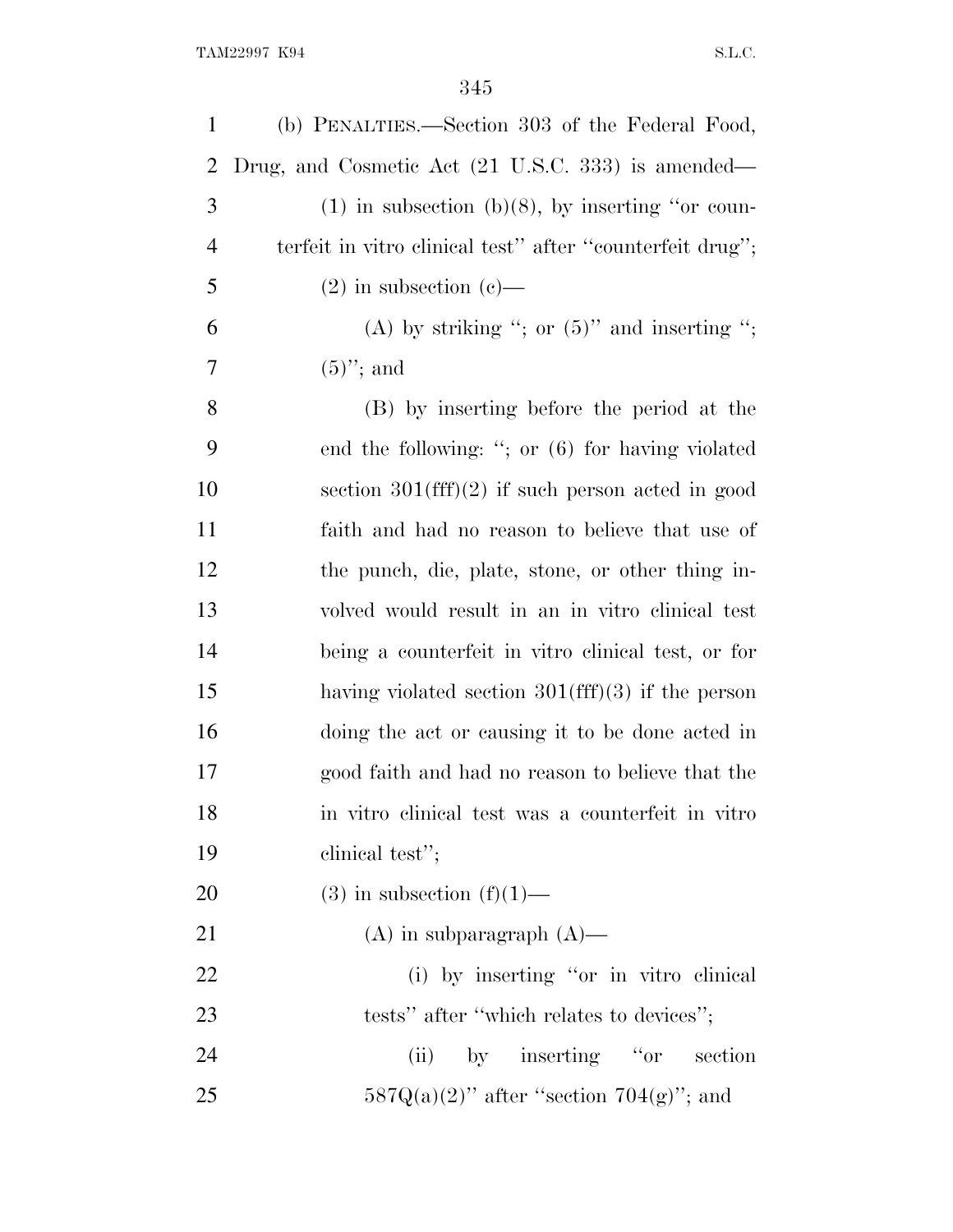(b) PENALTIES.—Section 303 of the Federal Food, Drug, and Cosmetic Act (21 U.S.C. 333) is amended—

(1) in subsection (b)(8), by inserting ''or counterfeit in vitro clinical test'' after ''counterfeit drug'';

(2) in subsection (c)—

(A) by striking ''; or (5)'' and inserting ''; (5)''; and

(B) by inserting before the period at the end the following: ''; or (6) for having violated section 301(fff)(2) if such person acted in good faith and had no reason to believe that use of the punch, die, plate, stone, or other thing involved would result in an in vitro clinical test being a counterfeit in vitro clinical test, or for having violated section 301(fff)(3) if the person doing the act or causing it to be done acted in good faith and had no reason to believe that the in vitro clinical test was a counterfeit in vitro clinical test'';

(3) in subsection (f)(1)—

(A) in subparagraph (A)—

(i) by inserting ''or in vitro clinical tests'' after ''which relates to devices'';

(ii) by inserting ''or section 587Q(a)(2)'' after ''section 704(g)''; and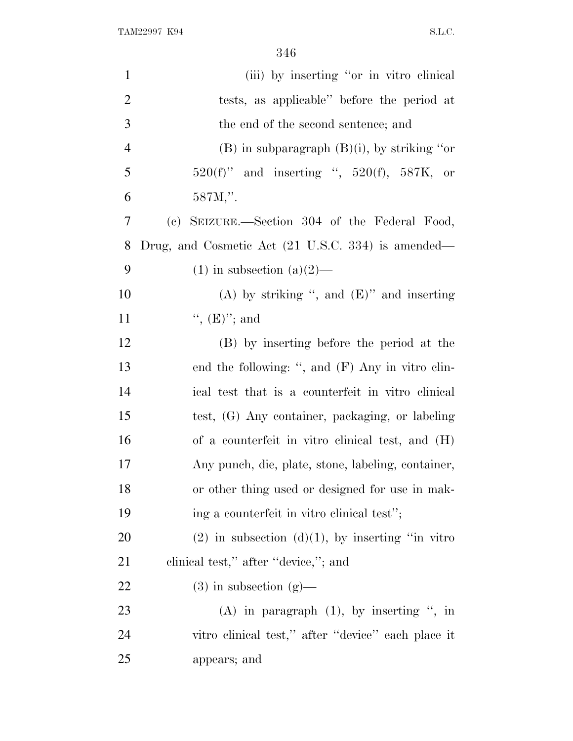(iii) by inserting "or in vitro clinical tests, as applicable" before the period at the end of the second sentence; and

(B) in subparagraph (B)(i), by striking "or 520(f)" and inserting ", 520(f), 587K, or 587M,".

(c) SEIZURE.—Section 304 of the Federal Food, Drug, and Cosmetic Act (21 U.S.C. 334) is amended—

(1) in subsection (a)(2)—

(A) by striking ", and (E)" and inserting ", (E)"; and

(B) by inserting before the period at the end the following: ", and (F) Any in vitro clinical test that is a counterfeit in vitro clinical test, (G) Any container, packaging, or labeling of a counterfeit in vitro clinical test, and (H) Any punch, die, plate, stone, labeling, container, or other thing used or designed for use in making a counterfeit in vitro clinical test";

(2) in subsection (d)(1), by inserting "in vitro clinical test," after "device,"; and

(3) in subsection (g)—

(A) in paragraph (1), by inserting ", in vitro clinical test," after "device" each place it appears; and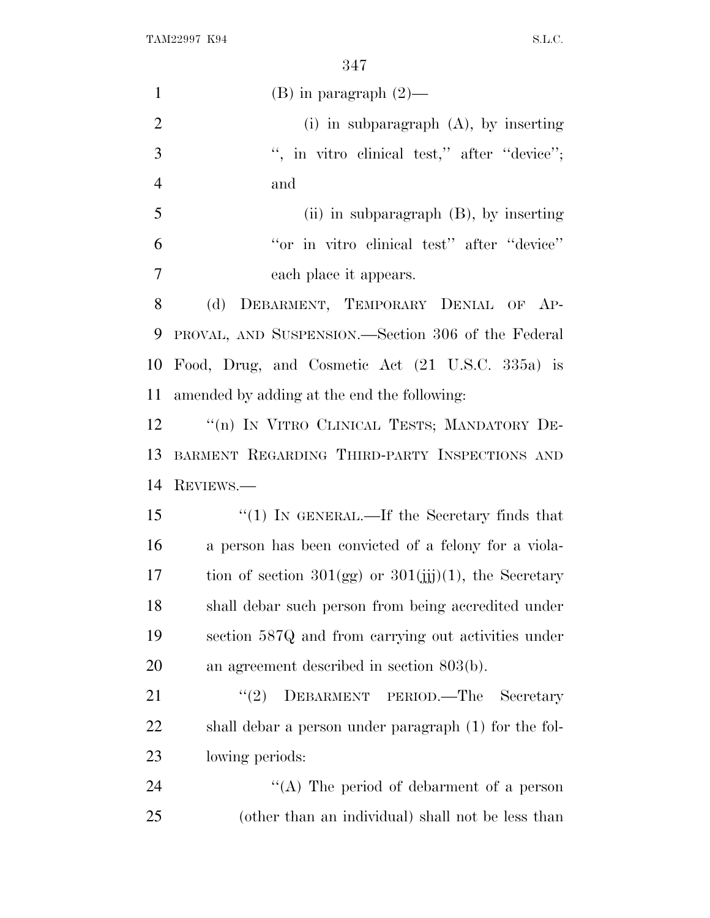(B) in paragraph (2)—

(i) in subparagraph (A), by inserting ", in vitro clinical test," after "device"; and

(ii) in subparagraph (B), by inserting "or in vitro clinical test" after "device" each place it appears.

(d) DEBARMENT, TEMPORARY DENIAL OF APPROVAL, AND SUSPENSION.—Section 306 of the Federal Food, Drug, and Cosmetic Act (21 U.S.C. 335a) is amended by adding at the end the following:

"(n) IN VITRO CLINICAL TESTS; MANDATORY DEBARMENT REGARDING THIRD-PARTY INSPECTIONS AND REVIEWS.—

"(1) IN GENERAL.—If the Secretary finds that a person has been convicted of a felony for a violation of section 301(gg) or 301(jjj)(1), the Secretary shall debar such person from being accredited under section 587Q and from carrying out activities under an agreement described in section 803(b).

"(2) DEBARMENT PERIOD.—The Secretary shall debar a person under paragraph (1) for the following periods:

"(A) The period of debarment of a person (other than an individual) shall not be less than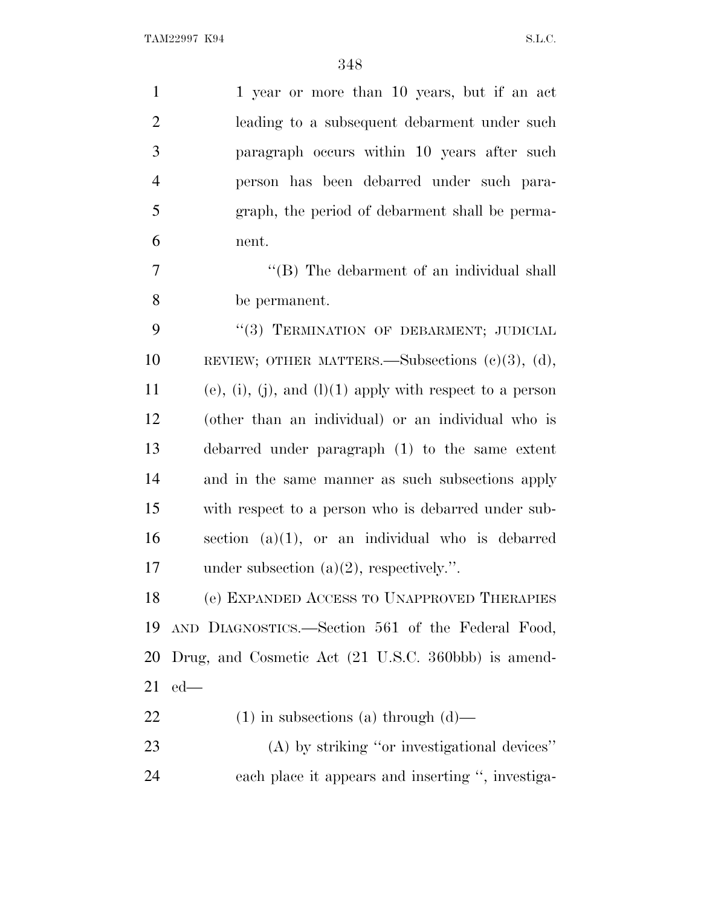1 year or more than 10 years, but if an act leading to a subsequent debarment under such paragraph occurs within 10 years after such person has been debarred under such paragraph, the period of debarment shall be permanent.

"(B) The debarment of an individual shall be permanent.

"(3) TERMINATION OF DEBARMENT; JUDICIAL REVIEW; OTHER MATTERS.—Subsections (c)(3), (d), (e), (i), (j), and (l)(1) apply with respect to a person (other than an individual) or an individual who is debarred under paragraph (1) to the same extent and in the same manner as such subsections apply with respect to a person who is debarred under subsection (a)(1), or an individual who is debarred under subsection (a)(2), respectively.".

(e) EXPANDED ACCESS TO UNAPPROVED THERAPIES AND DIAGNOSTICS.—Section 561 of the Federal Food, Drug, and Cosmetic Act (21 U.S.C. 360bbb) is amended—

(1) in subsections (a) through (d)—

(A) by striking "or investigational devices" each place it appears and inserting ", investiga-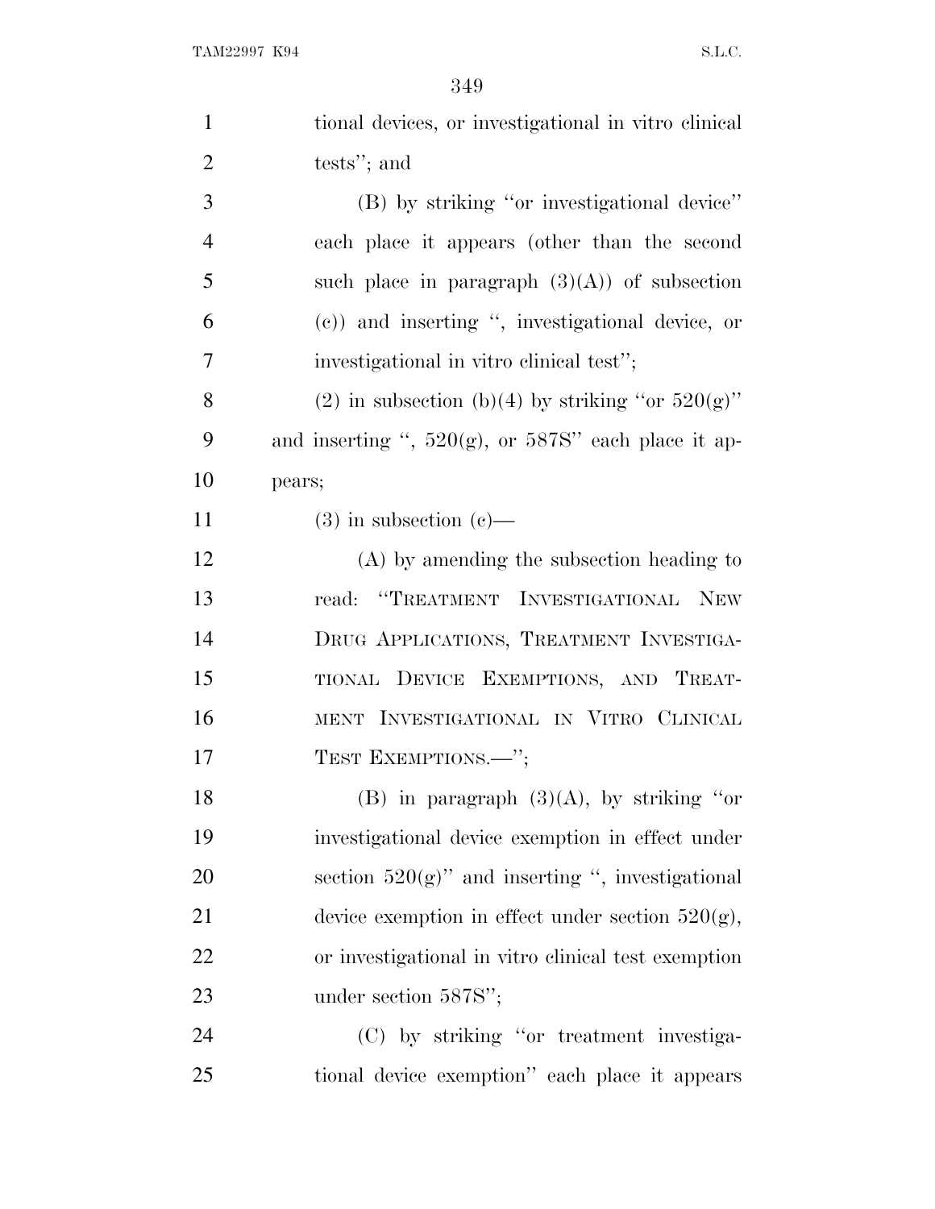tional devices, or investigational in vitro clinical tests''; and

(B) by striking ''or investigational device'' each place it appears (other than the second such place in paragraph (3)(A)) of subsection (c)) and inserting '', investigational device, or investigational in vitro clinical test'';

(2) in subsection (b)(4) by striking ''or 520(g)'' and inserting '', 520(g), or 587S'' each place it appears;

(3) in subsection (c)—

(A) by amending the subsection heading to read: ''TREATMENT INVESTIGATIONAL NEW DRUG APPLICATIONS, TREATMENT INVESTIGATIONAL DEVICE EXEMPTIONS, AND TREATMENT INVESTIGATIONAL IN VITRO CLINICAL TEST EXEMPTIONS.—'';

(B) in paragraph (3)(A), by striking ''or investigational device exemption in effect under section 520(g)'' and inserting '', investigational device exemption in effect under section 520(g), or investigational in vitro clinical test exemption under section 587S'';

(C) by striking ''or treatment investigational device exemption'' each place it appears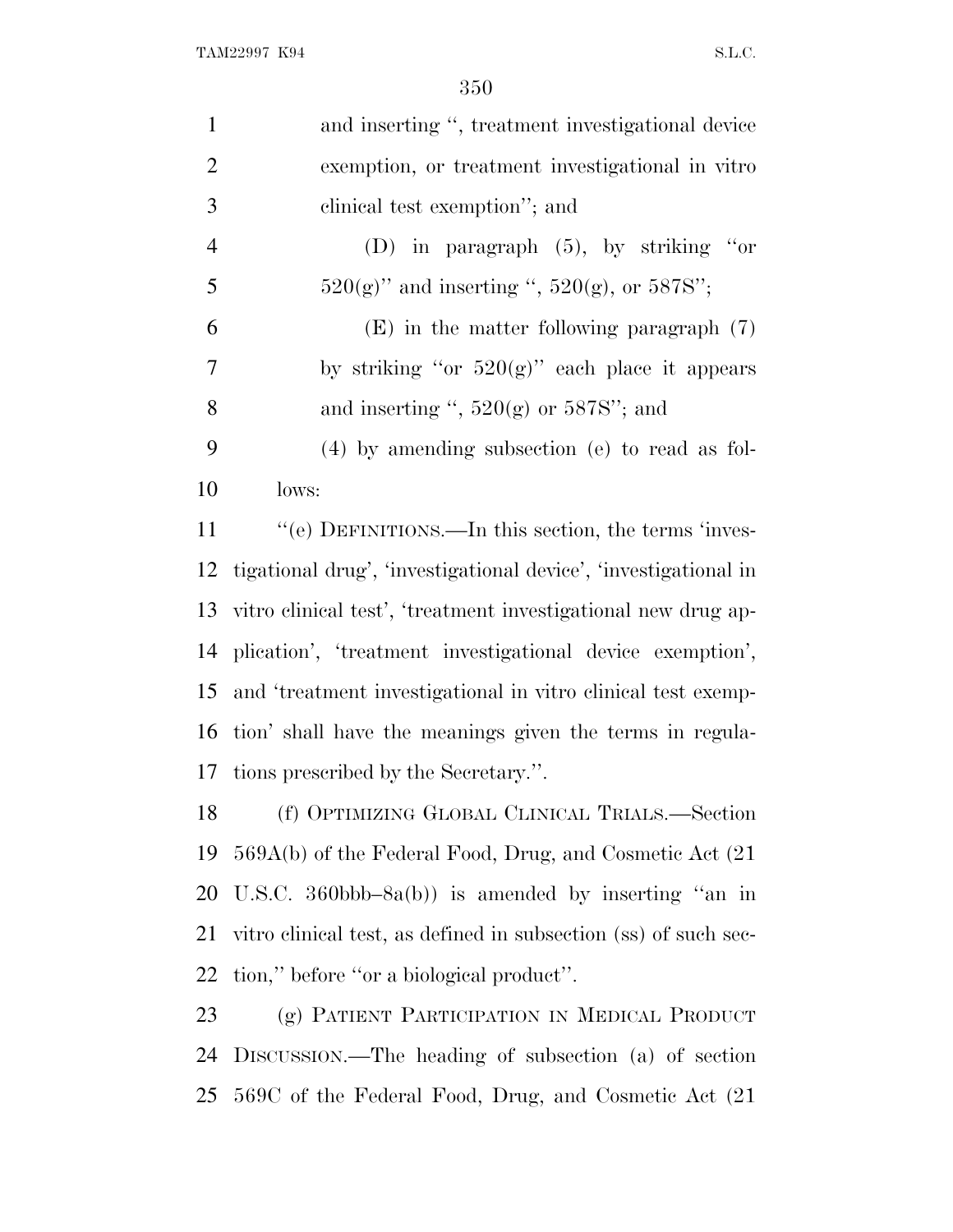and inserting ", treatment investigational device exemption, or treatment investigational in vitro clinical test exemption"; and

(D) in paragraph (5), by striking "or 520(g)" and inserting ", 520(g), or 587S";

(E) in the matter following paragraph (7) by striking "or 520(g)" each place it appears and inserting ", 520(g) or 587S"; and

(4) by amending subsection (e) to read as follows:

"(e) DEFINITIONS.—In this section, the terms 'investigational drug', 'investigational device', 'investigational in vitro clinical test', 'treatment investigational new drug application', 'treatment investigational device exemption', and 'treatment investigational in vitro clinical test exemption' shall have the meanings given the terms in regulations prescribed by the Secretary.".

(f) OPTIMIZING GLOBAL CLINICAL TRIALS.—Section 569A(b) of the Federal Food, Drug, and Cosmetic Act (21 U.S.C. 360bbb–8a(b)) is amended by inserting "an in vitro clinical test, as defined in subsection (ss) of such section," before "or a biological product".

(g) PATIENT PARTICIPATION IN MEDICAL PRODUCT DISCUSSION.—The heading of subsection (a) of section 569C of the Federal Food, Drug, and Cosmetic Act (21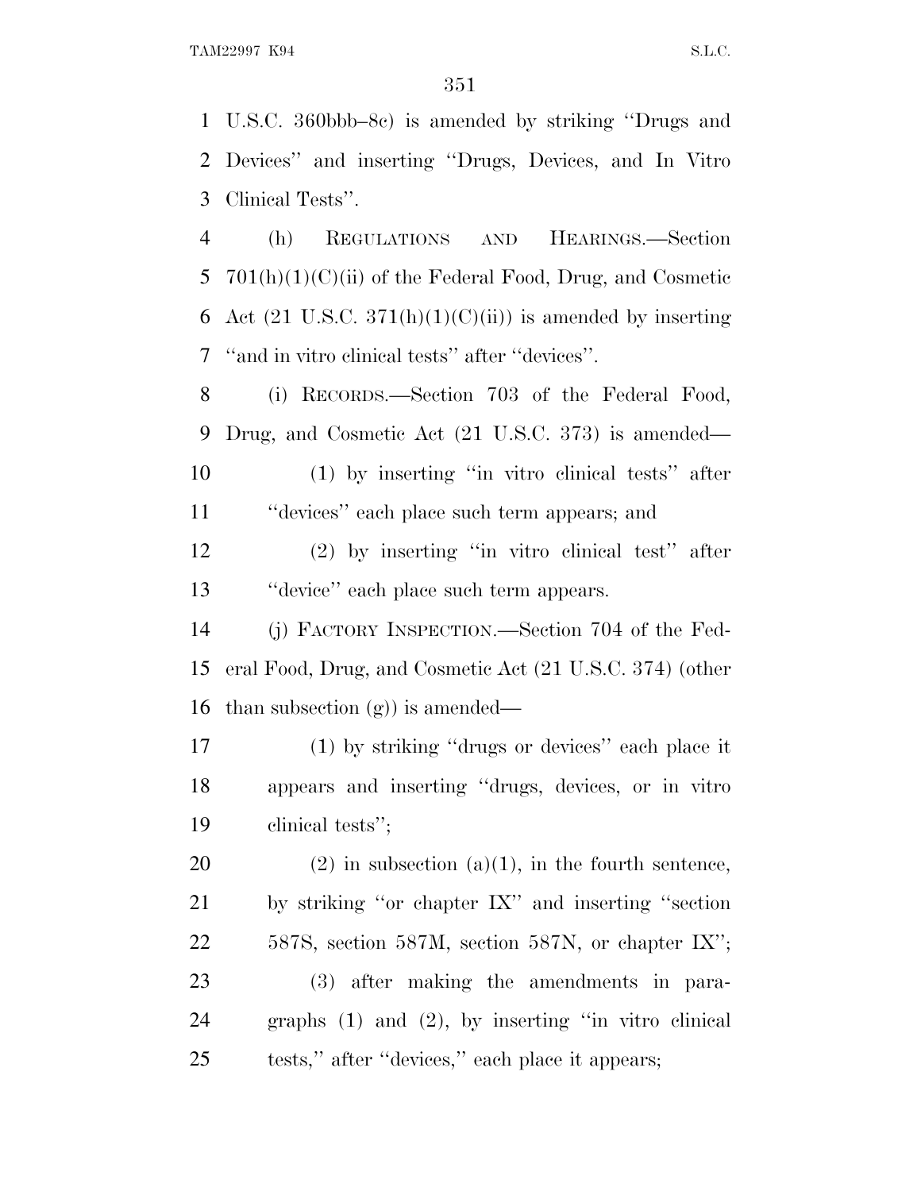U.S.C. 360bbb–8c) is amended by striking ''Drugs and Devices'' and inserting ''Drugs, Devices, and In Vitro Clinical Tests''.

(h) REGULATIONS AND HEARINGS.—Section 701(h)(1)(C)(ii) of the Federal Food, Drug, and Cosmetic Act (21 U.S.C. 371(h)(1)(C)(ii)) is amended by inserting ''and in vitro clinical tests'' after ''devices''.

(i) RECORDS.—Section 703 of the Federal Food, Drug, and Cosmetic Act (21 U.S.C. 373) is amended—

(1) by inserting ''in vitro clinical tests'' after ''devices'' each place such term appears; and

(2) by inserting ''in vitro clinical test'' after ''device'' each place such term appears.

(j) FACTORY INSPECTION.—Section 704 of the Federal Food, Drug, and Cosmetic Act (21 U.S.C. 374) (other than subsection (g)) is amended—

(1) by striking ''drugs or devices'' each place it appears and inserting ''drugs, devices, or in vitro clinical tests'';

(2) in subsection (a)(1), in the fourth sentence, by striking ''or chapter IX'' and inserting ''section 587S, section 587M, section 587N, or chapter IX'';

(3) after making the amendments in paragraphs (1) and (2), by inserting ''in vitro clinical tests,'' after ''devices,'' each place it appears;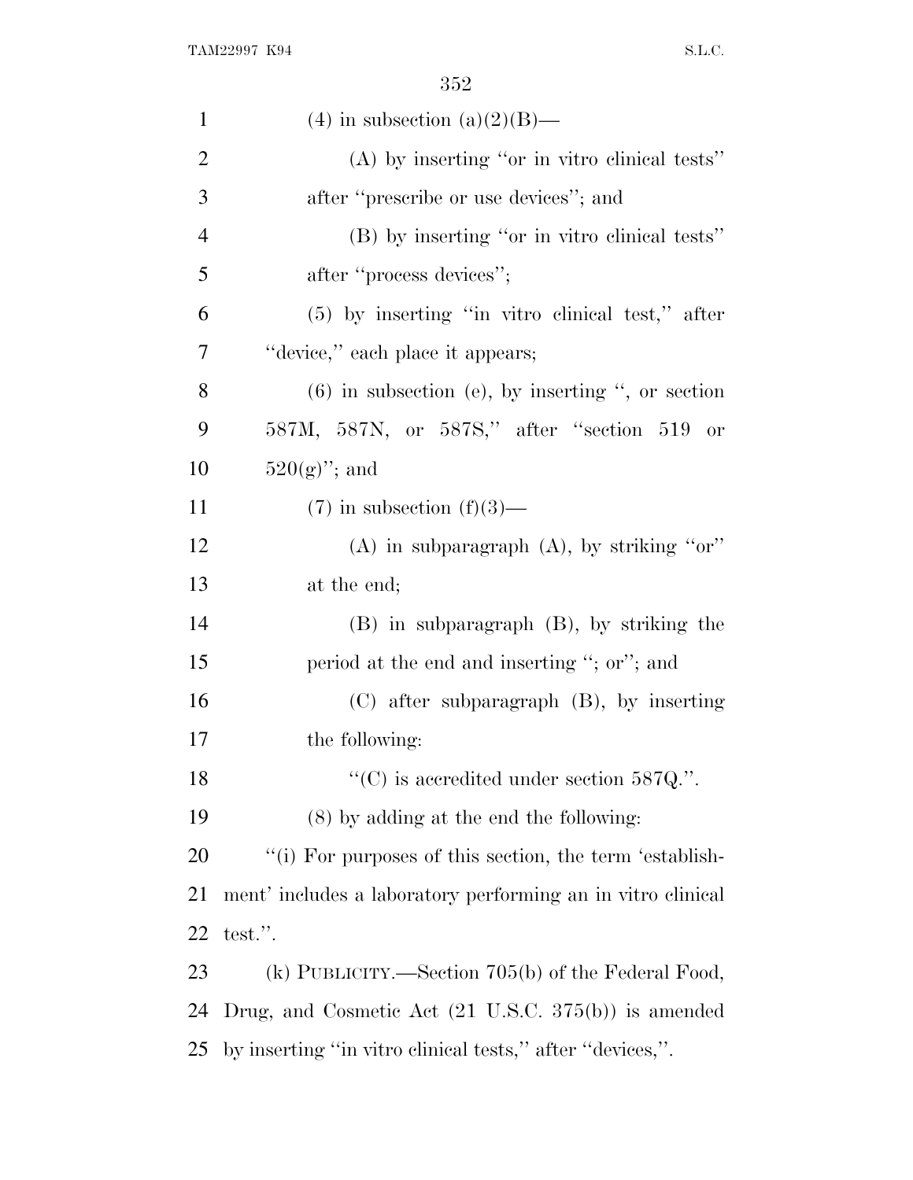(4) in subsection (a)(2)(B)—

(A) by inserting ''or in vitro clinical tests'' after ''prescribe or use devices''; and

(B) by inserting ''or in vitro clinical tests'' after ''process devices'';

(5) by inserting ''in vitro clinical test,'' after ''device,'' each place it appears;

(6) in subsection (e), by inserting '', or section 587M, 587N, or 587S,'' after ''section 519 or 520(g)''; and

(7) in subsection (f)(3)—

(A) in subparagraph (A), by striking ''or'' at the end;

(B) in subparagraph (B), by striking the period at the end and inserting ''; or''; and

(C) after subparagraph (B), by inserting the following:

''(C) is accredited under section 587Q.''.

(8) by adding at the end the following:

''(i) For purposes of this section, the term 'establishment' includes a laboratory performing an in vitro clinical test.''.

(k) PUBLICITY.—Section 705(b) of the Federal Food, Drug, and Cosmetic Act (21 U.S.C. 375(b)) is amended by inserting ''in vitro clinical tests,'' after ''devices,''.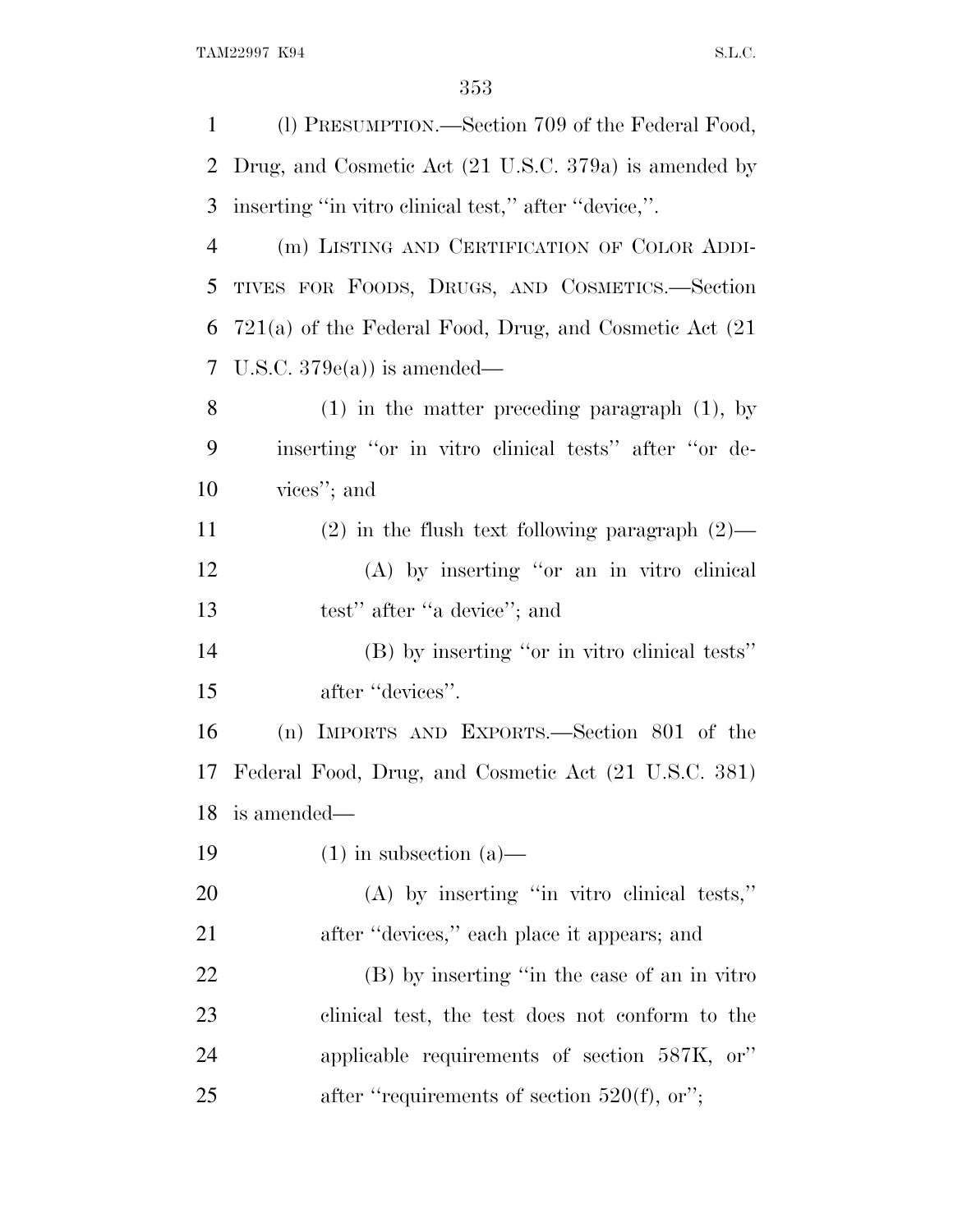(l) PRESUMPTION.—Section 709 of the Federal Food, Drug, and Cosmetic Act (21 U.S.C. 379a) is amended by inserting ''in vitro clinical test,'' after ''device,''.

(m) LISTING AND CERTIFICATION OF COLOR ADDITIVES FOR FOODS, DRUGS, AND COSMETICS.—Section 721(a) of the Federal Food, Drug, and Cosmetic Act (21 U.S.C. 379e(a)) is amended—

(1) in the matter preceding paragraph (1), by inserting ''or in vitro clinical tests'' after ''or devices''; and

(2) in the flush text following paragraph (2)—

(A) by inserting ''or an in vitro clinical test'' after ''a device''; and

(B) by inserting ''or in vitro clinical tests'' after ''devices''.

(n) IMPORTS AND EXPORTS.—Section 801 of the Federal Food, Drug, and Cosmetic Act (21 U.S.C. 381) is amended—

(1) in subsection (a)—

(A) by inserting ''in vitro clinical tests,'' after ''devices,'' each place it appears; and

(B) by inserting ''in the case of an in vitro clinical test, the test does not conform to the applicable requirements of section 587K, or'' after ''requirements of section 520(f), or'';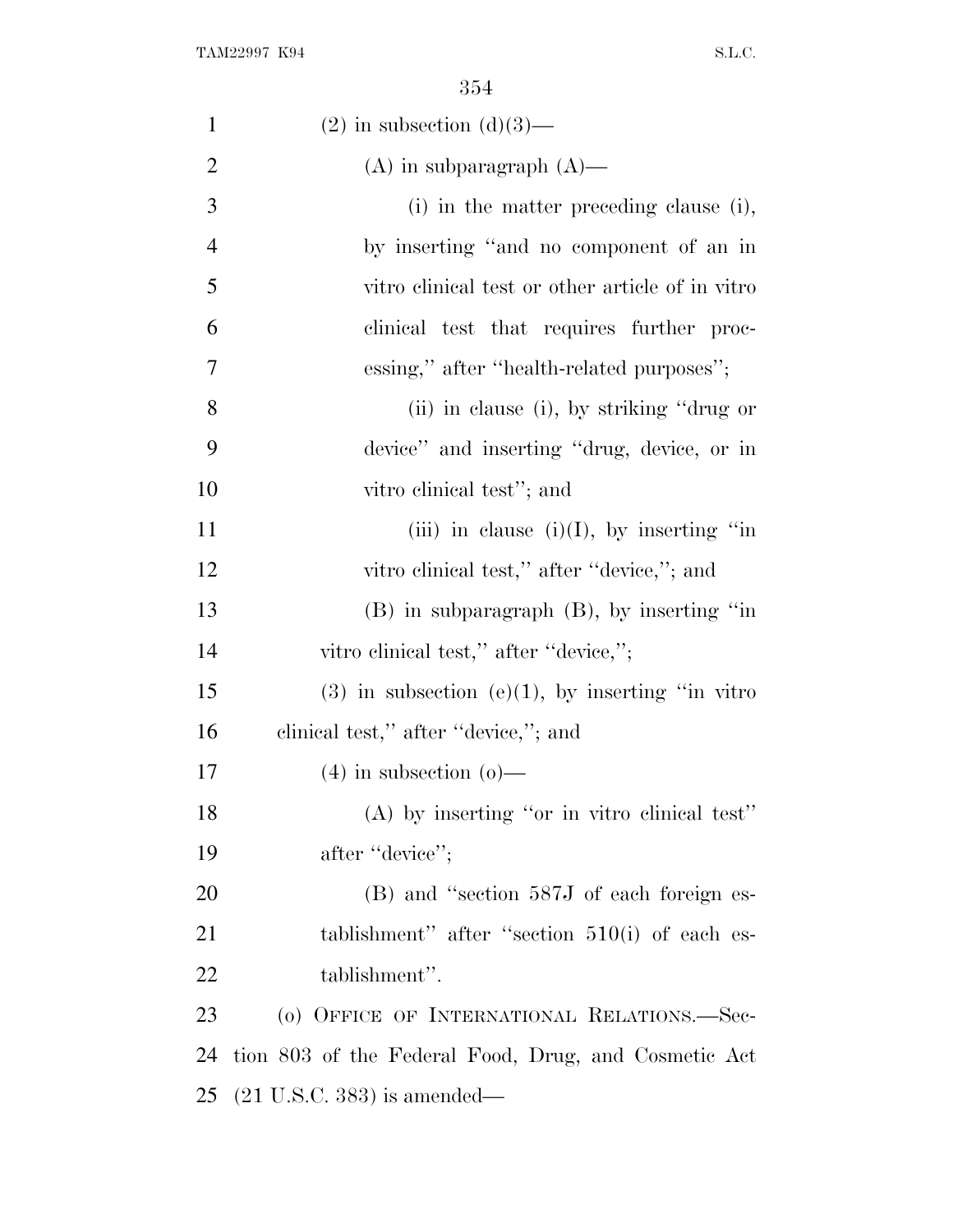(2) in subsection (d)(3)—

(A) in subparagraph (A)—

(i) in the matter preceding clause (i), by inserting "and no component of an in vitro clinical test or other article of in vitro clinical test that requires further processing," after "health-related purposes";

(ii) in clause (i), by striking "drug or device" and inserting "drug, device, or in vitro clinical test"; and

(iii) in clause (i)(I), by inserting "in vitro clinical test," after "device,"; and

(B) in subparagraph (B), by inserting "in vitro clinical test," after "device,";

(3) in subsection (e)(1), by inserting "in vitro clinical test," after "device,"; and

(4) in subsection (o)—

(A) by inserting "or in vitro clinical test" after "device";

(B) and "section 587J of each foreign establishment" after "section 510(i) of each establishment".

(o) OFFICE OF INTERNATIONAL RELATIONS.—Section 803 of the Federal Food, Drug, and Cosmetic Act (21 U.S.C. 383) is amended—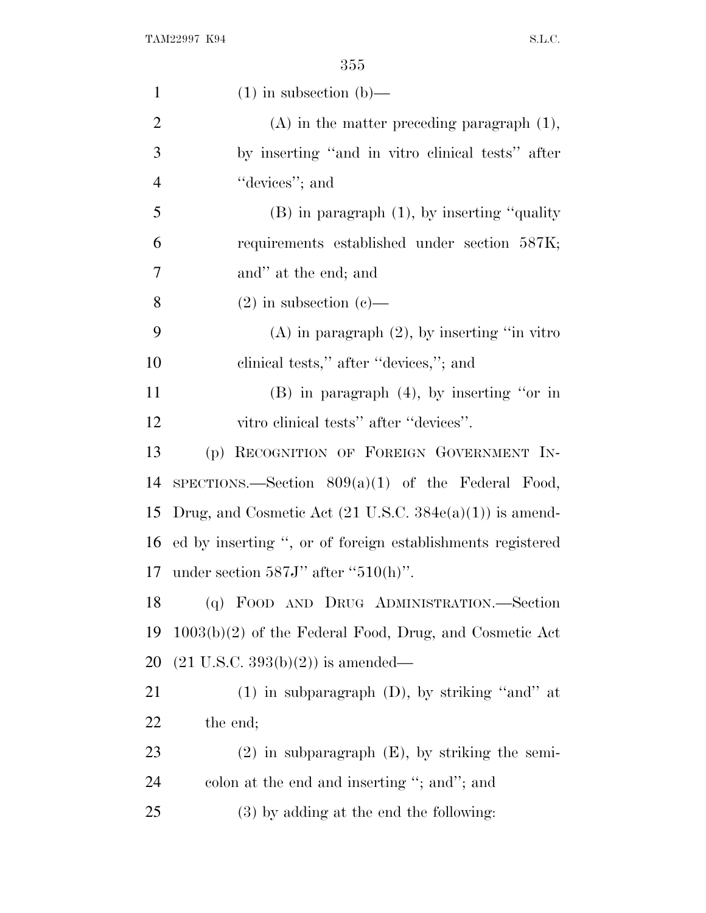(1) in subsection (b)—

(A) in the matter preceding paragraph (1), by inserting ''and in vitro clinical tests'' after ''devices''; and

(B) in paragraph (1), by inserting ''quality requirements established under section 587K; and'' at the end; and

(2) in subsection (c)—

(A) in paragraph (2), by inserting ''in vitro clinical tests,'' after ''devices,''; and

(B) in paragraph (4), by inserting ''or in vitro clinical tests'' after ''devices''.

(p) RECOGNITION OF FOREIGN GOVERNMENT INSPECTIONS.—Section 809(a)(1) of the Federal Food, Drug, and Cosmetic Act (21 U.S.C. 384e(a)(1)) is amended by inserting '', or of foreign establishments registered under section 587J'' after ''510(h)''.

(q) FOOD AND DRUG ADMINISTRATION.—Section 1003(b)(2) of the Federal Food, Drug, and Cosmetic Act (21 U.S.C. 393(b)(2)) is amended—

(1) in subparagraph (D), by striking ''and'' at the end;

(2) in subparagraph (E), by striking the semicolon at the end and inserting ''; and''; and

(3) by adding at the end the following: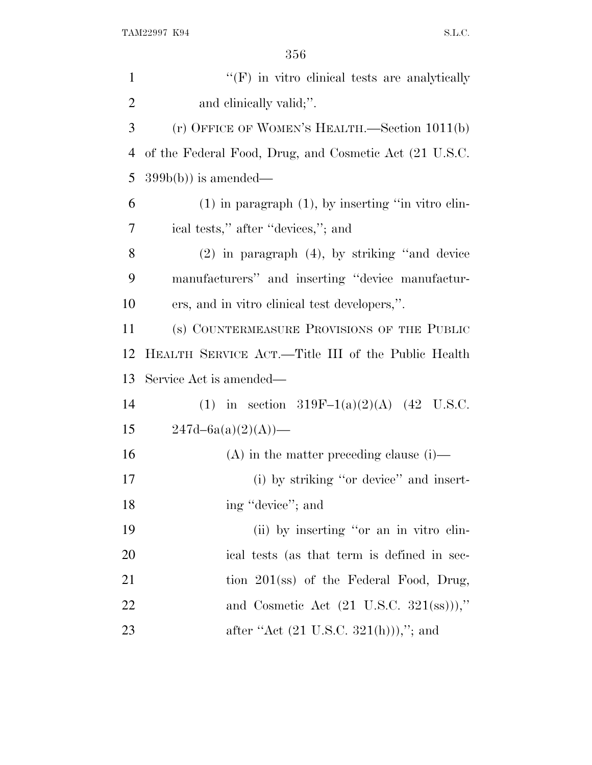"(F) in vitro clinical tests are analytically and clinically valid;".

(r) OFFICE OF WOMEN'S HEALTH.—Section 1011(b) of the Federal Food, Drug, and Cosmetic Act (21 U.S.C. 399b(b)) is amended—

(1) in paragraph (1), by inserting "in vitro clinical tests," after "devices,"; and

(2) in paragraph (4), by striking "and device manufacturers" and inserting "device manufacturers, and in vitro clinical test developers,".

(s) COUNTERMEASURE PROVISIONS OF THE PUBLIC HEALTH SERVICE ACT.—Title III of the Public Health Service Act is amended—

(1) in section 319F–1(a)(2)(A) (42 U.S.C. 247d–6a(a)(2)(A))—

(A) in the matter preceding clause (i)—

(i) by striking "or device" and inserting "device"; and

(ii) by inserting "or an in vitro clinical tests (as that term is defined in section 201(ss) of the Federal Food, Drug, and Cosmetic Act (21 U.S.C. 321(ss)))," after "Act (21 U.S.C. 321(h))),"; and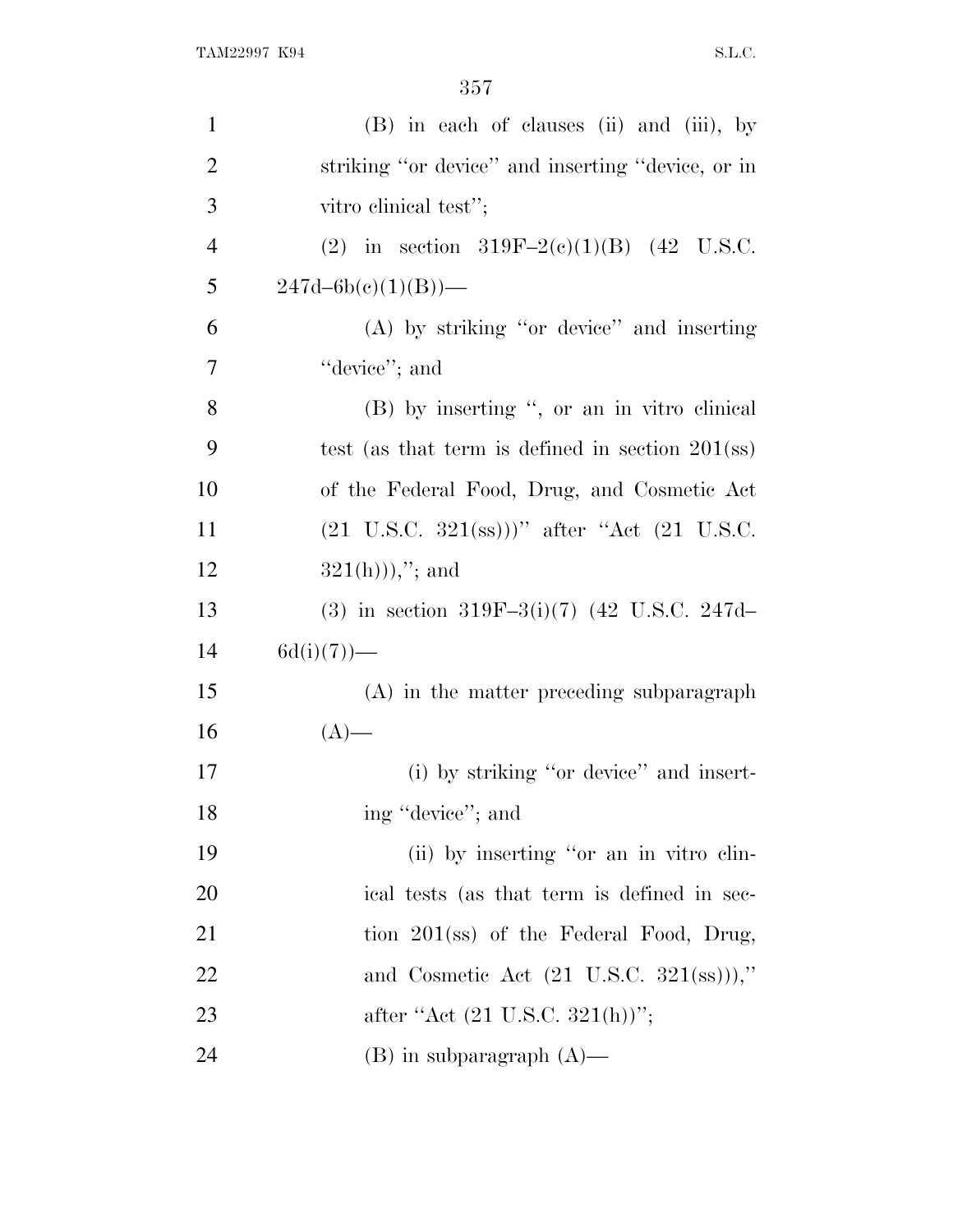(B) in each of clauses (ii) and (iii), by striking ''or device'' and inserting ''device, or in vitro clinical test'';

(2) in section 319F–2(c)(1)(B) (42 U.S.C. 247d–6b(c)(1)(B))—

(A) by striking ''or device'' and inserting ''device''; and

(B) by inserting '', or an in vitro clinical test (as that term is defined in section 201(ss) of the Federal Food, Drug, and Cosmetic Act (21 U.S.C. 321(ss)))'' after ''Act (21 U.S.C. 321(h))),''; and

(3) in section 319F–3(i)(7) (42 U.S.C. 247d–6d(i)(7))—

(A) in the matter preceding subparagraph (A)—

(i) by striking ''or device'' and inserting ''device''; and

(ii) by inserting ''or an in vitro clinical tests (as that term is defined in section 201(ss) of the Federal Food, Drug, and Cosmetic Act (21 U.S.C. 321(ss))),'' after ''Act (21 U.S.C. 321(h))'';

(B) in subparagraph (A)—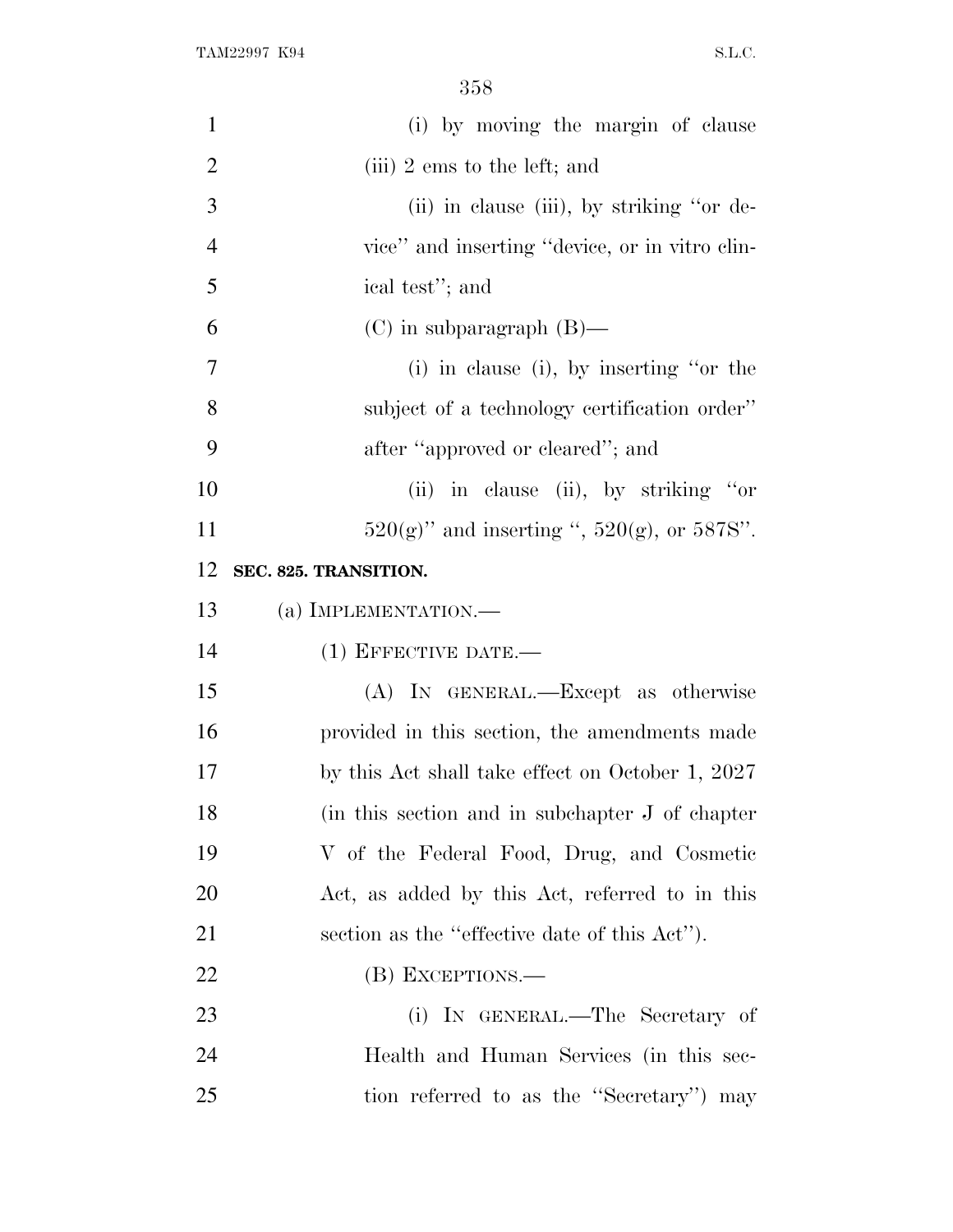(i) by moving the margin of clause (iii) 2 ems to the left; and

(ii) in clause (iii), by striking "or device" and inserting "device, or in vitro clinical test"; and

(C) in subparagraph (B)—

(i) in clause (i), by inserting "or the subject of a technology certification order" after "approved or cleared"; and

(ii) in clause (ii), by striking "or 520(g)" and inserting ", 520(g), or 587S".

**SEC. 825. TRANSITION.**

(a) IMPLEMENTATION.—

(1) EFFECTIVE DATE.—

(A) IN GENERAL.—Except as otherwise provided in this section, the amendments made by this Act shall take effect on October 1, 2027 (in this section and in subchapter J of chapter V of the Federal Food, Drug, and Cosmetic Act, as added by this Act, referred to in this section as the "effective date of this Act").

(B) EXCEPTIONS.—

(i) IN GENERAL.—The Secretary of Health and Human Services (in this section referred to as the "Secretary") may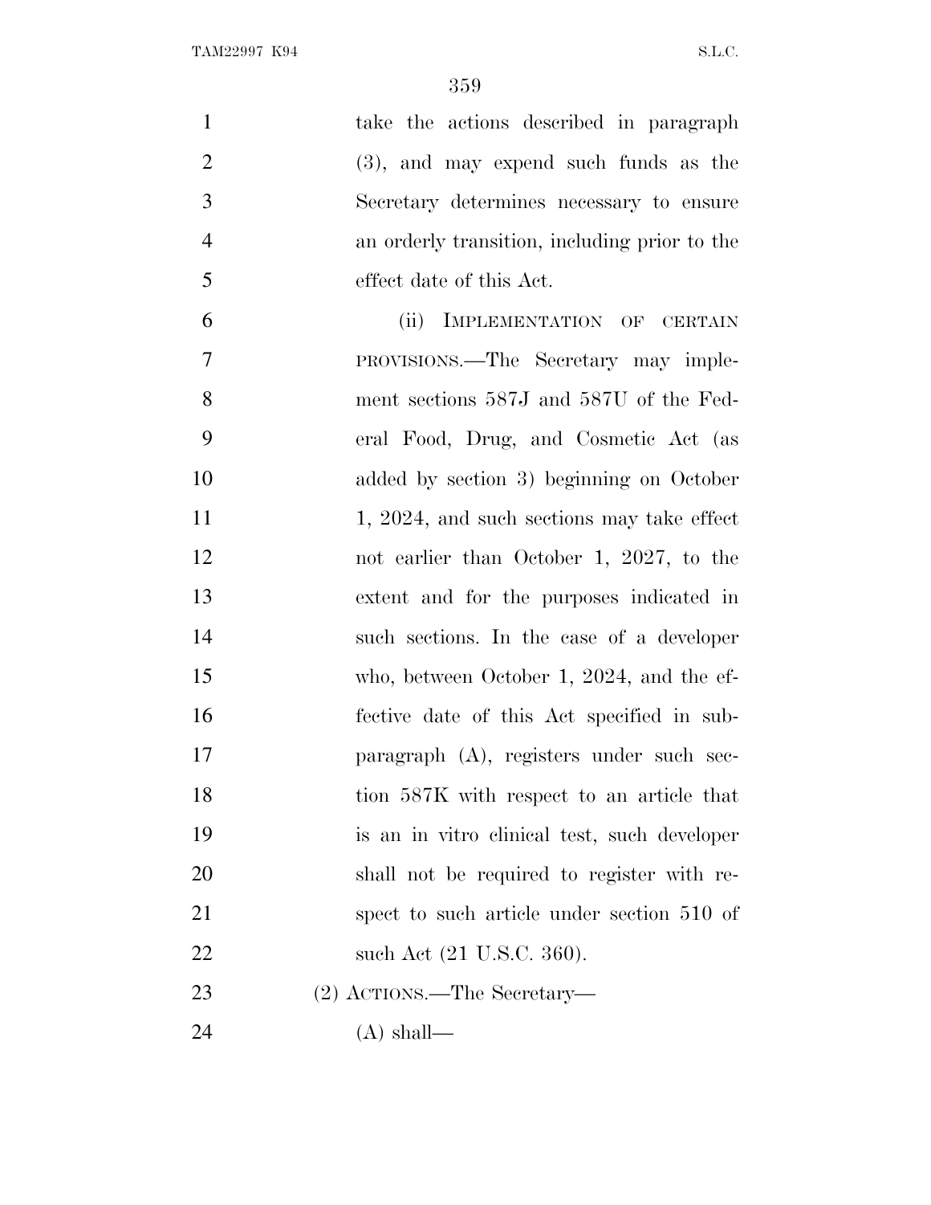take the actions described in paragraph (3), and may expend such funds as the Secretary determines necessary to ensure an orderly transition, including prior to the effect date of this Act.

(ii) IMPLEMENTATION OF CERTAIN PROVISIONS.—The Secretary may implement sections 587J and 587U of the Federal Food, Drug, and Cosmetic Act (as added by section 3) beginning on October 1, 2024, and such sections may take effect not earlier than October 1, 2027, to the extent and for the purposes indicated in such sections. In the case of a developer who, between October 1, 2024, and the effective date of this Act specified in subparagraph (A), registers under such section 587K with respect to an article that is an in vitro clinical test, such developer shall not be required to register with respect to such article under section 510 of such Act (21 U.S.C. 360).

(2) ACTIONS.—The Secretary—

(A) shall—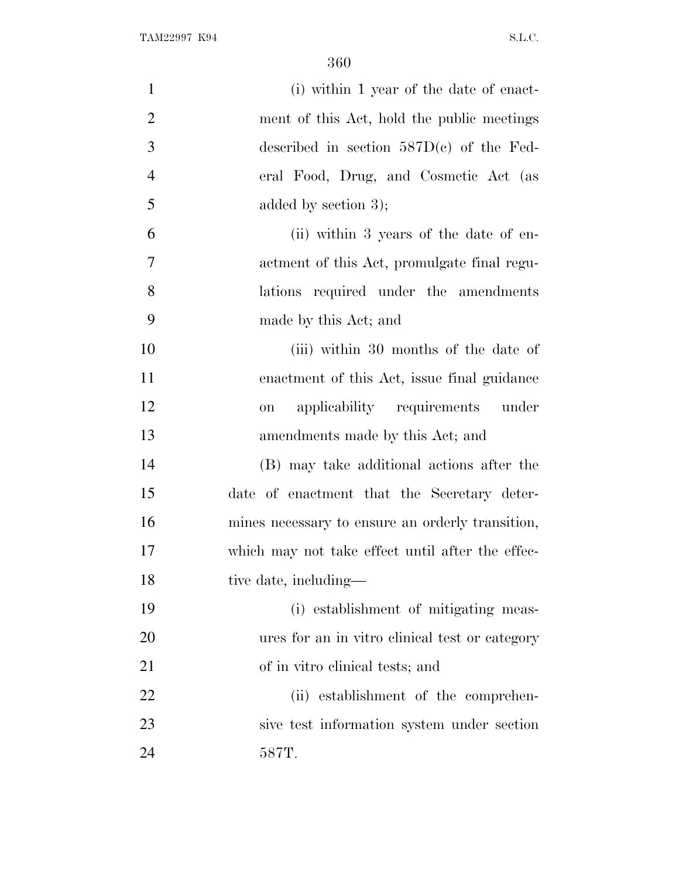(i) within 1 year of the date of enactment of this Act, hold the public meetings described in section 587D(c) of the Federal Food, Drug, and Cosmetic Act (as added by section 3);

(ii) within 3 years of the date of enactment of this Act, promulgate final regulations required under the amendments made by this Act; and

(iii) within 30 months of the date of enactment of this Act, issue final guidance on applicability requirements under amendments made by this Act; and

(B) may take additional actions after the date of enactment that the Secretary determines necessary to ensure an orderly transition, which may not take effect until after the effective date, including—

(i) establishment of mitigating measures for an in vitro clinical test or category of in vitro clinical tests; and

(ii) establishment of the comprehensive test information system under section 587T.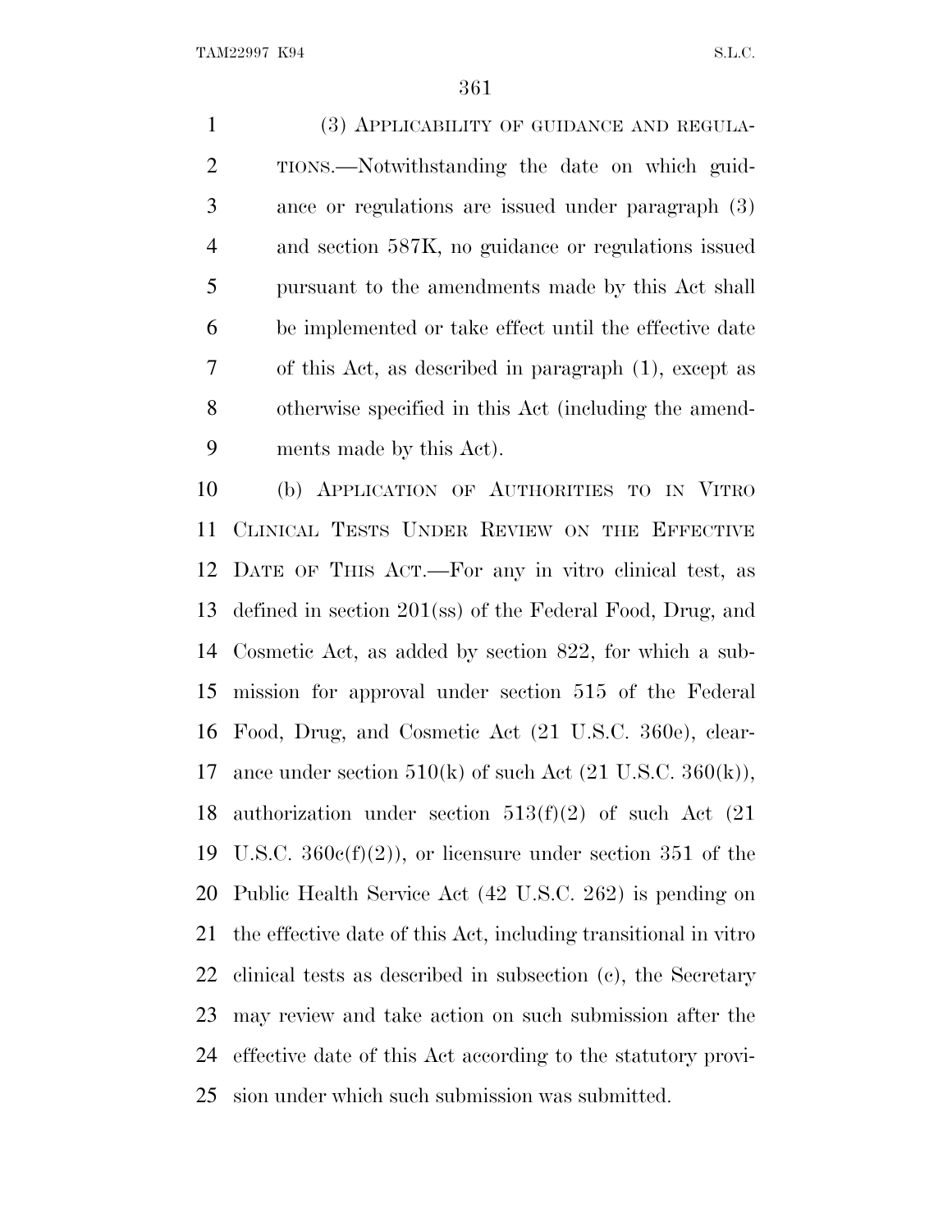(3) APPLICABILITY OF GUIDANCE AND REGULATIONS.—Notwithstanding the date on which guidance or regulations are issued under paragraph (3) and section 587K, no guidance or regulations issued pursuant to the amendments made by this Act shall be implemented or take effect until the effective date of this Act, as described in paragraph (1), except as otherwise specified in this Act (including the amendments made by this Act).

(b) APPLICATION OF AUTHORITIES TO IN VITRO CLINICAL TESTS UNDER REVIEW ON THE EFFECTIVE DATE OF THIS ACT.—For any in vitro clinical test, as defined in section 201(ss) of the Federal Food, Drug, and Cosmetic Act, as added by section 822, for which a submission for approval under section 515 of the Federal Food, Drug, and Cosmetic Act (21 U.S.C. 360e), clearance under section 510(k) of such Act (21 U.S.C. 360(k)), authorization under section 513(f)(2) of such Act (21 U.S.C. 360c(f)(2)), or licensure under section 351 of the Public Health Service Act (42 U.S.C. 262) is pending on the effective date of this Act, including transitional in vitro clinical tests as described in subsection (c), the Secretary may review and take action on such submission after the effective date of this Act according to the statutory provision under which such submission was submitted.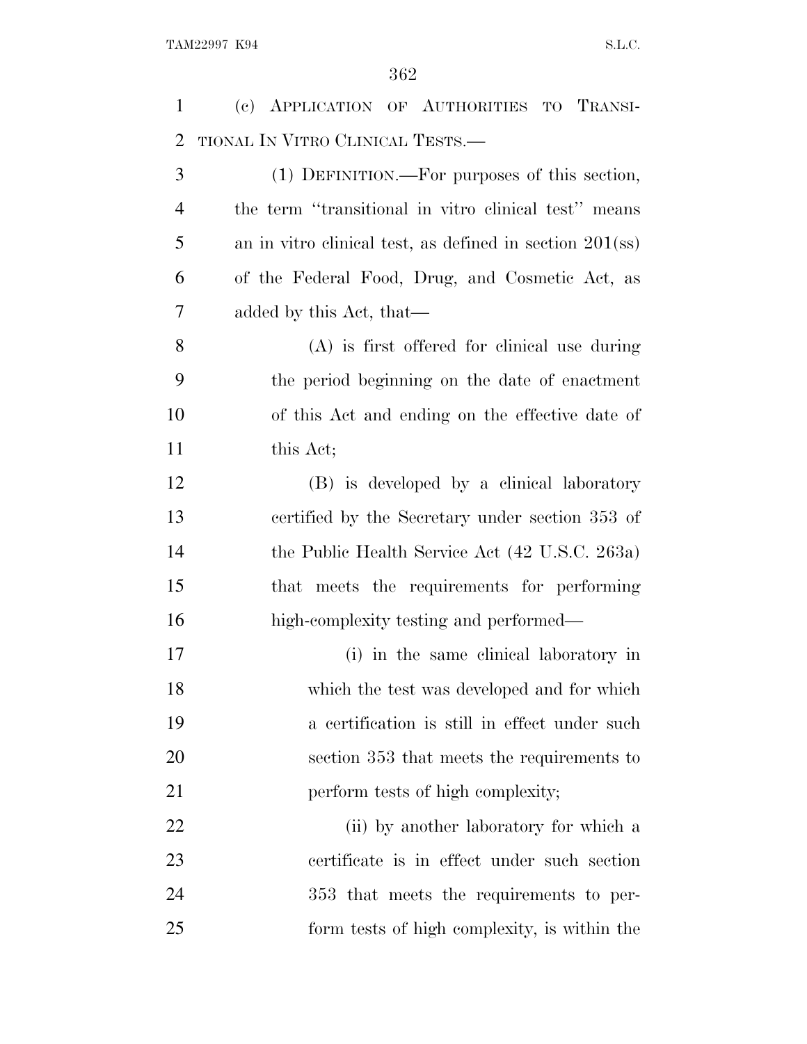(c) APPLICATION OF AUTHORITIES TO TRANSITIONAL IN VITRO CLINICAL TESTS.—

(1) DEFINITION.—For purposes of this section, the term ''transitional in vitro clinical test'' means an in vitro clinical test, as defined in section 201(ss) of the Federal Food, Drug, and Cosmetic Act, as added by this Act, that—

(A) is first offered for clinical use during the period beginning on the date of enactment of this Act and ending on the effective date of this Act;

(B) is developed by a clinical laboratory certified by the Secretary under section 353 of the Public Health Service Act (42 U.S.C. 263a) that meets the requirements for performing high-complexity testing and performed—

(i) in the same clinical laboratory in which the test was developed and for which a certification is still in effect under such section 353 that meets the requirements to perform tests of high complexity;

(ii) by another laboratory for which a certificate is in effect under such section 353 that meets the requirements to perform tests of high complexity, is within the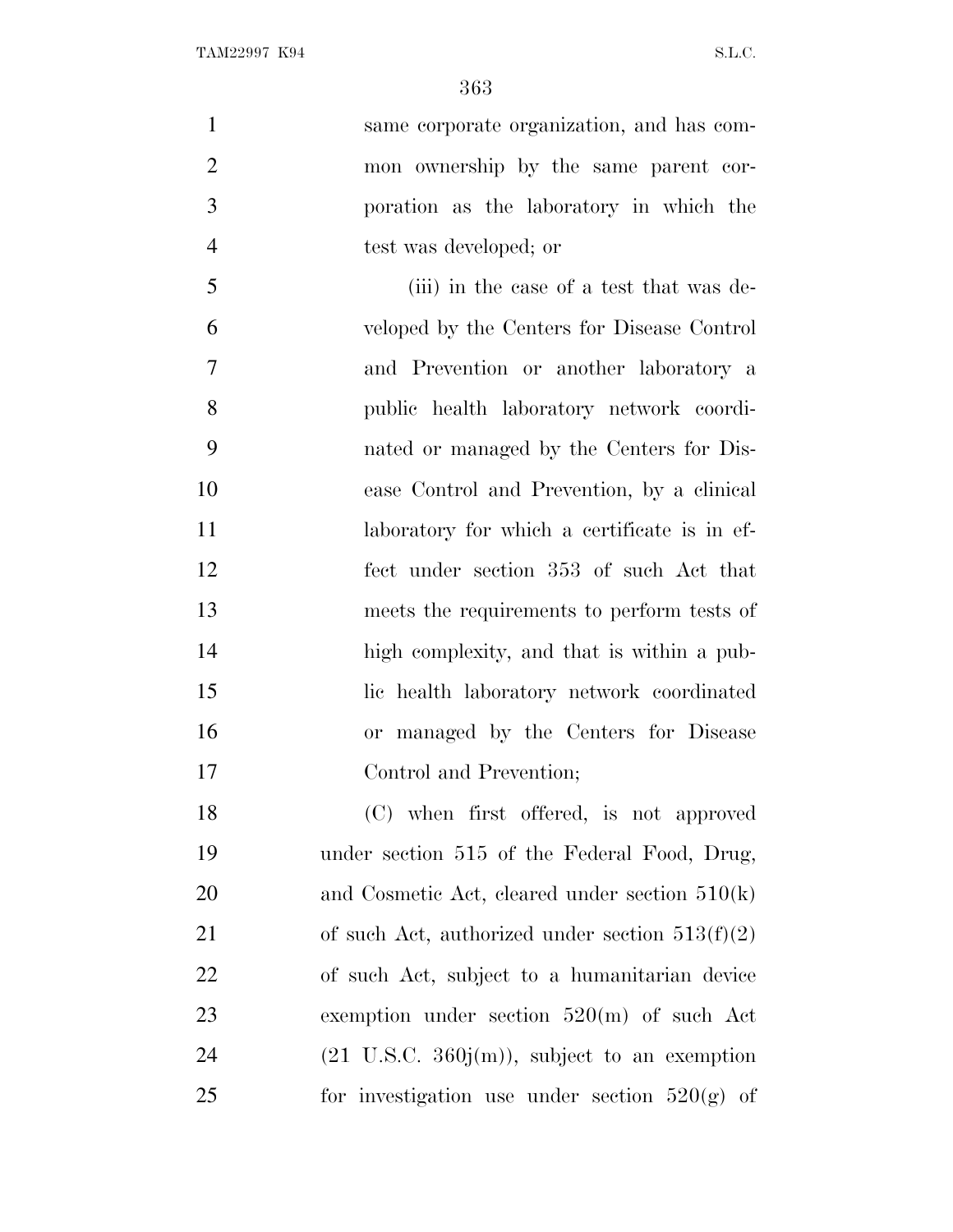same corporate organization, and has common ownership by the same parent corporation as the laboratory in which the test was developed; or

(iii) in the case of a test that was developed by the Centers for Disease Control and Prevention or another laboratory a public health laboratory network coordinated or managed by the Centers for Disease Control and Prevention, by a clinical laboratory for which a certificate is in effect under section 353 of such Act that meets the requirements to perform tests of high complexity, and that is within a public health laboratory network coordinated or managed by the Centers for Disease Control and Prevention;

(C) when first offered, is not approved under section 515 of the Federal Food, Drug, and Cosmetic Act, cleared under section 510(k) of such Act, authorized under section 513(f)(2) of such Act, subject to a humanitarian device exemption under section 520(m) of such Act (21 U.S.C. 360j(m)), subject to an exemption for investigation use under section 520(g) of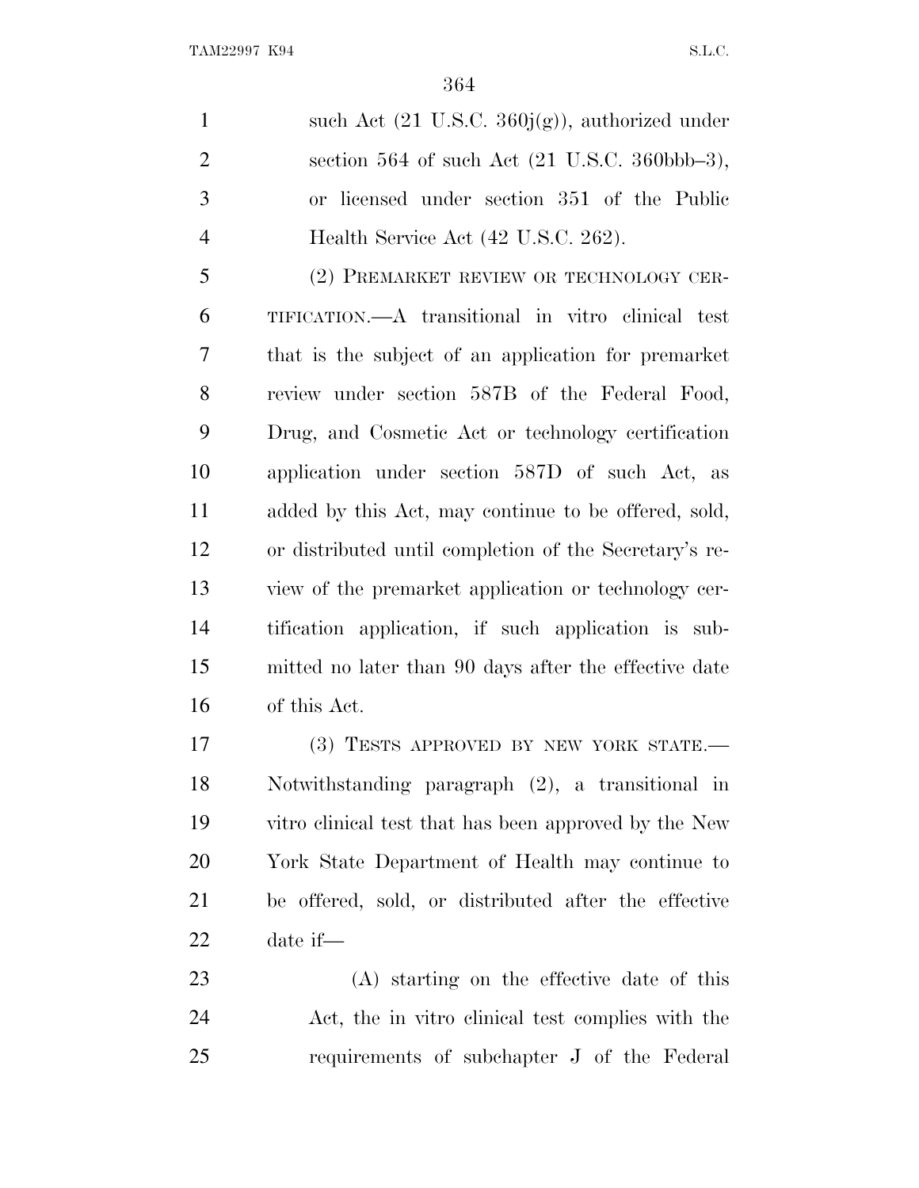such Act (21 U.S.C. 360j(g)), authorized under section 564 of such Act (21 U.S.C. 360bbb–3), or licensed under section 351 of the Public Health Service Act (42 U.S.C. 262).

(2) PREMARKET REVIEW OR TECHNOLOGY CERTIFICATION.—A transitional in vitro clinical test that is the subject of an application for premarket review under section 587B of the Federal Food, Drug, and Cosmetic Act or technology certification application under section 587D of such Act, as added by this Act, may continue to be offered, sold, or distributed until completion of the Secretary's review of the premarket application or technology certification application, if such application is submitted no later than 90 days after the effective date of this Act.

(3) TESTS APPROVED BY NEW YORK STATE.—Notwithstanding paragraph (2), a transitional in vitro clinical test that has been approved by the New York State Department of Health may continue to be offered, sold, or distributed after the effective date if—

(A) starting on the effective date of this Act, the in vitro clinical test complies with the requirements of subchapter J of the Federal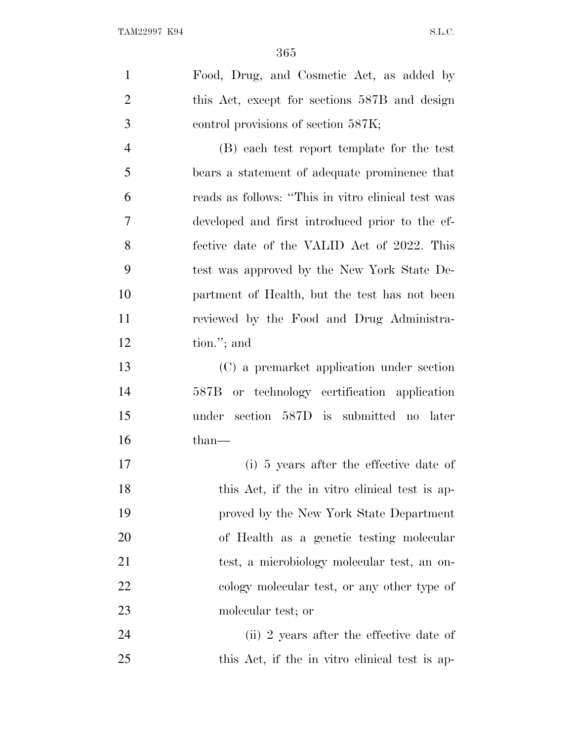Food, Drug, and Cosmetic Act, as added by this Act, except for sections 587B and design control provisions of section 587K;

(B) each test report template for the test bears a statement of adequate prominence that reads as follows: "This in vitro clinical test was developed and first introduced prior to the effective date of the VALID Act of 2022. This test was approved by the New York State Department of Health, but the test has not been reviewed by the Food and Drug Administration."; and

(C) a premarket application under section 587B or technology certification application under section 587D is submitted no later than—

(i) 5 years after the effective date of this Act, if the in vitro clinical test is approved by the New York State Department of Health as a genetic testing molecular test, a microbiology molecular test, an oncology molecular test, or any other type of molecular test; or

(ii) 2 years after the effective date of this Act, if the in vitro clinical test is ap-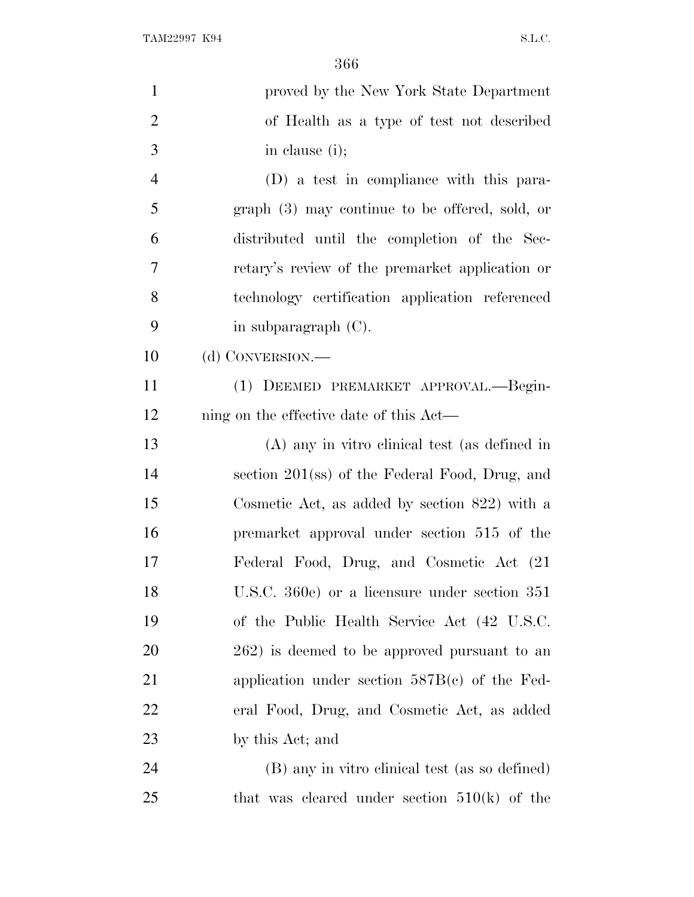proved by the New York State Department of Health as a type of test not described in clause (i);

(D) a test in compliance with this paragraph (3) may continue to be offered, sold, or distributed until the completion of the Secretary's review of the premarket application or technology certification application referenced in subparagraph (C).

(d) CONVERSION.—

(1) DEEMED PREMARKET APPROVAL.—Beginning on the effective date of this Act—

(A) any in vitro clinical test (as defined in section 201(ss) of the Federal Food, Drug, and Cosmetic Act, as added by section 822) with a premarket approval under section 515 of the Federal Food, Drug, and Cosmetic Act (21 U.S.C. 360e) or a licensure under section 351 of the Public Health Service Act (42 U.S.C. 262) is deemed to be approved pursuant to an application under section 587B(c) of the Federal Food, Drug, and Cosmetic Act, as added by this Act; and

(B) any in vitro clinical test (as so defined) that was cleared under section 510(k) of the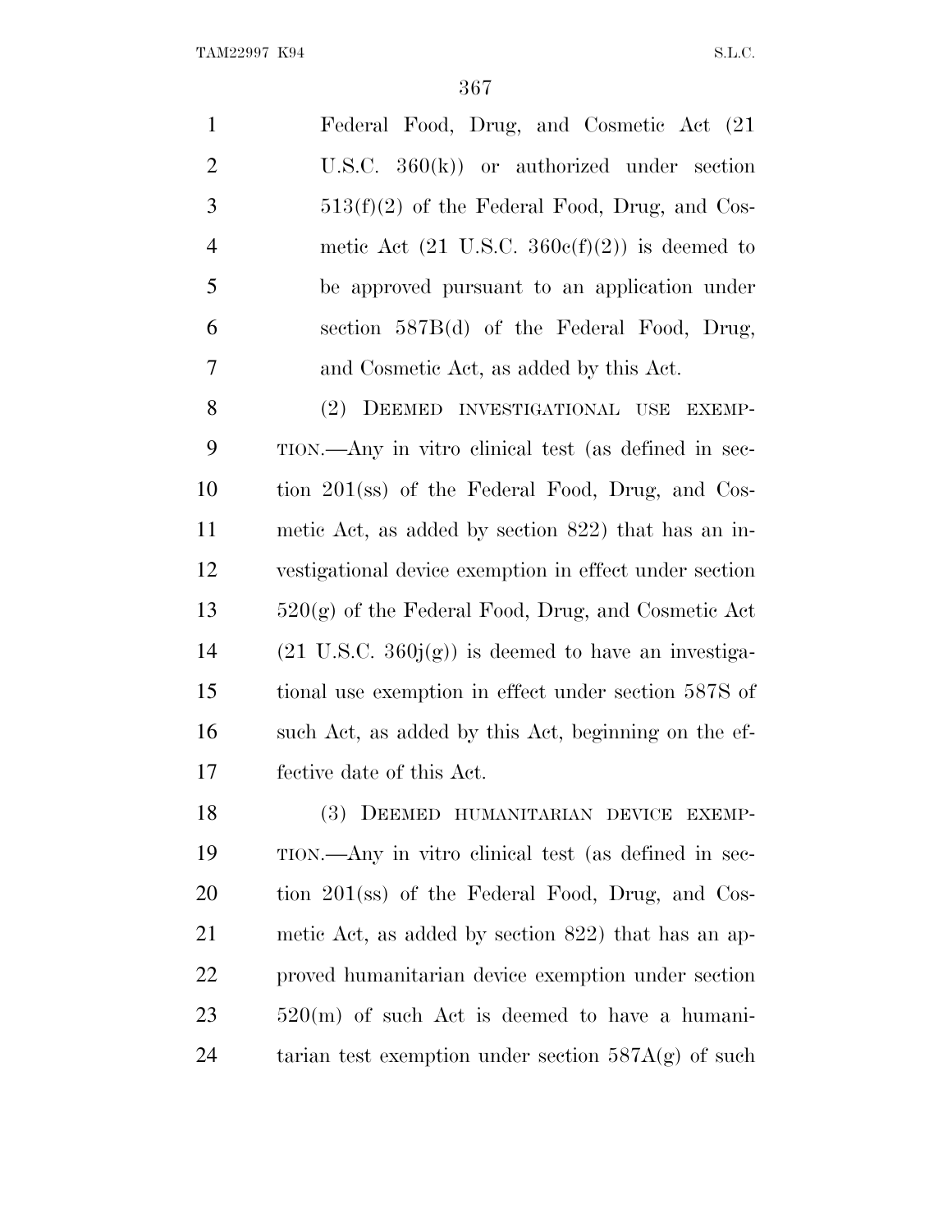Federal Food, Drug, and Cosmetic Act (21 U.S.C. 360(k)) or authorized under section 513(f)(2) of the Federal Food, Drug, and Cosmetic Act (21 U.S.C. 360c(f)(2)) is deemed to be approved pursuant to an application under section 587B(d) of the Federal Food, Drug, and Cosmetic Act, as added by this Act.

(2) DEEMED INVESTIGATIONAL USE EXEMPTION.—Any in vitro clinical test (as defined in section 201(ss) of the Federal Food, Drug, and Cosmetic Act, as added by section 822) that has an investigational device exemption in effect under section 520(g) of the Federal Food, Drug, and Cosmetic Act (21 U.S.C. 360j(g)) is deemed to have an investigational use exemption in effect under section 587S of such Act, as added by this Act, beginning on the effective date of this Act.

(3) DEEMED HUMANITARIAN DEVICE EXEMPTION.—Any in vitro clinical test (as defined in section 201(ss) of the Federal Food, Drug, and Cosmetic Act, as added by section 822) that has an approved humanitarian device exemption under section 520(m) of such Act is deemed to have a humanitarian test exemption under section 587A(g) of such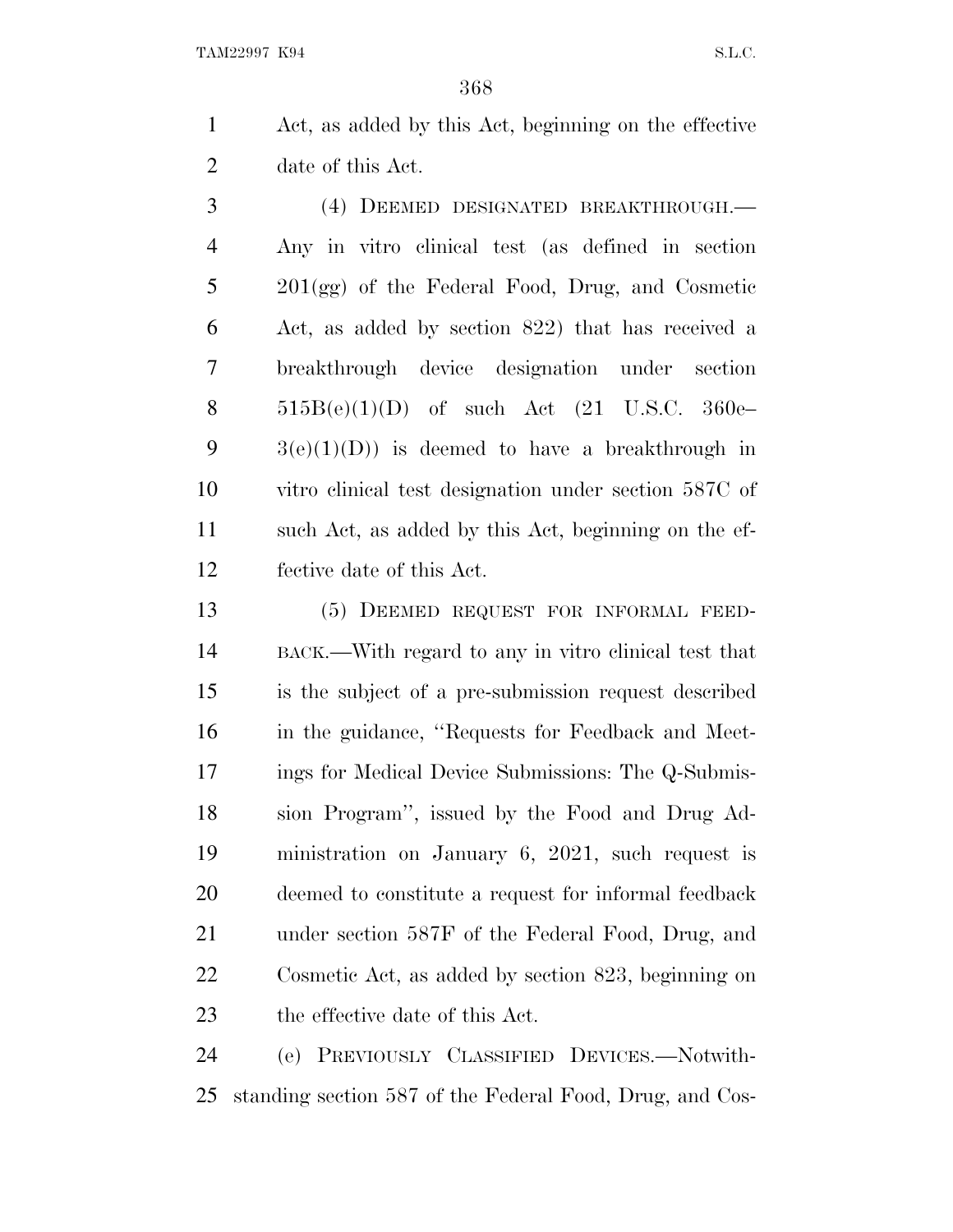Act, as added by this Act, beginning on the effective date of this Act.

(4) DEEMED DESIGNATED BREAKTHROUGH.—Any in vitro clinical test (as defined in section 201(gg) of the Federal Food, Drug, and Cosmetic Act, as added by section 822) that has received a breakthrough device designation under section 515B(e)(1)(D) of such Act (21 U.S.C. 360e–3(e)(1)(D)) is deemed to have a breakthrough in vitro clinical test designation under section 587C of such Act, as added by this Act, beginning on the effective date of this Act.

(5) DEEMED REQUEST FOR INFORMAL FEEDBACK.—With regard to any in vitro clinical test that is the subject of a pre-submission request described in the guidance, ''Requests for Feedback and Meetings for Medical Device Submissions: The Q-Submission Program'', issued by the Food and Drug Administration on January 6, 2021, such request is deemed to constitute a request for informal feedback under section 587F of the Federal Food, Drug, and Cosmetic Act, as added by section 823, beginning on the effective date of this Act.

(e) PREVIOUSLY CLASSIFIED DEVICES.—Notwithstanding section 587 of the Federal Food, Drug, and Cos-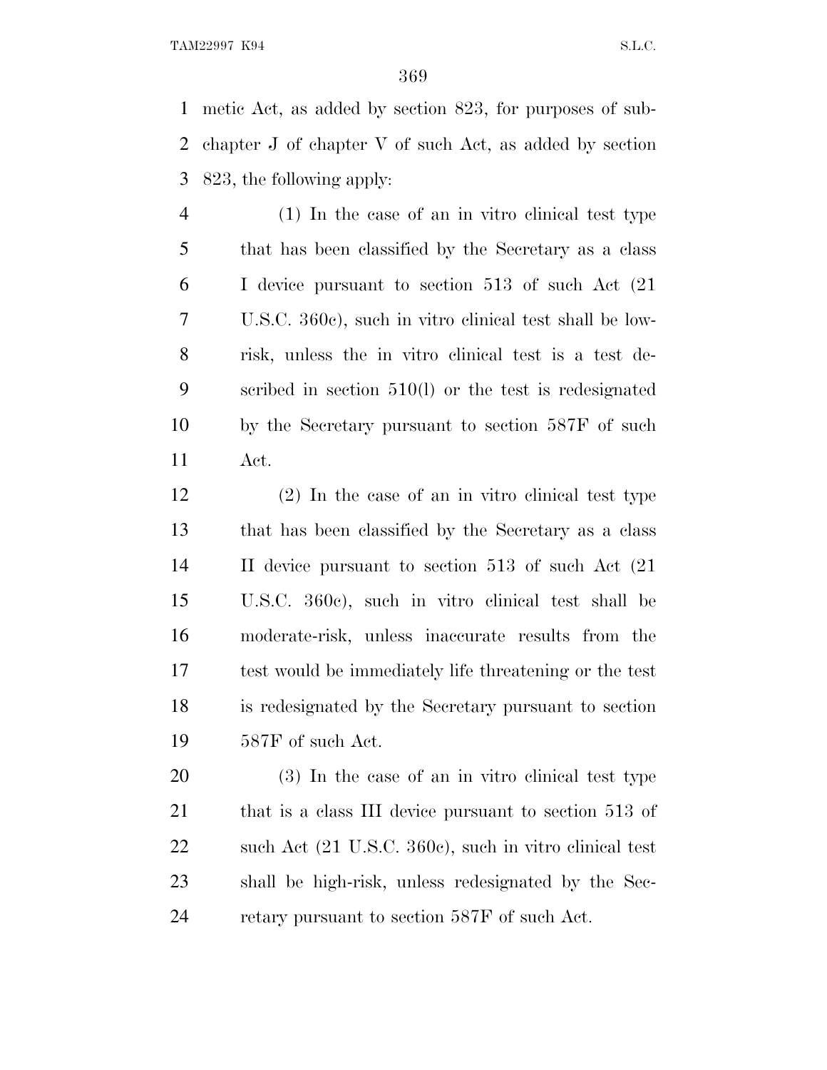metic Act, as added by section 823, for purposes of subchapter J of chapter V of such Act, as added by section 823, the following apply:

(1) In the case of an in vitro clinical test type that has been classified by the Secretary as a class I device pursuant to section 513 of such Act (21 U.S.C. 360c), such in vitro clinical test shall be low-risk, unless the in vitro clinical test is a test described in section 510(l) or the test is redesignated by the Secretary pursuant to section 587F of such Act.

(2) In the case of an in vitro clinical test type that has been classified by the Secretary as a class II device pursuant to section 513 of such Act (21 U.S.C. 360c), such in vitro clinical test shall be moderate-risk, unless inaccurate results from the test would be immediately life threatening or the test is redesignated by the Secretary pursuant to section 587F of such Act.

(3) In the case of an in vitro clinical test type that is a class III device pursuant to section 513 of such Act (21 U.S.C. 360c), such in vitro clinical test shall be high-risk, unless redesignated by the Secretary pursuant to section 587F of such Act.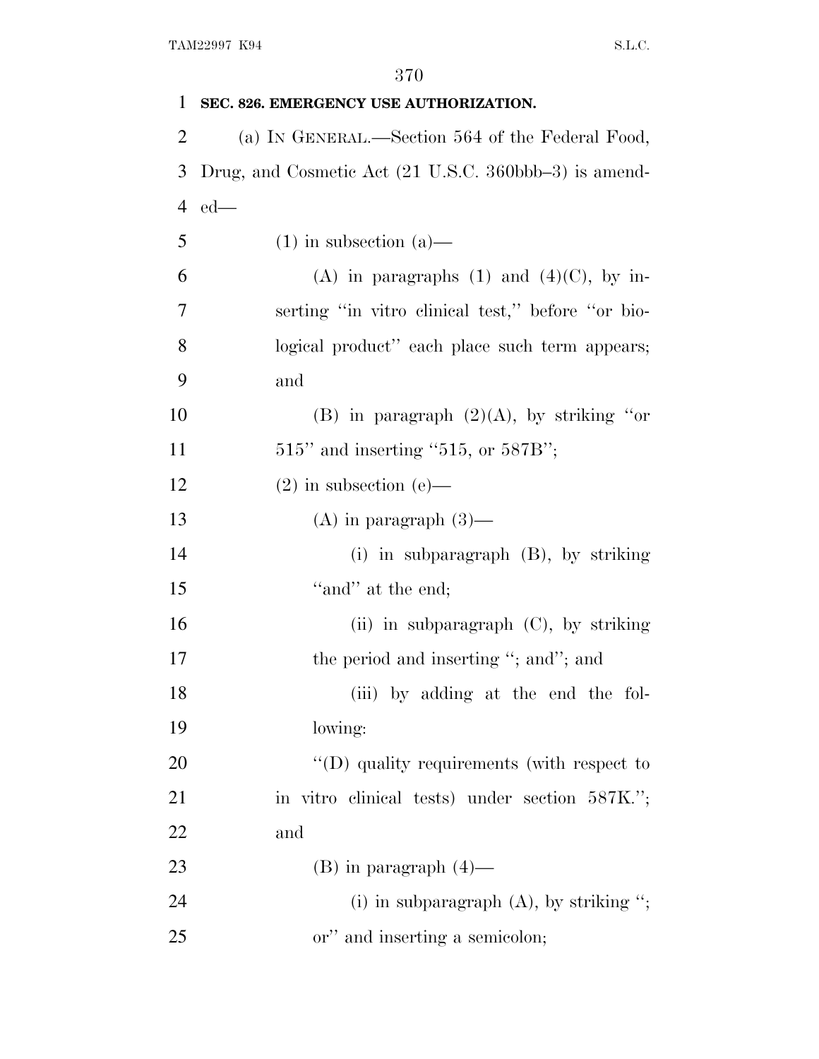**SEC. 826. EMERGENCY USE AUTHORIZATION.**

(a) IN GENERAL.—Section 564 of the Federal Food, Drug, and Cosmetic Act (21 U.S.C. 360bbb–3) is amended—

(1) in subsection (a)—

(A) in paragraphs (1) and (4)(C), by inserting ''in vitro clinical test,'' before ''or biological product'' each place such term appears; and

(B) in paragraph (2)(A), by striking ''or 515'' and inserting ''515, or 587B'';

(2) in subsection (e)—

(A) in paragraph (3)—

(i) in subparagraph (B), by striking ''and'' at the end;

(ii) in subparagraph (C), by striking the period and inserting ''; and''; and

(iii) by adding at the end the following:

''(D) quality requirements (with respect to in vitro clinical tests) under section 587K.''; and

(B) in paragraph (4)—

(i) in subparagraph (A), by striking ''; or'' and inserting a semicolon;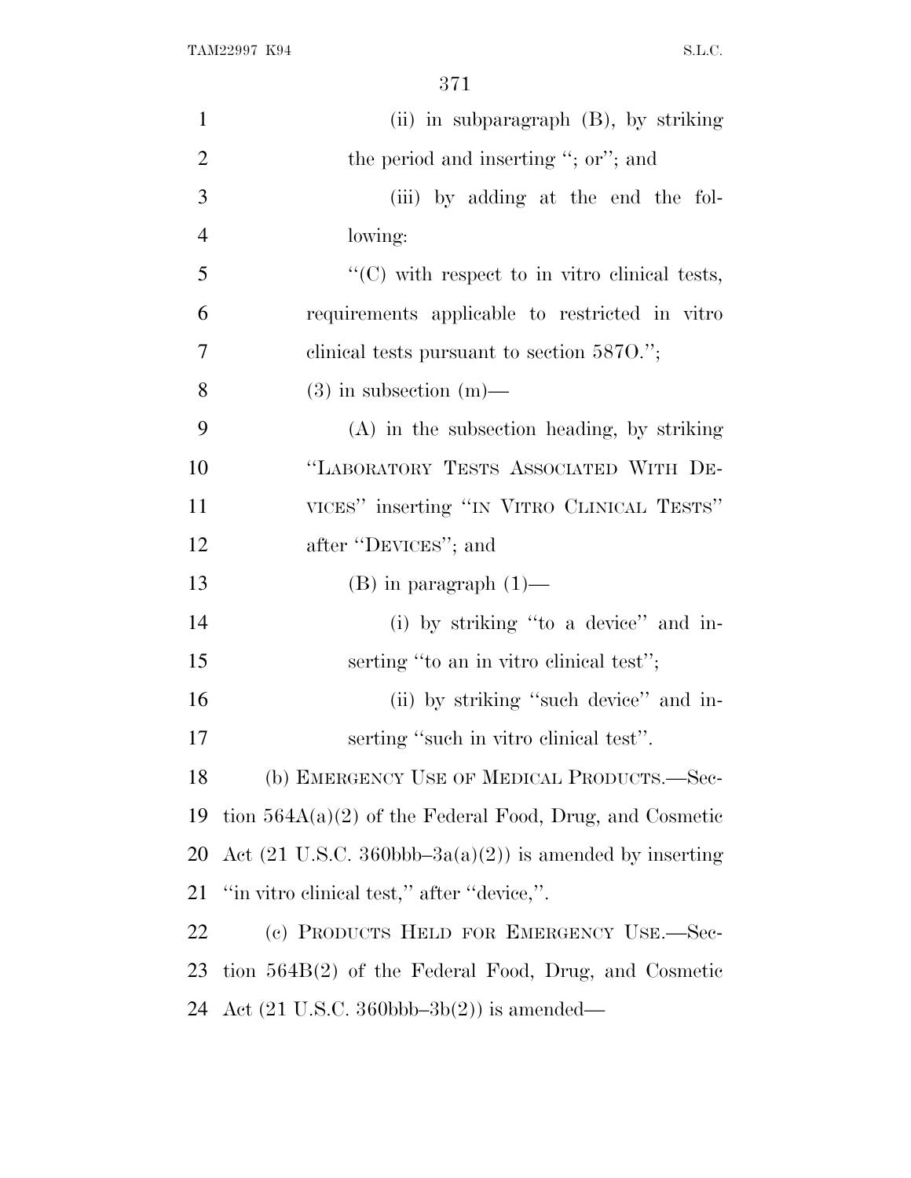(ii) in subparagraph (B), by striking the period and inserting "; or"; and

(iii) by adding at the end the following:

"(C) with respect to in vitro clinical tests, requirements applicable to restricted in vitro clinical tests pursuant to section 587O.";

(3) in subsection (m)—

(A) in the subsection heading, by striking "LABORATORY TESTS ASSOCIATED WITH DEVICES" inserting "IN VITRO CLINICAL TESTS" after "DEVICES"; and

(B) in paragraph (1)—

(i) by striking "to a device" and inserting "to an in vitro clinical test";

(ii) by striking "such device" and inserting "such in vitro clinical test".

(b) EMERGENCY USE OF MEDICAL PRODUCTS.—Section 564A(a)(2) of the Federal Food, Drug, and Cosmetic Act (21 U.S.C. 360bbb–3a(a)(2)) is amended by inserting "in vitro clinical test," after "device,".

(c) PRODUCTS HELD FOR EMERGENCY USE.—Section 564B(2) of the Federal Food, Drug, and Cosmetic Act (21 U.S.C. 360bbb–3b(2)) is amended—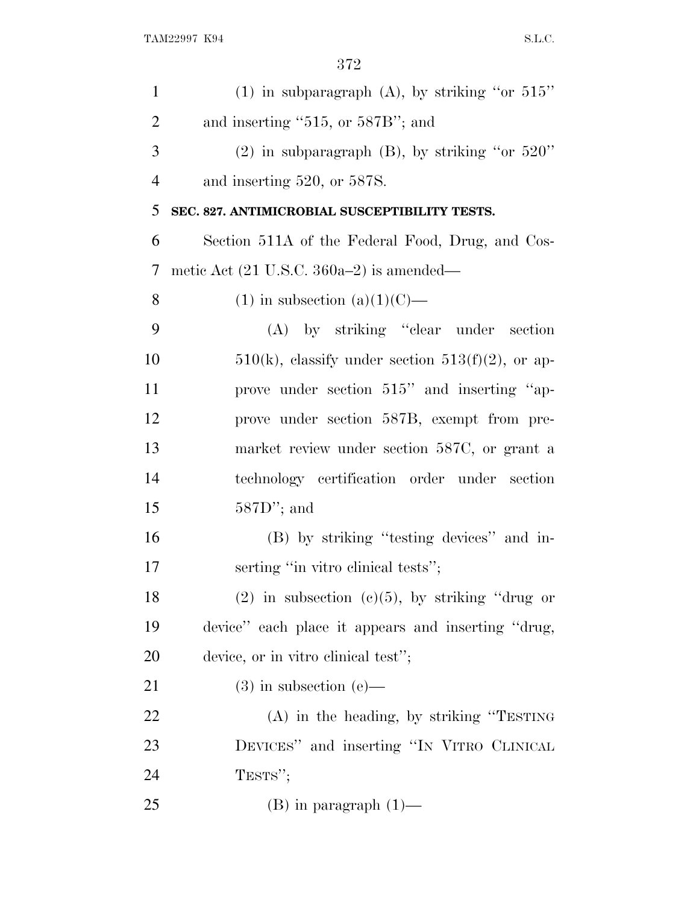(1) in subparagraph (A), by striking ''or 515'' and inserting ''515, or 587B''; and

(2) in subparagraph (B), by striking ''or 520'' and inserting 520, or 587S.

**SEC. 827. ANTIMICROBIAL SUSCEPTIBILITY TESTS.**

Section 511A of the Federal Food, Drug, and Cosmetic Act (21 U.S.C. 360a–2) is amended—

(1) in subsection (a)(1)(C)—

(A) by striking ''clear under section 510(k), classify under section 513(f)(2), or approve under section 515'' and inserting ''approve under section 587B, exempt from premarket review under section 587C, or grant a technology certification order under section 587D''; and

(B) by striking ''testing devices'' and inserting ''in vitro clinical tests'';

(2) in subsection (c)(5), by striking ''drug or device'' each place it appears and inserting ''drug, device, or in vitro clinical test'';

(3) in subsection (e)—

(A) in the heading, by striking ''TESTING DEVICES'' and inserting ''IN VITRO CLINICAL TESTS'';

(B) in paragraph (1)—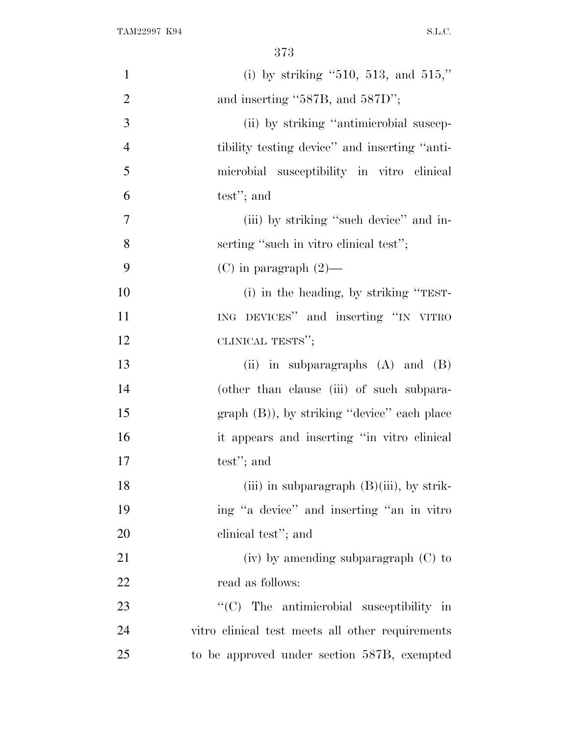(i) by striking "510, 513, and 515," and inserting "587B, and 587D";

(ii) by striking "antimicrobial susceptibility testing device" and inserting "antimicrobial susceptibility in vitro clinical test"; and

(iii) by striking "such device" and inserting "such in vitro clinical test";

(C) in paragraph (2)—

(i) in the heading, by striking "TESTING DEVICES" and inserting "IN VITRO CLINICAL TESTS";

(ii) in subparagraphs (A) and (B) (other than clause (iii) of such subparagraph (B)), by striking "device" each place it appears and inserting "in vitro clinical test"; and

(iii) in subparagraph (B)(iii), by striking "a device" and inserting "an in vitro clinical test"; and

(iv) by amending subparagraph (C) to read as follows:

"(C) The antimicrobial susceptibility in vitro clinical test meets all other requirements to be approved under section 587B, exempted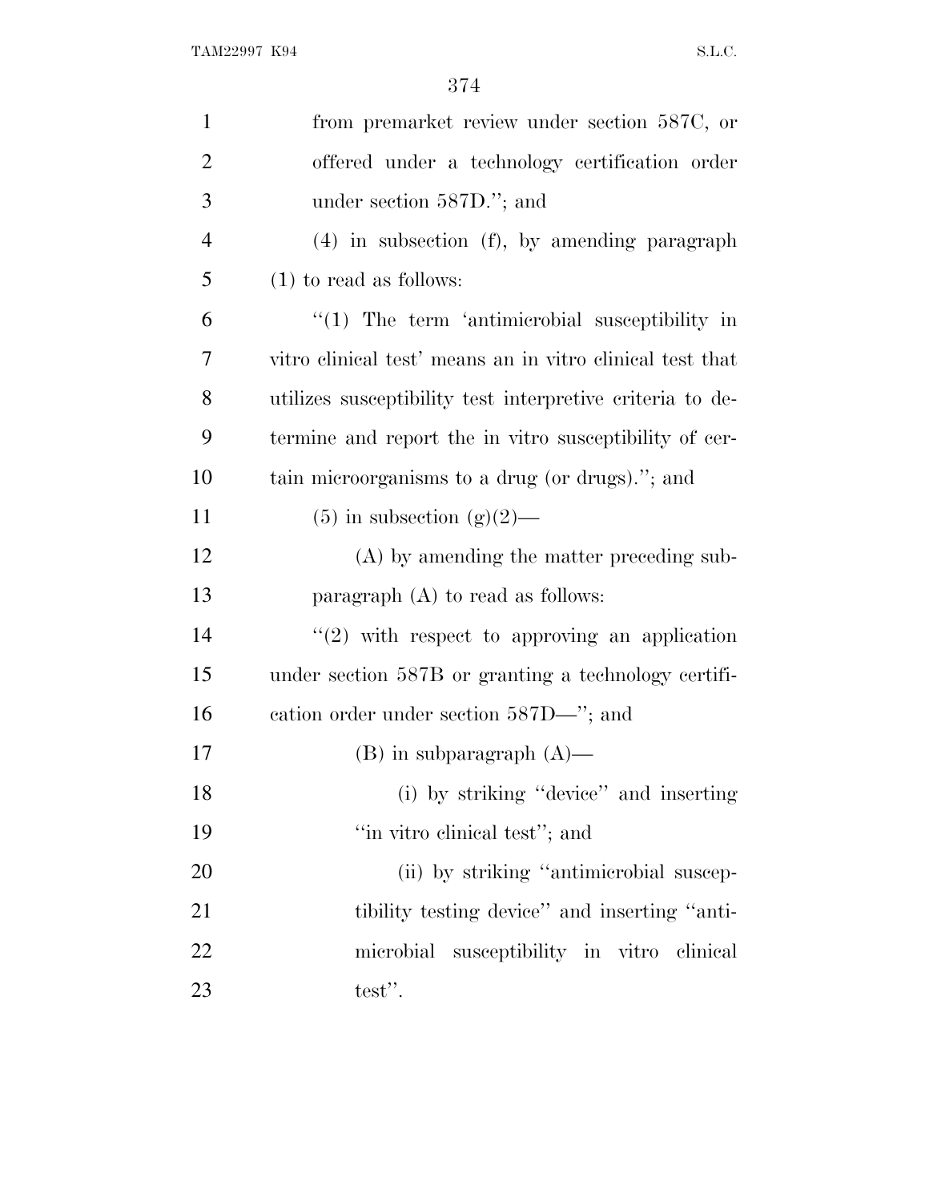from premarket review under section 587C, or offered under a technology certification order under section 587D.''; and

(4) in subsection (f), by amending paragraph (1) to read as follows:

''(1) The term 'antimicrobial susceptibility in vitro clinical test' means an in vitro clinical test that utilizes susceptibility test interpretive criteria to determine and report the in vitro susceptibility of certain microorganisms to a drug (or drugs).''; and

(5) in subsection (g)(2)—

(A) by amending the matter preceding subparagraph (A) to read as follows:

''(2) with respect to approving an application under section 587B or granting a technology certification order under section 587D—''; and

(B) in subparagraph (A)—

(i) by striking ''device'' and inserting ''in vitro clinical test''; and

(ii) by striking ''antimicrobial susceptibility testing device'' and inserting ''antimicrobial susceptibility in vitro clinical test''.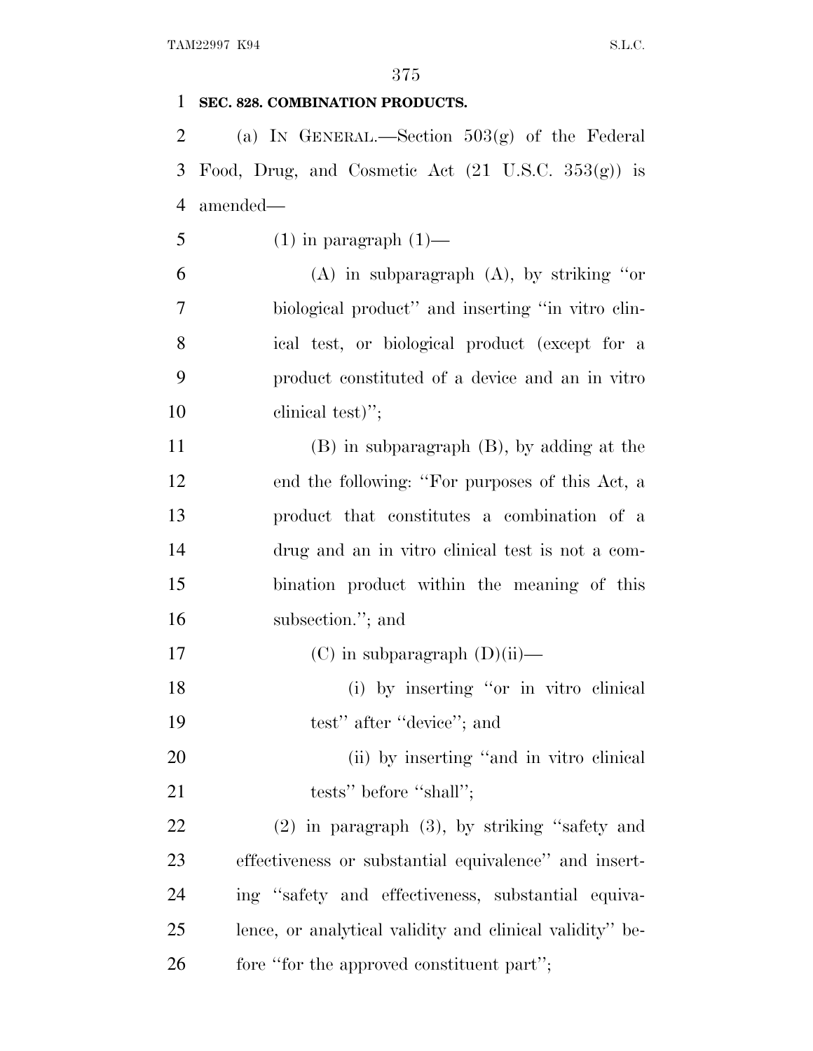**SEC. 828. COMBINATION PRODUCTS.**

(a) IN GENERAL.—Section 503(g) of the Federal Food, Drug, and Cosmetic Act (21 U.S.C. 353(g)) is amended—

(1) in paragraph (1)—

(A) in subparagraph (A), by striking ''or biological product'' and inserting ''in vitro clinical test, or biological product (except for a product constituted of a device and an in vitro clinical test)'';

(B) in subparagraph (B), by adding at the end the following: ''For purposes of this Act, a product that constitutes a combination of a drug and an in vitro clinical test is not a combination product within the meaning of this subsection.''; and

(C) in subparagraph (D)(ii)—

(i) by inserting ''or in vitro clinical test'' after ''device''; and

(ii) by inserting ''and in vitro clinical tests'' before ''shall'';

(2) in paragraph (3), by striking ''safety and effectiveness or substantial equivalence'' and inserting ''safety and effectiveness, substantial equivalence, or analytical validity and clinical validity'' before ''for the approved constituent part'';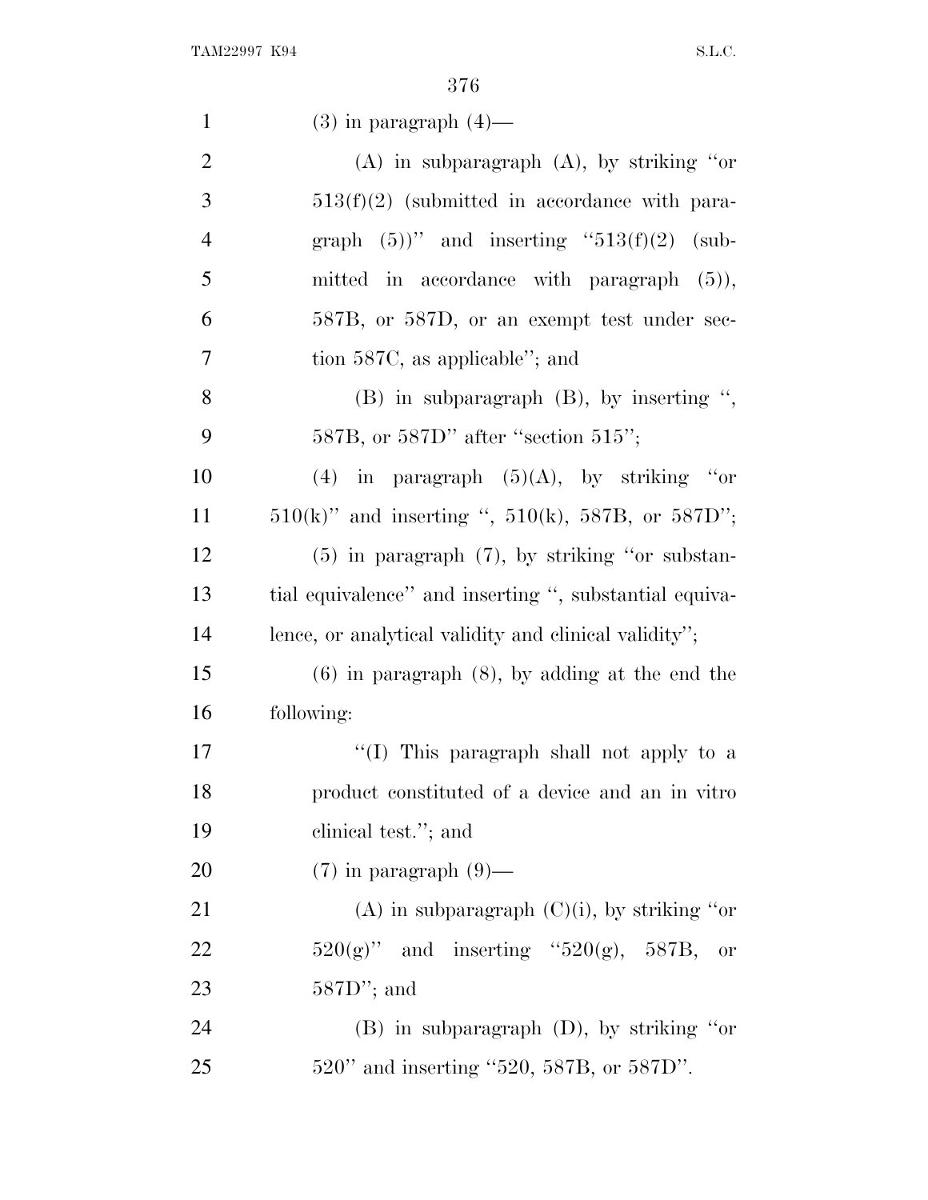(3) in paragraph (4)—

(A) in subparagraph (A), by striking "or 513(f)(2) (submitted in accordance with paragraph (5))" and inserting "513(f)(2) (submitted in accordance with paragraph (5)), 587B, or 587D, or an exempt test under section 587C, as applicable"; and

(B) in subparagraph (B), by inserting ", 587B, or 587D" after "section 515";

(4) in paragraph (5)(A), by striking "or 510(k)" and inserting ", 510(k), 587B, or 587D";

(5) in paragraph (7), by striking "or substantial equivalence" and inserting ", substantial equivalence, or analytical validity and clinical validity";

(6) in paragraph (8), by adding at the end the following:

"(I) This paragraph shall not apply to a product constituted of a device and an in vitro clinical test."; and

(7) in paragraph (9)—

(A) in subparagraph (C)(i), by striking "or 520(g)" and inserting "520(g), 587B, or 587D"; and

(B) in subparagraph (D), by striking "or 520" and inserting "520, 587B, or 587D".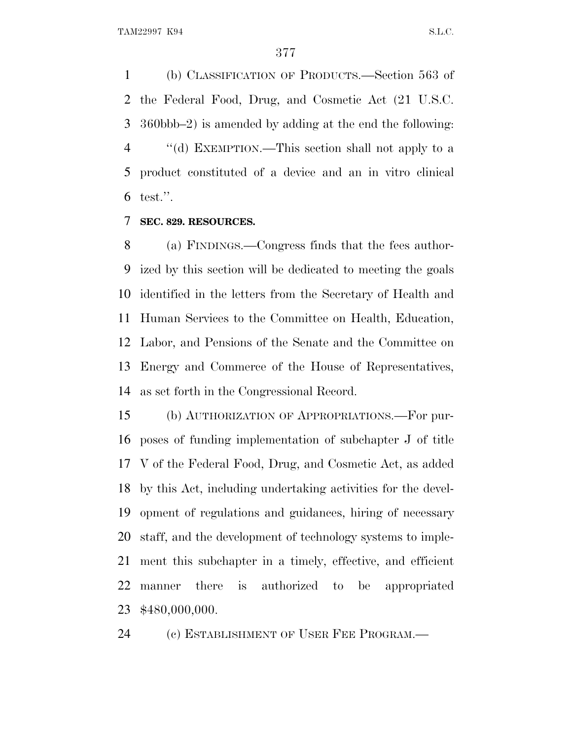(b) CLASSIFICATION OF PRODUCTS.—Section 563 of the Federal Food, Drug, and Cosmetic Act (21 U.S.C. 360bbb–2) is amended by adding at the end the following:

''(d) EXEMPTION.—This section shall not apply to a product constituted of a device and an in vitro clinical test.''.

**SEC. 829. RESOURCES.**

(a) FINDINGS.—Congress finds that the fees authorized by this section will be dedicated to meeting the goals identified in the letters from the Secretary of Health and Human Services to the Committee on Health, Education, Labor, and Pensions of the Senate and the Committee on Energy and Commerce of the House of Representatives, as set forth in the Congressional Record.

(b) AUTHORIZATION OF APPROPRIATIONS.—For purposes of funding implementation of subchapter J of title V of the Federal Food, Drug, and Cosmetic Act, as added by this Act, including undertaking activities for the development of regulations and guidances, hiring of necessary staff, and the development of technology systems to implement this subchapter in a timely, effective, and efficient manner there is authorized to be appropriated $480,000,000.

(c) ESTABLISHMENT OF USER FEE PROGRAM.—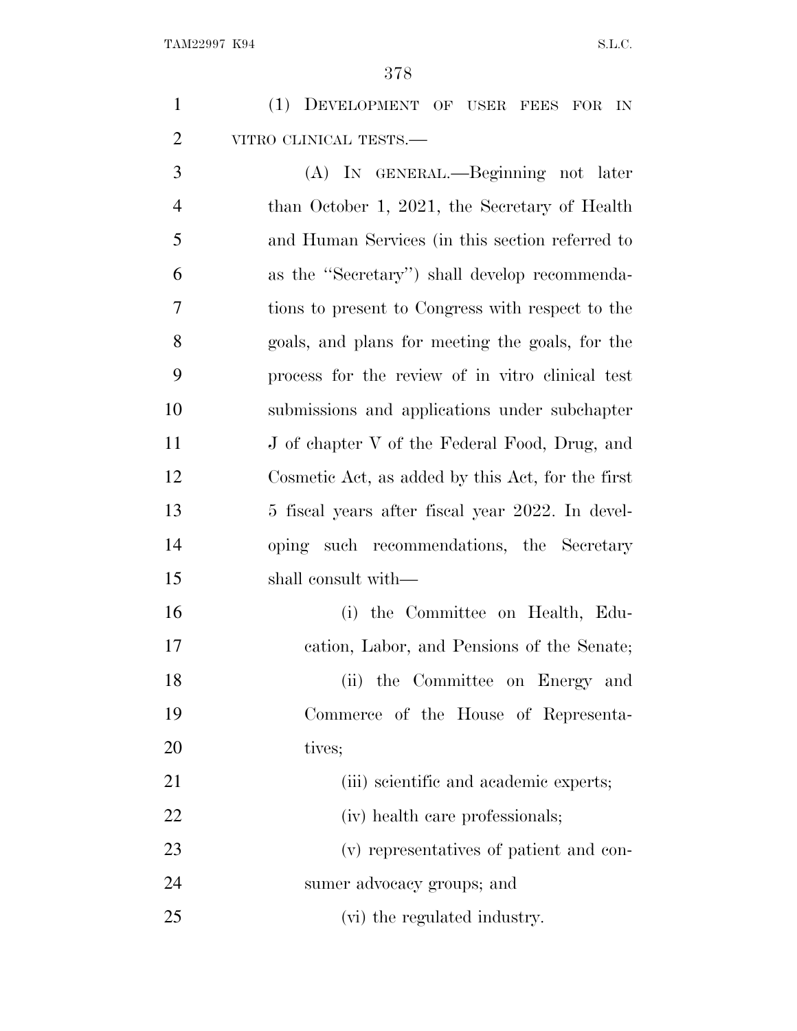(1) DEVELOPMENT OF USER FEES FOR IN VITRO CLINICAL TESTS.—

(A) IN GENERAL.—Beginning not later than October 1, 2021, the Secretary of Health and Human Services (in this section referred to as the "Secretary") shall develop recommendations to present to Congress with respect to the goals, and plans for meeting the goals, for the process for the review of in vitro clinical test submissions and applications under subchapter J of chapter V of the Federal Food, Drug, and Cosmetic Act, as added by this Act, for the first 5 fiscal years after fiscal year 2022. In developing such recommendations, the Secretary shall consult with—

(i) the Committee on Health, Education, Labor, and Pensions of the Senate;

(ii) the Committee on Energy and Commerce of the House of Representatives;

(iii) scientific and academic experts;

(iv) health care professionals;

(v) representatives of patient and consumer advocacy groups; and

(vi) the regulated industry.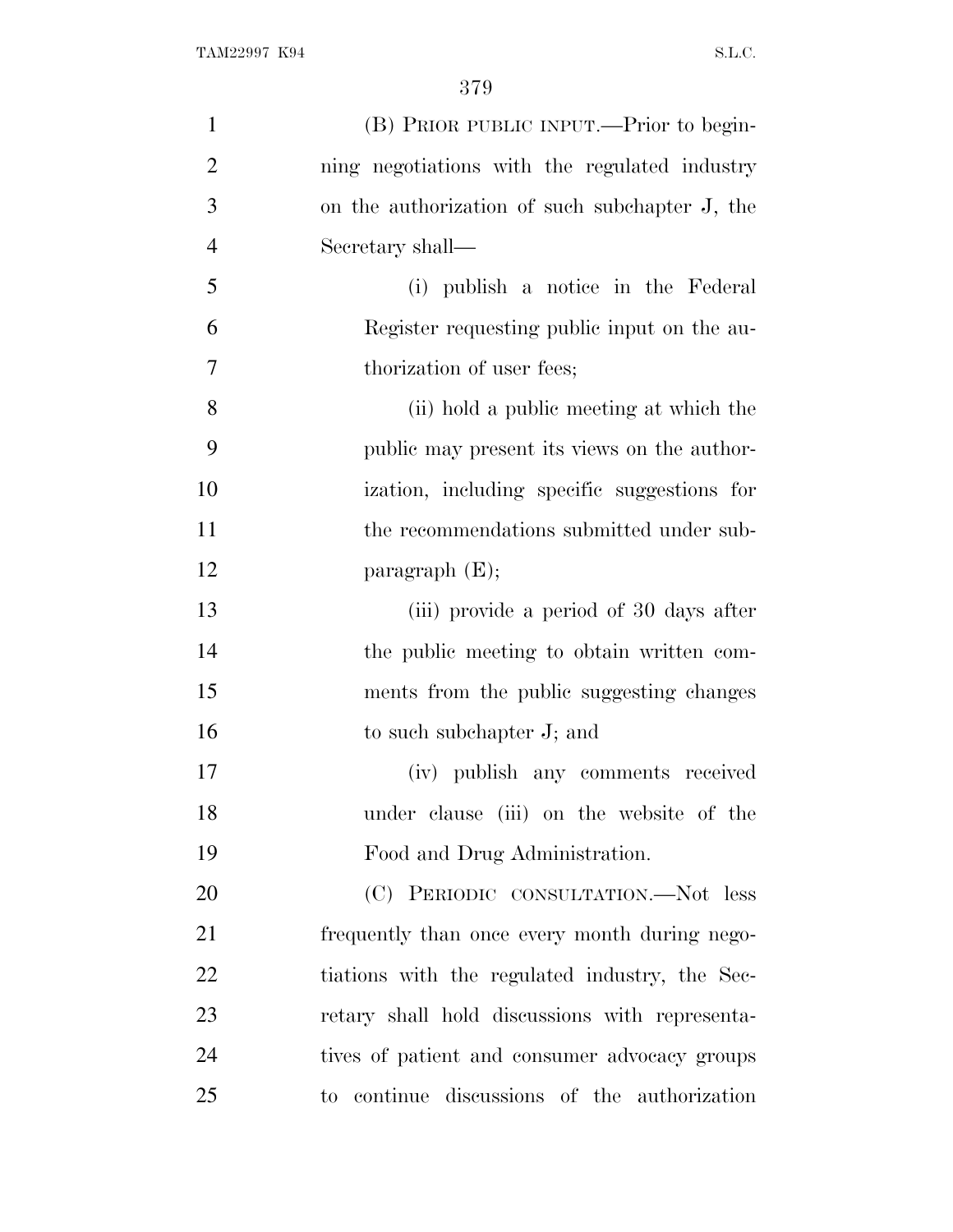(B) PRIOR PUBLIC INPUT.—Prior to beginning negotiations with the regulated industry on the authorization of such subchapter J, the Secretary shall—

(i) publish a notice in the Federal Register requesting public input on the authorization of user fees;

(ii) hold a public meeting at which the public may present its views on the authorization, including specific suggestions for the recommendations submitted under subparagraph (E);

(iii) provide a period of 30 days after the public meeting to obtain written comments from the public suggesting changes to such subchapter J; and

(iv) publish any comments received under clause (iii) on the website of the Food and Drug Administration.

(C) PERIODIC CONSULTATION.—Not less frequently than once every month during negotiations with the regulated industry, the Secretary shall hold discussions with representatives of patient and consumer advocacy groups to continue discussions of the authorization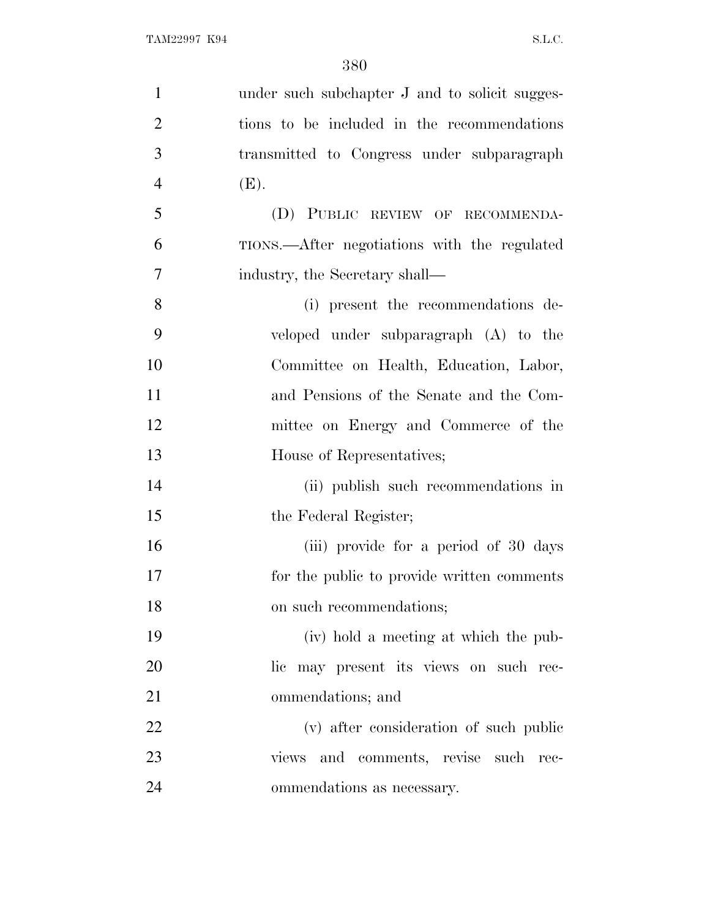under such subchapter J and to solicit suggestions to be included in the recommendations transmitted to Congress under subparagraph (E).

(D) PUBLIC REVIEW OF RECOMMENDATIONS.—After negotiations with the regulated industry, the Secretary shall—

(i) present the recommendations developed under subparagraph (A) to the Committee on Health, Education, Labor, and Pensions of the Senate and the Committee on Energy and Commerce of the House of Representatives;

(ii) publish such recommendations in the Federal Register;

(iii) provide for a period of 30 days for the public to provide written comments on such recommendations;

(iv) hold a meeting at which the public may present its views on such recommendations; and

(v) after consideration of such public views and comments, revise such recommendations as necessary.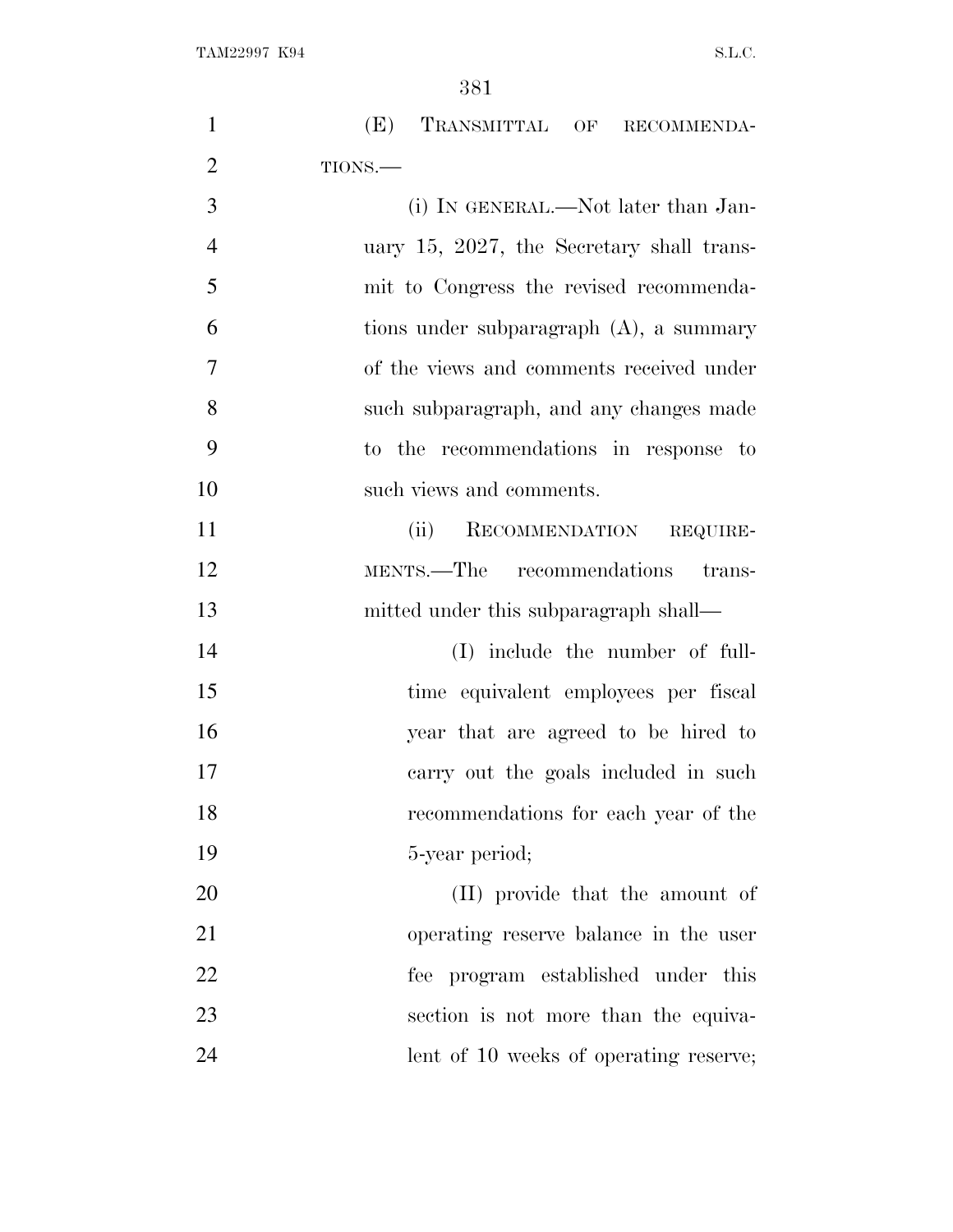(E) TRANSMITTAL OF RECOMMENDATIONS.—

(i) IN GENERAL.—Not later than January 15, 2027, the Secretary shall transmit to Congress the revised recommendations under subparagraph (A), a summary of the views and comments received under such subparagraph, and any changes made to the recommendations in response to such views and comments.

(ii) RECOMMENDATION REQUIREMENTS.—The recommendations transmitted under this subparagraph shall—

(I) include the number of full-time equivalent employees per fiscal year that are agreed to be hired to carry out the goals included in such recommendations for each year of the 5-year period;

(II) provide that the amount of operating reserve balance in the user fee program established under this section is not more than the equivalent of 10 weeks of operating reserve;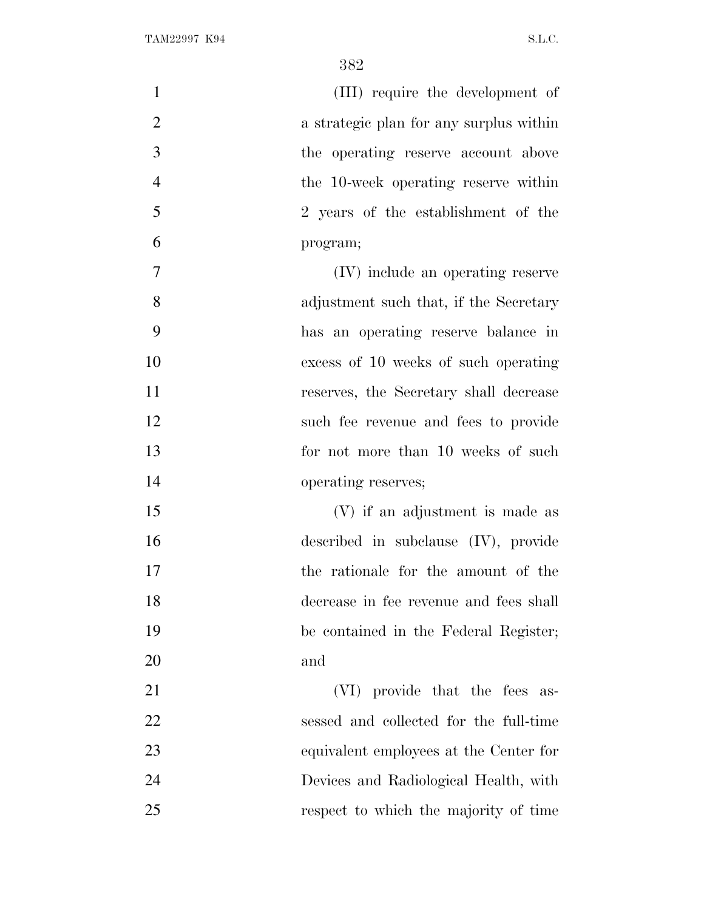(III) require the development of a strategic plan for any surplus within the operating reserve account above the 10-week operating reserve within 2 years of the establishment of the program;

(IV) include an operating reserve adjustment such that, if the Secretary has an operating reserve balance in excess of 10 weeks of such operating reserves, the Secretary shall decrease such fee revenue and fees to provide for not more than 10 weeks of such operating reserves;

(V) if an adjustment is made as described in subclause (IV), provide the rationale for the amount of the decrease in fee revenue and fees shall be contained in the Federal Register; and

(VI) provide that the fees assessed and collected for the full-time equivalent employees at the Center for Devices and Radiological Health, with respect to which the majority of time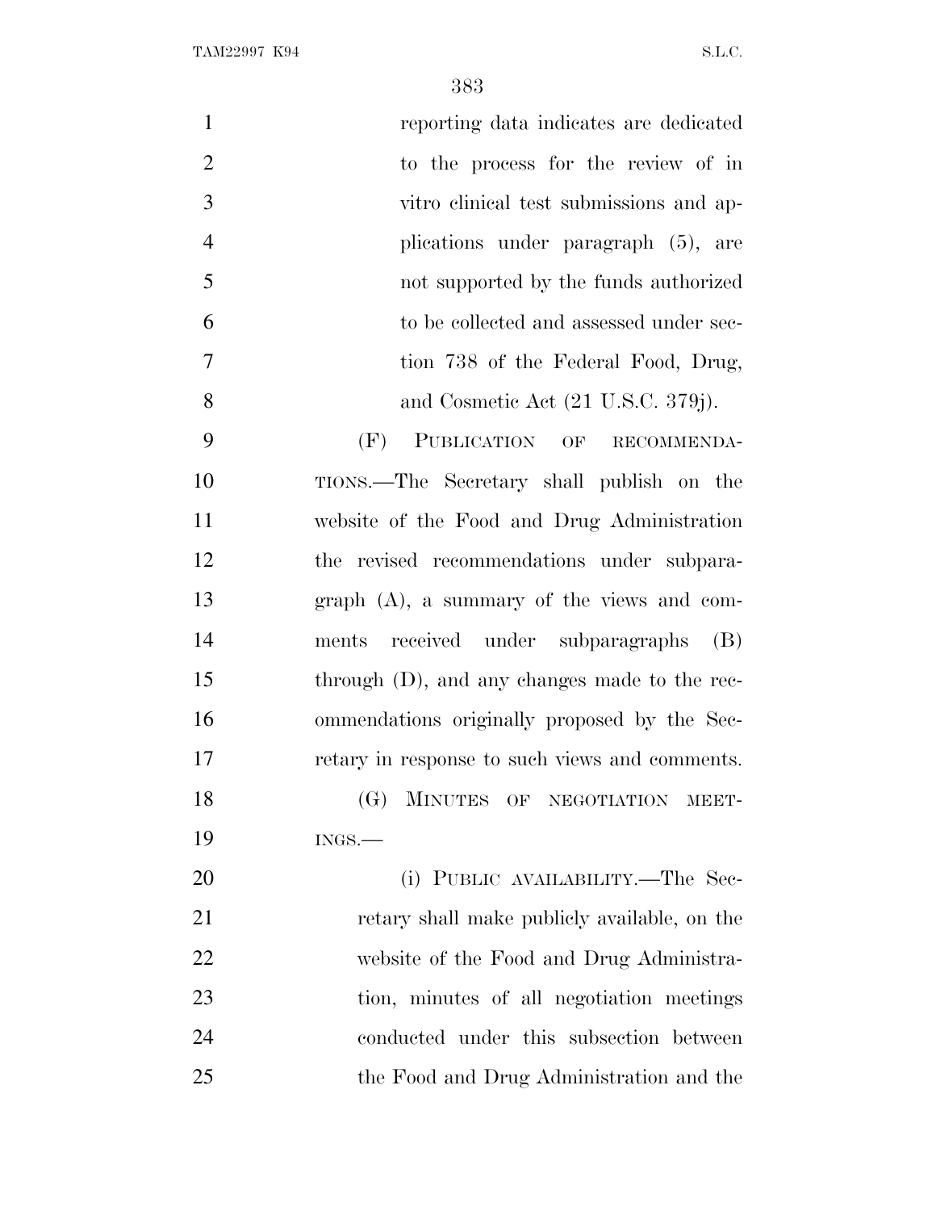reporting data indicates are dedicated to the process for the review of in vitro clinical test submissions and applications under paragraph (5), are not supported by the funds authorized to be collected and assessed under section 738 of the Federal Food, Drug, and Cosmetic Act (21 U.S.C. 379j).

(F) PUBLICATION OF RECOMMENDATIONS.—The Secretary shall publish on the website of the Food and Drug Administration the revised recommendations under subparagraph (A), a summary of the views and comments received under subparagraphs (B) through (D), and any changes made to the recommendations originally proposed by the Secretary in response to such views and comments.

(G) MINUTES OF NEGOTIATION MEETINGS.—

(i) PUBLIC AVAILABILITY.—The Secretary shall make publicly available, on the website of the Food and Drug Administration, minutes of all negotiation meetings conducted under this subsection between the Food and Drug Administration and the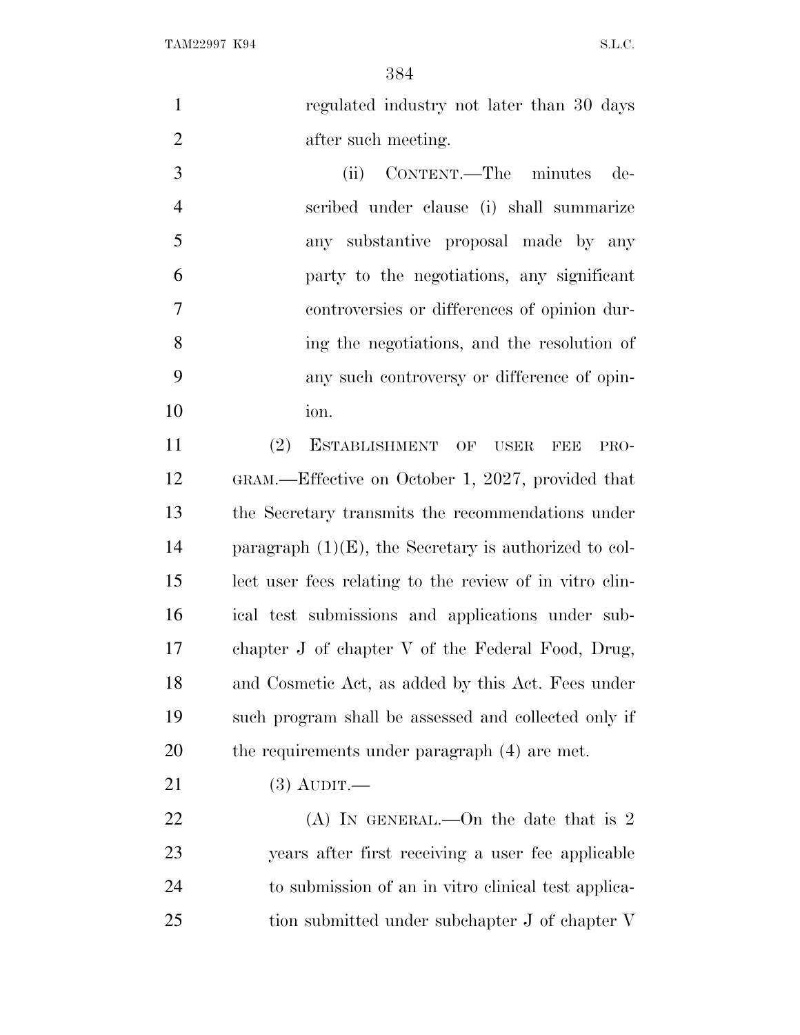regulated industry not later than 30 days after such meeting.

(ii) CONTENT.—The minutes described under clause (i) shall summarize any substantive proposal made by any party to the negotiations, any significant controversies or differences of opinion during the negotiations, and the resolution of any such controversy or difference of opinion.

(2) ESTABLISHMENT OF USER FEE PROGRAM.—Effective on October 1, 2027, provided that the Secretary transmits the recommendations under paragraph (1)(E), the Secretary is authorized to collect user fees relating to the review of in vitro clinical test submissions and applications under subchapter J of chapter V of the Federal Food, Drug, and Cosmetic Act, as added by this Act. Fees under such program shall be assessed and collected only if the requirements under paragraph (4) are met.

(3) AUDIT.—

(A) IN GENERAL.—On the date that is 2 years after first receiving a user fee applicable to submission of an in vitro clinical test application submitted under subchapter J of chapter V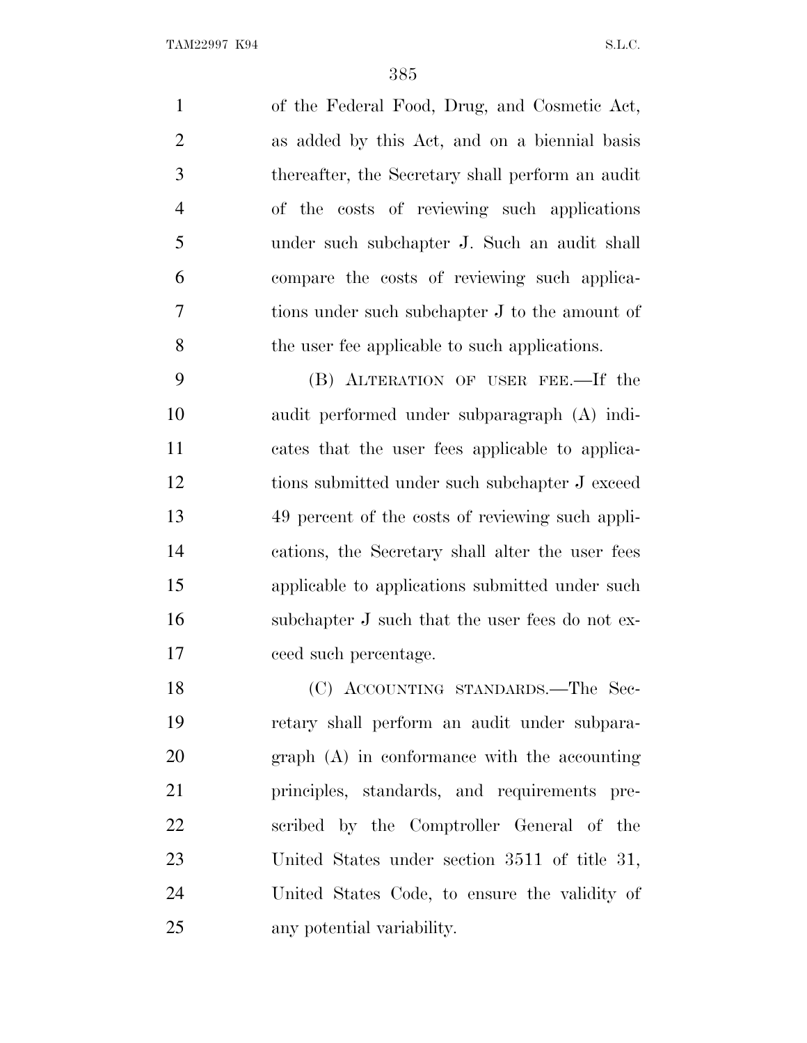of the Federal Food, Drug, and Cosmetic Act, as added by this Act, and on a biennial basis thereafter, the Secretary shall perform an audit of the costs of reviewing such applications under such subchapter J. Such an audit shall compare the costs of reviewing such applications under such subchapter J to the amount of the user fee applicable to such applications.

(B) ALTERATION OF USER FEE.—If the audit performed under subparagraph (A) indicates that the user fees applicable to applications submitted under such subchapter J exceed 49 percent of the costs of reviewing such applications, the Secretary shall alter the user fees applicable to applications submitted under such subchapter J such that the user fees do not exceed such percentage.

(C) ACCOUNTING STANDARDS.—The Secretary shall perform an audit under subparagraph (A) in conformance with the accounting principles, standards, and requirements prescribed by the Comptroller General of the United States under section 3511 of title 31, United States Code, to ensure the validity of any potential variability.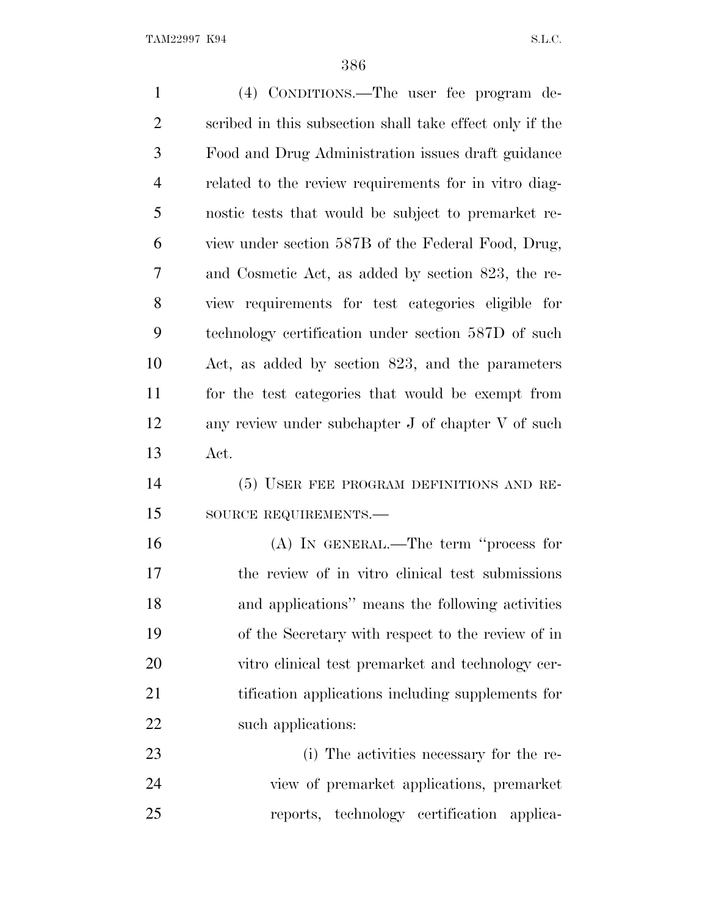(4) CONDITIONS.—The user fee program described in this subsection shall take effect only if the Food and Drug Administration issues draft guidance related to the review requirements for in vitro diagnostic tests that would be subject to premarket review under section 587B of the Federal Food, Drug, and Cosmetic Act, as added by section 823, the review requirements for test categories eligible for technology certification under section 587D of such Act, as added by section 823, and the parameters for the test categories that would be exempt from any review under subchapter J of chapter V of such Act.

(5) USER FEE PROGRAM DEFINITIONS AND RESOURCE REQUIREMENTS.—

(A) IN GENERAL.—The term ''process for the review of in vitro clinical test submissions and applications'' means the following activities of the Secretary with respect to the review of in vitro clinical test premarket and technology certification applications including supplements for such applications:

(i) The activities necessary for the review of premarket applications, premarket reports, technology certification applica-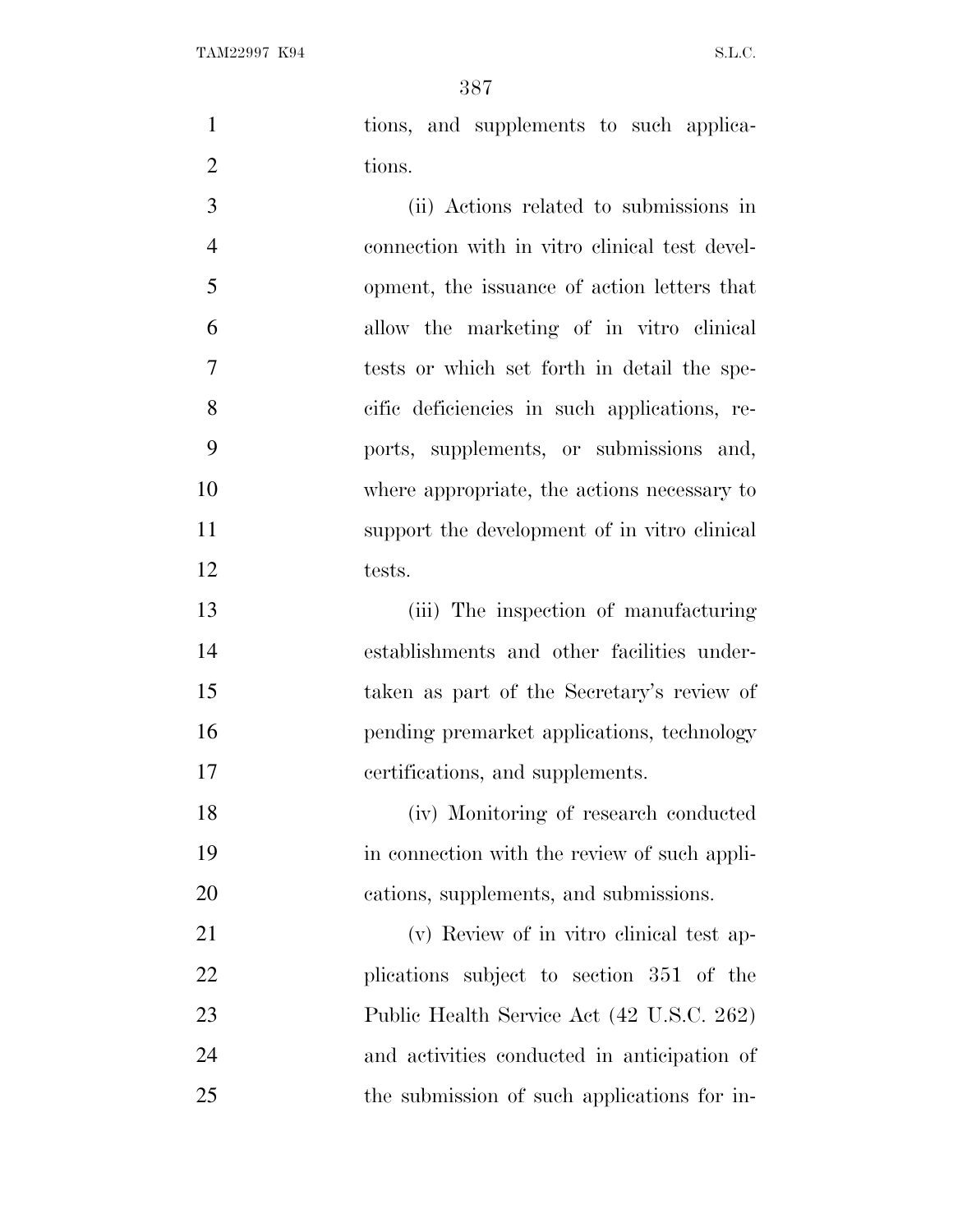tions, and supplements to such applications.

(ii) Actions related to submissions in connection with in vitro clinical test development, the issuance of action letters that allow the marketing of in vitro clinical tests or which set forth in detail the specific deficiencies in such applications, reports, supplements, or submissions and, where appropriate, the actions necessary to support the development of in vitro clinical tests.

(iii) The inspection of manufacturing establishments and other facilities undertaken as part of the Secretary's review of pending premarket applications, technology certifications, and supplements.

(iv) Monitoring of research conducted in connection with the review of such applications, supplements, and submissions.

(v) Review of in vitro clinical test applications subject to section 351 of the Public Health Service Act (42 U.S.C. 262) and activities conducted in anticipation of the submission of such applications for in-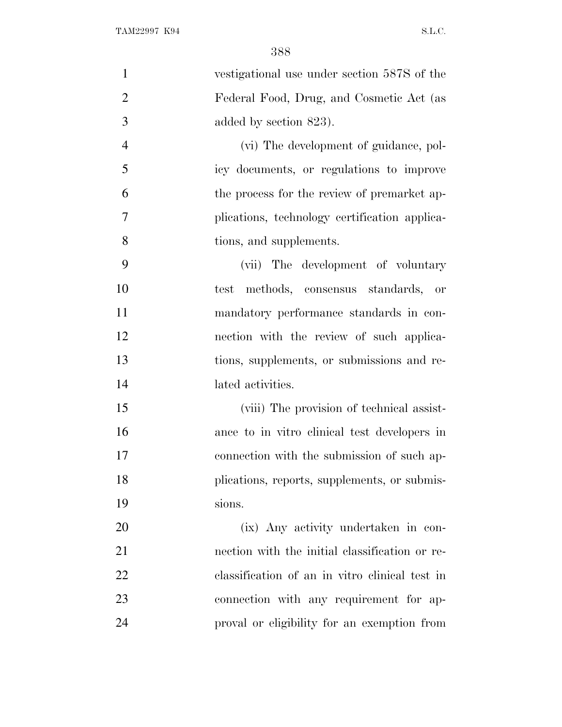vestigational use under section 587S of the Federal Food, Drug, and Cosmetic Act (as added by section 823).

(vi) The development of guidance, policy documents, or regulations to improve the process for the review of premarket applications, technology certification applications, and supplements.

(vii) The development of voluntary test methods, consensus standards, or mandatory performance standards in connection with the review of such applications, supplements, or submissions and related activities.

(viii) The provision of technical assistance to in vitro clinical test developers in connection with the submission of such applications, reports, supplements, or submissions.

(ix) Any activity undertaken in connection with the initial classification or reclassification of an in vitro clinical test in connection with any requirement for approval or eligibility for an exemption from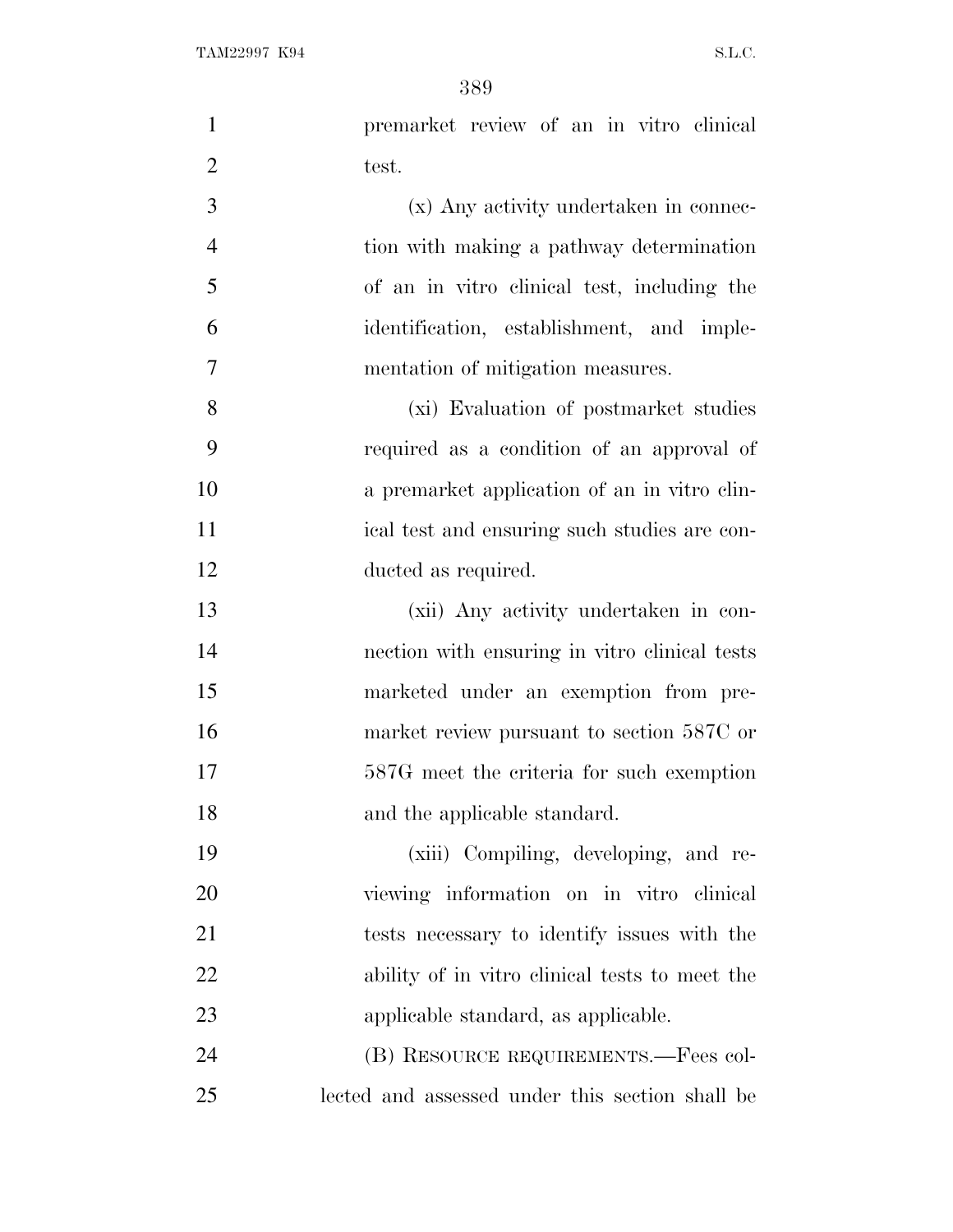premarket review of an in vitro clinical test.

(x) Any activity undertaken in connection with making a pathway determination of an in vitro clinical test, including the identification, establishment, and implementation of mitigation measures.

(xi) Evaluation of postmarket studies required as a condition of an approval of a premarket application of an in vitro clinical test and ensuring such studies are conducted as required.

(xii) Any activity undertaken in connection with ensuring in vitro clinical tests marketed under an exemption from premarket review pursuant to section 587C or 587G meet the criteria for such exemption and the applicable standard.

(xiii) Compiling, developing, and reviewing information on in vitro clinical tests necessary to identify issues with the ability of in vitro clinical tests to meet the applicable standard, as applicable.

(B) RESOURCE REQUIREMENTS.—Fees collected and assessed under this section shall be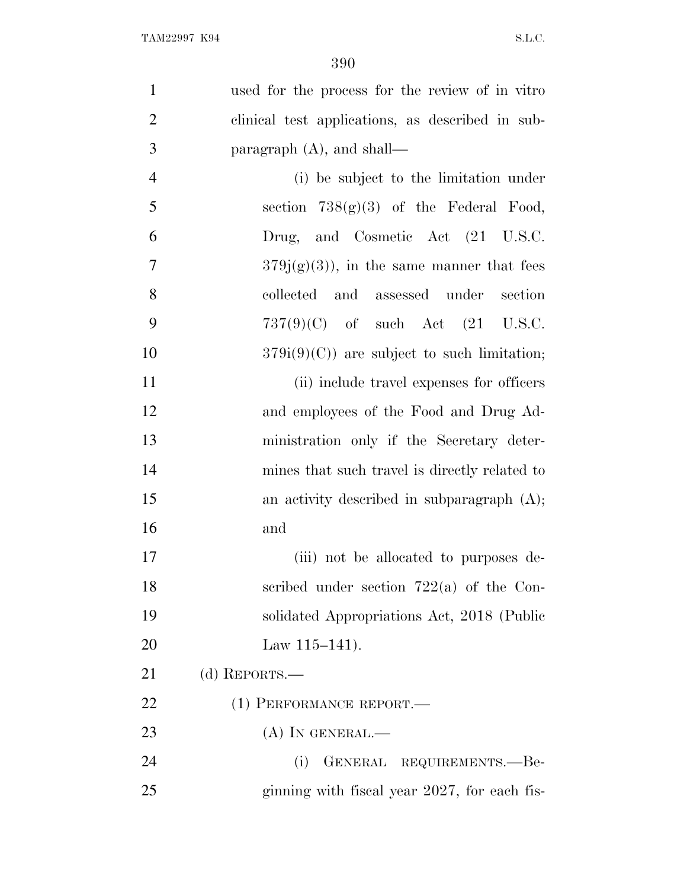used for the process for the review of in vitro clinical test applications, as described in subparagraph (A), and shall—

(i) be subject to the limitation under section 738(g)(3) of the Federal Food, Drug, and Cosmetic Act (21 U.S.C. 379j(g)(3)), in the same manner that fees collected and assessed under section 737(9)(C) of such Act (21 U.S.C. 379i(9)(C)) are subject to such limitation;

(ii) include travel expenses for officers and employees of the Food and Drug Administration only if the Secretary determines that such travel is directly related to an activity described in subparagraph (A); and

(iii) not be allocated to purposes described under section 722(a) of the Consolidated Appropriations Act, 2018 (Public Law 115–141).

(d) REPORTS.—

(1) PERFORMANCE REPORT.—

(A) IN GENERAL.—

(i) GENERAL REQUIREMENTS.—Beginning with fiscal year 2027, for each fis-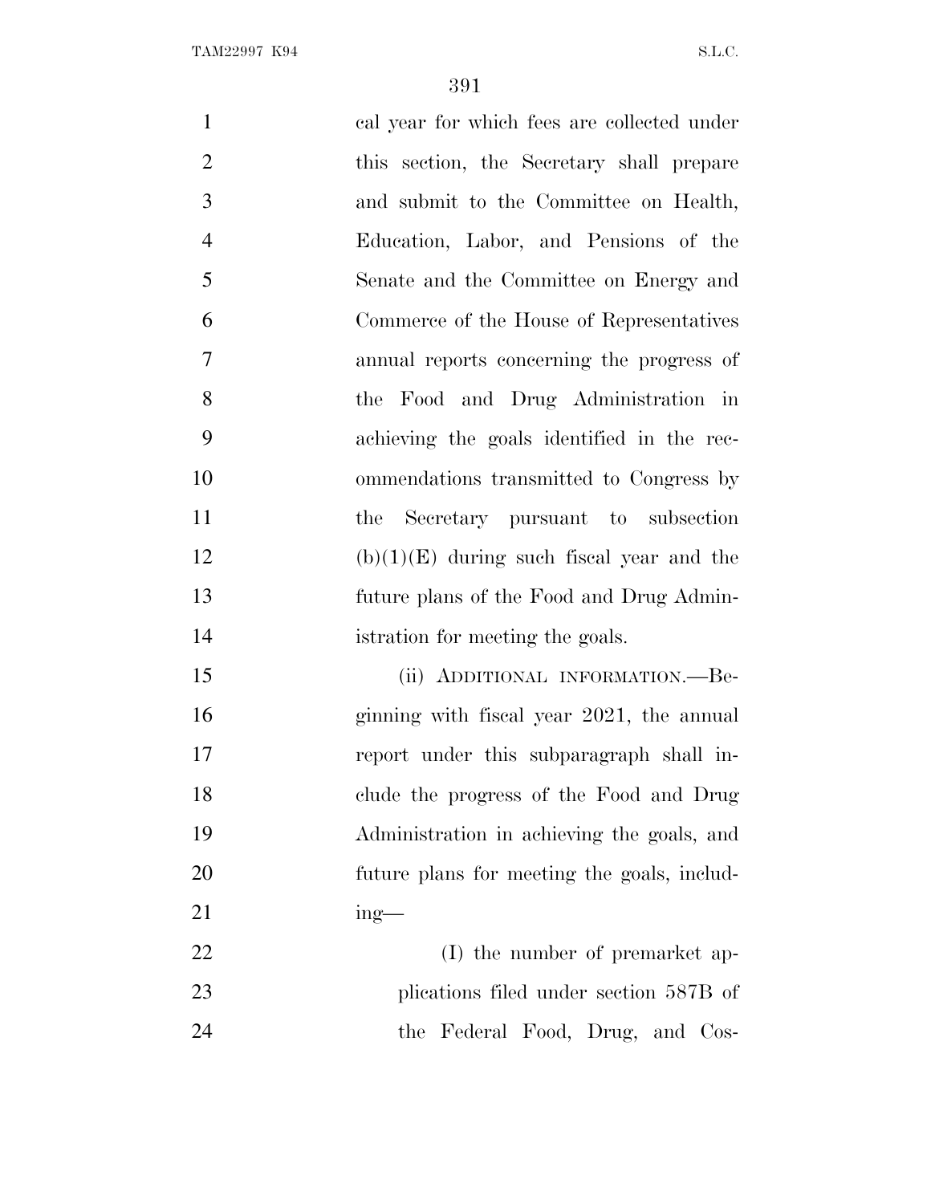cal year for which fees are collected under this section, the Secretary shall prepare and submit to the Committee on Health, Education, Labor, and Pensions of the Senate and the Committee on Energy and Commerce of the House of Representatives annual reports concerning the progress of the Food and Drug Administration in achieving the goals identified in the recommendations transmitted to Congress by the Secretary pursuant to subsection (b)(1)(E) during such fiscal year and the future plans of the Food and Drug Administration for meeting the goals.

(ii) ADDITIONAL INFORMATION.—Beginning with fiscal year 2021, the annual report under this subparagraph shall include the progress of the Food and Drug Administration in achieving the goals, and future plans for meeting the goals, including—

(I) the number of premarket applications filed under section 587B of the Federal Food, Drug, and Cos-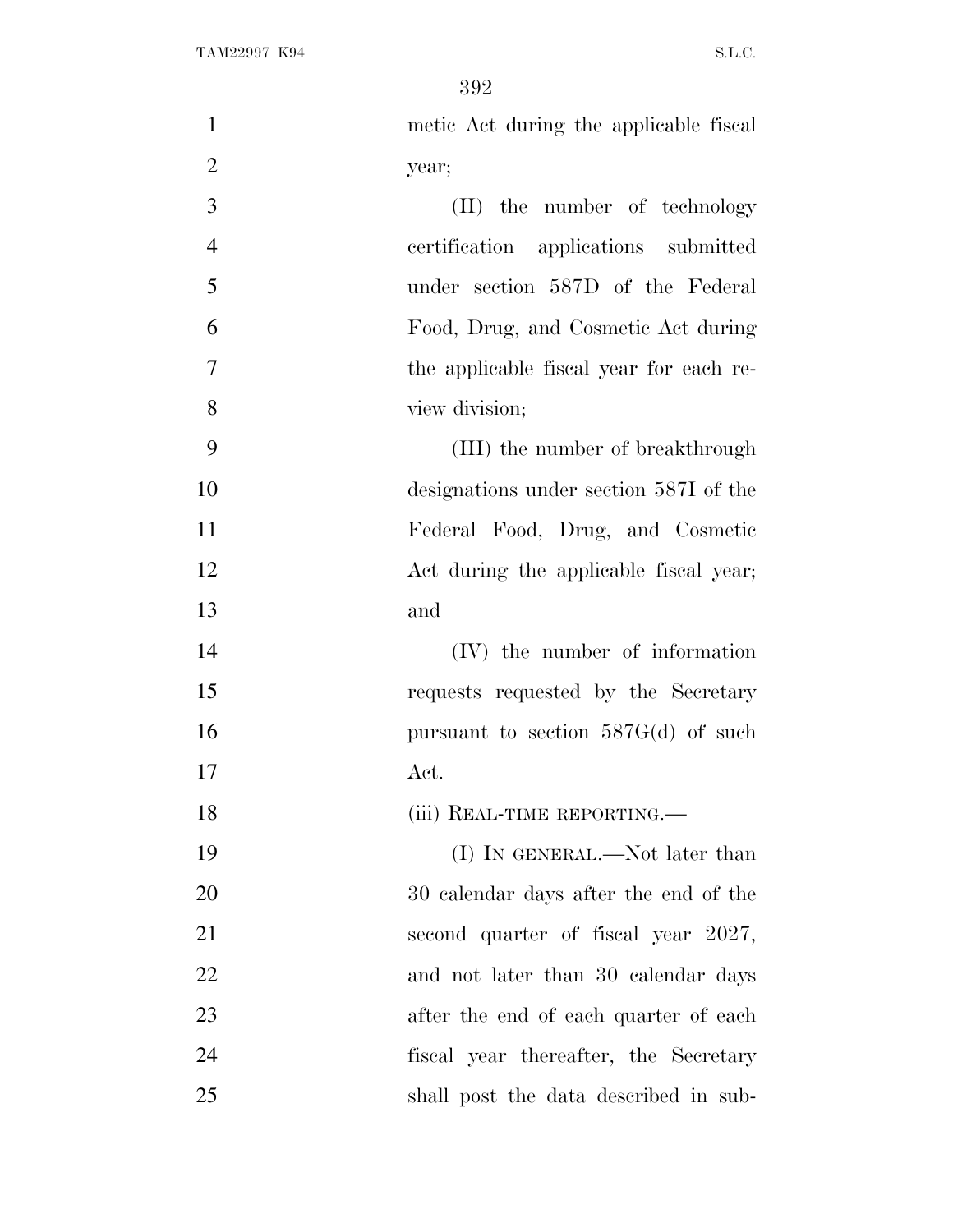metic Act during the applicable fiscal year;

(II) the number of technology certification applications submitted under section 587D of the Federal Food, Drug, and Cosmetic Act during the applicable fiscal year for each review division;

(III) the number of breakthrough designations under section 587I of the Federal Food, Drug, and Cosmetic Act during the applicable fiscal year; and

(IV) the number of information requests requested by the Secretary pursuant to section 587G(d) of such Act.

(iii) REAL-TIME REPORTING.—

(I) IN GENERAL.—Not later than 30 calendar days after the end of the second quarter of fiscal year 2027, and not later than 30 calendar days after the end of each quarter of each fiscal year thereafter, the Secretary shall post the data described in sub-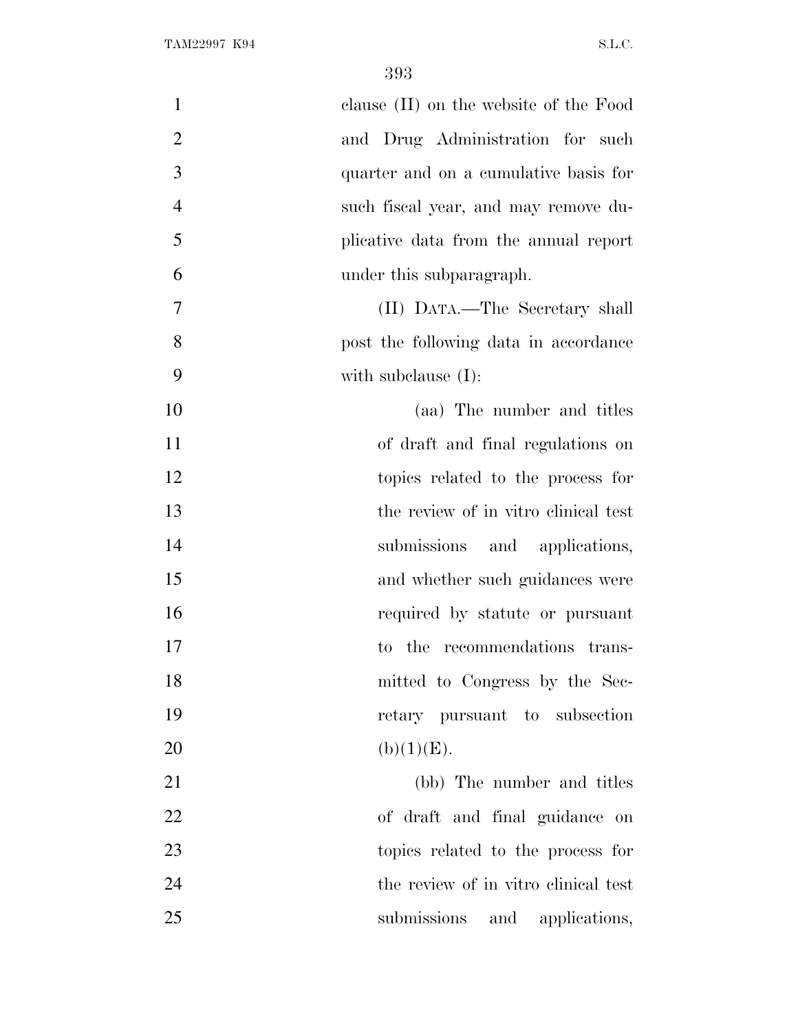clause (II) on the website of the Food and Drug Administration for such quarter and on a cumulative basis for such fiscal year, and may remove duplicative data from the annual report under this subparagraph.

(II) DATA.—The Secretary shall post the following data in accordance with subclause (I):

(aa) The number and titles of draft and final regulations on topics related to the process for the review of in vitro clinical test submissions and applications, and whether such guidances were required by statute or pursuant to the recommendations transmitted to Congress by the Secretary pursuant to subsection (b)(1)(E).

(bb) The number and titles of draft and final guidance on topics related to the process for the review of in vitro clinical test submissions and applications,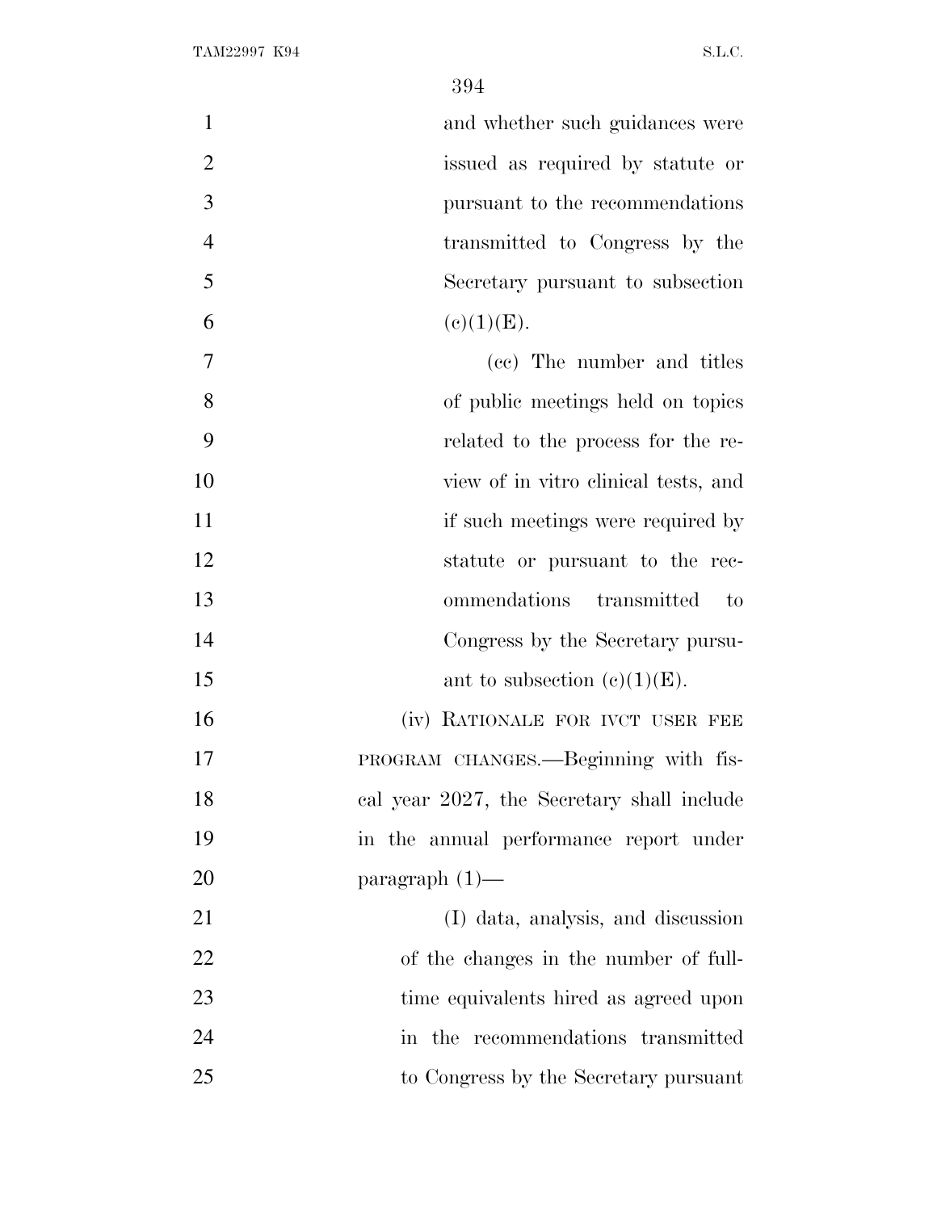and whether such guidances were issued as required by statute or pursuant to the recommendations transmitted to Congress by the Secretary pursuant to subsection (c)(1)(E).

(cc) The number and titles of public meetings held on topics related to the process for the review of in vitro clinical tests, and if such meetings were required by statute or pursuant to the recommendations transmitted to Congress by the Secretary pursuant to subsection (c)(1)(E).

(iv) RATIONALE FOR IVCT USER FEE PROGRAM CHANGES.—Beginning with fiscal year 2027, the Secretary shall include in the annual performance report under paragraph (1)—

(I) data, analysis, and discussion of the changes in the number of full-time equivalents hired as agreed upon in the recommendations transmitted to Congress by the Secretary pursuant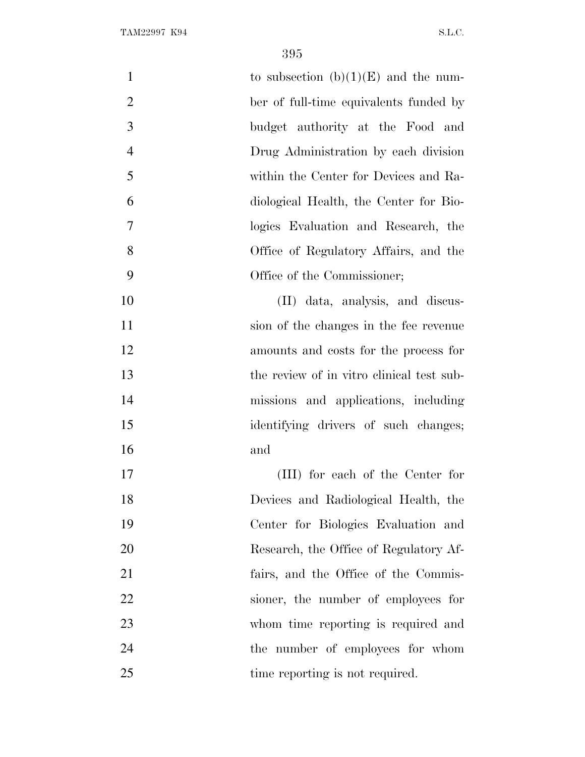to subsection (b)(1)(E) and the number of full-time equivalents funded by budget authority at the Food and Drug Administration by each division within the Center for Devices and Radiological Health, the Center for Biologics Evaluation and Research, the Office of Regulatory Affairs, and the Office of the Commissioner;

(II) data, analysis, and discussion of the changes in the fee revenue amounts and costs for the process for the review of in vitro clinical test submissions and applications, including identifying drivers of such changes; and

(III) for each of the Center for Devices and Radiological Health, the Center for Biologics Evaluation and Research, the Office of Regulatory Affairs, and the Office of the Commissioner, the number of employees for whom time reporting is required and the number of employees for whom time reporting is not required.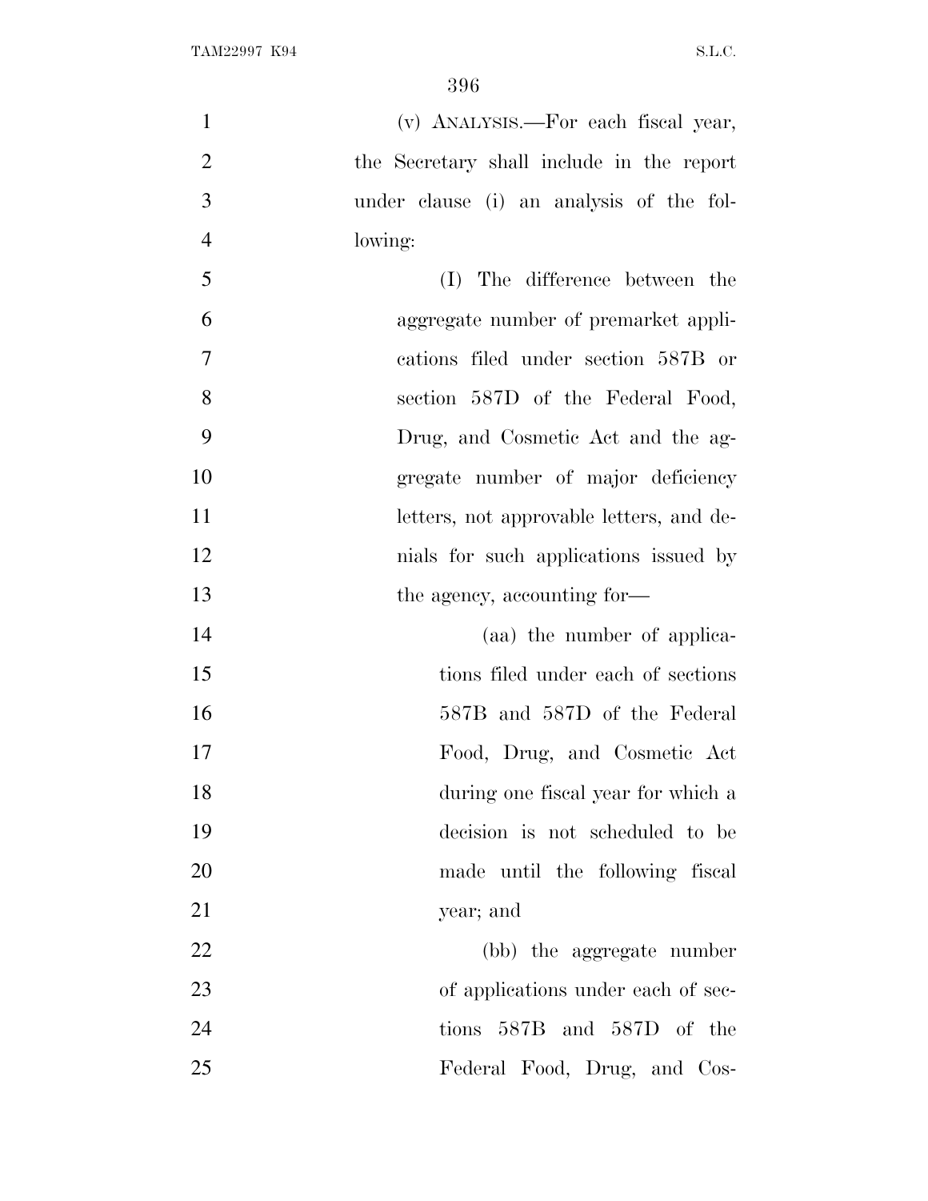(v) ANALYSIS.—For each fiscal year, the Secretary shall include in the report under clause (i) an analysis of the following:

(I) The difference between the aggregate number of premarket applications filed under section 587B or section 587D of the Federal Food, Drug, and Cosmetic Act and the aggregate number of major deficiency letters, not approvable letters, and denials for such applications issued by the agency, accounting for—

(aa) the number of applications filed under each of sections 587B and 587D of the Federal Food, Drug, and Cosmetic Act during one fiscal year for which a decision is not scheduled to be made until the following fiscal year; and

(bb) the aggregate number of applications under each of sections 587B and 587D of the Federal Food, Drug, and Cos-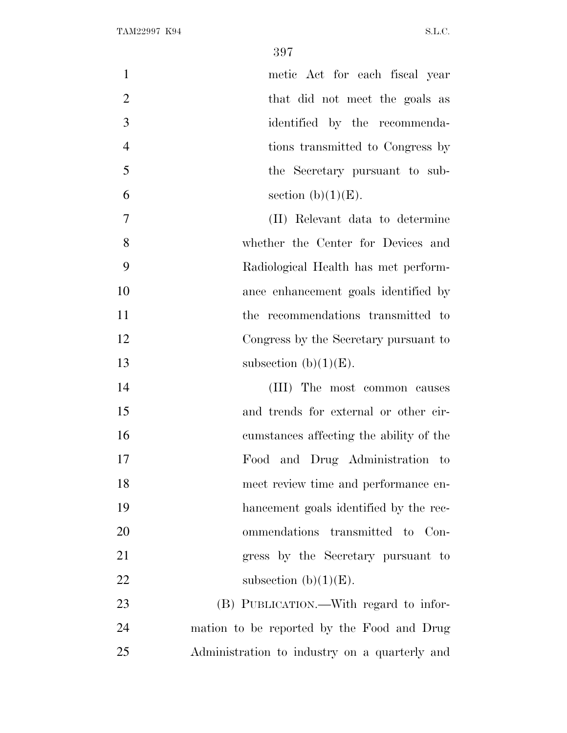metic Act for each fiscal year that did not meet the goals as identified by the recommendations transmitted to Congress by the Secretary pursuant to subsection (b)(1)(E).

(II) Relevant data to determine whether the Center for Devices and Radiological Health has met performance enhancement goals identified by the recommendations transmitted to Congress by the Secretary pursuant to subsection (b)(1)(E).

(III) The most common causes and trends for external or other circumstances affecting the ability of the Food and Drug Administration to meet review time and performance enhancement goals identified by the recommendations transmitted to Congress by the Secretary pursuant to subsection (b)(1)(E).

(B) PUBLICATION.—With regard to information to be reported by the Food and Drug Administration to industry on a quarterly and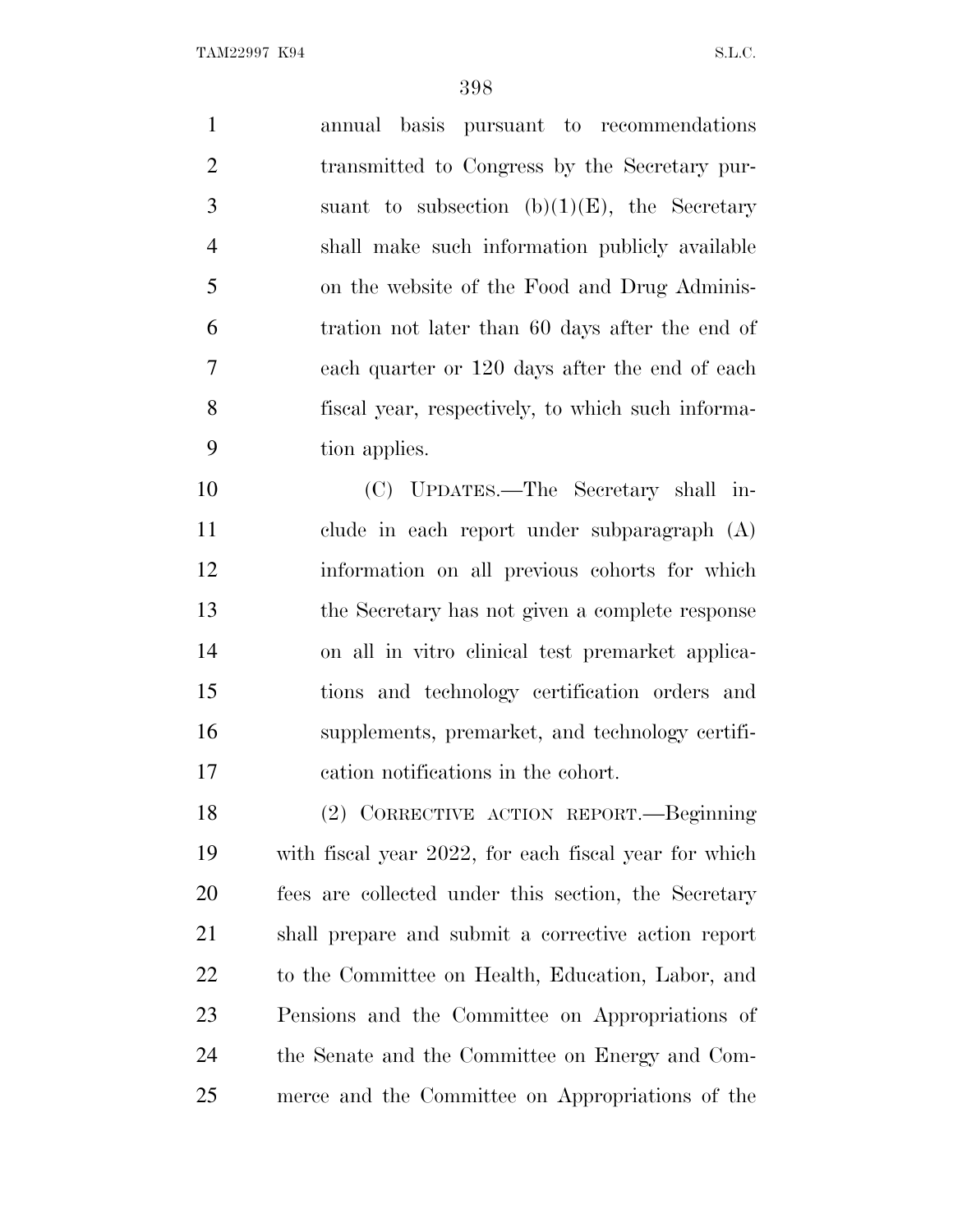annual basis pursuant to recommendations transmitted to Congress by the Secretary pursuant to subsection (b)(1)(E), the Secretary shall make such information publicly available on the website of the Food and Drug Administration not later than 60 days after the end of each quarter or 120 days after the end of each fiscal year, respectively, to which such information applies.

(C) UPDATES.—The Secretary shall include in each report under subparagraph (A) information on all previous cohorts for which the Secretary has not given a complete response on all in vitro clinical test premarket applications and technology certification orders and supplements, premarket, and technology certification notifications in the cohort.

(2) CORRECTIVE ACTION REPORT.—Beginning with fiscal year 2022, for each fiscal year for which fees are collected under this section, the Secretary shall prepare and submit a corrective action report to the Committee on Health, Education, Labor, and Pensions and the Committee on Appropriations of the Senate and the Committee on Energy and Commerce and the Committee on Appropriations of the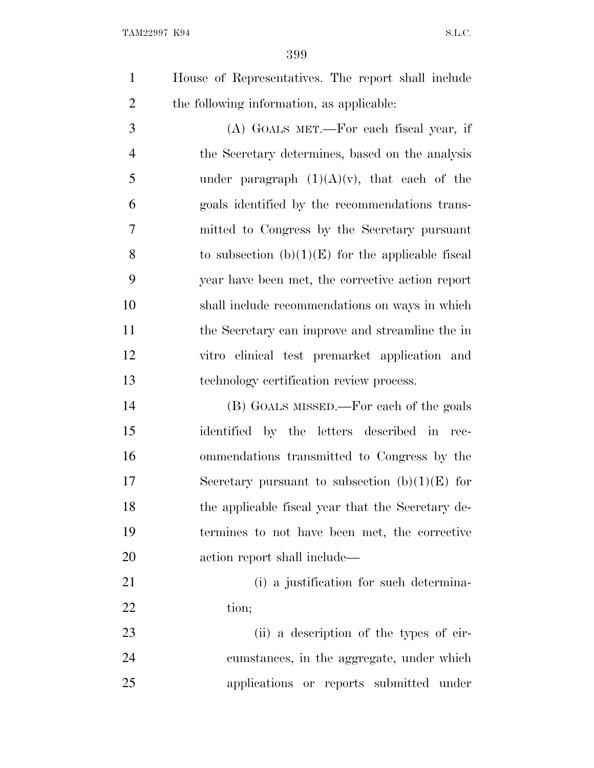House of Representatives. The report shall include the following information, as applicable:

(A) GOALS MET.—For each fiscal year, if the Secretary determines, based on the analysis under paragraph (1)(A)(v), that each of the goals identified by the recommendations transmitted to Congress by the Secretary pursuant to subsection (b)(1)(E) for the applicable fiscal year have been met, the corrective action report shall include recommendations on ways in which the Secretary can improve and streamline the in vitro clinical test premarket application and technology certification review process.

(B) GOALS MISSED.—For each of the goals identified by the letters described in recommendations transmitted to Congress by the Secretary pursuant to subsection (b)(1)(E) for the applicable fiscal year that the Secretary determines to not have been met, the corrective action report shall include—

(i) a justification for such determination;

(ii) a description of the types of circumstances, in the aggregate, under which applications or reports submitted under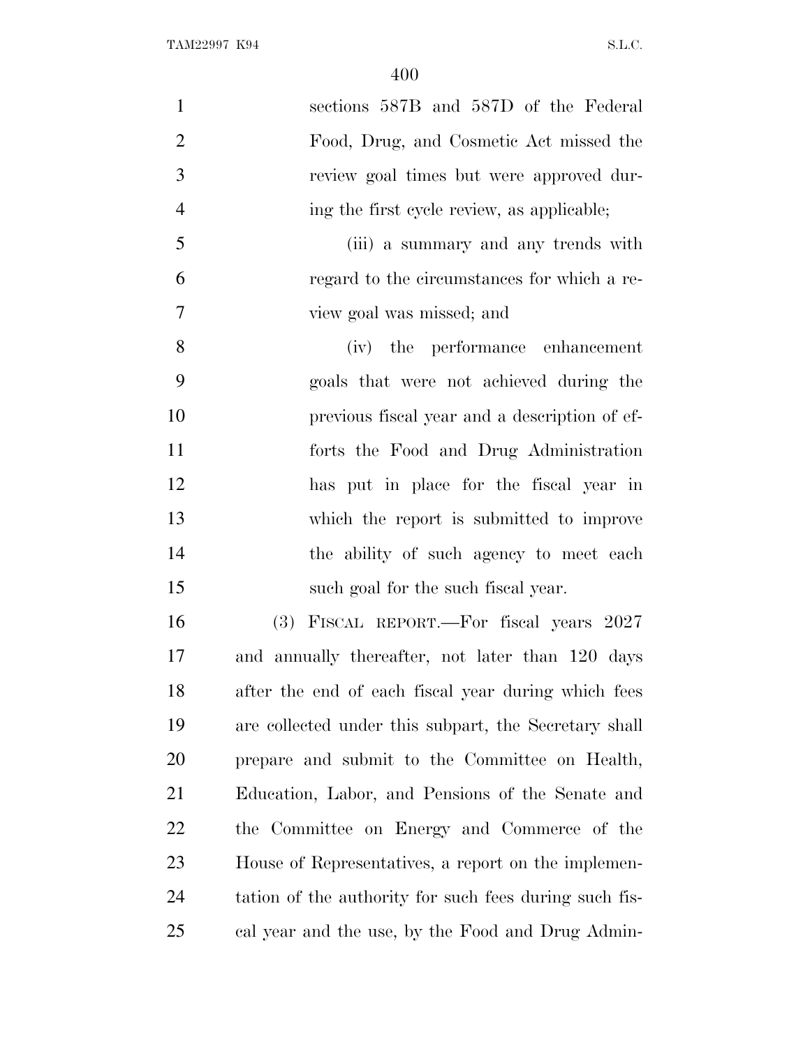sections 587B and 587D of the Federal Food, Drug, and Cosmetic Act missed the review goal times but were approved during the first cycle review, as applicable;

(iii) a summary and any trends with regard to the circumstances for which a review goal was missed; and

(iv) the performance enhancement goals that were not achieved during the previous fiscal year and a description of efforts the Food and Drug Administration has put in place for the fiscal year in which the report is submitted to improve the ability of such agency to meet each such goal for the such fiscal year.

(3) FISCAL REPORT.—For fiscal years 2027 and annually thereafter, not later than 120 days after the end of each fiscal year during which fees are collected under this subpart, the Secretary shall prepare and submit to the Committee on Health, Education, Labor, and Pensions of the Senate and the Committee on Energy and Commerce of the House of Representatives, a report on the implementation of the authority for such fees during such fiscal year and the use, by the Food and Drug Admin-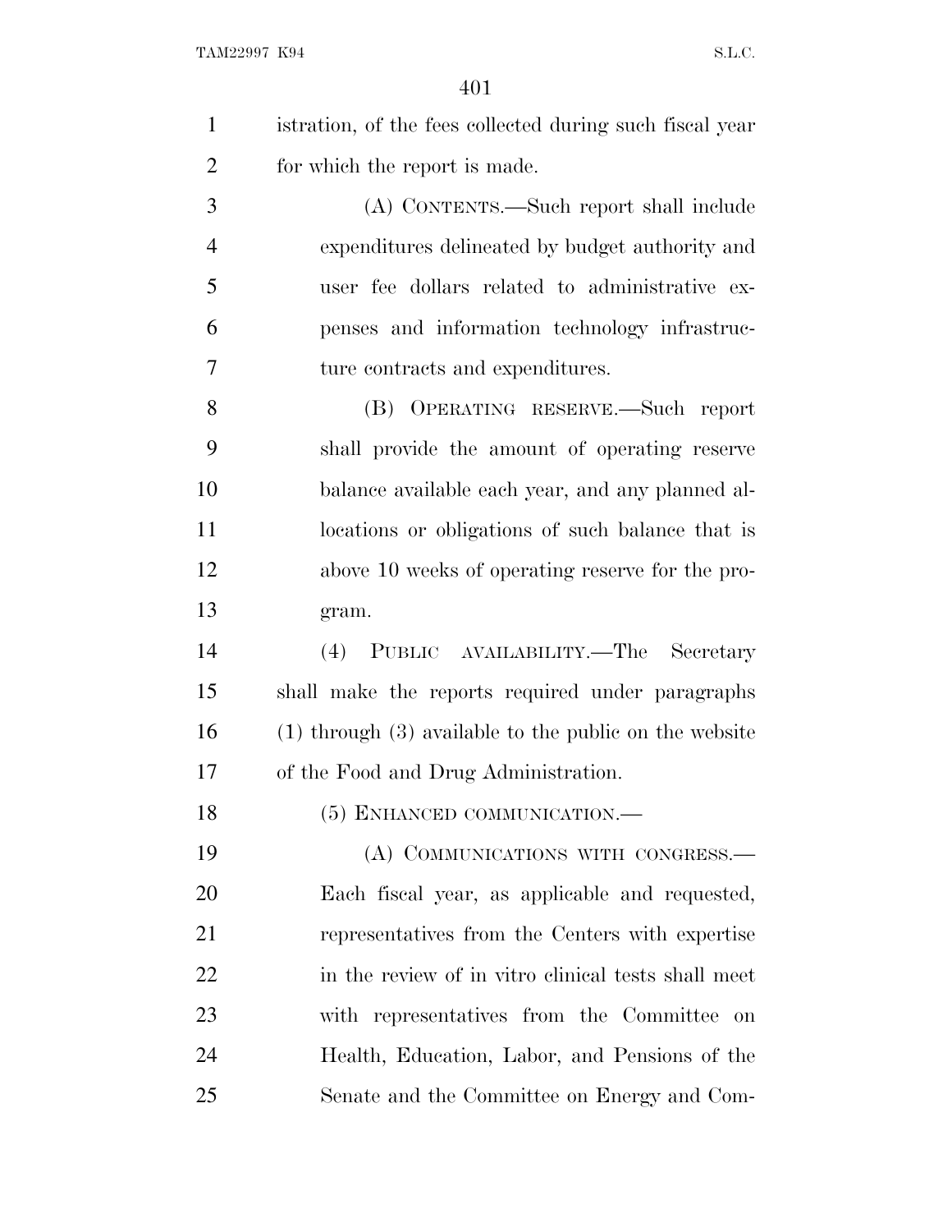istration, of the fees collected during such fiscal year for which the report is made.

(A) CONTENTS.—Such report shall include expenditures delineated by budget authority and user fee dollars related to administrative expenses and information technology infrastructure contracts and expenditures.

(B) OPERATING RESERVE.—Such report shall provide the amount of operating reserve balance available each year, and any planned allocations or obligations of such balance that is above 10 weeks of operating reserve for the program.

(4) PUBLIC AVAILABILITY.—The Secretary shall make the reports required under paragraphs (1) through (3) available to the public on the website of the Food and Drug Administration.

(5) ENHANCED COMMUNICATION.—

(A) COMMUNICATIONS WITH CONGRESS.—Each fiscal year, as applicable and requested, representatives from the Centers with expertise in the review of in vitro clinical tests shall meet with representatives from the Committee on Health, Education, Labor, and Pensions of the Senate and the Committee on Energy and Com-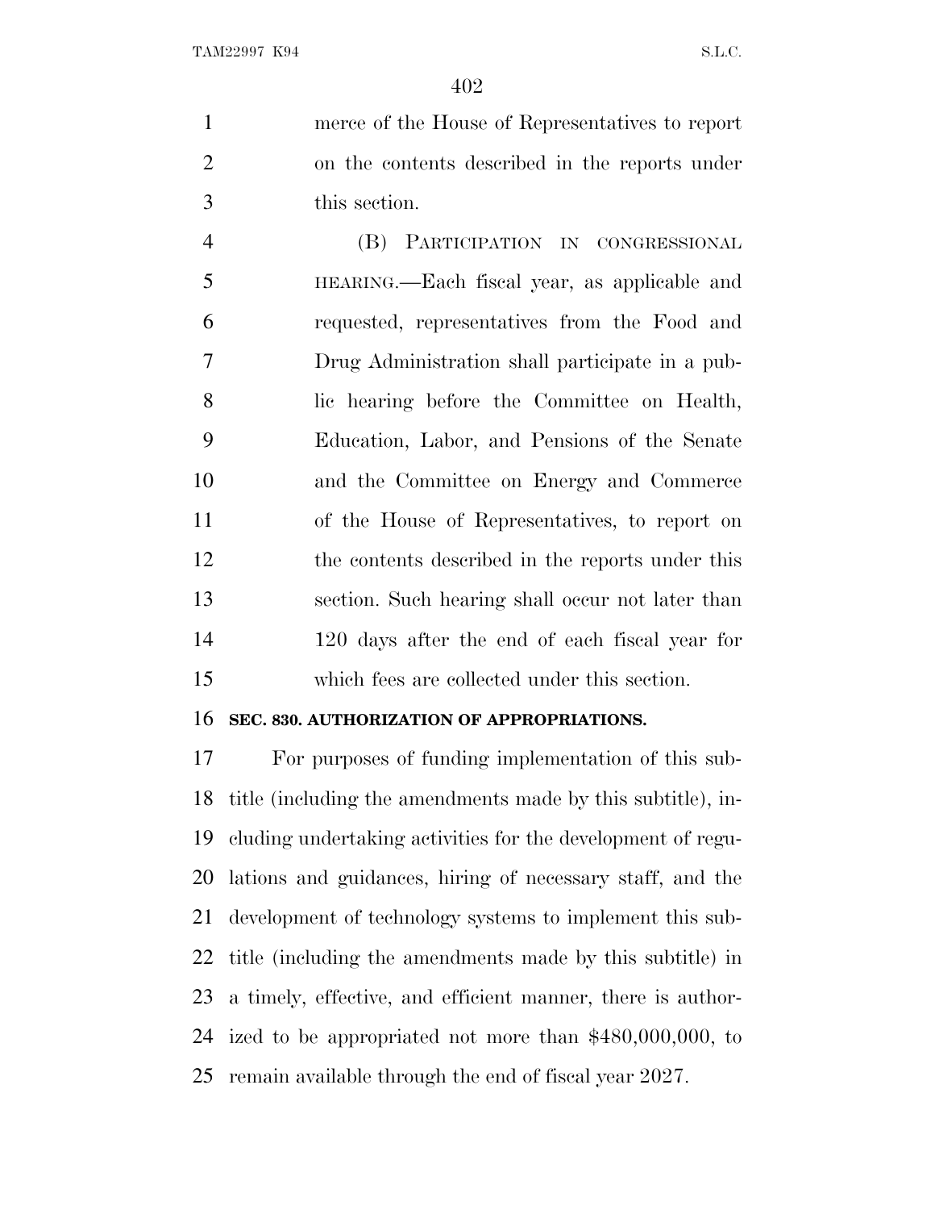merce of the House of Representatives to report on the contents described in the reports under this section.

(B) PARTICIPATION IN CONGRESSIONAL HEARING.—Each fiscal year, as applicable and requested, representatives from the Food and Drug Administration shall participate in a public hearing before the Committee on Health, Education, Labor, and Pensions of the Senate and the Committee on Energy and Commerce of the House of Representatives, to report on the contents described in the reports under this section. Such hearing shall occur not later than 120 days after the end of each fiscal year for which fees are collected under this section.

**SEC. 830. AUTHORIZATION OF APPROPRIATIONS.**

For purposes of funding implementation of this subtitle (including the amendments made by this subtitle), including undertaking activities for the development of regulations and guidances, hiring of necessary staff, and the development of technology systems to implement this subtitle (including the amendments made by this subtitle) in a timely, effective, and efficient manner, there is authorized to be appropriated not more than $480,000,000, to remain available through the end of fiscal year 2027.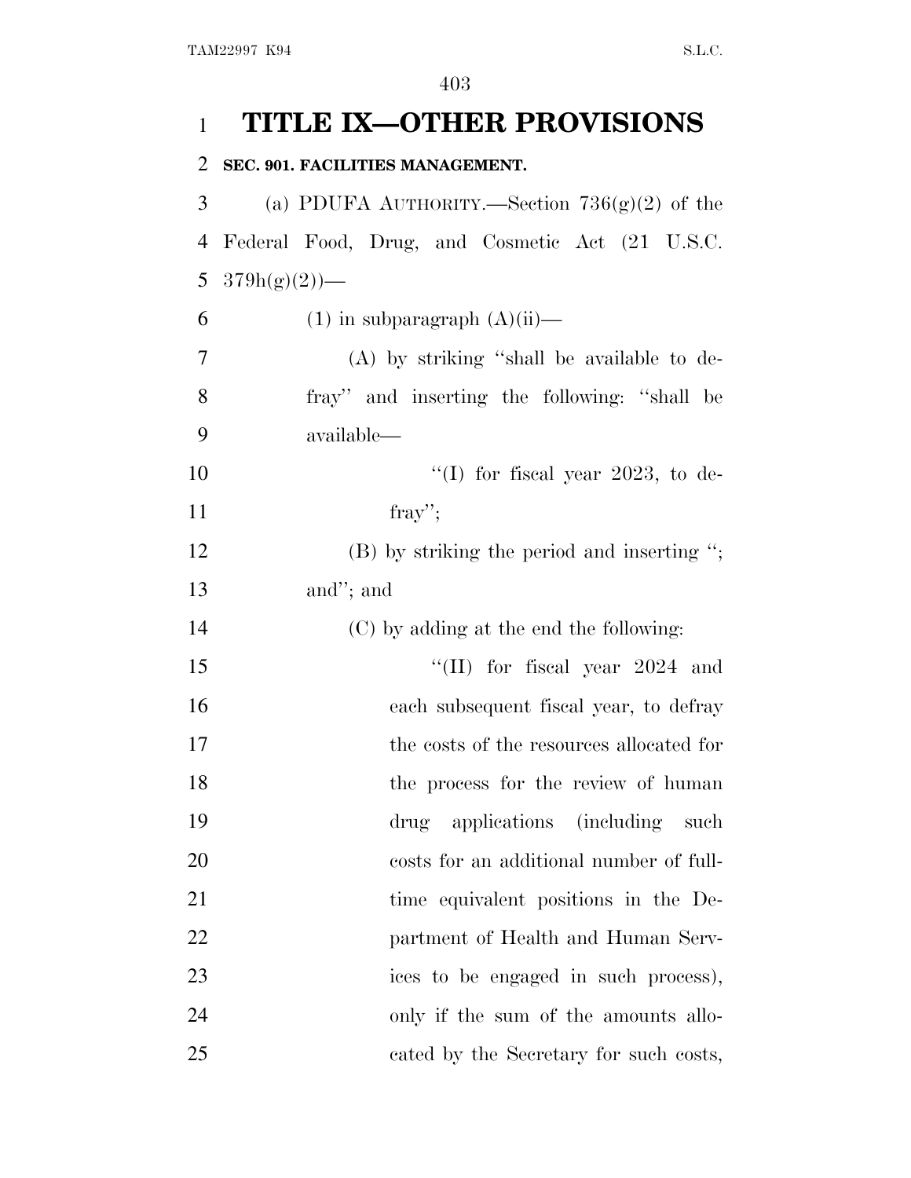# TITLE IX—OTHER PROVISIONS

## SEC. 901. FACILITIES MANAGEMENT.

(a) PDUFA AUTHORITY.—Section 736(g)(2) of the Federal Food, Drug, and Cosmetic Act (21 U.S.C. 379h(g)(2))—

(1) in subparagraph (A)(ii)—

(A) by striking "shall be available to defray" and inserting the following: "shall be available—

"(I) for fiscal year 2023, to defray";

(B) by striking the period and inserting "; and"; and

(C) by adding at the end the following:

"(II) for fiscal year 2024 and each subsequent fiscal year, to defray the costs of the resources allocated for the process for the review of human drug applications (including such costs for an additional number of full-time equivalent positions in the Department of Health and Human Services to be engaged in such process), only if the sum of the amounts allocated by the Secretary for such costs,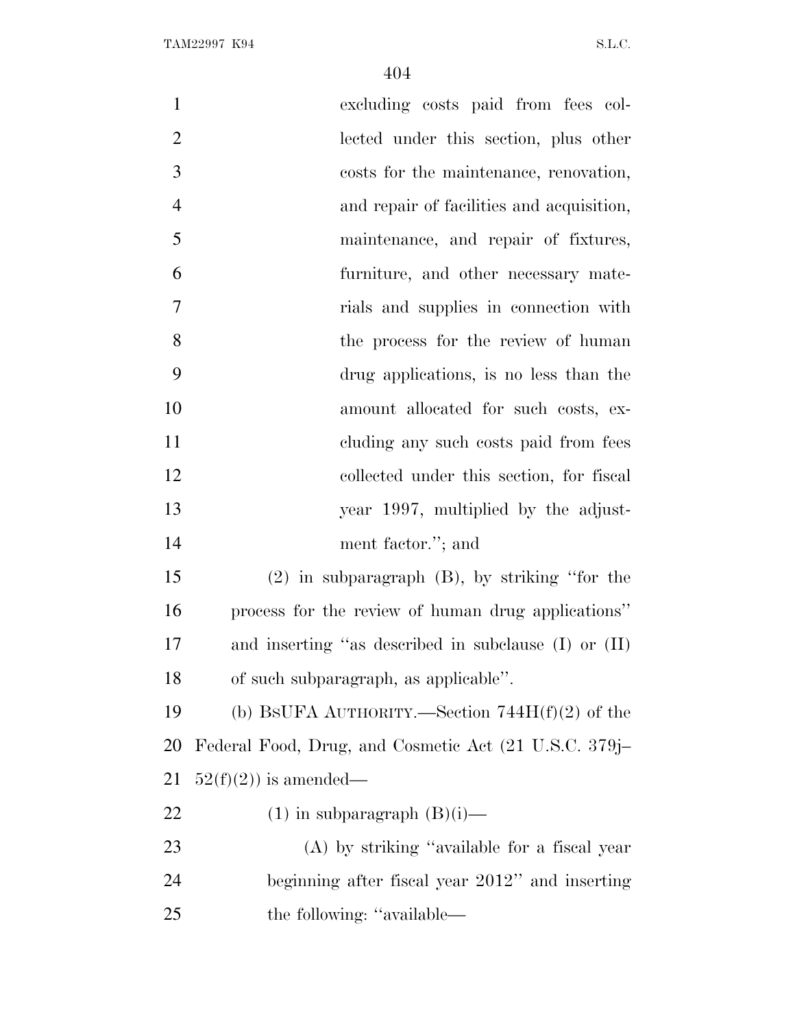excluding costs paid from fees collected under this section, plus other costs for the maintenance, renovation, and repair of facilities and acquisition, maintenance, and repair of fixtures, furniture, and other necessary materials and supplies in connection with the process for the review of human drug applications, is no less than the amount allocated for such costs, excluding any such costs paid from fees collected under this section, for fiscal year 1997, multiplied by the adjustment factor.''; and

(2) in subparagraph (B), by striking ''for the process for the review of human drug applications'' and inserting ''as described in subclause (I) or (II) of such subparagraph, as applicable''.

(b) BSUFA AUTHORITY.—Section 744H(f)(2) of the Federal Food, Drug, and Cosmetic Act (21 U.S.C. 379j–52(f)(2)) is amended—

(1) in subparagraph (B)(i)—

(A) by striking ''available for a fiscal year beginning after fiscal year 2012'' and inserting the following: ''available—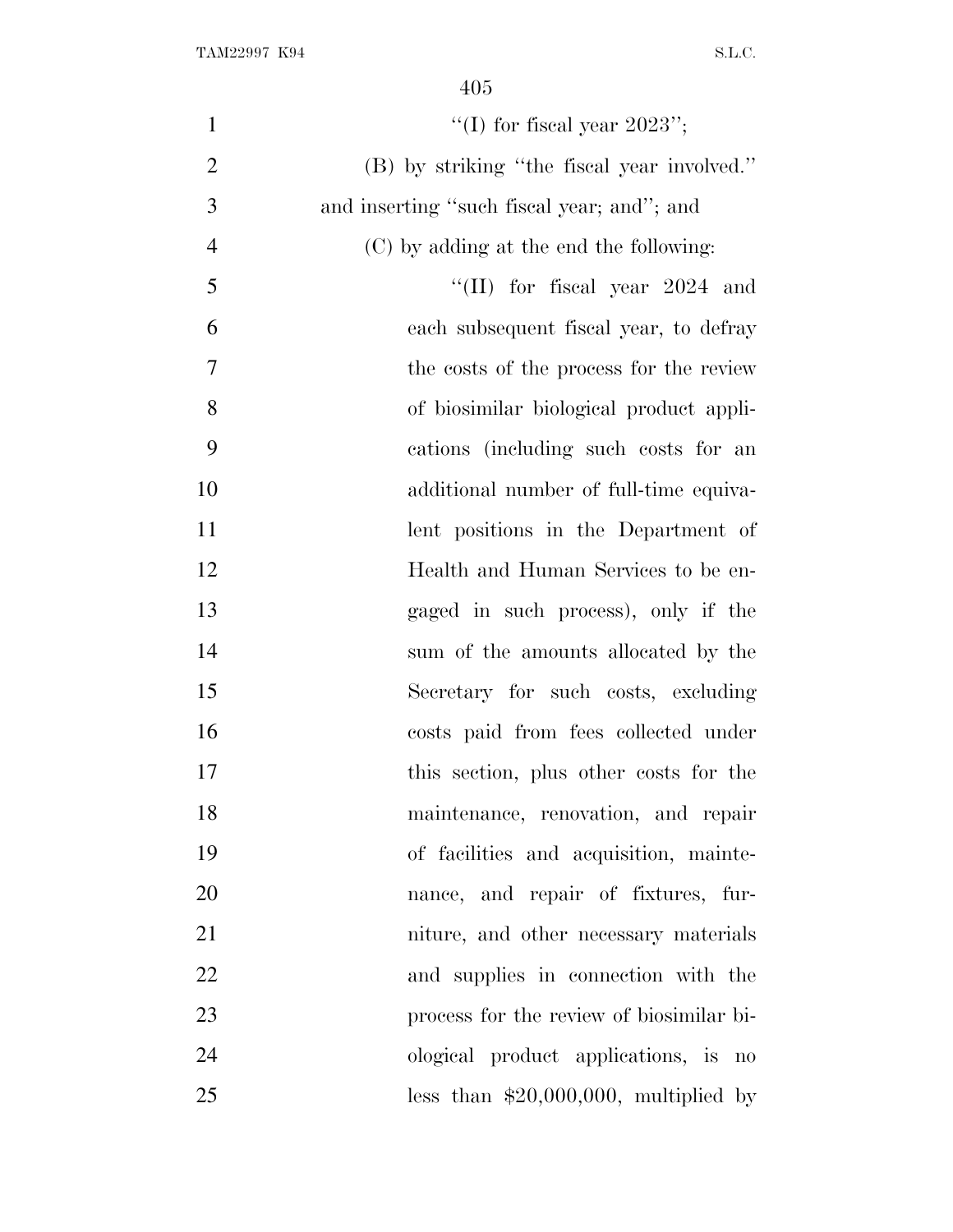"(I) for fiscal year 2023";

(B) by striking "the fiscal year involved." and inserting "such fiscal year; and"; and

(C) by adding at the end the following:

"(II) for fiscal year 2024 and each subsequent fiscal year, to defray the costs of the process for the review of biosimilar biological product applications (including such costs for an additional number of full-time equivalent positions in the Department of Health and Human Services to be engaged in such process), only if the sum of the amounts allocated by the Secretary for such costs, excluding costs paid from fees collected under this section, plus other costs for the maintenance, renovation, and repair of facilities and acquisition, maintenance, and repair of fixtures, furniture, and other necessary materials and supplies in connection with the process for the review of biosimilar biological product applications, is no less than $20,000,000, multiplied by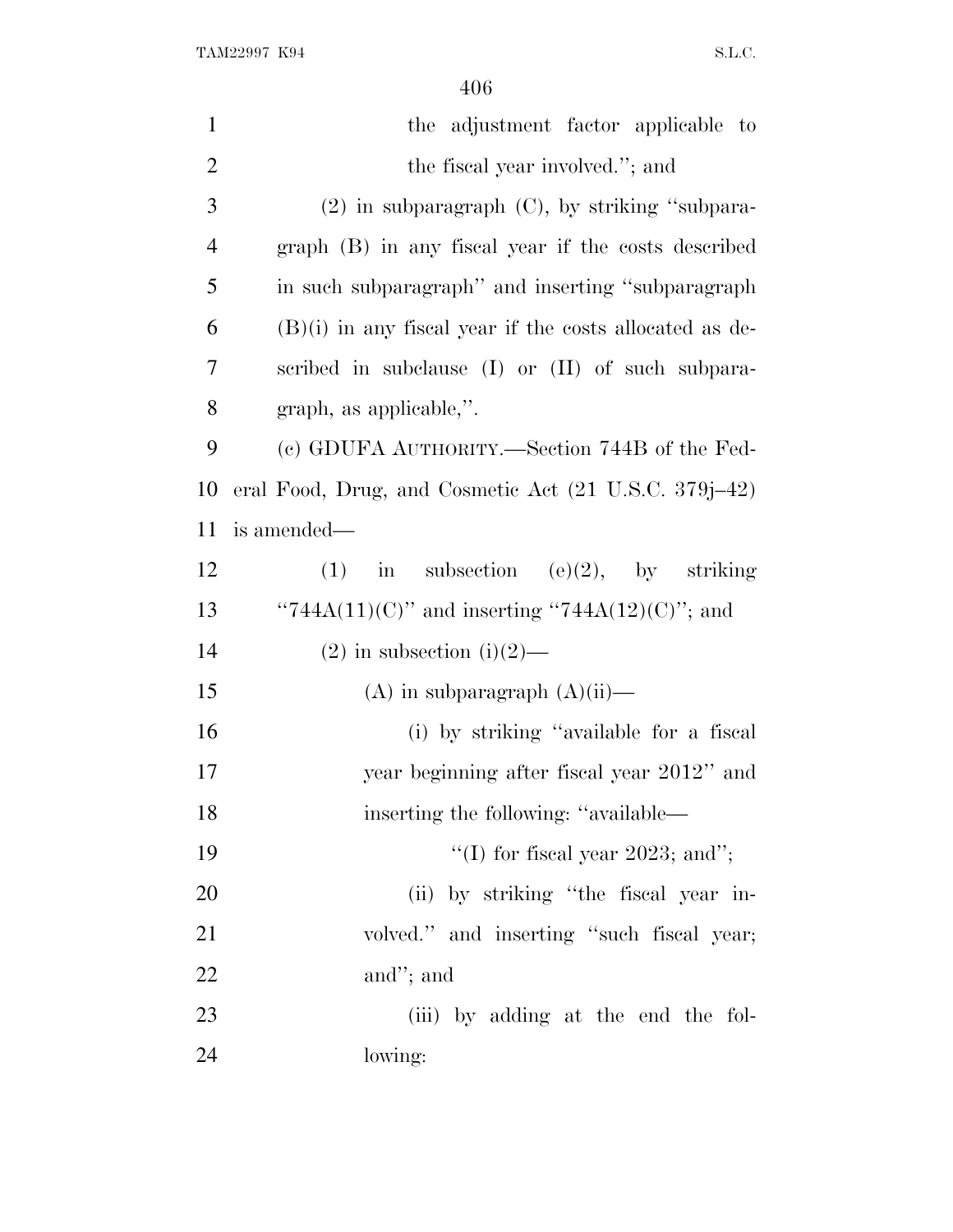the adjustment factor applicable to the fiscal year involved.''; and

(2) in subparagraph (C), by striking ''subparagraph (B) in any fiscal year if the costs described in such subparagraph'' and inserting ''subparagraph (B)(i) in any fiscal year if the costs allocated as described in subclause (I) or (II) of such subparagraph, as applicable,''.

(c) GDUFA AUTHORITY.—Section 744B of the Federal Food, Drug, and Cosmetic Act (21 U.S.C. 379j–42) is amended—

(1) in subsection (e)(2), by striking ''744A(11)(C)'' and inserting ''744A(12)(C)''; and

(2) in subsection (i)(2)—

(A) in subparagraph (A)(ii)—

(i) by striking ''available for a fiscal year beginning after fiscal year 2012'' and inserting the following: ''available—

''(I) for fiscal year 2023; and'';

(ii) by striking ''the fiscal year involved.'' and inserting ''such fiscal year; and''; and

(iii) by adding at the end the following: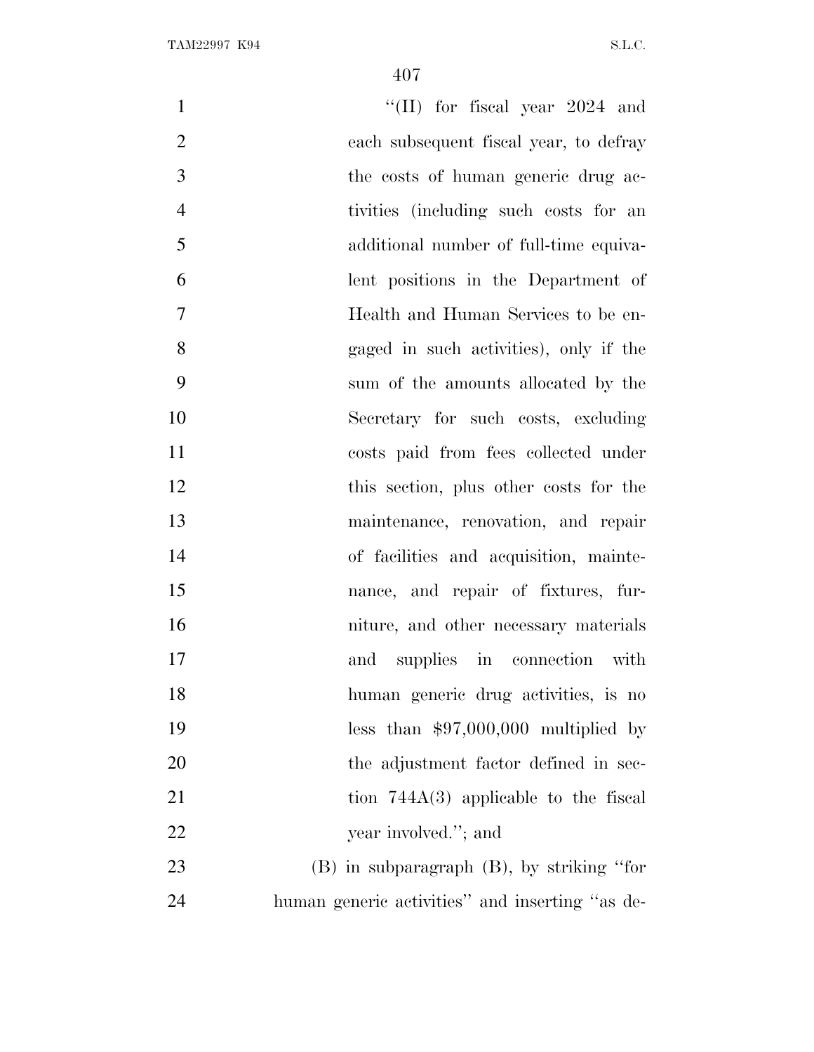''(II) for fiscal year 2024 and each subsequent fiscal year, to defray the costs of human generic drug activities (including such costs for an additional number of full-time equivalent positions in the Department of Health and Human Services to be engaged in such activities), only if the sum of the amounts allocated by the Secretary for such costs, excluding costs paid from fees collected under this section, plus other costs for the maintenance, renovation, and repair of facilities and acquisition, maintenance, and repair of fixtures, furniture, and other necessary materials and supplies in connection with human generic drug activities, is no less than $97,000,000 multiplied by the adjustment factor defined in section 744A(3) applicable to the fiscal year involved.''; and

(B) in subparagraph (B), by striking ''for human generic activities'' and inserting ''as de-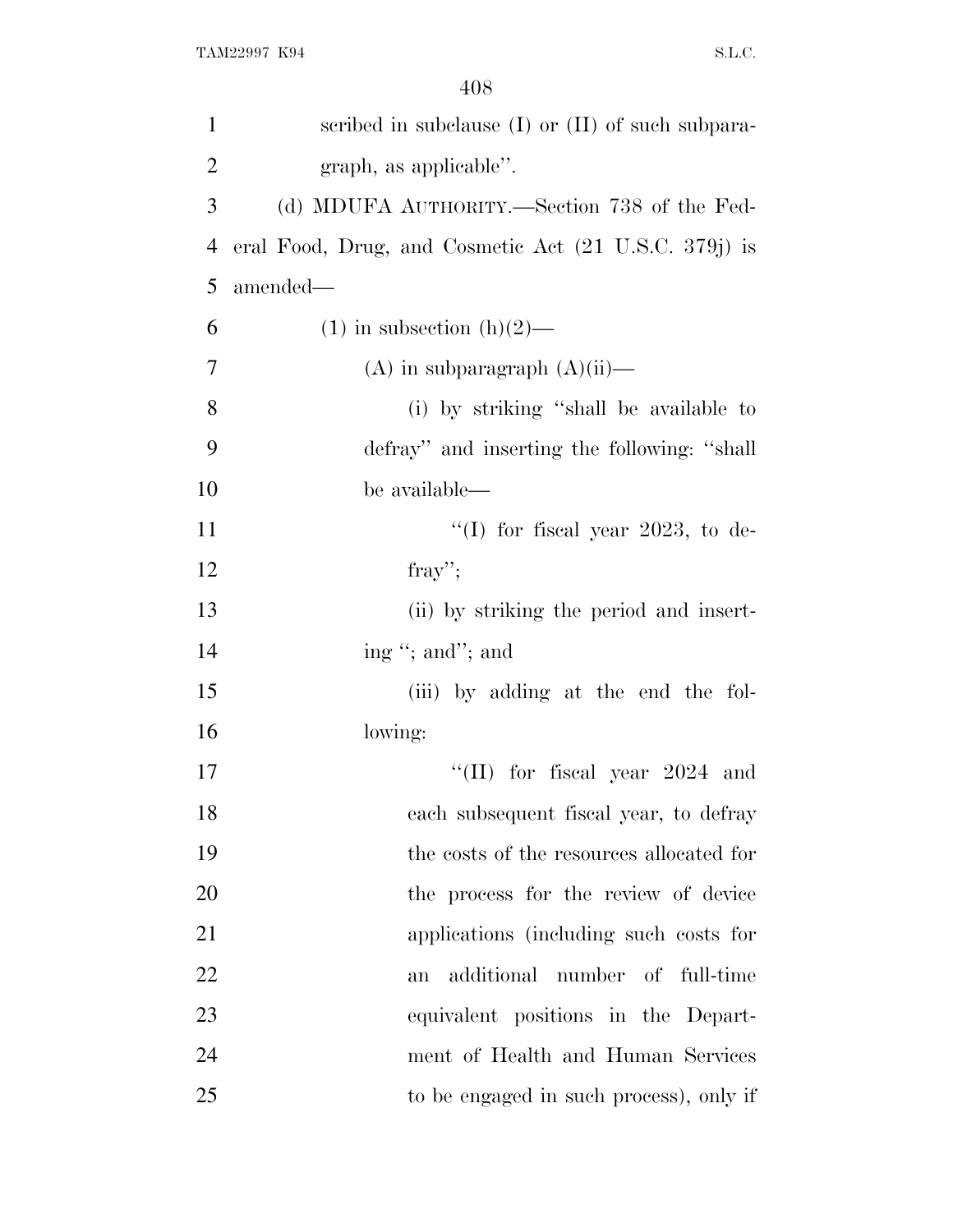scribed in subclause (I) or (II) of such subparagraph, as applicable''.

(d) MDUFA AUTHORITY.—Section 738 of the Federal Food, Drug, and Cosmetic Act (21 U.S.C. 379j) is amended—

(1) in subsection (h)(2)—

(A) in subparagraph (A)(ii)—

(i) by striking ''shall be available to defray'' and inserting the following: ''shall be available—

''(I) for fiscal year 2023, to defray'';

(ii) by striking the period and inserting ''; and''; and

(iii) by adding at the end the following:

''(II) for fiscal year 2024 and each subsequent fiscal year, to defray the costs of the resources allocated for the process for the review of device applications (including such costs for an additional number of full-time equivalent positions in the Department of Health and Human Services to be engaged in such process), only if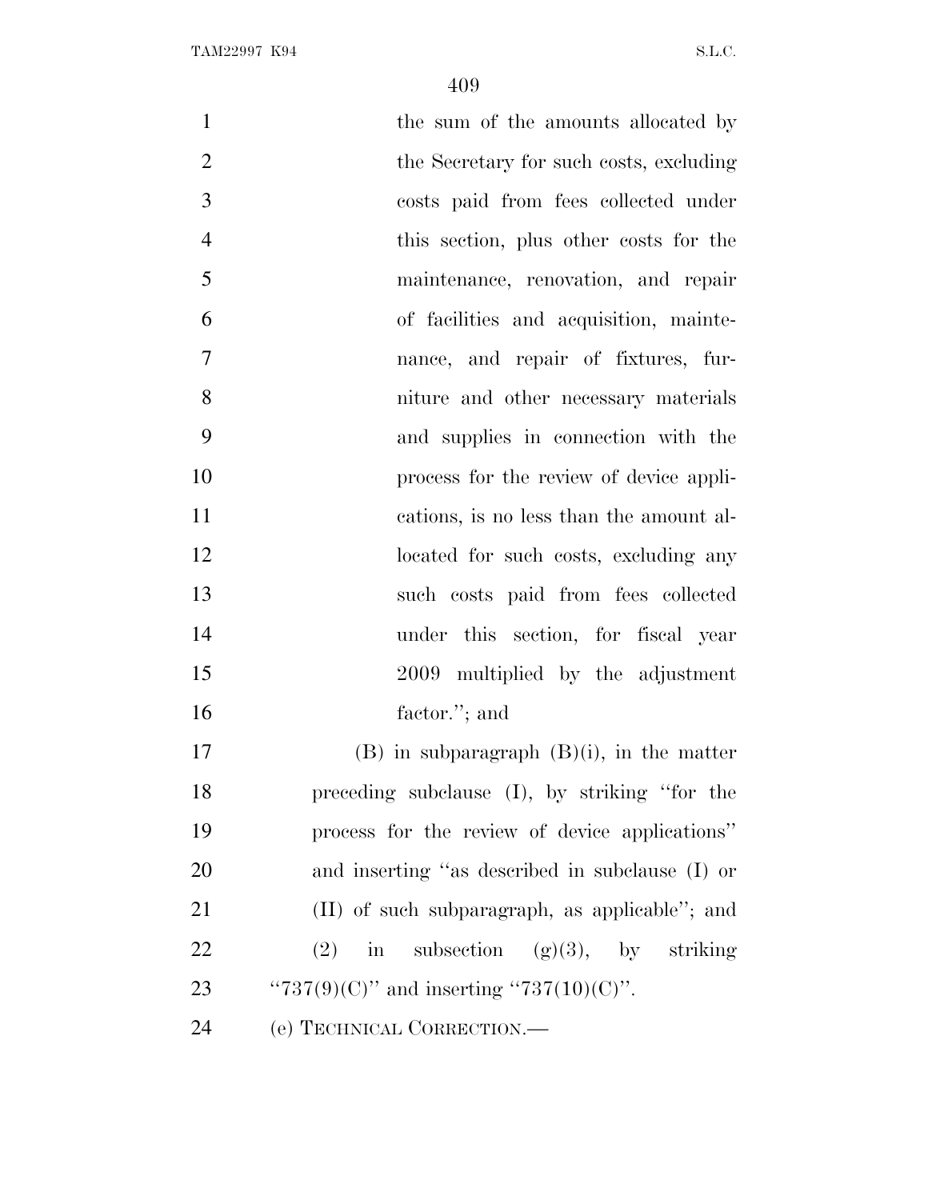the sum of the amounts allocated by the Secretary for such costs, excluding costs paid from fees collected under this section, plus other costs for the maintenance, renovation, and repair of facilities and acquisition, maintenance, and repair of fixtures, furniture and other necessary materials and supplies in connection with the process for the review of device applications, is no less than the amount allocated for such costs, excluding any such costs paid from fees collected under this section, for fiscal year 2009 multiplied by the adjustment factor.''; and

(B) in subparagraph (B)(i), in the matter preceding subclause (I), by striking ''for the process for the review of device applications'' and inserting ''as described in subclause (I) or (II) of such subparagraph, as applicable''; and

(2) in subsection (g)(3), by striking ''737(9)(C)'' and inserting ''737(10)(C)''.

(e) TECHNICAL CORRECTION.—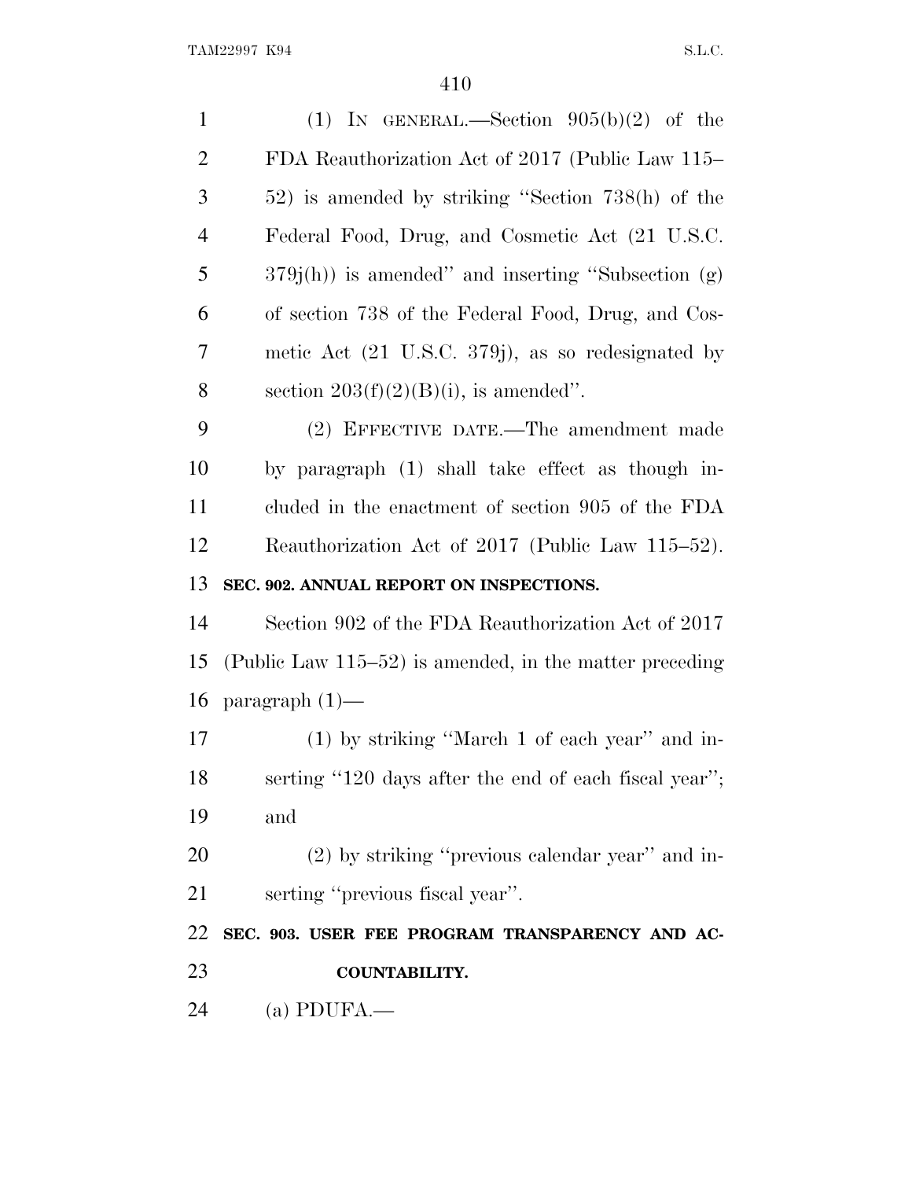(1) IN GENERAL.—Section 905(b)(2) of the FDA Reauthorization Act of 2017 (Public Law 115–52) is amended by striking ''Section 738(h) of the Federal Food, Drug, and Cosmetic Act (21 U.S.C. 379j(h)) is amended'' and inserting ''Subsection (g) of section 738 of the Federal Food, Drug, and Cosmetic Act (21 U.S.C. 379j), as so redesignated by section 203(f)(2)(B)(i), is amended''.

(2) EFFECTIVE DATE.—The amendment made by paragraph (1) shall take effect as though included in the enactment of section 905 of the FDA Reauthorization Act of 2017 (Public Law 115–52).

**SEC. 902. ANNUAL REPORT ON INSPECTIONS.**

Section 902 of the FDA Reauthorization Act of 2017 (Public Law 115–52) is amended, in the matter preceding paragraph (1)—

(1) by striking ''March 1 of each year'' and inserting ''120 days after the end of each fiscal year''; and

(2) by striking ''previous calendar year'' and inserting ''previous fiscal year''.

**SEC. 903. USER FEE PROGRAM TRANSPARENCY AND ACCOUNTABILITY.**

(a) PDUFA.—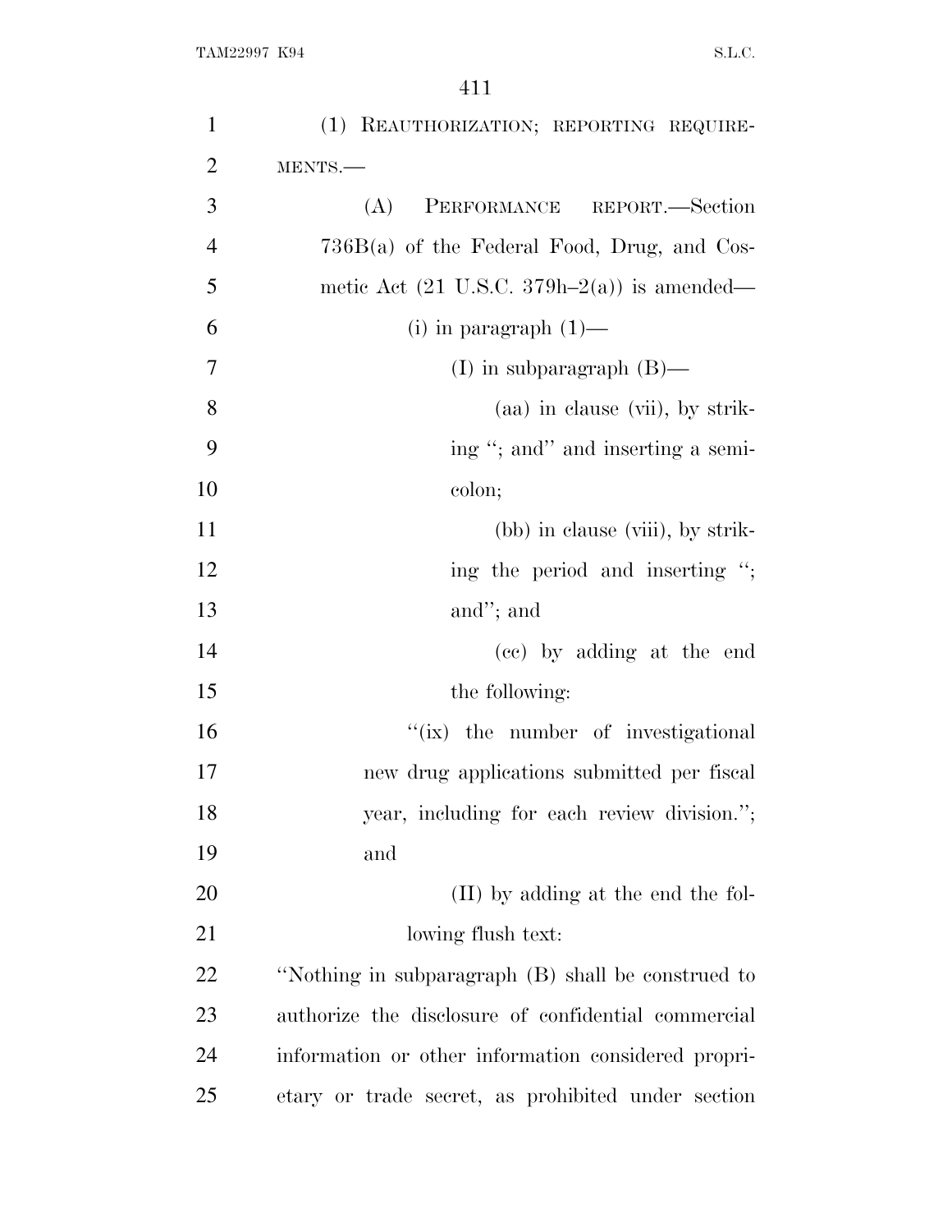(1) REAUTHORIZATION; REPORTING REQUIREMENTS.—

(A) PERFORMANCE REPORT.—Section 736B(a) of the Federal Food, Drug, and Cosmetic Act (21 U.S.C. 379h–2(a)) is amended—

(i) in paragraph (1)—

(I) in subparagraph (B)—

(aa) in clause (vii), by striking "; and" and inserting a semicolon;

(bb) in clause (viii), by striking the period and inserting "; and"; and

(cc) by adding at the end the following:

"(ix) the number of investigational new drug applications submitted per fiscal year, including for each review division."; and

(II) by adding at the end the following flush text:

"Nothing in subparagraph (B) shall be construed to authorize the disclosure of confidential commercial information or other information considered proprietary or trade secret, as prohibited under section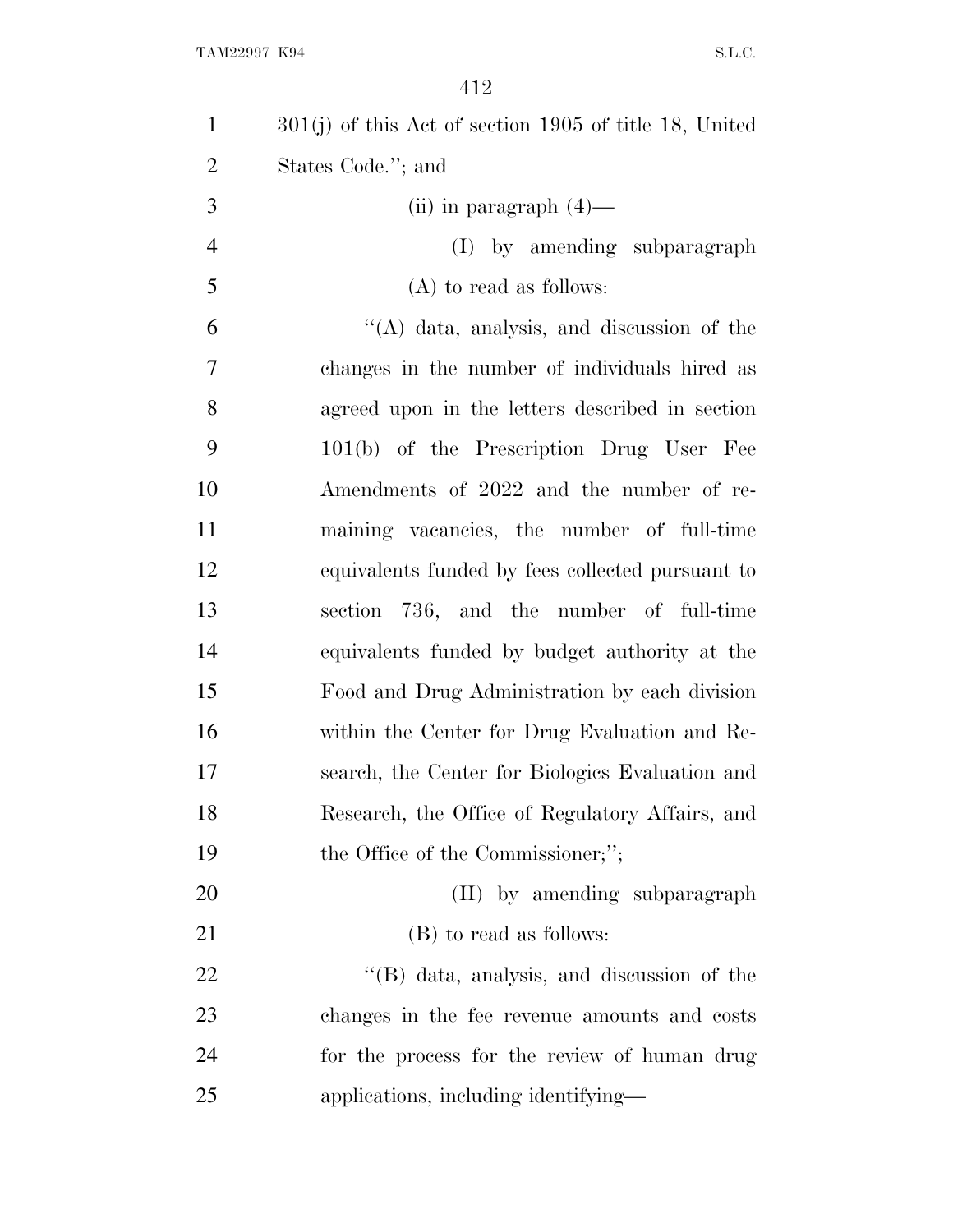301(j) of this Act of section 1905 of title 18, United States Code.''; and

(ii) in paragraph (4)—

(I) by amending subparagraph (A) to read as follows:

''(A) data, analysis, and discussion of the changes in the number of individuals hired as agreed upon in the letters described in section 101(b) of the Prescription Drug User Fee Amendments of 2022 and the number of remaining vacancies, the number of full-time equivalents funded by fees collected pursuant to section 736, and the number of full-time equivalents funded by budget authority at the Food and Drug Administration by each division within the Center for Drug Evaluation and Research, the Center for Biologics Evaluation and Research, the Office of Regulatory Affairs, and the Office of the Commissioner;'';

(II) by amending subparagraph (B) to read as follows:

''(B) data, analysis, and discussion of the changes in the fee revenue amounts and costs for the process for the review of human drug applications, including identifying—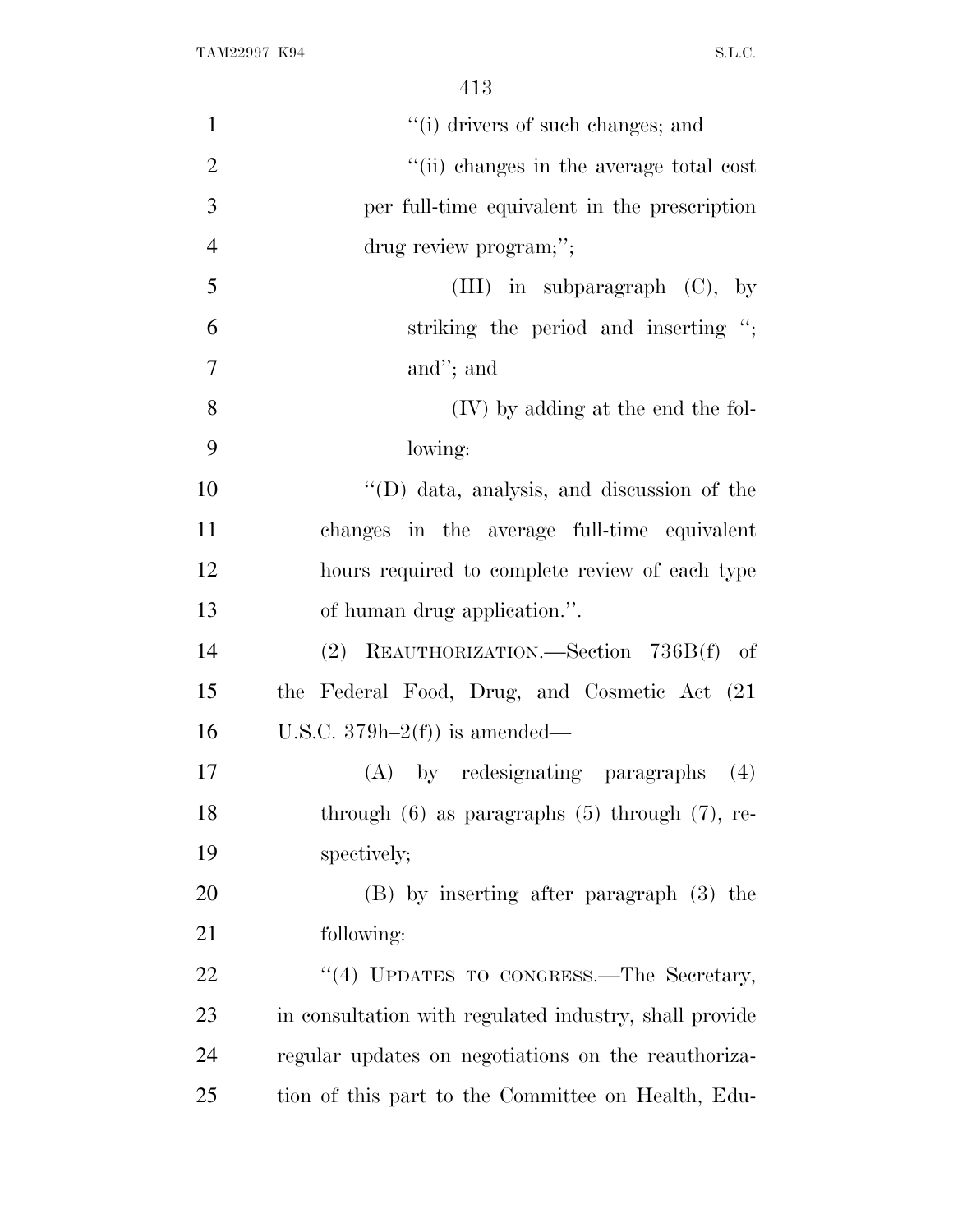''(i) drivers of such changes; and

''(ii) changes in the average total cost per full-time equivalent in the prescription drug review program;'';

(III) in subparagraph (C), by striking the period and inserting ''; and''; and

(IV) by adding at the end the following:

''(D) data, analysis, and discussion of the changes in the average full-time equivalent hours required to complete review of each type of human drug application.''.

(2) REAUTHORIZATION.—Section 736B(f) of the Federal Food, Drug, and Cosmetic Act (21 U.S.C. 379h–2(f)) is amended—

(A) by redesignating paragraphs (4) through (6) as paragraphs (5) through (7), respectively;

(B) by inserting after paragraph (3) the following:

''(4) UPDATES TO CONGRESS.—The Secretary, in consultation with regulated industry, shall provide regular updates on negotiations on the reauthorization of this part to the Committee on Health, Edu-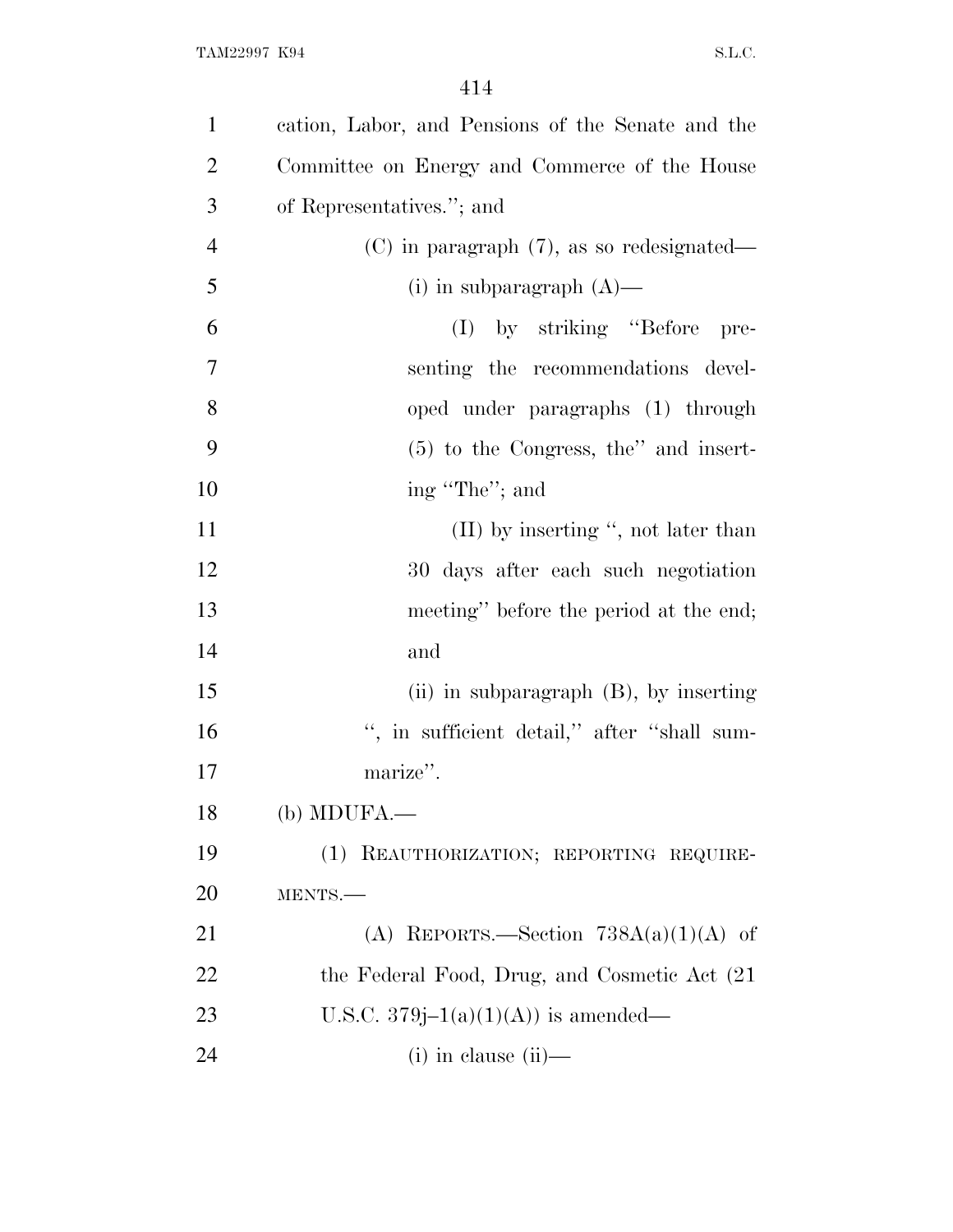cation, Labor, and Pensions of the Senate and the Committee on Energy and Commerce of the House of Representatives.''; and

(C) in paragraph (7), as so redesignated—

(i) in subparagraph (A)—

(I) by striking ''Before presenting the recommendations developed under paragraphs (1) through (5) to the Congress, the'' and inserting ''The''; and

(II) by inserting '', not later than 30 days after each such negotiation meeting'' before the period at the end; and

(ii) in subparagraph (B), by inserting '', in sufficient detail,'' after ''shall summarize''.

(b) MDUFA.—

(1) REAUTHORIZATION; REPORTING REQUIREMENTS.—

(A) REPORTS.—Section 738A(a)(1)(A) of the Federal Food, Drug, and Cosmetic Act (21 U.S.C. 379j–1(a)(1)(A)) is amended—

(i) in clause (ii)—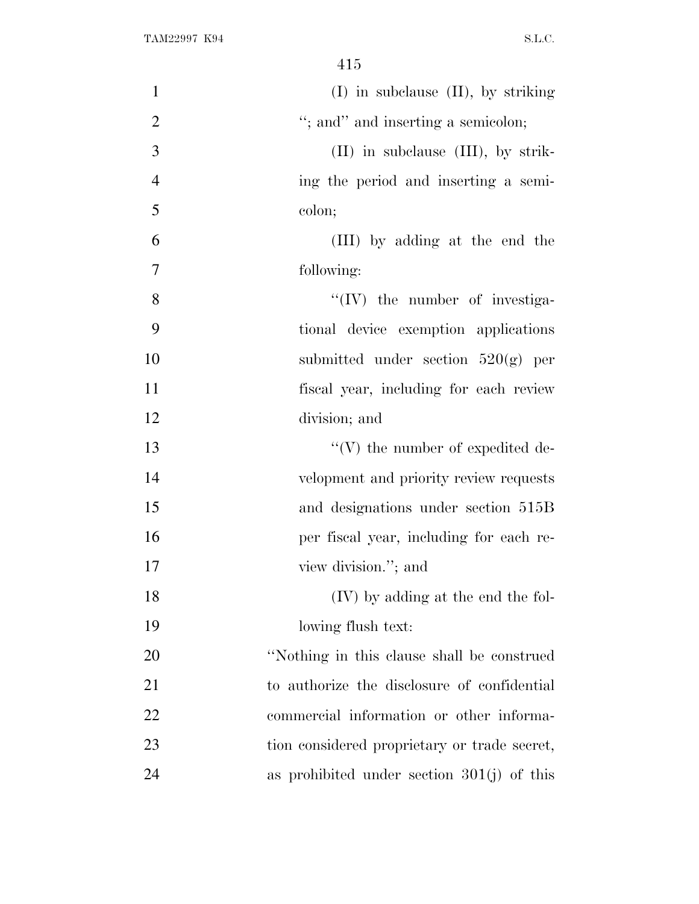(I) in subclause (II), by striking "; and" and inserting a semicolon;

(II) in subclause (III), by striking the period and inserting a semicolon;

(III) by adding at the end the following:

"(IV) the number of investigational device exemption applications submitted under section 520(g) per fiscal year, including for each review division; and

"(V) the number of expedited development and priority review requests and designations under section 515B per fiscal year, including for each review division."; and

(IV) by adding at the end the following flush text:

"Nothing in this clause shall be construed to authorize the disclosure of confidential commercial information or other information considered proprietary or trade secret, as prohibited under section 301(j) of this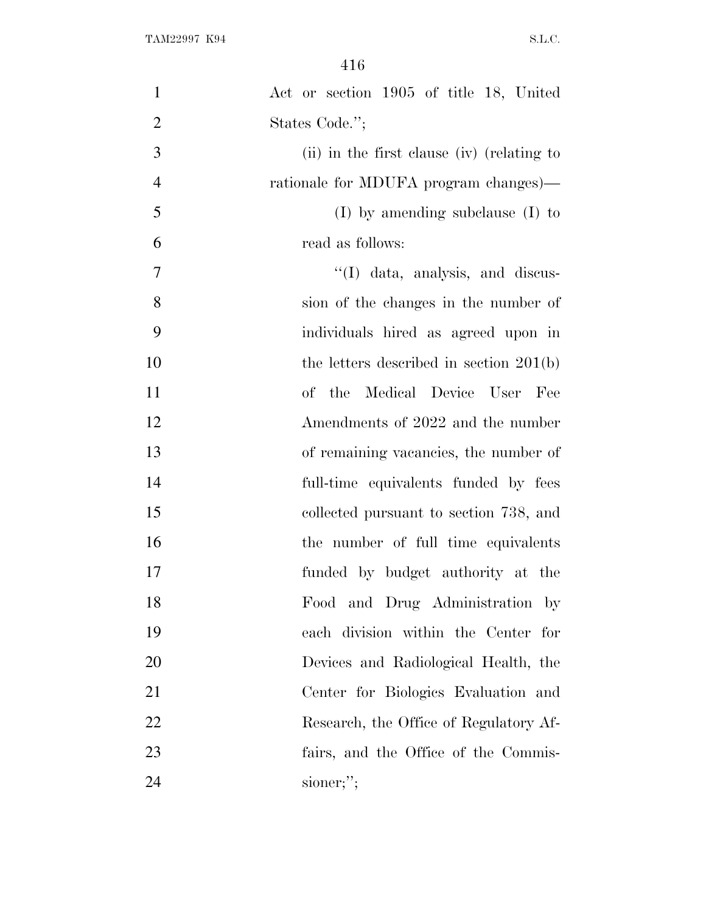Act or section 1905 of title 18, United States Code.'';

(ii) in the first clause (iv) (relating to rationale for MDUFA program changes)—

(I) by amending subclause (I) to read as follows:

''(I) data, analysis, and discussion of the changes in the number of individuals hired as agreed upon in the letters described in section 201(b) of the Medical Device User Fee Amendments of 2022 and the number of remaining vacancies, the number of full-time equivalents funded by fees collected pursuant to section 738, and the number of full time equivalents funded by budget authority at the Food and Drug Administration by each division within the Center for Devices and Radiological Health, the Center for Biologics Evaluation and Research, the Office of Regulatory Affairs, and the Office of the Commissioner;'';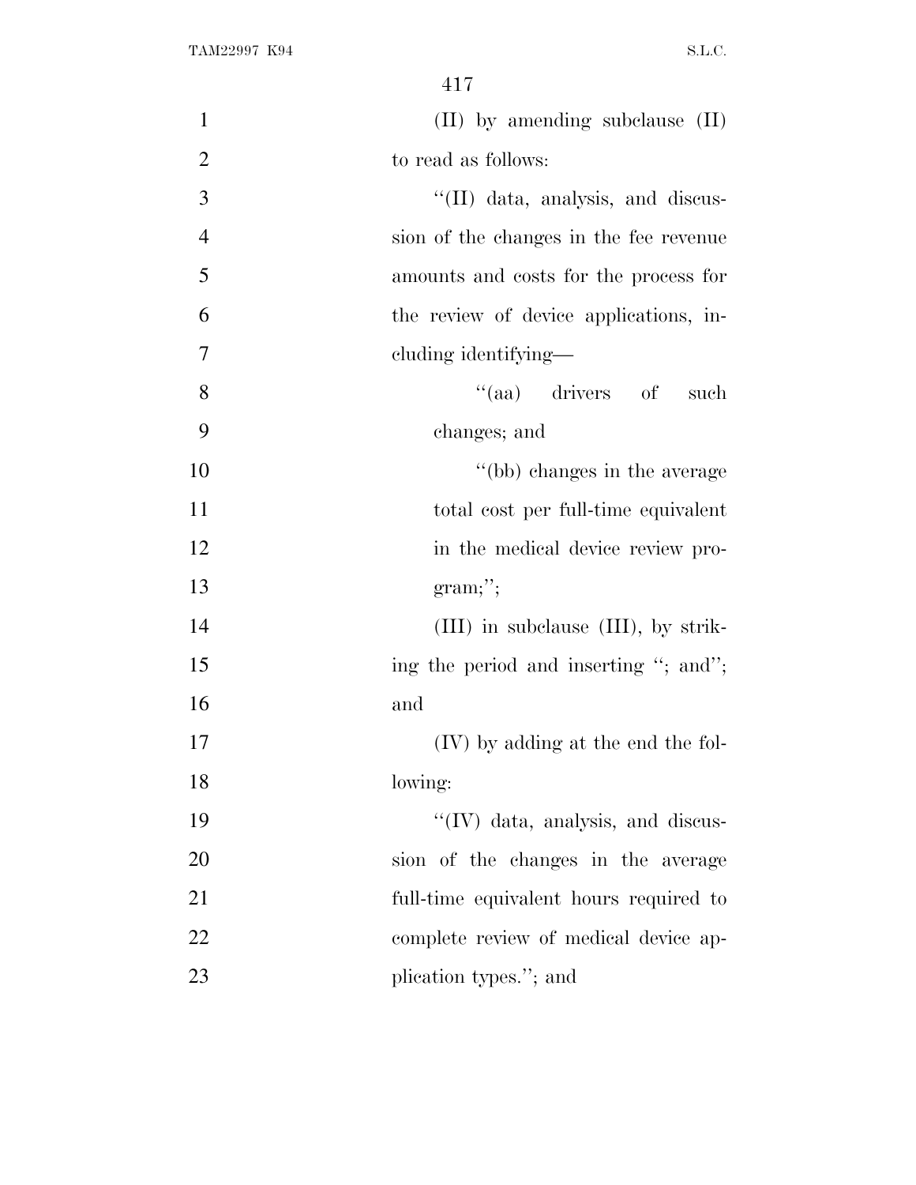(II) by amending subclause (II) to read as follows:

''(II) data, analysis, and discussion of the changes in the fee revenue amounts and costs for the process for the review of device applications, including identifying—

''(aa) drivers of such changes; and

''(bb) changes in the average total cost per full-time equivalent in the medical device review program;'';

(III) in subclause (III), by striking the period and inserting ''; and''; and

(IV) by adding at the end the following:

''(IV) data, analysis, and discussion of the changes in the average full-time equivalent hours required to complete review of medical device application types.''; and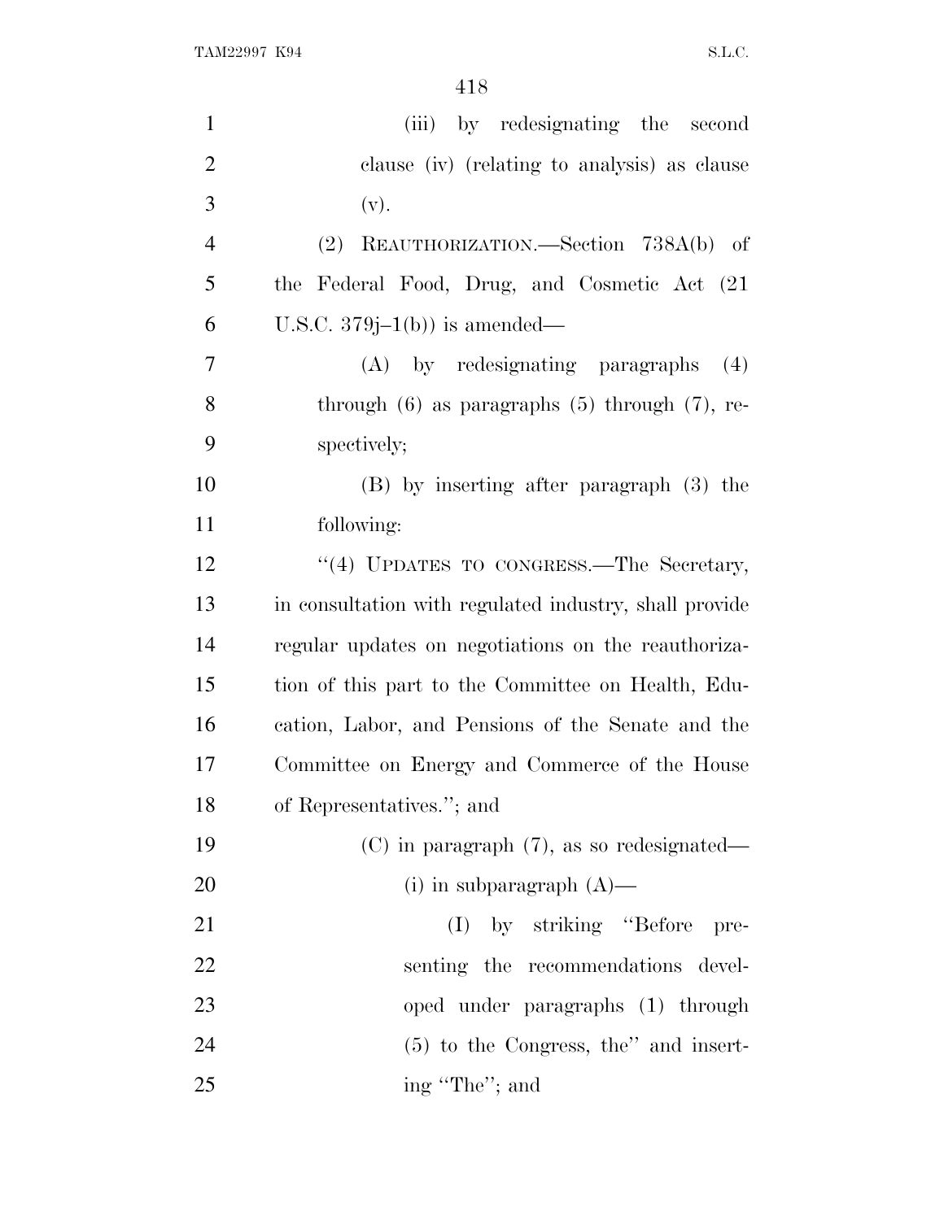(iii) by redesignating the second clause (iv) (relating to analysis) as clause (v).

(2) REAUTHORIZATION.—Section 738A(b) of the Federal Food, Drug, and Cosmetic Act (21 U.S.C. 379j–1(b)) is amended—

(A) by redesignating paragraphs (4) through (6) as paragraphs (5) through (7), respectively;

(B) by inserting after paragraph (3) the following:

''(4) UPDATES TO CONGRESS.—The Secretary, in consultation with regulated industry, shall provide regular updates on negotiations on the reauthorization of this part to the Committee on Health, Education, Labor, and Pensions of the Senate and the Committee on Energy and Commerce of the House of Representatives.''; and

(C) in paragraph (7), as so redesignated—

(i) in subparagraph (A)—

(I) by striking ''Before presenting the recommendations developed under paragraphs (1) through (5) to the Congress, the'' and inserting ''The''; and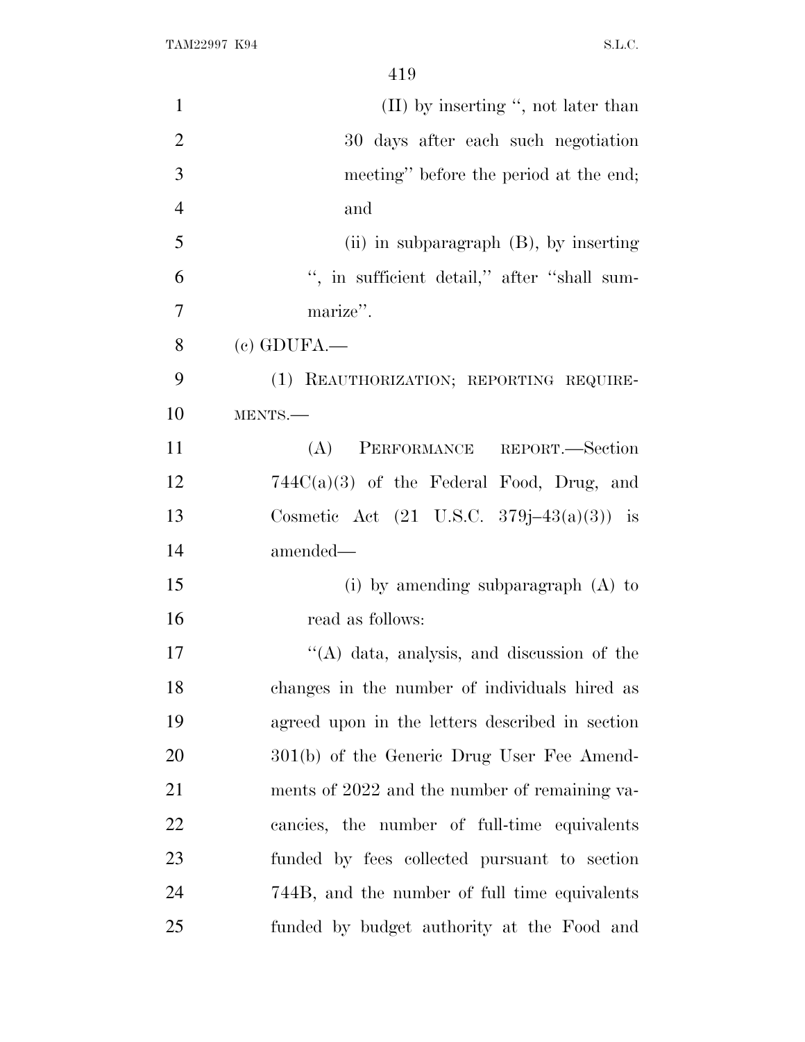(II) by inserting ", not later than 30 days after each such negotiation meeting" before the period at the end; and

(ii) in subparagraph (B), by inserting ", in sufficient detail," after "shall summarize".

(c) GDUFA.—

(1) REAUTHORIZATION; REPORTING REQUIREMENTS.—

(A) PERFORMANCE REPORT.—Section 744C(a)(3) of the Federal Food, Drug, and Cosmetic Act (21 U.S.C. 379j–43(a)(3)) is amended—

(i) by amending subparagraph (A) to read as follows:

"(A) data, analysis, and discussion of the changes in the number of individuals hired as agreed upon in the letters described in section 301(b) of the Generic Drug User Fee Amendments of 2022 and the number of remaining vacancies, the number of full-time equivalents funded by fees collected pursuant to section 744B, and the number of full time equivalents funded by budget authority at the Food and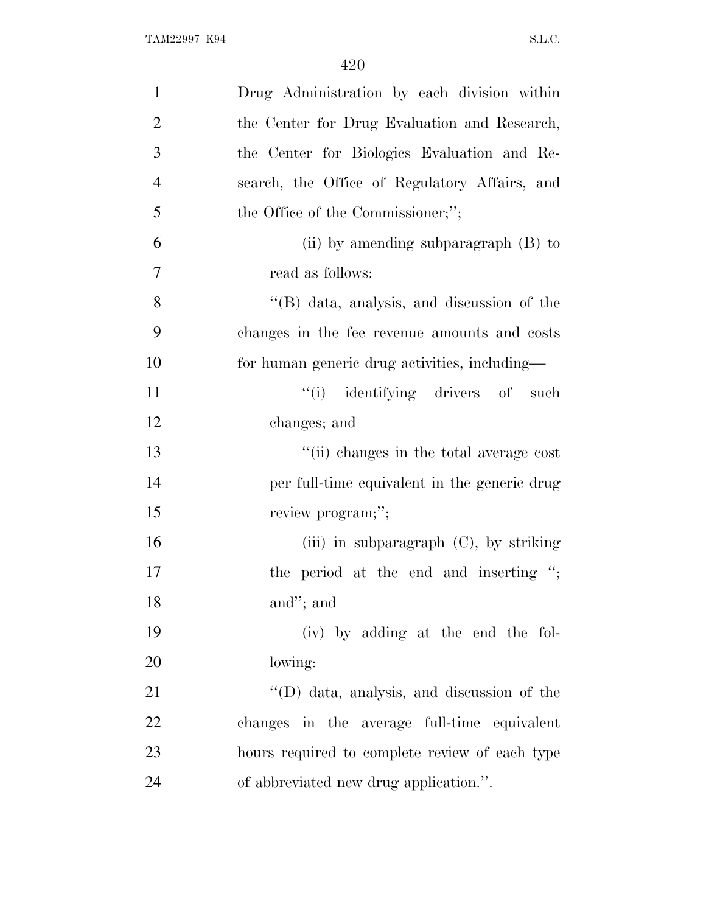Drug Administration by each division within the Center for Drug Evaluation and Research, the Center for Biologics Evaluation and Research, the Office of Regulatory Affairs, and the Office of the Commissioner;'';

(ii) by amending subparagraph (B) to read as follows:

''(B) data, analysis, and discussion of the changes in the fee revenue amounts and costs for human generic drug activities, including—

''(i) identifying drivers of such changes; and

''(ii) changes in the total average cost per full-time equivalent in the generic drug review program;'';

(iii) in subparagraph (C), by striking the period at the end and inserting ''; and''; and

(iv) by adding at the end the following:

''(D) data, analysis, and discussion of the changes in the average full-time equivalent hours required to complete review of each type of abbreviated new drug application.''.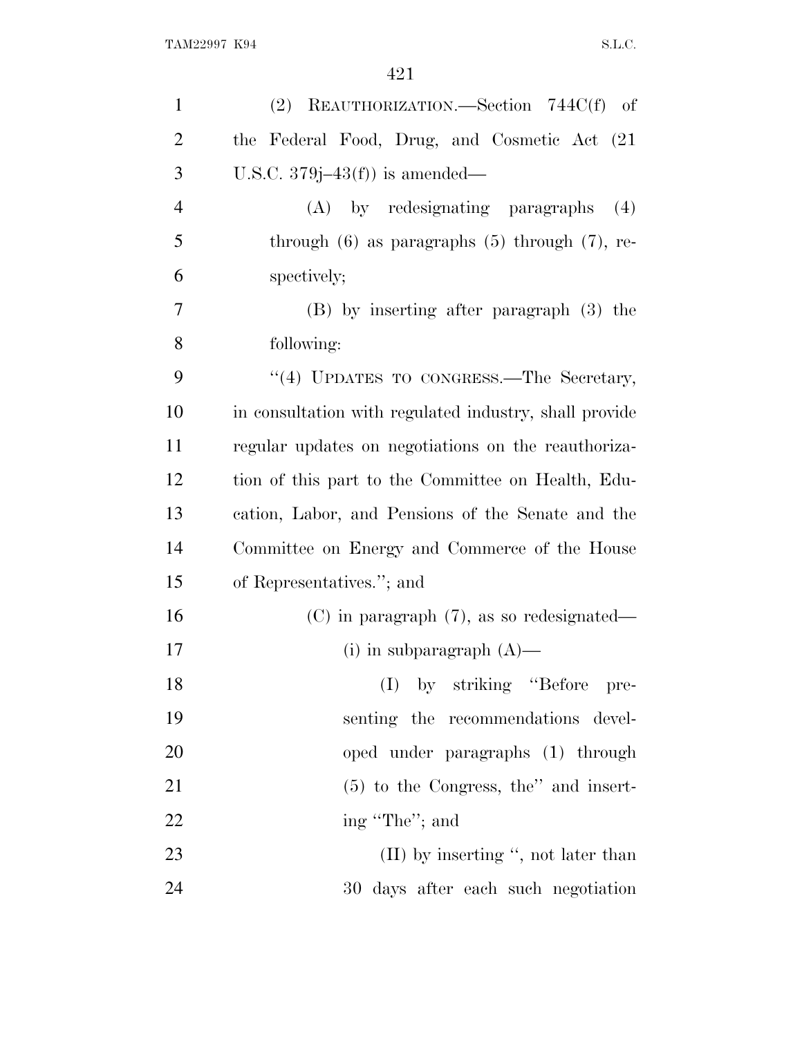(2) REAUTHORIZATION.—Section 744C(f) of the Federal Food, Drug, and Cosmetic Act (21 U.S.C. 379j–43(f)) is amended—

(A) by redesignating paragraphs (4) through (6) as paragraphs (5) through (7), respectively;

(B) by inserting after paragraph (3) the following:

"(4) UPDATES TO CONGRESS.—The Secretary, in consultation with regulated industry, shall provide regular updates on negotiations on the reauthorization of this part to the Committee on Health, Education, Labor, and Pensions of the Senate and the Committee on Energy and Commerce of the House of Representatives."; and

(C) in paragraph (7), as so redesignated—

(i) in subparagraph (A)—

(I) by striking "Before presenting the recommendations developed under paragraphs (1) through (5) to the Congress, the" and inserting "The"; and

(II) by inserting ", not later than 30 days after each such negotiation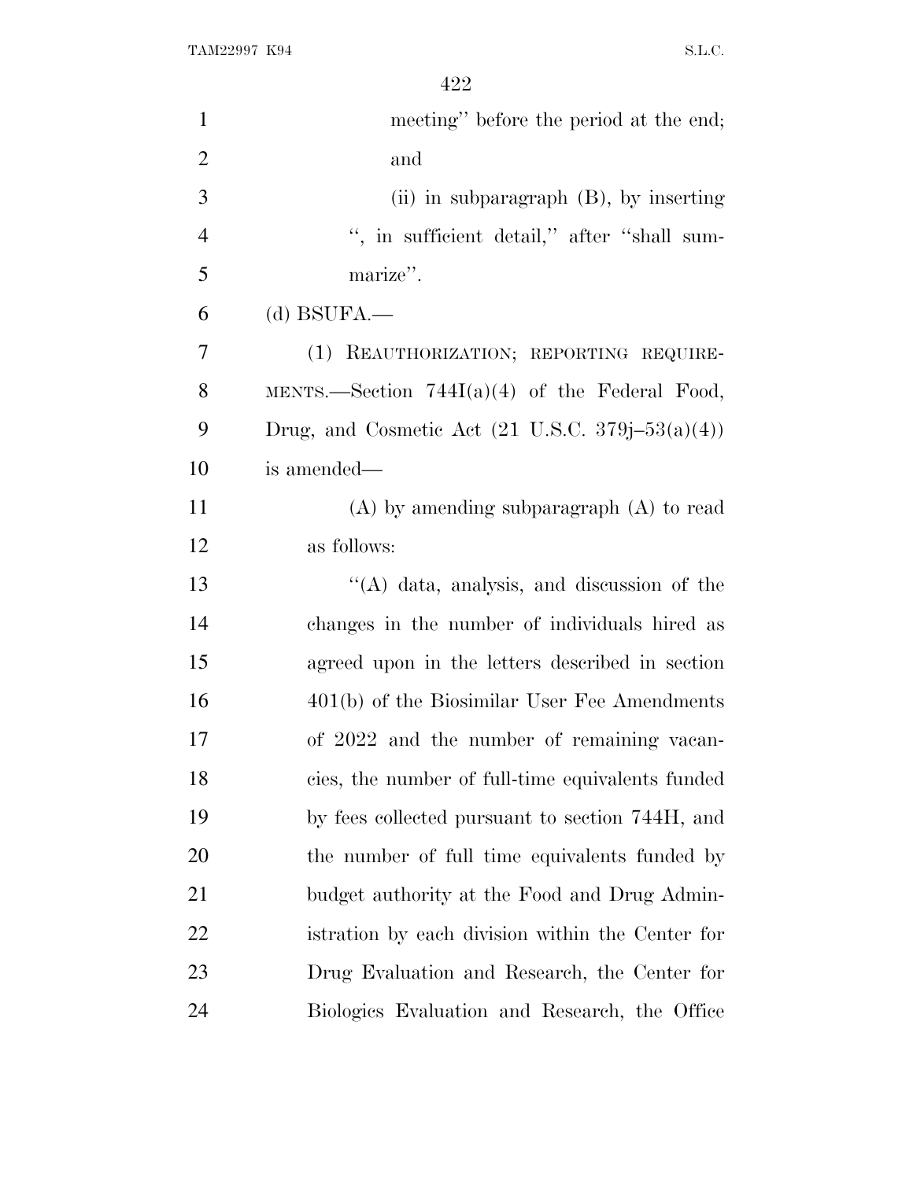meeting'' before the period at the end; and

(ii) in subparagraph (B), by inserting '', in sufficient detail,'' after ''shall summarize''.

(d) BSUFA.—

(1) REAUTHORIZATION; REPORTING REQUIREMENTS.—Section 744I(a)(4) of the Federal Food, Drug, and Cosmetic Act (21 U.S.C. 379j–53(a)(4)) is amended—

(A) by amending subparagraph (A) to read as follows:

''(A) data, analysis, and discussion of the changes in the number of individuals hired as agreed upon in the letters described in section 401(b) of the Biosimilar User Fee Amendments of 2022 and the number of remaining vacancies, the number of full-time equivalents funded by fees collected pursuant to section 744H, and the number of full time equivalents funded by budget authority at the Food and Drug Administration by each division within the Center for Drug Evaluation and Research, the Center for Biologics Evaluation and Research, the Office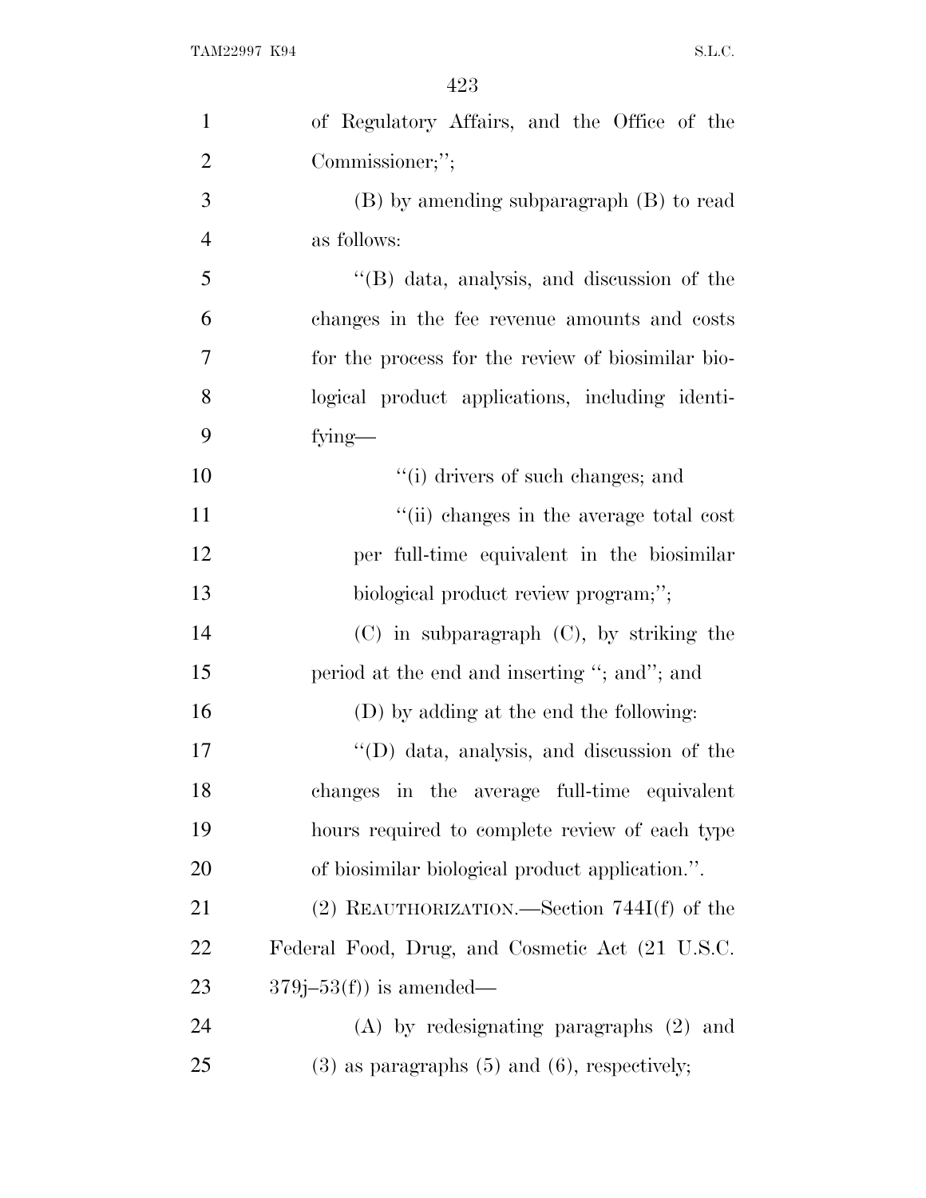of Regulatory Affairs, and the Office of the Commissioner;'';

(B) by amending subparagraph (B) to read as follows:

''(B) data, analysis, and discussion of the changes in the fee revenue amounts and costs for the process for the review of biosimilar biological product applications, including identifying—

''(i) drivers of such changes; and

''(ii) changes in the average total cost per full-time equivalent in the biosimilar biological product review program;'';

(C) in subparagraph (C), by striking the period at the end and inserting ''; and''; and

(D) by adding at the end the following:

''(D) data, analysis, and discussion of the changes in the average full-time equivalent hours required to complete review of each type of biosimilar biological product application.''.

(2) REAUTHORIZATION.—Section 744I(f) of the Federal Food, Drug, and Cosmetic Act (21 U.S.C. 379j–53(f)) is amended—

(A) by redesignating paragraphs (2) and (3) as paragraphs (5) and (6), respectively;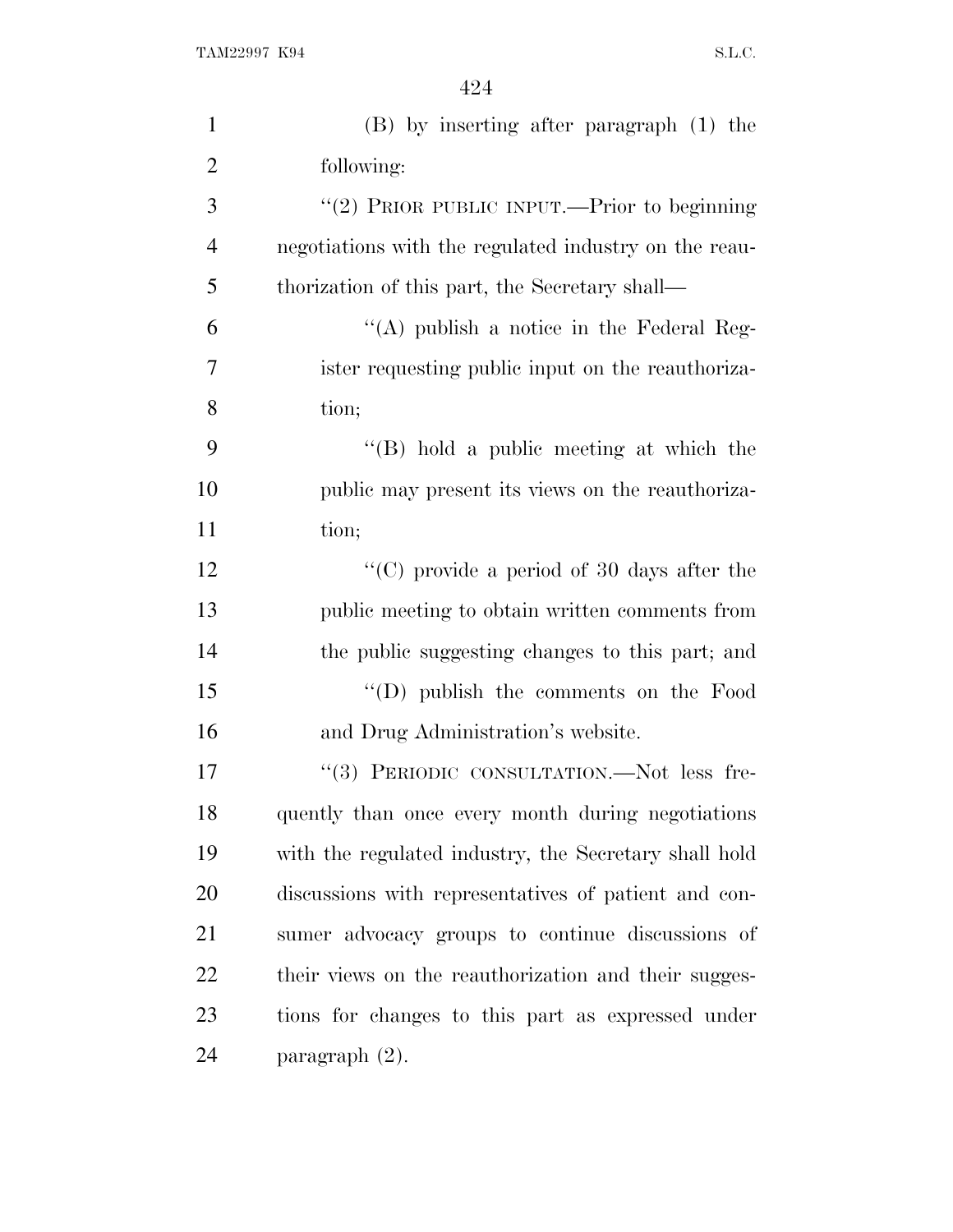(B) by inserting after paragraph (1) the following:

"(2) PRIOR PUBLIC INPUT.—Prior to beginning negotiations with the regulated industry on the reauthorization of this part, the Secretary shall—

"(A) publish a notice in the Federal Register requesting public input on the reauthorization;

"(B) hold a public meeting at which the public may present its views on the reauthorization;

"(C) provide a period of 30 days after the public meeting to obtain written comments from the public suggesting changes to this part; and

"(D) publish the comments on the Food and Drug Administration's website.

"(3) PERIODIC CONSULTATION.—Not less frequently than once every month during negotiations with the regulated industry, the Secretary shall hold discussions with representatives of patient and consumer advocacy groups to continue discussions of their views on the reauthorization and their suggestions for changes to this part as expressed under paragraph (2).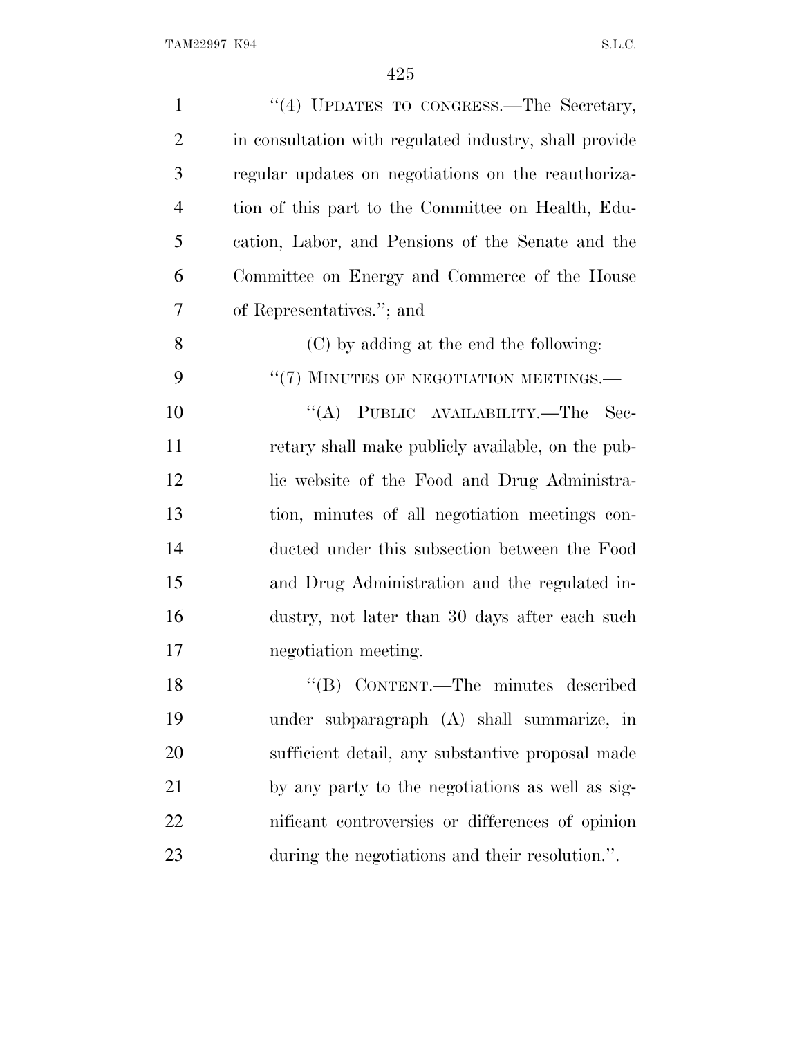''(4) UPDATES TO CONGRESS.—The Secretary, in consultation with regulated industry, shall provide regular updates on negotiations on the reauthorization of this part to the Committee on Health, Education, Labor, and Pensions of the Senate and the Committee on Energy and Commerce of the House of Representatives.''; and

(C) by adding at the end the following:

''(7) MINUTES OF NEGOTIATION MEETINGS.—

''(A) PUBLIC AVAILABILITY.—The Secretary shall make publicly available, on the public website of the Food and Drug Administration, minutes of all negotiation meetings conducted under this subsection between the Food and Drug Administration and the regulated industry, not later than 30 days after each such negotiation meeting.

''(B) CONTENT.—The minutes described under subparagraph (A) shall summarize, in sufficient detail, any substantive proposal made by any party to the negotiations as well as significant controversies or differences of opinion during the negotiations and their resolution.''.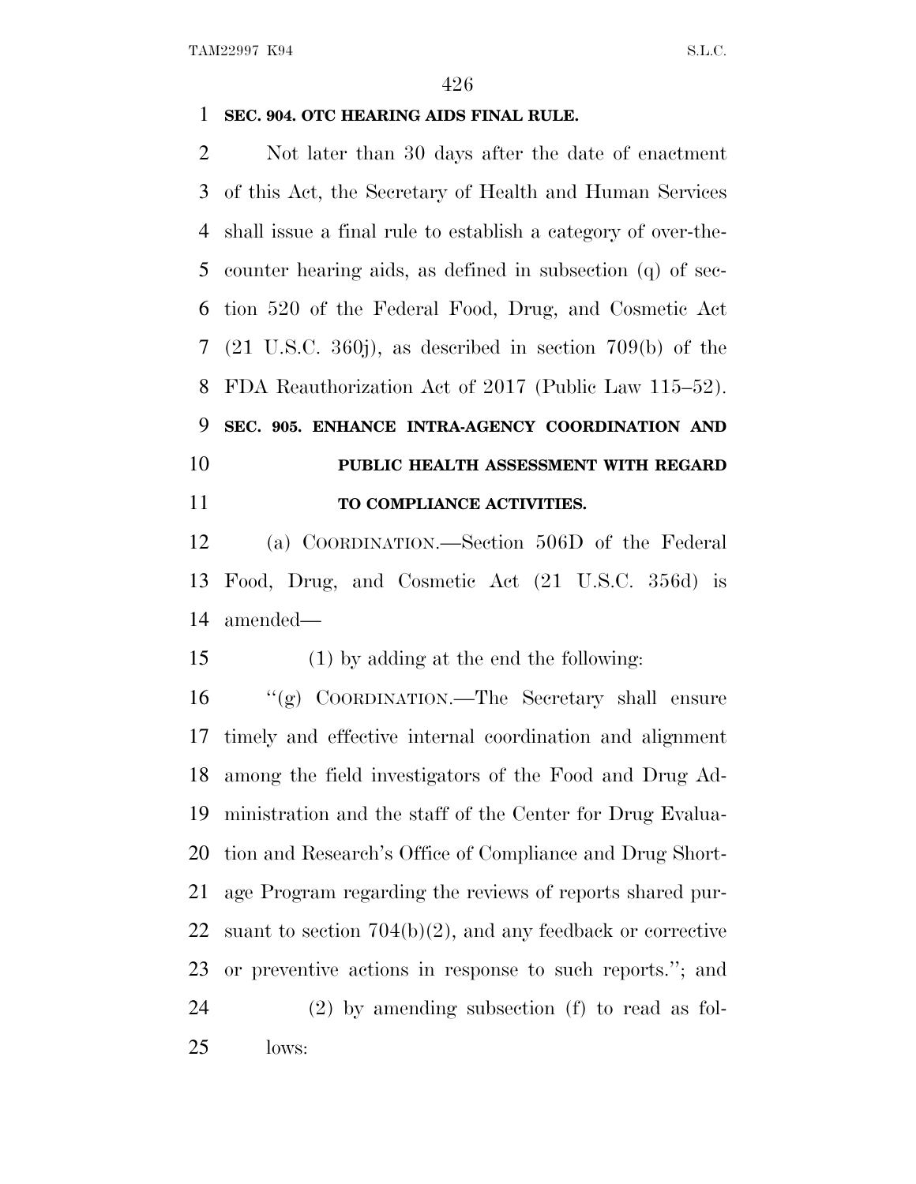**SEC. 904. OTC HEARING AIDS FINAL RULE.**

Not later than 30 days after the date of enactment of this Act, the Secretary of Health and Human Services shall issue a final rule to establish a category of over-the-counter hearing aids, as defined in subsection (q) of section 520 of the Federal Food, Drug, and Cosmetic Act (21 U.S.C. 360j), as described in section 709(b) of the FDA Reauthorization Act of 2017 (Public Law 115–52).

**SEC. 905. ENHANCE INTRA-AGENCY COORDINATION AND PUBLIC HEALTH ASSESSMENT WITH REGARD TO COMPLIANCE ACTIVITIES.**

(a) COORDINATION.—Section 506D of the Federal Food, Drug, and Cosmetic Act (21 U.S.C. 356d) is amended—

(1) by adding at the end the following:

"(g) COORDINATION.—The Secretary shall ensure timely and effective internal coordination and alignment among the field investigators of the Food and Drug Administration and the staff of the Center for Drug Evaluation and Research's Office of Compliance and Drug Shortage Program regarding the reviews of reports shared pursuant to section 704(b)(2), and any feedback or corrective or preventive actions in response to such reports."; and

(2) by amending subsection (f) to read as follows: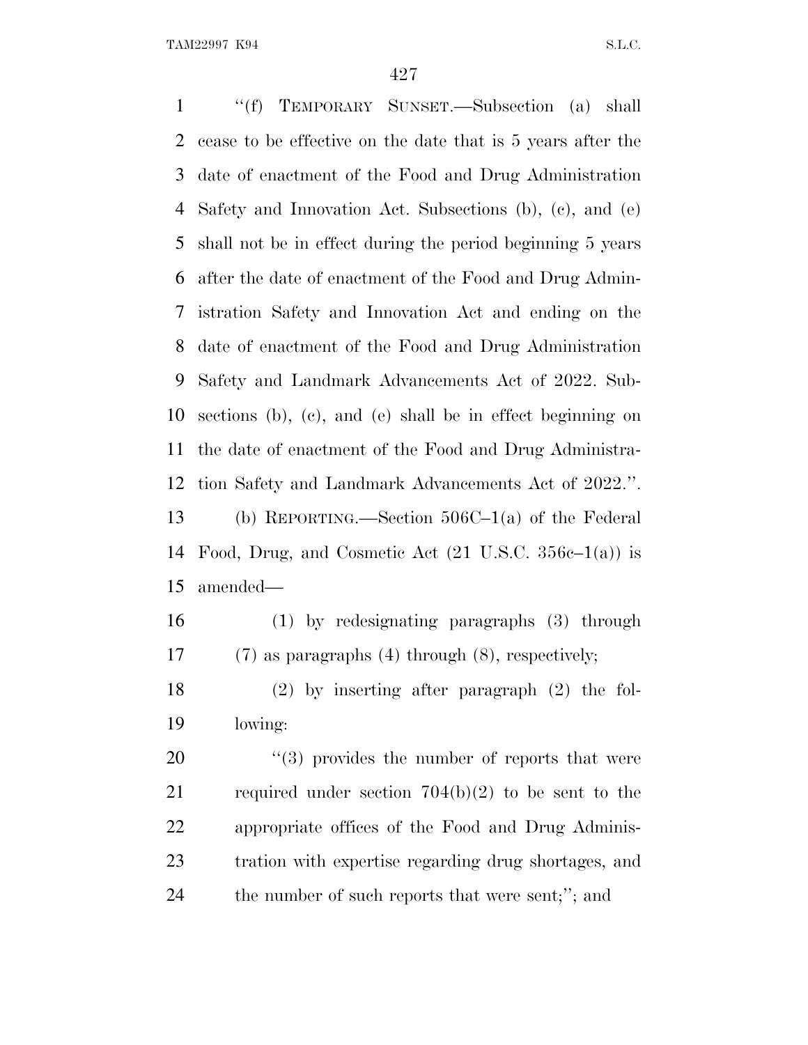"(f) TEMPORARY SUNSET.—Subsection (a) shall cease to be effective on the date that is 5 years after the date of enactment of the Food and Drug Administration Safety and Innovation Act. Subsections (b), (c), and (e) shall not be in effect during the period beginning 5 years after the date of enactment of the Food and Drug Administration Safety and Innovation Act and ending on the date of enactment of the Food and Drug Administration Safety and Landmark Advancements Act of 2022. Subsections (b), (c), and (e) shall be in effect beginning on the date of enactment of the Food and Drug Administration Safety and Landmark Advancements Act of 2022.".

(b) REPORTING.—Section 506C–1(a) of the Federal Food, Drug, and Cosmetic Act (21 U.S.C. 356c–1(a)) is amended—

(1) by redesignating paragraphs (3) through (7) as paragraphs (4) through (8), respectively;

(2) by inserting after paragraph (2) the following:

"(3) provides the number of reports that were required under section 704(b)(2) to be sent to the appropriate offices of the Food and Drug Administration with expertise regarding drug shortages, and the number of such reports that were sent;"; and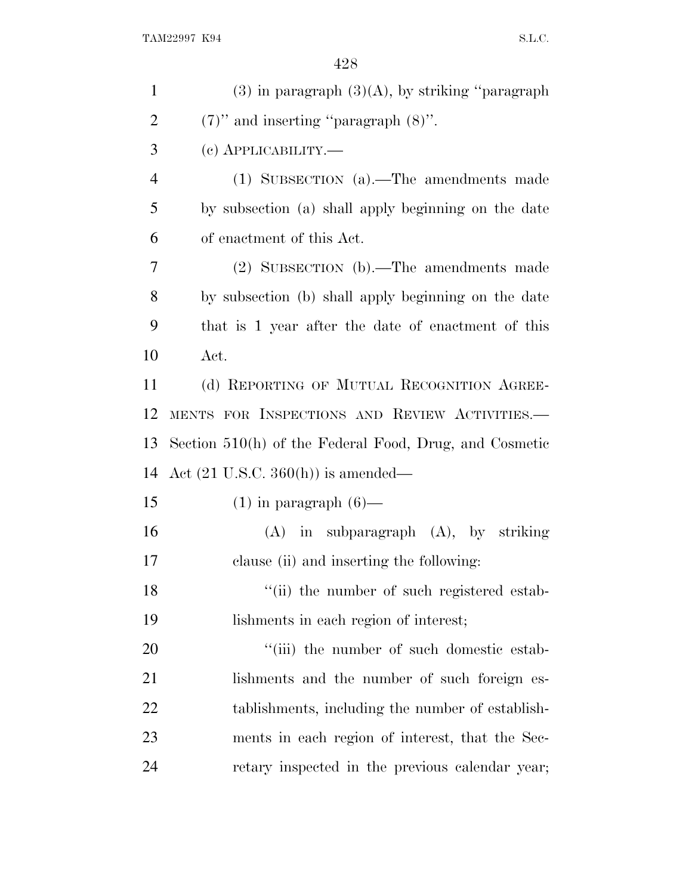(3) in paragraph (3)(A), by striking "paragraph (7)" and inserting "paragraph (8)".

(c) APPLICABILITY.—

(1) SUBSECTION (a).—The amendments made by subsection (a) shall apply beginning on the date of enactment of this Act.

(2) SUBSECTION (b).—The amendments made by subsection (b) shall apply beginning on the date that is 1 year after the date of enactment of this Act.

(d) REPORTING OF MUTUAL RECOGNITION AGREEMENTS FOR INSPECTIONS AND REVIEW ACTIVITIES.—Section 510(h) of the Federal Food, Drug, and Cosmetic Act (21 U.S.C. 360(h)) is amended—

(1) in paragraph (6)—

(A) in subparagraph (A), by striking clause (ii) and inserting the following:

"(ii) the number of such registered establishments in each region of interest;

"(iii) the number of such domestic establishments and the number of such foreign establishments, including the number of establishments in each region of interest, that the Secretary inspected in the previous calendar year;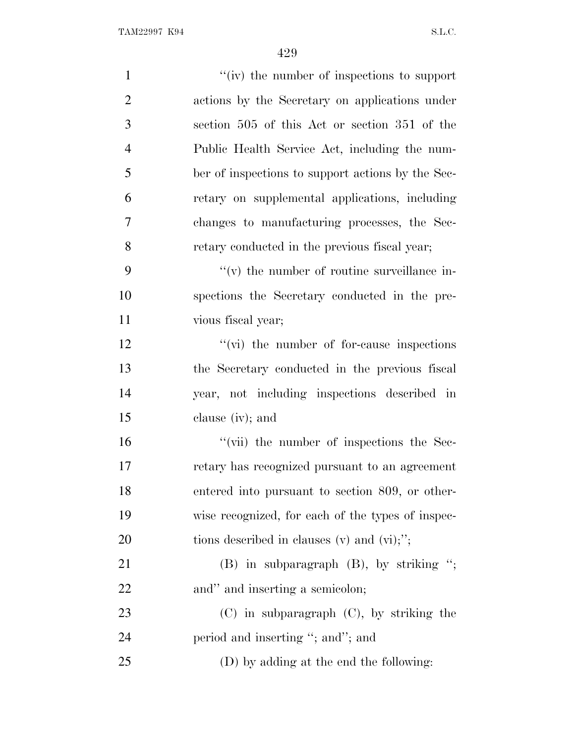''(iv) the number of inspections to support actions by the Secretary on applications under section 505 of this Act or section 351 of the Public Health Service Act, including the number of inspections to support actions by the Secretary on supplemental applications, including changes to manufacturing processes, the Secretary conducted in the previous fiscal year;

''(v) the number of routine surveillance inspections the Secretary conducted in the previous fiscal year;

''(vi) the number of for-cause inspections the Secretary conducted in the previous fiscal year, not including inspections described in clause (iv); and

''(vii) the number of inspections the Secretary has recognized pursuant to an agreement entered into pursuant to section 809, or otherwise recognized, for each of the types of inspections described in clauses (v) and (vi);'';

(B) in subparagraph (B), by striking ''; and'' and inserting a semicolon;

(C) in subparagraph (C), by striking the period and inserting ''; and''; and

(D) by adding at the end the following: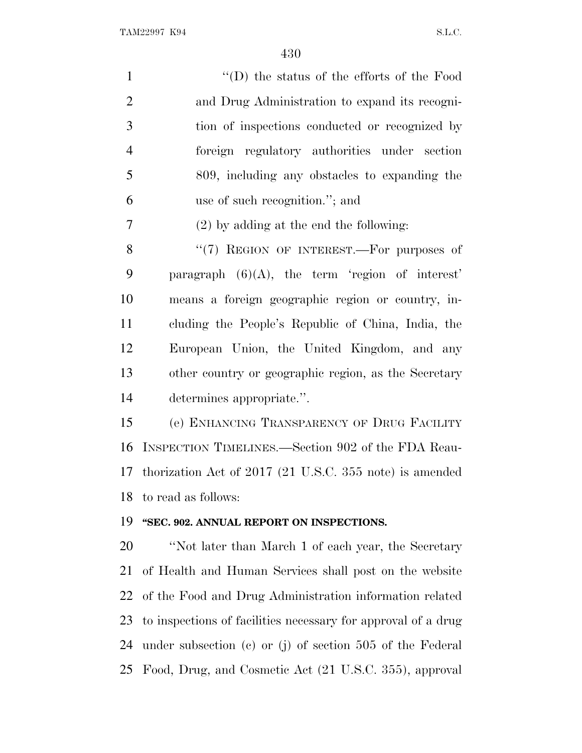''(D) the status of the efforts of the Food and Drug Administration to expand its recognition of inspections conducted or recognized by foreign regulatory authorities under section 809, including any obstacles to expanding the use of such recognition.''; and

(2) by adding at the end the following:

''(7) REGION OF INTEREST.—For purposes of paragraph (6)(A), the term 'region of interest' means a foreign geographic region or country, including the People's Republic of China, India, the European Union, the United Kingdom, and any other country or geographic region, as the Secretary determines appropriate.''.

(e) ENHANCING TRANSPARENCY OF DRUG FACILITY INSPECTION TIMELINES.—Section 902 of the FDA Reauthorization Act of 2017 (21 U.S.C. 355 note) is amended to read as follows:

**''SEC. 902. ANNUAL REPORT ON INSPECTIONS.**

''Not later than March 1 of each year, the Secretary of Health and Human Services shall post on the website of the Food and Drug Administration information related to inspections of facilities necessary for approval of a drug under subsection (c) or (j) of section 505 of the Federal Food, Drug, and Cosmetic Act (21 U.S.C. 355), approval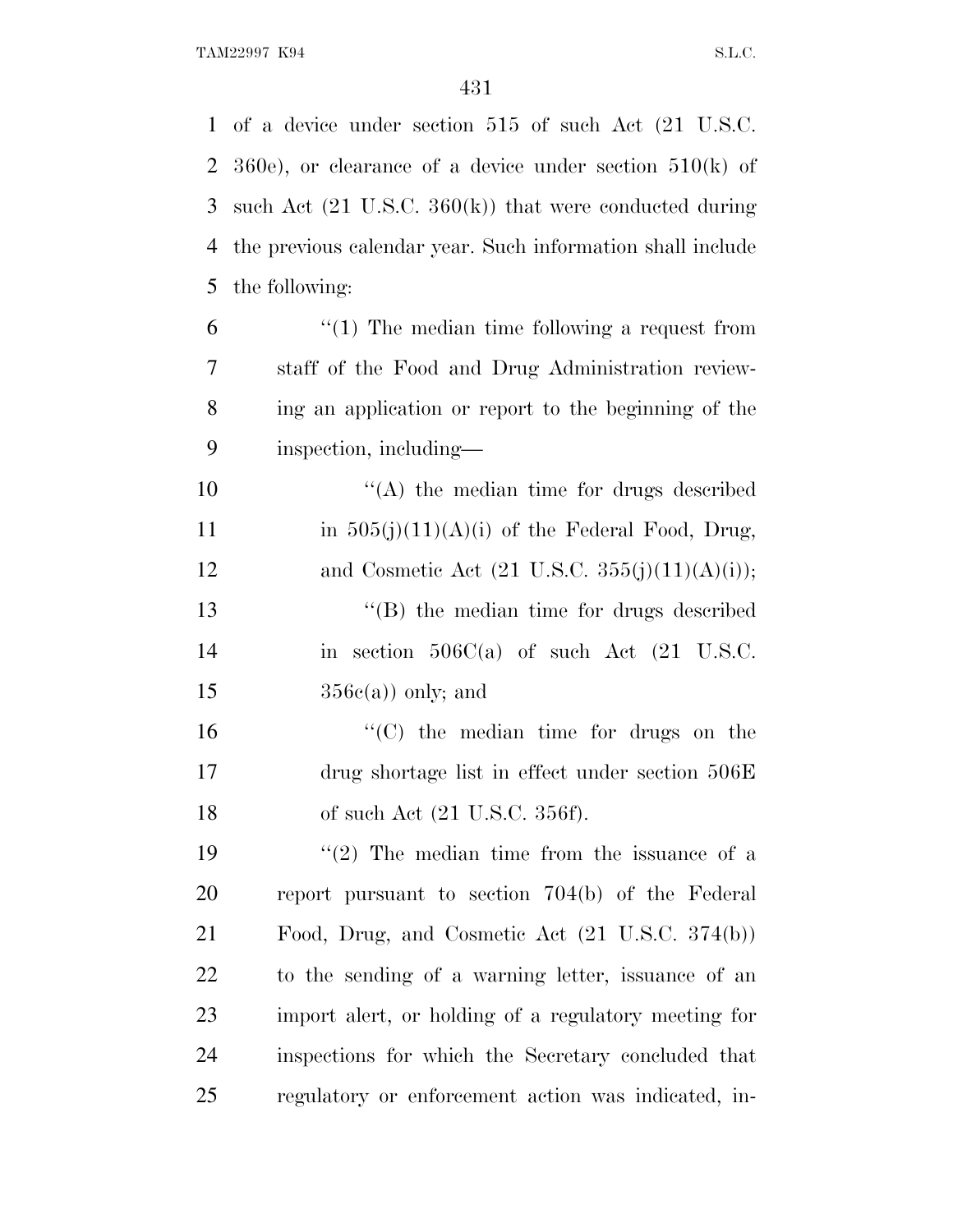of a device under section 515 of such Act (21 U.S.C. 360e), or clearance of a device under section 510(k) of such Act (21 U.S.C. 360(k)) that were conducted during the previous calendar year. Such information shall include the following:

"(1) The median time following a request from staff of the Food and Drug Administration reviewing an application or report to the beginning of the inspection, including—

"(A) the median time for drugs described in 505(j)(11)(A)(i) of the Federal Food, Drug, and Cosmetic Act (21 U.S.C. 355(j)(11)(A)(i));

"(B) the median time for drugs described in section 506C(a) of such Act (21 U.S.C. 356c(a)) only; and

"(C) the median time for drugs on the drug shortage list in effect under section 506E of such Act (21 U.S.C. 356f).

"(2) The median time from the issuance of a report pursuant to section 704(b) of the Federal Food, Drug, and Cosmetic Act (21 U.S.C. 374(b)) to the sending of a warning letter, issuance of an import alert, or holding of a regulatory meeting for inspections for which the Secretary concluded that regulatory or enforcement action was indicated, in-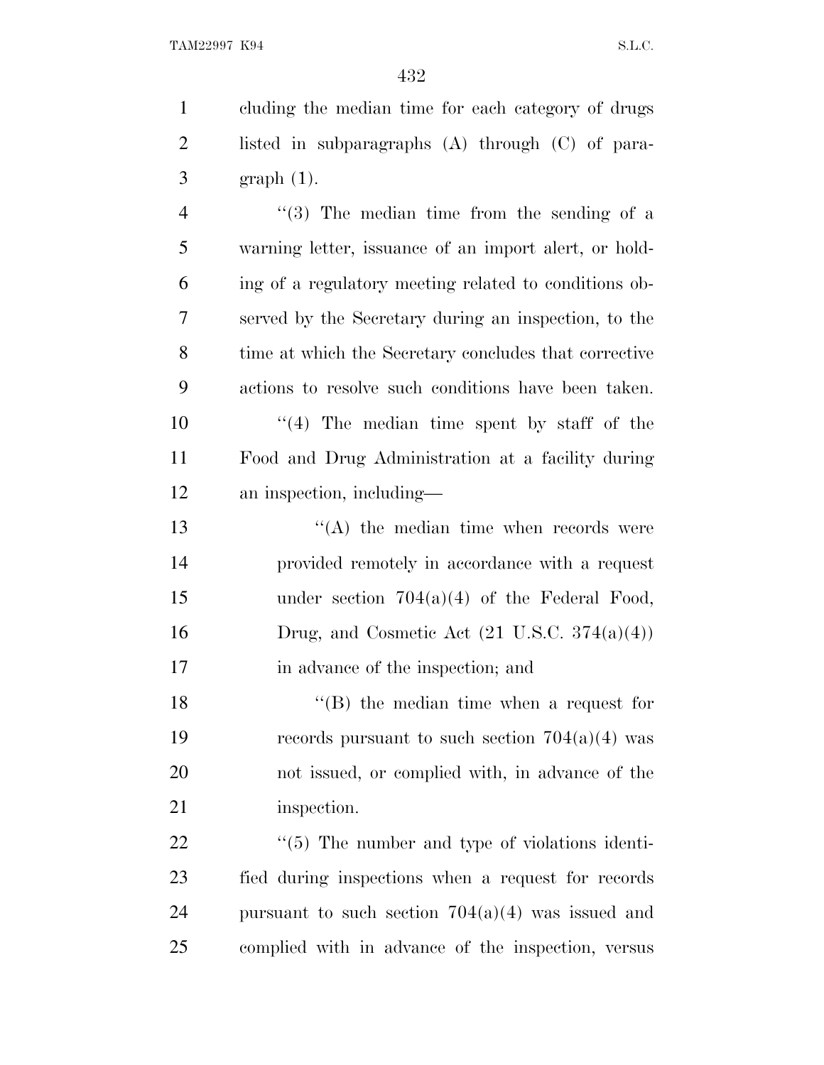cluding the median time for each category of drugs listed in subparagraphs (A) through (C) of paragraph (1).

"(3) The median time from the sending of a warning letter, issuance of an import alert, or holding of a regulatory meeting related to conditions observed by the Secretary during an inspection, to the time at which the Secretary concludes that corrective actions to resolve such conditions have been taken.

"(4) The median time spent by staff of the Food and Drug Administration at a facility during an inspection, including—

"(A) the median time when records were provided remotely in accordance with a request under section 704(a)(4) of the Federal Food, Drug, and Cosmetic Act (21 U.S.C. 374(a)(4)) in advance of the inspection; and

"(B) the median time when a request for records pursuant to such section 704(a)(4) was not issued, or complied with, in advance of the inspection.

"(5) The number and type of violations identified during inspections when a request for records pursuant to such section 704(a)(4) was issued and complied with in advance of the inspection, versus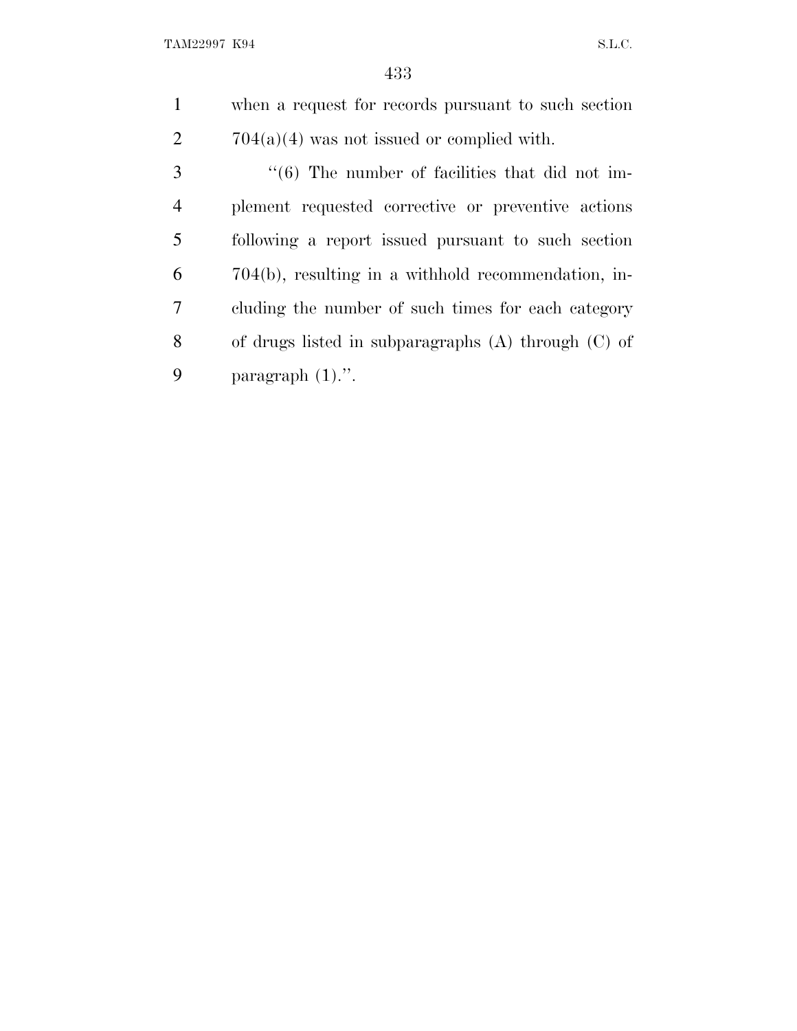when a request for records pursuant to such section 704(a)(4) was not issued or complied with.

"(6) The number of facilities that did not implement requested corrective or preventive actions following a report issued pursuant to such section 704(b), resulting in a withhold recommendation, including the number of such times for each category of drugs listed in subparagraphs (A) through (C) of paragraph (1).".